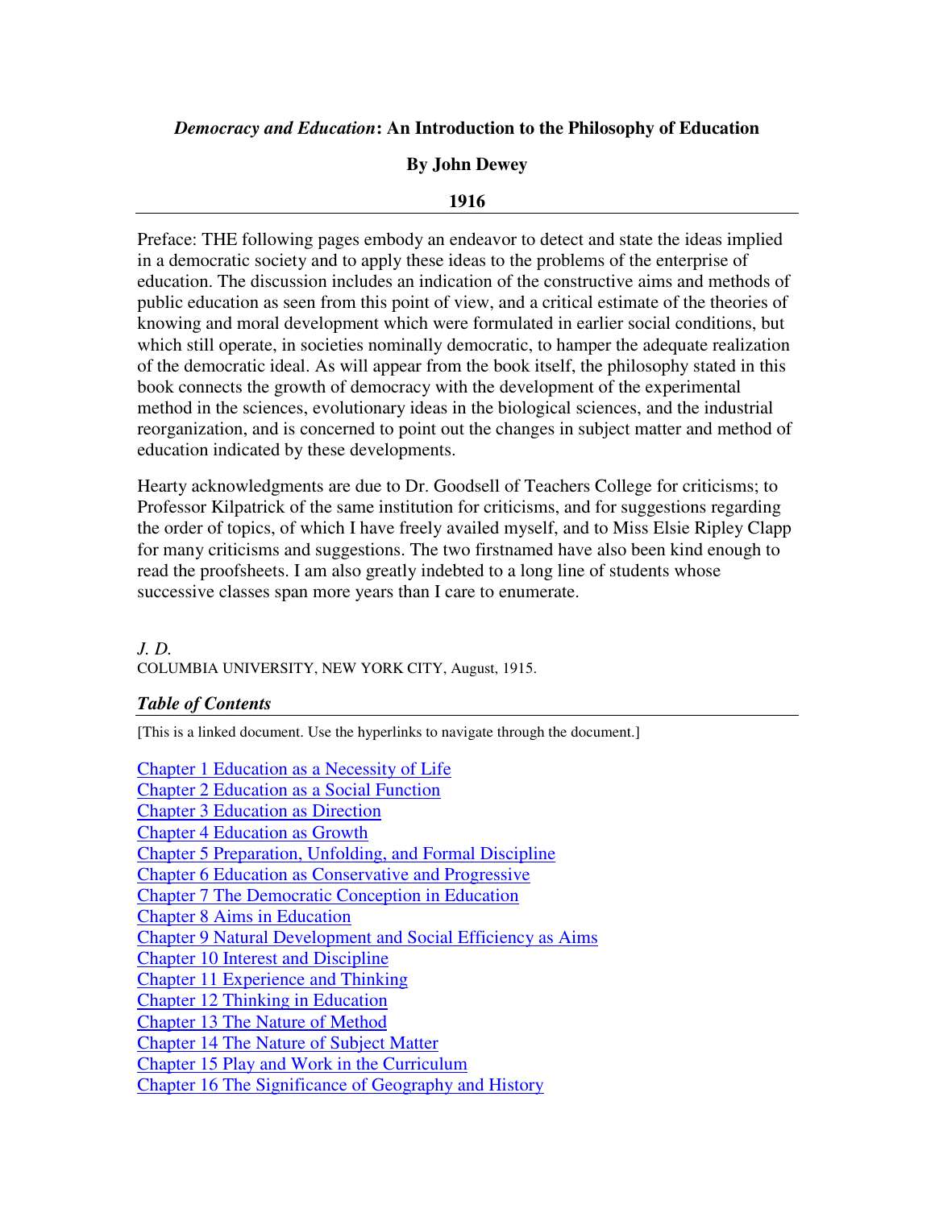# *Democracy and Education*: An Introduction to the Philosophy of Education

## By John Dewey

## 1916

---

Preface: THE following pages embody an endeavor to detect and state the ideas implied in a democratic society and to apply these ideas to the problems of the enterprise of education. The discussion includes an indication of the constructive aims and methods of public education as seen from this point of view, and a critical estimate of the theories of knowing and moral development which were formulated in earlier social conditions, but which still operate, in societies nominally democratic, to hamper the adequate realization of the democratic ideal. As will appear from the book itself, the philosophy stated in this book connects the growth of democracy with the development of the experimental method in the sciences, evolutionary ideas in the biological sciences, and the industrial reorganization, and is concerned to point out the changes in subject matter and method of education indicated by these developments.

Hearty acknowledgments are due to Dr. Goodsell of Teachers College for criticisms; to Professor Kilpatrick of the same institution for criticisms, and for suggestions regarding the order of topics, of which I have freely availed myself, and to Miss Elsie Ripley Clapp for many criticisms and suggestions. The two firstnamed have also been kind enough to read the proofsheets. I am also greatly indebted to a long line of students whose successive classes span more years than I care to enumerate.

*J. D.*
COLUMBIA UNIVERSITY, NEW YORK CITY, August, 1915.

### *Table of Contents*

[This is a linked document. Use the hyperlinks to navigate through the document.]

Chapter 1 Education as a Necessity of Life
Chapter 2 Education as a Social Function
Chapter 3 Education as Direction
Chapter 4 Education as Growth
Chapter 5 Preparation, Unfolding, and Formal Discipline
Chapter 6 Education as Conservative and Progressive
Chapter 7 The Democratic Conception in Education
Chapter 8 Aims in Education
Chapter 9 Natural Development and Social Efficiency as Aims
Chapter 10 Interest and Discipline
Chapter 11 Experience and Thinking
Chapter 12 Thinking in Education
Chapter 13 The Nature of Method
Chapter 14 The Nature of Subject Matter
Chapter 15 Play and Work in the Curriculum
Chapter 16 The Significance of Geography and History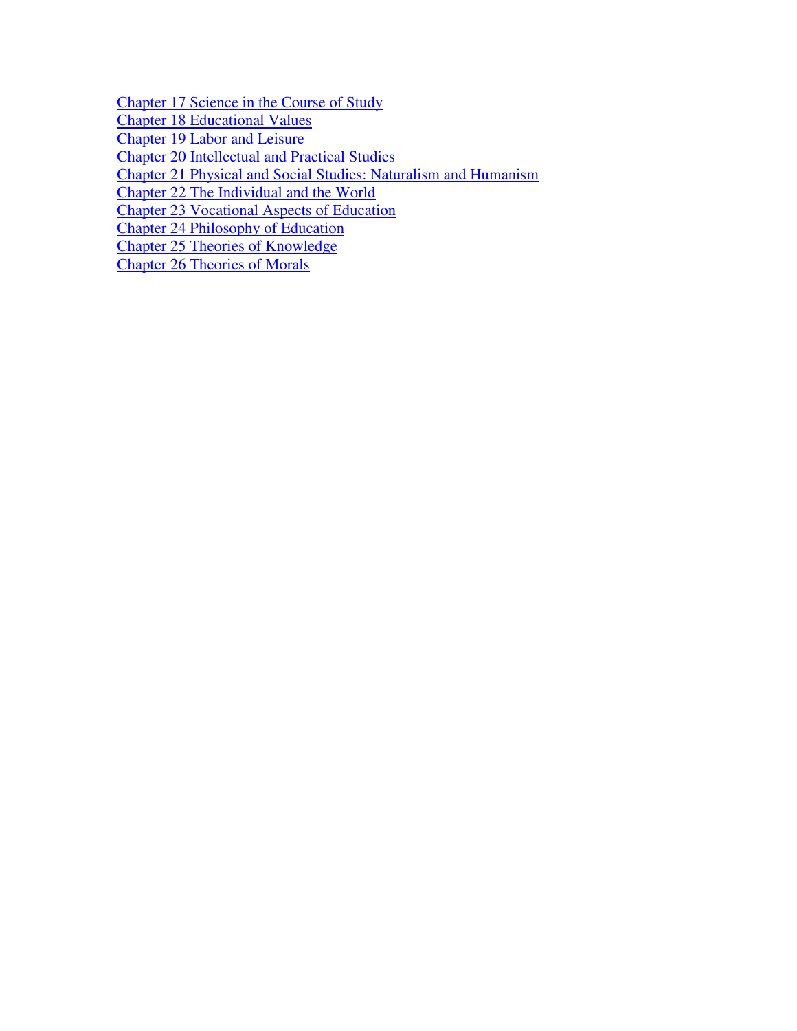Chapter 17 Science in the Course of Study
Chapter 18 Educational Values
Chapter 19 Labor and Leisure
Chapter 20 Intellectual and Practical Studies
Chapter 21 Physical and Social Studies: Naturalism and Humanism
Chapter 22 The Individual and the World
Chapter 23 Vocational Aspects of Education
Chapter 24 Philosophy of Education
Chapter 25 Theories of Knowledge
Chapter 26 Theories of Morals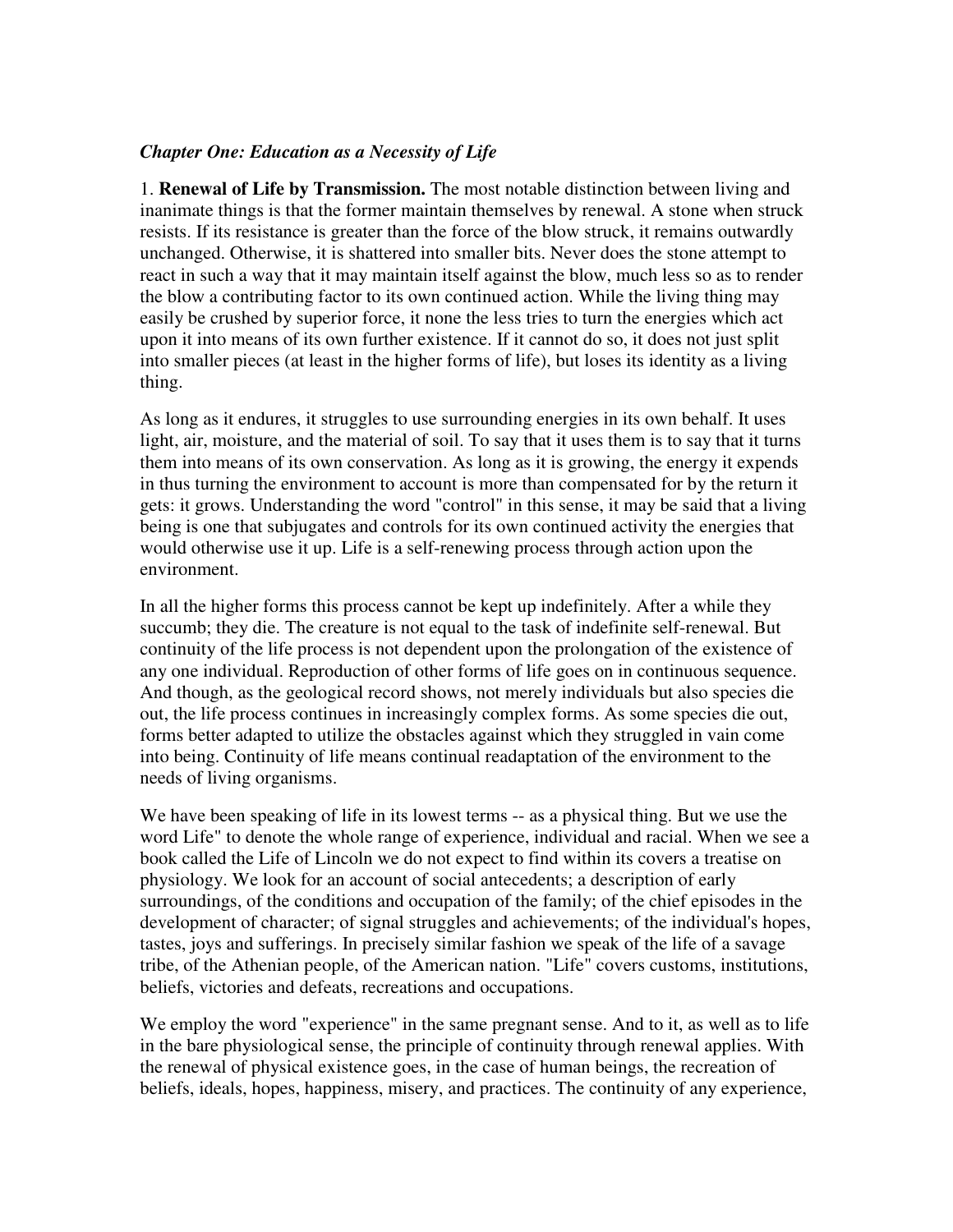*Chapter One: Education as a Necessity of Life*

1. **Renewal of Life by Transmission.** The most notable distinction between living and inanimate things is that the former maintain themselves by renewal. A stone when struck resists. If its resistance is greater than the force of the blow struck, it remains outwardly unchanged. Otherwise, it is shattered into smaller bits. Never does the stone attempt to react in such a way that it may maintain itself against the blow, much less so as to render the blow a contributing factor to its own continued action. While the living thing may easily be crushed by superior force, it none the less tries to turn the energies which act upon it into means of its own further existence. If it cannot do so, it does not just split into smaller pieces (at least in the higher forms of life), but loses its identity as a living thing.

As long as it endures, it struggles to use surrounding energies in its own behalf. It uses light, air, moisture, and the material of soil. To say that it uses them is to say that it turns them into means of its own conservation. As long as it is growing, the energy it expends in thus turning the environment to account is more than compensated for by the return it gets: it grows. Understanding the word "control" in this sense, it may be said that a living being is one that subjugates and controls for its own continued activity the energies that would otherwise use it up. Life is a self-renewing process through action upon the environment.

In all the higher forms this process cannot be kept up indefinitely. After a while they succumb; they die. The creature is not equal to the task of indefinite self-renewal. But continuity of the life process is not dependent upon the prolongation of the existence of any one individual. Reproduction of other forms of life goes on in continuous sequence. And though, as the geological record shows, not merely individuals but also species die out, the life process continues in increasingly complex forms. As some species die out, forms better adapted to utilize the obstacles against which they struggled in vain come into being. Continuity of life means continual readaptation of the environment to the needs of living organisms.

We have been speaking of life in its lowest terms -- as a physical thing. But we use the word Life" to denote the whole range of experience, individual and racial. When we see a book called the Life of Lincoln we do not expect to find within its covers a treatise on physiology. We look for an account of social antecedents; a description of early surroundings, of the conditions and occupation of the family; of the chief episodes in the development of character; of signal struggles and achievements; of the individual's hopes, tastes, joys and sufferings. In precisely similar fashion we speak of the life of a savage tribe, of the Athenian people, of the American nation. "Life" covers customs, institutions, beliefs, victories and defeats, recreations and occupations.

We employ the word "experience" in the same pregnant sense. And to it, as well as to life in the bare physiological sense, the principle of continuity through renewal applies. With the renewal of physical existence goes, in the case of human beings, the recreation of beliefs, ideals, hopes, happiness, misery, and practices. The continuity of any experience,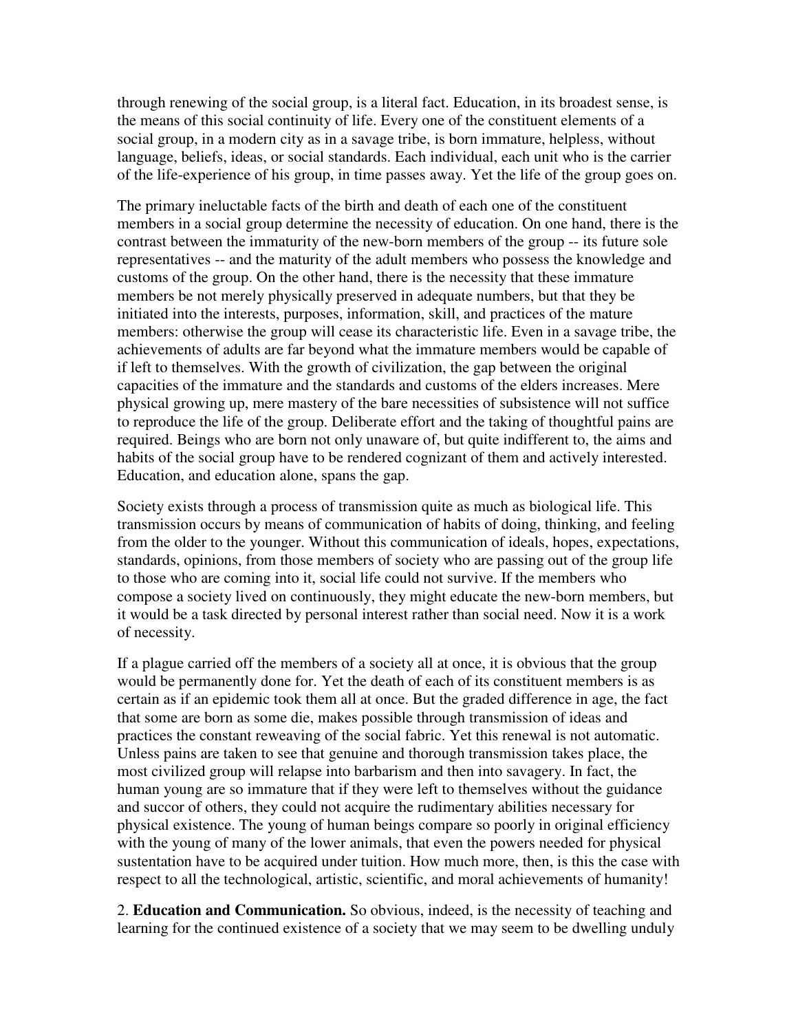through renewing of the social group, is a literal fact. Education, in its broadest sense, is the means of this social continuity of life. Every one of the constituent elements of a social group, in a modern city as in a savage tribe, is born immature, helpless, without language, beliefs, ideas, or social standards. Each individual, each unit who is the carrier of the life-experience of his group, in time passes away. Yet the life of the group goes on.

The primary ineluctable facts of the birth and death of each one of the constituent members in a social group determine the necessity of education. On one hand, there is the contrast between the immaturity of the new-born members of the group -- its future sole representatives -- and the maturity of the adult members who possess the knowledge and customs of the group. On the other hand, there is the necessity that these immature members be not merely physically preserved in adequate numbers, but that they be initiated into the interests, purposes, information, skill, and practices of the mature members: otherwise the group will cease its characteristic life. Even in a savage tribe, the achievements of adults are far beyond what the immature members would be capable of if left to themselves. With the growth of civilization, the gap between the original capacities of the immature and the standards and customs of the elders increases. Mere physical growing up, mere mastery of the bare necessities of subsistence will not suffice to reproduce the life of the group. Deliberate effort and the taking of thoughtful pains are required. Beings who are born not only unaware of, but quite indifferent to, the aims and habits of the social group have to be rendered cognizant of them and actively interested. Education, and education alone, spans the gap.

Society exists through a process of transmission quite as much as biological life. This transmission occurs by means of communication of habits of doing, thinking, and feeling from the older to the younger. Without this communication of ideals, hopes, expectations, standards, opinions, from those members of society who are passing out of the group life to those who are coming into it, social life could not survive. If the members who compose a society lived on continuously, they might educate the new-born members, but it would be a task directed by personal interest rather than social need. Now it is a work of necessity.

If a plague carried off the members of a society all at once, it is obvious that the group would be permanently done for. Yet the death of each of its constituent members is as certain as if an epidemic took them all at once. But the graded difference in age, the fact that some are born as some die, makes possible through transmission of ideas and practices the constant reweaving of the social fabric. Yet this renewal is not automatic. Unless pains are taken to see that genuine and thorough transmission takes place, the most civilized group will relapse into barbarism and then into savagery. In fact, the human young are so immature that if they were left to themselves without the guidance and succor of others, they could not acquire the rudimentary abilities necessary for physical existence. The young of human beings compare so poorly in original efficiency with the young of many of the lower animals, that even the powers needed for physical sustentation have to be acquired under tuition. How much more, then, is this the case with respect to all the technological, artistic, scientific, and moral achievements of humanity!

2. **Education and Communication.** So obvious, indeed, is the necessity of teaching and learning for the continued existence of a society that we may seem to be dwelling unduly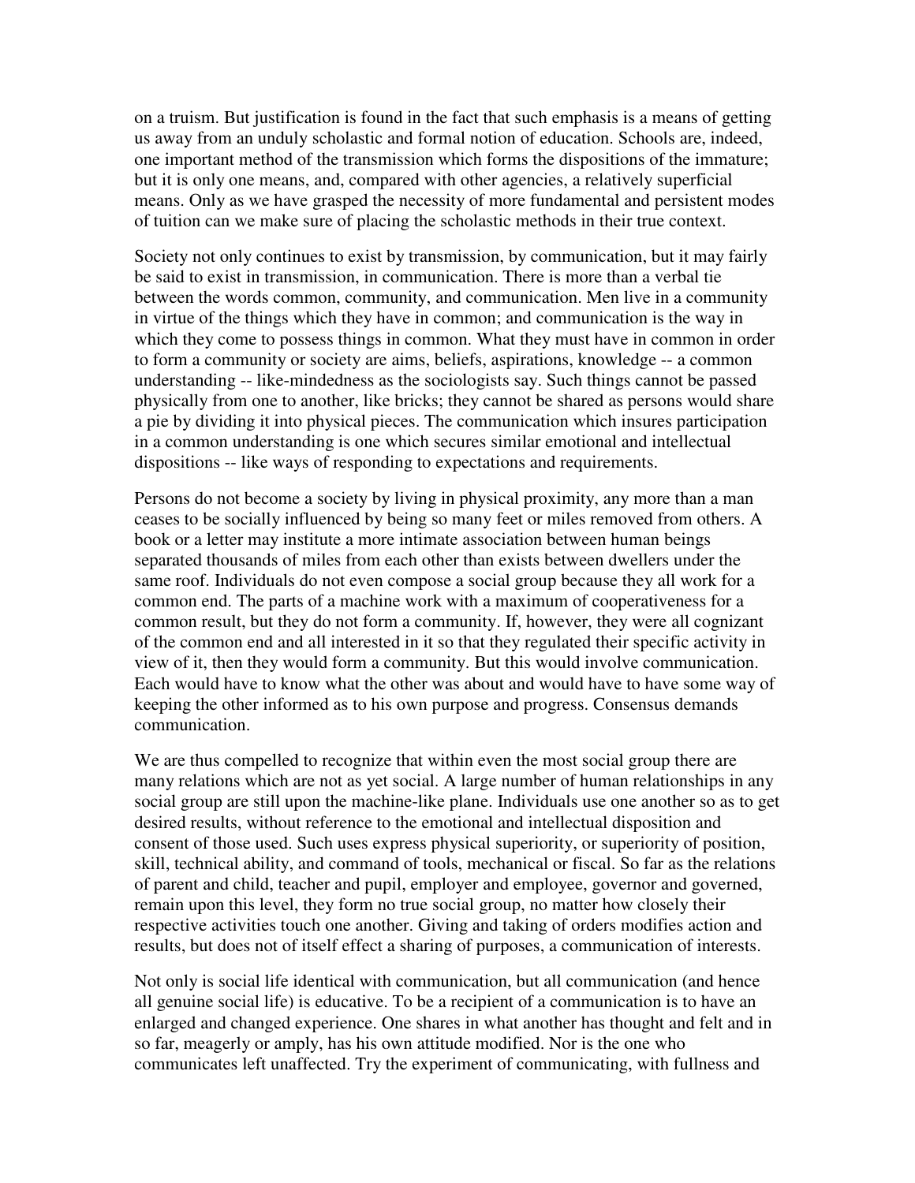on a truism. But justification is found in the fact that such emphasis is a means of getting us away from an unduly scholastic and formal notion of education. Schools are, indeed, one important method of the transmission which forms the dispositions of the immature; but it is only one means, and, compared with other agencies, a relatively superficial means. Only as we have grasped the necessity of more fundamental and persistent modes of tuition can we make sure of placing the scholastic methods in their true context.

Society not only continues to exist by transmission, by communication, but it may fairly be said to exist in transmission, in communication. There is more than a verbal tie between the words common, community, and communication. Men live in a community in virtue of the things which they have in common; and communication is the way in which they come to possess things in common. What they must have in common in order to form a community or society are aims, beliefs, aspirations, knowledge -- a common understanding -- like-mindedness as the sociologists say. Such things cannot be passed physically from one to another, like bricks; they cannot be shared as persons would share a pie by dividing it into physical pieces. The communication which insures participation in a common understanding is one which secures similar emotional and intellectual dispositions -- like ways of responding to expectations and requirements.

Persons do not become a society by living in physical proximity, any more than a man ceases to be socially influenced by being so many feet or miles removed from others. A book or a letter may institute a more intimate association between human beings separated thousands of miles from each other than exists between dwellers under the same roof. Individuals do not even compose a social group because they all work for a common end. The parts of a machine work with a maximum of cooperativeness for a common result, but they do not form a community. If, however, they were all cognizant of the common end and all interested in it so that they regulated their specific activity in view of it, then they would form a community. But this would involve communication. Each would have to know what the other was about and would have to have some way of keeping the other informed as to his own purpose and progress. Consensus demands communication.

We are thus compelled to recognize that within even the most social group there are many relations which are not as yet social. A large number of human relationships in any social group are still upon the machine-like plane. Individuals use one another so as to get desired results, without reference to the emotional and intellectual disposition and consent of those used. Such uses express physical superiority, or superiority of position, skill, technical ability, and command of tools, mechanical or fiscal. So far as the relations of parent and child, teacher and pupil, employer and employee, governor and governed, remain upon this level, they form no true social group, no matter how closely their respective activities touch one another. Giving and taking of orders modifies action and results, but does not of itself effect a sharing of purposes, a communication of interests.

Not only is social life identical with communication, but all communication (and hence all genuine social life) is educative. To be a recipient of a communication is to have an enlarged and changed experience. One shares in what another has thought and felt and in so far, meagerly or amply, has his own attitude modified. Nor is the one who communicates left unaffected. Try the experiment of communicating, with fullness and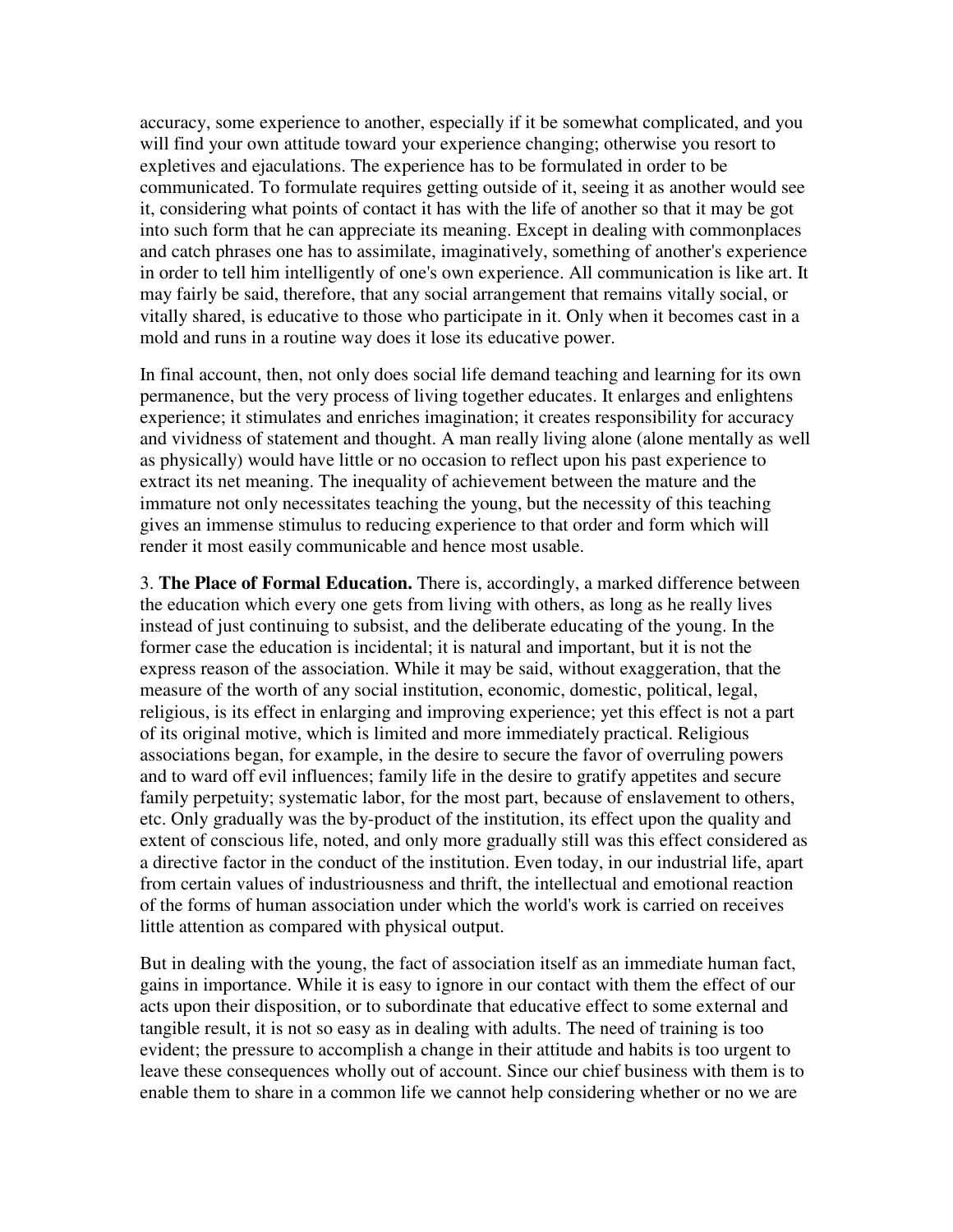accuracy, some experience to another, especially if it be somewhat complicated, and you will find your own attitude toward your experience changing; otherwise you resort to expletives and ejaculations. The experience has to be formulated in order to be communicated. To formulate requires getting outside of it, seeing it as another would see it, considering what points of contact it has with the life of another so that it may be got into such form that he can appreciate its meaning. Except in dealing with commonplaces and catch phrases one has to assimilate, imaginatively, something of another's experience in order to tell him intelligently of one's own experience. All communication is like art. It may fairly be said, therefore, that any social arrangement that remains vitally social, or vitally shared, is educative to those who participate in it. Only when it becomes cast in a mold and runs in a routine way does it lose its educative power.

In final account, then, not only does social life demand teaching and learning for its own permanence, but the very process of living together educates. It enlarges and enlightens experience; it stimulates and enriches imagination; it creates responsibility for accuracy and vividness of statement and thought. A man really living alone (alone mentally as well as physically) would have little or no occasion to reflect upon his past experience to extract its net meaning. The inequality of achievement between the mature and the immature not only necessitates teaching the young, but the necessity of this teaching gives an immense stimulus to reducing experience to that order and form which will render it most easily communicable and hence most usable.

3. **The Place of Formal Education.** There is, accordingly, a marked difference between the education which every one gets from living with others, as long as he really lives instead of just continuing to subsist, and the deliberate educating of the young. In the former case the education is incidental; it is natural and important, but it is not the express reason of the association. While it may be said, without exaggeration, that the measure of the worth of any social institution, economic, domestic, political, legal, religious, is its effect in enlarging and improving experience; yet this effect is not a part of its original motive, which is limited and more immediately practical. Religious associations began, for example, in the desire to secure the favor of overruling powers and to ward off evil influences; family life in the desire to gratify appetites and secure family perpetuity; systematic labor, for the most part, because of enslavement to others, etc. Only gradually was the by-product of the institution, its effect upon the quality and extent of conscious life, noted, and only more gradually still was this effect considered as a directive factor in the conduct of the institution. Even today, in our industrial life, apart from certain values of industriousness and thrift, the intellectual and emotional reaction of the forms of human association under which the world's work is carried on receives little attention as compared with physical output.

But in dealing with the young, the fact of association itself as an immediate human fact, gains in importance. While it is easy to ignore in our contact with them the effect of our acts upon their disposition, or to subordinate that educative effect to some external and tangible result, it is not so easy as in dealing with adults. The need of training is too evident; the pressure to accomplish a change in their attitude and habits is too urgent to leave these consequences wholly out of account. Since our chief business with them is to enable them to share in a common life we cannot help considering whether or no we are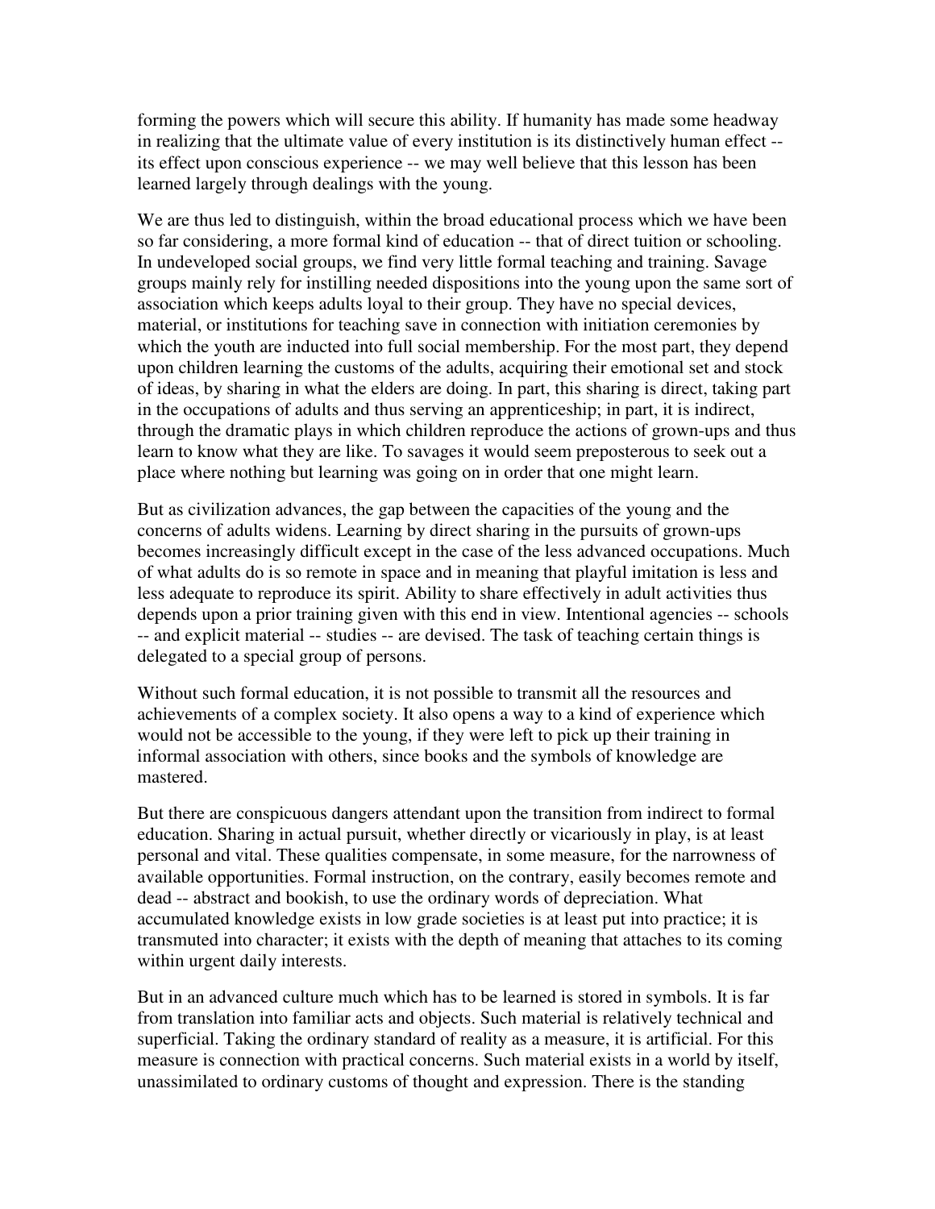forming the powers which will secure this ability. If humanity has made some headway in realizing that the ultimate value of every institution is its distinctively human effect -- its effect upon conscious experience -- we may well believe that this lesson has been learned largely through dealings with the young.

We are thus led to distinguish, within the broad educational process which we have been so far considering, a more formal kind of education -- that of direct tuition or schooling. In undeveloped social groups, we find very little formal teaching and training. Savage groups mainly rely for instilling needed dispositions into the young upon the same sort of association which keeps adults loyal to their group. They have no special devices, material, or institutions for teaching save in connection with initiation ceremonies by which the youth are inducted into full social membership. For the most part, they depend upon children learning the customs of the adults, acquiring their emotional set and stock of ideas, by sharing in what the elders are doing. In part, this sharing is direct, taking part in the occupations of adults and thus serving an apprenticeship; in part, it is indirect, through the dramatic plays in which children reproduce the actions of grown-ups and thus learn to know what they are like. To savages it would seem preposterous to seek out a place where nothing but learning was going on in order that one might learn.

But as civilization advances, the gap between the capacities of the young and the concerns of adults widens. Learning by direct sharing in the pursuits of grown-ups becomes increasingly difficult except in the case of the less advanced occupations. Much of what adults do is so remote in space and in meaning that playful imitation is less and less adequate to reproduce its spirit. Ability to share effectively in adult activities thus depends upon a prior training given with this end in view. Intentional agencies -- schools -- and explicit material -- studies -- are devised. The task of teaching certain things is delegated to a special group of persons.

Without such formal education, it is not possible to transmit all the resources and achievements of a complex society. It also opens a way to a kind of experience which would not be accessible to the young, if they were left to pick up their training in informal association with others, since books and the symbols of knowledge are mastered.

But there are conspicuous dangers attendant upon the transition from indirect to formal education. Sharing in actual pursuit, whether directly or vicariously in play, is at least personal and vital. These qualities compensate, in some measure, for the narrowness of available opportunities. Formal instruction, on the contrary, easily becomes remote and dead -- abstract and bookish, to use the ordinary words of depreciation. What accumulated knowledge exists in low grade societies is at least put into practice; it is transmuted into character; it exists with the depth of meaning that attaches to its coming within urgent daily interests.

But in an advanced culture much which has to be learned is stored in symbols. It is far from translation into familiar acts and objects. Such material is relatively technical and superficial. Taking the ordinary standard of reality as a measure, it is artificial. For this measure is connection with practical concerns. Such material exists in a world by itself, unassimilated to ordinary customs of thought and expression. There is the standing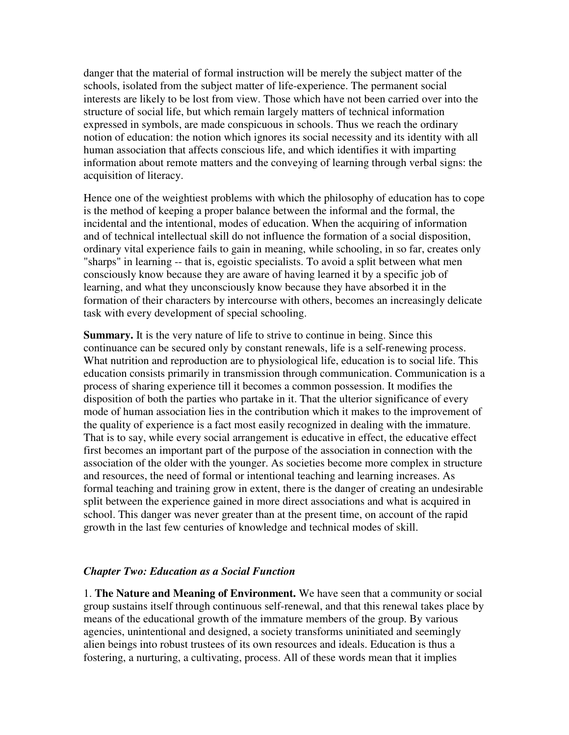danger that the material of formal instruction will be merely the subject matter of the schools, isolated from the subject matter of life-experience. The permanent social interests are likely to be lost from view. Those which have not been carried over into the structure of social life, but which remain largely matters of technical information expressed in symbols, are made conspicuous in schools. Thus we reach the ordinary notion of education: the notion which ignores its social necessity and its identity with all human association that affects conscious life, and which identifies it with imparting information about remote matters and the conveying of learning through verbal signs: the acquisition of literacy.

Hence one of the weightiest problems with which the philosophy of education has to cope is the method of keeping a proper balance between the informal and the formal, the incidental and the intentional, modes of education. When the acquiring of information and of technical intellectual skill do not influence the formation of a social disposition, ordinary vital experience fails to gain in meaning, while schooling, in so far, creates only "sharps" in learning -- that is, egoistic specialists. To avoid a split between what men consciously know because they are aware of having learned it by a specific job of learning, and what they unconsciously know because they have absorbed it in the formation of their characters by intercourse with others, becomes an increasingly delicate task with every development of special schooling.

**Summary.** It is the very nature of life to strive to continue in being. Since this continuance can be secured only by constant renewals, life is a self-renewing process. What nutrition and reproduction are to physiological life, education is to social life. This education consists primarily in transmission through communication. Communication is a process of sharing experience till it becomes a common possession. It modifies the disposition of both the parties who partake in it. That the ulterior significance of every mode of human association lies in the contribution which it makes to the improvement of the quality of experience is a fact most easily recognized in dealing with the immature. That is to say, while every social arrangement is educative in effect, the educative effect first becomes an important part of the purpose of the association in connection with the association of the older with the younger. As societies become more complex in structure and resources, the need of formal or intentional teaching and learning increases. As formal teaching and training grow in extent, there is the danger of creating an undesirable split between the experience gained in more direct associations and what is acquired in school. This danger was never greater than at the present time, on account of the rapid growth in the last few centuries of knowledge and technical modes of skill.

## *Chapter Two: Education as a Social Function*

1. **The Nature and Meaning of Environment.** We have seen that a community or social group sustains itself through continuous self-renewal, and that this renewal takes place by means of the educational growth of the immature members of the group. By various agencies, unintentional and designed, a society transforms uninitiated and seemingly alien beings into robust trustees of its own resources and ideals. Education is thus a fostering, a nurturing, a cultivating, process. All of these words mean that it implies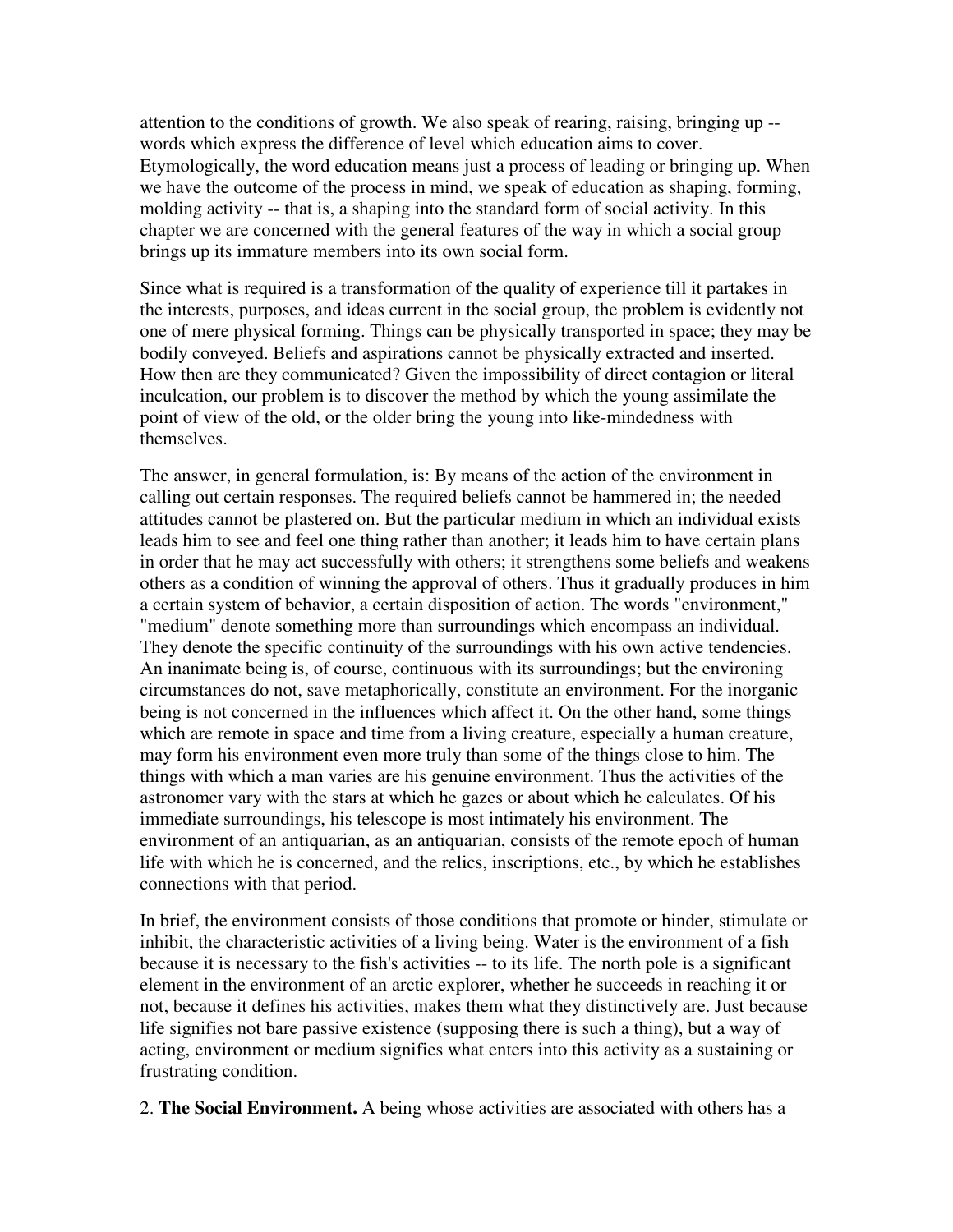attention to the conditions of growth. We also speak of rearing, raising, bringing up -- words which express the difference of level which education aims to cover. Etymologically, the word education means just a process of leading or bringing up. When we have the outcome of the process in mind, we speak of education as shaping, forming, molding activity -- that is, a shaping into the standard form of social activity. In this chapter we are concerned with the general features of the way in which a social group brings up its immature members into its own social form.

Since what is required is a transformation of the quality of experience till it partakes in the interests, purposes, and ideas current in the social group, the problem is evidently not one of mere physical forming. Things can be physically transported in space; they may be bodily conveyed. Beliefs and aspirations cannot be physically extracted and inserted. How then are they communicated? Given the impossibility of direct contagion or literal inculcation, our problem is to discover the method by which the young assimilate the point of view of the old, or the older bring the young into like-mindedness with themselves.

The answer, in general formulation, is: By means of the action of the environment in calling out certain responses. The required beliefs cannot be hammered in; the needed attitudes cannot be plastered on. But the particular medium in which an individual exists leads him to see and feel one thing rather than another; it leads him to have certain plans in order that he may act successfully with others; it strengthens some beliefs and weakens others as a condition of winning the approval of others. Thus it gradually produces in him a certain system of behavior, a certain disposition of action. The words "environment," "medium" denote something more than surroundings which encompass an individual. They denote the specific continuity of the surroundings with his own active tendencies. An inanimate being is, of course, continuous with its surroundings; but the environing circumstances do not, save metaphorically, constitute an environment. For the inorganic being is not concerned in the influences which affect it. On the other hand, some things which are remote in space and time from a living creature, especially a human creature, may form his environment even more truly than some of the things close to him. The things with which a man varies are his genuine environment. Thus the activities of the astronomer vary with the stars at which he gazes or about which he calculates. Of his immediate surroundings, his telescope is most intimately his environment. The environment of an antiquarian, as an antiquarian, consists of the remote epoch of human life with which he is concerned, and the relics, inscriptions, etc., by which he establishes connections with that period.

In brief, the environment consists of those conditions that promote or hinder, stimulate or inhibit, the characteristic activities of a living being. Water is the environment of a fish because it is necessary to the fish's activities -- to its life. The north pole is a significant element in the environment of an arctic explorer, whether he succeeds in reaching it or not, because it defines his activities, makes them what they distinctively are. Just because life signifies not bare passive existence (supposing there is such a thing), but a way of acting, environment or medium signifies what enters into this activity as a sustaining or frustrating condition.

2. **The Social Environment.** A being whose activities are associated with others has a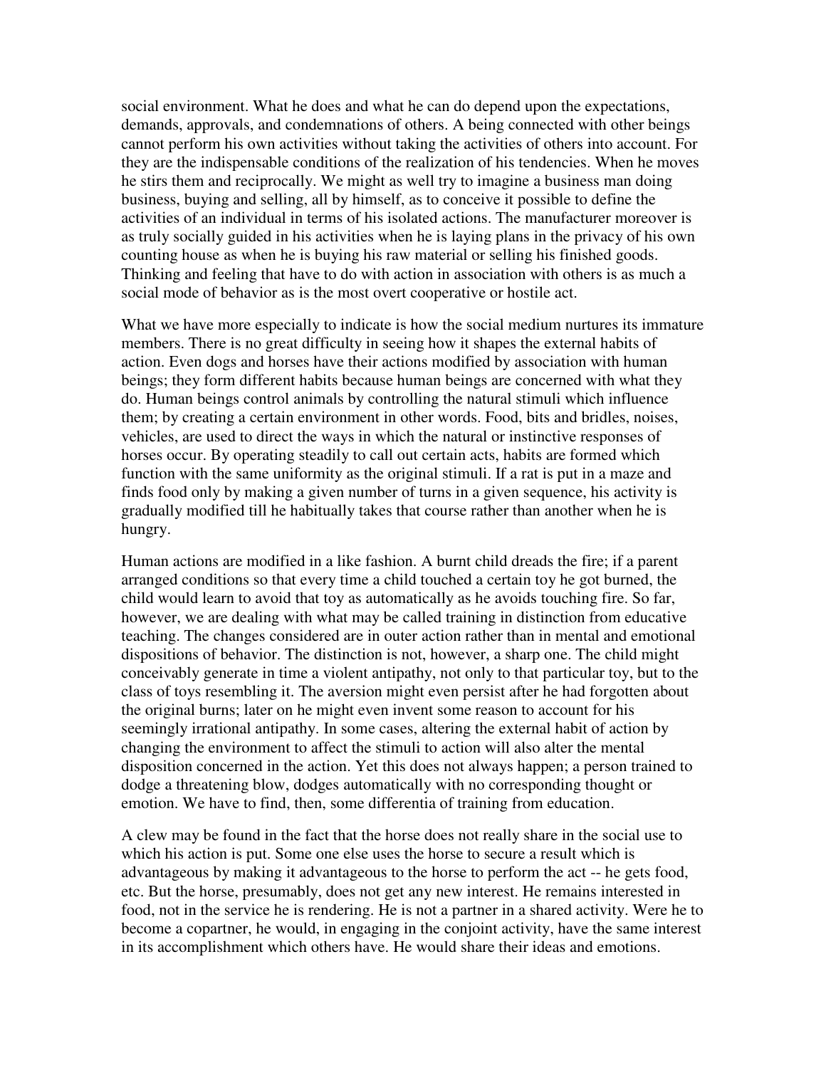social environment. What he does and what he can do depend upon the expectations, demands, approvals, and condemnations of others. A being connected with other beings cannot perform his own activities without taking the activities of others into account. For they are the indispensable conditions of the realization of his tendencies. When he moves he stirs them and reciprocally. We might as well try to imagine a business man doing business, buying and selling, all by himself, as to conceive it possible to define the activities of an individual in terms of his isolated actions. The manufacturer moreover is as truly socially guided in his activities when he is laying plans in the privacy of his own counting house as when he is buying his raw material or selling his finished goods. Thinking and feeling that have to do with action in association with others is as much a social mode of behavior as is the most overt cooperative or hostile act.

What we have more especially to indicate is how the social medium nurtures its immature members. There is no great difficulty in seeing how it shapes the external habits of action. Even dogs and horses have their actions modified by association with human beings; they form different habits because human beings are concerned with what they do. Human beings control animals by controlling the natural stimuli which influence them; by creating a certain environment in other words. Food, bits and bridles, noises, vehicles, are used to direct the ways in which the natural or instinctive responses of horses occur. By operating steadily to call out certain acts, habits are formed which function with the same uniformity as the original stimuli. If a rat is put in a maze and finds food only by making a given number of turns in a given sequence, his activity is gradually modified till he habitually takes that course rather than another when he is hungry.

Human actions are modified in a like fashion. A burnt child dreads the fire; if a parent arranged conditions so that every time a child touched a certain toy he got burned, the child would learn to avoid that toy as automatically as he avoids touching fire. So far, however, we are dealing with what may be called training in distinction from educative teaching. The changes considered are in outer action rather than in mental and emotional dispositions of behavior. The distinction is not, however, a sharp one. The child might conceivably generate in time a violent antipathy, not only to that particular toy, but to the class of toys resembling it. The aversion might even persist after he had forgotten about the original burns; later on he might even invent some reason to account for his seemingly irrational antipathy. In some cases, altering the external habit of action by changing the environment to affect the stimuli to action will also alter the mental disposition concerned in the action. Yet this does not always happen; a person trained to dodge a threatening blow, dodges automatically with no corresponding thought or emotion. We have to find, then, some differentia of training from education.

A clew may be found in the fact that the horse does not really share in the social use to which his action is put. Some one else uses the horse to secure a result which is advantageous by making it advantageous to the horse to perform the act -- he gets food, etc. But the horse, presumably, does not get any new interest. He remains interested in food, not in the service he is rendering. He is not a partner in a shared activity. Were he to become a copartner, he would, in engaging in the conjoint activity, have the same interest in its accomplishment which others have. He would share their ideas and emotions.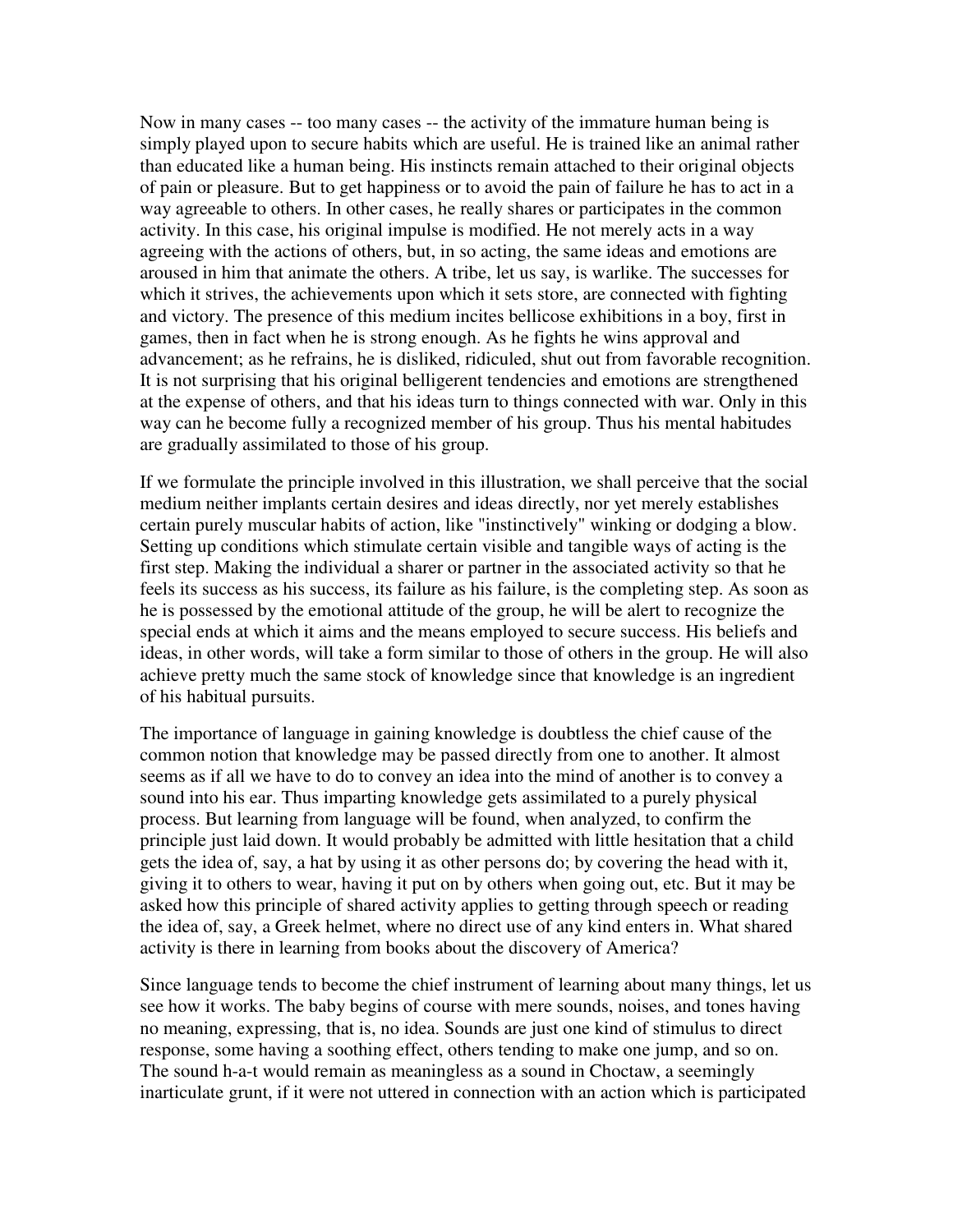Now in many cases -- too many cases -- the activity of the immature human being is simply played upon to secure habits which are useful. He is trained like an animal rather than educated like a human being. His instincts remain attached to their original objects of pain or pleasure. But to get happiness or to avoid the pain of failure he has to act in a way agreeable to others. In other cases, he really shares or participates in the common activity. In this case, his original impulse is modified. He not merely acts in a way agreeing with the actions of others, but, in so acting, the same ideas and emotions are aroused in him that animate the others. A tribe, let us say, is warlike. The successes for which it strives, the achievements upon which it sets store, are connected with fighting and victory. The presence of this medium incites bellicose exhibitions in a boy, first in games, then in fact when he is strong enough. As he fights he wins approval and advancement; as he refrains, he is disliked, ridiculed, shut out from favorable recognition. It is not surprising that his original belligerent tendencies and emotions are strengthened at the expense of others, and that his ideas turn to things connected with war. Only in this way can he become fully a recognized member of his group. Thus his mental habitudes are gradually assimilated to those of his group.

If we formulate the principle involved in this illustration, we shall perceive that the social medium neither implants certain desires and ideas directly, nor yet merely establishes certain purely muscular habits of action, like "instinctively" winking or dodging a blow. Setting up conditions which stimulate certain visible and tangible ways of acting is the first step. Making the individual a sharer or partner in the associated activity so that he feels its success as his success, its failure as his failure, is the completing step. As soon as he is possessed by the emotional attitude of the group, he will be alert to recognize the special ends at which it aims and the means employed to secure success. His beliefs and ideas, in other words, will take a form similar to those of others in the group. He will also achieve pretty much the same stock of knowledge since that knowledge is an ingredient of his habitual pursuits.

The importance of language in gaining knowledge is doubtless the chief cause of the common notion that knowledge may be passed directly from one to another. It almost seems as if all we have to do to convey an idea into the mind of another is to convey a sound into his ear. Thus imparting knowledge gets assimilated to a purely physical process. But learning from language will be found, when analyzed, to confirm the principle just laid down. It would probably be admitted with little hesitation that a child gets the idea of, say, a hat by using it as other persons do; by covering the head with it, giving it to others to wear, having it put on by others when going out, etc. But it may be asked how this principle of shared activity applies to getting through speech or reading the idea of, say, a Greek helmet, where no direct use of any kind enters in. What shared activity is there in learning from books about the discovery of America?

Since language tends to become the chief instrument of learning about many things, let us see how it works. The baby begins of course with mere sounds, noises, and tones having no meaning, expressing, that is, no idea. Sounds are just one kind of stimulus to direct response, some having a soothing effect, others tending to make one jump, and so on. The sound h-a-t would remain as meaningless as a sound in Choctaw, a seemingly inarticulate grunt, if it were not uttered in connection with an action which is participated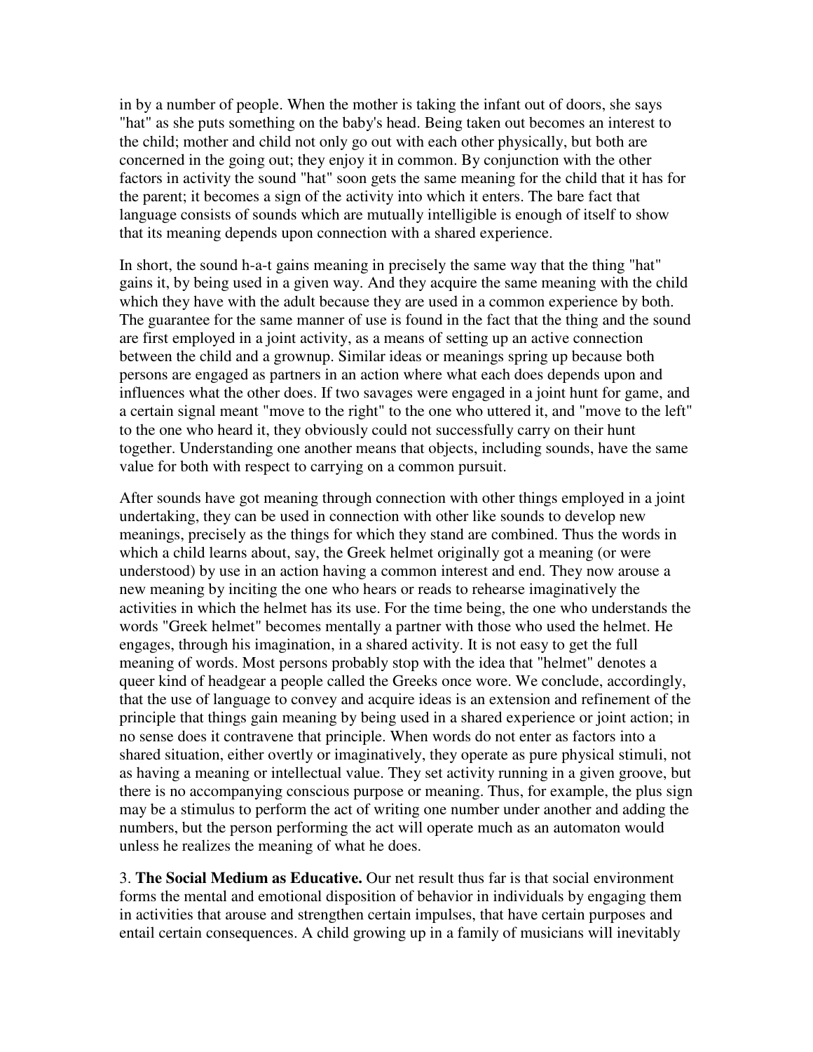in by a number of people. When the mother is taking the infant out of doors, she says "hat" as she puts something on the baby's head. Being taken out becomes an interest to the child; mother and child not only go out with each other physically, but both are concerned in the going out; they enjoy it in common. By conjunction with the other factors in activity the sound "hat" soon gets the same meaning for the child that it has for the parent; it becomes a sign of the activity into which it enters. The bare fact that language consists of sounds which are mutually intelligible is enough of itself to show that its meaning depends upon connection with a shared experience.

In short, the sound h-a-t gains meaning in precisely the same way that the thing "hat" gains it, by being used in a given way. And they acquire the same meaning with the child which they have with the adult because they are used in a common experience by both. The guarantee for the same manner of use is found in the fact that the thing and the sound are first employed in a joint activity, as a means of setting up an active connection between the child and a grownup. Similar ideas or meanings spring up because both persons are engaged as partners in an action where what each does depends upon and influences what the other does. If two savages were engaged in a joint hunt for game, and a certain signal meant "move to the right" to the one who uttered it, and "move to the left" to the one who heard it, they obviously could not successfully carry on their hunt together. Understanding one another means that objects, including sounds, have the same value for both with respect to carrying on a common pursuit.

After sounds have got meaning through connection with other things employed in a joint undertaking, they can be used in connection with other like sounds to develop new meanings, precisely as the things for which they stand are combined. Thus the words in which a child learns about, say, the Greek helmet originally got a meaning (or were understood) by use in an action having a common interest and end. They now arouse a new meaning by inciting the one who hears or reads to rehearse imaginatively the activities in which the helmet has its use. For the time being, the one who understands the words "Greek helmet" becomes mentally a partner with those who used the helmet. He engages, through his imagination, in a shared activity. It is not easy to get the full meaning of words. Most persons probably stop with the idea that "helmet" denotes a queer kind of headgear a people called the Greeks once wore. We conclude, accordingly, that the use of language to convey and acquire ideas is an extension and refinement of the principle that things gain meaning by being used in a shared experience or joint action; in no sense does it contravene that principle. When words do not enter as factors into a shared situation, either overtly or imaginatively, they operate as pure physical stimuli, not as having a meaning or intellectual value. They set activity running in a given groove, but there is no accompanying conscious purpose or meaning. Thus, for example, the plus sign may be a stimulus to perform the act of writing one number under another and adding the numbers, but the person performing the act will operate much as an automaton would unless he realizes the meaning of what he does.

3. **The Social Medium as Educative.** Our net result thus far is that social environment forms the mental and emotional disposition of behavior in individuals by engaging them in activities that arouse and strengthen certain impulses, that have certain purposes and entail certain consequences. A child growing up in a family of musicians will inevitably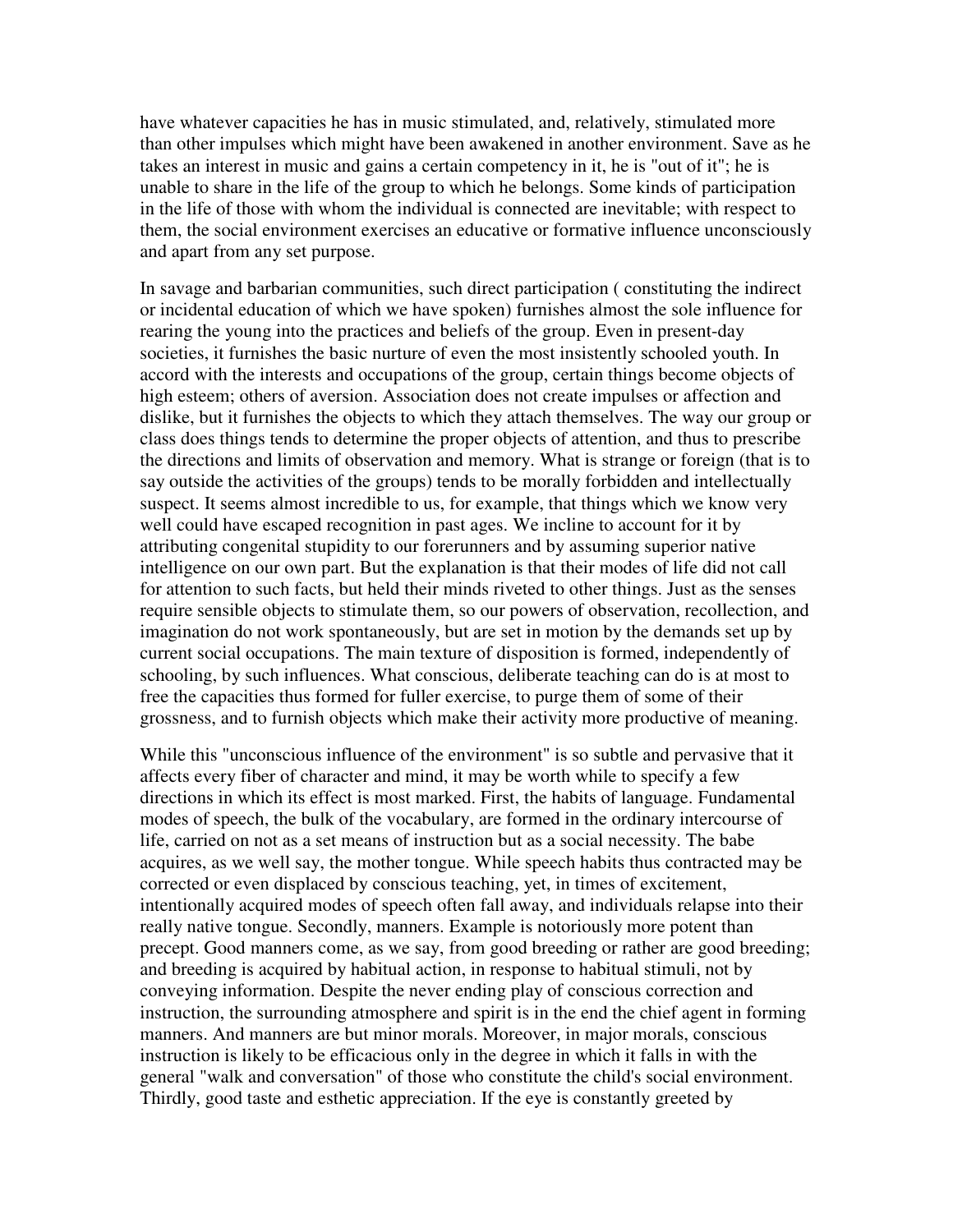have whatever capacities he has in music stimulated, and, relatively, stimulated more than other impulses which might have been awakened in another environment. Save as he takes an interest in music and gains a certain competency in it, he is "out of it"; he is unable to share in the life of the group to which he belongs. Some kinds of participation in the life of those with whom the individual is connected are inevitable; with respect to them, the social environment exercises an educative or formative influence unconsciously and apart from any set purpose.

In savage and barbarian communities, such direct participation ( constituting the indirect or incidental education of which we have spoken) furnishes almost the sole influence for rearing the young into the practices and beliefs of the group. Even in present-day societies, it furnishes the basic nurture of even the most insistently schooled youth. In accord with the interests and occupations of the group, certain things become objects of high esteem; others of aversion. Association does not create impulses or affection and dislike, but it furnishes the objects to which they attach themselves. The way our group or class does things tends to determine the proper objects of attention, and thus to prescribe the directions and limits of observation and memory. What is strange or foreign (that is to say outside the activities of the groups) tends to be morally forbidden and intellectually suspect. It seems almost incredible to us, for example, that things which we know very well could have escaped recognition in past ages. We incline to account for it by attributing congenital stupidity to our forerunners and by assuming superior native intelligence on our own part. But the explanation is that their modes of life did not call for attention to such facts, but held their minds riveted to other things. Just as the senses require sensible objects to stimulate them, so our powers of observation, recollection, and imagination do not work spontaneously, but are set in motion by the demands set up by current social occupations. The main texture of disposition is formed, independently of schooling, by such influences. What conscious, deliberate teaching can do is at most to free the capacities thus formed for fuller exercise, to purge them of some of their grossness, and to furnish objects which make their activity more productive of meaning.

While this "unconscious influence of the environment" is so subtle and pervasive that it affects every fiber of character and mind, it may be worth while to specify a few directions in which its effect is most marked. First, the habits of language. Fundamental modes of speech, the bulk of the vocabulary, are formed in the ordinary intercourse of life, carried on not as a set means of instruction but as a social necessity. The babe acquires, as we well say, the mother tongue. While speech habits thus contracted may be corrected or even displaced by conscious teaching, yet, in times of excitement, intentionally acquired modes of speech often fall away, and individuals relapse into their really native tongue. Secondly, manners. Example is notoriously more potent than precept. Good manners come, as we say, from good breeding or rather are good breeding; and breeding is acquired by habitual action, in response to habitual stimuli, not by conveying information. Despite the never ending play of conscious correction and instruction, the surrounding atmosphere and spirit is in the end the chief agent in forming manners. And manners are but minor morals. Moreover, in major morals, conscious instruction is likely to be efficacious only in the degree in which it falls in with the general "walk and conversation" of those who constitute the child's social environment. Thirdly, good taste and esthetic appreciation. If the eye is constantly greeted by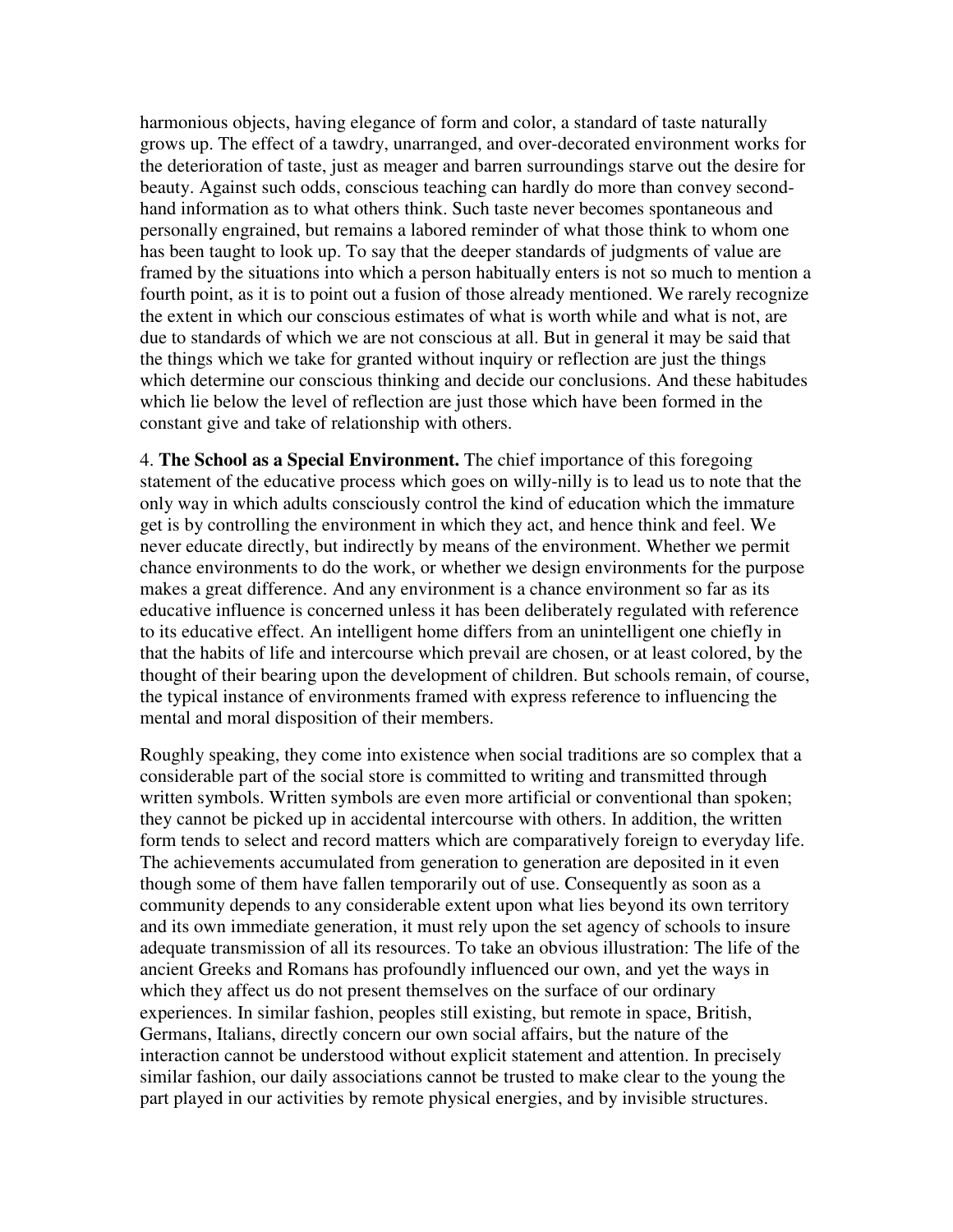harmonious objects, having elegance of form and color, a standard of taste naturally grows up. The effect of a tawdry, unarranged, and over-decorated environment works for the deterioration of taste, just as meager and barren surroundings starve out the desire for beauty. Against such odds, conscious teaching can hardly do more than convey second-hand information as to what others think. Such taste never becomes spontaneous and personally engrained, but remains a labored reminder of what those think to whom one has been taught to look up. To say that the deeper standards of judgments of value are framed by the situations into which a person habitually enters is not so much to mention a fourth point, as it is to point out a fusion of those already mentioned. We rarely recognize the extent in which our conscious estimates of what is worth while and what is not, are due to standards of which we are not conscious at all. But in general it may be said that the things which we take for granted without inquiry or reflection are just the things which determine our conscious thinking and decide our conclusions. And these habitudes which lie below the level of reflection are just those which have been formed in the constant give and take of relationship with others.

4. **The School as a Special Environment.** The chief importance of this foregoing statement of the educative process which goes on willy-nilly is to lead us to note that the only way in which adults consciously control the kind of education which the immature get is by controlling the environment in which they act, and hence think and feel. We never educate directly, but indirectly by means of the environment. Whether we permit chance environments to do the work, or whether we design environments for the purpose makes a great difference. And any environment is a chance environment so far as its educative influence is concerned unless it has been deliberately regulated with reference to its educative effect. An intelligent home differs from an unintelligent one chiefly in that the habits of life and intercourse which prevail are chosen, or at least colored, by the thought of their bearing upon the development of children. But schools remain, of course, the typical instance of environments framed with express reference to influencing the mental and moral disposition of their members.

Roughly speaking, they come into existence when social traditions are so complex that a considerable part of the social store is committed to writing and transmitted through written symbols. Written symbols are even more artificial or conventional than spoken; they cannot be picked up in accidental intercourse with others. In addition, the written form tends to select and record matters which are comparatively foreign to everyday life. The achievements accumulated from generation to generation are deposited in it even though some of them have fallen temporarily out of use. Consequently as soon as a community depends to any considerable extent upon what lies beyond its own territory and its own immediate generation, it must rely upon the set agency of schools to insure adequate transmission of all its resources. To take an obvious illustration: The life of the ancient Greeks and Romans has profoundly influenced our own, and yet the ways in which they affect us do not present themselves on the surface of our ordinary experiences. In similar fashion, peoples still existing, but remote in space, British, Germans, Italians, directly concern our own social affairs, but the nature of the interaction cannot be understood without explicit statement and attention. In precisely similar fashion, our daily associations cannot be trusted to make clear to the young the part played in our activities by remote physical energies, and by invisible structures.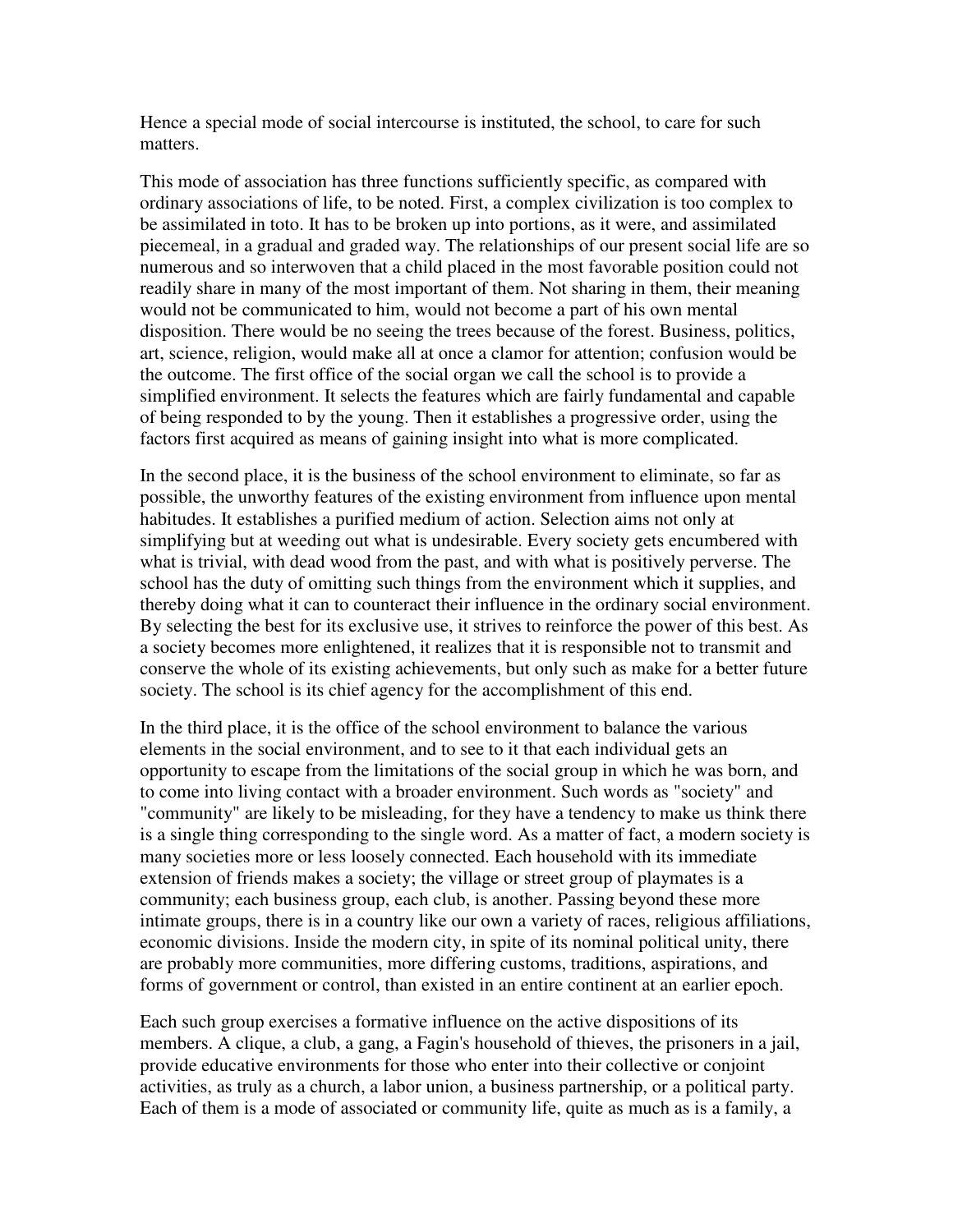Hence a special mode of social intercourse is instituted, the school, to care for such matters.

This mode of association has three functions sufficiently specific, as compared with ordinary associations of life, to be noted. First, a complex civilization is too complex to be assimilated in toto. It has to be broken up into portions, as it were, and assimilated piecemeal, in a gradual and graded way. The relationships of our present social life are so numerous and so interwoven that a child placed in the most favorable position could not readily share in many of the most important of them. Not sharing in them, their meaning would not be communicated to him, would not become a part of his own mental disposition. There would be no seeing the trees because of the forest. Business, politics, art, science, religion, would make all at once a clamor for attention; confusion would be the outcome. The first office of the social organ we call the school is to provide a simplified environment. It selects the features which are fairly fundamental and capable of being responded to by the young. Then it establishes a progressive order, using the factors first acquired as means of gaining insight into what is more complicated.

In the second place, it is the business of the school environment to eliminate, so far as possible, the unworthy features of the existing environment from influence upon mental habitudes. It establishes a purified medium of action. Selection aims not only at simplifying but at weeding out what is undesirable. Every society gets encumbered with what is trivial, with dead wood from the past, and with what is positively perverse. The school has the duty of omitting such things from the environment which it supplies, and thereby doing what it can to counteract their influence in the ordinary social environment. By selecting the best for its exclusive use, it strives to reinforce the power of this best. As a society becomes more enlightened, it realizes that it is responsible not to transmit and conserve the whole of its existing achievements, but only such as make for a better future society. The school is its chief agency for the accomplishment of this end.

In the third place, it is the office of the school environment to balance the various elements in the social environment, and to see to it that each individual gets an opportunity to escape from the limitations of the social group in which he was born, and to come into living contact with a broader environment. Such words as "society" and "community" are likely to be misleading, for they have a tendency to make us think there is a single thing corresponding to the single word. As a matter of fact, a modern society is many societies more or less loosely connected. Each household with its immediate extension of friends makes a society; the village or street group of playmates is a community; each business group, each club, is another. Passing beyond these more intimate groups, there is in a country like our own a variety of races, religious affiliations, economic divisions. Inside the modern city, in spite of its nominal political unity, there are probably more communities, more differing customs, traditions, aspirations, and forms of government or control, than existed in an entire continent at an earlier epoch.

Each such group exercises a formative influence on the active dispositions of its members. A clique, a club, a gang, a Fagin's household of thieves, the prisoners in a jail, provide educative environments for those who enter into their collective or conjoint activities, as truly as a church, a labor union, a business partnership, or a political party. Each of them is a mode of associated or community life, quite as much as is a family, a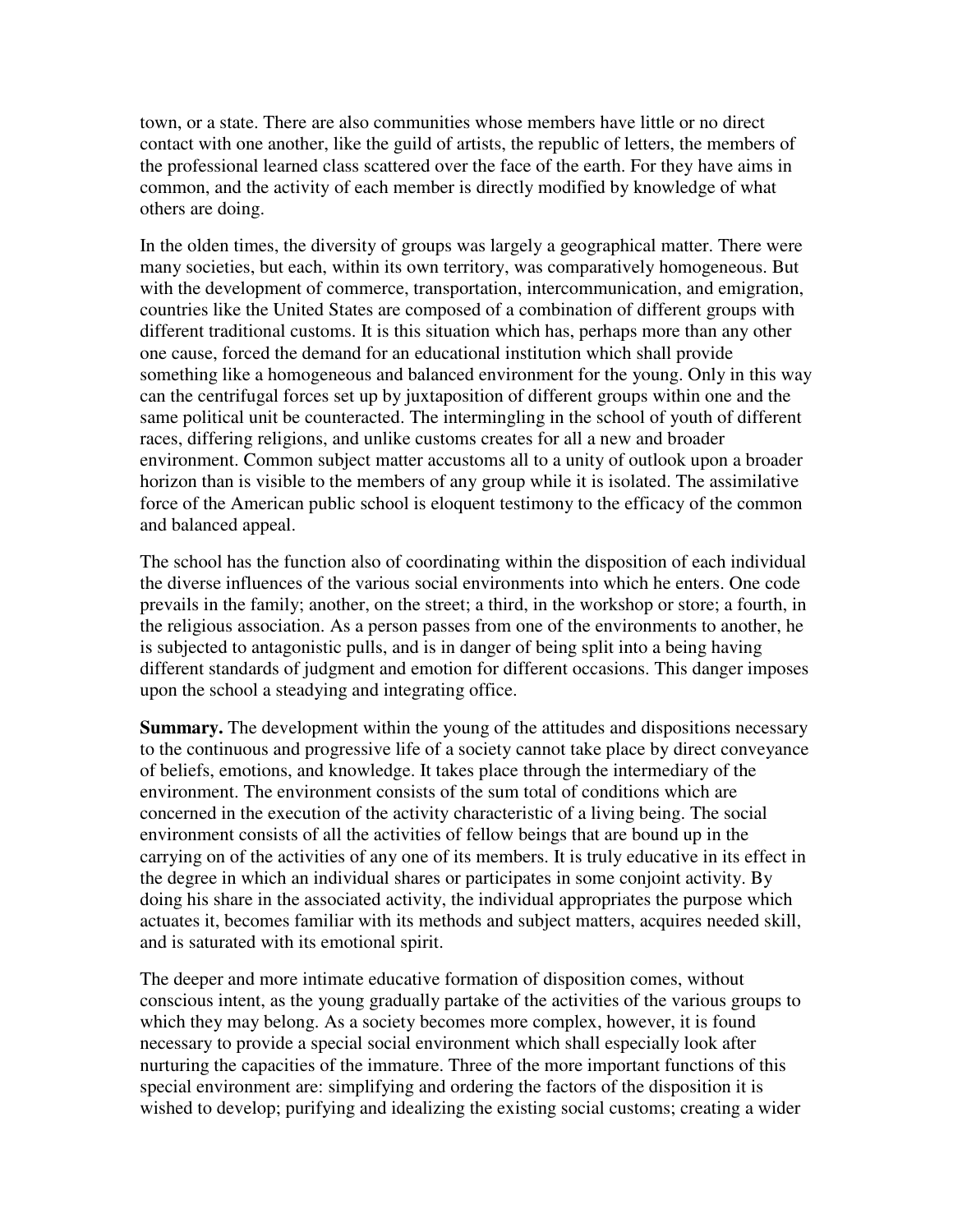town, or a state. There are also communities whose members have little or no direct contact with one another, like the guild of artists, the republic of letters, the members of the professional learned class scattered over the face of the earth. For they have aims in common, and the activity of each member is directly modified by knowledge of what others are doing.

In the olden times, the diversity of groups was largely a geographical matter. There were many societies, but each, within its own territory, was comparatively homogeneous. But with the development of commerce, transportation, intercommunication, and emigration, countries like the United States are composed of a combination of different groups with different traditional customs. It is this situation which has, perhaps more than any other one cause, forced the demand for an educational institution which shall provide something like a homogeneous and balanced environment for the young. Only in this way can the centrifugal forces set up by juxtaposition of different groups within one and the same political unit be counteracted. The intermingling in the school of youth of different races, differing religions, and unlike customs creates for all a new and broader environment. Common subject matter accustoms all to a unity of outlook upon a broader horizon than is visible to the members of any group while it is isolated. The assimilative force of the American public school is eloquent testimony to the efficacy of the common and balanced appeal.

The school has the function also of coordinating within the disposition of each individual the diverse influences of the various social environments into which he enters. One code prevails in the family; another, on the street; a third, in the workshop or store; a fourth, in the religious association. As a person passes from one of the environments to another, he is subjected to antagonistic pulls, and is in danger of being split into a being having different standards of judgment and emotion for different occasions. This danger imposes upon the school a steadying and integrating office.

**Summary.** The development within the young of the attitudes and dispositions necessary to the continuous and progressive life of a society cannot take place by direct conveyance of beliefs, emotions, and knowledge. It takes place through the intermediary of the environment. The environment consists of the sum total of conditions which are concerned in the execution of the activity characteristic of a living being. The social environment consists of all the activities of fellow beings that are bound up in the carrying on of the activities of any one of its members. It is truly educative in its effect in the degree in which an individual shares or participates in some conjoint activity. By doing his share in the associated activity, the individual appropriates the purpose which actuates it, becomes familiar with its methods and subject matters, acquires needed skill, and is saturated with its emotional spirit.

The deeper and more intimate educative formation of disposition comes, without conscious intent, as the young gradually partake of the activities of the various groups to which they may belong. As a society becomes more complex, however, it is found necessary to provide a special social environment which shall especially look after nurturing the capacities of the immature. Three of the more important functions of this special environment are: simplifying and ordering the factors of the disposition it is wished to develop; purifying and idealizing the existing social customs; creating a wider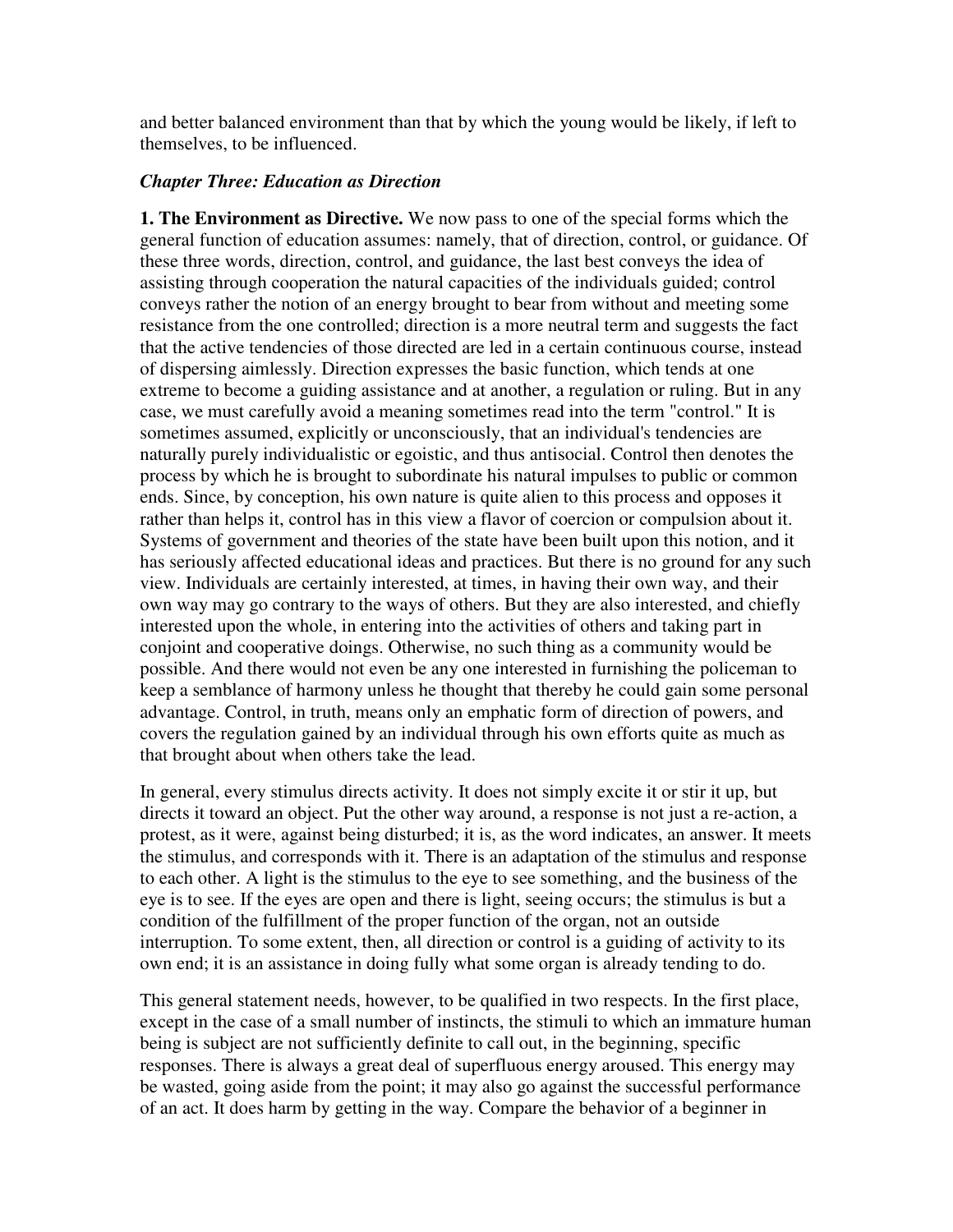and better balanced environment than that by which the young would be likely, if left to themselves, to be influenced.

### *Chapter Three: Education as Direction*

**1. The Environment as Directive.** We now pass to one of the special forms which the general function of education assumes: namely, that of direction, control, or guidance. Of these three words, direction, control, and guidance, the last best conveys the idea of assisting through cooperation the natural capacities of the individuals guided; control conveys rather the notion of an energy brought to bear from without and meeting some resistance from the one controlled; direction is a more neutral term and suggests the fact that the active tendencies of those directed are led in a certain continuous course, instead of dispersing aimlessly. Direction expresses the basic function, which tends at one extreme to become a guiding assistance and at another, a regulation or ruling. But in any case, we must carefully avoid a meaning sometimes read into the term "control." It is sometimes assumed, explicitly or unconsciously, that an individual's tendencies are naturally purely individualistic or egoistic, and thus antisocial. Control then denotes the process by which he is brought to subordinate his natural impulses to public or common ends. Since, by conception, his own nature is quite alien to this process and opposes it rather than helps it, control has in this view a flavor of coercion or compulsion about it. Systems of government and theories of the state have been built upon this notion, and it has seriously affected educational ideas and practices. But there is no ground for any such view. Individuals are certainly interested, at times, in having their own way, and their own way may go contrary to the ways of others. But they are also interested, and chiefly interested upon the whole, in entering into the activities of others and taking part in conjoint and cooperative doings. Otherwise, no such thing as a community would be possible. And there would not even be any one interested in furnishing the policeman to keep a semblance of harmony unless he thought that thereby he could gain some personal advantage. Control, in truth, means only an emphatic form of direction of powers, and covers the regulation gained by an individual through his own efforts quite as much as that brought about when others take the lead.

In general, every stimulus directs activity. It does not simply excite it or stir it up, but directs it toward an object. Put the other way around, a response is not just a re-action, a protest, as it were, against being disturbed; it is, as the word indicates, an answer. It meets the stimulus, and corresponds with it. There is an adaptation of the stimulus and response to each other. A light is the stimulus to the eye to see something, and the business of the eye is to see. If the eyes are open and there is light, seeing occurs; the stimulus is but a condition of the fulfillment of the proper function of the organ, not an outside interruption. To some extent, then, all direction or control is a guiding of activity to its own end; it is an assistance in doing fully what some organ is already tending to do.

This general statement needs, however, to be qualified in two respects. In the first place, except in the case of a small number of instincts, the stimuli to which an immature human being is subject are not sufficiently definite to call out, in the beginning, specific responses. There is always a great deal of superfluous energy aroused. This energy may be wasted, going aside from the point; it may also go against the successful performance of an act. It does harm by getting in the way. Compare the behavior of a beginner in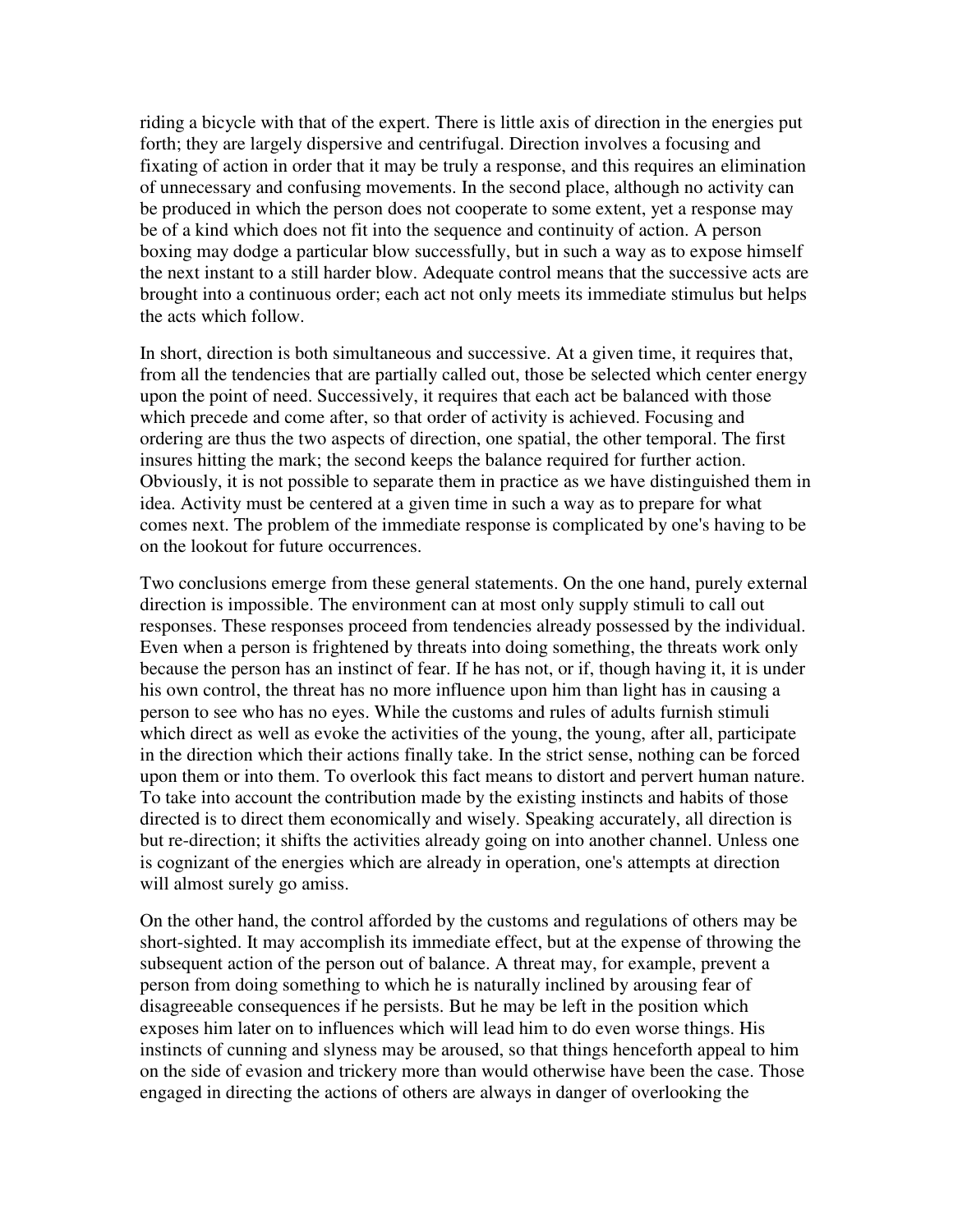riding a bicycle with that of the expert. There is little axis of direction in the energies put forth; they are largely dispersive and centrifugal. Direction involves a focusing and fixating of action in order that it may be truly a response, and this requires an elimination of unnecessary and confusing movements. In the second place, although no activity can be produced in which the person does not cooperate to some extent, yet a response may be of a kind which does not fit into the sequence and continuity of action. A person boxing may dodge a particular blow successfully, but in such a way as to expose himself the next instant to a still harder blow. Adequate control means that the successive acts are brought into a continuous order; each act not only meets its immediate stimulus but helps the acts which follow.

In short, direction is both simultaneous and successive. At a given time, it requires that, from all the tendencies that are partially called out, those be selected which center energy upon the point of need. Successively, it requires that each act be balanced with those which precede and come after, so that order of activity is achieved. Focusing and ordering are thus the two aspects of direction, one spatial, the other temporal. The first insures hitting the mark; the second keeps the balance required for further action. Obviously, it is not possible to separate them in practice as we have distinguished them in idea. Activity must be centered at a given time in such a way as to prepare for what comes next. The problem of the immediate response is complicated by one's having to be on the lookout for future occurrences.

Two conclusions emerge from these general statements. On the one hand, purely external direction is impossible. The environment can at most only supply stimuli to call out responses. These responses proceed from tendencies already possessed by the individual. Even when a person is frightened by threats into doing something, the threats work only because the person has an instinct of fear. If he has not, or if, though having it, it is under his own control, the threat has no more influence upon him than light has in causing a person to see who has no eyes. While the customs and rules of adults furnish stimuli which direct as well as evoke the activities of the young, the young, after all, participate in the direction which their actions finally take. In the strict sense, nothing can be forced upon them or into them. To overlook this fact means to distort and pervert human nature. To take into account the contribution made by the existing instincts and habits of those directed is to direct them economically and wisely. Speaking accurately, all direction is but re-direction; it shifts the activities already going on into another channel. Unless one is cognizant of the energies which are already in operation, one's attempts at direction will almost surely go amiss.

On the other hand, the control afforded by the customs and regulations of others may be short-sighted. It may accomplish its immediate effect, but at the expense of throwing the subsequent action of the person out of balance. A threat may, for example, prevent a person from doing something to which he is naturally inclined by arousing fear of disagreeable consequences if he persists. But he may be left in the position which exposes him later on to influences which will lead him to do even worse things. His instincts of cunning and slyness may be aroused, so that things henceforth appeal to him on the side of evasion and trickery more than would otherwise have been the case. Those engaged in directing the actions of others are always in danger of overlooking the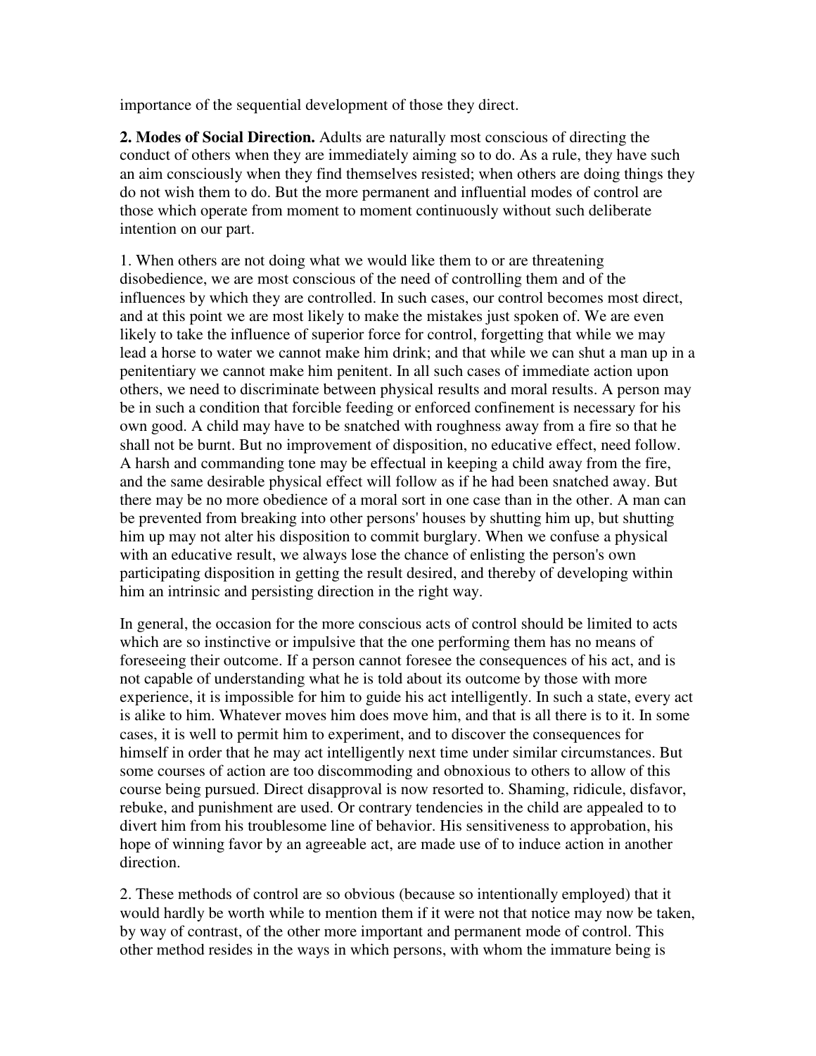importance of the sequential development of those they direct.

**2. Modes of Social Direction.** Adults are naturally most conscious of directing the conduct of others when they are immediately aiming so to do. As a rule, they have such an aim consciously when they find themselves resisted; when others are doing things they do not wish them to do. But the more permanent and influential modes of control are those which operate from moment to moment continuously without such deliberate intention on our part.

1. When others are not doing what we would like them to or are threatening disobedience, we are most conscious of the need of controlling them and of the influences by which they are controlled. In such cases, our control becomes most direct, and at this point we are most likely to make the mistakes just spoken of. We are even likely to take the influence of superior force for control, forgetting that while we may lead a horse to water we cannot make him drink; and that while we can shut a man up in a penitentiary we cannot make him penitent. In all such cases of immediate action upon others, we need to discriminate between physical results and moral results. A person may be in such a condition that forcible feeding or enforced confinement is necessary for his own good. A child may have to be snatched with roughness away from a fire so that he shall not be burnt. But no improvement of disposition, no educative effect, need follow. A harsh and commanding tone may be effectual in keeping a child away from the fire, and the same desirable physical effect will follow as if he had been snatched away. But there may be no more obedience of a moral sort in one case than in the other. A man can be prevented from breaking into other persons' houses by shutting him up, but shutting him up may not alter his disposition to commit burglary. When we confuse a physical with an educative result, we always lose the chance of enlisting the person's own participating disposition in getting the result desired, and thereby of developing within him an intrinsic and persisting direction in the right way.

In general, the occasion for the more conscious acts of control should be limited to acts which are so instinctive or impulsive that the one performing them has no means of foreseeing their outcome. If a person cannot foresee the consequences of his act, and is not capable of understanding what he is told about its outcome by those with more experience, it is impossible for him to guide his act intelligently. In such a state, every act is alike to him. Whatever moves him does move him, and that is all there is to it. In some cases, it is well to permit him to experiment, and to discover the consequences for himself in order that he may act intelligently next time under similar circumstances. But some courses of action are too discommoding and obnoxious to others to allow of this course being pursued. Direct disapproval is now resorted to. Shaming, ridicule, disfavor, rebuke, and punishment are used. Or contrary tendencies in the child are appealed to to divert him from his troublesome line of behavior. His sensitiveness to approbation, his hope of winning favor by an agreeable act, are made use of to induce action in another direction.

2. These methods of control are so obvious (because so intentionally employed) that it would hardly be worth while to mention them if it were not that notice may now be taken, by way of contrast, of the other more important and permanent mode of control. This other method resides in the ways in which persons, with whom the immature being is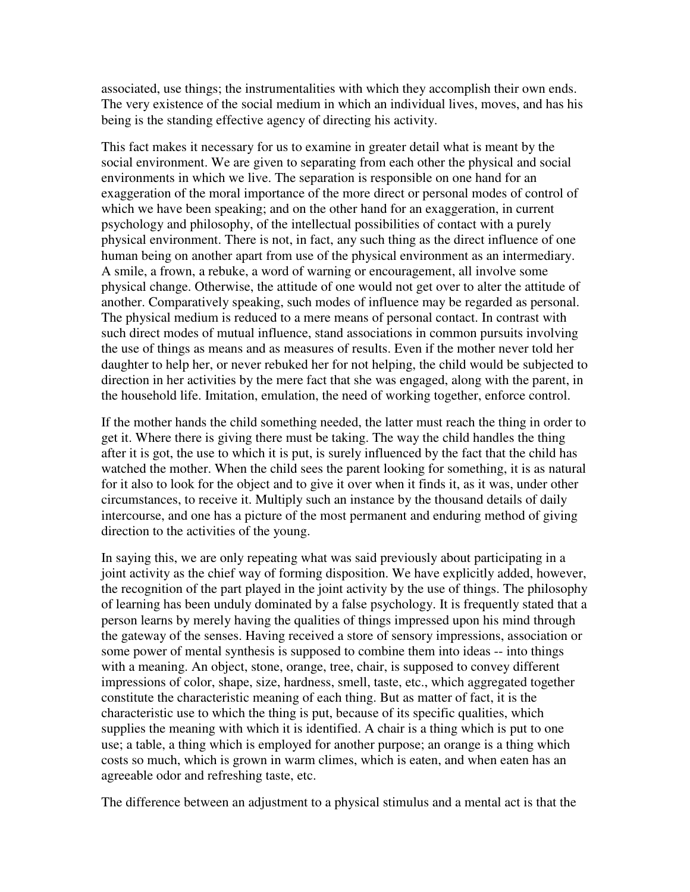associated, use things; the instrumentalities with which they accomplish their own ends. The very existence of the social medium in which an individual lives, moves, and has his being is the standing effective agency of directing his activity.

This fact makes it necessary for us to examine in greater detail what is meant by the social environment. We are given to separating from each other the physical and social environments in which we live. The separation is responsible on one hand for an exaggeration of the moral importance of the more direct or personal modes of control of which we have been speaking; and on the other hand for an exaggeration, in current psychology and philosophy, of the intellectual possibilities of contact with a purely physical environment. There is not, in fact, any such thing as the direct influence of one human being on another apart from use of the physical environment as an intermediary. A smile, a frown, a rebuke, a word of warning or encouragement, all involve some physical change. Otherwise, the attitude of one would not get over to alter the attitude of another. Comparatively speaking, such modes of influence may be regarded as personal. The physical medium is reduced to a mere means of personal contact. In contrast with such direct modes of mutual influence, stand associations in common pursuits involving the use of things as means and as measures of results. Even if the mother never told her daughter to help her, or never rebuked her for not helping, the child would be subjected to direction in her activities by the mere fact that she was engaged, along with the parent, in the household life. Imitation, emulation, the need of working together, enforce control.

If the mother hands the child something needed, the latter must reach the thing in order to get it. Where there is giving there must be taking. The way the child handles the thing after it is got, the use to which it is put, is surely influenced by the fact that the child has watched the mother. When the child sees the parent looking for something, it is as natural for it also to look for the object and to give it over when it finds it, as it was, under other circumstances, to receive it. Multiply such an instance by the thousand details of daily intercourse, and one has a picture of the most permanent and enduring method of giving direction to the activities of the young.

In saying this, we are only repeating what was said previously about participating in a joint activity as the chief way of forming disposition. We have explicitly added, however, the recognition of the part played in the joint activity by the use of things. The philosophy of learning has been unduly dominated by a false psychology. It is frequently stated that a person learns by merely having the qualities of things impressed upon his mind through the gateway of the senses. Having received a store of sensory impressions, association or some power of mental synthesis is supposed to combine them into ideas -- into things with a meaning. An object, stone, orange, tree, chair, is supposed to convey different impressions of color, shape, size, hardness, smell, taste, etc., which aggregated together constitute the characteristic meaning of each thing. But as matter of fact, it is the characteristic use to which the thing is put, because of its specific qualities, which supplies the meaning with which it is identified. A chair is a thing which is put to one use; a table, a thing which is employed for another purpose; an orange is a thing which costs so much, which is grown in warm climes, which is eaten, and when eaten has an agreeable odor and refreshing taste, etc.

The difference between an adjustment to a physical stimulus and a mental act is that the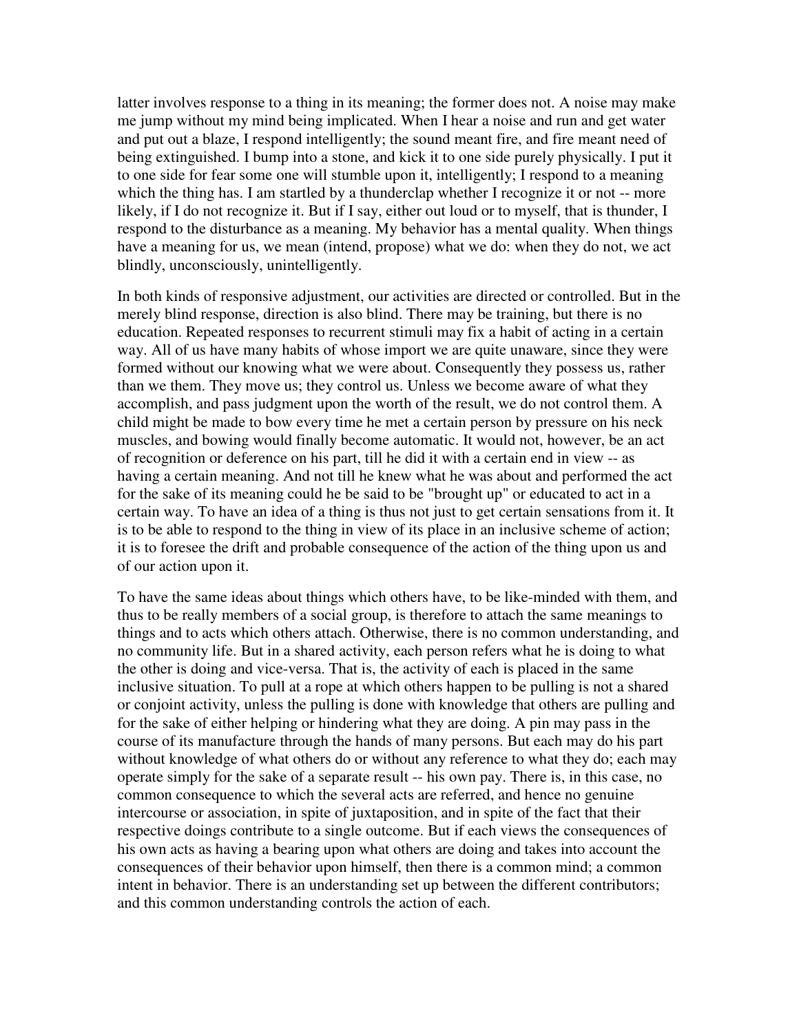latter involves response to a thing in its meaning; the former does not. A noise may make me jump without my mind being implicated. When I hear a noise and run and get water and put out a blaze, I respond intelligently; the sound meant fire, and fire meant need of being extinguished. I bump into a stone, and kick it to one side purely physically. I put it to one side for fear some one will stumble upon it, intelligently; I respond to a meaning which the thing has. I am startled by a thunderclap whether I recognize it or not -- more likely, if I do not recognize it. But if I say, either out loud or to myself, that is thunder, I respond to the disturbance as a meaning. My behavior has a mental quality. When things have a meaning for us, we mean (intend, propose) what we do: when they do not, we act blindly, unconsciously, unintelligently.

In both kinds of responsive adjustment, our activities are directed or controlled. But in the merely blind response, direction is also blind. There may be training, but there is no education. Repeated responses to recurrent stimuli may fix a habit of acting in a certain way. All of us have many habits of whose import we are quite unaware, since they were formed without our knowing what we were about. Consequently they possess us, rather than we them. They move us; they control us. Unless we become aware of what they accomplish, and pass judgment upon the worth of the result, we do not control them. A child might be made to bow every time he met a certain person by pressure on his neck muscles, and bowing would finally become automatic. It would not, however, be an act of recognition or deference on his part, till he did it with a certain end in view -- as having a certain meaning. And not till he knew what he was about and performed the act for the sake of its meaning could he be said to be "brought up" or educated to act in a certain way. To have an idea of a thing is thus not just to get certain sensations from it. It is to be able to respond to the thing in view of its place in an inclusive scheme of action; it is to foresee the drift and probable consequence of the action of the thing upon us and of our action upon it.

To have the same ideas about things which others have, to be like-minded with them, and thus to be really members of a social group, is therefore to attach the same meanings to things and to acts which others attach. Otherwise, there is no common understanding, and no community life. But in a shared activity, each person refers what he is doing to what the other is doing and vice-versa. That is, the activity of each is placed in the same inclusive situation. To pull at a rope at which others happen to be pulling is not a shared or conjoint activity, unless the pulling is done with knowledge that others are pulling and for the sake of either helping or hindering what they are doing. A pin may pass in the course of its manufacture through the hands of many persons. But each may do his part without knowledge of what others do or without any reference to what they do; each may operate simply for the sake of a separate result -- his own pay. There is, in this case, no common consequence to which the several acts are referred, and hence no genuine intercourse or association, in spite of juxtaposition, and in spite of the fact that their respective doings contribute to a single outcome. But if each views the consequences of his own acts as having a bearing upon what others are doing and takes into account the consequences of their behavior upon himself, then there is a common mind; a common intent in behavior. There is an understanding set up between the different contributors; and this common understanding controls the action of each.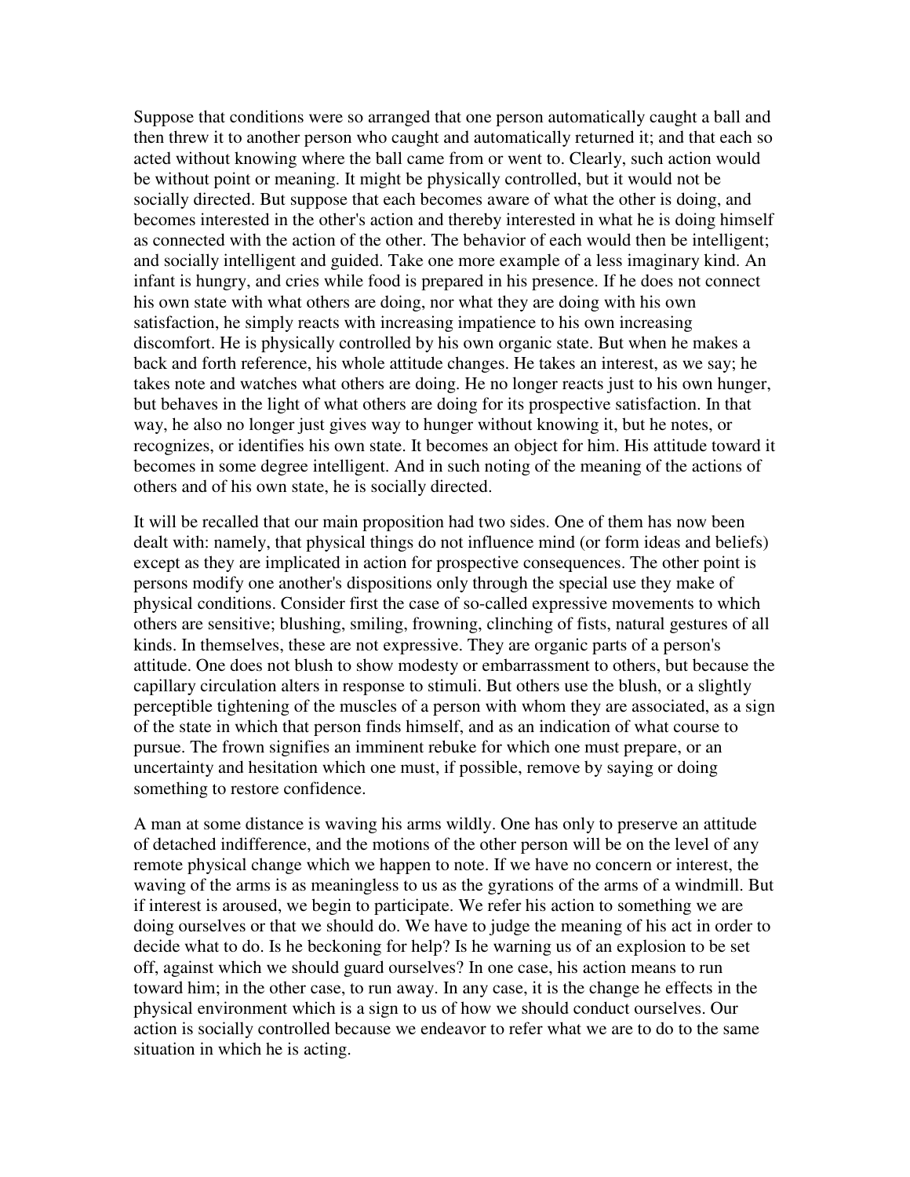Suppose that conditions were so arranged that one person automatically caught a ball and then threw it to another person who caught and automatically returned it; and that each so acted without knowing where the ball came from or went to. Clearly, such action would be without point or meaning. It might be physically controlled, but it would not be socially directed. But suppose that each becomes aware of what the other is doing, and becomes interested in the other's action and thereby interested in what he is doing himself as connected with the action of the other. The behavior of each would then be intelligent; and socially intelligent and guided. Take one more example of a less imaginary kind. An infant is hungry, and cries while food is prepared in his presence. If he does not connect his own state with what others are doing, nor what they are doing with his own satisfaction, he simply reacts with increasing impatience to his own increasing discomfort. He is physically controlled by his own organic state. But when he makes a back and forth reference, his whole attitude changes. He takes an interest, as we say; he takes note and watches what others are doing. He no longer reacts just to his own hunger, but behaves in the light of what others are doing for its prospective satisfaction. In that way, he also no longer just gives way to hunger without knowing it, but he notes, or recognizes, or identifies his own state. It becomes an object for him. His attitude toward it becomes in some degree intelligent. And in such noting of the meaning of the actions of others and of his own state, he is socially directed.

It will be recalled that our main proposition had two sides. One of them has now been dealt with: namely, that physical things do not influence mind (or form ideas and beliefs) except as they are implicated in action for prospective consequences. The other point is persons modify one another's dispositions only through the special use they make of physical conditions. Consider first the case of so-called expressive movements to which others are sensitive; blushing, smiling, frowning, clinching of fists, natural gestures of all kinds. In themselves, these are not expressive. They are organic parts of a person's attitude. One does not blush to show modesty or embarrassment to others, but because the capillary circulation alters in response to stimuli. But others use the blush, or a slightly perceptible tightening of the muscles of a person with whom they are associated, as a sign of the state in which that person finds himself, and as an indication of what course to pursue. The frown signifies an imminent rebuke for which one must prepare, or an uncertainty and hesitation which one must, if possible, remove by saying or doing something to restore confidence.

A man at some distance is waving his arms wildly. One has only to preserve an attitude of detached indifference, and the motions of the other person will be on the level of any remote physical change which we happen to note. If we have no concern or interest, the waving of the arms is as meaningless to us as the gyrations of the arms of a windmill. But if interest is aroused, we begin to participate. We refer his action to something we are doing ourselves or that we should do. We have to judge the meaning of his act in order to decide what to do. Is he beckoning for help? Is he warning us of an explosion to be set off, against which we should guard ourselves? In one case, his action means to run toward him; in the other case, to run away. In any case, it is the change he effects in the physical environment which is a sign to us of how we should conduct ourselves. Our action is socially controlled because we endeavor to refer what we are to do to the same situation in which he is acting.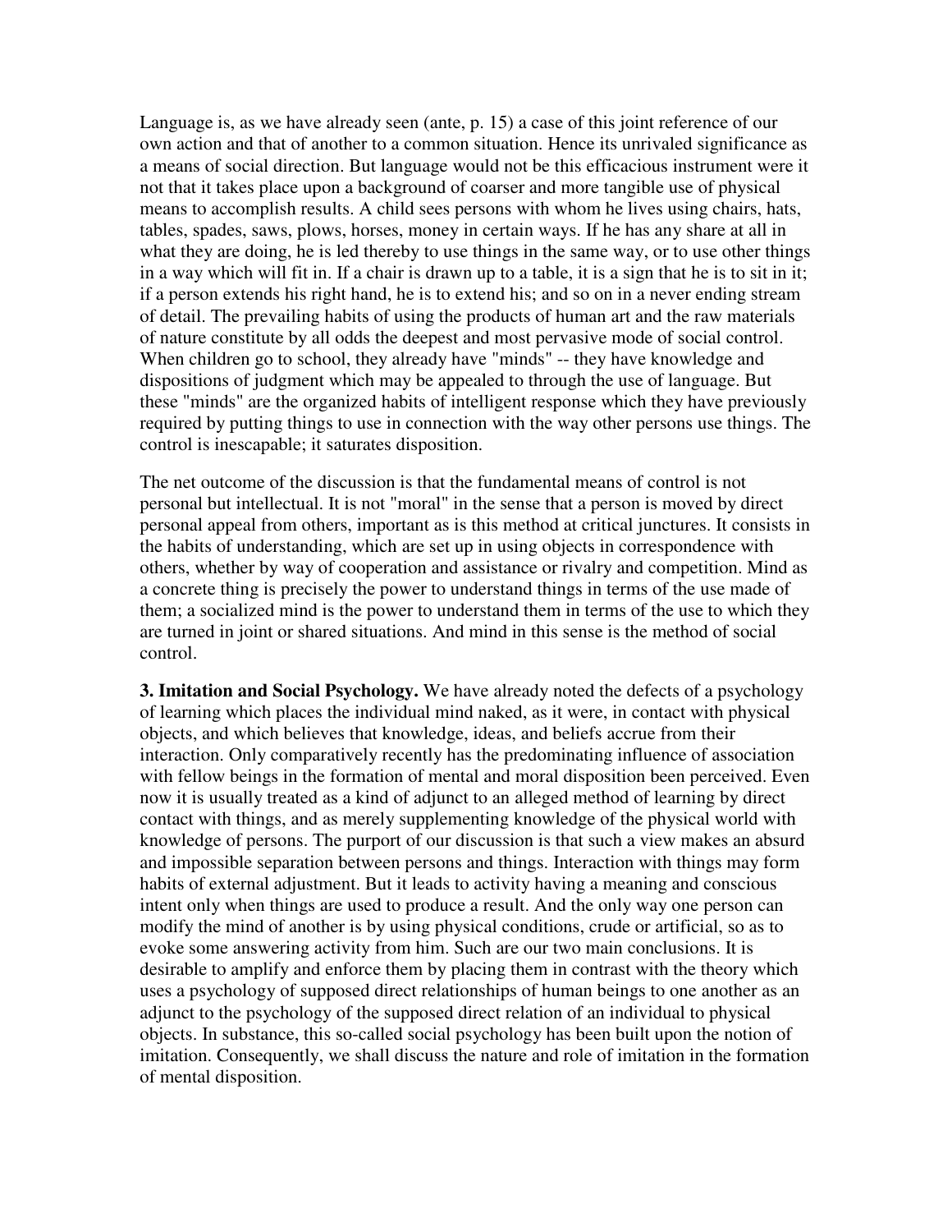Language is, as we have already seen (ante, p. 15) a case of this joint reference of our own action and that of another to a common situation. Hence its unrivaled significance as a means of social direction. But language would not be this efficacious instrument were it not that it takes place upon a background of coarser and more tangible use of physical means to accomplish results. A child sees persons with whom he lives using chairs, hats, tables, spades, saws, plows, horses, money in certain ways. If he has any share at all in what they are doing, he is led thereby to use things in the same way, or to use other things in a way which will fit in. If a chair is drawn up to a table, it is a sign that he is to sit in it; if a person extends his right hand, he is to extend his; and so on in a never ending stream of detail. The prevailing habits of using the products of human art and the raw materials of nature constitute by all odds the deepest and most pervasive mode of social control. When children go to school, they already have "minds" -- they have knowledge and dispositions of judgment which may be appealed to through the use of language. But these "minds" are the organized habits of intelligent response which they have previously required by putting things to use in connection with the way other persons use things. The control is inescapable; it saturates disposition.

The net outcome of the discussion is that the fundamental means of control is not personal but intellectual. It is not "moral" in the sense that a person is moved by direct personal appeal from others, important as is this method at critical junctures. It consists in the habits of understanding, which are set up in using objects in correspondence with others, whether by way of cooperation and assistance or rivalry and competition. Mind as a concrete thing is precisely the power to understand things in terms of the use made of them; a socialized mind is the power to understand them in terms of the use to which they are turned in joint or shared situations. And mind in this sense is the method of social control.

**3. Imitation and Social Psychology.** We have already noted the defects of a psychology of learning which places the individual mind naked, as it were, in contact with physical objects, and which believes that knowledge, ideas, and beliefs accrue from their interaction. Only comparatively recently has the predominating influence of association with fellow beings in the formation of mental and moral disposition been perceived. Even now it is usually treated as a kind of adjunct to an alleged method of learning by direct contact with things, and as merely supplementing knowledge of the physical world with knowledge of persons. The purport of our discussion is that such a view makes an absurd and impossible separation between persons and things. Interaction with things may form habits of external adjustment. But it leads to activity having a meaning and conscious intent only when things are used to produce a result. And the only way one person can modify the mind of another is by using physical conditions, crude or artificial, so as to evoke some answering activity from him. Such are our two main conclusions. It is desirable to amplify and enforce them by placing them in contrast with the theory which uses a psychology of supposed direct relationships of human beings to one another as an adjunct to the psychology of the supposed direct relation of an individual to physical objects. In substance, this so-called social psychology has been built upon the notion of imitation. Consequently, we shall discuss the nature and role of imitation in the formation of mental disposition.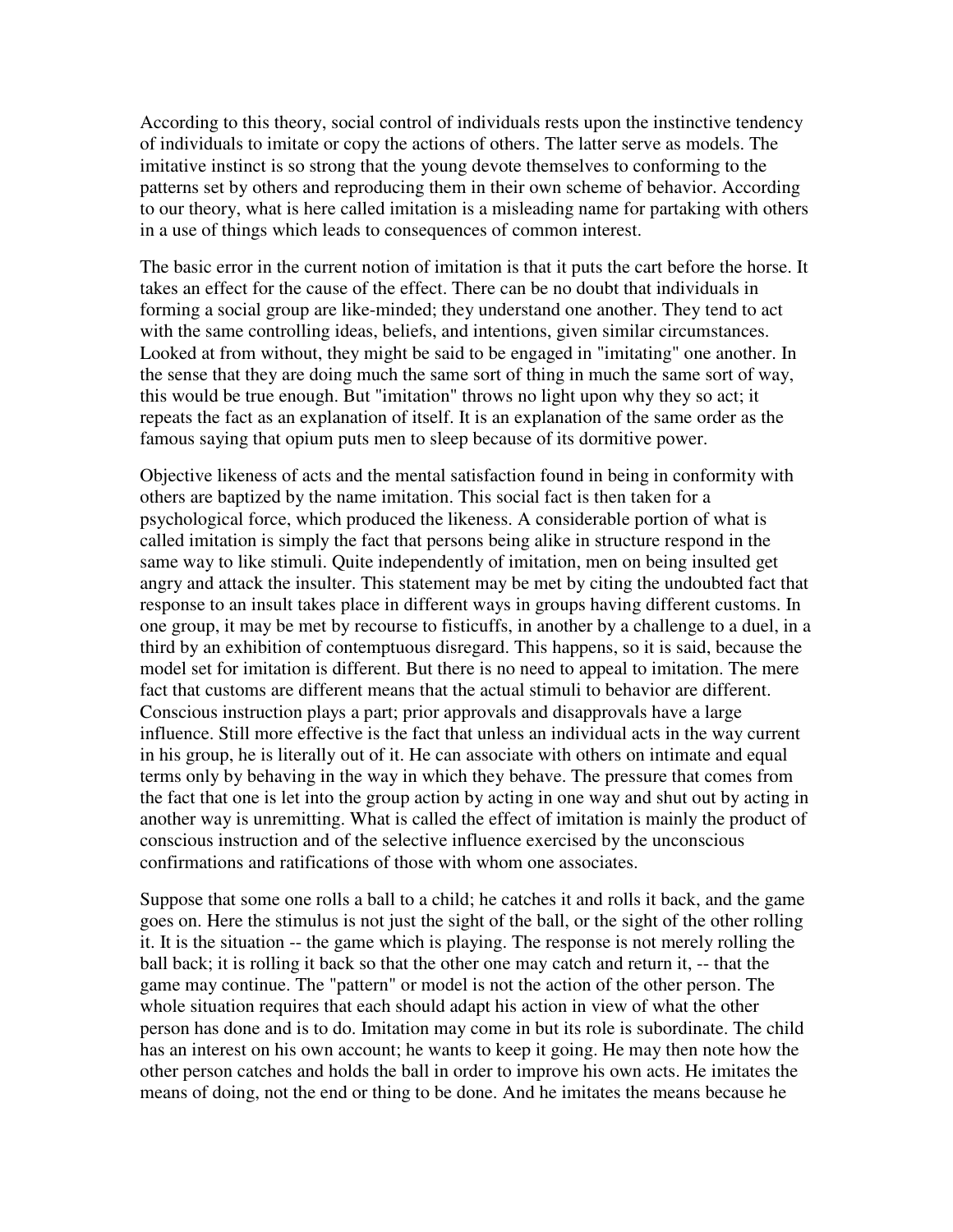According to this theory, social control of individuals rests upon the instinctive tendency of individuals to imitate or copy the actions of others. The latter serve as models. The imitative instinct is so strong that the young devote themselves to conforming to the patterns set by others and reproducing them in their own scheme of behavior. According to our theory, what is here called imitation is a misleading name for partaking with others in a use of things which leads to consequences of common interest.

The basic error in the current notion of imitation is that it puts the cart before the horse. It takes an effect for the cause of the effect. There can be no doubt that individuals in forming a social group are like-minded; they understand one another. They tend to act with the same controlling ideas, beliefs, and intentions, given similar circumstances. Looked at from without, they might be said to be engaged in "imitating" one another. In the sense that they are doing much the same sort of thing in much the same sort of way, this would be true enough. But "imitation" throws no light upon why they so act; it repeats the fact as an explanation of itself. It is an explanation of the same order as the famous saying that opium puts men to sleep because of its dormitive power.

Objective likeness of acts and the mental satisfaction found in being in conformity with others are baptized by the name imitation. This social fact is then taken for a psychological force, which produced the likeness. A considerable portion of what is called imitation is simply the fact that persons being alike in structure respond in the same way to like stimuli. Quite independently of imitation, men on being insulted get angry and attack the insulter. This statement may be met by citing the undoubted fact that response to an insult takes place in different ways in groups having different customs. In one group, it may be met by recourse to fisticuffs, in another by a challenge to a duel, in a third by an exhibition of contemptuous disregard. This happens, so it is said, because the model set for imitation is different. But there is no need to appeal to imitation. The mere fact that customs are different means that the actual stimuli to behavior are different. Conscious instruction plays a part; prior approvals and disapprovals have a large influence. Still more effective is the fact that unless an individual acts in the way current in his group, he is literally out of it. He can associate with others on intimate and equal terms only by behaving in the way in which they behave. The pressure that comes from the fact that one is let into the group action by acting in one way and shut out by acting in another way is unremitting. What is called the effect of imitation is mainly the product of conscious instruction and of the selective influence exercised by the unconscious confirmations and ratifications of those with whom one associates.

Suppose that some one rolls a ball to a child; he catches it and rolls it back, and the game goes on. Here the stimulus is not just the sight of the ball, or the sight of the other rolling it. It is the situation -- the game which is playing. The response is not merely rolling the ball back; it is rolling it back so that the other one may catch and return it, -- that the game may continue. The "pattern" or model is not the action of the other person. The whole situation requires that each should adapt his action in view of what the other person has done and is to do. Imitation may come in but its role is subordinate. The child has an interest on his own account; he wants to keep it going. He may then note how the other person catches and holds the ball in order to improve his own acts. He imitates the means of doing, not the end or thing to be done. And he imitates the means because he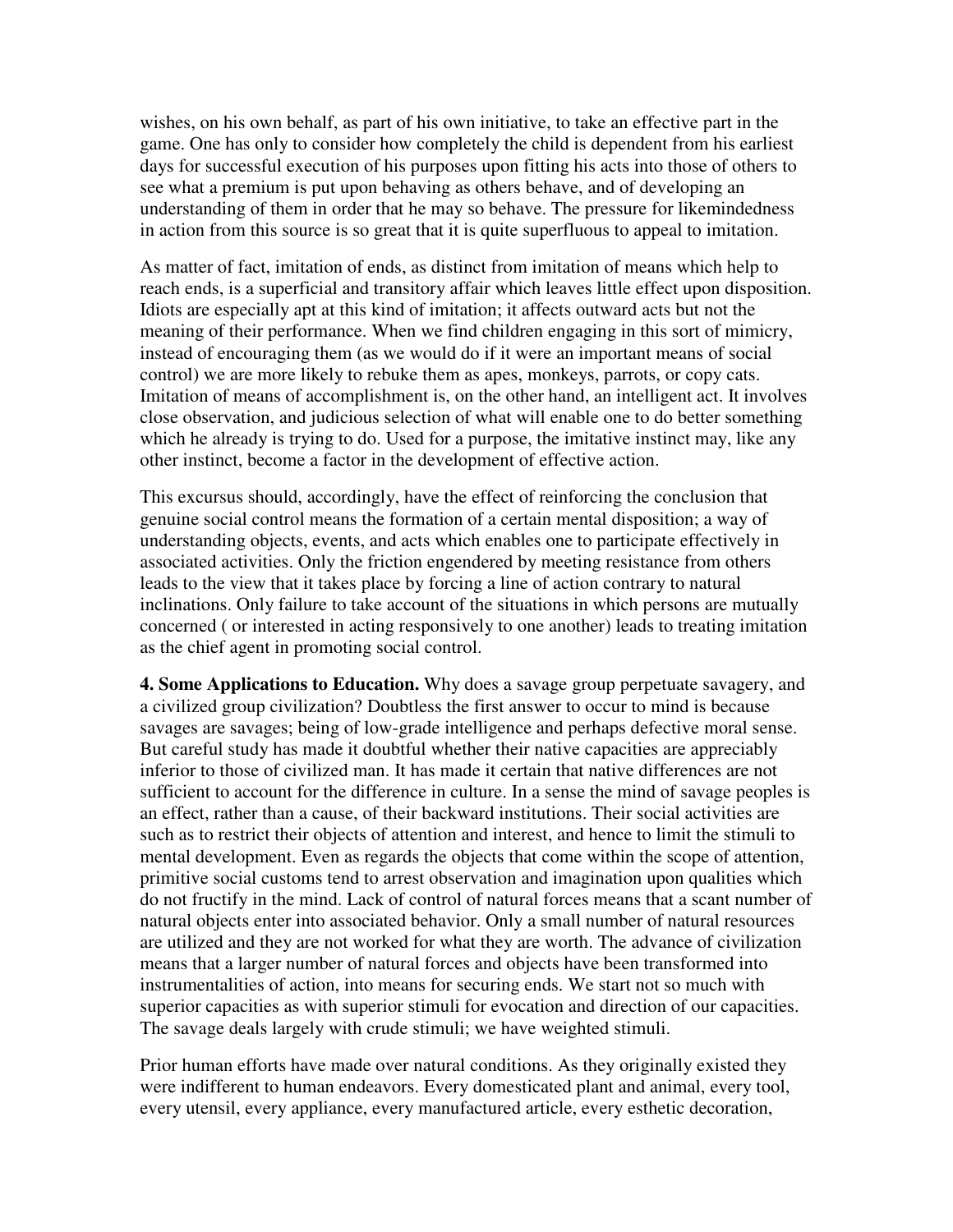wishes, on his own behalf, as part of his own initiative, to take an effective part in the game. One has only to consider how completely the child is dependent from his earliest days for successful execution of his purposes upon fitting his acts into those of others to see what a premium is put upon behaving as others behave, and of developing an understanding of them in order that he may so behave. The pressure for likemindedness in action from this source is so great that it is quite superfluous to appeal to imitation.

As matter of fact, imitation of ends, as distinct from imitation of means which help to reach ends, is a superficial and transitory affair which leaves little effect upon disposition. Idiots are especially apt at this kind of imitation; it affects outward acts but not the meaning of their performance. When we find children engaging in this sort of mimicry, instead of encouraging them (as we would do if it were an important means of social control) we are more likely to rebuke them as apes, monkeys, parrots, or copy cats. Imitation of means of accomplishment is, on the other hand, an intelligent act. It involves close observation, and judicious selection of what will enable one to do better something which he already is trying to do. Used for a purpose, the imitative instinct may, like any other instinct, become a factor in the development of effective action.

This excursus should, accordingly, have the effect of reinforcing the conclusion that genuine social control means the formation of a certain mental disposition; a way of understanding objects, events, and acts which enables one to participate effectively in associated activities. Only the friction engendered by meeting resistance from others leads to the view that it takes place by forcing a line of action contrary to natural inclinations. Only failure to take account of the situations in which persons are mutually concerned ( or interested in acting responsively to one another) leads to treating imitation as the chief agent in promoting social control.

**4. Some Applications to Education.** Why does a savage group perpetuate savagery, and a civilized group civilization? Doubtless the first answer to occur to mind is because savages are savages; being of low-grade intelligence and perhaps defective moral sense. But careful study has made it doubtful whether their native capacities are appreciably inferior to those of civilized man. It has made it certain that native differences are not sufficient to account for the difference in culture. In a sense the mind of savage peoples is an effect, rather than a cause, of their backward institutions. Their social activities are such as to restrict their objects of attention and interest, and hence to limit the stimuli to mental development. Even as regards the objects that come within the scope of attention, primitive social customs tend to arrest observation and imagination upon qualities which do not fructify in the mind. Lack of control of natural forces means that a scant number of natural objects enter into associated behavior. Only a small number of natural resources are utilized and they are not worked for what they are worth. The advance of civilization means that a larger number of natural forces and objects have been transformed into instrumentalities of action, into means for securing ends. We start not so much with superior capacities as with superior stimuli for evocation and direction of our capacities. The savage deals largely with crude stimuli; we have weighted stimuli.

Prior human efforts have made over natural conditions. As they originally existed they were indifferent to human endeavors. Every domesticated plant and animal, every tool, every utensil, every appliance, every manufactured article, every esthetic decoration,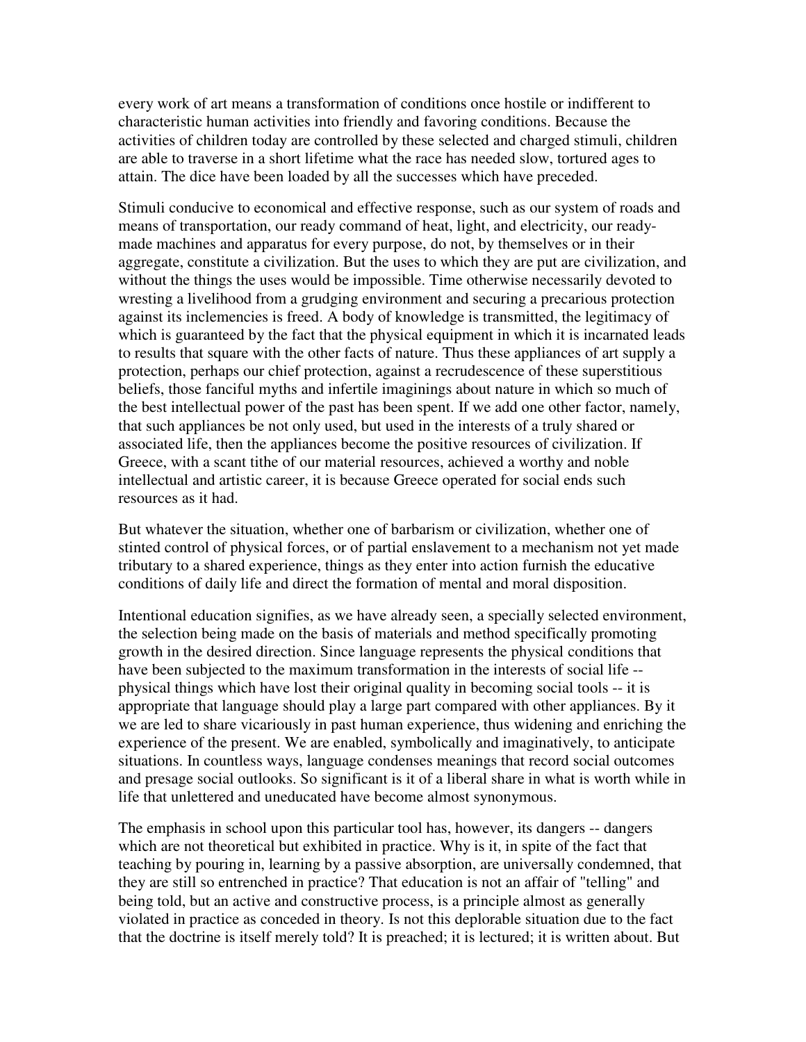every work of art means a transformation of conditions once hostile or indifferent to characteristic human activities into friendly and favoring conditions. Because the activities of children today are controlled by these selected and charged stimuli, children are able to traverse in a short lifetime what the race has needed slow, tortured ages to attain. The dice have been loaded by all the successes which have preceded.

Stimuli conducive to economical and effective response, such as our system of roads and means of transportation, our ready command of heat, light, and electricity, our ready-made machines and apparatus for every purpose, do not, by themselves or in their aggregate, constitute a civilization. But the uses to which they are put are civilization, and without the things the uses would be impossible. Time otherwise necessarily devoted to wresting a livelihood from a grudging environment and securing a precarious protection against its inclemencies is freed. A body of knowledge is transmitted, the legitimacy of which is guaranteed by the fact that the physical equipment in which it is incarnated leads to results that square with the other facts of nature. Thus these appliances of art supply a protection, perhaps our chief protection, against a recrudescence of these superstitious beliefs, those fanciful myths and infertile imaginings about nature in which so much of the best intellectual power of the past has been spent. If we add one other factor, namely, that such appliances be not only used, but used in the interests of a truly shared or associated life, then the appliances become the positive resources of civilization. If Greece, with a scant tithe of our material resources, achieved a worthy and noble intellectual and artistic career, it is because Greece operated for social ends such resources as it had.

But whatever the situation, whether one of barbarism or civilization, whether one of stinted control of physical forces, or of partial enslavement to a mechanism not yet made tributary to a shared experience, things as they enter into action furnish the educative conditions of daily life and direct the formation of mental and moral disposition.

Intentional education signifies, as we have already seen, a specially selected environment, the selection being made on the basis of materials and method specifically promoting growth in the desired direction. Since language represents the physical conditions that have been subjected to the maximum transformation in the interests of social life -- physical things which have lost their original quality in becoming social tools -- it is appropriate that language should play a large part compared with other appliances. By it we are led to share vicariously in past human experience, thus widening and enriching the experience of the present. We are enabled, symbolically and imaginatively, to anticipate situations. In countless ways, language condenses meanings that record social outcomes and presage social outlooks. So significant is it of a liberal share in what is worth while in life that unlettered and uneducated have become almost synonymous.

The emphasis in school upon this particular tool has, however, its dangers -- dangers which are not theoretical but exhibited in practice. Why is it, in spite of the fact that teaching by pouring in, learning by a passive absorption, are universally condemned, that they are still so entrenched in practice? That education is not an affair of "telling" and being told, but an active and constructive process, is a principle almost as generally violated in practice as conceded in theory. Is not this deplorable situation due to the fact that the doctrine is itself merely told? It is preached; it is lectured; it is written about. But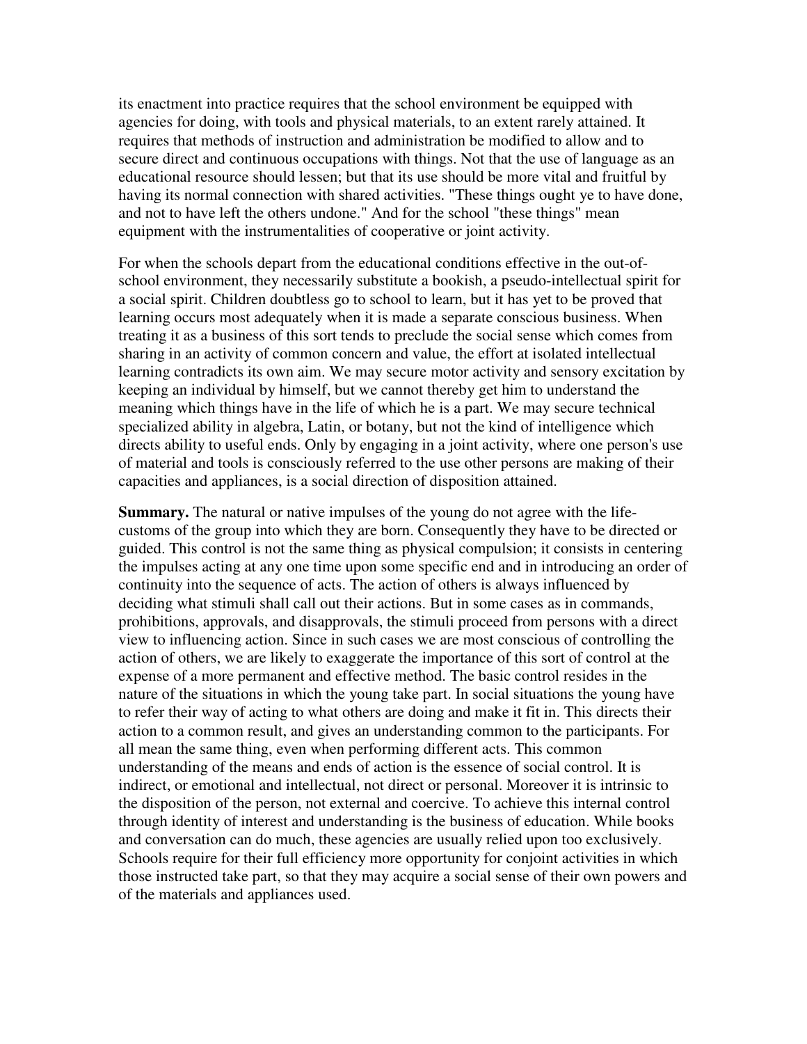its enactment into practice requires that the school environment be equipped with agencies for doing, with tools and physical materials, to an extent rarely attained. It requires that methods of instruction and administration be modified to allow and to secure direct and continuous occupations with things. Not that the use of language as an educational resource should lessen; but that its use should be more vital and fruitful by having its normal connection with shared activities. "These things ought ye to have done, and not to have left the others undone." And for the school "these things" mean equipment with the instrumentalities of cooperative or joint activity.

For when the schools depart from the educational conditions effective in the out-of-school environment, they necessarily substitute a bookish, a pseudo-intellectual spirit for a social spirit. Children doubtless go to school to learn, but it has yet to be proved that learning occurs most adequately when it is made a separate conscious business. When treating it as a business of this sort tends to preclude the social sense which comes from sharing in an activity of common concern and value, the effort at isolated intellectual learning contradicts its own aim. We may secure motor activity and sensory excitation by keeping an individual by himself, but we cannot thereby get him to understand the meaning which things have in the life of which he is a part. We may secure technical specialized ability in algebra, Latin, or botany, but not the kind of intelligence which directs ability to useful ends. Only by engaging in a joint activity, where one person's use of material and tools is consciously referred to the use other persons are making of their capacities and appliances, is a social direction of disposition attained.

**Summary.** The natural or native impulses of the young do not agree with the life-customs of the group into which they are born. Consequently they have to be directed or guided. This control is not the same thing as physical compulsion; it consists in centering the impulses acting at any one time upon some specific end and in introducing an order of continuity into the sequence of acts. The action of others is always influenced by deciding what stimuli shall call out their actions. But in some cases as in commands, prohibitions, approvals, and disapprovals, the stimuli proceed from persons with a direct view to influencing action. Since in such cases we are most conscious of controlling the action of others, we are likely to exaggerate the importance of this sort of control at the expense of a more permanent and effective method. The basic control resides in the nature of the situations in which the young take part. In social situations the young have to refer their way of acting to what others are doing and make it fit in. This directs their action to a common result, and gives an understanding common to the participants. For all mean the same thing, even when performing different acts. This common understanding of the means and ends of action is the essence of social control. It is indirect, or emotional and intellectual, not direct or personal. Moreover it is intrinsic to the disposition of the person, not external and coercive. To achieve this internal control through identity of interest and understanding is the business of education. While books and conversation can do much, these agencies are usually relied upon too exclusively. Schools require for their full efficiency more opportunity for conjoint activities in which those instructed take part, so that they may acquire a social sense of their own powers and of the materials and appliances used.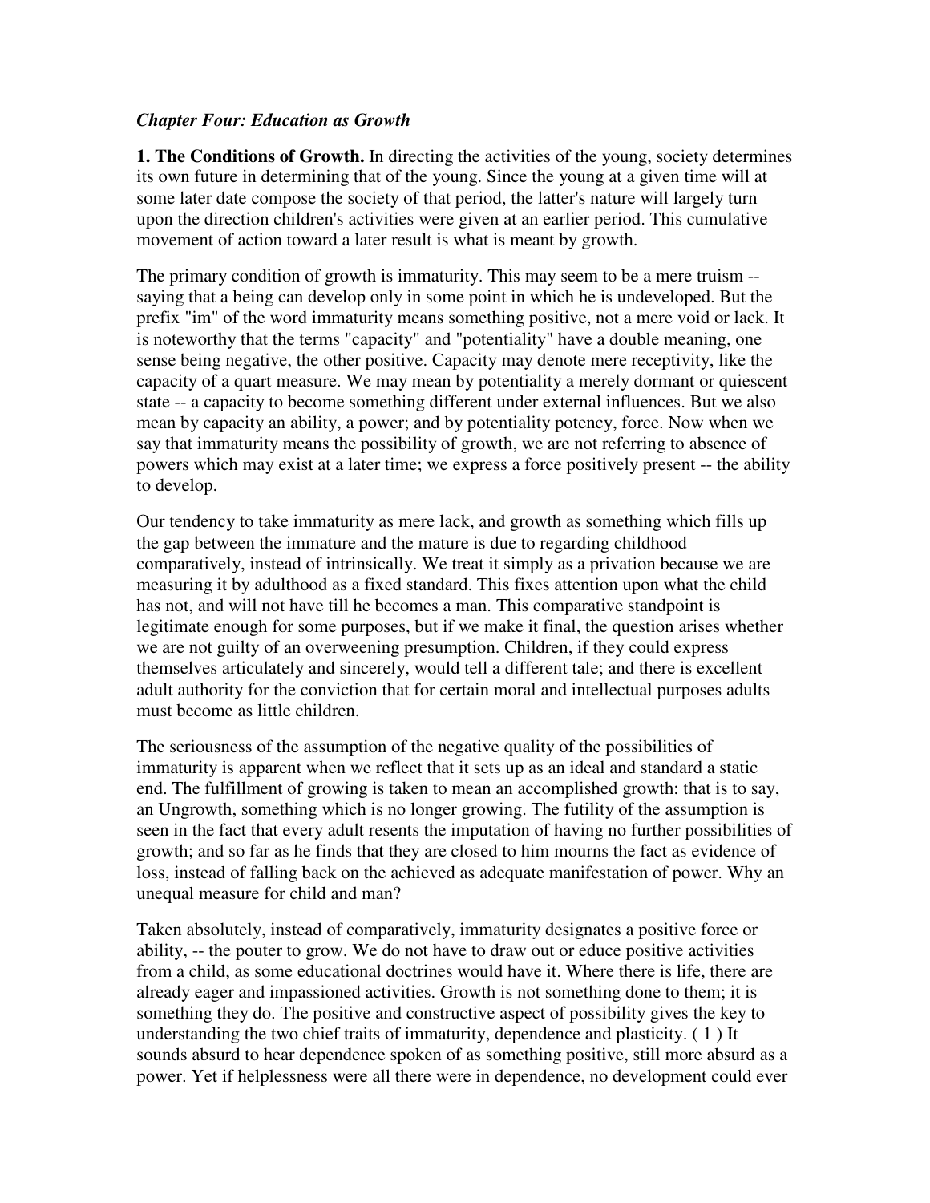*Chapter Four: Education as Growth*

**1. The Conditions of Growth.** In directing the activities of the young, society determines its own future in determining that of the young. Since the young at a given time will at some later date compose the society of that period, the latter's nature will largely turn upon the direction children's activities were given at an earlier period. This cumulative movement of action toward a later result is what is meant by growth.

The primary condition of growth is immaturity. This may seem to be a mere truism -- saying that a being can develop only in some point in which he is undeveloped. But the prefix "im" of the word immaturity means something positive, not a mere void or lack. It is noteworthy that the terms "capacity" and "potentiality" have a double meaning, one sense being negative, the other positive. Capacity may denote mere receptivity, like the capacity of a quart measure. We may mean by potentiality a merely dormant or quiescent state -- a capacity to become something different under external influences. But we also mean by capacity an ability, a power; and by potentiality potency, force. Now when we say that immaturity means the possibility of growth, we are not referring to absence of powers which may exist at a later time; we express a force positively present -- the ability to develop.

Our tendency to take immaturity as mere lack, and growth as something which fills up the gap between the immature and the mature is due to regarding childhood comparatively, instead of intrinsically. We treat it simply as a privation because we are measuring it by adulthood as a fixed standard. This fixes attention upon what the child has not, and will not have till he becomes a man. This comparative standpoint is legitimate enough for some purposes, but if we make it final, the question arises whether we are not guilty of an overweening presumption. Children, if they could express themselves articulately and sincerely, would tell a different tale; and there is excellent adult authority for the conviction that for certain moral and intellectual purposes adults must become as little children.

The seriousness of the assumption of the negative quality of the possibilities of immaturity is apparent when we reflect that it sets up as an ideal and standard a static end. The fulfillment of growing is taken to mean an accomplished growth: that is to say, an Ungrowth, something which is no longer growing. The futility of the assumption is seen in the fact that every adult resents the imputation of having no further possibilities of growth; and so far as he finds that they are closed to him mourns the fact as evidence of loss, instead of falling back on the achieved as adequate manifestation of power. Why an unequal measure for child and man?

Taken absolutely, instead of comparatively, immaturity designates a positive force or ability, -- the pouter to grow. We do not have to draw out or educe positive activities from a child, as some educational doctrines would have it. Where there is life, there are already eager and impassioned activities. Growth is not something done to them; it is something they do. The positive and constructive aspect of possibility gives the key to understanding the two chief traits of immaturity, dependence and plasticity. ( 1 ) It sounds absurd to hear dependence spoken of as something positive, still more absurd as a power. Yet if helplessness were all there were in dependence, no development could ever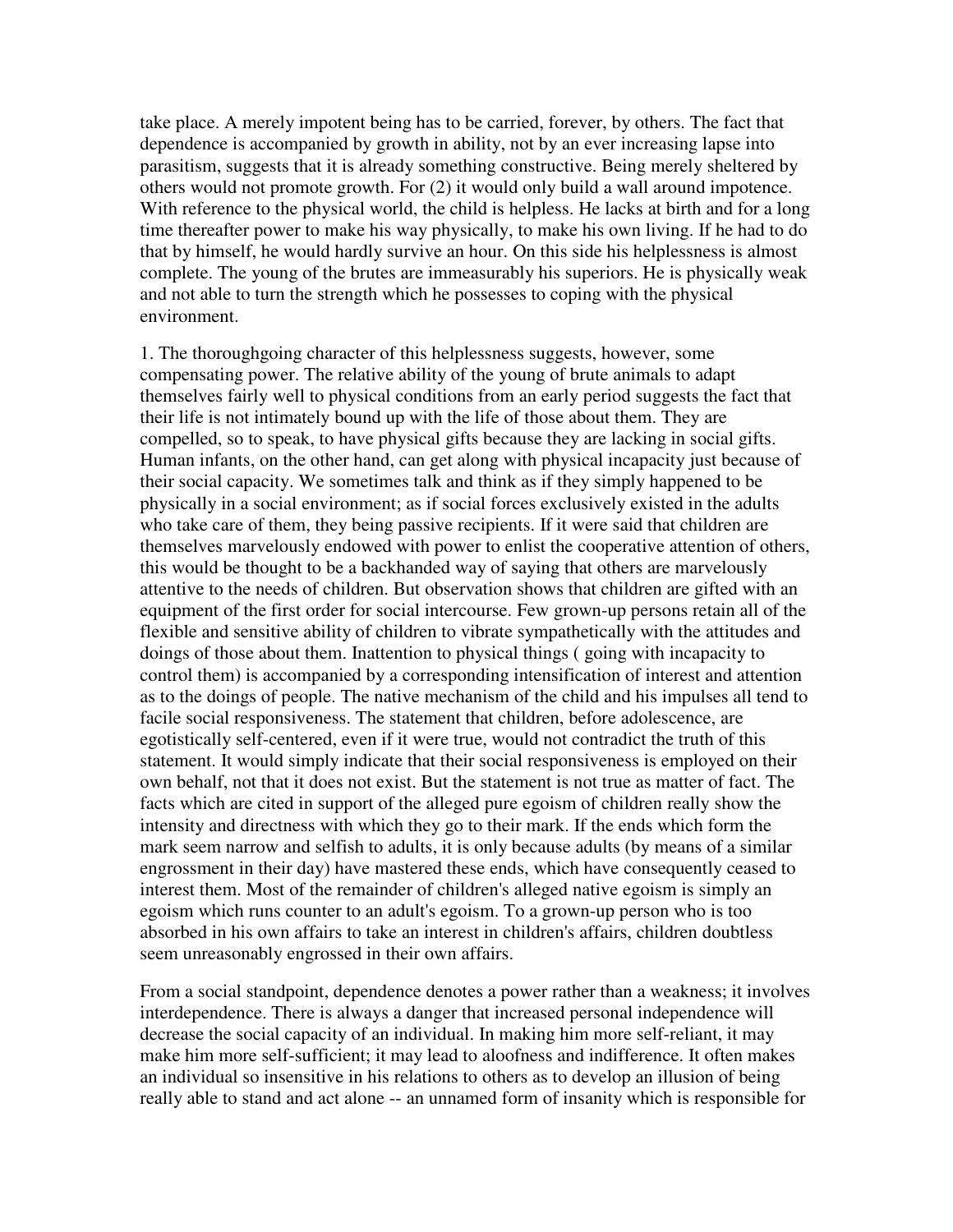take place. A merely impotent being has to be carried, forever, by others. The fact that dependence is accompanied by growth in ability, not by an ever increasing lapse into parasitism, suggests that it is already something constructive. Being merely sheltered by others would not promote growth. For (2) it would only build a wall around impotence. With reference to the physical world, the child is helpless. He lacks at birth and for a long time thereafter power to make his way physically, to make his own living. If he had to do that by himself, he would hardly survive an hour. On this side his helplessness is almost complete. The young of the brutes are immeasurably his superiors. He is physically weak and not able to turn the strength which he possesses to coping with the physical environment.

1. The thoroughgoing character of this helplessness suggests, however, some compensating power. The relative ability of the young of brute animals to adapt themselves fairly well to physical conditions from an early period suggests the fact that their life is not intimately bound up with the life of those about them. They are compelled, so to speak, to have physical gifts because they are lacking in social gifts. Human infants, on the other hand, can get along with physical incapacity just because of their social capacity. We sometimes talk and think as if they simply happened to be physically in a social environment; as if social forces exclusively existed in the adults who take care of them, they being passive recipients. If it were said that children are themselves marvelously endowed with power to enlist the cooperative attention of others, this would be thought to be a backhanded way of saying that others are marvelously attentive to the needs of children. But observation shows that children are gifted with an equipment of the first order for social intercourse. Few grown-up persons retain all of the flexible and sensitive ability of children to vibrate sympathetically with the attitudes and doings of those about them. Inattention to physical things ( going with incapacity to control them) is accompanied by a corresponding intensification of interest and attention as to the doings of people. The native mechanism of the child and his impulses all tend to facile social responsiveness. The statement that children, before adolescence, are egotistically self-centered, even if it were true, would not contradict the truth of this statement. It would simply indicate that their social responsiveness is employed on their own behalf, not that it does not exist. But the statement is not true as matter of fact. The facts which are cited in support of the alleged pure egoism of children really show the intensity and directness with which they go to their mark. If the ends which form the mark seem narrow and selfish to adults, it is only because adults (by means of a similar engrossment in their day) have mastered these ends, which have consequently ceased to interest them. Most of the remainder of children's alleged native egoism is simply an egoism which runs counter to an adult's egoism. To a grown-up person who is too absorbed in his own affairs to take an interest in children's affairs, children doubtless seem unreasonably engrossed in their own affairs.

From a social standpoint, dependence denotes a power rather than a weakness; it involves interdependence. There is always a danger that increased personal independence will decrease the social capacity of an individual. In making him more self-reliant, it may make him more self-sufficient; it may lead to aloofness and indifference. It often makes an individual so insensitive in his relations to others as to develop an illusion of being really able to stand and act alone -- an unnamed form of insanity which is responsible for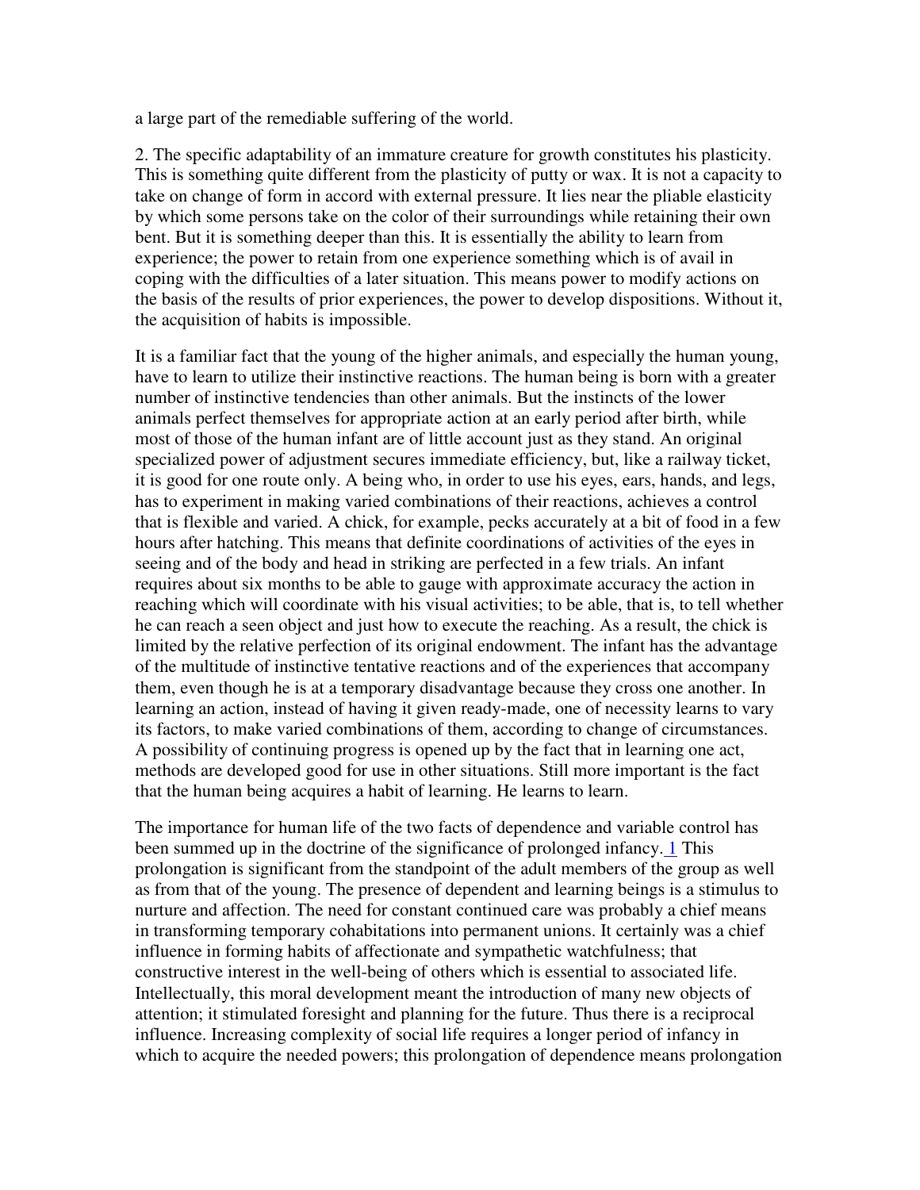a large part of the remediable suffering of the world.

2. The specific adaptability of an immature creature for growth constitutes his plasticity. This is something quite different from the plasticity of putty or wax. It is not a capacity to take on change of form in accord with external pressure. It lies near the pliable elasticity by which some persons take on the color of their surroundings while retaining their own bent. But it is something deeper than this. It is essentially the ability to learn from experience; the power to retain from one experience something which is of avail in coping with the difficulties of a later situation. This means power to modify actions on the basis of the results of prior experiences, the power to develop dispositions. Without it, the acquisition of habits is impossible.

It is a familiar fact that the young of the higher animals, and especially the human young, have to learn to utilize their instinctive reactions. The human being is born with a greater number of instinctive tendencies than other animals. But the instincts of the lower animals perfect themselves for appropriate action at an early period after birth, while most of those of the human infant are of little account just as they stand. An original specialized power of adjustment secures immediate efficiency, but, like a railway ticket, it is good for one route only. A being who, in order to use his eyes, ears, hands, and legs, has to experiment in making varied combinations of their reactions, achieves a control that is flexible and varied. A chick, for example, pecks accurately at a bit of food in a few hours after hatching. This means that definite coordinations of activities of the eyes in seeing and of the body and head in striking are perfected in a few trials. An infant requires about six months to be able to gauge with approximate accuracy the action in reaching which will coordinate with his visual activities; to be able, that is, to tell whether he can reach a seen object and just how to execute the reaching. As a result, the chick is limited by the relative perfection of its original endowment. The infant has the advantage of the multitude of instinctive tentative reactions and of the experiences that accompany them, even though he is at a temporary disadvantage because they cross one another. In learning an action, instead of having it given ready-made, one of necessity learns to vary its factors, to make varied combinations of them, according to change of circumstances. A possibility of continuing progress is opened up by the fact that in learning one act, methods are developed good for use in other situations. Still more important is the fact that the human being acquires a habit of learning. He learns to learn.

The importance for human life of the two facts of dependence and variable control has been summed up in the doctrine of the significance of prolonged infancy. [1] This prolongation is significant from the standpoint of the adult members of the group as well as from that of the young. The presence of dependent and learning beings is a stimulus to nurture and affection. The need for constant continued care was probably a chief means in transforming temporary cohabitations into permanent unions. It certainly was a chief influence in forming habits of affectionate and sympathetic watchfulness; that constructive interest in the well-being of others which is essential to associated life. Intellectually, this moral development meant the introduction of many new objects of attention; it stimulated foresight and planning for the future. Thus there is a reciprocal influence. Increasing complexity of social life requires a longer period of infancy in which to acquire the needed powers; this prolongation of dependence means prolongation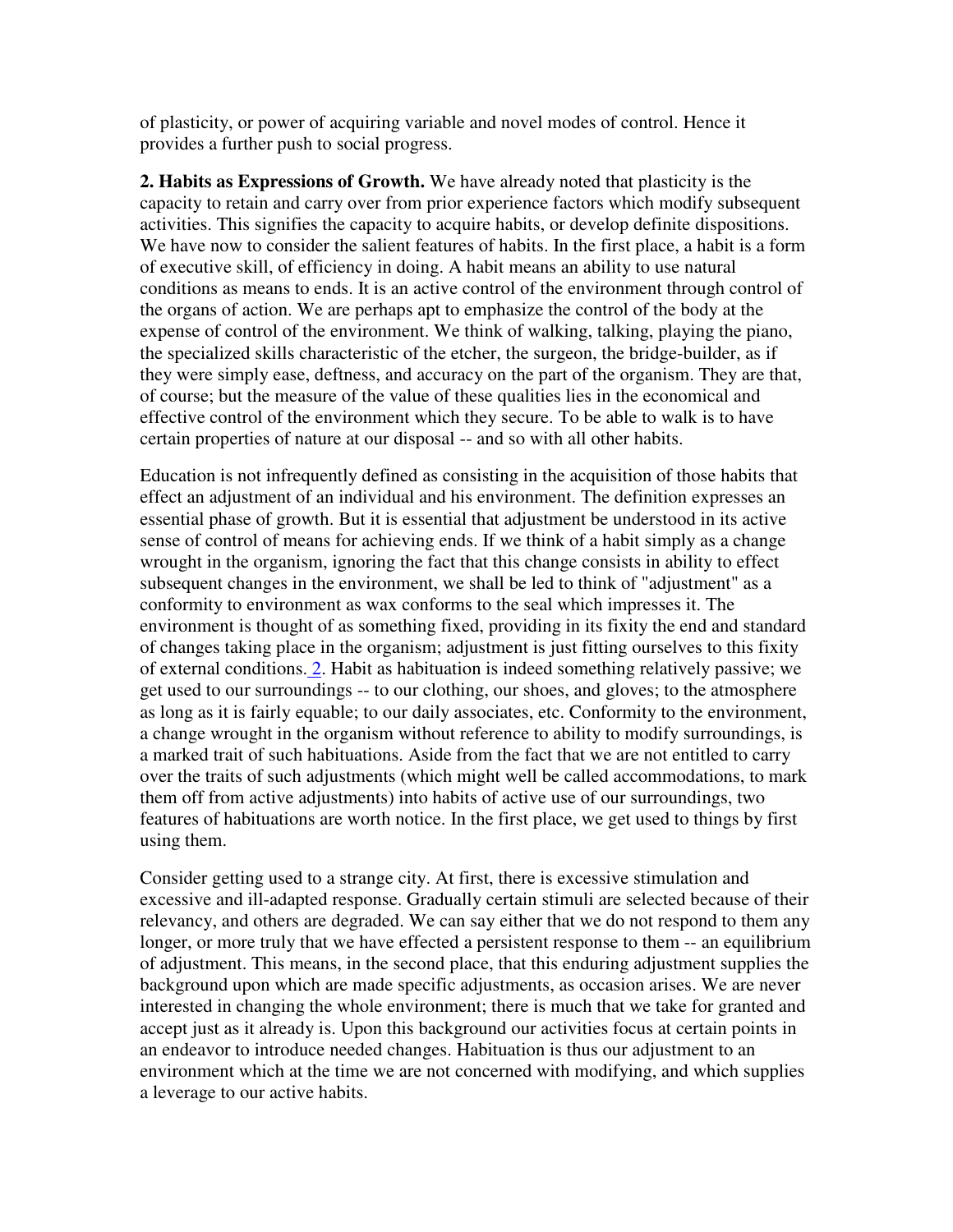of plasticity, or power of acquiring variable and novel modes of control. Hence it provides a further push to social progress.

**2. Habits as Expressions of Growth.** We have already noted that plasticity is the capacity to retain and carry over from prior experience factors which modify subsequent activities. This signifies the capacity to acquire habits, or develop definite dispositions. We have now to consider the salient features of habits. In the first place, a habit is a form of executive skill, of efficiency in doing. A habit means an ability to use natural conditions as means to ends. It is an active control of the environment through control of the organs of action. We are perhaps apt to emphasize the control of the body at the expense of control of the environment. We think of walking, talking, playing the piano, the specialized skills characteristic of the etcher, the surgeon, the bridge-builder, as if they were simply ease, deftness, and accuracy on the part of the organism. They are that, of course; but the measure of the value of these qualities lies in the economical and effective control of the environment which they secure. To be able to walk is to have certain properties of nature at our disposal -- and so with all other habits.

Education is not infrequently defined as consisting in the acquisition of those habits that effect an adjustment of an individual and his environment. The definition expresses an essential phase of growth. But it is essential that adjustment be understood in its active sense of control of means for achieving ends. If we think of a habit simply as a change wrought in the organism, ignoring the fact that this change consists in ability to effect subsequent changes in the environment, we shall be led to think of "adjustment" as a conformity to environment as wax conforms to the seal which impresses it. The environment is thought of as something fixed, providing in its fixity the end and standard of changes taking place in the organism; adjustment is just fitting ourselves to this fixity of external conditions. 2. Habit as habituation is indeed something relatively passive; we get used to our surroundings -- to our clothing, our shoes, and gloves; to the atmosphere as long as it is fairly equable; to our daily associates, etc. Conformity to the environment, a change wrought in the organism without reference to ability to modify surroundings, is a marked trait of such habituations. Aside from the fact that we are not entitled to carry over the traits of such adjustments (which might well be called accommodations, to mark them off from active adjustments) into habits of active use of our surroundings, two features of habituations are worth notice. In the first place, we get used to things by first using them.

Consider getting used to a strange city. At first, there is excessive stimulation and excessive and ill-adapted response. Gradually certain stimuli are selected because of their relevancy, and others are degraded. We can say either that we do not respond to them any longer, or more truly that we have effected a persistent response to them -- an equilibrium of adjustment. This means, in the second place, that this enduring adjustment supplies the background upon which are made specific adjustments, as occasion arises. We are never interested in changing the whole environment; there is much that we take for granted and accept just as it already is. Upon this background our activities focus at certain points in an endeavor to introduce needed changes. Habituation is thus our adjustment to an environment which at the time we are not concerned with modifying, and which supplies a leverage to our active habits.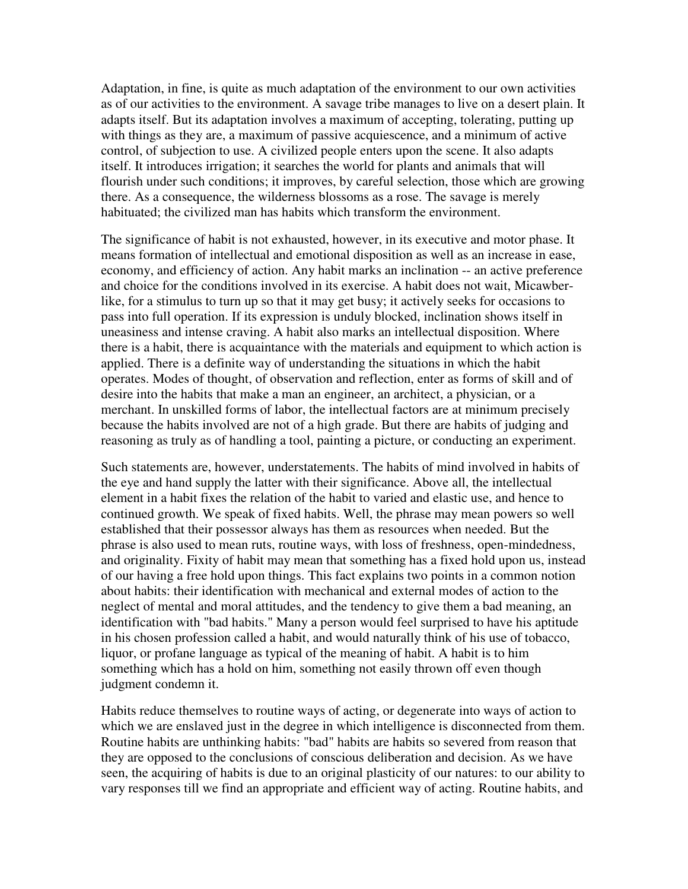Adaptation, in fine, is quite as much adaptation of the environment to our own activities as of our activities to the environment. A savage tribe manages to live on a desert plain. It adapts itself. But its adaptation involves a maximum of accepting, tolerating, putting up with things as they are, a maximum of passive acquiescence, and a minimum of active control, of subjection to use. A civilized people enters upon the scene. It also adapts itself. It introduces irrigation; it searches the world for plants and animals that will flourish under such conditions; it improves, by careful selection, those which are growing there. As a consequence, the wilderness blossoms as a rose. The savage is merely habituated; the civilized man has habits which transform the environment.

The significance of habit is not exhausted, however, in its executive and motor phase. It means formation of intellectual and emotional disposition as well as an increase in ease, economy, and efficiency of action. Any habit marks an inclination -- an active preference and choice for the conditions involved in its exercise. A habit does not wait, Micawber-like, for a stimulus to turn up so that it may get busy; it actively seeks for occasions to pass into full operation. If its expression is unduly blocked, inclination shows itself in uneasiness and intense craving. A habit also marks an intellectual disposition. Where there is a habit, there is acquaintance with the materials and equipment to which action is applied. There is a definite way of understanding the situations in which the habit operates. Modes of thought, of observation and reflection, enter as forms of skill and of desire into the habits that make a man an engineer, an architect, a physician, or a merchant. In unskilled forms of labor, the intellectual factors are at minimum precisely because the habits involved are not of a high grade. But there are habits of judging and reasoning as truly as of handling a tool, painting a picture, or conducting an experiment.

Such statements are, however, understatements. The habits of mind involved in habits of the eye and hand supply the latter with their significance. Above all, the intellectual element in a habit fixes the relation of the habit to varied and elastic use, and hence to continued growth. We speak of fixed habits. Well, the phrase may mean powers so well established that their possessor always has them as resources when needed. But the phrase is also used to mean ruts, routine ways, with loss of freshness, open-mindedness, and originality. Fixity of habit may mean that something has a fixed hold upon us, instead of our having a free hold upon things. This fact explains two points in a common notion about habits: their identification with mechanical and external modes of action to the neglect of mental and moral attitudes, and the tendency to give them a bad meaning, an identification with "bad habits." Many a person would feel surprised to have his aptitude in his chosen profession called a habit, and would naturally think of his use of tobacco, liquor, or profane language as typical of the meaning of habit. A habit is to him something which has a hold on him, something not easily thrown off even though judgment condemn it.

Habits reduce themselves to routine ways of acting, or degenerate into ways of action to which we are enslaved just in the degree in which intelligence is disconnected from them. Routine habits are unthinking habits: "bad" habits are habits so severed from reason that they are opposed to the conclusions of conscious deliberation and decision. As we have seen, the acquiring of habits is due to an original plasticity of our natures: to our ability to vary responses till we find an appropriate and efficient way of acting. Routine habits, and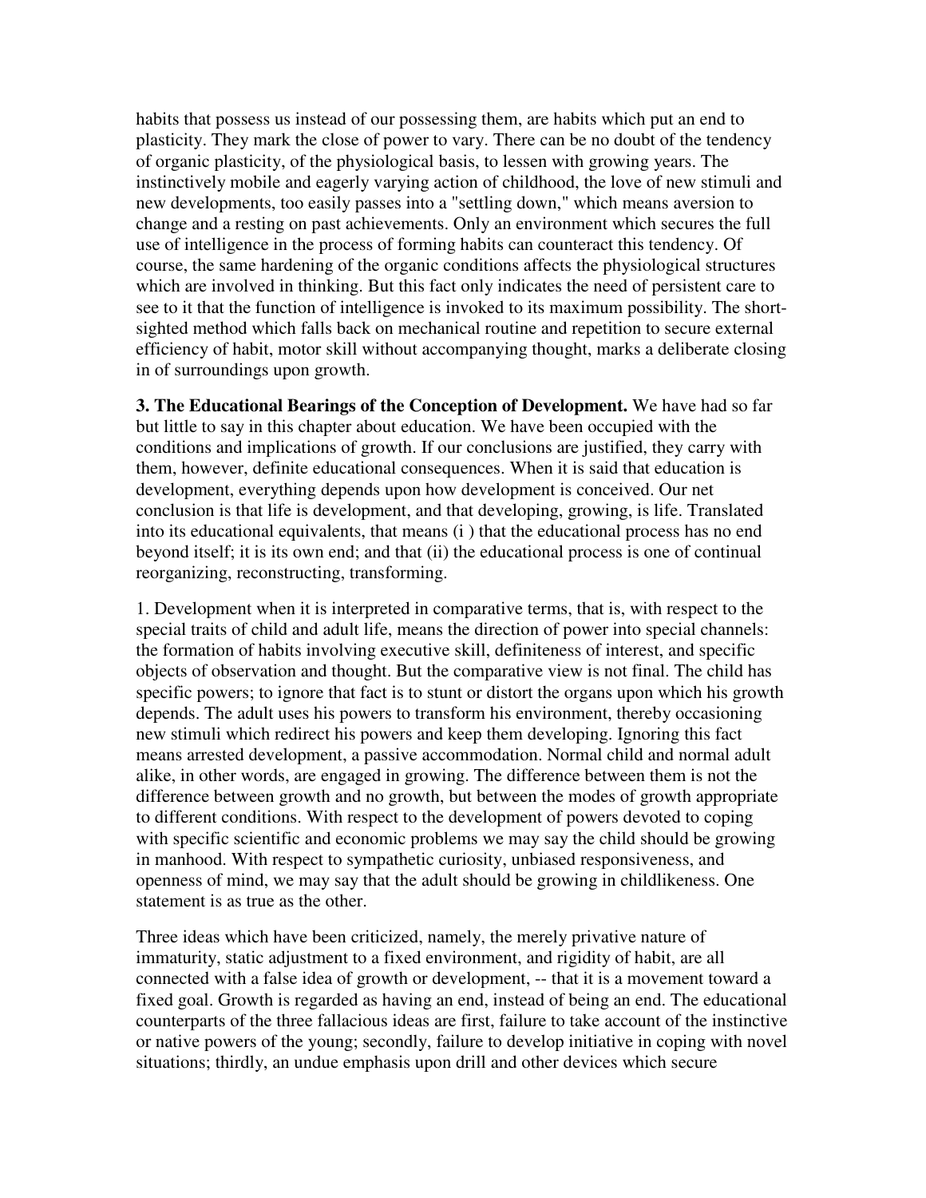habits that possess us instead of our possessing them, are habits which put an end to plasticity. They mark the close of power to vary. There can be no doubt of the tendency of organic plasticity, of the physiological basis, to lessen with growing years. The instinctively mobile and eagerly varying action of childhood, the love of new stimuli and new developments, too easily passes into a "settling down," which means aversion to change and a resting on past achievements. Only an environment which secures the full use of intelligence in the process of forming habits can counteract this tendency. Of course, the same hardening of the organic conditions affects the physiological structures which are involved in thinking. But this fact only indicates the need of persistent care to see to it that the function of intelligence is invoked to its maximum possibility. The short-sighted method which falls back on mechanical routine and repetition to secure external efficiency of habit, motor skill without accompanying thought, marks a deliberate closing in of surroundings upon growth.

**3. The Educational Bearings of the Conception of Development.** We have had so far but little to say in this chapter about education. We have been occupied with the conditions and implications of growth. If our conclusions are justified, they carry with them, however, definite educational consequences. When it is said that education is development, everything depends upon how development is conceived. Our net conclusion is that life is development, and that developing, growing, is life. Translated into its educational equivalents, that means (i ) that the educational process has no end beyond itself; it is its own end; and that (ii) the educational process is one of continual reorganizing, reconstructing, transforming.

1. Development when it is interpreted in comparative terms, that is, with respect to the special traits of child and adult life, means the direction of power into special channels: the formation of habits involving executive skill, definiteness of interest, and specific objects of observation and thought. But the comparative view is not final. The child has specific powers; to ignore that fact is to stunt or distort the organs upon which his growth depends. The adult uses his powers to transform his environment, thereby occasioning new stimuli which redirect his powers and keep them developing. Ignoring this fact means arrested development, a passive accommodation. Normal child and normal adult alike, in other words, are engaged in growing. The difference between them is not the difference between growth and no growth, but between the modes of growth appropriate to different conditions. With respect to the development of powers devoted to coping with specific scientific and economic problems we may say the child should be growing in manhood. With respect to sympathetic curiosity, unbiased responsiveness, and openness of mind, we may say that the adult should be growing in childlikeness. One statement is as true as the other.

Three ideas which have been criticized, namely, the merely privative nature of immaturity, static adjustment to a fixed environment, and rigidity of habit, are all connected with a false idea of growth or development, -- that it is a movement toward a fixed goal. Growth is regarded as having an end, instead of being an end. The educational counterparts of the three fallacious ideas are first, failure to take account of the instinctive or native powers of the young; secondly, failure to develop initiative in coping with novel situations; thirdly, an undue emphasis upon drill and other devices which secure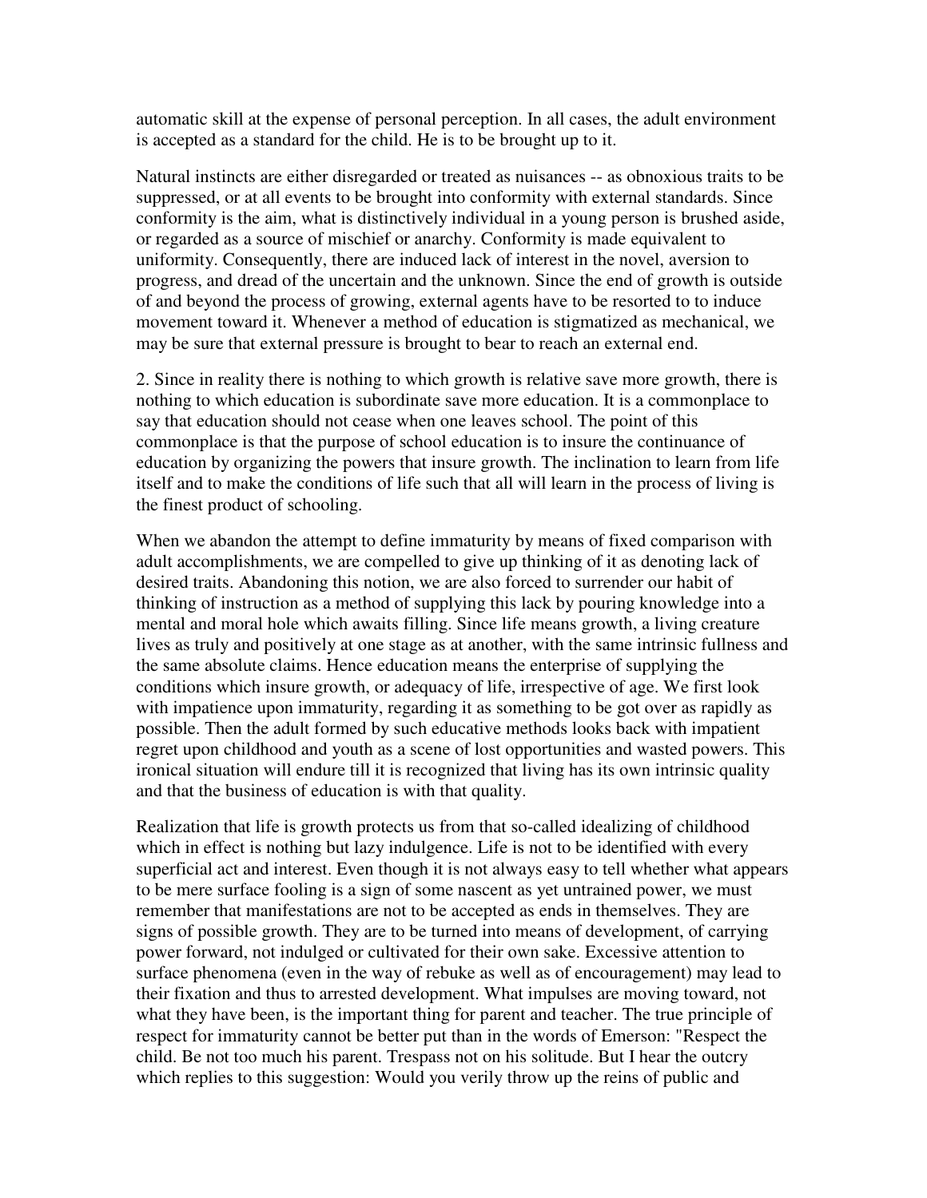automatic skill at the expense of personal perception. In all cases, the adult environment is accepted as a standard for the child. He is to be brought up to it.

Natural instincts are either disregarded or treated as nuisances -- as obnoxious traits to be suppressed, or at all events to be brought into conformity with external standards. Since conformity is the aim, what is distinctively individual in a young person is brushed aside, or regarded as a source of mischief or anarchy. Conformity is made equivalent to uniformity. Consequently, there are induced lack of interest in the novel, aversion to progress, and dread of the uncertain and the unknown. Since the end of growth is outside of and beyond the process of growing, external agents have to be resorted to to induce movement toward it. Whenever a method of education is stigmatized as mechanical, we may be sure that external pressure is brought to bear to reach an external end.

2. Since in reality there is nothing to which growth is relative save more growth, there is nothing to which education is subordinate save more education. It is a commonplace to say that education should not cease when one leaves school. The point of this commonplace is that the purpose of school education is to insure the continuance of education by organizing the powers that insure growth. The inclination to learn from life itself and to make the conditions of life such that all will learn in the process of living is the finest product of schooling.

When we abandon the attempt to define immaturity by means of fixed comparison with adult accomplishments, we are compelled to give up thinking of it as denoting lack of desired traits. Abandoning this notion, we are also forced to surrender our habit of thinking of instruction as a method of supplying this lack by pouring knowledge into a mental and moral hole which awaits filling. Since life means growth, a living creature lives as truly and positively at one stage as at another, with the same intrinsic fullness and the same absolute claims. Hence education means the enterprise of supplying the conditions which insure growth, or adequacy of life, irrespective of age. We first look with impatience upon immaturity, regarding it as something to be got over as rapidly as possible. Then the adult formed by such educative methods looks back with impatient regret upon childhood and youth as a scene of lost opportunities and wasted powers. This ironical situation will endure till it is recognized that living has its own intrinsic quality and that the business of education is with that quality.

Realization that life is growth protects us from that so-called idealizing of childhood which in effect is nothing but lazy indulgence. Life is not to be identified with every superficial act and interest. Even though it is not always easy to tell whether what appears to be mere surface fooling is a sign of some nascent as yet untrained power, we must remember that manifestations are not to be accepted as ends in themselves. They are signs of possible growth. They are to be turned into means of development, of carrying power forward, not indulged or cultivated for their own sake. Excessive attention to surface phenomena (even in the way of rebuke as well as of encouragement) may lead to their fixation and thus to arrested development. What impulses are moving toward, not what they have been, is the important thing for parent and teacher. The true principle of respect for immaturity cannot be better put than in the words of Emerson: "Respect the child. Be not too much his parent. Trespass not on his solitude. But I hear the outcry which replies to this suggestion: Would you verily throw up the reins of public and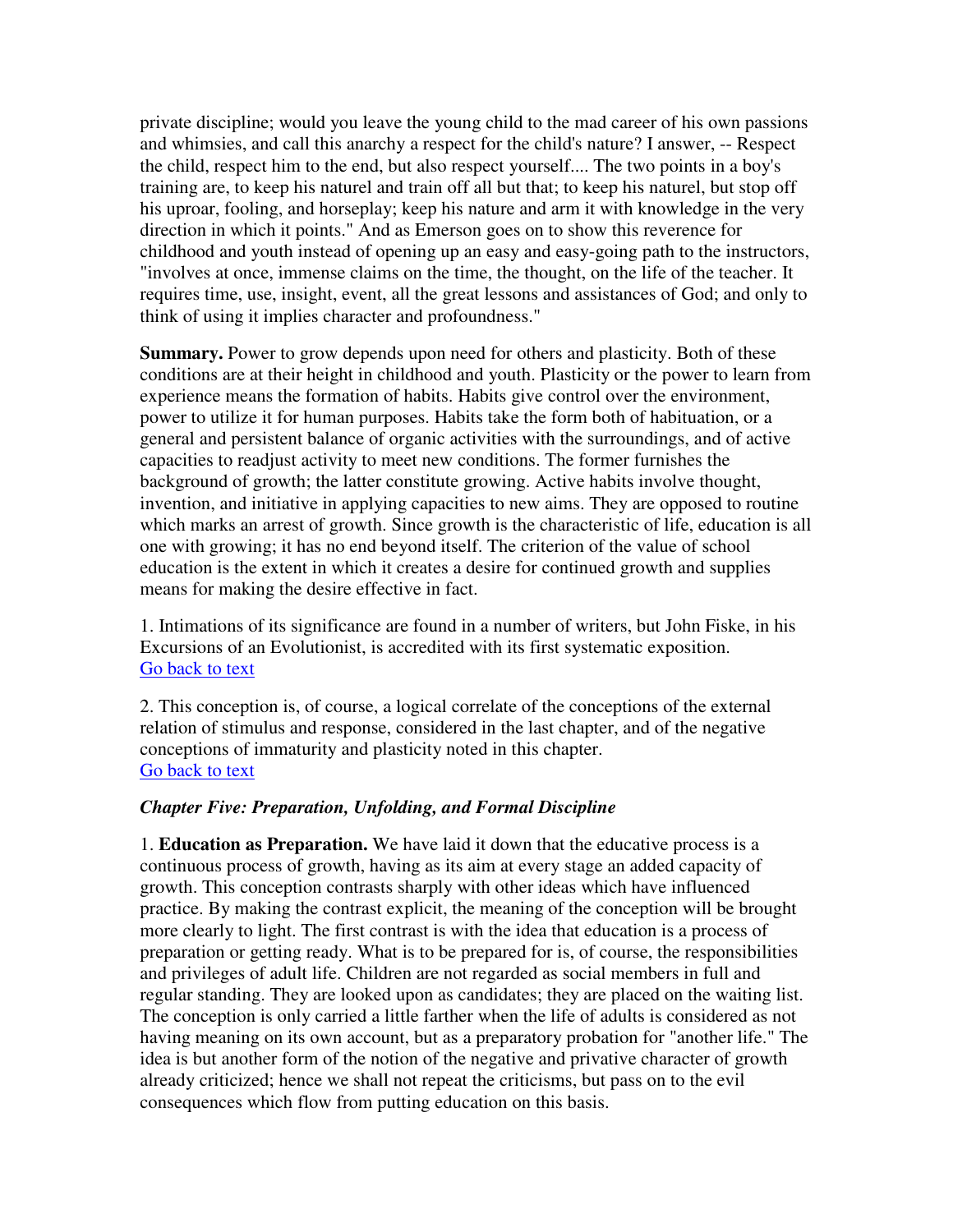private discipline; would you leave the young child to the mad career of his own passions and whimsies, and call this anarchy a respect for the child's nature? I answer, -- Respect the child, respect him to the end, but also respect yourself.... The two points in a boy's training are, to keep his naturel and train off all but that; to keep his naturel, but stop off his uproar, fooling, and horseplay; keep his nature and arm it with knowledge in the very direction in which it points." And as Emerson goes on to show this reverence for childhood and youth instead of opening up an easy and easy-going path to the instructors, "involves at once, immense claims on the time, the thought, on the life of the teacher. It requires time, use, insight, event, all the great lessons and assistances of God; and only to think of using it implies character and profoundness."

**Summary.** Power to grow depends upon need for others and plasticity. Both of these conditions are at their height in childhood and youth. Plasticity or the power to learn from experience means the formation of habits. Habits give control over the environment, power to utilize it for human purposes. Habits take the form both of habituation, or a general and persistent balance of organic activities with the surroundings, and of active capacities to readjust activity to meet new conditions. The former furnishes the background of growth; the latter constitute growing. Active habits involve thought, invention, and initiative in applying capacities to new aims. They are opposed to routine which marks an arrest of growth. Since growth is the characteristic of life, education is all one with growing; it has no end beyond itself. The criterion of the value of school education is the extent in which it creates a desire for continued growth and supplies means for making the desire effective in fact.

1. Intimations of its significance are found in a number of writers, but John Fiske, in his Excursions of an Evolutionist, is accredited with its first systematic exposition.
Go back to text

2. This conception is, of course, a logical correlate of the conceptions of the external relation of stimulus and response, considered in the last chapter, and of the negative conceptions of immaturity and plasticity noted in this chapter.
Go back to text

### *Chapter Five: Preparation, Unfolding, and Formal Discipline*

1. **Education as Preparation.** We have laid it down that the educative process is a continuous process of growth, having as its aim at every stage an added capacity of growth. This conception contrasts sharply with other ideas which have influenced practice. By making the contrast explicit, the meaning of the conception will be brought more clearly to light. The first contrast is with the idea that education is a process of preparation or getting ready. What is to be prepared for is, of course, the responsibilities and privileges of adult life. Children are not regarded as social members in full and regular standing. They are looked upon as candidates; they are placed on the waiting list. The conception is only carried a little farther when the life of adults is considered as not having meaning on its own account, but as a preparatory probation for "another life." The idea is but another form of the notion of the negative and privative character of growth already criticized; hence we shall not repeat the criticisms, but pass on to the evil consequences which flow from putting education on this basis.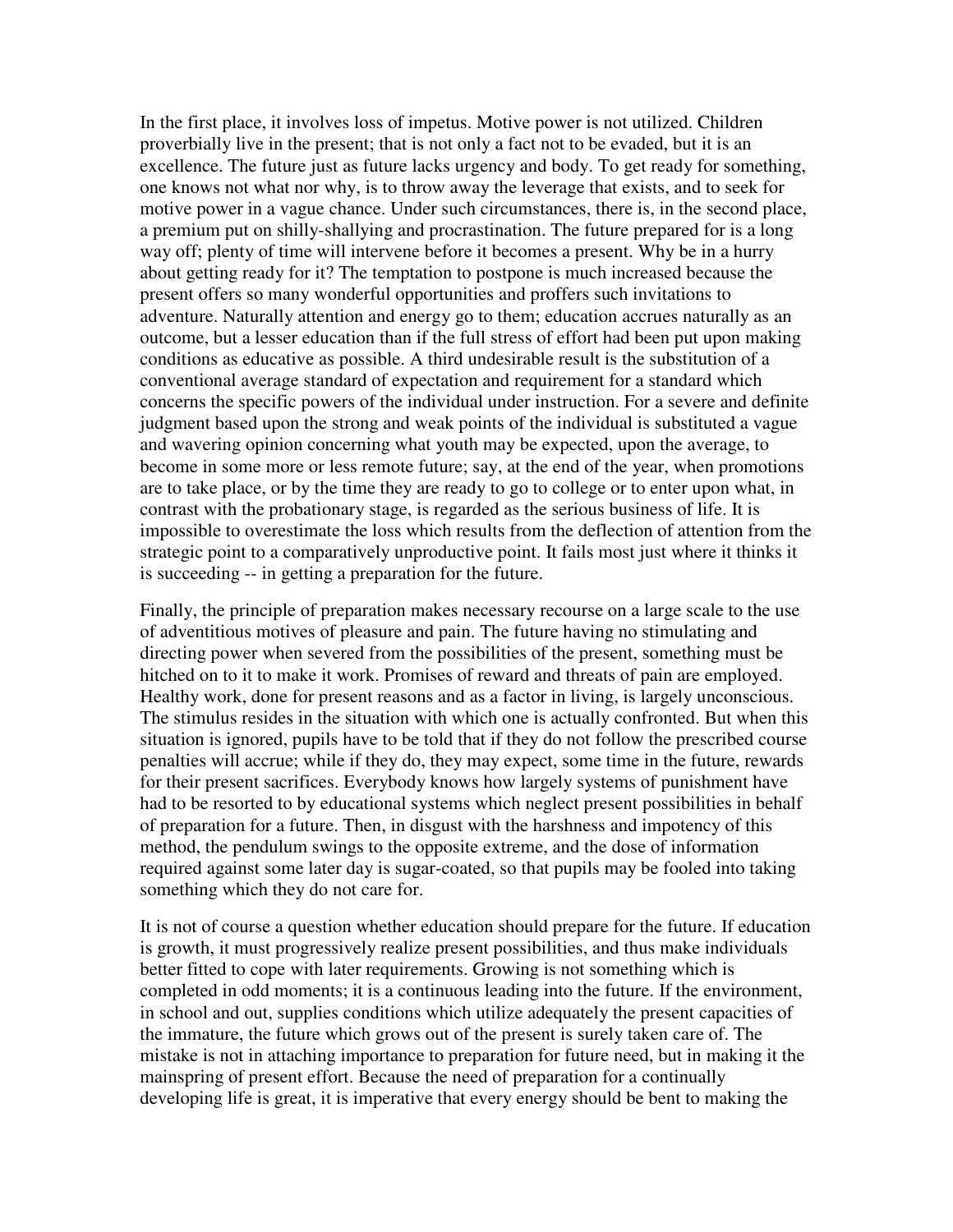In the first place, it involves loss of impetus. Motive power is not utilized. Children proverbially live in the present; that is not only a fact not to be evaded, but it is an excellence. The future just as future lacks urgency and body. To get ready for something, one knows not what nor why, is to throw away the leverage that exists, and to seek for motive power in a vague chance. Under such circumstances, there is, in the second place, a premium put on shilly-shallying and procrastination. The future prepared for is a long way off; plenty of time will intervene before it becomes a present. Why be in a hurry about getting ready for it? The temptation to postpone is much increased because the present offers so many wonderful opportunities and proffers such invitations to adventure. Naturally attention and energy go to them; education accrues naturally as an outcome, but a lesser education than if the full stress of effort had been put upon making conditions as educative as possible. A third undesirable result is the substitution of a conventional average standard of expectation and requirement for a standard which concerns the specific powers of the individual under instruction. For a severe and definite judgment based upon the strong and weak points of the individual is substituted a vague and wavering opinion concerning what youth may be expected, upon the average, to become in some more or less remote future; say, at the end of the year, when promotions are to take place, or by the time they are ready to go to college or to enter upon what, in contrast with the probationary stage, is regarded as the serious business of life. It is impossible to overestimate the loss which results from the deflection of attention from the strategic point to a comparatively unproductive point. It fails most just where it thinks it is succeeding -- in getting a preparation for the future.

Finally, the principle of preparation makes necessary recourse on a large scale to the use of adventitious motives of pleasure and pain. The future having no stimulating and directing power when severed from the possibilities of the present, something must be hitched on to it to make it work. Promises of reward and threats of pain are employed. Healthy work, done for present reasons and as a factor in living, is largely unconscious. The stimulus resides in the situation with which one is actually confronted. But when this situation is ignored, pupils have to be told that if they do not follow the prescribed course penalties will accrue; while if they do, they may expect, some time in the future, rewards for their present sacrifices. Everybody knows how largely systems of punishment have had to be resorted to by educational systems which neglect present possibilities in behalf of preparation for a future. Then, in disgust with the harshness and impotency of this method, the pendulum swings to the opposite extreme, and the dose of information required against some later day is sugar-coated, so that pupils may be fooled into taking something which they do not care for.

It is not of course a question whether education should prepare for the future. If education is growth, it must progressively realize present possibilities, and thus make individuals better fitted to cope with later requirements. Growing is not something which is completed in odd moments; it is a continuous leading into the future. If the environment, in school and out, supplies conditions which utilize adequately the present capacities of the immature, the future which grows out of the present is surely taken care of. The mistake is not in attaching importance to preparation for future need, but in making it the mainspring of present effort. Because the need of preparation for a continually developing life is great, it is imperative that every energy should be bent to making the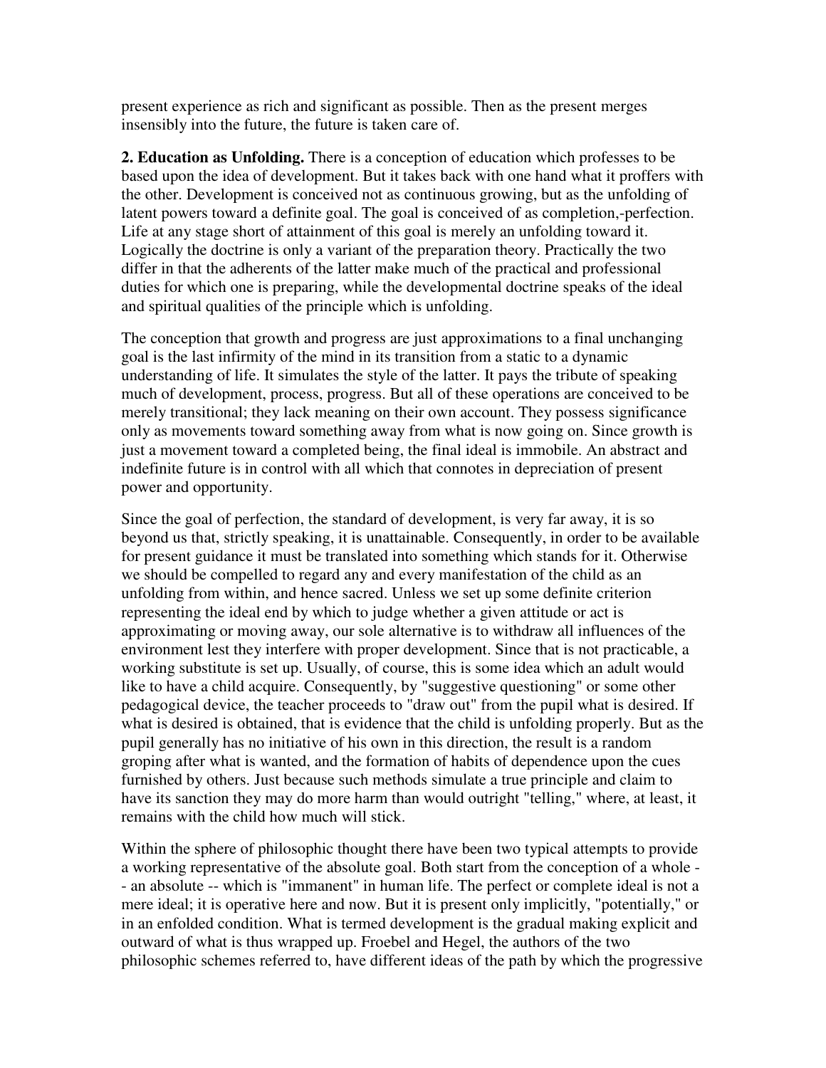present experience as rich and significant as possible. Then as the present merges insensibly into the future, the future is taken care of.

**2. Education as Unfolding.** There is a conception of education which professes to be based upon the idea of development. But it takes back with one hand what it proffers with the other. Development is conceived not as continuous growing, but as the unfolding of latent powers toward a definite goal. The goal is conceived of as completion,-perfection. Life at any stage short of attainment of this goal is merely an unfolding toward it. Logically the doctrine is only a variant of the preparation theory. Practically the two differ in that the adherents of the latter make much of the practical and professional duties for which one is preparing, while the developmental doctrine speaks of the ideal and spiritual qualities of the principle which is unfolding.

The conception that growth and progress are just approximations to a final unchanging goal is the last infirmity of the mind in its transition from a static to a dynamic understanding of life. It simulates the style of the latter. It pays the tribute of speaking much of development, process, progress. But all of these operations are conceived to be merely transitional; they lack meaning on their own account. They possess significance only as movements toward something away from what is now going on. Since growth is just a movement toward a completed being, the final ideal is immobile. An abstract and indefinite future is in control with all which that connotes in depreciation of present power and opportunity.

Since the goal of perfection, the standard of development, is very far away, it is so beyond us that, strictly speaking, it is unattainable. Consequently, in order to be available for present guidance it must be translated into something which stands for it. Otherwise we should be compelled to regard any and every manifestation of the child as an unfolding from within, and hence sacred. Unless we set up some definite criterion representing the ideal end by which to judge whether a given attitude or act is approximating or moving away, our sole alternative is to withdraw all influences of the environment lest they interfere with proper development. Since that is not practicable, a working substitute is set up. Usually, of course, this is some idea which an adult would like to have a child acquire. Consequently, by "suggestive questioning" or some other pedagogical device, the teacher proceeds to "draw out" from the pupil what is desired. If what is desired is obtained, that is evidence that the child is unfolding properly. But as the pupil generally has no initiative of his own in this direction, the result is a random groping after what is wanted, and the formation of habits of dependence upon the cues furnished by others. Just because such methods simulate a true principle and claim to have its sanction they may do more harm than would outright "telling," where, at least, it remains with the child how much will stick.

Within the sphere of philosophic thought there have been two typical attempts to provide a working representative of the absolute goal. Both start from the conception of a whole -- an absolute -- which is "immanent" in human life. The perfect or complete ideal is not a mere ideal; it is operative here and now. But it is present only implicitly, "potentially," or in an enfolded condition. What is termed development is the gradual making explicit and outward of what is thus wrapped up. Froebel and Hegel, the authors of the two philosophic schemes referred to, have different ideas of the path by which the progressive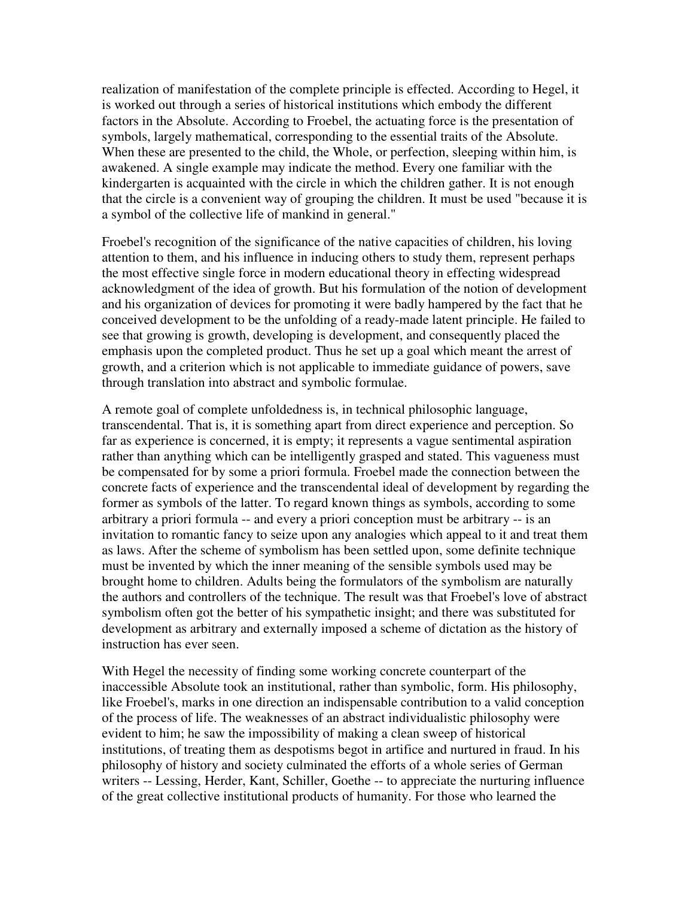realization of manifestation of the complete principle is effected. According to Hegel, it is worked out through a series of historical institutions which embody the different factors in the Absolute. According to Froebel, the actuating force is the presentation of symbols, largely mathematical, corresponding to the essential traits of the Absolute. When these are presented to the child, the Whole, or perfection, sleeping within him, is awakened. A single example may indicate the method. Every one familiar with the kindergarten is acquainted with the circle in which the children gather. It is not enough that the circle is a convenient way of grouping the children. It must be used "because it is a symbol of the collective life of mankind in general."

Froebel's recognition of the significance of the native capacities of children, his loving attention to them, and his influence in inducing others to study them, represent perhaps the most effective single force in modern educational theory in effecting widespread acknowledgment of the idea of growth. But his formulation of the notion of development and his organization of devices for promoting it were badly hampered by the fact that he conceived development to be the unfolding of a ready-made latent principle. He failed to see that growing is growth, developing is development, and consequently placed the emphasis upon the completed product. Thus he set up a goal which meant the arrest of growth, and a criterion which is not applicable to immediate guidance of powers, save through translation into abstract and symbolic formulae.

A remote goal of complete unfoldedness is, in technical philosophic language, transcendental. That is, it is something apart from direct experience and perception. So far as experience is concerned, it is empty; it represents a vague sentimental aspiration rather than anything which can be intelligently grasped and stated. This vagueness must be compensated for by some a priori formula. Froebel made the connection between the concrete facts of experience and the transcendental ideal of development by regarding the former as symbols of the latter. To regard known things as symbols, according to some arbitrary a priori formula -- and every a priori conception must be arbitrary -- is an invitation to romantic fancy to seize upon any analogies which appeal to it and treat them as laws. After the scheme of symbolism has been settled upon, some definite technique must be invented by which the inner meaning of the sensible symbols used may be brought home to children. Adults being the formulators of the symbolism are naturally the authors and controllers of the technique. The result was that Froebel's love of abstract symbolism often got the better of his sympathetic insight; and there was substituted for development as arbitrary and externally imposed a scheme of dictation as the history of instruction has ever seen.

With Hegel the necessity of finding some working concrete counterpart of the inaccessible Absolute took an institutional, rather than symbolic, form. His philosophy, like Froebel's, marks in one direction an indispensable contribution to a valid conception of the process of life. The weaknesses of an abstract individualistic philosophy were evident to him; he saw the impossibility of making a clean sweep of historical institutions, of treating them as despotisms begot in artifice and nurtured in fraud. In his philosophy of history and society culminated the efforts of a whole series of German writers -- Lessing, Herder, Kant, Schiller, Goethe -- to appreciate the nurturing influence of the great collective institutional products of humanity. For those who learned the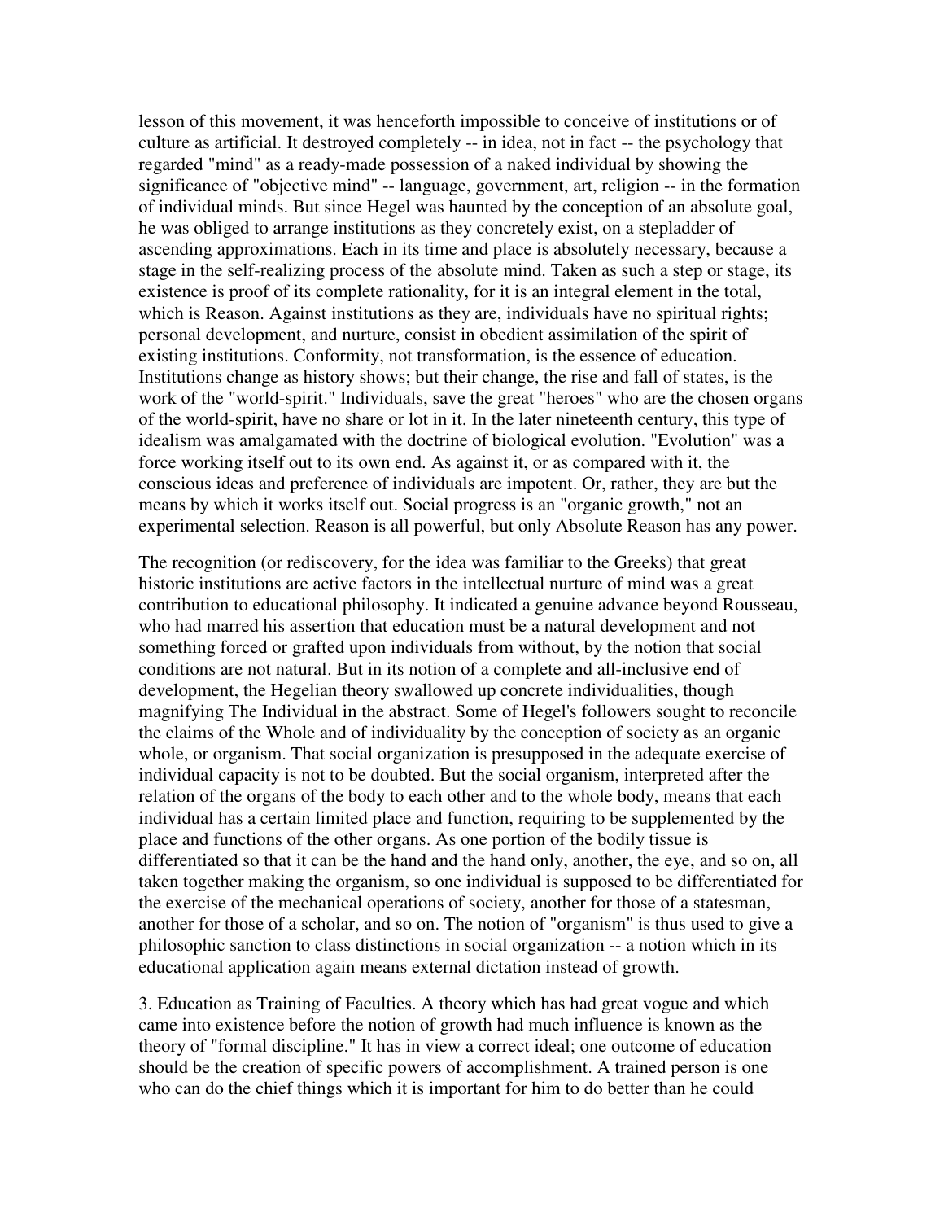lesson of this movement, it was henceforth impossible to conceive of institutions or of culture as artificial. It destroyed completely -- in idea, not in fact -- the psychology that regarded "mind" as a ready-made possession of a naked individual by showing the significance of "objective mind" -- language, government, art, religion -- in the formation of individual minds. But since Hegel was haunted by the conception of an absolute goal, he was obliged to arrange institutions as they concretely exist, on a stepladder of ascending approximations. Each in its time and place is absolutely necessary, because a stage in the self-realizing process of the absolute mind. Taken as such a step or stage, its existence is proof of its complete rationality, for it is an integral element in the total, which is Reason. Against institutions as they are, individuals have no spiritual rights; personal development, and nurture, consist in obedient assimilation of the spirit of existing institutions. Conformity, not transformation, is the essence of education. Institutions change as history shows; but their change, the rise and fall of states, is the work of the "world-spirit." Individuals, save the great "heroes" who are the chosen organs of the world-spirit, have no share or lot in it. In the later nineteenth century, this type of idealism was amalgamated with the doctrine of biological evolution. "Evolution" was a force working itself out to its own end. As against it, or as compared with it, the conscious ideas and preference of individuals are impotent. Or, rather, they are but the means by which it works itself out. Social progress is an "organic growth," not an experimental selection. Reason is all powerful, but only Absolute Reason has any power.

The recognition (or rediscovery, for the idea was familiar to the Greeks) that great historic institutions are active factors in the intellectual nurture of mind was a great contribution to educational philosophy. It indicated a genuine advance beyond Rousseau, who had marred his assertion that education must be a natural development and not something forced or grafted upon individuals from without, by the notion that social conditions are not natural. But in its notion of a complete and all-inclusive end of development, the Hegelian theory swallowed up concrete individualities, though magnifying The Individual in the abstract. Some of Hegel's followers sought to reconcile the claims of the Whole and of individuality by the conception of society as an organic whole, or organism. That social organization is presupposed in the adequate exercise of individual capacity is not to be doubted. But the social organism, interpreted after the relation of the organs of the body to each other and to the whole body, means that each individual has a certain limited place and function, requiring to be supplemented by the place and functions of the other organs. As one portion of the bodily tissue is differentiated so that it can be the hand and the hand only, another, the eye, and so on, all taken together making the organism, so one individual is supposed to be differentiated for the exercise of the mechanical operations of society, another for those of a statesman, another for those of a scholar, and so on. The notion of "organism" is thus used to give a philosophic sanction to class distinctions in social organization -- a notion which in its educational application again means external dictation instead of growth.

3. Education as Training of Faculties. A theory which has had great vogue and which came into existence before the notion of growth had much influence is known as the theory of "formal discipline." It has in view a correct ideal; one outcome of education should be the creation of specific powers of accomplishment. A trained person is one who can do the chief things which it is important for him to do better than he could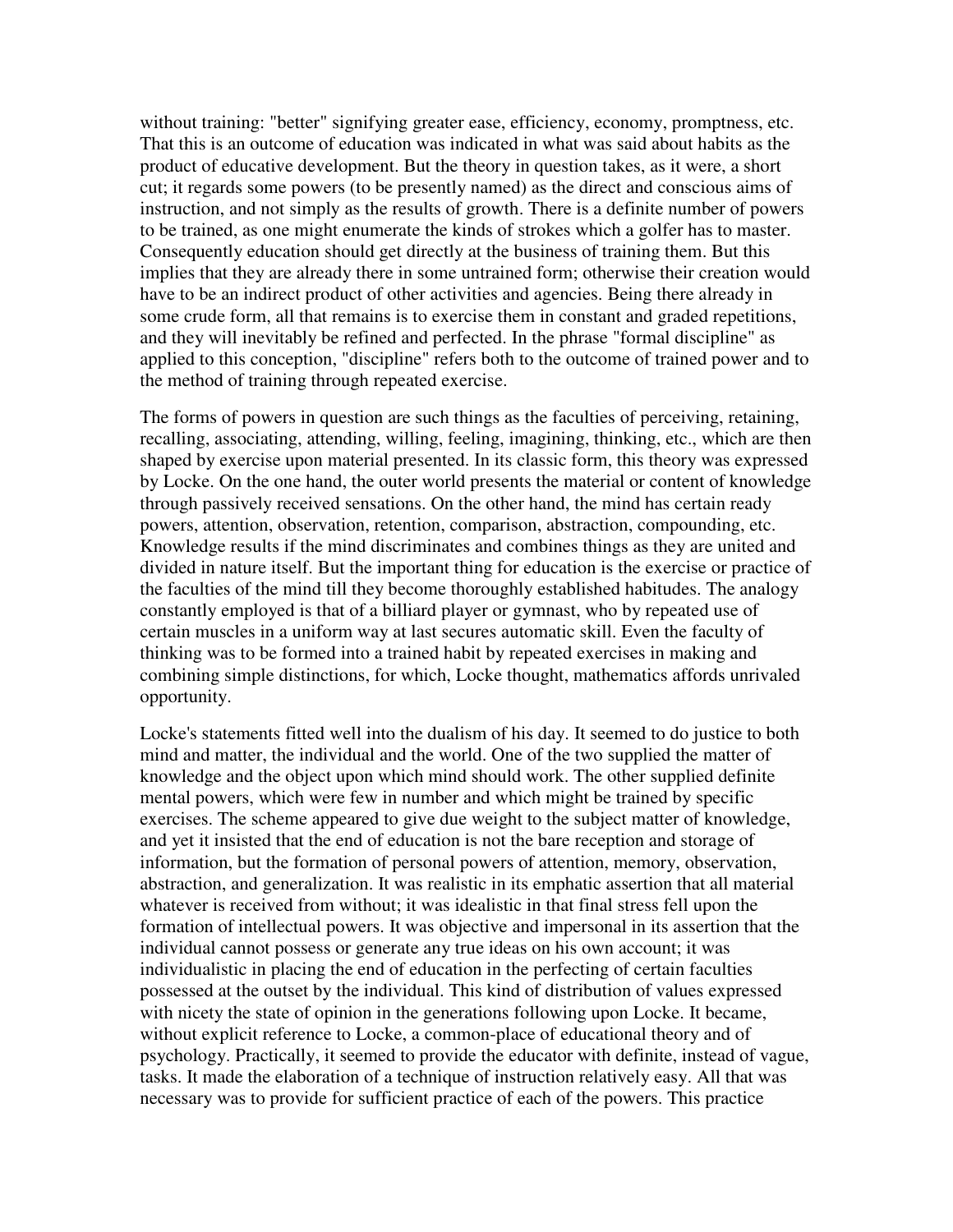without training: "better" signifying greater ease, efficiency, economy, promptness, etc. That this is an outcome of education was indicated in what was said about habits as the product of educative development. But the theory in question takes, as it were, a short cut; it regards some powers (to be presently named) as the direct and conscious aims of instruction, and not simply as the results of growth. There is a definite number of powers to be trained, as one might enumerate the kinds of strokes which a golfer has to master. Consequently education should get directly at the business of training them. But this implies that they are already there in some untrained form; otherwise their creation would have to be an indirect product of other activities and agencies. Being there already in some crude form, all that remains is to exercise them in constant and graded repetitions, and they will inevitably be refined and perfected. In the phrase "formal discipline" as applied to this conception, "discipline" refers both to the outcome of trained power and to the method of training through repeated exercise.

The forms of powers in question are such things as the faculties of perceiving, retaining, recalling, associating, attending, willing, feeling, imagining, thinking, etc., which are then shaped by exercise upon material presented. In its classic form, this theory was expressed by Locke. On the one hand, the outer world presents the material or content of knowledge through passively received sensations. On the other hand, the mind has certain ready powers, attention, observation, retention, comparison, abstraction, compounding, etc. Knowledge results if the mind discriminates and combines things as they are united and divided in nature itself. But the important thing for education is the exercise or practice of the faculties of the mind till they become thoroughly established habitudes. The analogy constantly employed is that of a billiard player or gymnast, who by repeated use of certain muscles in a uniform way at last secures automatic skill. Even the faculty of thinking was to be formed into a trained habit by repeated exercises in making and combining simple distinctions, for which, Locke thought, mathematics affords unrivaled opportunity.

Locke's statements fitted well into the dualism of his day. It seemed to do justice to both mind and matter, the individual and the world. One of the two supplied the matter of knowledge and the object upon which mind should work. The other supplied definite mental powers, which were few in number and which might be trained by specific exercises. The scheme appeared to give due weight to the subject matter of knowledge, and yet it insisted that the end of education is not the bare reception and storage of information, but the formation of personal powers of attention, memory, observation, abstraction, and generalization. It was realistic in its emphatic assertion that all material whatever is received from without; it was idealistic in that final stress fell upon the formation of intellectual powers. It was objective and impersonal in its assertion that the individual cannot possess or generate any true ideas on his own account; it was individualistic in placing the end of education in the perfecting of certain faculties possessed at the outset by the individual. This kind of distribution of values expressed with nicety the state of opinion in the generations following upon Locke. It became, without explicit reference to Locke, a common-place of educational theory and of psychology. Practically, it seemed to provide the educator with definite, instead of vague, tasks. It made the elaboration of a technique of instruction relatively easy. All that was necessary was to provide for sufficient practice of each of the powers. This practice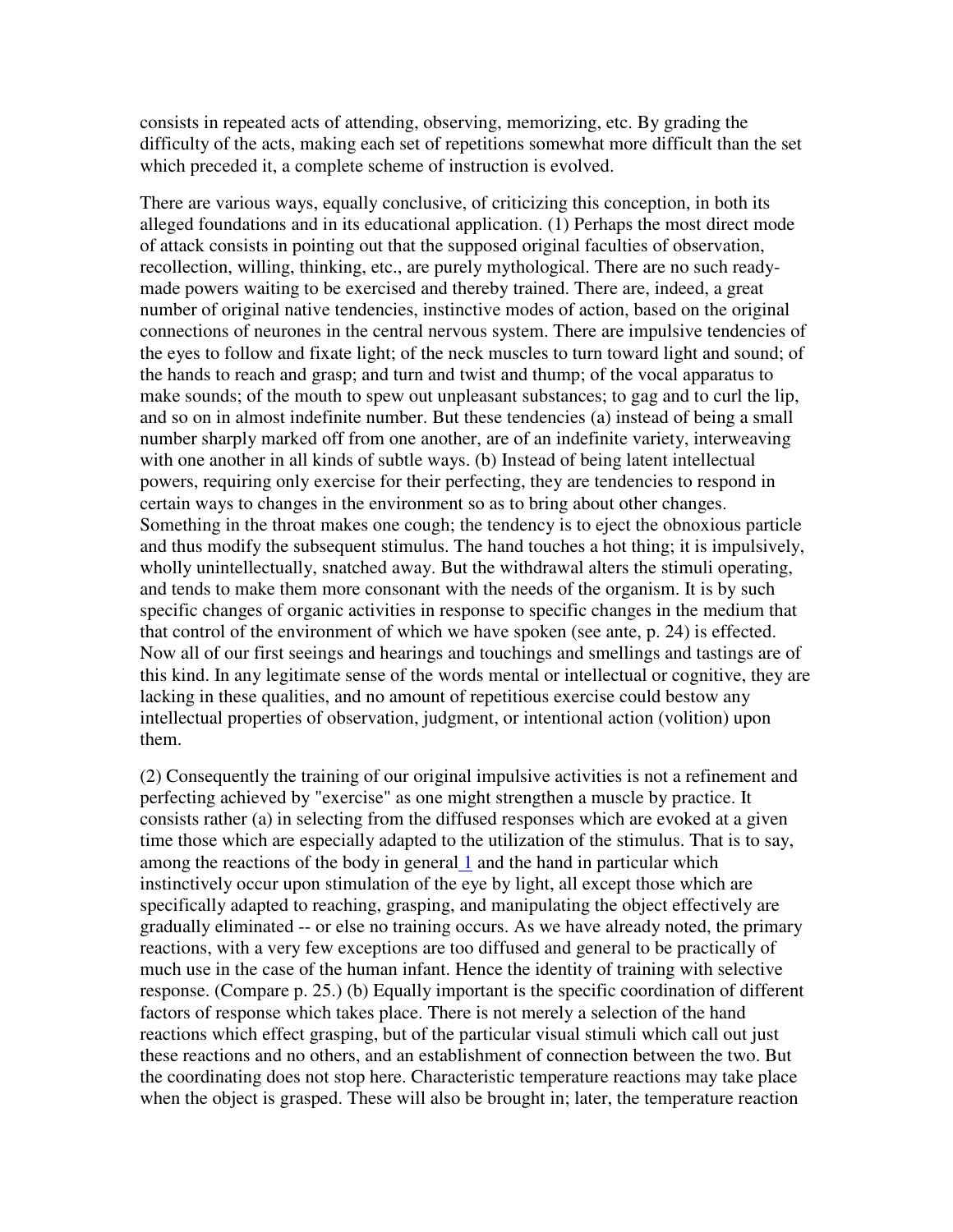consists in repeated acts of attending, observing, memorizing, etc. By grading the difficulty of the acts, making each set of repetitions somewhat more difficult than the set which preceded it, a complete scheme of instruction is evolved.

There are various ways, equally conclusive, of criticizing this conception, in both its alleged foundations and in its educational application. (1) Perhaps the most direct mode of attack consists in pointing out that the supposed original faculties of observation, recollection, willing, thinking, etc., are purely mythological. There are no such ready-made powers waiting to be exercised and thereby trained. There are, indeed, a great number of original native tendencies, instinctive modes of action, based on the original connections of neurones in the central nervous system. There are impulsive tendencies of the eyes to follow and fixate light; of the neck muscles to turn toward light and sound; of the hands to reach and grasp; and turn and twist and thump; of the vocal apparatus to make sounds; of the mouth to spew out unpleasant substances; to gag and to curl the lip, and so on in almost indefinite number. But these tendencies (a) instead of being a small number sharply marked off from one another, are of an indefinite variety, interweaving with one another in all kinds of subtle ways. (b) Instead of being latent intellectual powers, requiring only exercise for their perfecting, they are tendencies to respond in certain ways to changes in the environment so as to bring about other changes. Something in the throat makes one cough; the tendency is to eject the obnoxious particle and thus modify the subsequent stimulus. The hand touches a hot thing; it is impulsively, wholly unintellectually, snatched away. But the withdrawal alters the stimuli operating, and tends to make them more consonant with the needs of the organism. It is by such specific changes of organic activities in response to specific changes in the medium that that control of the environment of which we have spoken (see ante, p. 24) is effected. Now all of our first seeings and hearings and touchings and smellings and tastings are of this kind. In any legitimate sense of the words mental or intellectual or cognitive, they are lacking in these qualities, and no amount of repetitious exercise could bestow any intellectual properties of observation, judgment, or intentional action (volition) upon them.

(2) Consequently the training of our original impulsive activities is not a refinement and perfecting achieved by "exercise" as one might strengthen a muscle by practice. It consists rather (a) in selecting from the diffused responses which are evoked at a given time those which are especially adapted to the utilization of the stimulus. That is to say, among the reactions of the body in general[1] and the hand in particular which instinctively occur upon stimulation of the eye by light, all except those which are specifically adapted to reaching, grasping, and manipulating the object effectively are gradually eliminated -- or else no training occurs. As we have already noted, the primary reactions, with a very few exceptions are too diffused and general to be practically of much use in the case of the human infant. Hence the identity of training with selective response. (Compare p. 25.) (b) Equally important is the specific coordination of different factors of response which takes place. There is not merely a selection of the hand reactions which effect grasping, but of the particular visual stimuli which call out just these reactions and no others, and an establishment of connection between the two. But the coordinating does not stop here. Characteristic temperature reactions may take place when the object is grasped. These will also be brought in; later, the temperature reaction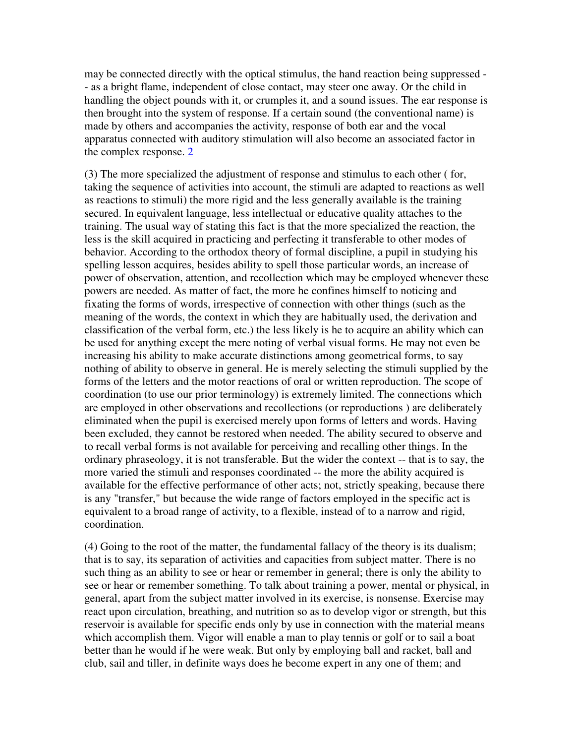may be connected directly with the optical stimulus, the hand reaction being suppressed -- as a bright flame, independent of close contact, may steer one away. Or the child in handling the object pounds with it, or crumples it, and a sound issues. The ear response is then brought into the system of response. If a certain sound (the conventional name) is made by others and accompanies the activity, response of both ear and the vocal apparatus connected with auditory stimulation will also become an associated factor in the complex response. 2

(3) The more specialized the adjustment of response and stimulus to each other ( for, taking the sequence of activities into account, the stimuli are adapted to reactions as well as reactions to stimuli) the more rigid and the less generally available is the training secured. In equivalent language, less intellectual or educative quality attaches to the training. The usual way of stating this fact is that the more specialized the reaction, the less is the skill acquired in practicing and perfecting it transferable to other modes of behavior. According to the orthodox theory of formal discipline, a pupil in studying his spelling lesson acquires, besides ability to spell those particular words, an increase of power of observation, attention, and recollection which may be employed whenever these powers are needed. As matter of fact, the more he confines himself to noticing and fixating the forms of words, irrespective of connection with other things (such as the meaning of the words, the context in which they are habitually used, the derivation and classification of the verbal form, etc.) the less likely is he to acquire an ability which can be used for anything except the mere noting of verbal visual forms. He may not even be increasing his ability to make accurate distinctions among geometrical forms, to say nothing of ability to observe in general. He is merely selecting the stimuli supplied by the forms of the letters and the motor reactions of oral or written reproduction. The scope of coordination (to use our prior terminology) is extremely limited. The connections which are employed in other observations and recollections (or reproductions ) are deliberately eliminated when the pupil is exercised merely upon forms of letters and words. Having been excluded, they cannot be restored when needed. The ability secured to observe and to recall verbal forms is not available for perceiving and recalling other things. In the ordinary phraseology, it is not transferable. But the wider the context -- that is to say, the more varied the stimuli and responses coordinated -- the more the ability acquired is available for the effective performance of other acts; not, strictly speaking, because there is any "transfer," but because the wide range of factors employed in the specific act is equivalent to a broad range of activity, to a flexible, instead of to a narrow and rigid, coordination.

(4) Going to the root of the matter, the fundamental fallacy of the theory is its dualism; that is to say, its separation of activities and capacities from subject matter. There is no such thing as an ability to see or hear or remember in general; there is only the ability to see or hear or remember something. To talk about training a power, mental or physical, in general, apart from the subject matter involved in its exercise, is nonsense. Exercise may react upon circulation, breathing, and nutrition so as to develop vigor or strength, but this reservoir is available for specific ends only by use in connection with the material means which accomplish them. Vigor will enable a man to play tennis or golf or to sail a boat better than he would if he were weak. But only by employing ball and racket, ball and club, sail and tiller, in definite ways does he become expert in any one of them; and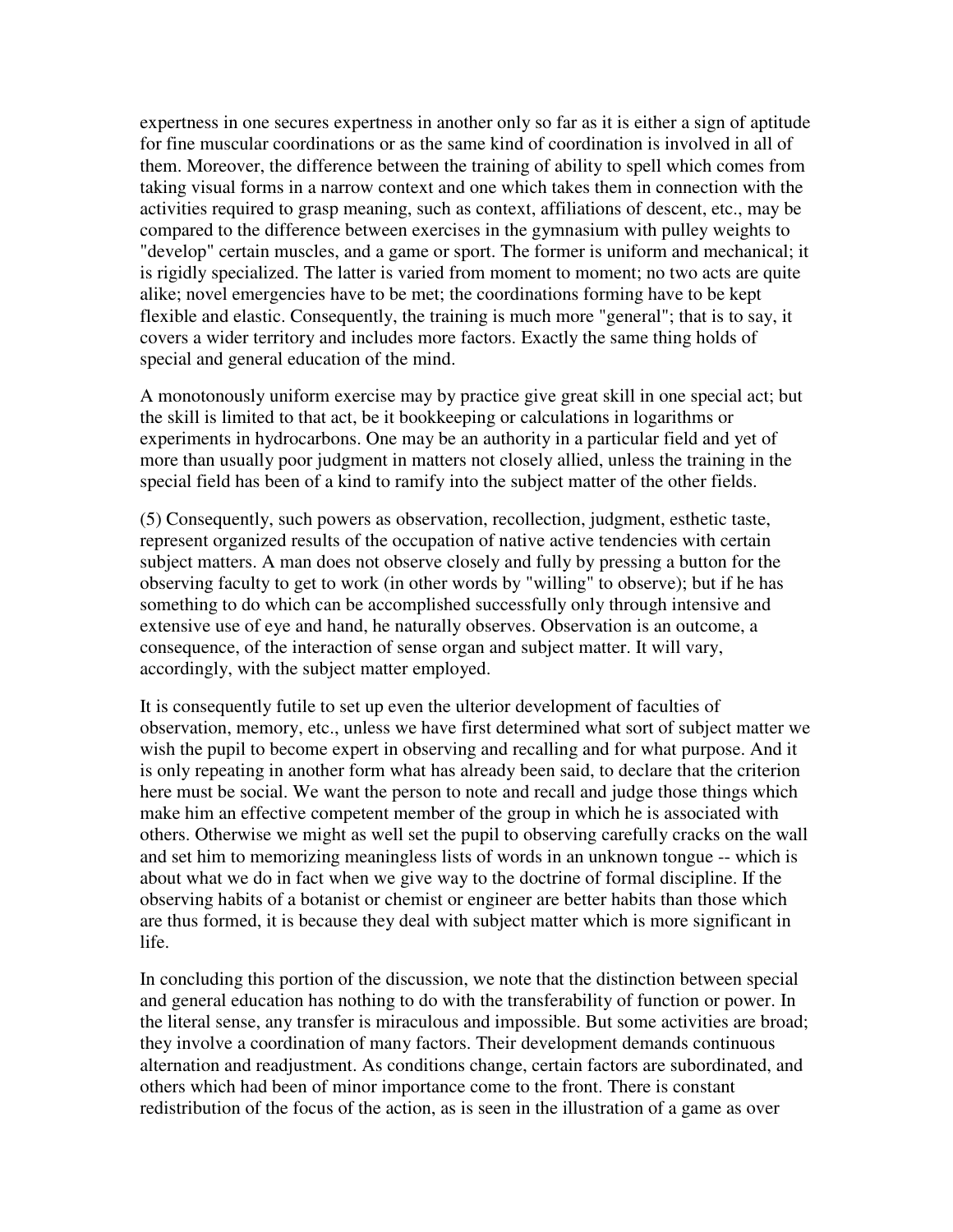expertness in one secures expertness in another only so far as it is either a sign of aptitude for fine muscular coordinations or as the same kind of coordination is involved in all of them. Moreover, the difference between the training of ability to spell which comes from taking visual forms in a narrow context and one which takes them in connection with the activities required to grasp meaning, such as context, affiliations of descent, etc., may be compared to the difference between exercises in the gymnasium with pulley weights to "develop" certain muscles, and a game or sport. The former is uniform and mechanical; it is rigidly specialized. The latter is varied from moment to moment; no two acts are quite alike; novel emergencies have to be met; the coordinations forming have to be kept flexible and elastic. Consequently, the training is much more "general"; that is to say, it covers a wider territory and includes more factors. Exactly the same thing holds of special and general education of the mind.

A monotonously uniform exercise may by practice give great skill in one special act; but the skill is limited to that act, be it bookkeeping or calculations in logarithms or experiments in hydrocarbons. One may be an authority in a particular field and yet of more than usually poor judgment in matters not closely allied, unless the training in the special field has been of a kind to ramify into the subject matter of the other fields.

(5) Consequently, such powers as observation, recollection, judgment, esthetic taste, represent organized results of the occupation of native active tendencies with certain subject matters. A man does not observe closely and fully by pressing a button for the observing faculty to get to work (in other words by "willing" to observe); but if he has something to do which can be accomplished successfully only through intensive and extensive use of eye and hand, he naturally observes. Observation is an outcome, a consequence, of the interaction of sense organ and subject matter. It will vary, accordingly, with the subject matter employed.

It is consequently futile to set up even the ulterior development of faculties of observation, memory, etc., unless we have first determined what sort of subject matter we wish the pupil to become expert in observing and recalling and for what purpose. And it is only repeating in another form what has already been said, to declare that the criterion here must be social. We want the person to note and recall and judge those things which make him an effective competent member of the group in which he is associated with others. Otherwise we might as well set the pupil to observing carefully cracks on the wall and set him to memorizing meaningless lists of words in an unknown tongue -- which is about what we do in fact when we give way to the doctrine of formal discipline. If the observing habits of a botanist or chemist or engineer are better habits than those which are thus formed, it is because they deal with subject matter which is more significant in life.

In concluding this portion of the discussion, we note that the distinction between special and general education has nothing to do with the transferability of function or power. In the literal sense, any transfer is miraculous and impossible. But some activities are broad; they involve a coordination of many factors. Their development demands continuous alternation and readjustment. As conditions change, certain factors are subordinated, and others which had been of minor importance come to the front. There is constant redistribution of the focus of the action, as is seen in the illustration of a game as over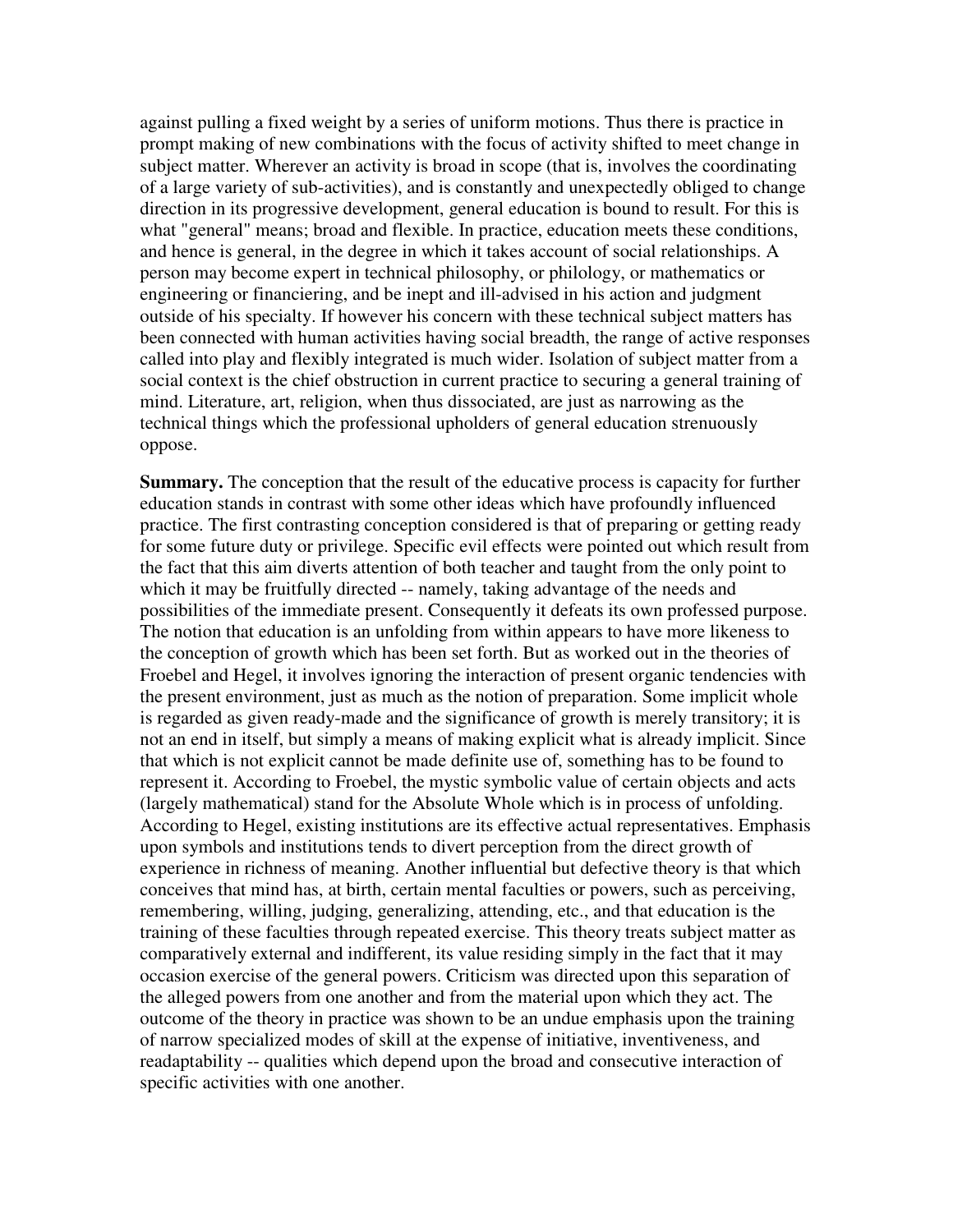against pulling a fixed weight by a series of uniform motions. Thus there is practice in prompt making of new combinations with the focus of activity shifted to meet change in subject matter. Wherever an activity is broad in scope (that is, involves the coordinating of a large variety of sub-activities), and is constantly and unexpectedly obliged to change direction in its progressive development, general education is bound to result. For this is what "general" means; broad and flexible. In practice, education meets these conditions, and hence is general, in the degree in which it takes account of social relationships. A person may become expert in technical philosophy, or philology, or mathematics or engineering or financiering, and be inept and ill-advised in his action and judgment outside of his specialty. If however his concern with these technical subject matters has been connected with human activities having social breadth, the range of active responses called into play and flexibly integrated is much wider. Isolation of subject matter from a social context is the chief obstruction in current practice to securing a general training of mind. Literature, art, religion, when thus dissociated, are just as narrowing as the technical things which the professional upholders of general education strenuously oppose.

**Summary.** The conception that the result of the educative process is capacity for further education stands in contrast with some other ideas which have profoundly influenced practice. The first contrasting conception considered is that of preparing or getting ready for some future duty or privilege. Specific evil effects were pointed out which result from the fact that this aim diverts attention of both teacher and taught from the only point to which it may be fruitfully directed -- namely, taking advantage of the needs and possibilities of the immediate present. Consequently it defeats its own professed purpose. The notion that education is an unfolding from within appears to have more likeness to the conception of growth which has been set forth. But as worked out in the theories of Froebel and Hegel, it involves ignoring the interaction of present organic tendencies with the present environment, just as much as the notion of preparation. Some implicit whole is regarded as given ready-made and the significance of growth is merely transitory; it is not an end in itself, but simply a means of making explicit what is already implicit. Since that which is not explicit cannot be made definite use of, something has to be found to represent it. According to Froebel, the mystic symbolic value of certain objects and acts (largely mathematical) stand for the Absolute Whole which is in process of unfolding. According to Hegel, existing institutions are its effective actual representatives. Emphasis upon symbols and institutions tends to divert perception from the direct growth of experience in richness of meaning. Another influential but defective theory is that which conceives that mind has, at birth, certain mental faculties or powers, such as perceiving, remembering, willing, judging, generalizing, attending, etc., and that education is the training of these faculties through repeated exercise. This theory treats subject matter as comparatively external and indifferent, its value residing simply in the fact that it may occasion exercise of the general powers. Criticism was directed upon this separation of the alleged powers from one another and from the material upon which they act. The outcome of the theory in practice was shown to be an undue emphasis upon the training of narrow specialized modes of skill at the expense of initiative, inventiveness, and readaptability -- qualities which depend upon the broad and consecutive interaction of specific activities with one another.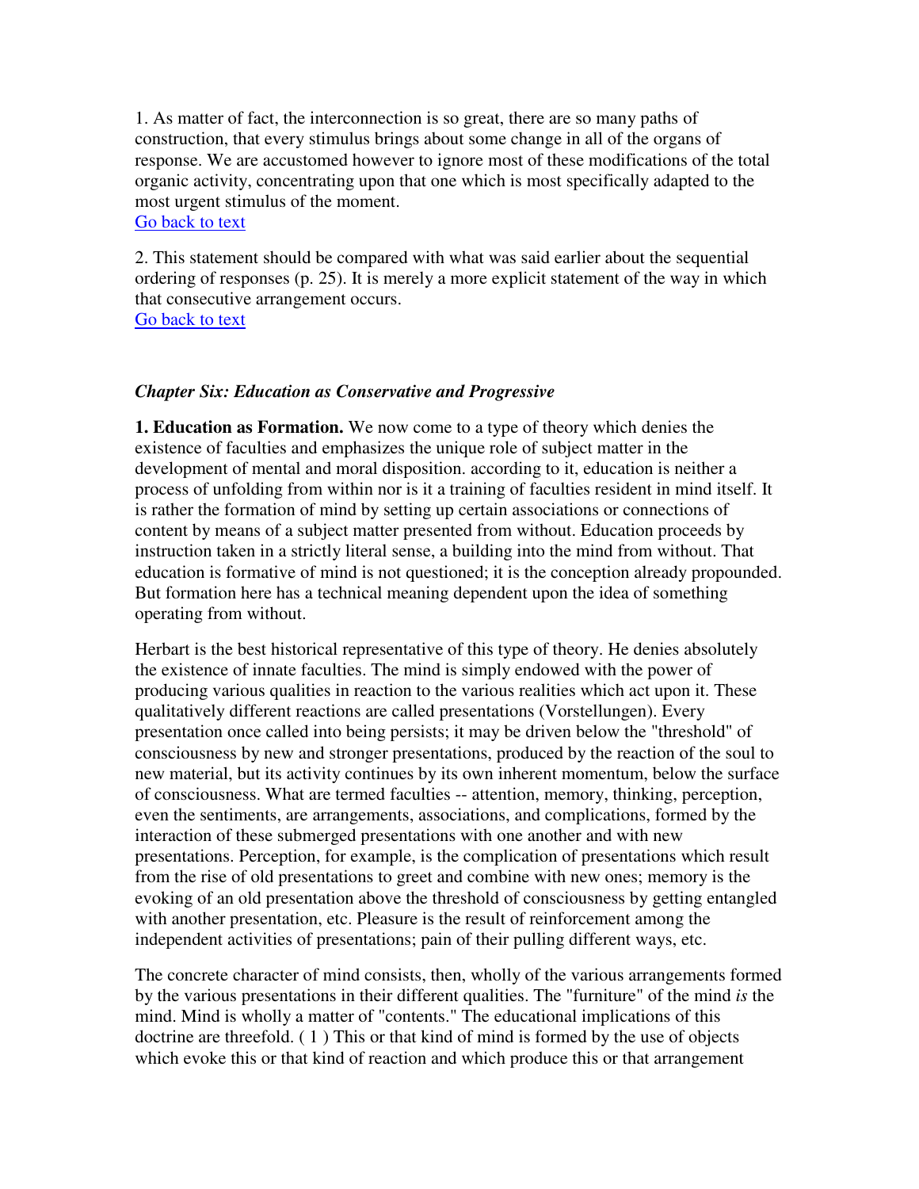1. As matter of fact, the interconnection is so great, there are so many paths of construction, that every stimulus brings about some change in all of the organs of response. We are accustomed however to ignore most of these modifications of the total organic activity, concentrating upon that one which is most specifically adapted to the most urgent stimulus of the moment.
Go back to text

2. This statement should be compared with what was said earlier about the sequential ordering of responses (p. 25). It is merely a more explicit statement of the way in which that consecutive arrangement occurs.
Go back to text

## *Chapter Six: Education as Conservative and Progressive*

**1. Education as Formation.** We now come to a type of theory which denies the existence of faculties and emphasizes the unique role of subject matter in the development of mental and moral disposition. according to it, education is neither a process of unfolding from within nor is it a training of faculties resident in mind itself. It is rather the formation of mind by setting up certain associations or connections of content by means of a subject matter presented from without. Education proceeds by instruction taken in a strictly literal sense, a building into the mind from without. That education is formative of mind is not questioned; it is the conception already propounded. But formation here has a technical meaning dependent upon the idea of something operating from without.

Herbart is the best historical representative of this type of theory. He denies absolutely the existence of innate faculties. The mind is simply endowed with the power of producing various qualities in reaction to the various realities which act upon it. These qualitatively different reactions are called presentations (Vorstellungen). Every presentation once called into being persists; it may be driven below the "threshold" of consciousness by new and stronger presentations, produced by the reaction of the soul to new material, but its activity continues by its own inherent momentum, below the surface of consciousness. What are termed faculties -- attention, memory, thinking, perception, even the sentiments, are arrangements, associations, and complications, formed by the interaction of these submerged presentations with one another and with new presentations. Perception, for example, is the complication of presentations which result from the rise of old presentations to greet and combine with new ones; memory is the evoking of an old presentation above the threshold of consciousness by getting entangled with another presentation, etc. Pleasure is the result of reinforcement among the independent activities of presentations; pain of their pulling different ways, etc.

The concrete character of mind consists, then, wholly of the various arrangements formed by the various presentations in their different qualities. The "furniture" of the mind *is* the mind. Mind is wholly a matter of "contents." The educational implications of this doctrine are threefold. ( 1 ) This or that kind of mind is formed by the use of objects which evoke this or that kind of reaction and which produce this or that arrangement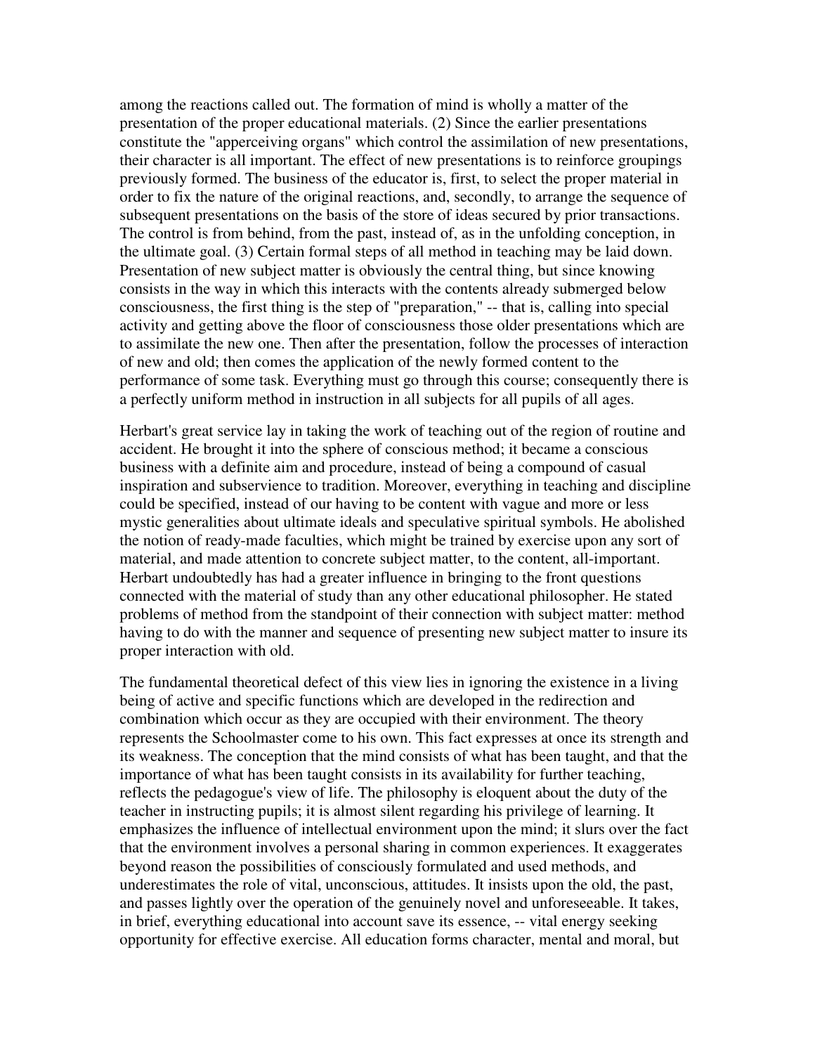among the reactions called out. The formation of mind is wholly a matter of the presentation of the proper educational materials. (2) Since the earlier presentations constitute the "apperceiving organs" which control the assimilation of new presentations, their character is all important. The effect of new presentations is to reinforce groupings previously formed. The business of the educator is, first, to select the proper material in order to fix the nature of the original reactions, and, secondly, to arrange the sequence of subsequent presentations on the basis of the store of ideas secured by prior transactions. The control is from behind, from the past, instead of, as in the unfolding conception, in the ultimate goal. (3) Certain formal steps of all method in teaching may be laid down. Presentation of new subject matter is obviously the central thing, but since knowing consists in the way in which this interacts with the contents already submerged below consciousness, the first thing is the step of "preparation," -- that is, calling into special activity and getting above the floor of consciousness those older presentations which are to assimilate the new one. Then after the presentation, follow the processes of interaction of new and old; then comes the application of the newly formed content to the performance of some task. Everything must go through this course; consequently there is a perfectly uniform method in instruction in all subjects for all pupils of all ages.

Herbart's great service lay in taking the work of teaching out of the region of routine and accident. He brought it into the sphere of conscious method; it became a conscious business with a definite aim and procedure, instead of being a compound of casual inspiration and subservience to tradition. Moreover, everything in teaching and discipline could be specified, instead of our having to be content with vague and more or less mystic generalities about ultimate ideals and speculative spiritual symbols. He abolished the notion of ready-made faculties, which might be trained by exercise upon any sort of material, and made attention to concrete subject matter, to the content, all-important. Herbart undoubtedly has had a greater influence in bringing to the front questions connected with the material of study than any other educational philosopher. He stated problems of method from the standpoint of their connection with subject matter: method having to do with the manner and sequence of presenting new subject matter to insure its proper interaction with old.

The fundamental theoretical defect of this view lies in ignoring the existence in a living being of active and specific functions which are developed in the redirection and combination which occur as they are occupied with their environment. The theory represents the Schoolmaster come to his own. This fact expresses at once its strength and its weakness. The conception that the mind consists of what has been taught, and that the importance of what has been taught consists in its availability for further teaching, reflects the pedagogue's view of life. The philosophy is eloquent about the duty of the teacher in instructing pupils; it is almost silent regarding his privilege of learning. It emphasizes the influence of intellectual environment upon the mind; it slurs over the fact that the environment involves a personal sharing in common experiences. It exaggerates beyond reason the possibilities of consciously formulated and used methods, and underestimates the role of vital, unconscious, attitudes. It insists upon the old, the past, and passes lightly over the operation of the genuinely novel and unforeseeable. It takes, in brief, everything educational into account save its essence, -- vital energy seeking opportunity for effective exercise. All education forms character, mental and moral, but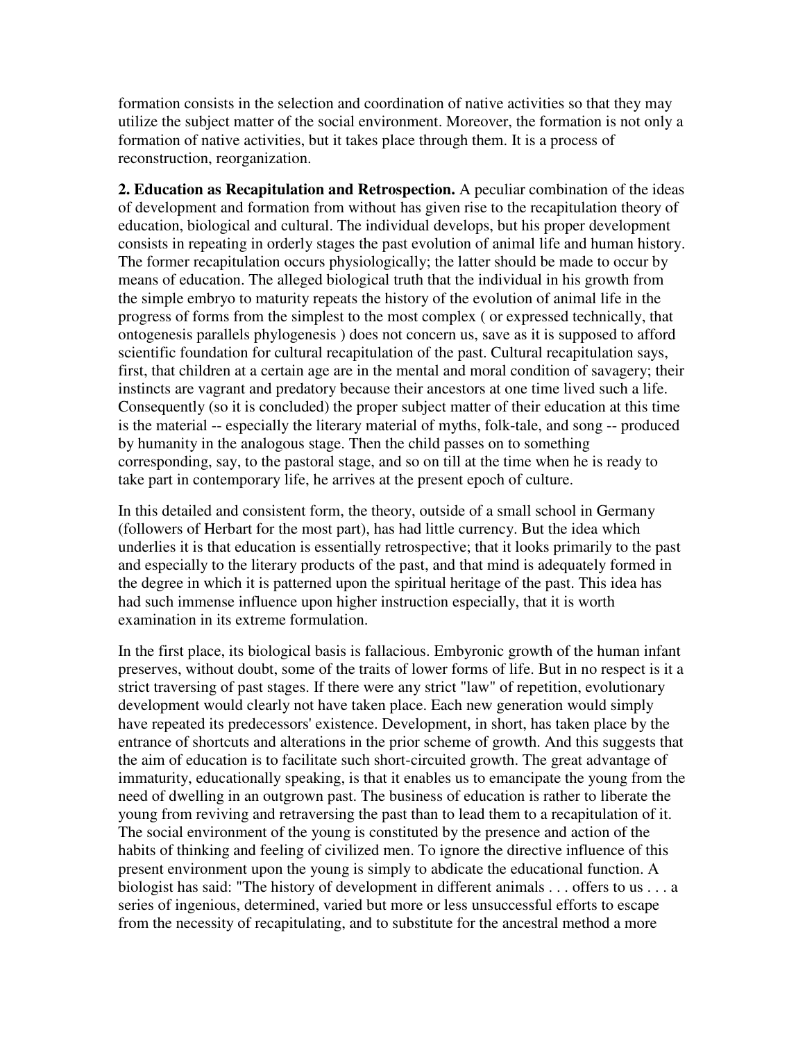formation consists in the selection and coordination of native activities so that they may utilize the subject matter of the social environment. Moreover, the formation is not only a formation of native activities, but it takes place through them. It is a process of reconstruction, reorganization.

**2. Education as Recapitulation and Retrospection.** A peculiar combination of the ideas of development and formation from without has given rise to the recapitulation theory of education, biological and cultural. The individual develops, but his proper development consists in repeating in orderly stages the past evolution of animal life and human history. The former recapitulation occurs physiologically; the latter should be made to occur by means of education. The alleged biological truth that the individual in his growth from the simple embryo to maturity repeats the history of the evolution of animal life in the progress of forms from the simplest to the most complex ( or expressed technically, that ontogenesis parallels phylogenesis ) does not concern us, save as it is supposed to afford scientific foundation for cultural recapitulation of the past. Cultural recapitulation says, first, that children at a certain age are in the mental and moral condition of savagery; their instincts are vagrant and predatory because their ancestors at one time lived such a life. Consequently (so it is concluded) the proper subject matter of their education at this time is the material -- especially the literary material of myths, folk-tale, and song -- produced by humanity in the analogous stage. Then the child passes on to something corresponding, say, to the pastoral stage, and so on till at the time when he is ready to take part in contemporary life, he arrives at the present epoch of culture.

In this detailed and consistent form, the theory, outside of a small school in Germany (followers of Herbart for the most part), has had little currency. But the idea which underlies it is that education is essentially retrospective; that it looks primarily to the past and especially to the literary products of the past, and that mind is adequately formed in the degree in which it is patterned upon the spiritual heritage of the past. This idea has had such immense influence upon higher instruction especially, that it is worth examination in its extreme formulation.

In the first place, its biological basis is fallacious. Embryonic growth of the human infant preserves, without doubt, some of the traits of lower forms of life. But in no respect is it a strict traversing of past stages. If there were any strict "law" of repetition, evolutionary development would clearly not have taken place. Each new generation would simply have repeated its predecessors' existence. Development, in short, has taken place by the entrance of shortcuts and alterations in the prior scheme of growth. And this suggests that the aim of education is to facilitate such short-circuited growth. The great advantage of immaturity, educationally speaking, is that it enables us to emancipate the young from the need of dwelling in an outgrown past. The business of education is rather to liberate the young from reviving and retraversing the past than to lead them to a recapitulation of it. The social environment of the young is constituted by the presence and action of the habits of thinking and feeling of civilized men. To ignore the directive influence of this present environment upon the young is simply to abdicate the educational function. A biologist has said: "The history of development in different animals . . . offers to us . . . a series of ingenious, determined, varied but more or less unsuccessful efforts to escape from the necessity of recapitulating, and to substitute for the ancestral method a more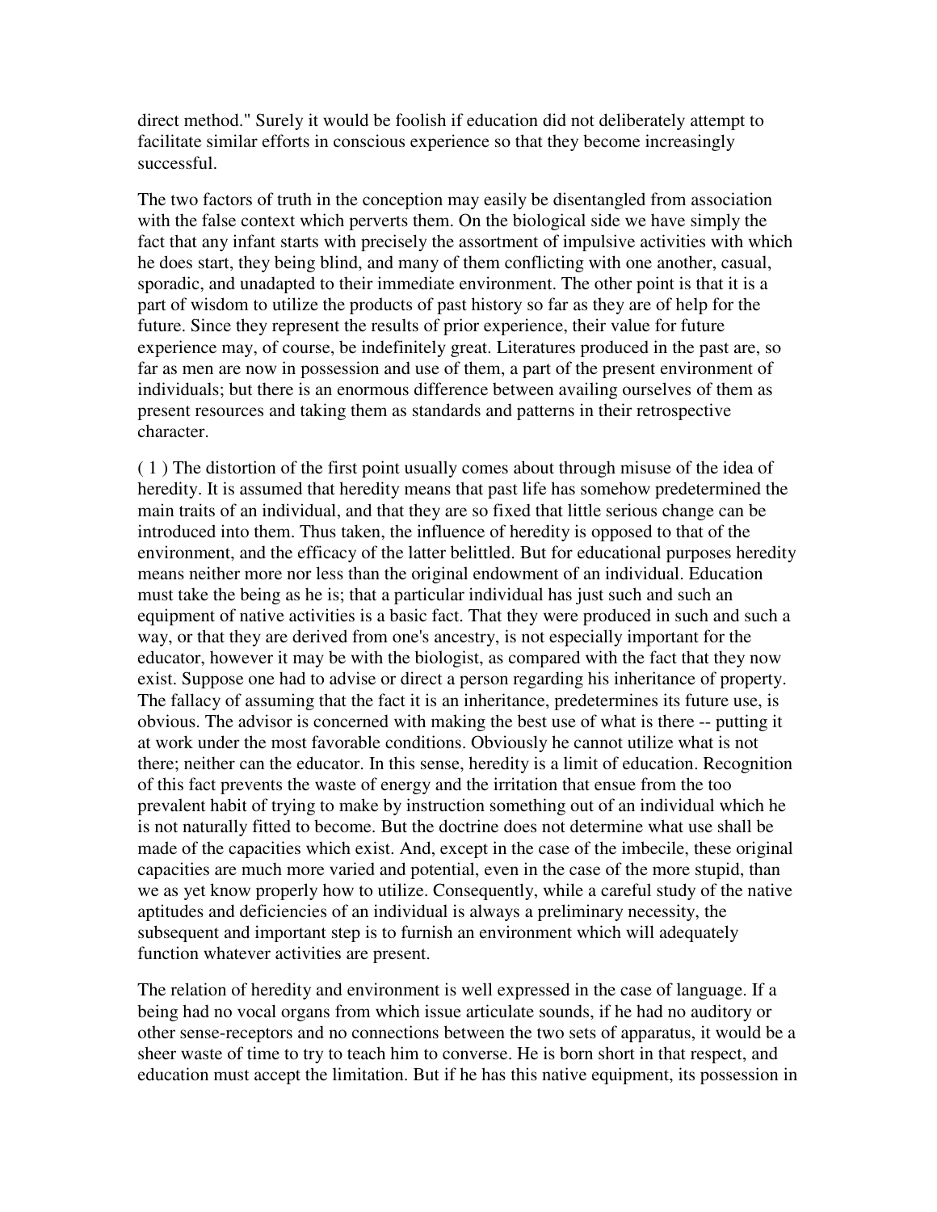direct method." Surely it would be foolish if education did not deliberately attempt to facilitate similar efforts in conscious experience so that they become increasingly successful.

The two factors of truth in the conception may easily be disentangled from association with the false context which perverts them. On the biological side we have simply the fact that any infant starts with precisely the assortment of impulsive activities with which he does start, they being blind, and many of them conflicting with one another, casual, sporadic, and unadapted to their immediate environment. The other point is that it is a part of wisdom to utilize the products of past history so far as they are of help for the future. Since they represent the results of prior experience, their value for future experience may, of course, be indefinitely great. Literatures produced in the past are, so far as men are now in possession and use of them, a part of the present environment of individuals; but there is an enormous difference between availing ourselves of them as present resources and taking them as standards and patterns in their retrospective character.

( 1 ) The distortion of the first point usually comes about through misuse of the idea of heredity. It is assumed that heredity means that past life has somehow predetermined the main traits of an individual, and that they are so fixed that little serious change can be introduced into them. Thus taken, the influence of heredity is opposed to that of the environment, and the efficacy of the latter belittled. But for educational purposes heredity means neither more nor less than the original endowment of an individual. Education must take the being as he is; that a particular individual has just such and such an equipment of native activities is a basic fact. That they were produced in such and such a way, or that they are derived from one's ancestry, is not especially important for the educator, however it may be with the biologist, as compared with the fact that they now exist. Suppose one had to advise or direct a person regarding his inheritance of property. The fallacy of assuming that the fact it is an inheritance, predetermines its future use, is obvious. The advisor is concerned with making the best use of what is there -- putting it at work under the most favorable conditions. Obviously he cannot utilize what is not there; neither can the educator. In this sense, heredity is a limit of education. Recognition of this fact prevents the waste of energy and the irritation that ensue from the too prevalent habit of trying to make by instruction something out of an individual which he is not naturally fitted to become. But the doctrine does not determine what use shall be made of the capacities which exist. And, except in the case of the imbecile, these original capacities are much more varied and potential, even in the case of the more stupid, than we as yet know properly how to utilize. Consequently, while a careful study of the native aptitudes and deficiencies of an individual is always a preliminary necessity, the subsequent and important step is to furnish an environment which will adequately function whatever activities are present.

The relation of heredity and environment is well expressed in the case of language. If a being had no vocal organs from which issue articulate sounds, if he had no auditory or other sense-receptors and no connections between the two sets of apparatus, it would be a sheer waste of time to try to teach him to converse. He is born short in that respect, and education must accept the limitation. But if he has this native equipment, its possession in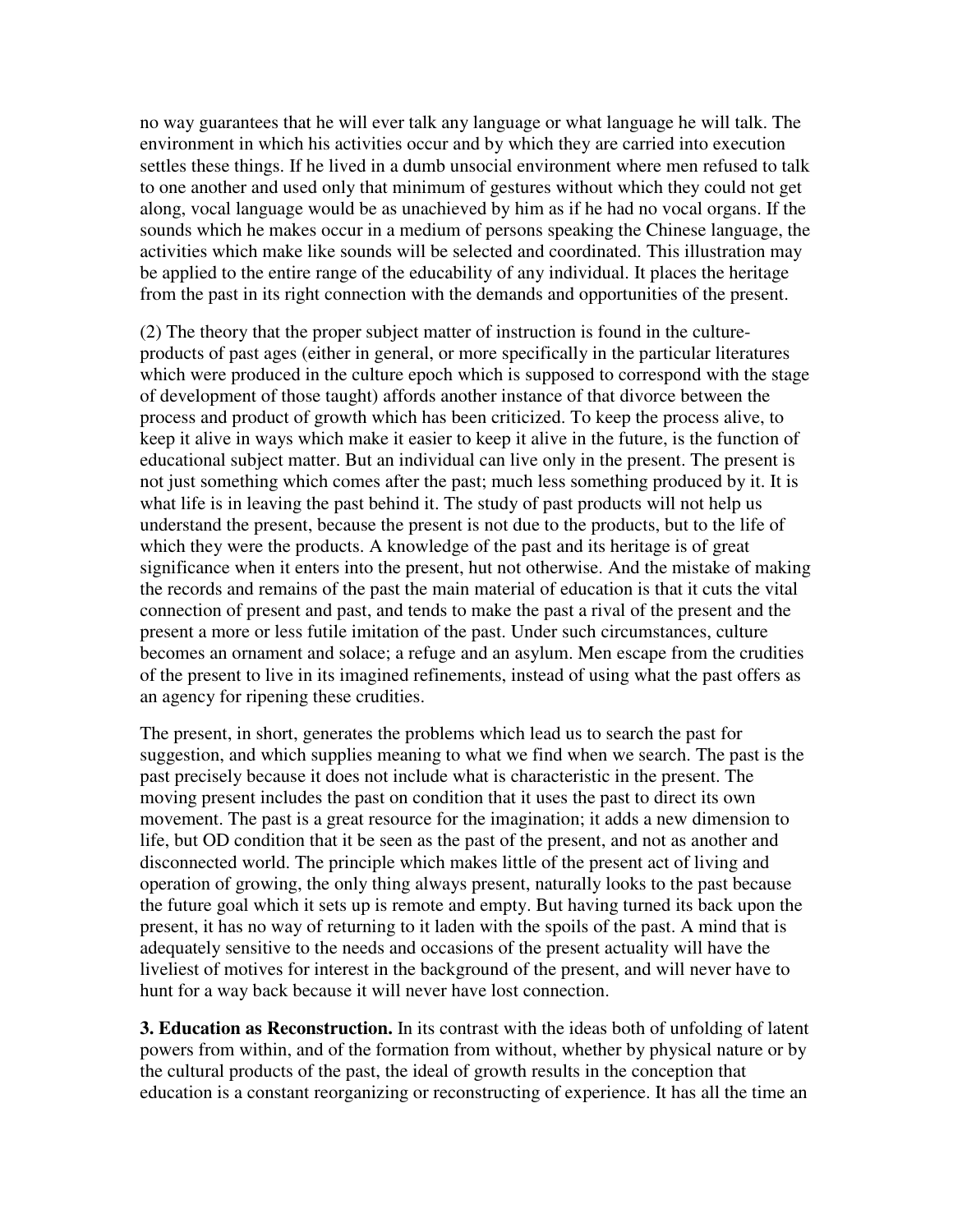no way guarantees that he will ever talk any language or what language he will talk. The environment in which his activities occur and by which they are carried into execution settles these things. If he lived in a dumb unsocial environment where men refused to talk to one another and used only that minimum of gestures without which they could not get along, vocal language would be as unachieved by him as if he had no vocal organs. If the sounds which he makes occur in a medium of persons speaking the Chinese language, the activities which make like sounds will be selected and coordinated. This illustration may be applied to the entire range of the educability of any individual. It places the heritage from the past in its right connection with the demands and opportunities of the present.

(2) The theory that the proper subject matter of instruction is found in the culture-products of past ages (either in general, or more specifically in the particular literatures which were produced in the culture epoch which is supposed to correspond with the stage of development of those taught) affords another instance of that divorce between the process and product of growth which has been criticized. To keep the process alive, to keep it alive in ways which make it easier to keep it alive in the future, is the function of educational subject matter. But an individual can live only in the present. The present is not just something which comes after the past; much less something produced by it. It is what life is in leaving the past behind it. The study of past products will not help us understand the present, because the present is not due to the products, but to the life of which they were the products. A knowledge of the past and its heritage is of great significance when it enters into the present, hut not otherwise. And the mistake of making the records and remains of the past the main material of education is that it cuts the vital connection of present and past, and tends to make the past a rival of the present and the present a more or less futile imitation of the past. Under such circumstances, culture becomes an ornament and solace; a refuge and an asylum. Men escape from the crudities of the present to live in its imagined refinements, instead of using what the past offers as an agency for ripening these crudities.

The present, in short, generates the problems which lead us to search the past for suggestion, and which supplies meaning to what we find when we search. The past is the past precisely because it does not include what is characteristic in the present. The moving present includes the past on condition that it uses the past to direct its own movement. The past is a great resource for the imagination; it adds a new dimension to life, but OD condition that it be seen as the past of the present, and not as another and disconnected world. The principle which makes little of the present act of living and operation of growing, the only thing always present, naturally looks to the past because the future goal which it sets up is remote and empty. But having turned its back upon the present, it has no way of returning to it laden with the spoils of the past. A mind that is adequately sensitive to the needs and occasions of the present actuality will have the liveliest of motives for interest in the background of the present, and will never have to hunt for a way back because it will never have lost connection.

**3. Education as Reconstruction.** In its contrast with the ideas both of unfolding of latent powers from within, and of the formation from without, whether by physical nature or by the cultural products of the past, the ideal of growth results in the conception that education is a constant reorganizing or reconstructing of experience. It has all the time an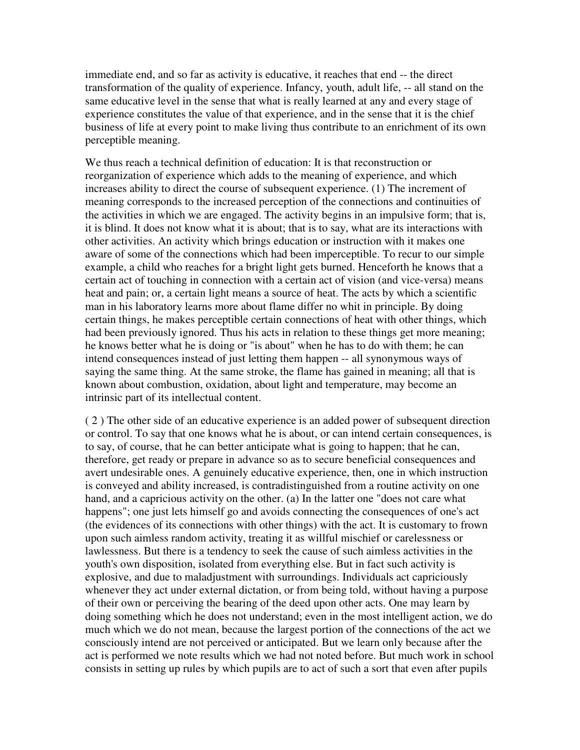immediate end, and so far as activity is educative, it reaches that end -- the direct transformation of the quality of experience. Infancy, youth, adult life, -- all stand on the same educative level in the sense that what is really learned at any and every stage of experience constitutes the value of that experience, and in the sense that it is the chief business of life at every point to make living thus contribute to an enrichment of its own perceptible meaning.

We thus reach a technical definition of education: It is that reconstruction or reorganization of experience which adds to the meaning of experience, and which increases ability to direct the course of subsequent experience. (1) The increment of meaning corresponds to the increased perception of the connections and continuities of the activities in which we are engaged. The activity begins in an impulsive form; that is, it is blind. It does not know what it is about; that is to say, what are its interactions with other activities. An activity which brings education or instruction with it makes one aware of some of the connections which had been imperceptible. To recur to our simple example, a child who reaches for a bright light gets burned. Henceforth he knows that a certain act of touching in connection with a certain act of vision (and vice-versa) means heat and pain; or, a certain light means a source of heat. The acts by which a scientific man in his laboratory learns more about flame differ no whit in principle. By doing certain things, he makes perceptible certain connections of heat with other things, which had been previously ignored. Thus his acts in relation to these things get more meaning; he knows better what he is doing or "is about" when he has to do with them; he can intend consequences instead of just letting them happen -- all synonymous ways of saying the same thing. At the same stroke, the flame has gained in meaning; all that is known about combustion, oxidation, about light and temperature, may become an intrinsic part of its intellectual content.

( 2 ) The other side of an educative experience is an added power of subsequent direction or control. To say that one knows what he is about, or can intend certain consequences, is to say, of course, that he can better anticipate what is going to happen; that he can, therefore, get ready or prepare in advance so as to secure beneficial consequences and avert undesirable ones. A genuinely educative experience, then, one in which instruction is conveyed and ability increased, is contradistinguished from a routine activity on one hand, and a capricious activity on the other. (a) In the latter one "does not care what happens"; one just lets himself go and avoids connecting the consequences of one's act (the evidences of its connections with other things) with the act. It is customary to frown upon such aimless random activity, treating it as willful mischief or carelessness or lawlessness. But there is a tendency to seek the cause of such aimless activities in the youth's own disposition, isolated from everything else. But in fact such activity is explosive, and due to maladjustment with surroundings. Individuals act capriciously whenever they act under external dictation, or from being told, without having a purpose of their own or perceiving the bearing of the deed upon other acts. One may learn by doing something which he does not understand; even in the most intelligent action, we do much which we do not mean, because the largest portion of the connections of the act we consciously intend are not perceived or anticipated. But we learn only because after the act is performed we note results which we had not noted before. But much work in school consists in setting up rules by which pupils are to act of such a sort that even after pupils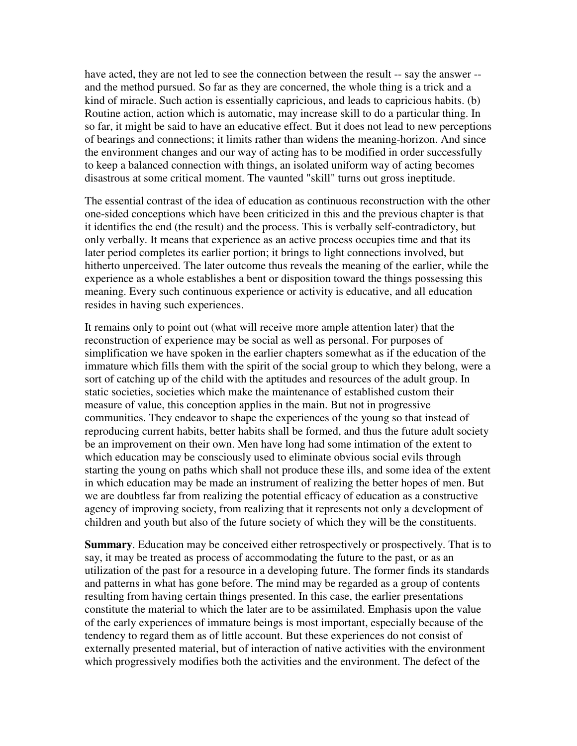have acted, they are not led to see the connection between the result -- say the answer -- and the method pursued. So far as they are concerned, the whole thing is a trick and a kind of miracle. Such action is essentially capricious, and leads to capricious habits. (b) Routine action, action which is automatic, may increase skill to do a particular thing. In so far, it might be said to have an educative effect. But it does not lead to new perceptions of bearings and connections; it limits rather than widens the meaning-horizon. And since the environment changes and our way of acting has to be modified in order successfully to keep a balanced connection with things, an isolated uniform way of acting becomes disastrous at some critical moment. The vaunted "skill" turns out gross ineptitude.

The essential contrast of the idea of education as continuous reconstruction with the other one-sided conceptions which have been criticized in this and the previous chapter is that it identifies the end (the result) and the process. This is verbally self-contradictory, but only verbally. It means that experience as an active process occupies time and that its later period completes its earlier portion; it brings to light connections involved, but hitherto unperceived. The later outcome thus reveals the meaning of the earlier, while the experience as a whole establishes a bent or disposition toward the things possessing this meaning. Every such continuous experience or activity is educative, and all education resides in having such experiences.

It remains only to point out (what will receive more ample attention later) that the reconstruction of experience may be social as well as personal. For purposes of simplification we have spoken in the earlier chapters somewhat as if the education of the immature which fills them with the spirit of the social group to which they belong, were a sort of catching up of the child with the aptitudes and resources of the adult group. In static societies, societies which make the maintenance of established custom their measure of value, this conception applies in the main. But not in progressive communities. They endeavor to shape the experiences of the young so that instead of reproducing current habits, better habits shall be formed, and thus the future adult society be an improvement on their own. Men have long had some intimation of the extent to which education may be consciously used to eliminate obvious social evils through starting the young on paths which shall not produce these ills, and some idea of the extent in which education may be made an instrument of realizing the better hopes of men. But we are doubtless far from realizing the potential efficacy of education as a constructive agency of improving society, from realizing that it represents not only a development of children and youth but also of the future society of which they will be the constituents.

**Summary**. Education may be conceived either retrospectively or prospectively. That is to say, it may be treated as process of accommodating the future to the past, or as an utilization of the past for a resource in a developing future. The former finds its standards and patterns in what has gone before. The mind may be regarded as a group of contents resulting from having certain things presented. In this case, the earlier presentations constitute the material to which the later are to be assimilated. Emphasis upon the value of the early experiences of immature beings is most important, especially because of the tendency to regard them as of little account. But these experiences do not consist of externally presented material, but of interaction of native activities with the environment which progressively modifies both the activities and the environment. The defect of the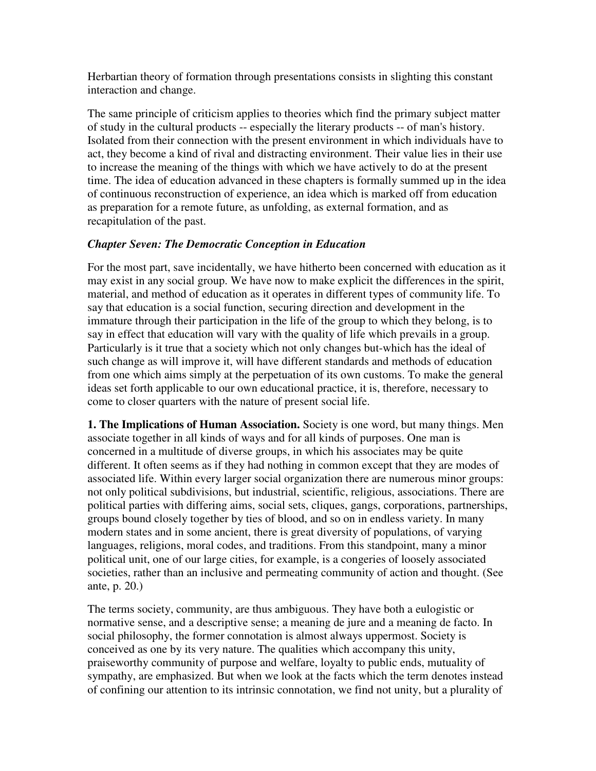Herbartian theory of formation through presentations consists in slighting this constant interaction and change.

The same principle of criticism applies to theories which find the primary subject matter of study in the cultural products -- especially the literary products -- of man's history. Isolated from their connection with the present environment in which individuals have to act, they become a kind of rival and distracting environment. Their value lies in their use to increase the meaning of the things with which we have actively to do at the present time. The idea of education advanced in these chapters is formally summed up in the idea of continuous reconstruction of experience, an idea which is marked off from education as preparation for a remote future, as unfolding, as external formation, and as recapitulation of the past.

### *Chapter Seven: The Democratic Conception in Education*

For the most part, save incidentally, we have hitherto been concerned with education as it may exist in any social group. We have now to make explicit the differences in the spirit, material, and method of education as it operates in different types of community life. To say that education is a social function, securing direction and development in the immature through their participation in the life of the group to which they belong, is to say in effect that education will vary with the quality of life which prevails in a group. Particularly is it true that a society which not only changes but-which has the ideal of such change as will improve it, will have different standards and methods of education from one which aims simply at the perpetuation of its own customs. To make the general ideas set forth applicable to our own educational practice, it is, therefore, necessary to come to closer quarters with the nature of present social life.

**1. The Implications of Human Association.** Society is one word, but many things. Men associate together in all kinds of ways and for all kinds of purposes. One man is concerned in a multitude of diverse groups, in which his associates may be quite different. It often seems as if they had nothing in common except that they are modes of associated life. Within every larger social organization there are numerous minor groups: not only political subdivisions, but industrial, scientific, religious, associations. There are political parties with differing aims, social sets, cliques, gangs, corporations, partnerships, groups bound closely together by ties of blood, and so on in endless variety. In many modern states and in some ancient, there is great diversity of populations, of varying languages, religions, moral codes, and traditions. From this standpoint, many a minor political unit, one of our large cities, for example, is a congeries of loosely associated societies, rather than an inclusive and permeating community of action and thought. (See ante, p. 20.)

The terms society, community, are thus ambiguous. They have both a eulogistic or normative sense, and a descriptive sense; a meaning de jure and a meaning de facto. In social philosophy, the former connotation is almost always uppermost. Society is conceived as one by its very nature. The qualities which accompany this unity, praiseworthy community of purpose and welfare, loyalty to public ends, mutuality of sympathy, are emphasized. But when we look at the facts which the term denotes instead of confining our attention to its intrinsic connotation, we find not unity, but a plurality of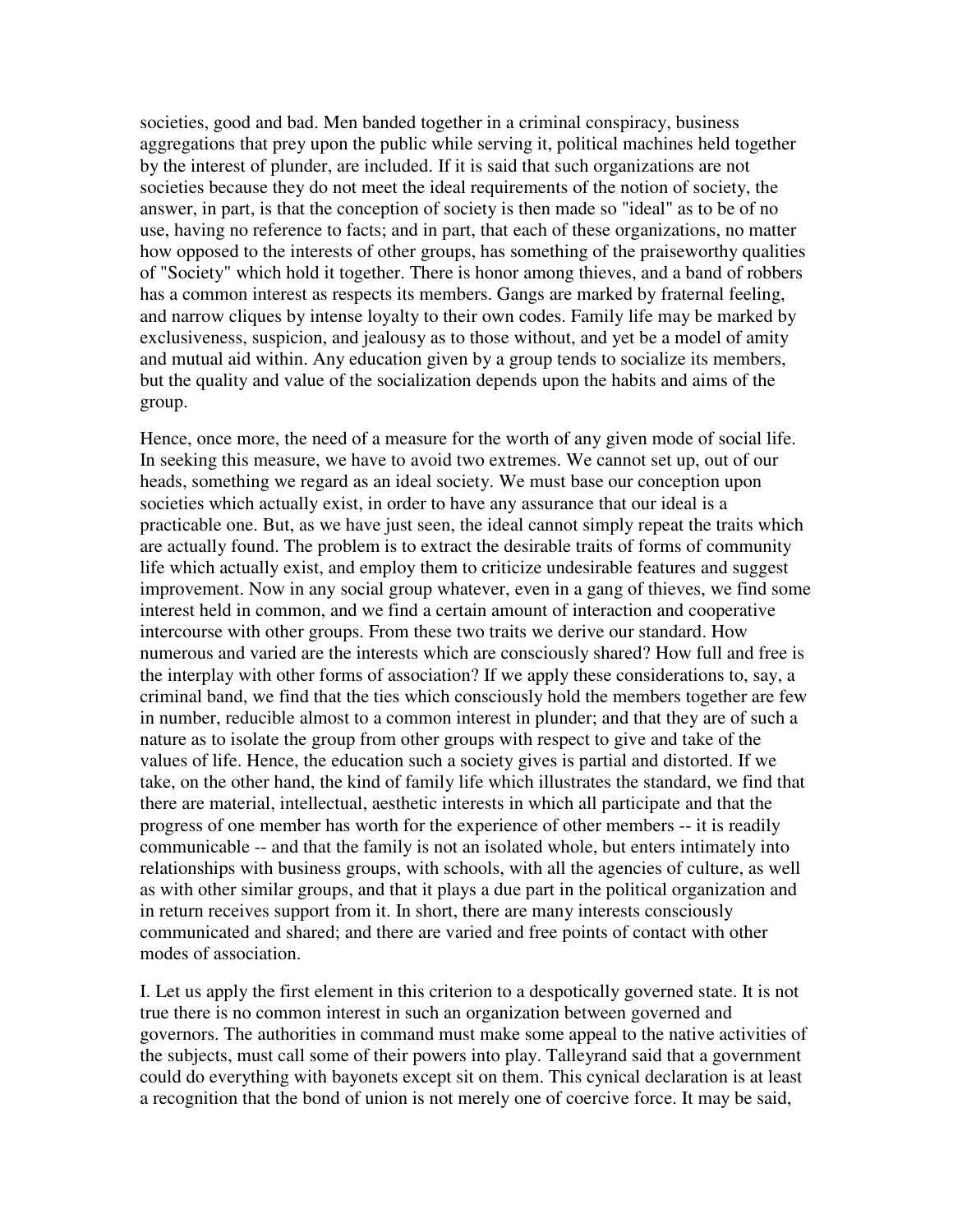societies, good and bad. Men banded together in a criminal conspiracy, business aggregations that prey upon the public while serving it, political machines held together by the interest of plunder, are included. If it is said that such organizations are not societies because they do not meet the ideal requirements of the notion of society, the answer, in part, is that the conception of society is then made so "ideal" as to be of no use, having no reference to facts; and in part, that each of these organizations, no matter how opposed to the interests of other groups, has something of the praiseworthy qualities of "Society" which hold it together. There is honor among thieves, and a band of robbers has a common interest as respects its members. Gangs are marked by fraternal feeling, and narrow cliques by intense loyalty to their own codes. Family life may be marked by exclusiveness, suspicion, and jealousy as to those without, and yet be a model of amity and mutual aid within. Any education given by a group tends to socialize its members, but the quality and value of the socialization depends upon the habits and aims of the group.

Hence, once more, the need of a measure for the worth of any given mode of social life. In seeking this measure, we have to avoid two extremes. We cannot set up, out of our heads, something we regard as an ideal society. We must base our conception upon societies which actually exist, in order to have any assurance that our ideal is a practicable one. But, as we have just seen, the ideal cannot simply repeat the traits which are actually found. The problem is to extract the desirable traits of forms of community life which actually exist, and employ them to criticize undesirable features and suggest improvement. Now in any social group whatever, even in a gang of thieves, we find some interest held in common, and we find a certain amount of interaction and cooperative intercourse with other groups. From these two traits we derive our standard. How numerous and varied are the interests which are consciously shared? How full and free is the interplay with other forms of association? If we apply these considerations to, say, a criminal band, we find that the ties which consciously hold the members together are few in number, reducible almost to a common interest in plunder; and that they are of such a nature as to isolate the group from other groups with respect to give and take of the values of life. Hence, the education such a society gives is partial and distorted. If we take, on the other hand, the kind of family life which illustrates the standard, we find that there are material, intellectual, aesthetic interests in which all participate and that the progress of one member has worth for the experience of other members -- it is readily communicable -- and that the family is not an isolated whole, but enters intimately into relationships with business groups, with schools, with all the agencies of culture, as well as with other similar groups, and that it plays a due part in the political organization and in return receives support from it. In short, there are many interests consciously communicated and shared; and there are varied and free points of contact with other modes of association.

I. Let us apply the first element in this criterion to a despotically governed state. It is not true there is no common interest in such an organization between governed and governors. The authorities in command must make some appeal to the native activities of the subjects, must call some of their powers into play. Talleyrand said that a government could do everything with bayonets except sit on them. This cynical declaration is at least a recognition that the bond of union is not merely one of coercive force. It may be said,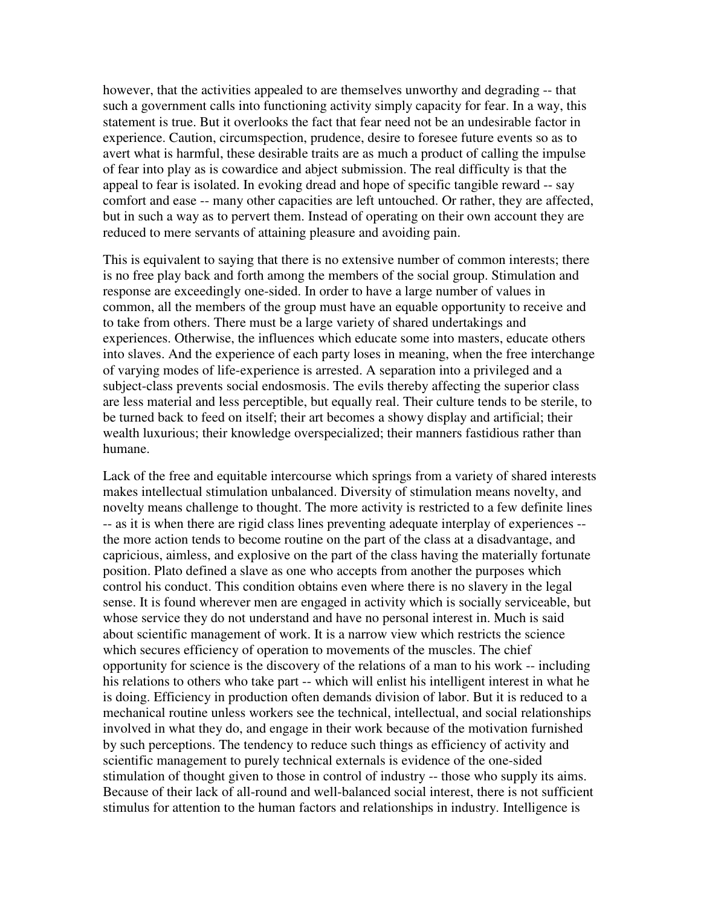however, that the activities appealed to are themselves unworthy and degrading -- that such a government calls into functioning activity simply capacity for fear. In a way, this statement is true. But it overlooks the fact that fear need not be an undesirable factor in experience. Caution, circumspection, prudence, desire to foresee future events so as to avert what is harmful, these desirable traits are as much a product of calling the impulse of fear into play as is cowardice and abject submission. The real difficulty is that the appeal to fear is isolated. In evoking dread and hope of specific tangible reward -- say comfort and ease -- many other capacities are left untouched. Or rather, they are affected, but in such a way as to pervert them. Instead of operating on their own account they are reduced to mere servants of attaining pleasure and avoiding pain.

This is equivalent to saying that there is no extensive number of common interests; there is no free play back and forth among the members of the social group. Stimulation and response are exceedingly one-sided. In order to have a large number of values in common, all the members of the group must have an equable opportunity to receive and to take from others. There must be a large variety of shared undertakings and experiences. Otherwise, the influences which educate some into masters, educate others into slaves. And the experience of each party loses in meaning, when the free interchange of varying modes of life-experience is arrested. A separation into a privileged and a subject-class prevents social endosmosis. The evils thereby affecting the superior class are less material and less perceptible, but equally real. Their culture tends to be sterile, to be turned back to feed on itself; their art becomes a showy display and artificial; their wealth luxurious; their knowledge overspecialized; their manners fastidious rather than humane.

Lack of the free and equitable intercourse which springs from a variety of shared interests makes intellectual stimulation unbalanced. Diversity of stimulation means novelty, and novelty means challenge to thought. The more activity is restricted to a few definite lines -- as it is when there are rigid class lines preventing adequate interplay of experiences -- the more action tends to become routine on the part of the class at a disadvantage, and capricious, aimless, and explosive on the part of the class having the materially fortunate position. Plato defined a slave as one who accepts from another the purposes which control his conduct. This condition obtains even where there is no slavery in the legal sense. It is found wherever men are engaged in activity which is socially serviceable, but whose service they do not understand and have no personal interest in. Much is said about scientific management of work. It is a narrow view which restricts the science which secures efficiency of operation to movements of the muscles. The chief opportunity for science is the discovery of the relations of a man to his work -- including his relations to others who take part -- which will enlist his intelligent interest in what he is doing. Efficiency in production often demands division of labor. But it is reduced to a mechanical routine unless workers see the technical, intellectual, and social relationships involved in what they do, and engage in their work because of the motivation furnished by such perceptions. The tendency to reduce such things as efficiency of activity and scientific management to purely technical externals is evidence of the one-sided stimulation of thought given to those in control of industry -- those who supply its aims. Because of their lack of all-round and well-balanced social interest, there is not sufficient stimulus for attention to the human factors and relationships in industry. Intelligence is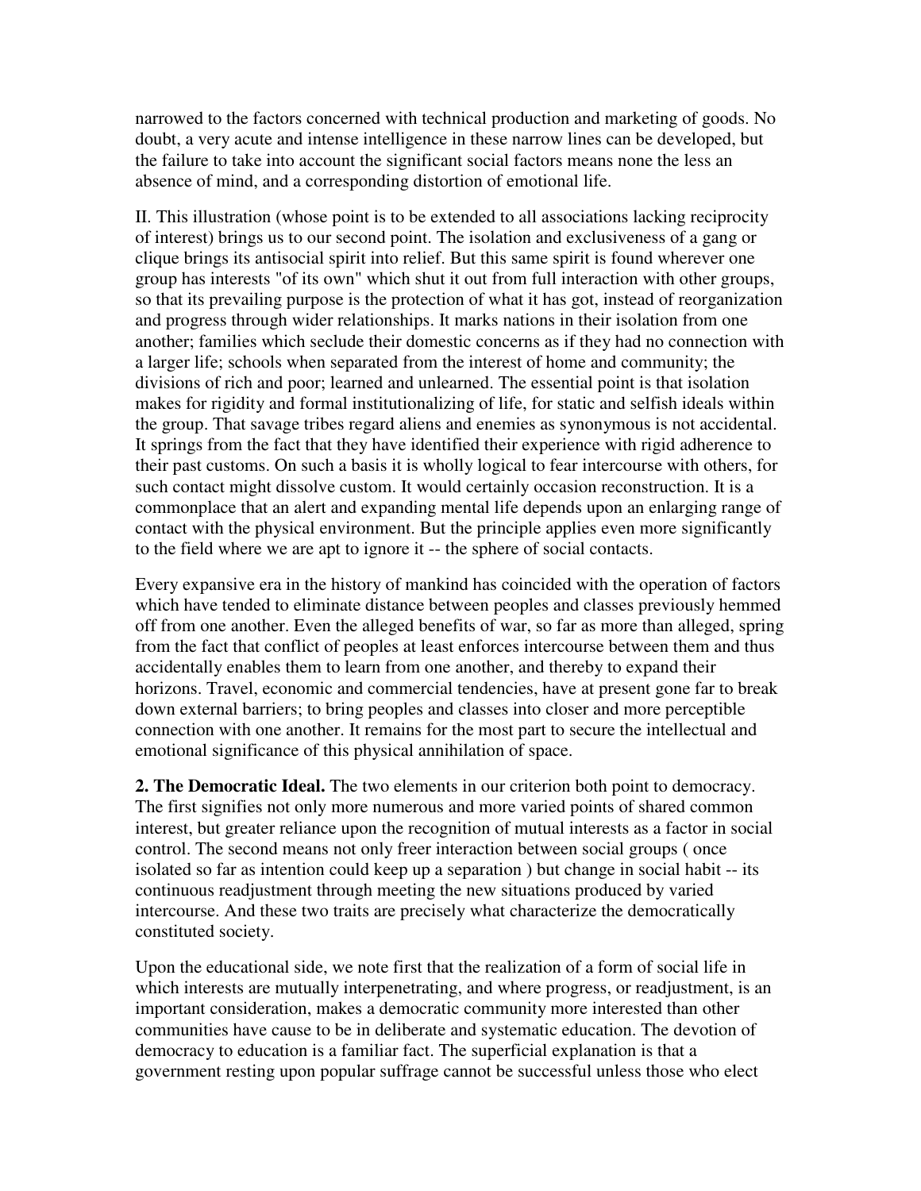narrowed to the factors concerned with technical production and marketing of goods. No doubt, a very acute and intense intelligence in these narrow lines can be developed, but the failure to take into account the significant social factors means none the less an absence of mind, and a corresponding distortion of emotional life.

II. This illustration (whose point is to be extended to all associations lacking reciprocity of interest) brings us to our second point. The isolation and exclusiveness of a gang or clique brings its antisocial spirit into relief. But this same spirit is found wherever one group has interests "of its own" which shut it out from full interaction with other groups, so that its prevailing purpose is the protection of what it has got, instead of reorganization and progress through wider relationships. It marks nations in their isolation from one another; families which seclude their domestic concerns as if they had no connection with a larger life; schools when separated from the interest of home and community; the divisions of rich and poor; learned and unlearned. The essential point is that isolation makes for rigidity and formal institutionalizing of life, for static and selfish ideals within the group. That savage tribes regard aliens and enemies as synonymous is not accidental. It springs from the fact that they have identified their experience with rigid adherence to their past customs. On such a basis it is wholly logical to fear intercourse with others, for such contact might dissolve custom. It would certainly occasion reconstruction. It is a commonplace that an alert and expanding mental life depends upon an enlarging range of contact with the physical environment. But the principle applies even more significantly to the field where we are apt to ignore it -- the sphere of social contacts.

Every expansive era in the history of mankind has coincided with the operation of factors which have tended to eliminate distance between peoples and classes previously hemmed off from one another. Even the alleged benefits of war, so far as more than alleged, spring from the fact that conflict of peoples at least enforces intercourse between them and thus accidentally enables them to learn from one another, and thereby to expand their horizons. Travel, economic and commercial tendencies, have at present gone far to break down external barriers; to bring peoples and classes into closer and more perceptible connection with one another. It remains for the most part to secure the intellectual and emotional significance of this physical annihilation of space.

**2. The Democratic Ideal.** The two elements in our criterion both point to democracy. The first signifies not only more numerous and more varied points of shared common interest, but greater reliance upon the recognition of mutual interests as a factor in social control. The second means not only freer interaction between social groups ( once isolated so far as intention could keep up a separation ) but change in social habit -- its continuous readjustment through meeting the new situations produced by varied intercourse. And these two traits are precisely what characterize the democratically constituted society.

Upon the educational side, we note first that the realization of a form of social life in which interests are mutually interpenetrating, and where progress, or readjustment, is an important consideration, makes a democratic community more interested than other communities have cause to be in deliberate and systematic education. The devotion of democracy to education is a familiar fact. The superficial explanation is that a government resting upon popular suffrage cannot be successful unless those who elect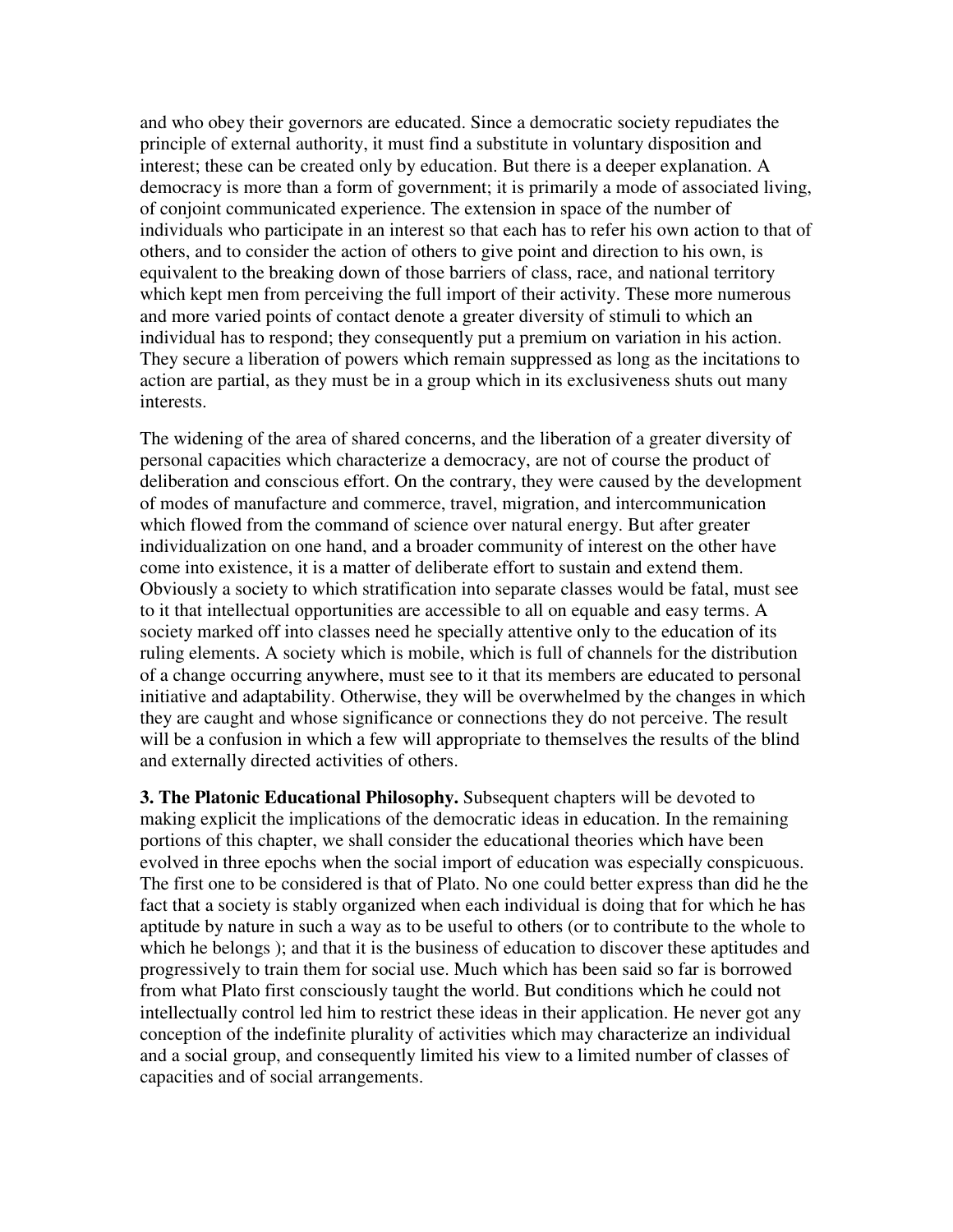and who obey their governors are educated. Since a democratic society repudiates the principle of external authority, it must find a substitute in voluntary disposition and interest; these can be created only by education. But there is a deeper explanation. A democracy is more than a form of government; it is primarily a mode of associated living, of conjoint communicated experience. The extension in space of the number of individuals who participate in an interest so that each has to refer his own action to that of others, and to consider the action of others to give point and direction to his own, is equivalent to the breaking down of those barriers of class, race, and national territory which kept men from perceiving the full import of their activity. These more numerous and more varied points of contact denote a greater diversity of stimuli to which an individual has to respond; they consequently put a premium on variation in his action. They secure a liberation of powers which remain suppressed as long as the incitations to action are partial, as they must be in a group which in its exclusiveness shuts out many interests.

The widening of the area of shared concerns, and the liberation of a greater diversity of personal capacities which characterize a democracy, are not of course the product of deliberation and conscious effort. On the contrary, they were caused by the development of modes of manufacture and commerce, travel, migration, and intercommunication which flowed from the command of science over natural energy. But after greater individualization on one hand, and a broader community of interest on the other have come into existence, it is a matter of deliberate effort to sustain and extend them. Obviously a society to which stratification into separate classes would be fatal, must see to it that intellectual opportunities are accessible to all on equable and easy terms. A society marked off into classes need he specially attentive only to the education of its ruling elements. A society which is mobile, which is full of channels for the distribution of a change occurring anywhere, must see to it that its members are educated to personal initiative and adaptability. Otherwise, they will be overwhelmed by the changes in which they are caught and whose significance or connections they do not perceive. The result will be a confusion in which a few will appropriate to themselves the results of the blind and externally directed activities of others.

**3. The Platonic Educational Philosophy.** Subsequent chapters will be devoted to making explicit the implications of the democratic ideas in education. In the remaining portions of this chapter, we shall consider the educational theories which have been evolved in three epochs when the social import of education was especially conspicuous. The first one to be considered is that of Plato. No one could better express than did he the fact that a society is stably organized when each individual is doing that for which he has aptitude by nature in such a way as to be useful to others (or to contribute to the whole to which he belongs ); and that it is the business of education to discover these aptitudes and progressively to train them for social use. Much which has been said so far is borrowed from what Plato first consciously taught the world. But conditions which he could not intellectually control led him to restrict these ideas in their application. He never got any conception of the indefinite plurality of activities which may characterize an individual and a social group, and consequently limited his view to a limited number of classes of capacities and of social arrangements.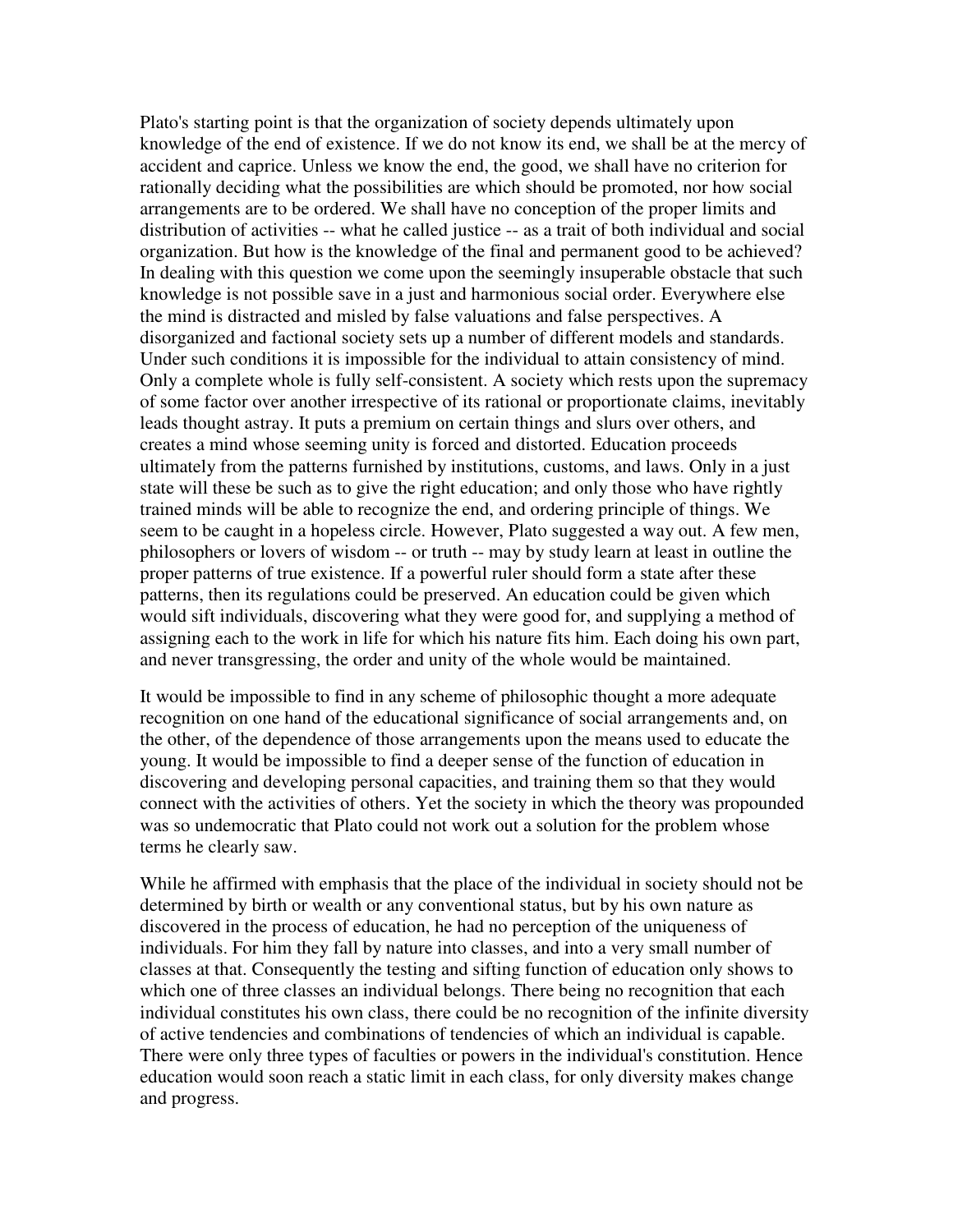Plato's starting point is that the organization of society depends ultimately upon knowledge of the end of existence. If we do not know its end, we shall be at the mercy of accident and caprice. Unless we know the end, the good, we shall have no criterion for rationally deciding what the possibilities are which should be promoted, nor how social arrangements are to be ordered. We shall have no conception of the proper limits and distribution of activities -- what he called justice -- as a trait of both individual and social organization. But how is the knowledge of the final and permanent good to be achieved? In dealing with this question we come upon the seemingly insuperable obstacle that such knowledge is not possible save in a just and harmonious social order. Everywhere else the mind is distracted and misled by false valuations and false perspectives. A disorganized and factional society sets up a number of different models and standards. Under such conditions it is impossible for the individual to attain consistency of mind. Only a complete whole is fully self-consistent. A society which rests upon the supremacy of some factor over another irrespective of its rational or proportionate claims, inevitably leads thought astray. It puts a premium on certain things and slurs over others, and creates a mind whose seeming unity is forced and distorted. Education proceeds ultimately from the patterns furnished by institutions, customs, and laws. Only in a just state will these be such as to give the right education; and only those who have rightly trained minds will be able to recognize the end, and ordering principle of things. We seem to be caught in a hopeless circle. However, Plato suggested a way out. A few men, philosophers or lovers of wisdom -- or truth -- may by study learn at least in outline the proper patterns of true existence. If a powerful ruler should form a state after these patterns, then its regulations could be preserved. An education could be given which would sift individuals, discovering what they were good for, and supplying a method of assigning each to the work in life for which his nature fits him. Each doing his own part, and never transgressing, the order and unity of the whole would be maintained.

It would be impossible to find in any scheme of philosophic thought a more adequate recognition on one hand of the educational significance of social arrangements and, on the other, of the dependence of those arrangements upon the means used to educate the young. It would be impossible to find a deeper sense of the function of education in discovering and developing personal capacities, and training them so that they would connect with the activities of others. Yet the society in which the theory was propounded was so undemocratic that Plato could not work out a solution for the problem whose terms he clearly saw.

While he affirmed with emphasis that the place of the individual in society should not be determined by birth or wealth or any conventional status, but by his own nature as discovered in the process of education, he had no perception of the uniqueness of individuals. For him they fall by nature into classes, and into a very small number of classes at that. Consequently the testing and sifting function of education only shows to which one of three classes an individual belongs. There being no recognition that each individual constitutes his own class, there could be no recognition of the infinite diversity of active tendencies and combinations of tendencies of which an individual is capable. There were only three types of faculties or powers in the individual's constitution. Hence education would soon reach a static limit in each class, for only diversity makes change and progress.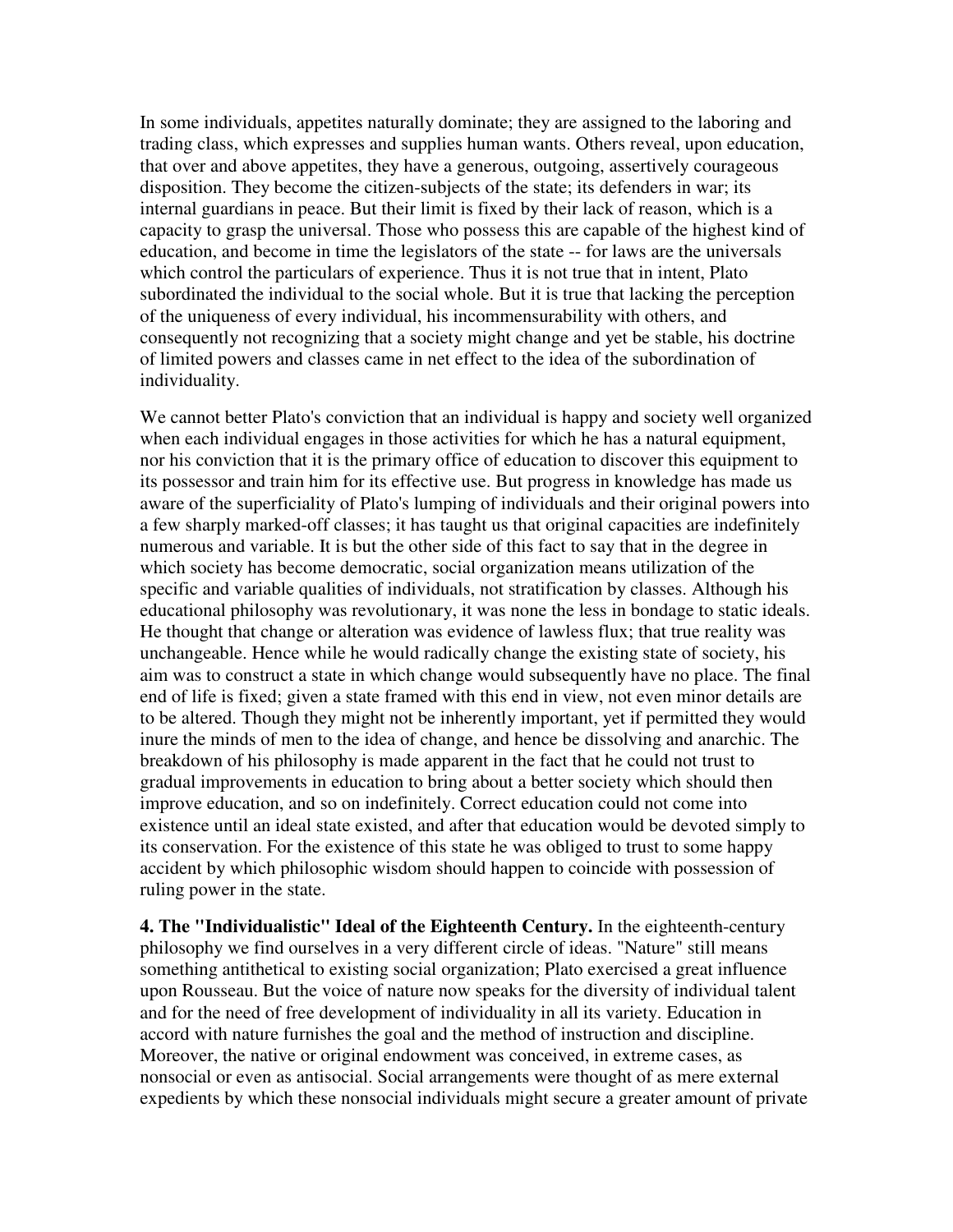In some individuals, appetites naturally dominate; they are assigned to the laboring and trading class, which expresses and supplies human wants. Others reveal, upon education, that over and above appetites, they have a generous, outgoing, assertively courageous disposition. They become the citizen-subjects of the state; its defenders in war; its internal guardians in peace. But their limit is fixed by their lack of reason, which is a capacity to grasp the universal. Those who possess this are capable of the highest kind of education, and become in time the legislators of the state -- for laws are the universals which control the particulars of experience. Thus it is not true that in intent, Plato subordinated the individual to the social whole. But it is true that lacking the perception of the uniqueness of every individual, his incommensurability with others, and consequently not recognizing that a society might change and yet be stable, his doctrine of limited powers and classes came in net effect to the idea of the subordination of individuality.

We cannot better Plato's conviction that an individual is happy and society well organized when each individual engages in those activities for which he has a natural equipment, nor his conviction that it is the primary office of education to discover this equipment to its possessor and train him for its effective use. But progress in knowledge has made us aware of the superficiality of Plato's lumping of individuals and their original powers into a few sharply marked-off classes; it has taught us that original capacities are indefinitely numerous and variable. It is but the other side of this fact to say that in the degree in which society has become democratic, social organization means utilization of the specific and variable qualities of individuals, not stratification by classes. Although his educational philosophy was revolutionary, it was none the less in bondage to static ideals. He thought that change or alteration was evidence of lawless flux; that true reality was unchangeable. Hence while he would radically change the existing state of society, his aim was to construct a state in which change would subsequently have no place. The final end of life is fixed; given a state framed with this end in view, not even minor details are to be altered. Though they might not be inherently important, yet if permitted they would inure the minds of men to the idea of change, and hence be dissolving and anarchic. The breakdown of his philosophy is made apparent in the fact that he could not trust to gradual improvements in education to bring about a better society which should then improve education, and so on indefinitely. Correct education could not come into existence until an ideal state existed, and after that education would be devoted simply to its conservation. For the existence of this state he was obliged to trust to some happy accident by which philosophic wisdom should happen to coincide with possession of ruling power in the state.

**4. The "Individualistic" Ideal of the Eighteenth Century.** In the eighteenth-century philosophy we find ourselves in a very different circle of ideas. "Nature" still means something antithetical to existing social organization; Plato exercised a great influence upon Rousseau. But the voice of nature now speaks for the diversity of individual talent and for the need of free development of individuality in all its variety. Education in accord with nature furnishes the goal and the method of instruction and discipline. Moreover, the native or original endowment was conceived, in extreme cases, as nonsocial or even as antisocial. Social arrangements were thought of as mere external expedients by which these nonsocial individuals might secure a greater amount of private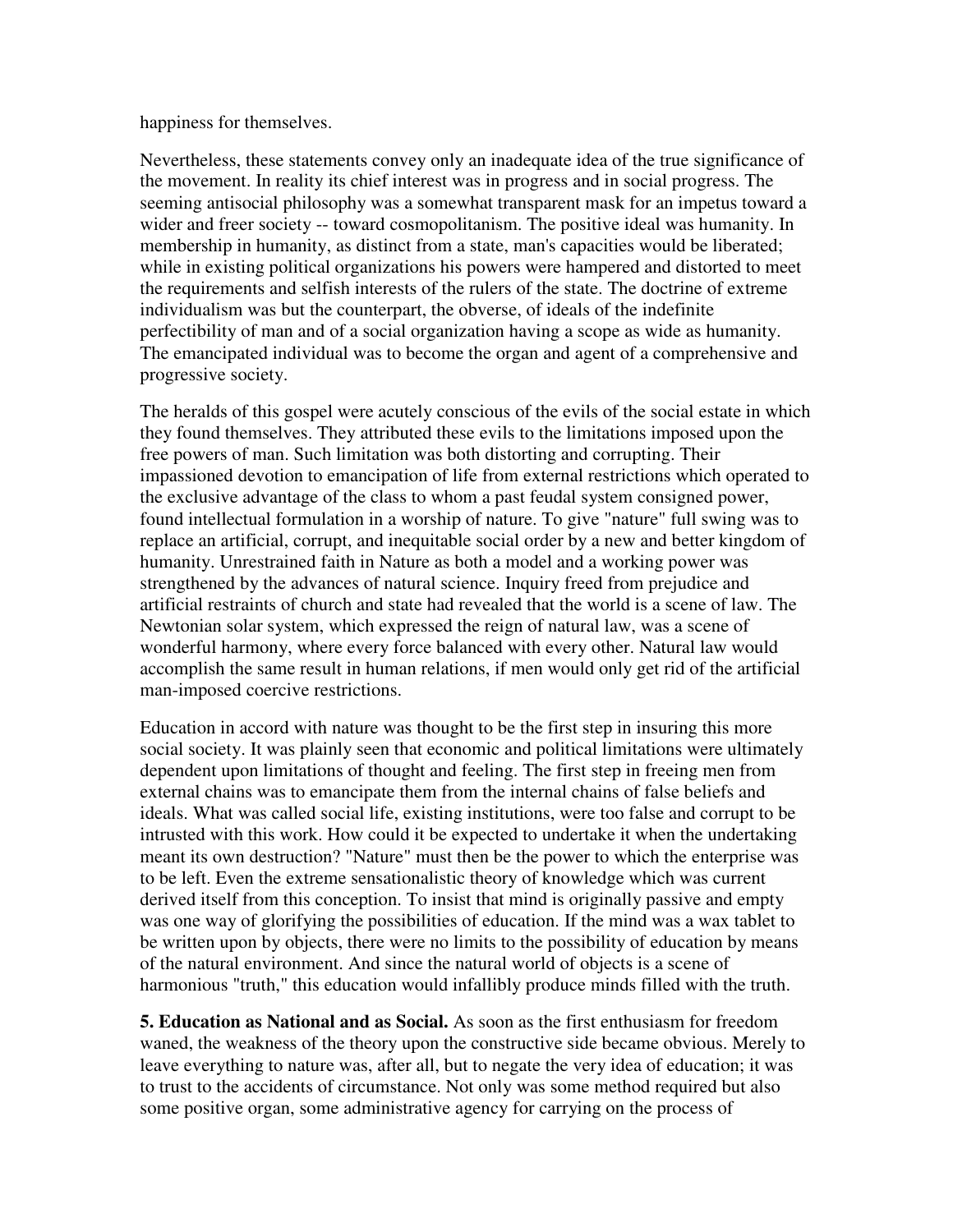happiness for themselves.

Nevertheless, these statements convey only an inadequate idea of the true significance of the movement. In reality its chief interest was in progress and in social progress. The seeming antisocial philosophy was a somewhat transparent mask for an impetus toward a wider and freer society -- toward cosmopolitanism. The positive ideal was humanity. In membership in humanity, as distinct from a state, man's capacities would be liberated; while in existing political organizations his powers were hampered and distorted to meet the requirements and selfish interests of the rulers of the state. The doctrine of extreme individualism was but the counterpart, the obverse, of ideals of the indefinite perfectibility of man and of a social organization having a scope as wide as humanity. The emancipated individual was to become the organ and agent of a comprehensive and progressive society.

The heralds of this gospel were acutely conscious of the evils of the social estate in which they found themselves. They attributed these evils to the limitations imposed upon the free powers of man. Such limitation was both distorting and corrupting. Their impassioned devotion to emancipation of life from external restrictions which operated to the exclusive advantage of the class to whom a past feudal system consigned power, found intellectual formulation in a worship of nature. To give "nature" full swing was to replace an artificial, corrupt, and inequitable social order by a new and better kingdom of humanity. Unrestrained faith in Nature as both a model and a working power was strengthened by the advances of natural science. Inquiry freed from prejudice and artificial restraints of church and state had revealed that the world is a scene of law. The Newtonian solar system, which expressed the reign of natural law, was a scene of wonderful harmony, where every force balanced with every other. Natural law would accomplish the same result in human relations, if men would only get rid of the artificial man-imposed coercive restrictions.

Education in accord with nature was thought to be the first step in insuring this more social society. It was plainly seen that economic and political limitations were ultimately dependent upon limitations of thought and feeling. The first step in freeing men from external chains was to emancipate them from the internal chains of false beliefs and ideals. What was called social life, existing institutions, were too false and corrupt to be intrusted with this work. How could it be expected to undertake it when the undertaking meant its own destruction? "Nature" must then be the power to which the enterprise was to be left. Even the extreme sensationalistic theory of knowledge which was current derived itself from this conception. To insist that mind is originally passive and empty was one way of glorifying the possibilities of education. If the mind was a wax tablet to be written upon by objects, there were no limits to the possibility of education by means of the natural environment. And since the natural world of objects is a scene of harmonious "truth," this education would infallibly produce minds filled with the truth.

**5. Education as National and as Social.** As soon as the first enthusiasm for freedom waned, the weakness of the theory upon the constructive side became obvious. Merely to leave everything to nature was, after all, but to negate the very idea of education; it was to trust to the accidents of circumstance. Not only was some method required but also some positive organ, some administrative agency for carrying on the process of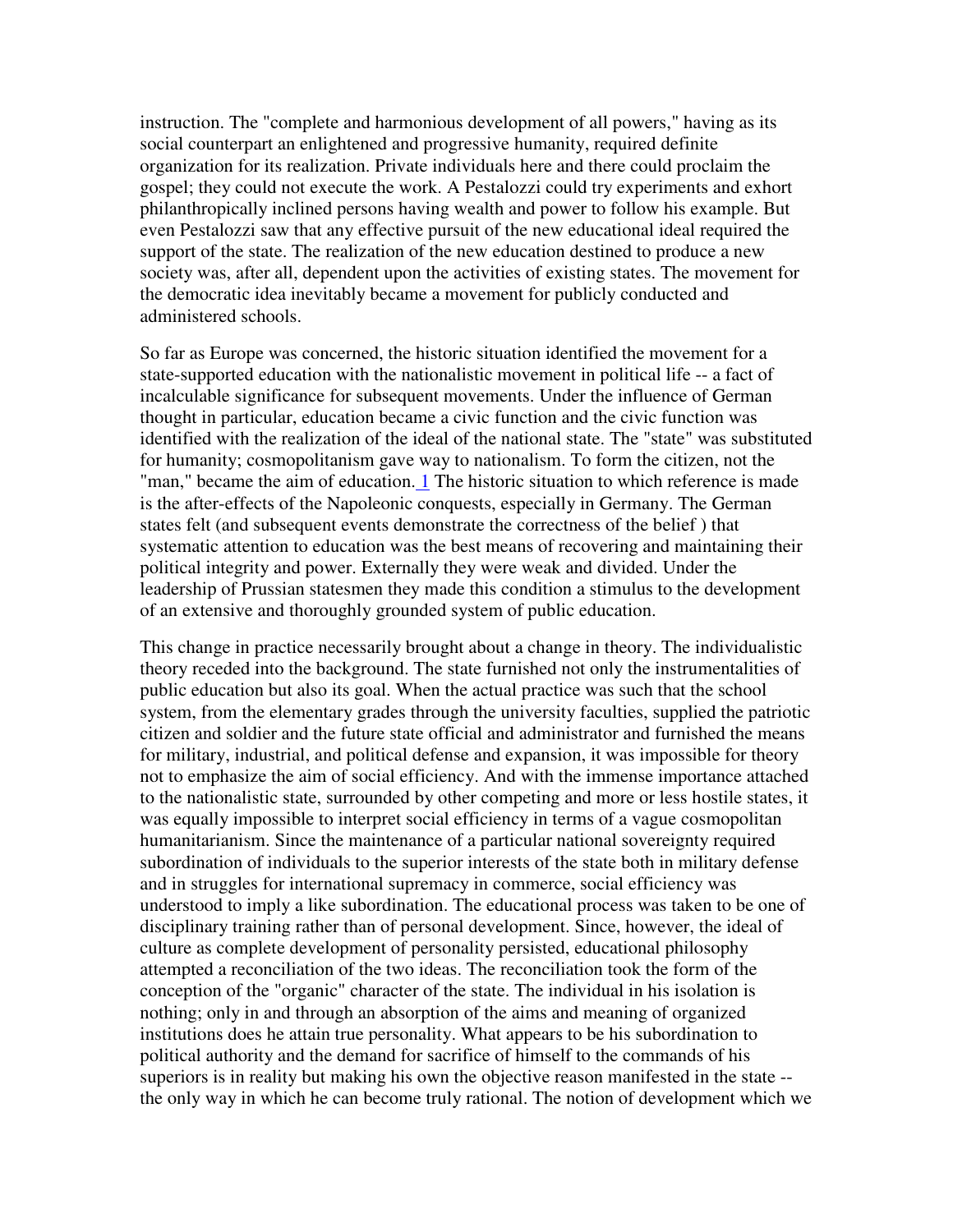instruction. The "complete and harmonious development of all powers," having as its social counterpart an enlightened and progressive humanity, required definite organization for its realization. Private individuals here and there could proclaim the gospel; they could not execute the work. A Pestalozzi could try experiments and exhort philanthropically inclined persons having wealth and power to follow his example. But even Pestalozzi saw that any effective pursuit of the new educational ideal required the support of the state. The realization of the new education destined to produce a new society was, after all, dependent upon the activities of existing states. The movement for the democratic idea inevitably became a movement for publicly conducted and administered schools.

So far as Europe was concerned, the historic situation identified the movement for a state-supported education with the nationalistic movement in political life -- a fact of incalculable significance for subsequent movements. Under the influence of German thought in particular, education became a civic function and the civic function was identified with the realization of the ideal of the national state. The "state" was substituted for humanity; cosmopolitanism gave way to nationalism. To form the citizen, not the "man," became the aim of education. [1] The historic situation to which reference is made is the after-effects of the Napoleonic conquests, especially in Germany. The German states felt (and subsequent events demonstrate the correctness of the belief ) that systematic attention to education was the best means of recovering and maintaining their political integrity and power. Externally they were weak and divided. Under the leadership of Prussian statesmen they made this condition a stimulus to the development of an extensive and thoroughly grounded system of public education.

This change in practice necessarily brought about a change in theory. The individualistic theory receded into the background. The state furnished not only the instrumentalities of public education but also its goal. When the actual practice was such that the school system, from the elementary grades through the university faculties, supplied the patriotic citizen and soldier and the future state official and administrator and furnished the means for military, industrial, and political defense and expansion, it was impossible for theory not to emphasize the aim of social efficiency. And with the immense importance attached to the nationalistic state, surrounded by other competing and more or less hostile states, it was equally impossible to interpret social efficiency in terms of a vague cosmopolitan humanitarianism. Since the maintenance of a particular national sovereignty required subordination of individuals to the superior interests of the state both in military defense and in struggles for international supremacy in commerce, social efficiency was understood to imply a like subordination. The educational process was taken to be one of disciplinary training rather than of personal development. Since, however, the ideal of culture as complete development of personality persisted, educational philosophy attempted a reconciliation of the two ideas. The reconciliation took the form of the conception of the "organic" character of the state. The individual in his isolation is nothing; only in and through an absorption of the aims and meaning of organized institutions does he attain true personality. What appears to be his subordination to political authority and the demand for sacrifice of himself to the commands of his superiors is in reality but making his own the objective reason manifested in the state -- the only way in which he can become truly rational. The notion of development which we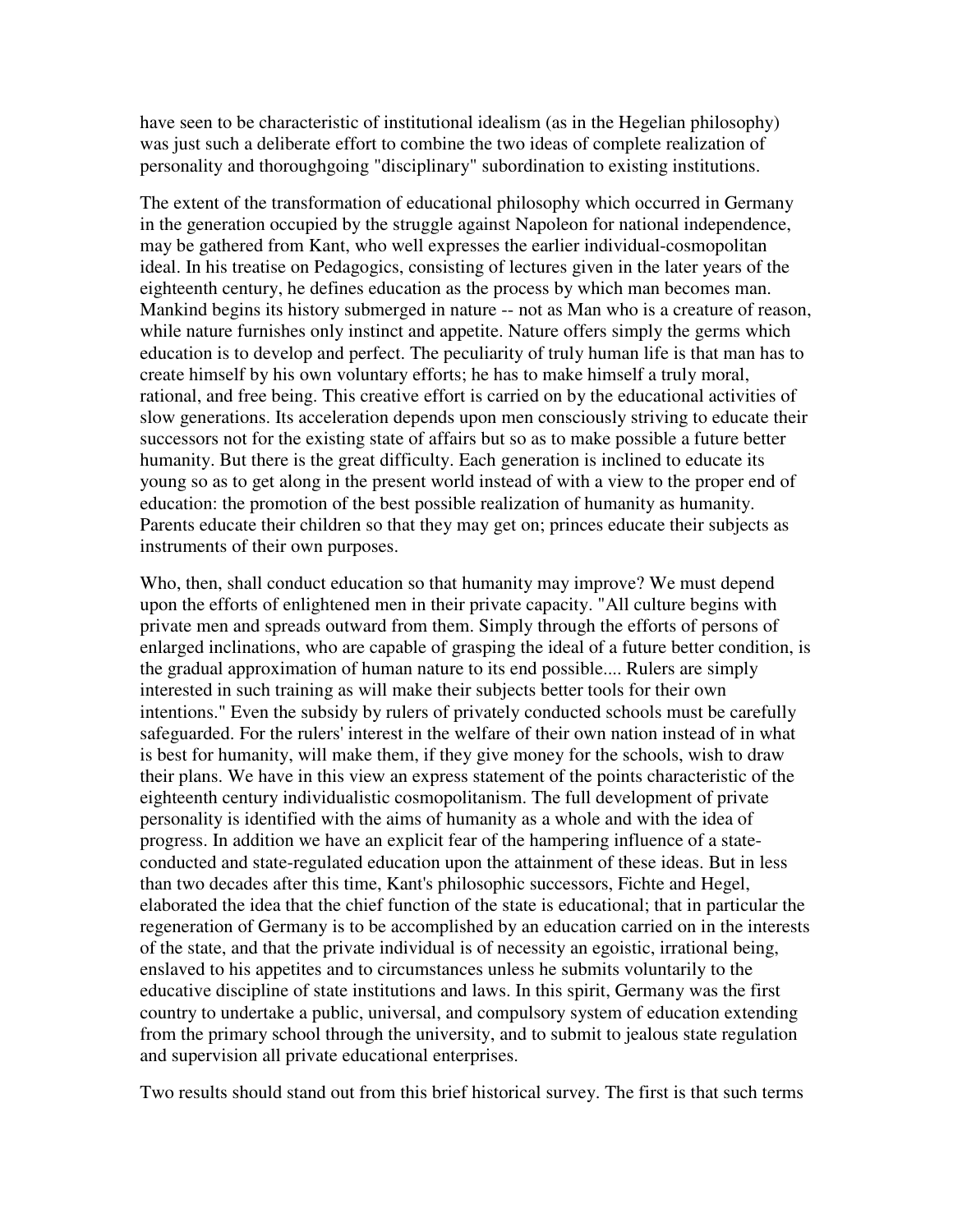have seen to be characteristic of institutional idealism (as in the Hegelian philosophy) was just such a deliberate effort to combine the two ideas of complete realization of personality and thoroughgoing "disciplinary" subordination to existing institutions.

The extent of the transformation of educational philosophy which occurred in Germany in the generation occupied by the struggle against Napoleon for national independence, may be gathered from Kant, who well expresses the earlier individual-cosmopolitan ideal. In his treatise on Pedagogics, consisting of lectures given in the later years of the eighteenth century, he defines education as the process by which man becomes man. Mankind begins its history submerged in nature -- not as Man who is a creature of reason, while nature furnishes only instinct and appetite. Nature offers simply the germs which education is to develop and perfect. The peculiarity of truly human life is that man has to create himself by his own voluntary efforts; he has to make himself a truly moral, rational, and free being. This creative effort is carried on by the educational activities of slow generations. Its acceleration depends upon men consciously striving to educate their successors not for the existing state of affairs but so as to make possible a future better humanity. But there is the great difficulty. Each generation is inclined to educate its young so as to get along in the present world instead of with a view to the proper end of education: the promotion of the best possible realization of humanity as humanity. Parents educate their children so that they may get on; princes educate their subjects as instruments of their own purposes.

Who, then, shall conduct education so that humanity may improve? We must depend upon the efforts of enlightened men in their private capacity. "All culture begins with private men and spreads outward from them. Simply through the efforts of persons of enlarged inclinations, who are capable of grasping the ideal of a future better condition, is the gradual approximation of human nature to its end possible.... Rulers are simply interested in such training as will make their subjects better tools for their own intentions." Even the subsidy by rulers of privately conducted schools must be carefully safeguarded. For the rulers' interest in the welfare of their own nation instead of in what is best for humanity, will make them, if they give money for the schools, wish to draw their plans. We have in this view an express statement of the points characteristic of the eighteenth century individualistic cosmopolitanism. The full development of private personality is identified with the aims of humanity as a whole and with the idea of progress. In addition we have an explicit fear of the hampering influence of a state-conducted and state-regulated education upon the attainment of these ideas. But in less than two decades after this time, Kant's philosophic successors, Fichte and Hegel, elaborated the idea that the chief function of the state is educational; that in particular the regeneration of Germany is to be accomplished by an education carried on in the interests of the state, and that the private individual is of necessity an egoistic, irrational being, enslaved to his appetites and to circumstances unless he submits voluntarily to the educative discipline of state institutions and laws. In this spirit, Germany was the first country to undertake a public, universal, and compulsory system of education extending from the primary school through the university, and to submit to jealous state regulation and supervision all private educational enterprises.

Two results should stand out from this brief historical survey. The first is that such terms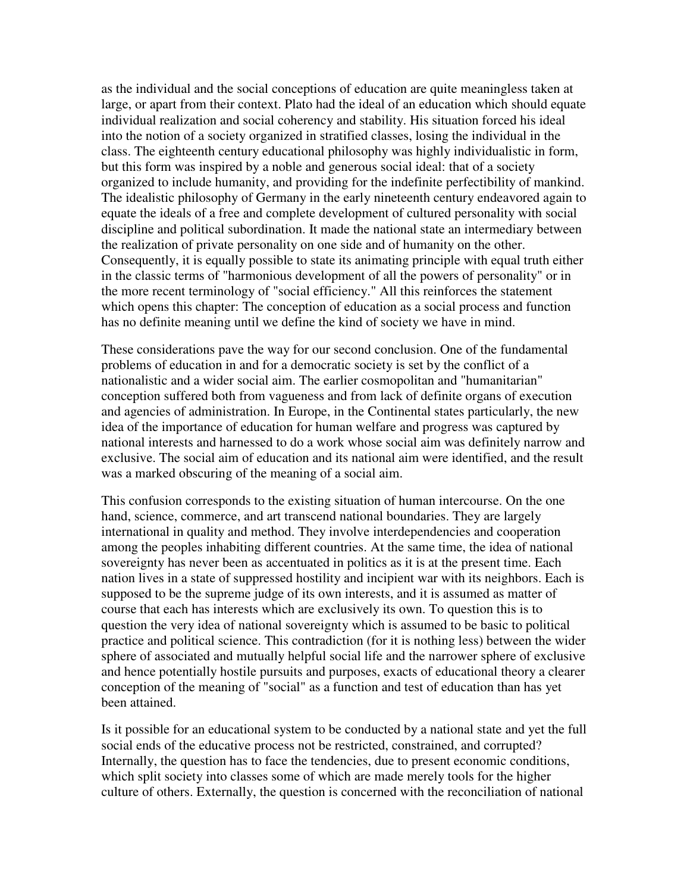as the individual and the social conceptions of education are quite meaningless taken at large, or apart from their context. Plato had the ideal of an education which should equate individual realization and social coherency and stability. His situation forced his ideal into the notion of a society organized in stratified classes, losing the individual in the class. The eighteenth century educational philosophy was highly individualistic in form, but this form was inspired by a noble and generous social ideal: that of a society organized to include humanity, and providing for the indefinite perfectibility of mankind. The idealistic philosophy of Germany in the early nineteenth century endeavored again to equate the ideals of a free and complete development of cultured personality with social discipline and political subordination. It made the national state an intermediary between the realization of private personality on one side and of humanity on the other. Consequently, it is equally possible to state its animating principle with equal truth either in the classic terms of "harmonious development of all the powers of personality" or in the more recent terminology of "social efficiency." All this reinforces the statement which opens this chapter: The conception of education as a social process and function has no definite meaning until we define the kind of society we have in mind.

These considerations pave the way for our second conclusion. One of the fundamental problems of education in and for a democratic society is set by the conflict of a nationalistic and a wider social aim. The earlier cosmopolitan and "humanitarian" conception suffered both from vagueness and from lack of definite organs of execution and agencies of administration. In Europe, in the Continental states particularly, the new idea of the importance of education for human welfare and progress was captured by national interests and harnessed to do a work whose social aim was definitely narrow and exclusive. The social aim of education and its national aim were identified, and the result was a marked obscuring of the meaning of a social aim.

This confusion corresponds to the existing situation of human intercourse. On the one hand, science, commerce, and art transcend national boundaries. They are largely international in quality and method. They involve interdependencies and cooperation among the peoples inhabiting different countries. At the same time, the idea of national sovereignty has never been as accentuated in politics as it is at the present time. Each nation lives in a state of suppressed hostility and incipient war with its neighbors. Each is supposed to be the supreme judge of its own interests, and it is assumed as matter of course that each has interests which are exclusively its own. To question this is to question the very idea of national sovereignty which is assumed to be basic to political practice and political science. This contradiction (for it is nothing less) between the wider sphere of associated and mutually helpful social life and the narrower sphere of exclusive and hence potentially hostile pursuits and purposes, exacts of educational theory a clearer conception of the meaning of "social" as a function and test of education than has yet been attained.

Is it possible for an educational system to be conducted by a national state and yet the full social ends of the educative process not be restricted, constrained, and corrupted? Internally, the question has to face the tendencies, due to present economic conditions, which split society into classes some of which are made merely tools for the higher culture of others. Externally, the question is concerned with the reconciliation of national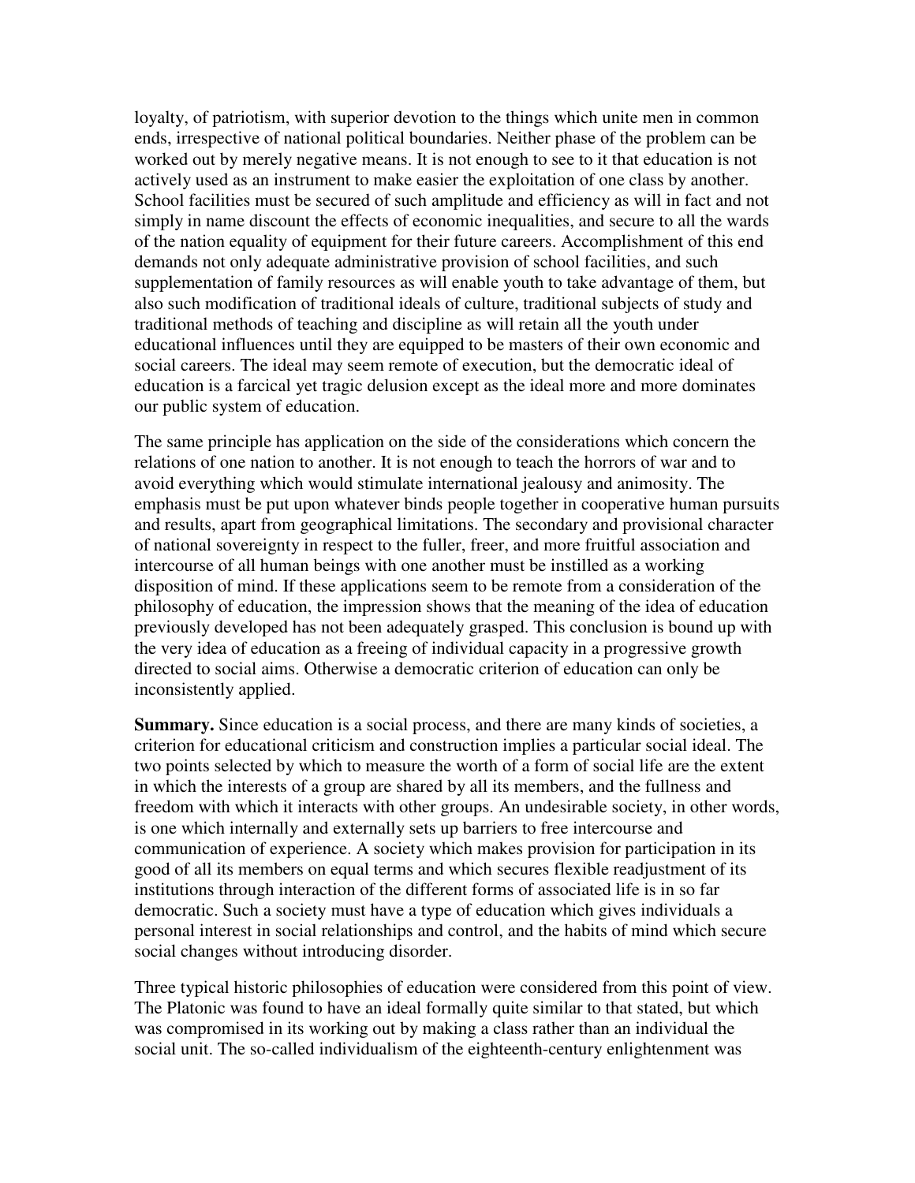loyalty, of patriotism, with superior devotion to the things which unite men in common ends, irrespective of national political boundaries. Neither phase of the problem can be worked out by merely negative means. It is not enough to see to it that education is not actively used as an instrument to make easier the exploitation of one class by another. School facilities must be secured of such amplitude and efficiency as will in fact and not simply in name discount the effects of economic inequalities, and secure to all the wards of the nation equality of equipment for their future careers. Accomplishment of this end demands not only adequate administrative provision of school facilities, and such supplementation of family resources as will enable youth to take advantage of them, but also such modification of traditional ideals of culture, traditional subjects of study and traditional methods of teaching and discipline as will retain all the youth under educational influences until they are equipped to be masters of their own economic and social careers. The ideal may seem remote of execution, but the democratic ideal of education is a farcical yet tragic delusion except as the ideal more and more dominates our public system of education.

The same principle has application on the side of the considerations which concern the relations of one nation to another. It is not enough to teach the horrors of war and to avoid everything which would stimulate international jealousy and animosity. The emphasis must be put upon whatever binds people together in cooperative human pursuits and results, apart from geographical limitations. The secondary and provisional character of national sovereignty in respect to the fuller, freer, and more fruitful association and intercourse of all human beings with one another must be instilled as a working disposition of mind. If these applications seem to be remote from a consideration of the philosophy of education, the impression shows that the meaning of the idea of education previously developed has not been adequately grasped. This conclusion is bound up with the very idea of education as a freeing of individual capacity in a progressive growth directed to social aims. Otherwise a democratic criterion of education can only be inconsistently applied.

**Summary.** Since education is a social process, and there are many kinds of societies, a criterion for educational criticism and construction implies a particular social ideal. The two points selected by which to measure the worth of a form of social life are the extent in which the interests of a group are shared by all its members, and the fullness and freedom with which it interacts with other groups. An undesirable society, in other words, is one which internally and externally sets up barriers to free intercourse and communication of experience. A society which makes provision for participation in its good of all its members on equal terms and which secures flexible readjustment of its institutions through interaction of the different forms of associated life is in so far democratic. Such a society must have a type of education which gives individuals a personal interest in social relationships and control, and the habits of mind which secure social changes without introducing disorder.

Three typical historic philosophies of education were considered from this point of view. The Platonic was found to have an ideal formally quite similar to that stated, but which was compromised in its working out by making a class rather than an individual the social unit. The so-called individualism of the eighteenth-century enlightenment was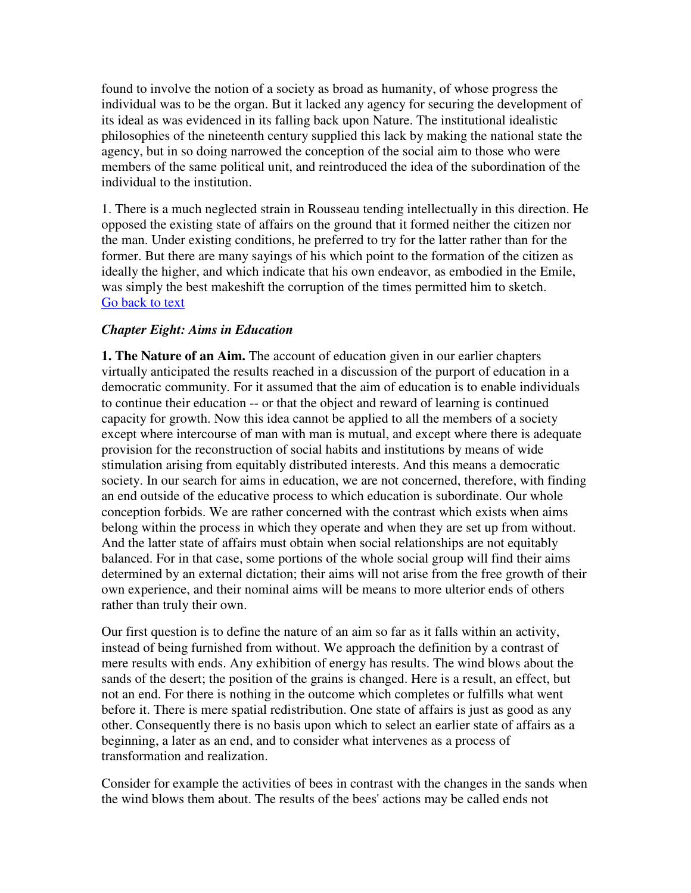found to involve the notion of a society as broad as humanity, of whose progress the individual was to be the organ. But it lacked any agency for securing the development of its ideal as was evidenced in its falling back upon Nature. The institutional idealistic philosophies of the nineteenth century supplied this lack by making the national state the agency, but in so doing narrowed the conception of the social aim to those who were members of the same political unit, and reintroduced the idea of the subordination of the individual to the institution.

1. There is a much neglected strain in Rousseau tending intellectually in this direction. He opposed the existing state of affairs on the ground that it formed neither the citizen nor the man. Under existing conditions, he preferred to try for the latter rather than for the former. But there are many sayings of his which point to the formation of the citizen as ideally the higher, and which indicate that his own endeavor, as embodied in the Emile, was simply the best makeshift the corruption of the times permitted him to sketch.
Go back to text

### *Chapter Eight: Aims in Education*

**1. The Nature of an Aim.** The account of education given in our earlier chapters virtually anticipated the results reached in a discussion of the purport of education in a democratic community. For it assumed that the aim of education is to enable individuals to continue their education -- or that the object and reward of learning is continued capacity for growth. Now this idea cannot be applied to all the members of a society except where intercourse of man with man is mutual, and except where there is adequate provision for the reconstruction of social habits and institutions by means of wide stimulation arising from equitably distributed interests. And this means a democratic society. In our search for aims in education, we are not concerned, therefore, with finding an end outside of the educative process to which education is subordinate. Our whole conception forbids. We are rather concerned with the contrast which exists when aims belong within the process in which they operate and when they are set up from without. And the latter state of affairs must obtain when social relationships are not equitably balanced. For in that case, some portions of the whole social group will find their aims determined by an external dictation; their aims will not arise from the free growth of their own experience, and their nominal aims will be means to more ulterior ends of others rather than truly their own.

Our first question is to define the nature of an aim so far as it falls within an activity, instead of being furnished from without. We approach the definition by a contrast of mere results with ends. Any exhibition of energy has results. The wind blows about the sands of the desert; the position of the grains is changed. Here is a result, an effect, but not an end. For there is nothing in the outcome which completes or fulfills what went before it. There is mere spatial redistribution. One state of affairs is just as good as any other. Consequently there is no basis upon which to select an earlier state of affairs as a beginning, a later as an end, and to consider what intervenes as a process of transformation and realization.

Consider for example the activities of bees in contrast with the changes in the sands when the wind blows them about. The results of the bees' actions may be called ends not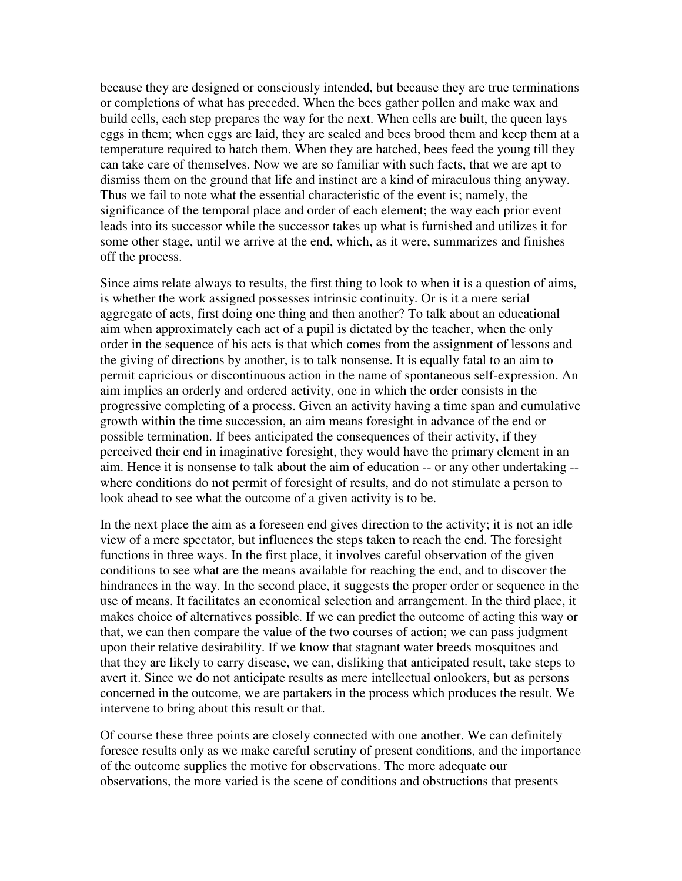because they are designed or consciously intended, but because they are true terminations or completions of what has preceded. When the bees gather pollen and make wax and build cells, each step prepares the way for the next. When cells are built, the queen lays eggs in them; when eggs are laid, they are sealed and bees brood them and keep them at a temperature required to hatch them. When they are hatched, bees feed the young till they can take care of themselves. Now we are so familiar with such facts, that we are apt to dismiss them on the ground that life and instinct are a kind of miraculous thing anyway. Thus we fail to note what the essential characteristic of the event is; namely, the significance of the temporal place and order of each element; the way each prior event leads into its successor while the successor takes up what is furnished and utilizes it for some other stage, until we arrive at the end, which, as it were, summarizes and finishes off the process.

Since aims relate always to results, the first thing to look to when it is a question of aims, is whether the work assigned possesses intrinsic continuity. Or is it a mere serial aggregate of acts, first doing one thing and then another? To talk about an educational aim when approximately each act of a pupil is dictated by the teacher, when the only order in the sequence of his acts is that which comes from the assignment of lessons and the giving of directions by another, is to talk nonsense. It is equally fatal to an aim to permit capricious or discontinuous action in the name of spontaneous self-expression. An aim implies an orderly and ordered activity, one in which the order consists in the progressive completing of a process. Given an activity having a time span and cumulative growth within the time succession, an aim means foresight in advance of the end or possible termination. If bees anticipated the consequences of their activity, if they perceived their end in imaginative foresight, they would have the primary element in an aim. Hence it is nonsense to talk about the aim of education -- or any other undertaking -- where conditions do not permit of foresight of results, and do not stimulate a person to look ahead to see what the outcome of a given activity is to be.

In the next place the aim as a foreseen end gives direction to the activity; it is not an idle view of a mere spectator, but influences the steps taken to reach the end. The foresight functions in three ways. In the first place, it involves careful observation of the given conditions to see what are the means available for reaching the end, and to discover the hindrances in the way. In the second place, it suggests the proper order or sequence in the use of means. It facilitates an economical selection and arrangement. In the third place, it makes choice of alternatives possible. If we can predict the outcome of acting this way or that, we can then compare the value of the two courses of action; we can pass judgment upon their relative desirability. If we know that stagnant water breeds mosquitoes and that they are likely to carry disease, we can, disliking that anticipated result, take steps to avert it. Since we do not anticipate results as mere intellectual onlookers, but as persons concerned in the outcome, we are partakers in the process which produces the result. We intervene to bring about this result or that.

Of course these three points are closely connected with one another. We can definitely foresee results only as we make careful scrutiny of present conditions, and the importance of the outcome supplies the motive for observations. The more adequate our observations, the more varied is the scene of conditions and obstructions that presents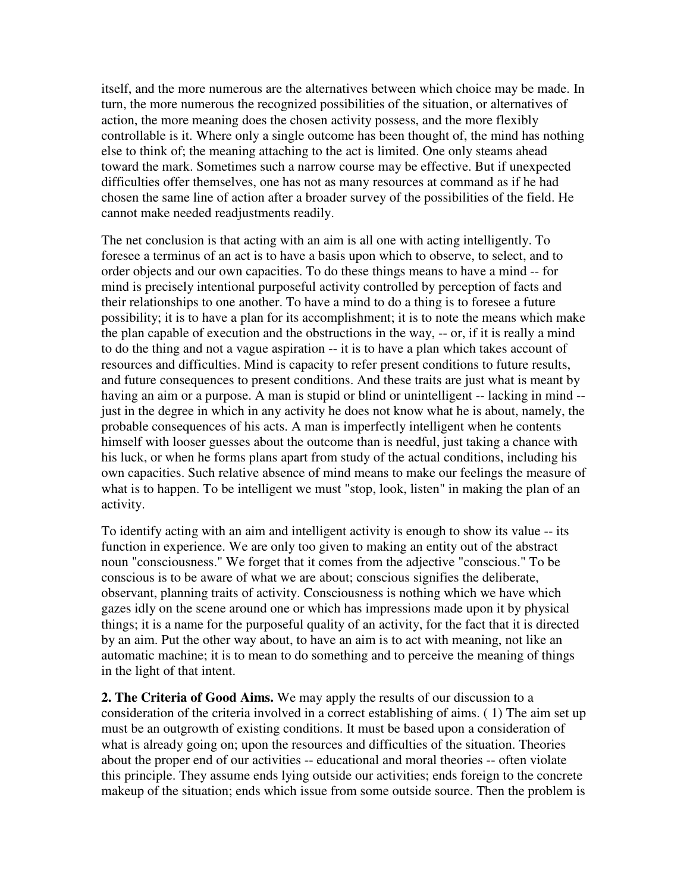itself, and the more numerous are the alternatives between which choice may be made. In turn, the more numerous the recognized possibilities of the situation, or alternatives of action, the more meaning does the chosen activity possess, and the more flexibly controllable is it. Where only a single outcome has been thought of, the mind has nothing else to think of; the meaning attaching to the act is limited. One only steams ahead toward the mark. Sometimes such a narrow course may be effective. But if unexpected difficulties offer themselves, one has not as many resources at command as if he had chosen the same line of action after a broader survey of the possibilities of the field. He cannot make needed readjustments readily.

The net conclusion is that acting with an aim is all one with acting intelligently. To foresee a terminus of an act is to have a basis upon which to observe, to select, and to order objects and our own capacities. To do these things means to have a mind -- for mind is precisely intentional purposeful activity controlled by perception of facts and their relationships to one another. To have a mind to do a thing is to foresee a future possibility; it is to have a plan for its accomplishment; it is to note the means which make the plan capable of execution and the obstructions in the way, -- or, if it is really a mind to do the thing and not a vague aspiration -- it is to have a plan which takes account of resources and difficulties. Mind is capacity to refer present conditions to future results, and future consequences to present conditions. And these traits are just what is meant by having an aim or a purpose. A man is stupid or blind or unintelligent -- lacking in mind -- just in the degree in which in any activity he does not know what he is about, namely, the probable consequences of his acts. A man is imperfectly intelligent when he contents himself with looser guesses about the outcome than is needful, just taking a chance with his luck, or when he forms plans apart from study of the actual conditions, including his own capacities. Such relative absence of mind means to make our feelings the measure of what is to happen. To be intelligent we must "stop, look, listen" in making the plan of an activity.

To identify acting with an aim and intelligent activity is enough to show its value -- its function in experience. We are only too given to making an entity out of the abstract noun "consciousness." We forget that it comes from the adjective "conscious." To be conscious is to be aware of what we are about; conscious signifies the deliberate, observant, planning traits of activity. Consciousness is nothing which we have which gazes idly on the scene around one or which has impressions made upon it by physical things; it is a name for the purposeful quality of an activity, for the fact that it is directed by an aim. Put the other way about, to have an aim is to act with meaning, not like an automatic machine; it is to mean to do something and to perceive the meaning of things in the light of that intent.

**2. The Criteria of Good Aims.** We may apply the results of our discussion to a consideration of the criteria involved in a correct establishing of aims. ( 1) The aim set up must be an outgrowth of existing conditions. It must be based upon a consideration of what is already going on; upon the resources and difficulties of the situation. Theories about the proper end of our activities -- educational and moral theories -- often violate this principle. They assume ends lying outside our activities; ends foreign to the concrete makeup of the situation; ends which issue from some outside source. Then the problem is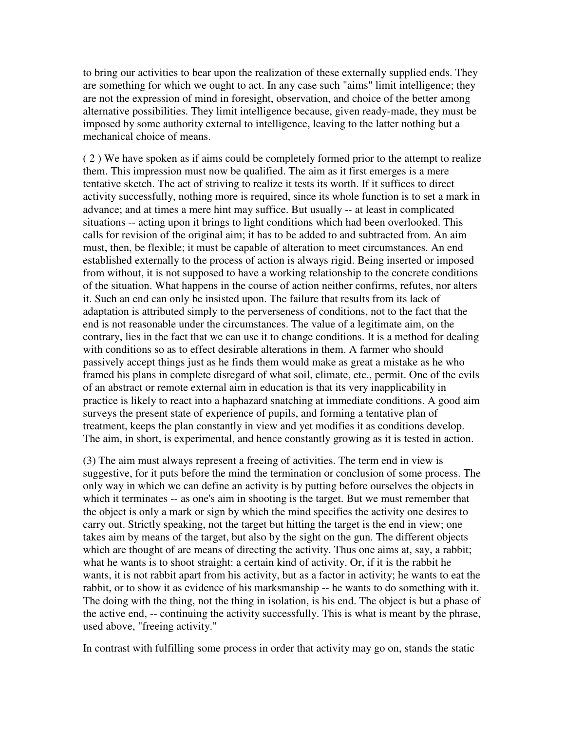to bring our activities to bear upon the realization of these externally supplied ends. They are something for which we ought to act. In any case such "aims" limit intelligence; they are not the expression of mind in foresight, observation, and choice of the better among alternative possibilities. They limit intelligence because, given ready-made, they must be imposed by some authority external to intelligence, leaving to the latter nothing but a mechanical choice of means.

( 2 ) We have spoken as if aims could be completely formed prior to the attempt to realize them. This impression must now be qualified. The aim as it first emerges is a mere tentative sketch. The act of striving to realize it tests its worth. If it suffices to direct activity successfully, nothing more is required, since its whole function is to set a mark in advance; and at times a mere hint may suffice. But usually -- at least in complicated situations -- acting upon it brings to light conditions which had been overlooked. This calls for revision of the original aim; it has to be added to and subtracted from. An aim must, then, be flexible; it must be capable of alteration to meet circumstances. An end established externally to the process of action is always rigid. Being inserted or imposed from without, it is not supposed to have a working relationship to the concrete conditions of the situation. What happens in the course of action neither confirms, refutes, nor alters it. Such an end can only be insisted upon. The failure that results from its lack of adaptation is attributed simply to the perverseness of conditions, not to the fact that the end is not reasonable under the circumstances. The value of a legitimate aim, on the contrary, lies in the fact that we can use it to change conditions. It is a method for dealing with conditions so as to effect desirable alterations in them. A farmer who should passively accept things just as he finds them would make as great a mistake as he who framed his plans in complete disregard of what soil, climate, etc., permit. One of the evils of an abstract or remote external aim in education is that its very inapplicability in practice is likely to react into a haphazard snatching at immediate conditions. A good aim surveys the present state of experience of pupils, and forming a tentative plan of treatment, keeps the plan constantly in view and yet modifies it as conditions develop. The aim, in short, is experimental, and hence constantly growing as it is tested in action.

(3) The aim must always represent a freeing of activities. The term end in view is suggestive, for it puts before the mind the termination or conclusion of some process. The only way in which we can define an activity is by putting before ourselves the objects in which it terminates -- as one's aim in shooting is the target. But we must remember that the object is only a mark or sign by which the mind specifies the activity one desires to carry out. Strictly speaking, not the target but hitting the target is the end in view; one takes aim by means of the target, but also by the sight on the gun. The different objects which are thought of are means of directing the activity. Thus one aims at, say, a rabbit; what he wants is to shoot straight: a certain kind of activity. Or, if it is the rabbit he wants, it is not rabbit apart from his activity, but as a factor in activity; he wants to eat the rabbit, or to show it as evidence of his marksmanship -- he wants to do something with it. The doing with the thing, not the thing in isolation, is his end. The object is but a phase of the active end, -- continuing the activity successfully. This is what is meant by the phrase, used above, "freeing activity."

In contrast with fulfilling some process in order that activity may go on, stands the static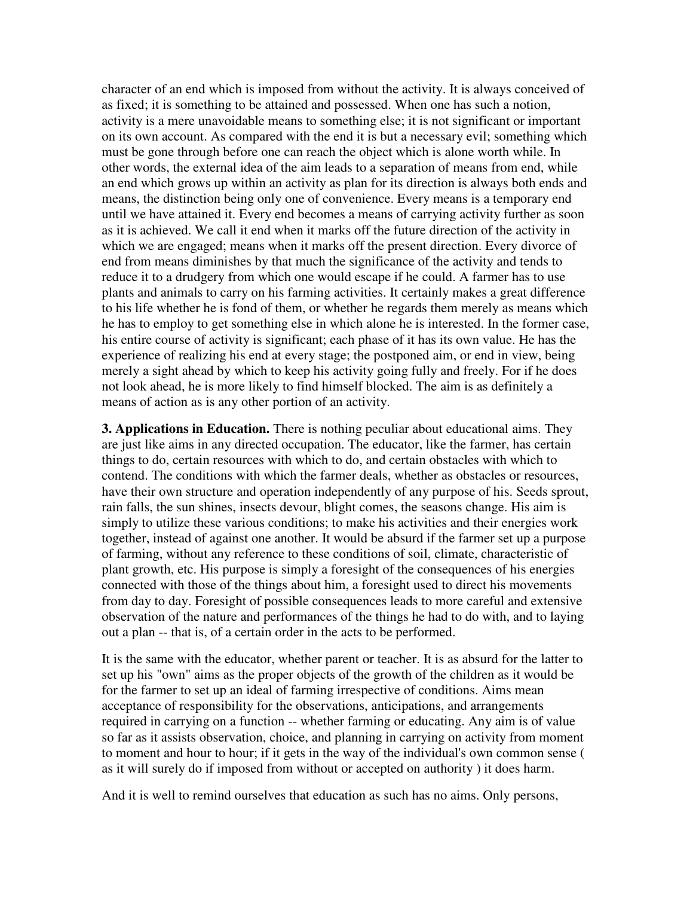character of an end which is imposed from without the activity. It is always conceived of as fixed; it is something to be attained and possessed. When one has such a notion, activity is a mere unavoidable means to something else; it is not significant or important on its own account. As compared with the end it is but a necessary evil; something which must be gone through before one can reach the object which is alone worth while. In other words, the external idea of the aim leads to a separation of means from end, while an end which grows up within an activity as plan for its direction is always both ends and means, the distinction being only one of convenience. Every means is a temporary end until we have attained it. Every end becomes a means of carrying activity further as soon as it is achieved. We call it end when it marks off the future direction of the activity in which we are engaged; means when it marks off the present direction. Every divorce of end from means diminishes by that much the significance of the activity and tends to reduce it to a drudgery from which one would escape if he could. A farmer has to use plants and animals to carry on his farming activities. It certainly makes a great difference to his life whether he is fond of them, or whether he regards them merely as means which he has to employ to get something else in which alone he is interested. In the former case, his entire course of activity is significant; each phase of it has its own value. He has the experience of realizing his end at every stage; the postponed aim, or end in view, being merely a sight ahead by which to keep his activity going fully and freely. For if he does not look ahead, he is more likely to find himself blocked. The aim is as definitely a means of action as is any other portion of an activity.

**3. Applications in Education.** There is nothing peculiar about educational aims. They are just like aims in any directed occupation. The educator, like the farmer, has certain things to do, certain resources with which to do, and certain obstacles with which to contend. The conditions with which the farmer deals, whether as obstacles or resources, have their own structure and operation independently of any purpose of his. Seeds sprout, rain falls, the sun shines, insects devour, blight comes, the seasons change. His aim is simply to utilize these various conditions; to make his activities and their energies work together, instead of against one another. It would be absurd if the farmer set up a purpose of farming, without any reference to these conditions of soil, climate, characteristic of plant growth, etc. His purpose is simply a foresight of the consequences of his energies connected with those of the things about him, a foresight used to direct his movements from day to day. Foresight of possible consequences leads to more careful and extensive observation of the nature and performances of the things he had to do with, and to laying out a plan -- that is, of a certain order in the acts to be performed.

It is the same with the educator, whether parent or teacher. It is as absurd for the latter to set up his "own" aims as the proper objects of the growth of the children as it would be for the farmer to set up an ideal of farming irrespective of conditions. Aims mean acceptance of responsibility for the observations, anticipations, and arrangements required in carrying on a function -- whether farming or educating. Any aim is of value so far as it assists observation, choice, and planning in carrying on activity from moment to moment and hour to hour; if it gets in the way of the individual's own common sense ( as it will surely do if imposed from without or accepted on authority ) it does harm.

And it is well to remind ourselves that education as such has no aims. Only persons,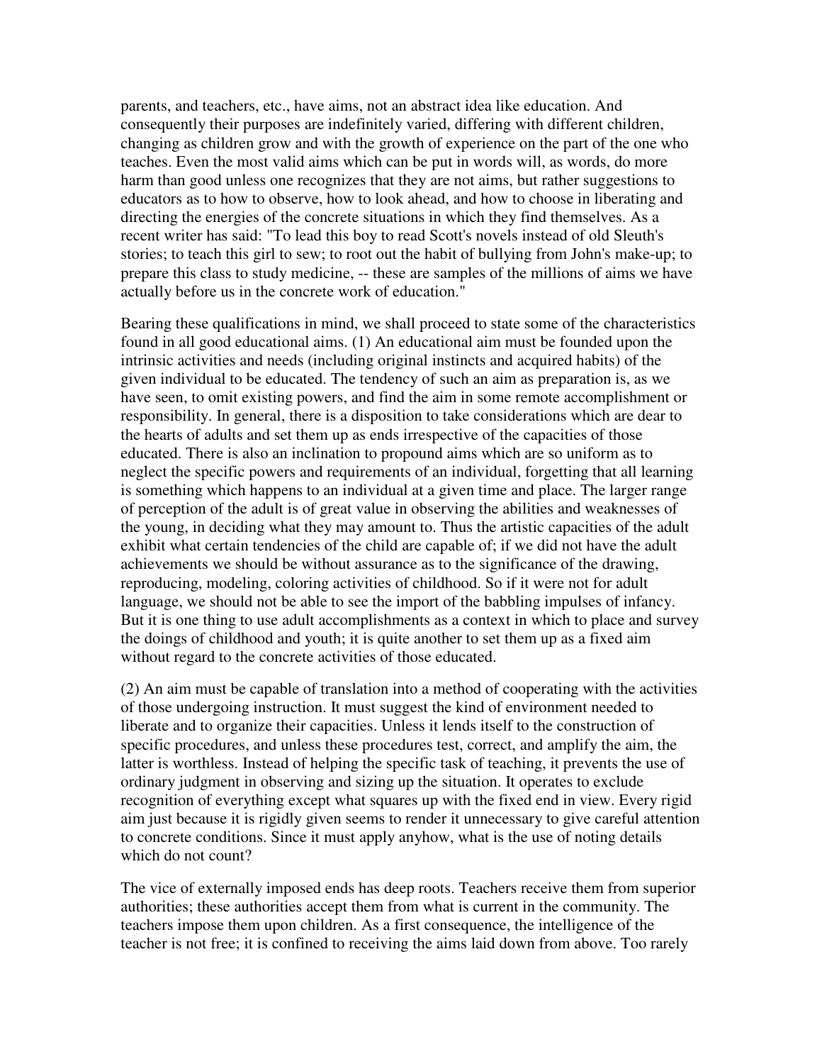parents, and teachers, etc., have aims, not an abstract idea like education. And consequently their purposes are indefinitely varied, differing with different children, changing as children grow and with the growth of experience on the part of the one who teaches. Even the most valid aims which can be put in words will, as words, do more harm than good unless one recognizes that they are not aims, but rather suggestions to educators as to how to observe, how to look ahead, and how to choose in liberating and directing the energies of the concrete situations in which they find themselves. As a recent writer has said: "To lead this boy to read Scott's novels instead of old Sleuth's stories; to teach this girl to sew; to root out the habit of bullying from John's make-up; to prepare this class to study medicine, -- these are samples of the millions of aims we have actually before us in the concrete work of education."

Bearing these qualifications in mind, we shall proceed to state some of the characteristics found in all good educational aims. (1) An educational aim must be founded upon the intrinsic activities and needs (including original instincts and acquired habits) of the given individual to be educated. The tendency of such an aim as preparation is, as we have seen, to omit existing powers, and find the aim in some remote accomplishment or responsibility. In general, there is a disposition to take considerations which are dear to the hearts of adults and set them up as ends irrespective of the capacities of those educated. There is also an inclination to propound aims which are so uniform as to neglect the specific powers and requirements of an individual, forgetting that all learning is something which happens to an individual at a given time and place. The larger range of perception of the adult is of great value in observing the abilities and weaknesses of the young, in deciding what they may amount to. Thus the artistic capacities of the adult exhibit what certain tendencies of the child are capable of; if we did not have the adult achievements we should be without assurance as to the significance of the drawing, reproducing, modeling, coloring activities of childhood. So if it were not for adult language, we should not be able to see the import of the babbling impulses of infancy. But it is one thing to use adult accomplishments as a context in which to place and survey the doings of childhood and youth; it is quite another to set them up as a fixed aim without regard to the concrete activities of those educated.

(2) An aim must be capable of translation into a method of cooperating with the activities of those undergoing instruction. It must suggest the kind of environment needed to liberate and to organize their capacities. Unless it lends itself to the construction of specific procedures, and unless these procedures test, correct, and amplify the aim, the latter is worthless. Instead of helping the specific task of teaching, it prevents the use of ordinary judgment in observing and sizing up the situation. It operates to exclude recognition of everything except what squares up with the fixed end in view. Every rigid aim just because it is rigidly given seems to render it unnecessary to give careful attention to concrete conditions. Since it must apply anyhow, what is the use of noting details which do not count?

The vice of externally imposed ends has deep roots. Teachers receive them from superior authorities; these authorities accept them from what is current in the community. The teachers impose them upon children. As a first consequence, the intelligence of the teacher is not free; it is confined to receiving the aims laid down from above. Too rarely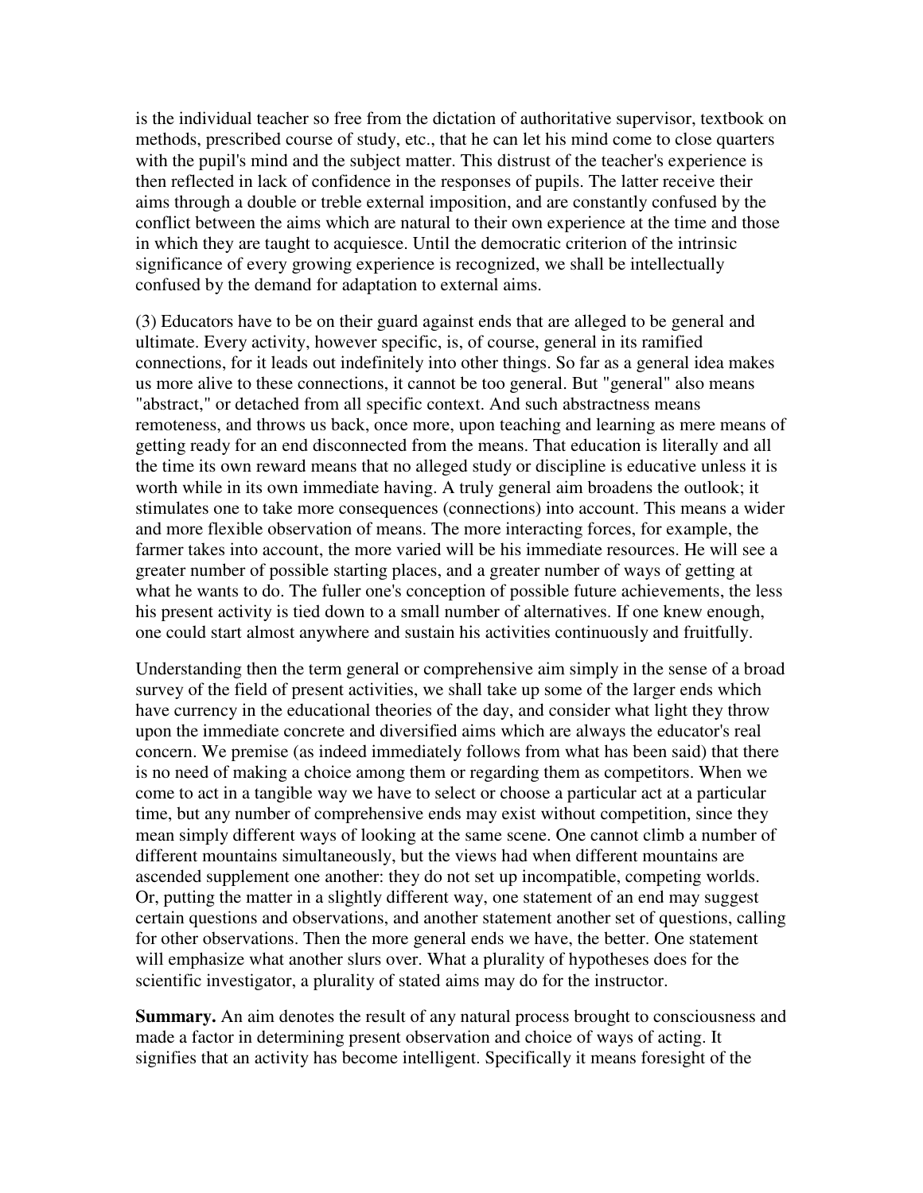is the individual teacher so free from the dictation of authoritative supervisor, textbook on methods, prescribed course of study, etc., that he can let his mind come to close quarters with the pupil's mind and the subject matter. This distrust of the teacher's experience is then reflected in lack of confidence in the responses of pupils. The latter receive their aims through a double or treble external imposition, and are constantly confused by the conflict between the aims which are natural to their own experience at the time and those in which they are taught to acquiesce. Until the democratic criterion of the intrinsic significance of every growing experience is recognized, we shall be intellectually confused by the demand for adaptation to external aims.

(3) Educators have to be on their guard against ends that are alleged to be general and ultimate. Every activity, however specific, is, of course, general in its ramified connections, for it leads out indefinitely into other things. So far as a general idea makes us more alive to these connections, it cannot be too general. But "general" also means "abstract," or detached from all specific context. And such abstractness means remoteness, and throws us back, once more, upon teaching and learning as mere means of getting ready for an end disconnected from the means. That education is literally and all the time its own reward means that no alleged study or discipline is educative unless it is worth while in its own immediate having. A truly general aim broadens the outlook; it stimulates one to take more consequences (connections) into account. This means a wider and more flexible observation of means. The more interacting forces, for example, the farmer takes into account, the more varied will be his immediate resources. He will see a greater number of possible starting places, and a greater number of ways of getting at what he wants to do. The fuller one's conception of possible future achievements, the less his present activity is tied down to a small number of alternatives. If one knew enough, one could start almost anywhere and sustain his activities continuously and fruitfully.

Understanding then the term general or comprehensive aim simply in the sense of a broad survey of the field of present activities, we shall take up some of the larger ends which have currency in the educational theories of the day, and consider what light they throw upon the immediate concrete and diversified aims which are always the educator's real concern. We premise (as indeed immediately follows from what has been said) that there is no need of making a choice among them or regarding them as competitors. When we come to act in a tangible way we have to select or choose a particular act at a particular time, but any number of comprehensive ends may exist without competition, since they mean simply different ways of looking at the same scene. One cannot climb a number of different mountains simultaneously, but the views had when different mountains are ascended supplement one another: they do not set up incompatible, competing worlds. Or, putting the matter in a slightly different way, one statement of an end may suggest certain questions and observations, and another statement another set of questions, calling for other observations. Then the more general ends we have, the better. One statement will emphasize what another slurs over. What a plurality of hypotheses does for the scientific investigator, a plurality of stated aims may do for the instructor.

**Summary.** An aim denotes the result of any natural process brought to consciousness and made a factor in determining present observation and choice of ways of acting. It signifies that an activity has become intelligent. Specifically it means foresight of the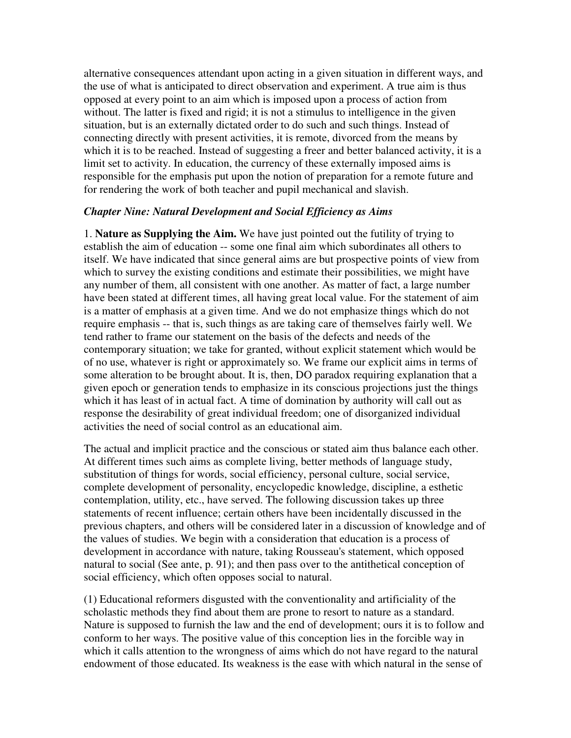alternative consequences attendant upon acting in a given situation in different ways, and the use of what is anticipated to direct observation and experiment. A true aim is thus opposed at every point to an aim which is imposed upon a process of action from without. The latter is fixed and rigid; it is not a stimulus to intelligence in the given situation, but is an externally dictated order to do such and such things. Instead of connecting directly with present activities, it is remote, divorced from the means by which it is to be reached. Instead of suggesting a freer and better balanced activity, it is a limit set to activity. In education, the currency of these externally imposed aims is responsible for the emphasis put upon the notion of preparation for a remote future and for rendering the work of both teacher and pupil mechanical and slavish.

### *Chapter Nine: Natural Development and Social Efficiency as Aims*

1. **Nature as Supplying the Aim.** We have just pointed out the futility of trying to establish the aim of education -- some one final aim which subordinates all others to itself. We have indicated that since general aims are but prospective points of view from which to survey the existing conditions and estimate their possibilities, we might have any number of them, all consistent with one another. As matter of fact, a large number have been stated at different times, all having great local value. For the statement of aim is a matter of emphasis at a given time. And we do not emphasize things which do not require emphasis -- that is, such things as are taking care of themselves fairly well. We tend rather to frame our statement on the basis of the defects and needs of the contemporary situation; we take for granted, without explicit statement which would be of no use, whatever is right or approximately so. We frame our explicit aims in terms of some alteration to be brought about. It is, then, DO paradox requiring explanation that a given epoch or generation tends to emphasize in its conscious projections just the things which it has least of in actual fact. A time of domination by authority will call out as response the desirability of great individual freedom; one of disorganized individual activities the need of social control as an educational aim.

The actual and implicit practice and the conscious or stated aim thus balance each other. At different times such aims as complete living, better methods of language study, substitution of things for words, social efficiency, personal culture, social service, complete development of personality, encyclopedic knowledge, discipline, a esthetic contemplation, utility, etc., have served. The following discussion takes up three statements of recent influence; certain others have been incidentally discussed in the previous chapters, and others will be considered later in a discussion of knowledge and of the values of studies. We begin with a consideration that education is a process of development in accordance with nature, taking Rousseau's statement, which opposed natural to social (See ante, p. 91); and then pass over to the antithetical conception of social efficiency, which often opposes social to natural.

(1) Educational reformers disgusted with the conventionality and artificiality of the scholastic methods they find about them are prone to resort to nature as a standard. Nature is supposed to furnish the law and the end of development; ours it is to follow and conform to her ways. The positive value of this conception lies in the forcible way in which it calls attention to the wrongness of aims which do not have regard to the natural endowment of those educated. Its weakness is the ease with which natural in the sense of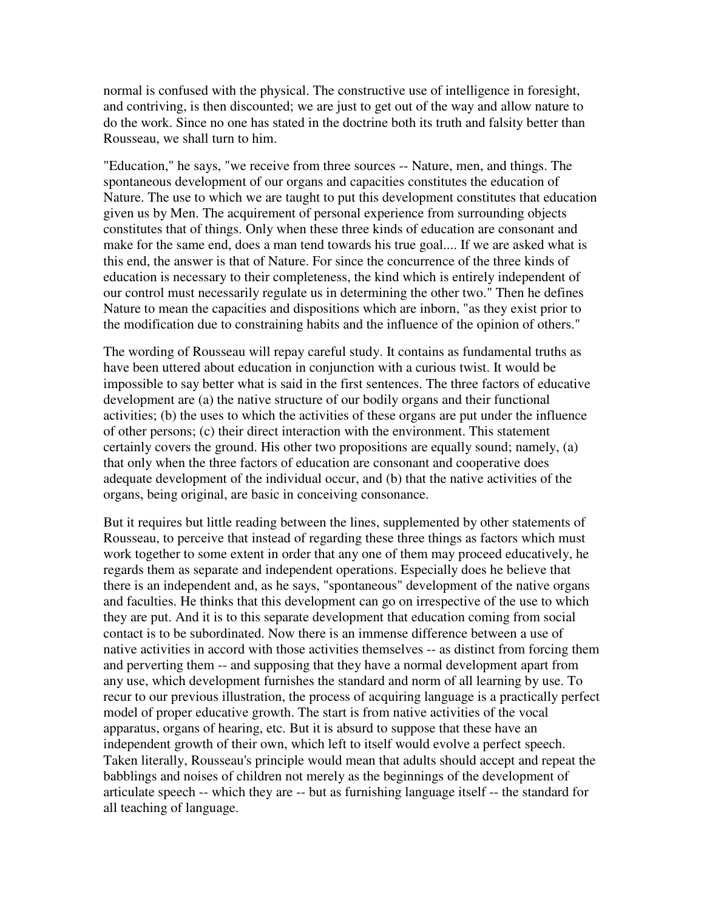normal is confused with the physical. The constructive use of intelligence in foresight, and contriving, is then discounted; we are just to get out of the way and allow nature to do the work. Since no one has stated in the doctrine both its truth and falsity better than Rousseau, we shall turn to him.

"Education," he says, "we receive from three sources -- Nature, men, and things. The spontaneous development of our organs and capacities constitutes the education of Nature. The use to which we are taught to put this development constitutes that education given us by Men. The acquirement of personal experience from surrounding objects constitutes that of things. Only when these three kinds of education are consonant and make for the same end, does a man tend towards his true goal.... If we are asked what is this end, the answer is that of Nature. For since the concurrence of the three kinds of education is necessary to their completeness, the kind which is entirely independent of our control must necessarily regulate us in determining the other two." Then he defines Nature to mean the capacities and dispositions which are inborn, "as they exist prior to the modification due to constraining habits and the influence of the opinion of others."

The wording of Rousseau will repay careful study. It contains as fundamental truths as have been uttered about education in conjunction with a curious twist. It would be impossible to say better what is said in the first sentences. The three factors of educative development are (a) the native structure of our bodily organs and their functional activities; (b) the uses to which the activities of these organs are put under the influence of other persons; (c) their direct interaction with the environment. This statement certainly covers the ground. His other two propositions are equally sound; namely, (a) that only when the three factors of education are consonant and cooperative does adequate development of the individual occur, and (b) that the native activities of the organs, being original, are basic in conceiving consonance.

But it requires but little reading between the lines, supplemented by other statements of Rousseau, to perceive that instead of regarding these three things as factors which must work together to some extent in order that any one of them may proceed educatively, he regards them as separate and independent operations. Especially does he believe that there is an independent and, as he says, "spontaneous" development of the native organs and faculties. He thinks that this development can go on irrespective of the use to which they are put. And it is to this separate development that education coming from social contact is to be subordinated. Now there is an immense difference between a use of native activities in accord with those activities themselves -- as distinct from forcing them and perverting them -- and supposing that they have a normal development apart from any use, which development furnishes the standard and norm of all learning by use. To recur to our previous illustration, the process of acquiring language is a practically perfect model of proper educative growth. The start is from native activities of the vocal apparatus, organs of hearing, etc. But it is absurd to suppose that these have an independent growth of their own, which left to itself would evolve a perfect speech. Taken literally, Rousseau's principle would mean that adults should accept and repeat the babblings and noises of children not merely as the beginnings of the development of articulate speech -- which they are -- but as furnishing language itself -- the standard for all teaching of language.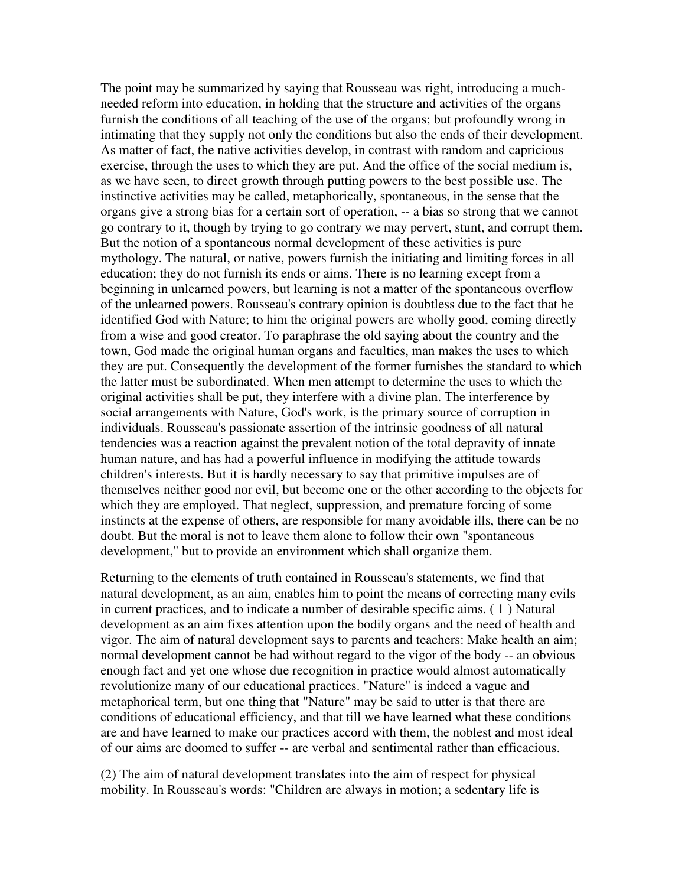The point may be summarized by saying that Rousseau was right, introducing a much-needed reform into education, in holding that the structure and activities of the organs furnish the conditions of all teaching of the use of the organs; but profoundly wrong in intimating that they supply not only the conditions but also the ends of their development. As matter of fact, the native activities develop, in contrast with random and capricious exercise, through the uses to which they are put. And the office of the social medium is, as we have seen, to direct growth through putting powers to the best possible use. The instinctive activities may be called, metaphorically, spontaneous, in the sense that the organs give a strong bias for a certain sort of operation, -- a bias so strong that we cannot go contrary to it, though by trying to go contrary we may pervert, stunt, and corrupt them. But the notion of a spontaneous normal development of these activities is pure mythology. The natural, or native, powers furnish the initiating and limiting forces in all education; they do not furnish its ends or aims. There is no learning except from a beginning in unlearned powers, but learning is not a matter of the spontaneous overflow of the unlearned powers. Rousseau's contrary opinion is doubtless due to the fact that he identified God with Nature; to him the original powers are wholly good, coming directly from a wise and good creator. To paraphrase the old saying about the country and the town, God made the original human organs and faculties, man makes the uses to which they are put. Consequently the development of the former furnishes the standard to which the latter must be subordinated. When men attempt to determine the uses to which the original activities shall be put, they interfere with a divine plan. The interference by social arrangements with Nature, God's work, is the primary source of corruption in individuals. Rousseau's passionate assertion of the intrinsic goodness of all natural tendencies was a reaction against the prevalent notion of the total depravity of innate human nature, and has had a powerful influence in modifying the attitude towards children's interests. But it is hardly necessary to say that primitive impulses are of themselves neither good nor evil, but become one or the other according to the objects for which they are employed. That neglect, suppression, and premature forcing of some instincts at the expense of others, are responsible for many avoidable ills, there can be no doubt. But the moral is not to leave them alone to follow their own "spontaneous development," but to provide an environment which shall organize them.

Returning to the elements of truth contained in Rousseau's statements, we find that natural development, as an aim, enables him to point the means of correcting many evils in current practices, and to indicate a number of desirable specific aims. ( 1 ) Natural development as an aim fixes attention upon the bodily organs and the need of health and vigor. The aim of natural development says to parents and teachers: Make health an aim; normal development cannot be had without regard to the vigor of the body -- an obvious enough fact and yet one whose due recognition in practice would almost automatically revolutionize many of our educational practices. "Nature" is indeed a vague and metaphorical term, but one thing that "Nature" may be said to utter is that there are conditions of educational efficiency, and that till we have learned what these conditions are and have learned to make our practices accord with them, the noblest and most ideal of our aims are doomed to suffer -- are verbal and sentimental rather than efficacious.

(2) The aim of natural development translates into the aim of respect for physical mobility. In Rousseau's words: "Children are always in motion; a sedentary life is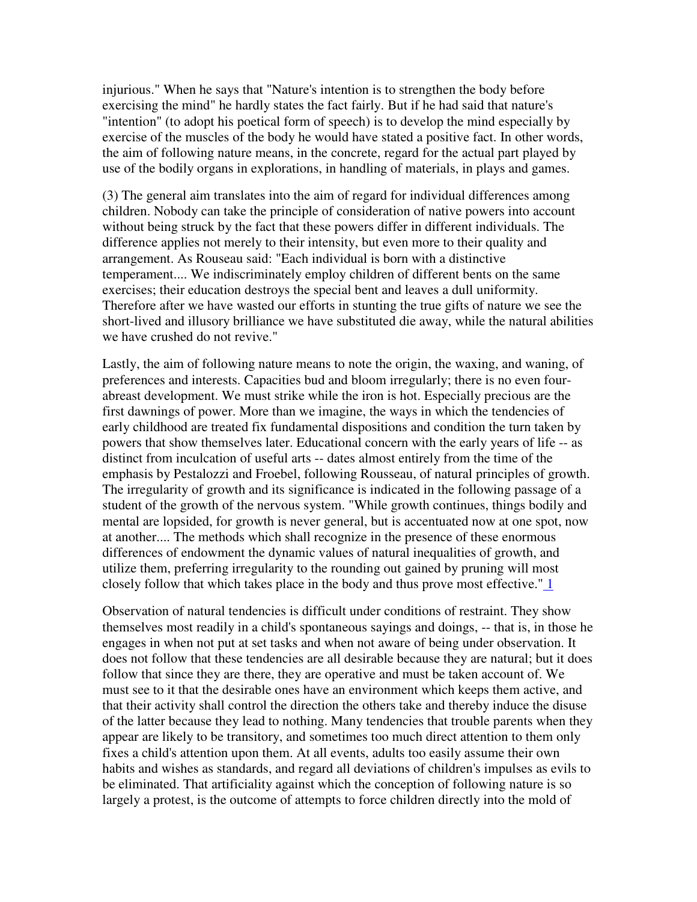injurious." When he says that "Nature's intention is to strengthen the body before exercising the mind" he hardly states the fact fairly. But if he had said that nature's "intention" (to adopt his poetical form of speech) is to develop the mind especially by exercise of the muscles of the body he would have stated a positive fact. In other words, the aim of following nature means, in the concrete, regard for the actual part played by use of the bodily organs in explorations, in handling of materials, in plays and games.

(3) The general aim translates into the aim of regard for individual differences among children. Nobody can take the principle of consideration of native powers into account without being struck by the fact that these powers differ in different individuals. The difference applies not merely to their intensity, but even more to their quality and arrangement. As Rouseau said: "Each individual is born with a distinctive temperament.... We indiscriminately employ children of different bents on the same exercises; their education destroys the special bent and leaves a dull uniformity. Therefore after we have wasted our efforts in stunting the true gifts of nature we see the short-lived and illusory brilliance we have substituted die away, while the natural abilities we have crushed do not revive."

Lastly, the aim of following nature means to note the origin, the waxing, and waning, of preferences and interests. Capacities bud and bloom irregularly; there is no even four-abreast development. We must strike while the iron is hot. Especially precious are the first dawnings of power. More than we imagine, the ways in which the tendencies of early childhood are treated fix fundamental dispositions and condition the turn taken by powers that show themselves later. Educational concern with the early years of life -- as distinct from inculcation of useful arts -- dates almost entirely from the time of the emphasis by Pestalozzi and Froebel, following Rousseau, of natural principles of growth. The irregularity of growth and its significance is indicated in the following passage of a student of the growth of the nervous system. "While growth continues, things bodily and mental are lopsided, for growth is never general, but is accentuated now at one spot, now at another.... The methods which shall recognize in the presence of these enormous differences of endowment the dynamic values of natural inequalities of growth, and utilize them, preferring irregularity to the rounding out gained by pruning will most closely follow that which takes place in the body and thus prove most effective." [1]

Observation of natural tendencies is difficult under conditions of restraint. They show themselves most readily in a child's spontaneous sayings and doings, -- that is, in those he engages in when not put at set tasks and when not aware of being under observation. It does not follow that these tendencies are all desirable because they are natural; but it does follow that since they are there, they are operative and must be taken account of. We must see to it that the desirable ones have an environment which keeps them active, and that their activity shall control the direction the others take and thereby induce the disuse of the latter because they lead to nothing. Many tendencies that trouble parents when they appear are likely to be transitory, and sometimes too much direct attention to them only fixes a child's attention upon them. At all events, adults too easily assume their own habits and wishes as standards, and regard all deviations of children's impulses as evils to be eliminated. That artificiality against which the conception of following nature is so largely a protest, is the outcome of attempts to force children directly into the mold of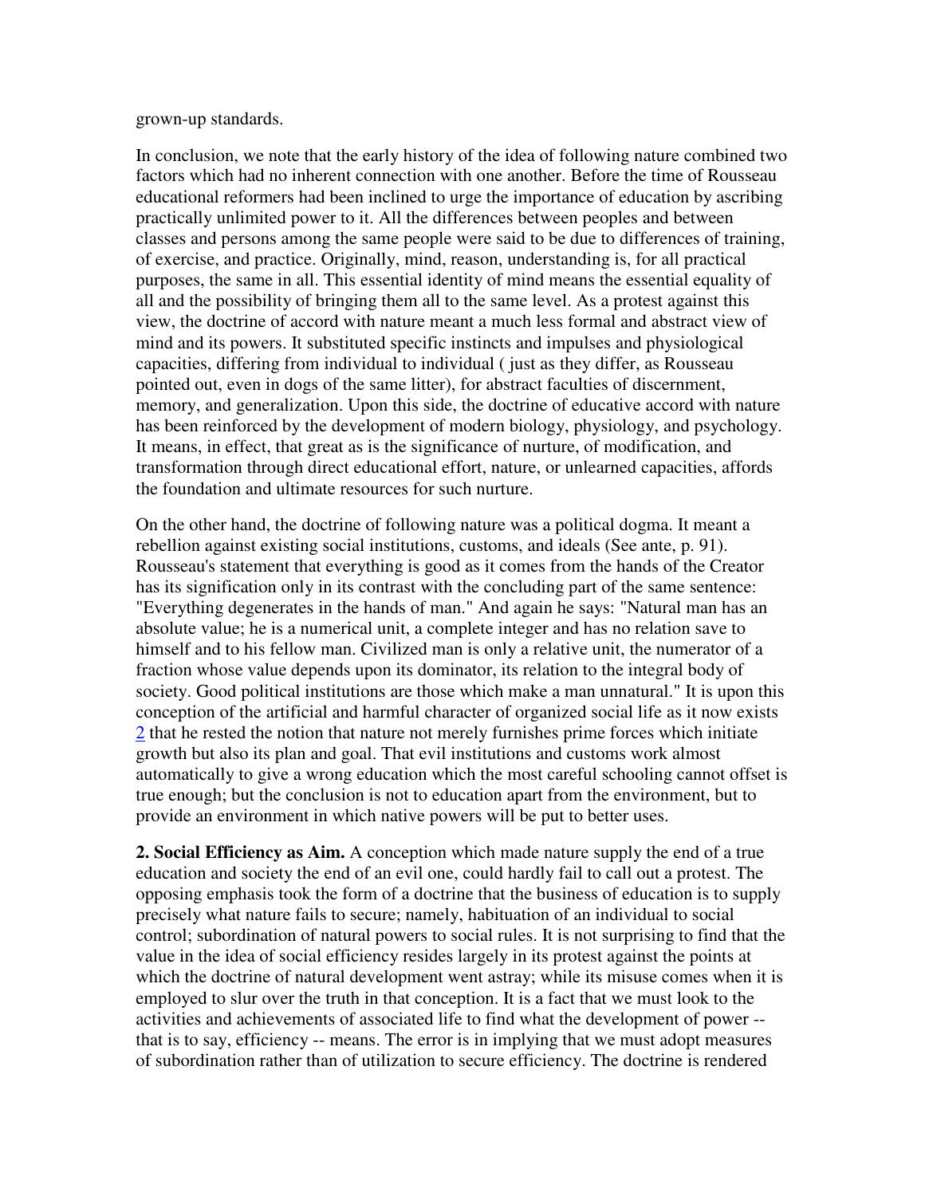grown-up standards.

In conclusion, we note that the early history of the idea of following nature combined two factors which had no inherent connection with one another. Before the time of Rousseau educational reformers had been inclined to urge the importance of education by ascribing practically unlimited power to it. All the differences between peoples and between classes and persons among the same people were said to be due to differences of training, of exercise, and practice. Originally, mind, reason, understanding is, for all practical purposes, the same in all. This essential identity of mind means the essential equality of all and the possibility of bringing them all to the same level. As a protest against this view, the doctrine of accord with nature meant a much less formal and abstract view of mind and its powers. It substituted specific instincts and impulses and physiological capacities, differing from individual to individual ( just as they differ, as Rousseau pointed out, even in dogs of the same litter), for abstract faculties of discernment, memory, and generalization. Upon this side, the doctrine of educative accord with nature has been reinforced by the development of modern biology, physiology, and psychology. It means, in effect, that great as is the significance of nurture, of modification, and transformation through direct educational effort, nature, or unlearned capacities, affords the foundation and ultimate resources for such nurture.

On the other hand, the doctrine of following nature was a political dogma. It meant a rebellion against existing social institutions, customs, and ideals (See ante, p. 91). Rousseau's statement that everything is good as it comes from the hands of the Creator has its signification only in its contrast with the concluding part of the same sentence: "Everything degenerates in the hands of man." And again he says: "Natural man has an absolute value; he is a numerical unit, a complete integer and has no relation save to himself and to his fellow man. Civilized man is only a relative unit, the numerator of a fraction whose value depends upon its dominator, its relation to the integral body of society. Good political institutions are those which make a man unnatural." It is upon this conception of the artificial and harmful character of organized social life as it now exists [2] that he rested the notion that nature not merely furnishes prime forces which initiate growth but also its plan and goal. That evil institutions and customs work almost automatically to give a wrong education which the most careful schooling cannot offset is true enough; but the conclusion is not to education apart from the environment, but to provide an environment in which native powers will be put to better uses.

**2. Social Efficiency as Aim.** A conception which made nature supply the end of a true education and society the end of an evil one, could hardly fail to call out a protest. The opposing emphasis took the form of a doctrine that the business of education is to supply precisely what nature fails to secure; namely, habituation of an individual to social control; subordination of natural powers to social rules. It is not surprising to find that the value in the idea of social efficiency resides largely in its protest against the points at which the doctrine of natural development went astray; while its misuse comes when it is employed to slur over the truth in that conception. It is a fact that we must look to the activities and achievements of associated life to find what the development of power -- that is to say, efficiency -- means. The error is in implying that we must adopt measures of subordination rather than of utilization to secure efficiency. The doctrine is rendered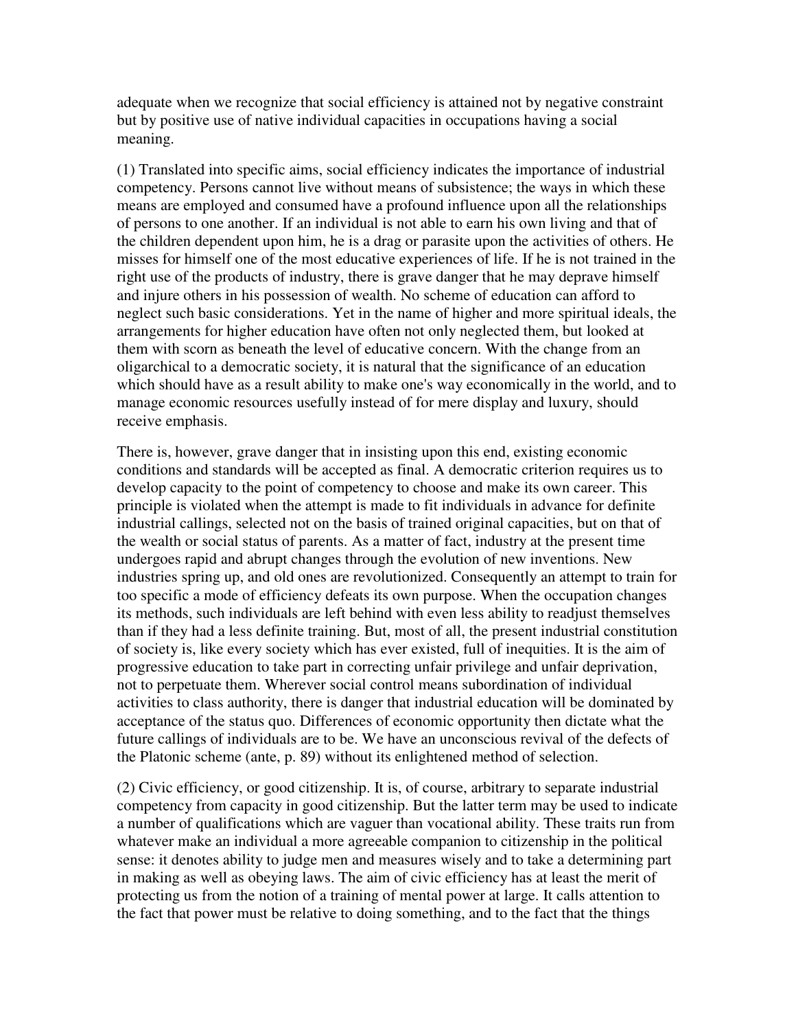adequate when we recognize that social efficiency is attained not by negative constraint but by positive use of native individual capacities in occupations having a social meaning.

(1) Translated into specific aims, social efficiency indicates the importance of industrial competency. Persons cannot live without means of subsistence; the ways in which these means are employed and consumed have a profound influence upon all the relationships of persons to one another. If an individual is not able to earn his own living and that of the children dependent upon him, he is a drag or parasite upon the activities of others. He misses for himself one of the most educative experiences of life. If he is not trained in the right use of the products of industry, there is grave danger that he may deprave himself and injure others in his possession of wealth. No scheme of education can afford to neglect such basic considerations. Yet in the name of higher and more spiritual ideals, the arrangements for higher education have often not only neglected them, but looked at them with scorn as beneath the level of educative concern. With the change from an oligarchical to a democratic society, it is natural that the significance of an education which should have as a result ability to make one's way economically in the world, and to manage economic resources usefully instead of for mere display and luxury, should receive emphasis.

There is, however, grave danger that in insisting upon this end, existing economic conditions and standards will be accepted as final. A democratic criterion requires us to develop capacity to the point of competency to choose and make its own career. This principle is violated when the attempt is made to fit individuals in advance for definite industrial callings, selected not on the basis of trained original capacities, but on that of the wealth or social status of parents. As a matter of fact, industry at the present time undergoes rapid and abrupt changes through the evolution of new inventions. New industries spring up, and old ones are revolutionized. Consequently an attempt to train for too specific a mode of efficiency defeats its own purpose. When the occupation changes its methods, such individuals are left behind with even less ability to readjust themselves than if they had a less definite training. But, most of all, the present industrial constitution of society is, like every society which has ever existed, full of inequities. It is the aim of progressive education to take part in correcting unfair privilege and unfair deprivation, not to perpetuate them. Wherever social control means subordination of individual activities to class authority, there is danger that industrial education will be dominated by acceptance of the status quo. Differences of economic opportunity then dictate what the future callings of individuals are to be. We have an unconscious revival of the defects of the Platonic scheme (ante, p. 89) without its enlightened method of selection.

(2) Civic efficiency, or good citizenship. It is, of course, arbitrary to separate industrial competency from capacity in good citizenship. But the latter term may be used to indicate a number of qualifications which are vaguer than vocational ability. These traits run from whatever make an individual a more agreeable companion to citizenship in the political sense: it denotes ability to judge men and measures wisely and to take a determining part in making as well as obeying laws. The aim of civic efficiency has at least the merit of protecting us from the notion of a training of mental power at large. It calls attention to the fact that power must be relative to doing something, and to the fact that the things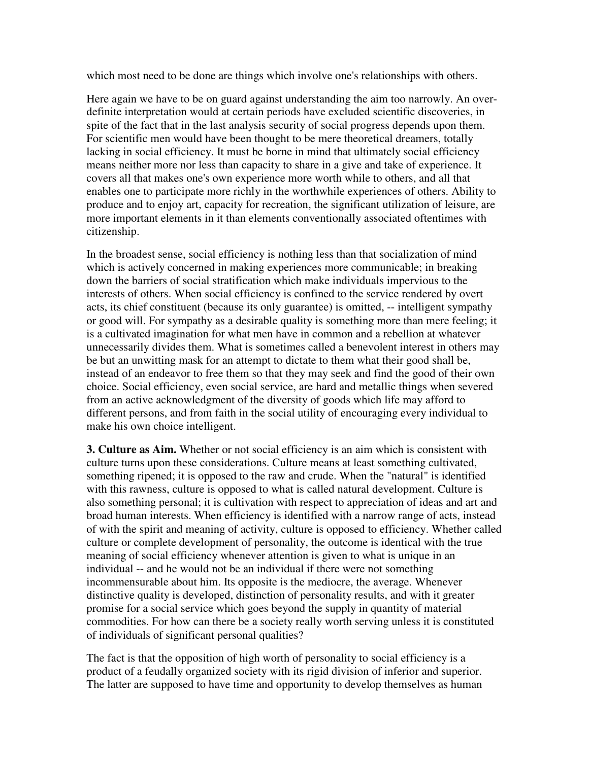which most need to be done are things which involve one's relationships with others.

Here again we have to be on guard against understanding the aim too narrowly. An over-definite interpretation would at certain periods have excluded scientific discoveries, in spite of the fact that in the last analysis security of social progress depends upon them. For scientific men would have been thought to be mere theoretical dreamers, totally lacking in social efficiency. It must be borne in mind that ultimately social efficiency means neither more nor less than capacity to share in a give and take of experience. It covers all that makes one's own experience more worth while to others, and all that enables one to participate more richly in the worthwhile experiences of others. Ability to produce and to enjoy art, capacity for recreation, the significant utilization of leisure, are more important elements in it than elements conventionally associated oftentimes with citizenship.

In the broadest sense, social efficiency is nothing less than that socialization of mind which is actively concerned in making experiences more communicable; in breaking down the barriers of social stratification which make individuals impervious to the interests of others. When social efficiency is confined to the service rendered by overt acts, its chief constituent (because its only guarantee) is omitted, -- intelligent sympathy or good will. For sympathy as a desirable quality is something more than mere feeling; it is a cultivated imagination for what men have in common and a rebellion at whatever unnecessarily divides them. What is sometimes called a benevolent interest in others may be but an unwitting mask for an attempt to dictate to them what their good shall be, instead of an endeavor to free them so that they may seek and find the good of their own choice. Social efficiency, even social service, are hard and metallic things when severed from an active acknowledgment of the diversity of goods which life may afford to different persons, and from faith in the social utility of encouraging every individual to make his own choice intelligent.

**3. Culture as Aim.** Whether or not social efficiency is an aim which is consistent with culture turns upon these considerations. Culture means at least something cultivated, something ripened; it is opposed to the raw and crude. When the "natural" is identified with this rawness, culture is opposed to what is called natural development. Culture is also something personal; it is cultivation with respect to appreciation of ideas and art and broad human interests. When efficiency is identified with a narrow range of acts, instead of with the spirit and meaning of activity, culture is opposed to efficiency. Whether called culture or complete development of personality, the outcome is identical with the true meaning of social efficiency whenever attention is given to what is unique in an individual -- and he would not be an individual if there were not something incommensurable about him. Its opposite is the mediocre, the average. Whenever distinctive quality is developed, distinction of personality results, and with it greater promise for a social service which goes beyond the supply in quantity of material commodities. For how can there be a society really worth serving unless it is constituted of individuals of significant personal qualities?

The fact is that the opposition of high worth of personality to social efficiency is a product of a feudally organized society with its rigid division of inferior and superior. The latter are supposed to have time and opportunity to develop themselves as human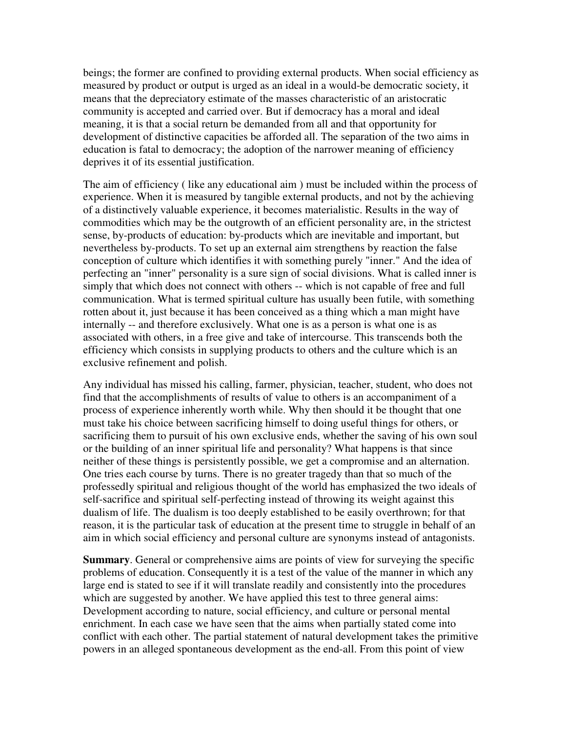beings; the former are confined to providing external products. When social efficiency as measured by product or output is urged as an ideal in a would-be democratic society, it means that the depreciatory estimate of the masses characteristic of an aristocratic community is accepted and carried over. But if democracy has a moral and ideal meaning, it is that a social return be demanded from all and that opportunity for development of distinctive capacities be afforded all. The separation of the two aims in education is fatal to democracy; the adoption of the narrower meaning of efficiency deprives it of its essential justification.

The aim of efficiency ( like any educational aim ) must be included within the process of experience. When it is measured by tangible external products, and not by the achieving of a distinctively valuable experience, it becomes materialistic. Results in the way of commodities which may be the outgrowth of an efficient personality are, in the strictest sense, by-products of education: by-products which are inevitable and important, but nevertheless by-products. To set up an external aim strengthens by reaction the false conception of culture which identifies it with something purely "inner." And the idea of perfecting an "inner" personality is a sure sign of social divisions. What is called inner is simply that which does not connect with others -- which is not capable of free and full communication. What is termed spiritual culture has usually been futile, with something rotten about it, just because it has been conceived as a thing which a man might have internally -- and therefore exclusively. What one is as a person is what one is as associated with others, in a free give and take of intercourse. This transcends both the efficiency which consists in supplying products to others and the culture which is an exclusive refinement and polish.

Any individual has missed his calling, farmer, physician, teacher, student, who does not find that the accomplishments of results of value to others is an accompaniment of a process of experience inherently worth while. Why then should it be thought that one must take his choice between sacrificing himself to doing useful things for others, or sacrificing them to pursuit of his own exclusive ends, whether the saving of his own soul or the building of an inner spiritual life and personality? What happens is that since neither of these things is persistently possible, we get a compromise and an alternation. One tries each course by turns. There is no greater tragedy than that so much of the professedly spiritual and religious thought of the world has emphasized the two ideals of self-sacrifice and spiritual self-perfecting instead of throwing its weight against this dualism of life. The dualism is too deeply established to be easily overthrown; for that reason, it is the particular task of education at the present time to struggle in behalf of an aim in which social efficiency and personal culture are synonyms instead of antagonists.

**Summary**. General or comprehensive aims are points of view for surveying the specific problems of education. Consequently it is a test of the value of the manner in which any large end is stated to see if it will translate readily and consistently into the procedures which are suggested by another. We have applied this test to three general aims: Development according to nature, social efficiency, and culture or personal mental enrichment. In each case we have seen that the aims when partially stated come into conflict with each other. The partial statement of natural development takes the primitive powers in an alleged spontaneous development as the end-all. From this point of view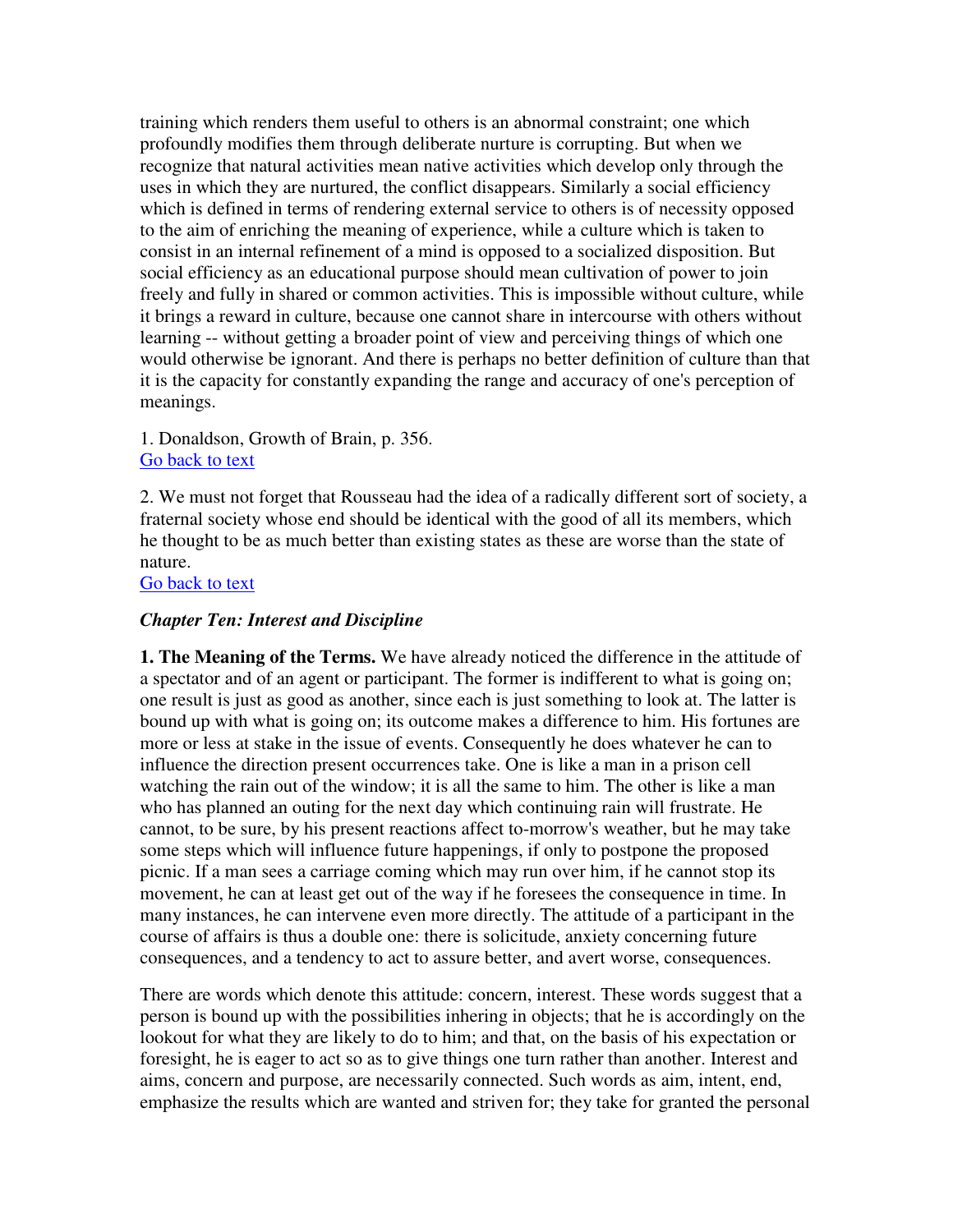training which renders them useful to others is an abnormal constraint; one which profoundly modifies them through deliberate nurture is corrupting. But when we recognize that natural activities mean native activities which develop only through the uses in which they are nurtured, the conflict disappears. Similarly a social efficiency which is defined in terms of rendering external service to others is of necessity opposed to the aim of enriching the meaning of experience, while a culture which is taken to consist in an internal refinement of a mind is opposed to a socialized disposition. But social efficiency as an educational purpose should mean cultivation of power to join freely and fully in shared or common activities. This is impossible without culture, while it brings a reward in culture, because one cannot share in intercourse with others without learning -- without getting a broader point of view and perceiving things of which one would otherwise be ignorant. And there is perhaps no better definition of culture than that it is the capacity for constantly expanding the range and accuracy of one's perception of meanings.

1. Donaldson, Growth of Brain, p. 356.
Go back to text

2. We must not forget that Rousseau had the idea of a radically different sort of society, a fraternal society whose end should be identical with the good of all its members, which he thought to be as much better than existing states as these are worse than the state of nature.
Go back to text

### *Chapter Ten: Interest and Discipline*

**1. The Meaning of the Terms.** We have already noticed the difference in the attitude of a spectator and of an agent or participant. The former is indifferent to what is going on; one result is just as good as another, since each is just something to look at. The latter is bound up with what is going on; its outcome makes a difference to him. His fortunes are more or less at stake in the issue of events. Consequently he does whatever he can to influence the direction present occurrences take. One is like a man in a prison cell watching the rain out of the window; it is all the same to him. The other is like a man who has planned an outing for the next day which continuing rain will frustrate. He cannot, to be sure, by his present reactions affect to-morrow's weather, but he may take some steps which will influence future happenings, if only to postpone the proposed picnic. If a man sees a carriage coming which may run over him, if he cannot stop its movement, he can at least get out of the way if he foresees the consequence in time. In many instances, he can intervene even more directly. The attitude of a participant in the course of affairs is thus a double one: there is solicitude, anxiety concerning future consequences, and a tendency to act to assure better, and avert worse, consequences.

There are words which denote this attitude: concern, interest. These words suggest that a person is bound up with the possibilities inhering in objects; that he is accordingly on the lookout for what they are likely to do to him; and that, on the basis of his expectation or foresight, he is eager to act so as to give things one turn rather than another. Interest and aims, concern and purpose, are necessarily connected. Such words as aim, intent, end, emphasize the results which are wanted and striven for; they take for granted the personal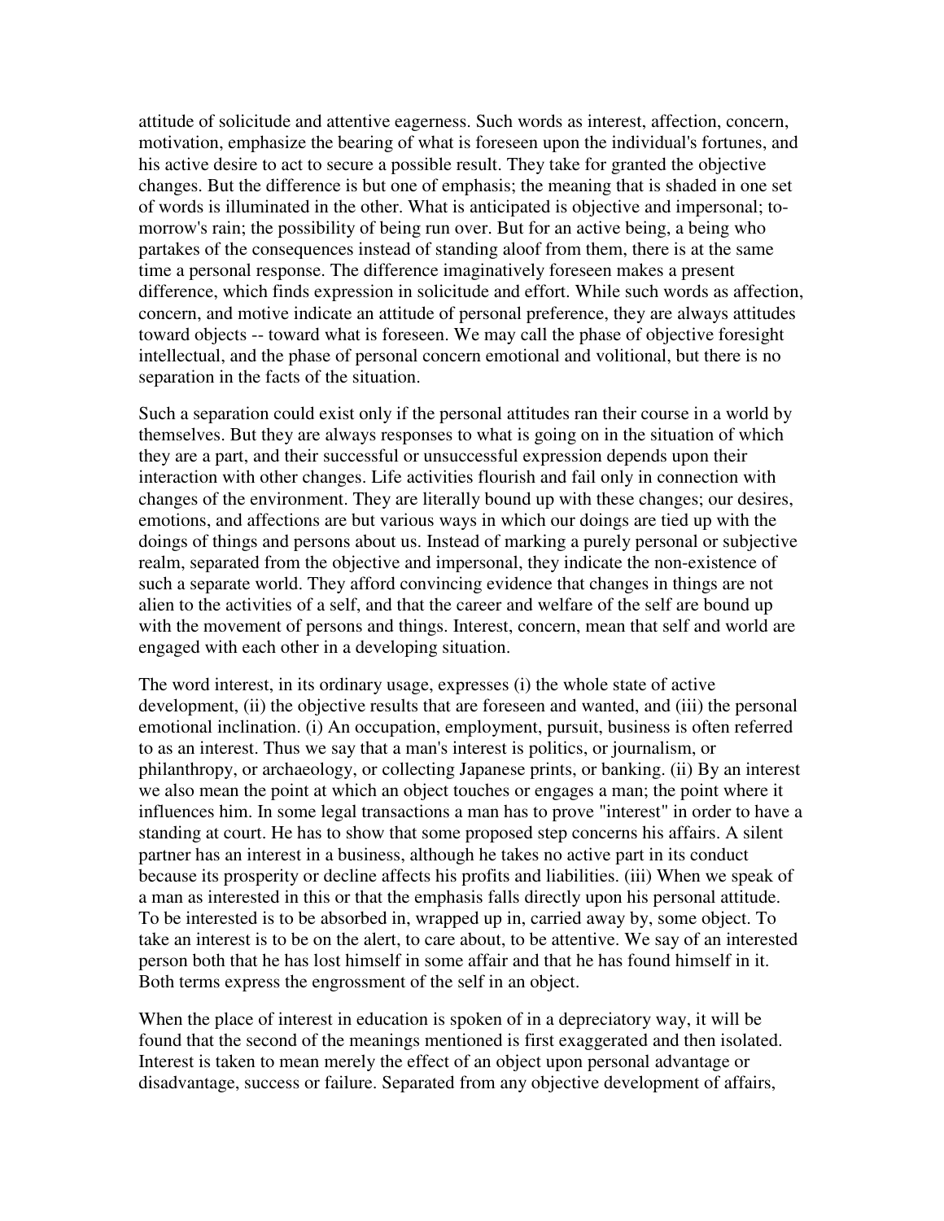attitude of solicitude and attentive eagerness. Such words as interest, affection, concern, motivation, emphasize the bearing of what is foreseen upon the individual's fortunes, and his active desire to act to secure a possible result. They take for granted the objective changes. But the difference is but one of emphasis; the meaning that is shaded in one set of words is illuminated in the other. What is anticipated is objective and impersonal; to-morrow's rain; the possibility of being run over. But for an active being, a being who partakes of the consequences instead of standing aloof from them, there is at the same time a personal response. The difference imaginatively foreseen makes a present difference, which finds expression in solicitude and effort. While such words as affection, concern, and motive indicate an attitude of personal preference, they are always attitudes toward objects -- toward what is foreseen. We may call the phase of objective foresight intellectual, and the phase of personal concern emotional and volitional, but there is no separation in the facts of the situation.

Such a separation could exist only if the personal attitudes ran their course in a world by themselves. But they are always responses to what is going on in the situation of which they are a part, and their successful or unsuccessful expression depends upon their interaction with other changes. Life activities flourish and fail only in connection with changes of the environment. They are literally bound up with these changes; our desires, emotions, and affections are but various ways in which our doings are tied up with the doings of things and persons about us. Instead of marking a purely personal or subjective realm, separated from the objective and impersonal, they indicate the non-existence of such a separate world. They afford convincing evidence that changes in things are not alien to the activities of a self, and that the career and welfare of the self are bound up with the movement of persons and things. Interest, concern, mean that self and world are engaged with each other in a developing situation.

The word interest, in its ordinary usage, expresses (i) the whole state of active development, (ii) the objective results that are foreseen and wanted, and (iii) the personal emotional inclination. (i) An occupation, employment, pursuit, business is often referred to as an interest. Thus we say that a man's interest is politics, or journalism, or philanthropy, or archaeology, or collecting Japanese prints, or banking. (ii) By an interest we also mean the point at which an object touches or engages a man; the point where it influences him. In some legal transactions a man has to prove "interest" in order to have a standing at court. He has to show that some proposed step concerns his affairs. A silent partner has an interest in a business, although he takes no active part in its conduct because its prosperity or decline affects his profits and liabilities. (iii) When we speak of a man as interested in this or that the emphasis falls directly upon his personal attitude. To be interested is to be absorbed in, wrapped up in, carried away by, some object. To take an interest is to be on the alert, to care about, to be attentive. We say of an interested person both that he has lost himself in some affair and that he has found himself in it. Both terms express the engrossment of the self in an object.

When the place of interest in education is spoken of in a depreciatory way, it will be found that the second of the meanings mentioned is first exaggerated and then isolated. Interest is taken to mean merely the effect of an object upon personal advantage or disadvantage, success or failure. Separated from any objective development of affairs,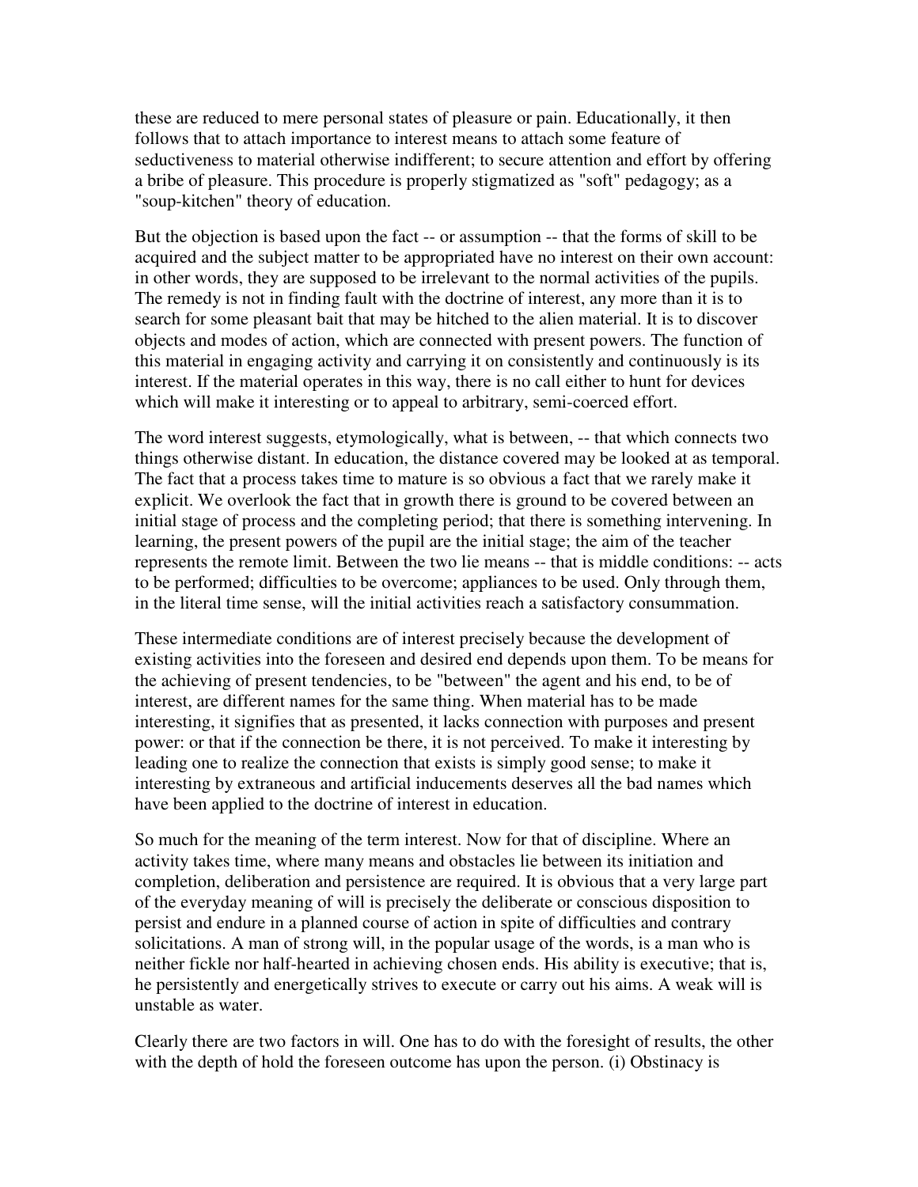these are reduced to mere personal states of pleasure or pain. Educationally, it then follows that to attach importance to interest means to attach some feature of seductiveness to material otherwise indifferent; to secure attention and effort by offering a bribe of pleasure. This procedure is properly stigmatized as "soft" pedagogy; as a "soup-kitchen" theory of education.

But the objection is based upon the fact -- or assumption -- that the forms of skill to be acquired and the subject matter to be appropriated have no interest on their own account: in other words, they are supposed to be irrelevant to the normal activities of the pupils. The remedy is not in finding fault with the doctrine of interest, any more than it is to search for some pleasant bait that may be hitched to the alien material. It is to discover objects and modes of action, which are connected with present powers. The function of this material in engaging activity and carrying it on consistently and continuously is its interest. If the material operates in this way, there is no call either to hunt for devices which will make it interesting or to appeal to arbitrary, semi-coerced effort.

The word interest suggests, etymologically, what is between, -- that which connects two things otherwise distant. In education, the distance covered may be looked at as temporal. The fact that a process takes time to mature is so obvious a fact that we rarely make it explicit. We overlook the fact that in growth there is ground to be covered between an initial stage of process and the completing period; that there is something intervening. In learning, the present powers of the pupil are the initial stage; the aim of the teacher represents the remote limit. Between the two lie means -- that is middle conditions: -- acts to be performed; difficulties to be overcome; appliances to be used. Only through them, in the literal time sense, will the initial activities reach a satisfactory consummation.

These intermediate conditions are of interest precisely because the development of existing activities into the foreseen and desired end depends upon them. To be means for the achieving of present tendencies, to be "between" the agent and his end, to be of interest, are different names for the same thing. When material has to be made interesting, it signifies that as presented, it lacks connection with purposes and present power: or that if the connection be there, it is not perceived. To make it interesting by leading one to realize the connection that exists is simply good sense; to make it interesting by extraneous and artificial inducements deserves all the bad names which have been applied to the doctrine of interest in education.

So much for the meaning of the term interest. Now for that of discipline. Where an activity takes time, where many means and obstacles lie between its initiation and completion, deliberation and persistence are required. It is obvious that a very large part of the everyday meaning of will is precisely the deliberate or conscious disposition to persist and endure in a planned course of action in spite of difficulties and contrary solicitations. A man of strong will, in the popular usage of the words, is a man who is neither fickle nor half-hearted in achieving chosen ends. His ability is executive; that is, he persistently and energetically strives to execute or carry out his aims. A weak will is unstable as water.

Clearly there are two factors in will. One has to do with the foresight of results, the other with the depth of hold the foreseen outcome has upon the person. (i) Obstinacy is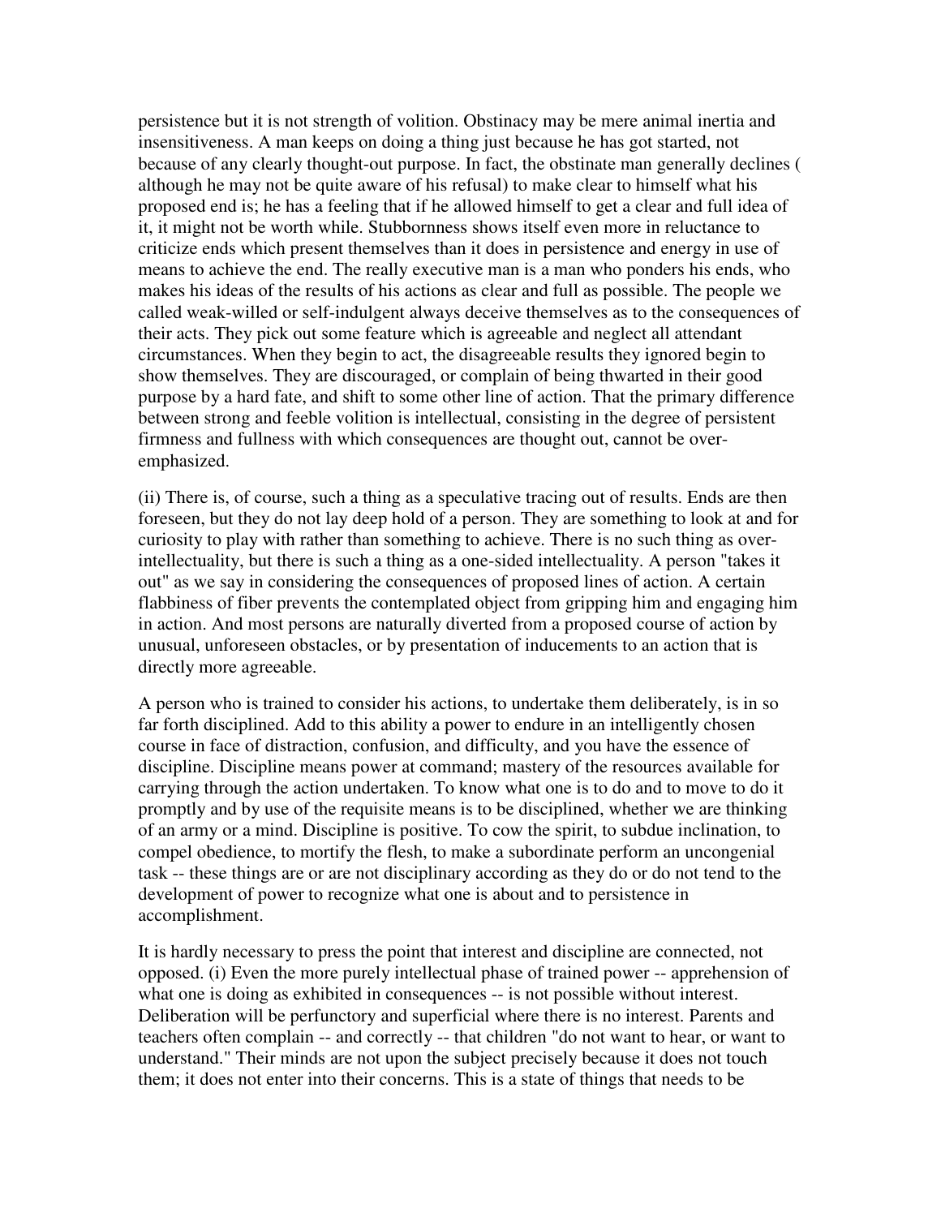persistence but it is not strength of volition. Obstinacy may be mere animal inertia and insensitiveness. A man keeps on doing a thing just because he has got started, not because of any clearly thought-out purpose. In fact, the obstinate man generally declines ( although he may not be quite aware of his refusal) to make clear to himself what his proposed end is; he has a feeling that if he allowed himself to get a clear and full idea of it, it might not be worth while. Stubbornness shows itself even more in reluctance to criticize ends which present themselves than it does in persistence and energy in use of means to achieve the end. The really executive man is a man who ponders his ends, who makes his ideas of the results of his actions as clear and full as possible. The people we called weak-willed or self-indulgent always deceive themselves as to the consequences of their acts. They pick out some feature which is agreeable and neglect all attendant circumstances. When they begin to act, the disagreeable results they ignored begin to show themselves. They are discouraged, or complain of being thwarted in their good purpose by a hard fate, and shift to some other line of action. That the primary difference between strong and feeble volition is intellectual, consisting in the degree of persistent firmness and fullness with which consequences are thought out, cannot be over-emphasized.

(ii) There is, of course, such a thing as a speculative tracing out of results. Ends are then foreseen, but they do not lay deep hold of a person. They are something to look at and for curiosity to play with rather than something to achieve. There is no such thing as over-intellectuality, but there is such a thing as a one-sided intellectuality. A person "takes it out" as we say in considering the consequences of proposed lines of action. A certain flabbiness of fiber prevents the contemplated object from gripping him and engaging him in action. And most persons are naturally diverted from a proposed course of action by unusual, unforeseen obstacles, or by presentation of inducements to an action that is directly more agreeable.

A person who is trained to consider his actions, to undertake them deliberately, is in so far forth disciplined. Add to this ability a power to endure in an intelligently chosen course in face of distraction, confusion, and difficulty, and you have the essence of discipline. Discipline means power at command; mastery of the resources available for carrying through the action undertaken. To know what one is to do and to move to do it promptly and by use of the requisite means is to be disciplined, whether we are thinking of an army or a mind. Discipline is positive. To cow the spirit, to subdue inclination, to compel obedience, to mortify the flesh, to make a subordinate perform an uncongenial task -- these things are or are not disciplinary according as they do or do not tend to the development of power to recognize what one is about and to persistence in accomplishment.

It is hardly necessary to press the point that interest and discipline are connected, not opposed. (i) Even the more purely intellectual phase of trained power -- apprehension of what one is doing as exhibited in consequences -- is not possible without interest. Deliberation will be perfunctory and superficial where there is no interest. Parents and teachers often complain -- and correctly -- that children "do not want to hear, or want to understand." Their minds are not upon the subject precisely because it does not touch them; it does not enter into their concerns. This is a state of things that needs to be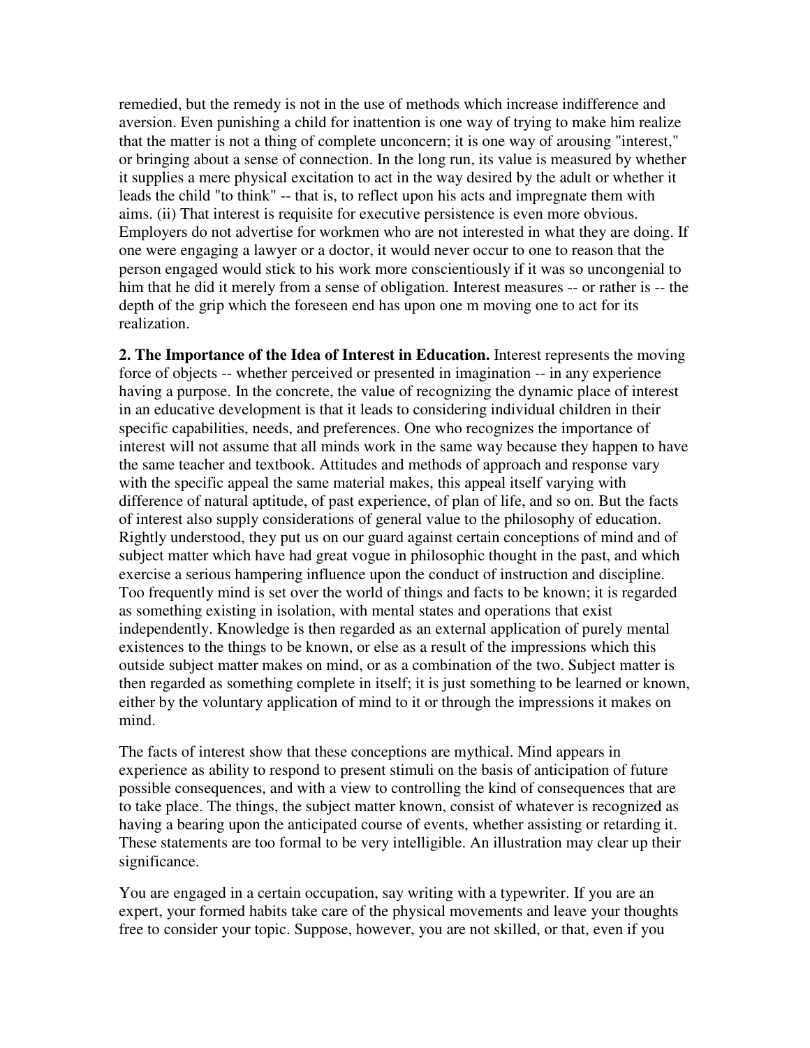remedied, but the remedy is not in the use of methods which increase indifference and aversion. Even punishing a child for inattention is one way of trying to make him realize that the matter is not a thing of complete unconcern; it is one way of arousing "interest," or bringing about a sense of connection. In the long run, its value is measured by whether it supplies a mere physical excitation to act in the way desired by the adult or whether it leads the child "to think" -- that is, to reflect upon his acts and impregnate them with aims. (ii) That interest is requisite for executive persistence is even more obvious. Employers do not advertise for workmen who are not interested in what they are doing. If one were engaging a lawyer or a doctor, it would never occur to one to reason that the person engaged would stick to his work more conscientiously if it was so uncongenial to him that he did it merely from a sense of obligation. Interest measures -- or rather is -- the depth of the grip which the foreseen end has upon one m moving one to act for its realization.

**2. The Importance of the Idea of Interest in Education.** Interest represents the moving force of objects -- whether perceived or presented in imagination -- in any experience having a purpose. In the concrete, the value of recognizing the dynamic place of interest in an educative development is that it leads to considering individual children in their specific capabilities, needs, and preferences. One who recognizes the importance of interest will not assume that all minds work in the same way because they happen to have the same teacher and textbook. Attitudes and methods of approach and response vary with the specific appeal the same material makes, this appeal itself varying with difference of natural aptitude, of past experience, of plan of life, and so on. But the facts of interest also supply considerations of general value to the philosophy of education. Rightly understood, they put us on our guard against certain conceptions of mind and of subject matter which have had great vogue in philosophic thought in the past, and which exercise a serious hampering influence upon the conduct of instruction and discipline. Too frequently mind is set over the world of things and facts to be known; it is regarded as something existing in isolation, with mental states and operations that exist independently. Knowledge is then regarded as an external application of purely mental existences to the things to be known, or else as a result of the impressions which this outside subject matter makes on mind, or as a combination of the two. Subject matter is then regarded as something complete in itself; it is just something to be learned or known, either by the voluntary application of mind to it or through the impressions it makes on mind.

The facts of interest show that these conceptions are mythical. Mind appears in experience as ability to respond to present stimuli on the basis of anticipation of future possible consequences, and with a view to controlling the kind of consequences that are to take place. The things, the subject matter known, consist of whatever is recognized as having a bearing upon the anticipated course of events, whether assisting or retarding it. These statements are too formal to be very intelligible. An illustration may clear up their significance.

You are engaged in a certain occupation, say writing with a typewriter. If you are an expert, your formed habits take care of the physical movements and leave your thoughts free to consider your topic. Suppose, however, you are not skilled, or that, even if you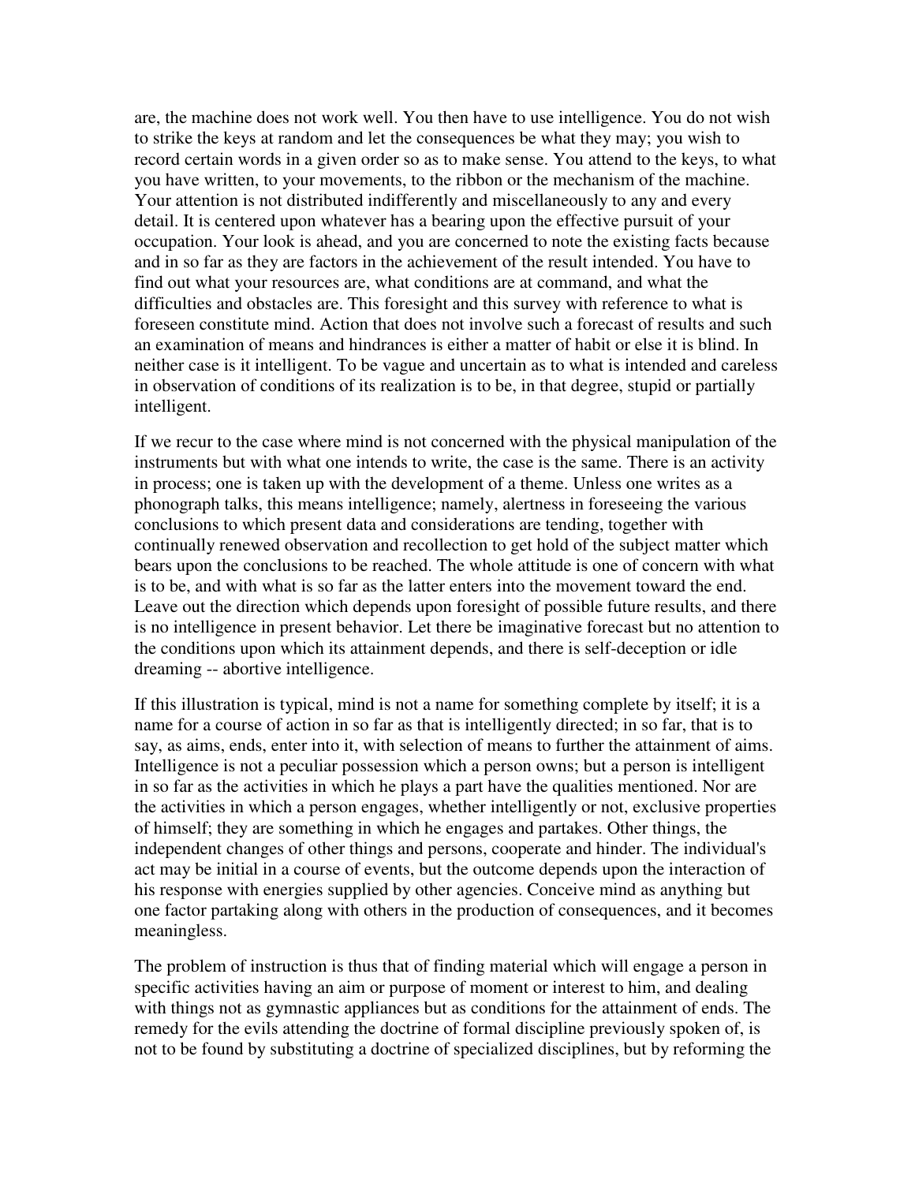are, the machine does not work well. You then have to use intelligence. You do not wish to strike the keys at random and let the consequences be what they may; you wish to record certain words in a given order so as to make sense. You attend to the keys, to what you have written, to your movements, to the ribbon or the mechanism of the machine. Your attention is not distributed indifferently and miscellaneously to any and every detail. It is centered upon whatever has a bearing upon the effective pursuit of your occupation. Your look is ahead, and you are concerned to note the existing facts because and in so far as they are factors in the achievement of the result intended. You have to find out what your resources are, what conditions are at command, and what the difficulties and obstacles are. This foresight and this survey with reference to what is foreseen constitute mind. Action that does not involve such a forecast of results and such an examination of means and hindrances is either a matter of habit or else it is blind. In neither case is it intelligent. To be vague and uncertain as to what is intended and careless in observation of conditions of its realization is to be, in that degree, stupid or partially intelligent.

If we recur to the case where mind is not concerned with the physical manipulation of the instruments but with what one intends to write, the case is the same. There is an activity in process; one is taken up with the development of a theme. Unless one writes as a phonograph talks, this means intelligence; namely, alertness in foreseeing the various conclusions to which present data and considerations are tending, together with continually renewed observation and recollection to get hold of the subject matter which bears upon the conclusions to be reached. The whole attitude is one of concern with what is to be, and with what is so far as the latter enters into the movement toward the end. Leave out the direction which depends upon foresight of possible future results, and there is no intelligence in present behavior. Let there be imaginative forecast but no attention to the conditions upon which its attainment depends, and there is self-deception or idle dreaming -- abortive intelligence.

If this illustration is typical, mind is not a name for something complete by itself; it is a name for a course of action in so far as that is intelligently directed; in so far, that is to say, as aims, ends, enter into it, with selection of means to further the attainment of aims. Intelligence is not a peculiar possession which a person owns; but a person is intelligent in so far as the activities in which he plays a part have the qualities mentioned. Nor are the activities in which a person engages, whether intelligently or not, exclusive properties of himself; they are something in which he engages and partakes. Other things, the independent changes of other things and persons, cooperate and hinder. The individual's act may be initial in a course of events, but the outcome depends upon the interaction of his response with energies supplied by other agencies. Conceive mind as anything but one factor partaking along with others in the production of consequences, and it becomes meaningless.

The problem of instruction is thus that of finding material which will engage a person in specific activities having an aim or purpose of moment or interest to him, and dealing with things not as gymnastic appliances but as conditions for the attainment of ends. The remedy for the evils attending the doctrine of formal discipline previously spoken of, is not to be found by substituting a doctrine of specialized disciplines, but by reforming the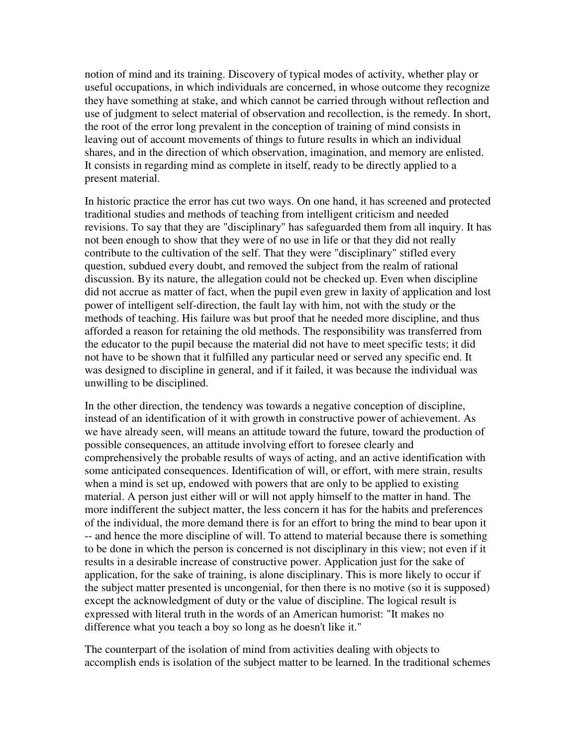notion of mind and its training. Discovery of typical modes of activity, whether play or useful occupations, in which individuals are concerned, in whose outcome they recognize they have something at stake, and which cannot be carried through without reflection and use of judgment to select material of observation and recollection, is the remedy. In short, the root of the error long prevalent in the conception of training of mind consists in leaving out of account movements of things to future results in which an individual shares, and in the direction of which observation, imagination, and memory are enlisted. It consists in regarding mind as complete in itself, ready to be directly applied to a present material.

In historic practice the error has cut two ways. On one hand, it has screened and protected traditional studies and methods of teaching from intelligent criticism and needed revisions. To say that they are "disciplinary" has safeguarded them from all inquiry. It has not been enough to show that they were of no use in life or that they did not really contribute to the cultivation of the self. That they were "disciplinary" stifled every question, subdued every doubt, and removed the subject from the realm of rational discussion. By its nature, the allegation could not be checked up. Even when discipline did not accrue as matter of fact, when the pupil even grew in laxity of application and lost power of intelligent self-direction, the fault lay with him, not with the study or the methods of teaching. His failure was but proof that he needed more discipline, and thus afforded a reason for retaining the old methods. The responsibility was transferred from the educator to the pupil because the material did not have to meet specific tests; it did not have to be shown that it fulfilled any particular need or served any specific end. It was designed to discipline in general, and if it failed, it was because the individual was unwilling to be disciplined.

In the other direction, the tendency was towards a negative conception of discipline, instead of an identification of it with growth in constructive power of achievement. As we have already seen, will means an attitude toward the future, toward the production of possible consequences, an attitude involving effort to foresee clearly and comprehensively the probable results of ways of acting, and an active identification with some anticipated consequences. Identification of will, or effort, with mere strain, results when a mind is set up, endowed with powers that are only to be applied to existing material. A person just either will or will not apply himself to the matter in hand. The more indifferent the subject matter, the less concern it has for the habits and preferences of the individual, the more demand there is for an effort to bring the mind to bear upon it -- and hence the more discipline of will. To attend to material because there is something to be done in which the person is concerned is not disciplinary in this view; not even if it results in a desirable increase of constructive power. Application just for the sake of application, for the sake of training, is alone disciplinary. This is more likely to occur if the subject matter presented is uncongenial, for then there is no motive (so it is supposed) except the acknowledgment of duty or the value of discipline. The logical result is expressed with literal truth in the words of an American humorist: "It makes no difference what you teach a boy so long as he doesn't like it."

The counterpart of the isolation of mind from activities dealing with objects to accomplish ends is isolation of the subject matter to be learned. In the traditional schemes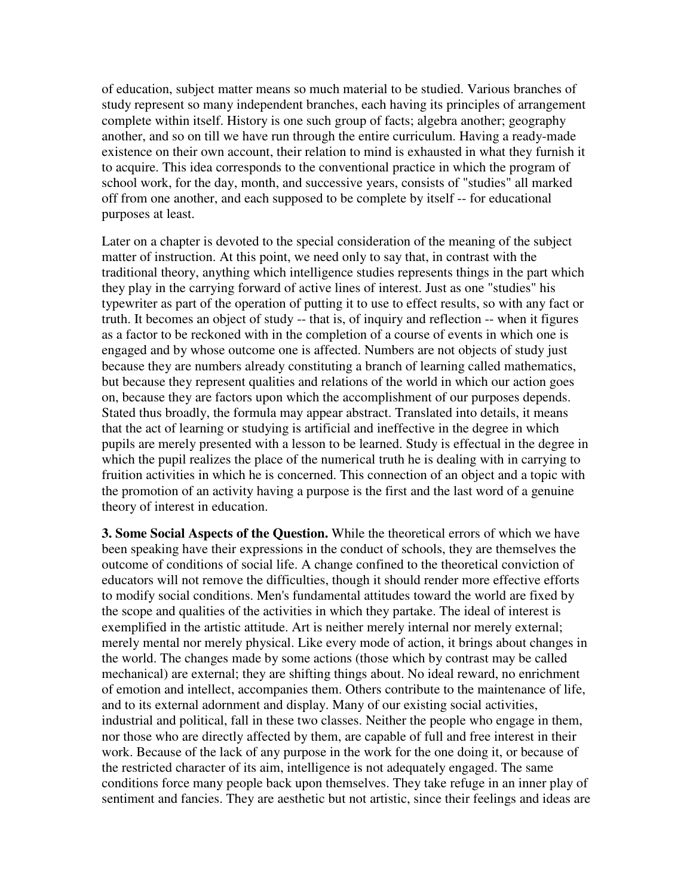of education, subject matter means so much material to be studied. Various branches of study represent so many independent branches, each having its principles of arrangement complete within itself. History is one such group of facts; algebra another; geography another, and so on till we have run through the entire curriculum. Having a ready-made existence on their own account, their relation to mind is exhausted in what they furnish it to acquire. This idea corresponds to the conventional practice in which the program of school work, for the day, month, and successive years, consists of "studies" all marked off from one another, and each supposed to be complete by itself -- for educational purposes at least.

Later on a chapter is devoted to the special consideration of the meaning of the subject matter of instruction. At this point, we need only to say that, in contrast with the traditional theory, anything which intelligence studies represents things in the part which they play in the carrying forward of active lines of interest. Just as one "studies" his typewriter as part of the operation of putting it to use to effect results, so with any fact or truth. It becomes an object of study -- that is, of inquiry and reflection -- when it figures as a factor to be reckoned with in the completion of a course of events in which one is engaged and by whose outcome one is affected. Numbers are not objects of study just because they are numbers already constituting a branch of learning called mathematics, but because they represent qualities and relations of the world in which our action goes on, because they are factors upon which the accomplishment of our purposes depends. Stated thus broadly, the formula may appear abstract. Translated into details, it means that the act of learning or studying is artificial and ineffective in the degree in which pupils are merely presented with a lesson to be learned. Study is effectual in the degree in which the pupil realizes the place of the numerical truth he is dealing with in carrying to fruition activities in which he is concerned. This connection of an object and a topic with the promotion of an activity having a purpose is the first and the last word of a genuine theory of interest in education.

**3. Some Social Aspects of the Question.** While the theoretical errors of which we have been speaking have their expressions in the conduct of schools, they are themselves the outcome of conditions of social life. A change confined to the theoretical conviction of educators will not remove the difficulties, though it should render more effective efforts to modify social conditions. Men's fundamental attitudes toward the world are fixed by the scope and qualities of the activities in which they partake. The ideal of interest is exemplified in the artistic attitude. Art is neither merely internal nor merely external; merely mental nor merely physical. Like every mode of action, it brings about changes in the world. The changes made by some actions (those which by contrast may be called mechanical) are external; they are shifting things about. No ideal reward, no enrichment of emotion and intellect, accompanies them. Others contribute to the maintenance of life, and to its external adornment and display. Many of our existing social activities, industrial and political, fall in these two classes. Neither the people who engage in them, nor those who are directly affected by them, are capable of full and free interest in their work. Because of the lack of any purpose in the work for the one doing it, or because of the restricted character of its aim, intelligence is not adequately engaged. The same conditions force many people back upon themselves. They take refuge in an inner play of sentiment and fancies. They are aesthetic but not artistic, since their feelings and ideas are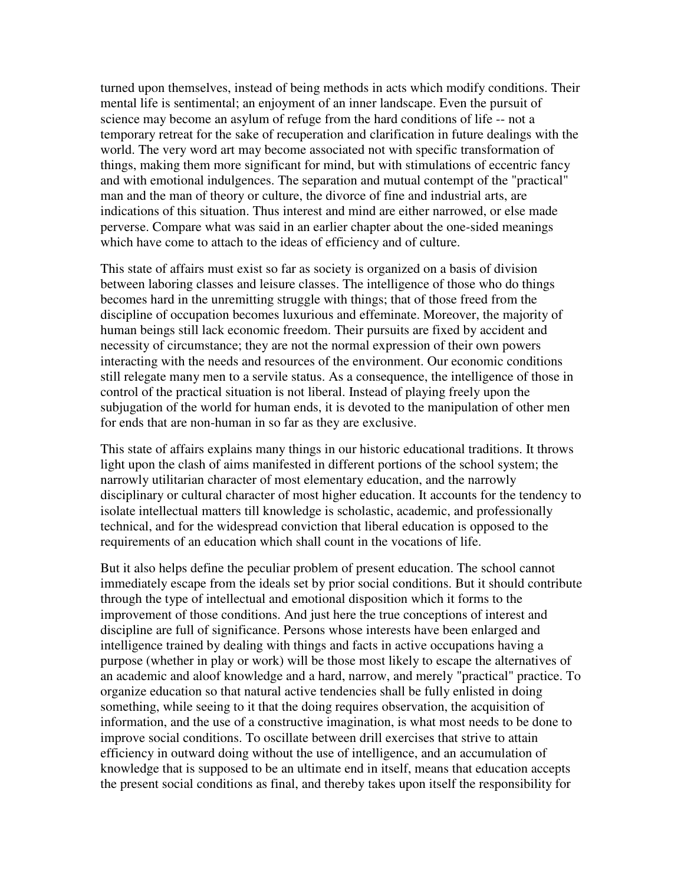turned upon themselves, instead of being methods in acts which modify conditions. Their mental life is sentimental; an enjoyment of an inner landscape. Even the pursuit of science may become an asylum of refuge from the hard conditions of life -- not a temporary retreat for the sake of recuperation and clarification in future dealings with the world. The very word art may become associated not with specific transformation of things, making them more significant for mind, but with stimulations of eccentric fancy and with emotional indulgences. The separation and mutual contempt of the "practical" man and the man of theory or culture, the divorce of fine and industrial arts, are indications of this situation. Thus interest and mind are either narrowed, or else made perverse. Compare what was said in an earlier chapter about the one-sided meanings which have come to attach to the ideas of efficiency and of culture.

This state of affairs must exist so far as society is organized on a basis of division between laboring classes and leisure classes. The intelligence of those who do things becomes hard in the unremitting struggle with things; that of those freed from the discipline of occupation becomes luxurious and effeminate. Moreover, the majority of human beings still lack economic freedom. Their pursuits are fixed by accident and necessity of circumstance; they are not the normal expression of their own powers interacting with the needs and resources of the environment. Our economic conditions still relegate many men to a servile status. As a consequence, the intelligence of those in control of the practical situation is not liberal. Instead of playing freely upon the subjugation of the world for human ends, it is devoted to the manipulation of other men for ends that are non-human in so far as they are exclusive.

This state of affairs explains many things in our historic educational traditions. It throws light upon the clash of aims manifested in different portions of the school system; the narrowly utilitarian character of most elementary education, and the narrowly disciplinary or cultural character of most higher education. It accounts for the tendency to isolate intellectual matters till knowledge is scholastic, academic, and professionally technical, and for the widespread conviction that liberal education is opposed to the requirements of an education which shall count in the vocations of life.

But it also helps define the peculiar problem of present education. The school cannot immediately escape from the ideals set by prior social conditions. But it should contribute through the type of intellectual and emotional disposition which it forms to the improvement of those conditions. And just here the true conceptions of interest and discipline are full of significance. Persons whose interests have been enlarged and intelligence trained by dealing with things and facts in active occupations having a purpose (whether in play or work) will be those most likely to escape the alternatives of an academic and aloof knowledge and a hard, narrow, and merely "practical" practice. To organize education so that natural active tendencies shall be fully enlisted in doing something, while seeing to it that the doing requires observation, the acquisition of information, and the use of a constructive imagination, is what most needs to be done to improve social conditions. To oscillate between drill exercises that strive to attain efficiency in outward doing without the use of intelligence, and an accumulation of knowledge that is supposed to be an ultimate end in itself, means that education accepts the present social conditions as final, and thereby takes upon itself the responsibility for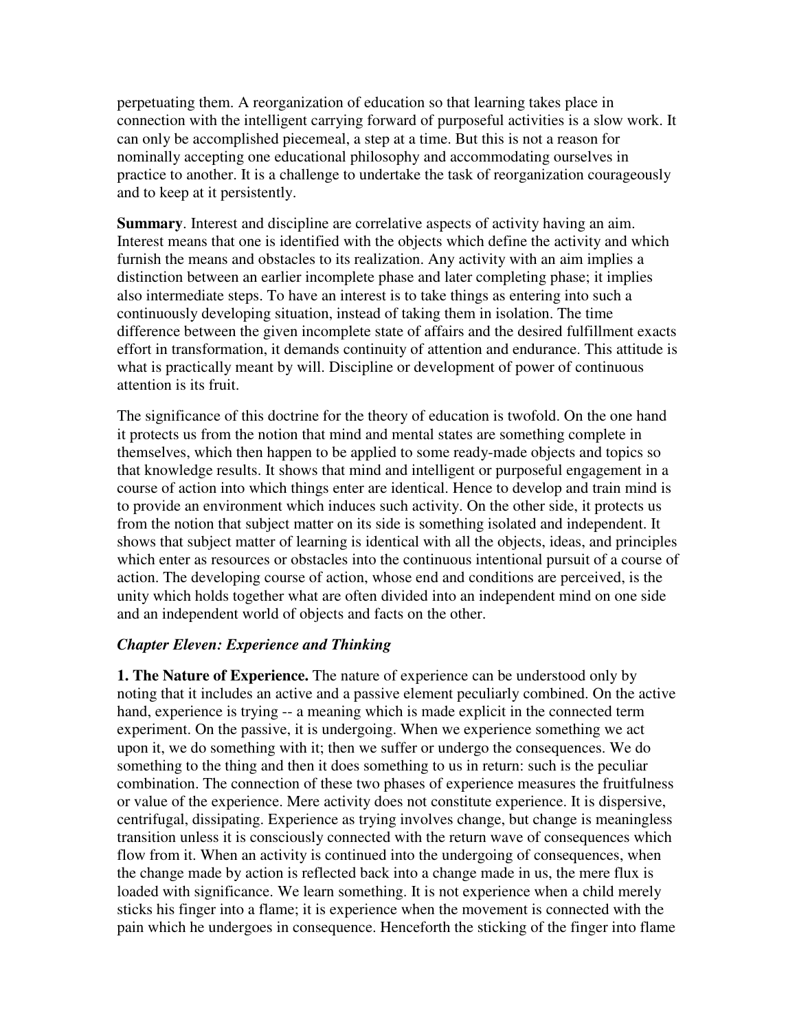perpetuating them. A reorganization of education so that learning takes place in connection with the intelligent carrying forward of purposeful activities is a slow work. It can only be accomplished piecemeal, a step at a time. But this is not a reason for nominally accepting one educational philosophy and accommodating ourselves in practice to another. It is a challenge to undertake the task of reorganization courageously and to keep at it persistently.

**Summary**. Interest and discipline are correlative aspects of activity having an aim. Interest means that one is identified with the objects which define the activity and which furnish the means and obstacles to its realization. Any activity with an aim implies a distinction between an earlier incomplete phase and later completing phase; it implies also intermediate steps. To have an interest is to take things as entering into such a continuously developing situation, instead of taking them in isolation. The time difference between the given incomplete state of affairs and the desired fulfillment exacts effort in transformation, it demands continuity of attention and endurance. This attitude is what is practically meant by will. Discipline or development of power of continuous attention is its fruit.

The significance of this doctrine for the theory of education is twofold. On the one hand it protects us from the notion that mind and mental states are something complete in themselves, which then happen to be applied to some ready-made objects and topics so that knowledge results. It shows that mind and intelligent or purposeful engagement in a course of action into which things enter are identical. Hence to develop and train mind is to provide an environment which induces such activity. On the other side, it protects us from the notion that subject matter on its side is something isolated and independent. It shows that subject matter of learning is identical with all the objects, ideas, and principles which enter as resources or obstacles into the continuous intentional pursuit of a course of action. The developing course of action, whose end and conditions are perceived, is the unity which holds together what are often divided into an independent mind on one side and an independent world of objects and facts on the other.

## *Chapter Eleven: Experience and Thinking*

**1. The Nature of Experience.** The nature of experience can be understood only by noting that it includes an active and a passive element peculiarly combined. On the active hand, experience is trying -- a meaning which is made explicit in the connected term experiment. On the passive, it is undergoing. When we experience something we act upon it, we do something with it; then we suffer or undergo the consequences. We do something to the thing and then it does something to us in return: such is the peculiar combination. The connection of these two phases of experience measures the fruitfulness or value of the experience. Mere activity does not constitute experience. It is dispersive, centrifugal, dissipating. Experience as trying involves change, but change is meaningless transition unless it is consciously connected with the return wave of consequences which flow from it. When an activity is continued into the undergoing of consequences, when the change made by action is reflected back into a change made in us, the mere flux is loaded with significance. We learn something. It is not experience when a child merely sticks his finger into a flame; it is experience when the movement is connected with the pain which he undergoes in consequence. Henceforth the sticking of the finger into flame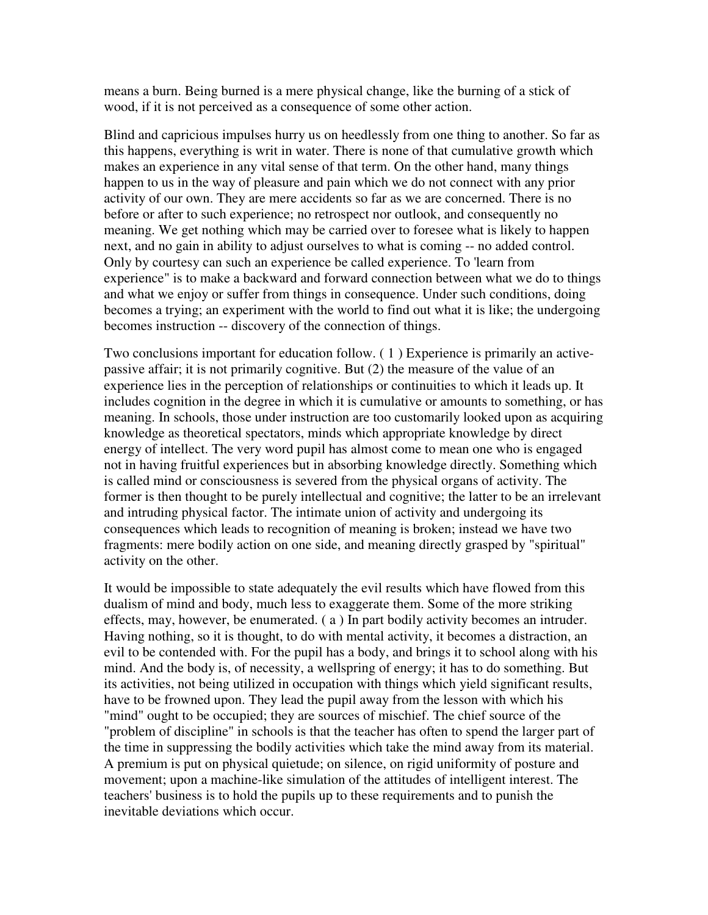means a burn. Being burned is a mere physical change, like the burning of a stick of wood, if it is not perceived as a consequence of some other action.

Blind and capricious impulses hurry us on heedlessly from one thing to another. So far as this happens, everything is writ in water. There is none of that cumulative growth which makes an experience in any vital sense of that term. On the other hand, many things happen to us in the way of pleasure and pain which we do not connect with any prior activity of our own. They are mere accidents so far as we are concerned. There is no before or after to such experience; no retrospect nor outlook, and consequently no meaning. We get nothing which may be carried over to foresee what is likely to happen next, and no gain in ability to adjust ourselves to what is coming -- no added control. Only by courtesy can such an experience be called experience. To 'learn from experience" is to make a backward and forward connection between what we do to things and what we enjoy or suffer from things in consequence. Under such conditions, doing becomes a trying; an experiment with the world to find out what it is like; the undergoing becomes instruction -- discovery of the connection of things.

Two conclusions important for education follow. ( 1 ) Experience is primarily an active-passive affair; it is not primarily cognitive. But (2) the measure of the value of an experience lies in the perception of relationships or continuities to which it leads up. It includes cognition in the degree in which it is cumulative or amounts to something, or has meaning. In schools, those under instruction are too customarily looked upon as acquiring knowledge as theoretical spectators, minds which appropriate knowledge by direct energy of intellect. The very word pupil has almost come to mean one who is engaged not in having fruitful experiences but in absorbing knowledge directly. Something which is called mind or consciousness is severed from the physical organs of activity. The former is then thought to be purely intellectual and cognitive; the latter to be an irrelevant and intruding physical factor. The intimate union of activity and undergoing its consequences which leads to recognition of meaning is broken; instead we have two fragments: mere bodily action on one side, and meaning directly grasped by "spiritual" activity on the other.

It would be impossible to state adequately the evil results which have flowed from this dualism of mind and body, much less to exaggerate them. Some of the more striking effects, may, however, be enumerated. ( a ) In part bodily activity becomes an intruder. Having nothing, so it is thought, to do with mental activity, it becomes a distraction, an evil to be contended with. For the pupil has a body, and brings it to school along with his mind. And the body is, of necessity, a wellspring of energy; it has to do something. But its activities, not being utilized in occupation with things which yield significant results, have to be frowned upon. They lead the pupil away from the lesson with which his "mind" ought to be occupied; they are sources of mischief. The chief source of the "problem of discipline" in schools is that the teacher has often to spend the larger part of the time in suppressing the bodily activities which take the mind away from its material. A premium is put on physical quietude; on silence, on rigid uniformity of posture and movement; upon a machine-like simulation of the attitudes of intelligent interest. The teachers' business is to hold the pupils up to these requirements and to punish the inevitable deviations which occur.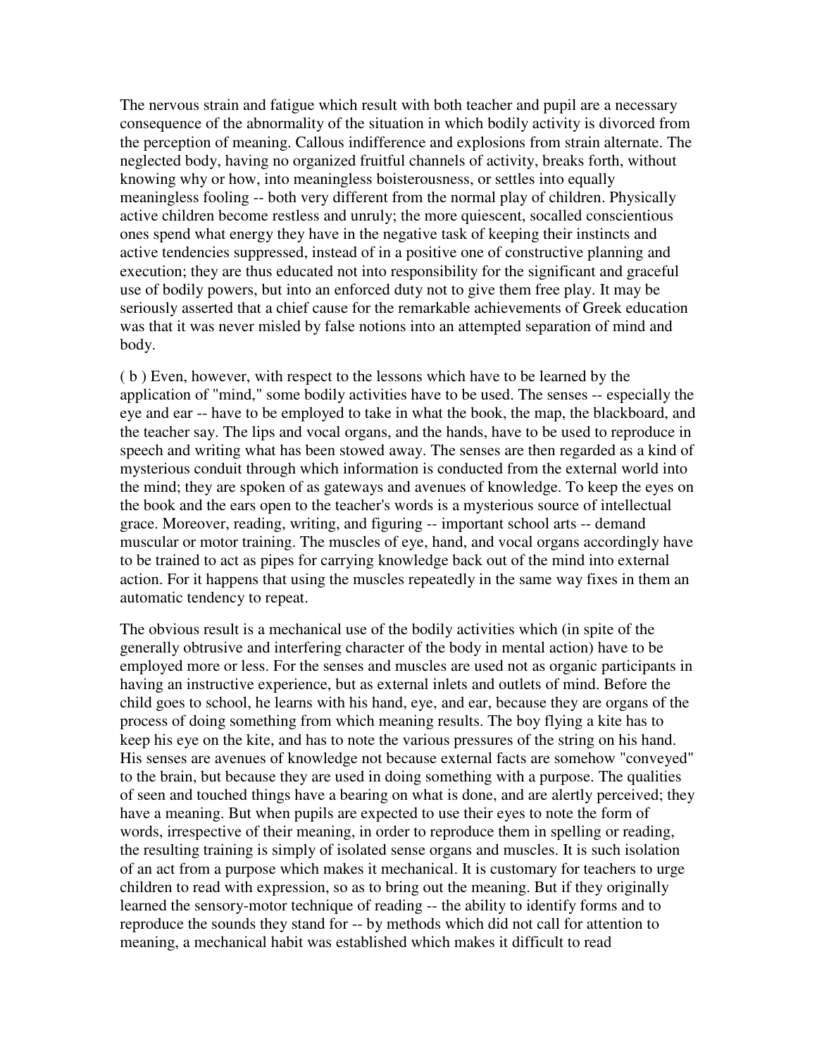The nervous strain and fatigue which result with both teacher and pupil are a necessary consequence of the abnormality of the situation in which bodily activity is divorced from the perception of meaning. Callous indifference and explosions from strain alternate. The neglected body, having no organized fruitful channels of activity, breaks forth, without knowing why or how, into meaningless boisterousness, or settles into equally meaningless fooling -- both very different from the normal play of children. Physically active children become restless and unruly; the more quiescent, socalled conscientious ones spend what energy they have in the negative task of keeping their instincts and active tendencies suppressed, instead of in a positive one of constructive planning and execution; they are thus educated not into responsibility for the significant and graceful use of bodily powers, but into an enforced duty not to give them free play. It may be seriously asserted that a chief cause for the remarkable achievements of Greek education was that it was never misled by false notions into an attempted separation of mind and body.

( b ) Even, however, with respect to the lessons which have to be learned by the application of "mind," some bodily activities have to be used. The senses -- especially the eye and ear -- have to be employed to take in what the book, the map, the blackboard, and the teacher say. The lips and vocal organs, and the hands, have to be used to reproduce in speech and writing what has been stowed away. The senses are then regarded as a kind of mysterious conduit through which information is conducted from the external world into the mind; they are spoken of as gateways and avenues of knowledge. To keep the eyes on the book and the ears open to the teacher's words is a mysterious source of intellectual grace. Moreover, reading, writing, and figuring -- important school arts -- demand muscular or motor training. The muscles of eye, hand, and vocal organs accordingly have to be trained to act as pipes for carrying knowledge back out of the mind into external action. For it happens that using the muscles repeatedly in the same way fixes in them an automatic tendency to repeat.

The obvious result is a mechanical use of the bodily activities which (in spite of the generally obtrusive and interfering character of the body in mental action) have to be employed more or less. For the senses and muscles are used not as organic participants in having an instructive experience, but as external inlets and outlets of mind. Before the child goes to school, he learns with his hand, eye, and ear, because they are organs of the process of doing something from which meaning results. The boy flying a kite has to keep his eye on the kite, and has to note the various pressures of the string on his hand. His senses are avenues of knowledge not because external facts are somehow "conveyed" to the brain, but because they are used in doing something with a purpose. The qualities of seen and touched things have a bearing on what is done, and are alertly perceived; they have a meaning. But when pupils are expected to use their eyes to note the form of words, irrespective of their meaning, in order to reproduce them in spelling or reading, the resulting training is simply of isolated sense organs and muscles. It is such isolation of an act from a purpose which makes it mechanical. It is customary for teachers to urge children to read with expression, so as to bring out the meaning. But if they originally learned the sensory-motor technique of reading -- the ability to identify forms and to reproduce the sounds they stand for -- by methods which did not call for attention to meaning, a mechanical habit was established which makes it difficult to read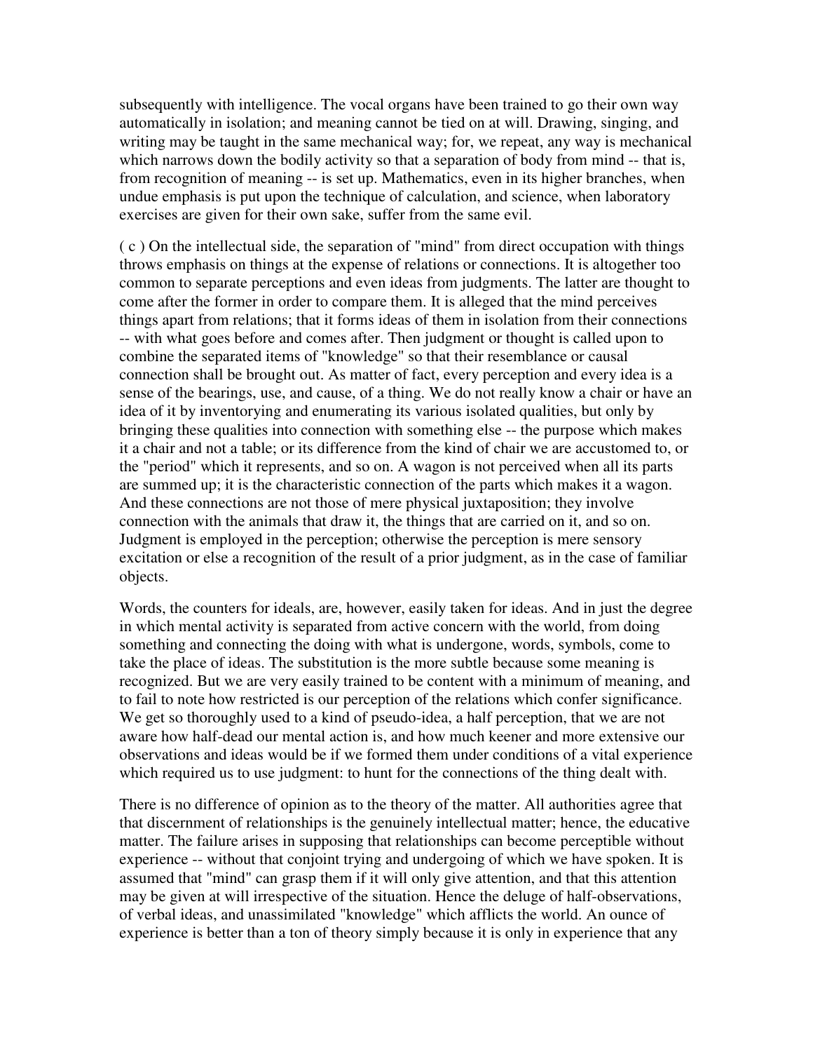subsequently with intelligence. The vocal organs have been trained to go their own way automatically in isolation; and meaning cannot be tied on at will. Drawing, singing, and writing may be taught in the same mechanical way; for, we repeat, any way is mechanical which narrows down the bodily activity so that a separation of body from mind -- that is, from recognition of meaning -- is set up. Mathematics, even in its higher branches, when undue emphasis is put upon the technique of calculation, and science, when laboratory exercises are given for their own sake, suffer from the same evil.

( c ) On the intellectual side, the separation of "mind" from direct occupation with things throws emphasis on things at the expense of relations or connections. It is altogether too common to separate perceptions and even ideas from judgments. The latter are thought to come after the former in order to compare them. It is alleged that the mind perceives things apart from relations; that it forms ideas of them in isolation from their connections -- with what goes before and comes after. Then judgment or thought is called upon to combine the separated items of "knowledge" so that their resemblance or causal connection shall be brought out. As matter of fact, every perception and every idea is a sense of the bearings, use, and cause, of a thing. We do not really know a chair or have an idea of it by inventorying and enumerating its various isolated qualities, but only by bringing these qualities into connection with something else -- the purpose which makes it a chair and not a table; or its difference from the kind of chair we are accustomed to, or the "period" which it represents, and so on. A wagon is not perceived when all its parts are summed up; it is the characteristic connection of the parts which makes it a wagon. And these connections are not those of mere physical juxtaposition; they involve connection with the animals that draw it, the things that are carried on it, and so on. Judgment is employed in the perception; otherwise the perception is mere sensory excitation or else a recognition of the result of a prior judgment, as in the case of familiar objects.

Words, the counters for ideals, are, however, easily taken for ideas. And in just the degree in which mental activity is separated from active concern with the world, from doing something and connecting the doing with what is undergone, words, symbols, come to take the place of ideas. The substitution is the more subtle because some meaning is recognized. But we are very easily trained to be content with a minimum of meaning, and to fail to note how restricted is our perception of the relations which confer significance. We get so thoroughly used to a kind of pseudo-idea, a half perception, that we are not aware how half-dead our mental action is, and how much keener and more extensive our observations and ideas would be if we formed them under conditions of a vital experience which required us to use judgment: to hunt for the connections of the thing dealt with.

There is no difference of opinion as to the theory of the matter. All authorities agree that that discernment of relationships is the genuinely intellectual matter; hence, the educative matter. The failure arises in supposing that relationships can become perceptible without experience -- without that conjoint trying and undergoing of which we have spoken. It is assumed that "mind" can grasp them if it will only give attention, and that this attention may be given at will irrespective of the situation. Hence the deluge of half-observations, of verbal ideas, and unassimilated "knowledge" which afflicts the world. An ounce of experience is better than a ton of theory simply because it is only in experience that any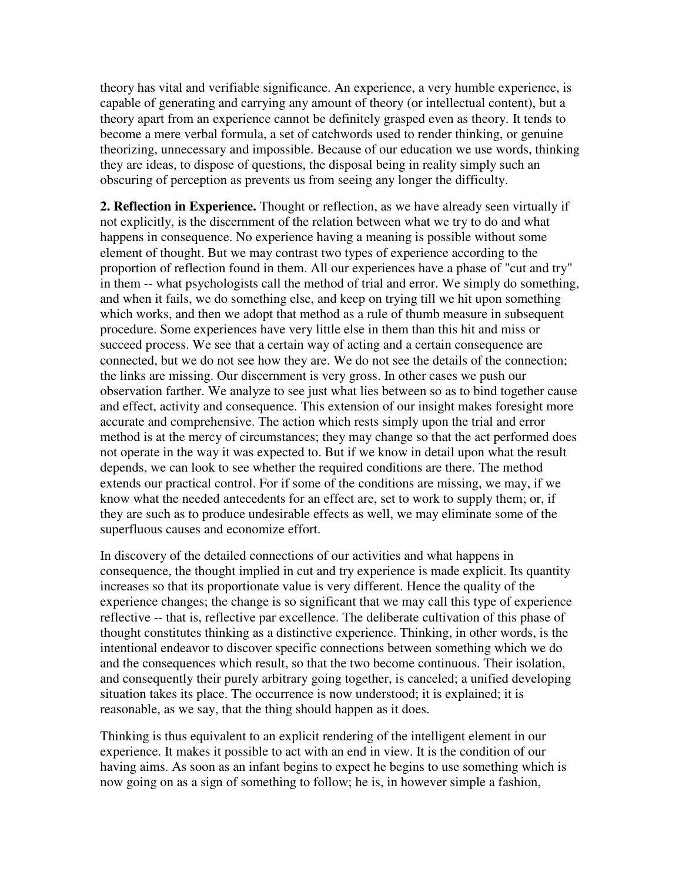theory has vital and verifiable significance. An experience, a very humble experience, is capable of generating and carrying any amount of theory (or intellectual content), but a theory apart from an experience cannot be definitely grasped even as theory. It tends to become a mere verbal formula, a set of catchwords used to render thinking, or genuine theorizing, unnecessary and impossible. Because of our education we use words, thinking they are ideas, to dispose of questions, the disposal being in reality simply such an obscuring of perception as prevents us from seeing any longer the difficulty.

**2. Reflection in Experience.** Thought or reflection, as we have already seen virtually if not explicitly, is the discernment of the relation between what we try to do and what happens in consequence. No experience having a meaning is possible without some element of thought. But we may contrast two types of experience according to the proportion of reflection found in them. All our experiences have a phase of "cut and try" in them -- what psychologists call the method of trial and error. We simply do something, and when it fails, we do something else, and keep on trying till we hit upon something which works, and then we adopt that method as a rule of thumb measure in subsequent procedure. Some experiences have very little else in them than this hit and miss or succeed process. We see that a certain way of acting and a certain consequence are connected, but we do not see how they are. We do not see the details of the connection; the links are missing. Our discernment is very gross. In other cases we push our observation farther. We analyze to see just what lies between so as to bind together cause and effect, activity and consequence. This extension of our insight makes foresight more accurate and comprehensive. The action which rests simply upon the trial and error method is at the mercy of circumstances; they may change so that the act performed does not operate in the way it was expected to. But if we know in detail upon what the result depends, we can look to see whether the required conditions are there. The method extends our practical control. For if some of the conditions are missing, we may, if we know what the needed antecedents for an effect are, set to work to supply them; or, if they are such as to produce undesirable effects as well, we may eliminate some of the superfluous causes and economize effort.

In discovery of the detailed connections of our activities and what happens in consequence, the thought implied in cut and try experience is made explicit. Its quantity increases so that its proportionate value is very different. Hence the quality of the experience changes; the change is so significant that we may call this type of experience reflective -- that is, reflective par excellence. The deliberate cultivation of this phase of thought constitutes thinking as a distinctive experience. Thinking, in other words, is the intentional endeavor to discover specific connections between something which we do and the consequences which result, so that the two become continuous. Their isolation, and consequently their purely arbitrary going together, is canceled; a unified developing situation takes its place. The occurrence is now understood; it is explained; it is reasonable, as we say, that the thing should happen as it does.

Thinking is thus equivalent to an explicit rendering of the intelligent element in our experience. It makes it possible to act with an end in view. It is the condition of our having aims. As soon as an infant begins to expect he begins to use something which is now going on as a sign of something to follow; he is, in however simple a fashion,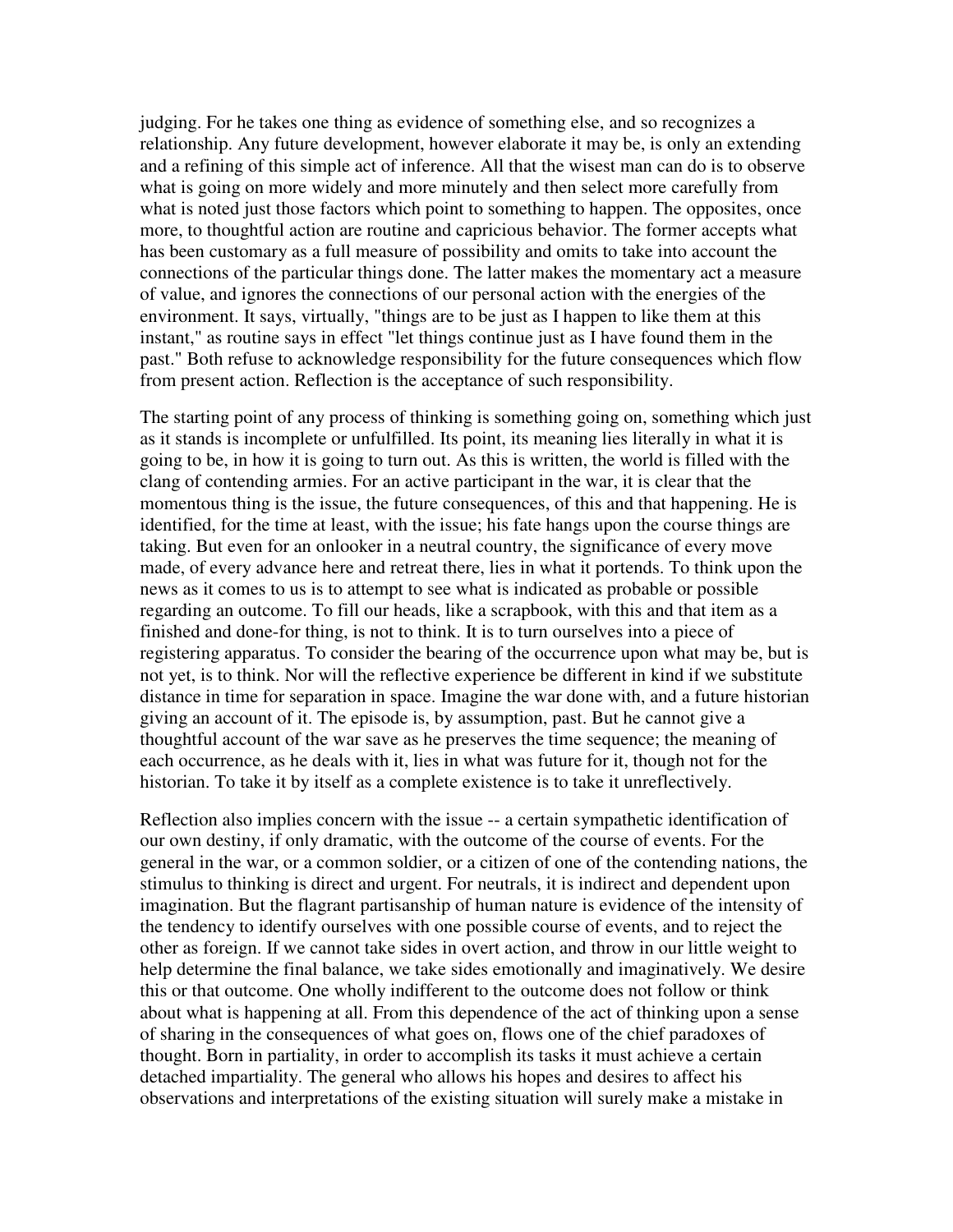judging. For he takes one thing as evidence of something else, and so recognizes a relationship. Any future development, however elaborate it may be, is only an extending and a refining of this simple act of inference. All that the wisest man can do is to observe what is going on more widely and more minutely and then select more carefully from what is noted just those factors which point to something to happen. The opposites, once more, to thoughtful action are routine and capricious behavior. The former accepts what has been customary as a full measure of possibility and omits to take into account the connections of the particular things done. The latter makes the momentary act a measure of value, and ignores the connections of our personal action with the energies of the environment. It says, virtually, "things are to be just as I happen to like them at this instant," as routine says in effect "let things continue just as I have found them in the past." Both refuse to acknowledge responsibility for the future consequences which flow from present action. Reflection is the acceptance of such responsibility.

The starting point of any process of thinking is something going on, something which just as it stands is incomplete or unfulfilled. Its point, its meaning lies literally in what it is going to be, in how it is going to turn out. As this is written, the world is filled with the clang of contending armies. For an active participant in the war, it is clear that the momentous thing is the issue, the future consequences, of this and that happening. He is identified, for the time at least, with the issue; his fate hangs upon the course things are taking. But even for an onlooker in a neutral country, the significance of every move made, of every advance here and retreat there, lies in what it portends. To think upon the news as it comes to us is to attempt to see what is indicated as probable or possible regarding an outcome. To fill our heads, like a scrapbook, with this and that item as a finished and done-for thing, is not to think. It is to turn ourselves into a piece of registering apparatus. To consider the bearing of the occurrence upon what may be, but is not yet, is to think. Nor will the reflective experience be different in kind if we substitute distance in time for separation in space. Imagine the war done with, and a future historian giving an account of it. The episode is, by assumption, past. But he cannot give a thoughtful account of the war save as he preserves the time sequence; the meaning of each occurrence, as he deals with it, lies in what was future for it, though not for the historian. To take it by itself as a complete existence is to take it unreflectively.

Reflection also implies concern with the issue -- a certain sympathetic identification of our own destiny, if only dramatic, with the outcome of the course of events. For the general in the war, or a common soldier, or a citizen of one of the contending nations, the stimulus to thinking is direct and urgent. For neutrals, it is indirect and dependent upon imagination. But the flagrant partisanship of human nature is evidence of the intensity of the tendency to identify ourselves with one possible course of events, and to reject the other as foreign. If we cannot take sides in overt action, and throw in our little weight to help determine the final balance, we take sides emotionally and imaginatively. We desire this or that outcome. One wholly indifferent to the outcome does not follow or think about what is happening at all. From this dependence of the act of thinking upon a sense of sharing in the consequences of what goes on, flows one of the chief paradoxes of thought. Born in partiality, in order to accomplish its tasks it must achieve a certain detached impartiality. The general who allows his hopes and desires to affect his observations and interpretations of the existing situation will surely make a mistake in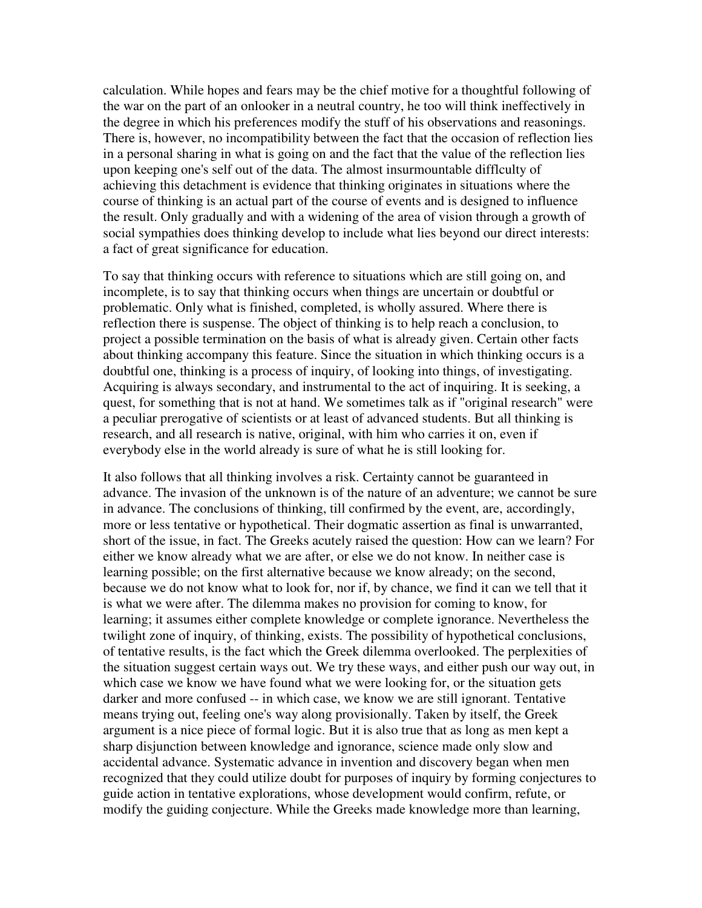calculation. While hopes and fears may be the chief motive for a thoughtful following of the war on the part of an onlooker in a neutral country, he too will think ineffectively in the degree in which his preferences modify the stuff of his observations and reasonings. There is, however, no incompatibility between the fact that the occasion of reflection lies in a personal sharing in what is going on and the fact that the value of the reflection lies upon keeping one's self out of the data. The almost insurmountable difflculty of achieving this detachment is evidence that thinking originates in situations where the course of thinking is an actual part of the course of events and is designed to influence the result. Only gradually and with a widening of the area of vision through a growth of social sympathies does thinking develop to include what lies beyond our direct interests: a fact of great significance for education.

To say that thinking occurs with reference to situations which are still going on, and incomplete, is to say that thinking occurs when things are uncertain or doubtful or problematic. Only what is finished, completed, is wholly assured. Where there is reflection there is suspense. The object of thinking is to help reach a conclusion, to project a possible termination on the basis of what is already given. Certain other facts about thinking accompany this feature. Since the situation in which thinking occurs is a doubtful one, thinking is a process of inquiry, of looking into things, of investigating. Acquiring is always secondary, and instrumental to the act of inquiring. It is seeking, a quest, for something that is not at hand. We sometimes talk as if "original research" were a peculiar prerogative of scientists or at least of advanced students. But all thinking is research, and all research is native, original, with him who carries it on, even if everybody else in the world already is sure of what he is still looking for.

It also follows that all thinking involves a risk. Certainty cannot be guaranteed in advance. The invasion of the unknown is of the nature of an adventure; we cannot be sure in advance. The conclusions of thinking, till confirmed by the event, are, accordingly, more or less tentative or hypothetical. Their dogmatic assertion as final is unwarranted, short of the issue, in fact. The Greeks acutely raised the question: How can we learn? For either we know already what we are after, or else we do not know. In neither case is learning possible; on the first alternative because we know already; on the second, because we do not know what to look for, nor if, by chance, we find it can we tell that it is what we were after. The dilemma makes no provision for coming to know, for learning; it assumes either complete knowledge or complete ignorance. Nevertheless the twilight zone of inquiry, of thinking, exists. The possibility of hypothetical conclusions, of tentative results, is the fact which the Greek dilemma overlooked. The perplexities of the situation suggest certain ways out. We try these ways, and either push our way out, in which case we know we have found what we were looking for, or the situation gets darker and more confused -- in which case, we know we are still ignorant. Tentative means trying out, feeling one's way along provisionally. Taken by itself, the Greek argument is a nice piece of formal logic. But it is also true that as long as men kept a sharp disjunction between knowledge and ignorance, science made only slow and accidental advance. Systematic advance in invention and discovery began when men recognized that they could utilize doubt for purposes of inquiry by forming conjectures to guide action in tentative explorations, whose development would confirm, refute, or modify the guiding conjecture. While the Greeks made knowledge more than learning,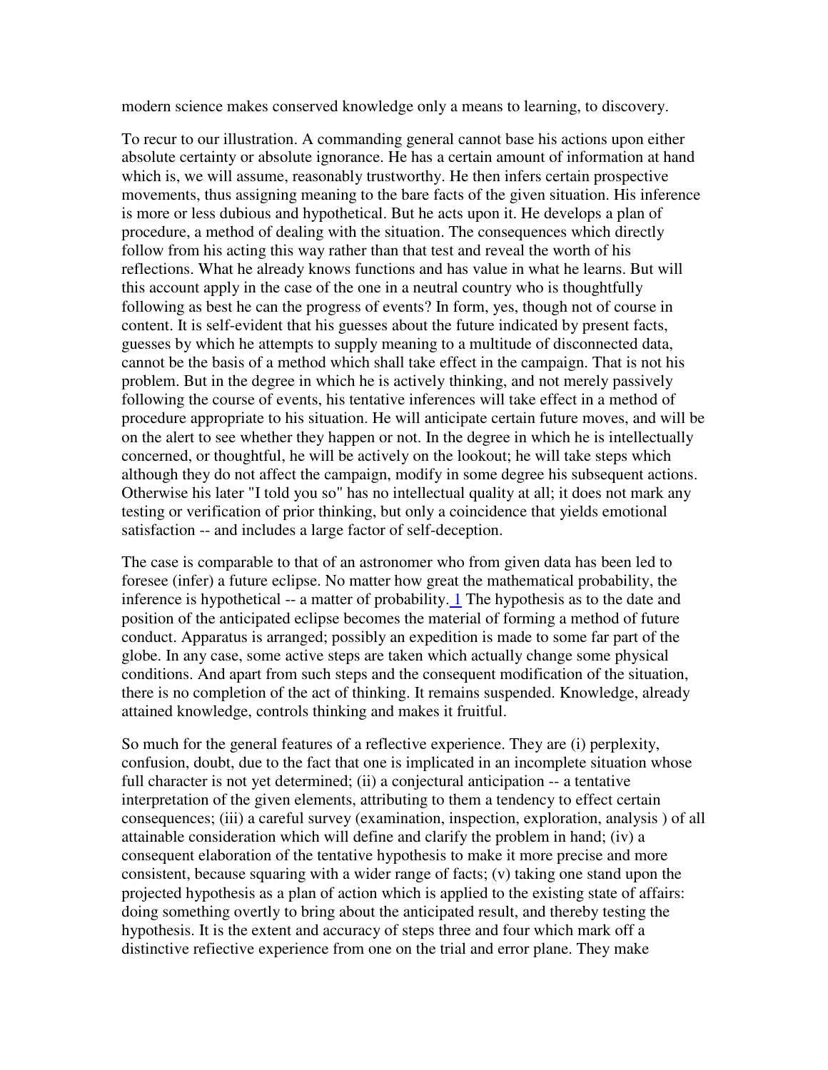modern science makes conserved knowledge only a means to learning, to discovery.

To recur to our illustration. A commanding general cannot base his actions upon either absolute certainty or absolute ignorance. He has a certain amount of information at hand which is, we will assume, reasonably trustworthy. He then infers certain prospective movements, thus assigning meaning to the bare facts of the given situation. His inference is more or less dubious and hypothetical. But he acts upon it. He develops a plan of procedure, a method of dealing with the situation. The consequences which directly follow from his acting this way rather than that test and reveal the worth of his reflections. What he already knows functions and has value in what he learns. But will this account apply in the case of the one in a neutral country who is thoughtfully following as best he can the progress of events? In form, yes, though not of course in content. It is self-evident that his guesses about the future indicated by present facts, guesses by which he attempts to supply meaning to a multitude of disconnected data, cannot be the basis of a method which shall take effect in the campaign. That is not his problem. But in the degree in which he is actively thinking, and not merely passively following the course of events, his tentative inferences will take effect in a method of procedure appropriate to his situation. He will anticipate certain future moves, and will be on the alert to see whether they happen or not. In the degree in which he is intellectually concerned, or thoughtful, he will be actively on the lookout; he will take steps which although they do not affect the campaign, modify in some degree his subsequent actions. Otherwise his later "I told you so" has no intellectual quality at all; it does not mark any testing or verification of prior thinking, but only a coincidence that yields emotional satisfaction -- and includes a large factor of self-deception.

The case is comparable to that of an astronomer who from given data has been led to foresee (infer) a future eclipse. No matter how great the mathematical probability, the inference is hypothetical -- a matter of probability.[1] The hypothesis as to the date and position of the anticipated eclipse becomes the material of forming a method of future conduct. Apparatus is arranged; possibly an expedition is made to some far part of the globe. In any case, some active steps are taken which actually change some physical conditions. And apart from such steps and the consequent modification of the situation, there is no completion of the act of thinking. It remains suspended. Knowledge, already attained knowledge, controls thinking and makes it fruitful.

So much for the general features of a reflective experience. They are (i) perplexity, confusion, doubt, due to the fact that one is implicated in an incomplete situation whose full character is not yet determined; (ii) a conjectural anticipation -- a tentative interpretation of the given elements, attributing to them a tendency to effect certain consequences; (iii) a careful survey (examination, inspection, exploration, analysis ) of all attainable consideration which will define and clarify the problem in hand; (iv) a consequent elaboration of the tentative hypothesis to make it more precise and more consistent, because squaring with a wider range of facts; (v) taking one stand upon the projected hypothesis as a plan of action which is applied to the existing state of affairs: doing something overtly to bring about the anticipated result, and thereby testing the hypothesis. It is the extent and accuracy of steps three and four which mark off a distinctive reflective experience from one on the trial and error plane. They make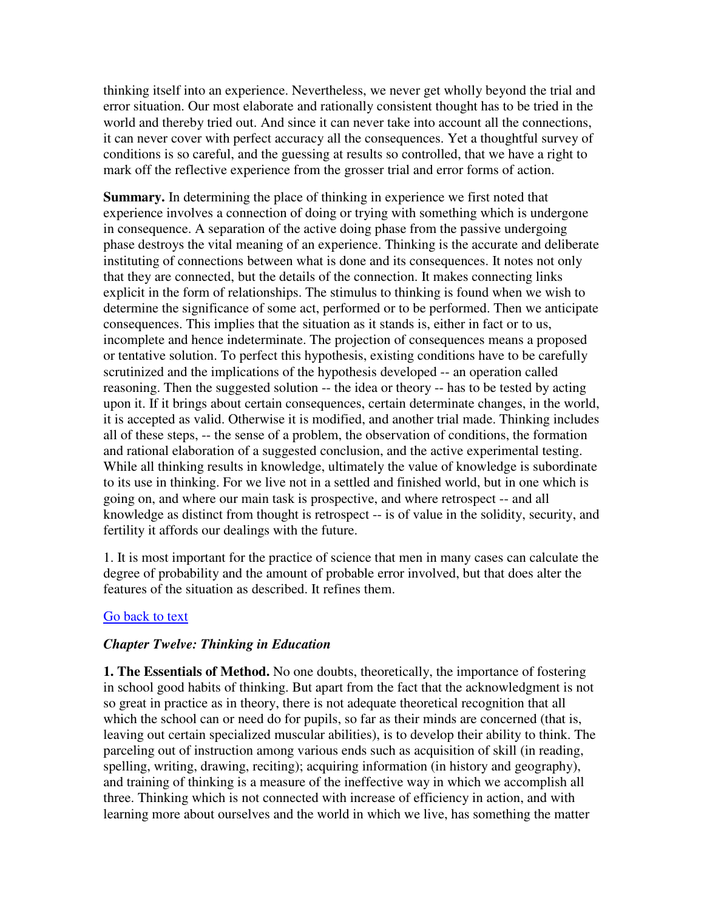thinking itself into an experience. Nevertheless, we never get wholly beyond the trial and error situation. Our most elaborate and rationally consistent thought has to be tried in the world and thereby tried out. And since it can never take into account all the connections, it can never cover with perfect accuracy all the consequences. Yet a thoughtful survey of conditions is so careful, and the guessing at results so controlled, that we have a right to mark off the reflective experience from the grosser trial and error forms of action.

**Summary.** In determining the place of thinking in experience we first noted that experience involves a connection of doing or trying with something which is undergone in consequence. A separation of the active doing phase from the passive undergoing phase destroys the vital meaning of an experience. Thinking is the accurate and deliberate instituting of connections between what is done and its consequences. It notes not only that they are connected, but the details of the connection. It makes connecting links explicit in the form of relationships. The stimulus to thinking is found when we wish to determine the significance of some act, performed or to be performed. Then we anticipate consequences. This implies that the situation as it stands is, either in fact or to us, incomplete and hence indeterminate. The projection of consequences means a proposed or tentative solution. To perfect this hypothesis, existing conditions have to be carefully scrutinized and the implications of the hypothesis developed -- an operation called reasoning. Then the suggested solution -- the idea or theory -- has to be tested by acting upon it. If it brings about certain consequences, certain determinate changes, in the world, it is accepted as valid. Otherwise it is modified, and another trial made. Thinking includes all of these steps, -- the sense of a problem, the observation of conditions, the formation and rational elaboration of a suggested conclusion, and the active experimental testing. While all thinking results in knowledge, ultimately the value of knowledge is subordinate to its use in thinking. For we live not in a settled and finished world, but in one which is going on, and where our main task is prospective, and where retrospect -- and all knowledge as distinct from thought is retrospect -- is of value in the solidity, security, and fertility it affords our dealings with the future.

1. It is most important for the practice of science that men in many cases can calculate the degree of probability and the amount of probable error involved, but that does alter the features of the situation as described. It refines them.

Go back to text

## *Chapter Twelve: Thinking in Education*

**1. The Essentials of Method.** No one doubts, theoretically, the importance of fostering in school good habits of thinking. But apart from the fact that the acknowledgment is not so great in practice as in theory, there is not adequate theoretical recognition that all which the school can or need do for pupils, so far as their minds are concerned (that is, leaving out certain specialized muscular abilities), is to develop their ability to think. The parceling out of instruction among various ends such as acquisition of skill (in reading, spelling, writing, drawing, reciting); acquiring information (in history and geography), and training of thinking is a measure of the ineffective way in which we accomplish all three. Thinking which is not connected with increase of efficiency in action, and with learning more about ourselves and the world in which we live, has something the matter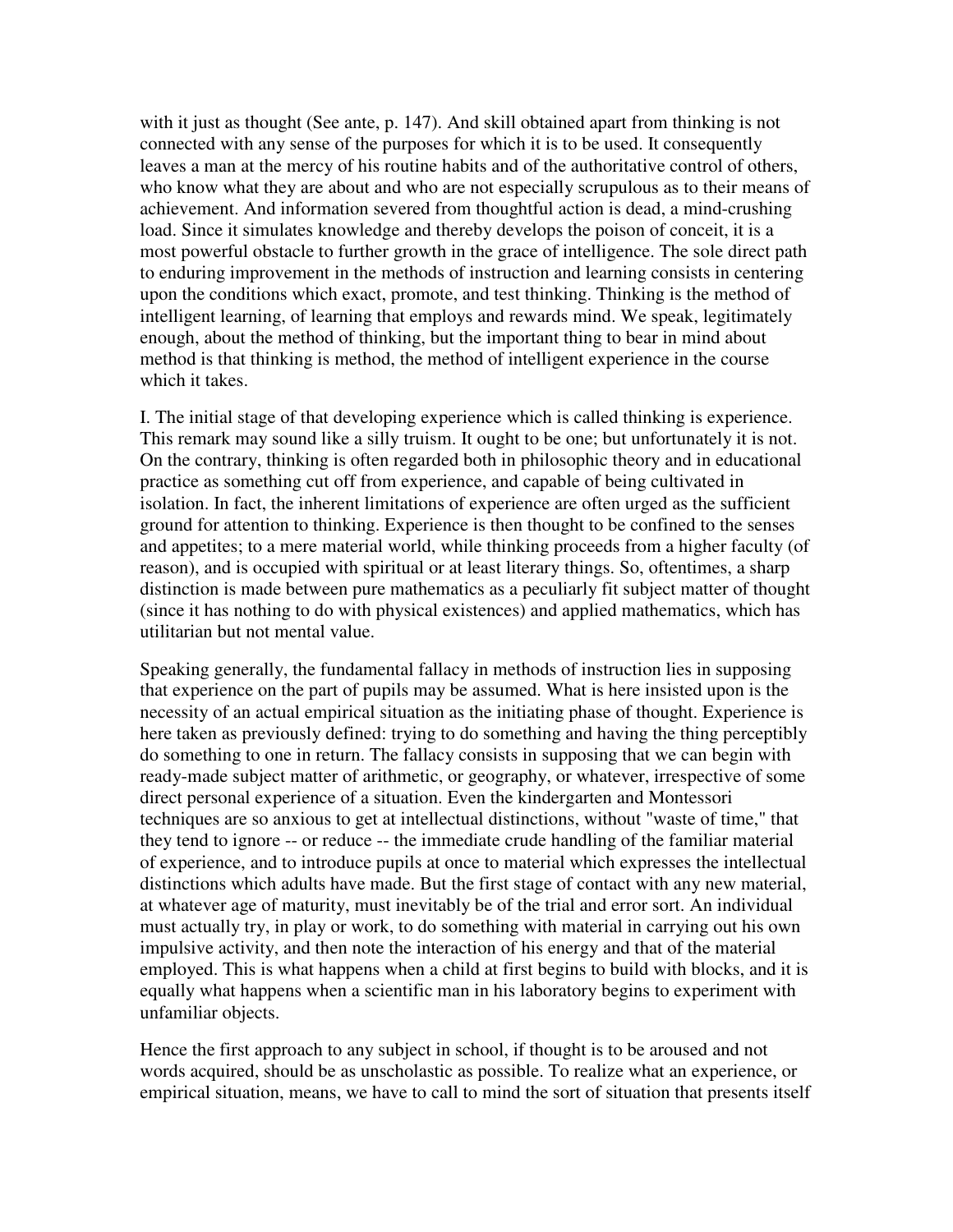with it just as thought (See ante, p. 147). And skill obtained apart from thinking is not connected with any sense of the purposes for which it is to be used. It consequently leaves a man at the mercy of his routine habits and of the authoritative control of others, who know what they are about and who are not especially scrupulous as to their means of achievement. And information severed from thoughtful action is dead, a mind-crushing load. Since it simulates knowledge and thereby develops the poison of conceit, it is a most powerful obstacle to further growth in the grace of intelligence. The sole direct path to enduring improvement in the methods of instruction and learning consists in centering upon the conditions which exact, promote, and test thinking. Thinking is the method of intelligent learning, of learning that employs and rewards mind. We speak, legitimately enough, about the method of thinking, but the important thing to bear in mind about method is that thinking is method, the method of intelligent experience in the course which it takes.

I. The initial stage of that developing experience which is called thinking is experience. This remark may sound like a silly truism. It ought to be one; but unfortunately it is not. On the contrary, thinking is often regarded both in philosophic theory and in educational practice as something cut off from experience, and capable of being cultivated in isolation. In fact, the inherent limitations of experience are often urged as the sufficient ground for attention to thinking. Experience is then thought to be confined to the senses and appetites; to a mere material world, while thinking proceeds from a higher faculty (of reason), and is occupied with spiritual or at least literary things. So, oftentimes, a sharp distinction is made between pure mathematics as a peculiarly fit subject matter of thought (since it has nothing to do with physical existences) and applied mathematics, which has utilitarian but not mental value.

Speaking generally, the fundamental fallacy in methods of instruction lies in supposing that experience on the part of pupils may be assumed. What is here insisted upon is the necessity of an actual empirical situation as the initiating phase of thought. Experience is here taken as previously defined: trying to do something and having the thing perceptibly do something to one in return. The fallacy consists in supposing that we can begin with ready-made subject matter of arithmetic, or geography, or whatever, irrespective of some direct personal experience of a situation. Even the kindergarten and Montessori techniques are so anxious to get at intellectual distinctions, without "waste of time," that they tend to ignore -- or reduce -- the immediate crude handling of the familiar material of experience, and to introduce pupils at once to material which expresses the intellectual distinctions which adults have made. But the first stage of contact with any new material, at whatever age of maturity, must inevitably be of the trial and error sort. An individual must actually try, in play or work, to do something with material in carrying out his own impulsive activity, and then note the interaction of his energy and that of the material employed. This is what happens when a child at first begins to build with blocks, and it is equally what happens when a scientific man in his laboratory begins to experiment with unfamiliar objects.

Hence the first approach to any subject in school, if thought is to be aroused and not words acquired, should be as unscholastic as possible. To realize what an experience, or empirical situation, means, we have to call to mind the sort of situation that presents itself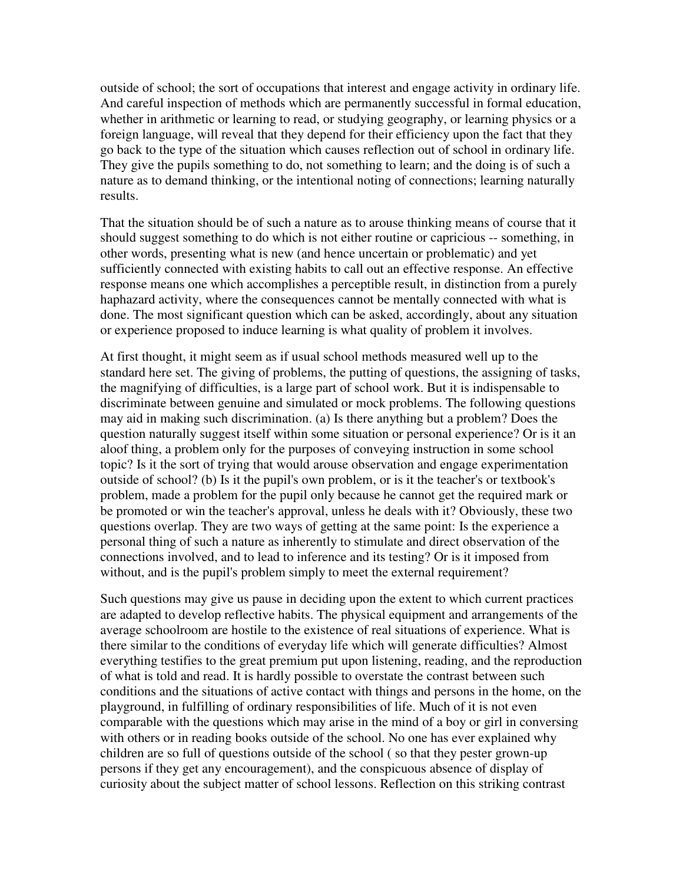outside of school; the sort of occupations that interest and engage activity in ordinary life. And careful inspection of methods which are permanently successful in formal education, whether in arithmetic or learning to read, or studying geography, or learning physics or a foreign language, will reveal that they depend for their efficiency upon the fact that they go back to the type of the situation which causes reflection out of school in ordinary life. They give the pupils something to do, not something to learn; and the doing is of such a nature as to demand thinking, or the intentional noting of connections; learning naturally results.

That the situation should be of such a nature as to arouse thinking means of course that it should suggest something to do which is not either routine or capricious -- something, in other words, presenting what is new (and hence uncertain or problematic) and yet sufficiently connected with existing habits to call out an effective response. An effective response means one which accomplishes a perceptible result, in distinction from a purely haphazard activity, where the consequences cannot be mentally connected with what is done. The most significant question which can be asked, accordingly, about any situation or experience proposed to induce learning is what quality of problem it involves.

At first thought, it might seem as if usual school methods measured well up to the standard here set. The giving of problems, the putting of questions, the assigning of tasks, the magnifying of difficulties, is a large part of school work. But it is indispensable to discriminate between genuine and simulated or mock problems. The following questions may aid in making such discrimination. (a) Is there anything but a problem? Does the question naturally suggest itself within some situation or personal experience? Or is it an aloof thing, a problem only for the purposes of conveying instruction in some school topic? Is it the sort of trying that would arouse observation and engage experimentation outside of school? (b) Is it the pupil's own problem, or is it the teacher's or textbook's problem, made a problem for the pupil only because he cannot get the required mark or be promoted or win the teacher's approval, unless he deals with it? Obviously, these two questions overlap. They are two ways of getting at the same point: Is the experience a personal thing of such a nature as inherently to stimulate and direct observation of the connections involved, and to lead to inference and its testing? Or is it imposed from without, and is the pupil's problem simply to meet the external requirement?

Such questions may give us pause in deciding upon the extent to which current practices are adapted to develop reflective habits. The physical equipment and arrangements of the average schoolroom are hostile to the existence of real situations of experience. What is there similar to the conditions of everyday life which will generate difficulties? Almost everything testifies to the great premium put upon listening, reading, and the reproduction of what is told and read. It is hardly possible to overstate the contrast between such conditions and the situations of active contact with things and persons in the home, on the playground, in fulfilling of ordinary responsibilities of life. Much of it is not even comparable with the questions which may arise in the mind of a boy or girl in conversing with others or in reading books outside of the school. No one has ever explained why children are so full of questions outside of the school ( so that they pester grown-up persons if they get any encouragement), and the conspicuous absence of display of curiosity about the subject matter of school lessons. Reflection on this striking contrast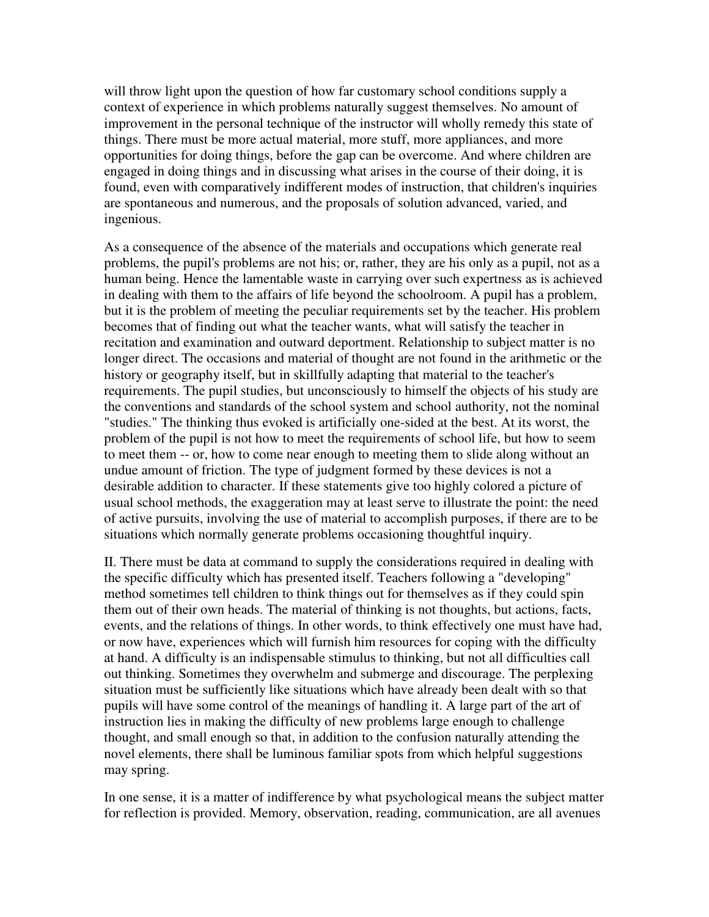will throw light upon the question of how far customary school conditions supply a context of experience in which problems naturally suggest themselves. No amount of improvement in the personal technique of the instructor will wholly remedy this state of things. There must be more actual material, more stuff, more appliances, and more opportunities for doing things, before the gap can be overcome. And where children are engaged in doing things and in discussing what arises in the course of their doing, it is found, even with comparatively indifferent modes of instruction, that children's inquiries are spontaneous and numerous, and the proposals of solution advanced, varied, and ingenious.

As a consequence of the absence of the materials and occupations which generate real problems, the pupil's problems are not his; or, rather, they are his only as a pupil, not as a human being. Hence the lamentable waste in carrying over such expertness as is achieved in dealing with them to the affairs of life beyond the schoolroom. A pupil has a problem, but it is the problem of meeting the peculiar requirements set by the teacher. His problem becomes that of finding out what the teacher wants, what will satisfy the teacher in recitation and examination and outward deportment. Relationship to subject matter is no longer direct. The occasions and material of thought are not found in the arithmetic or the history or geography itself, but in skillfully adapting that material to the teacher's requirements. The pupil studies, but unconsciously to himself the objects of his study are the conventions and standards of the school system and school authority, not the nominal "studies." The thinking thus evoked is artificially one-sided at the best. At its worst, the problem of the pupil is not how to meet the requirements of school life, but how to seem to meet them -- or, how to come near enough to meeting them to slide along without an undue amount of friction. The type of judgment formed by these devices is not a desirable addition to character. If these statements give too highly colored a picture of usual school methods, the exaggeration may at least serve to illustrate the point: the need of active pursuits, involving the use of material to accomplish purposes, if there are to be situations which normally generate problems occasioning thoughtful inquiry.

II. There must be data at command to supply the considerations required in dealing with the specific difficulty which has presented itself. Teachers following a "developing" method sometimes tell children to think things out for themselves as if they could spin them out of their own heads. The material of thinking is not thoughts, but actions, facts, events, and the relations of things. In other words, to think effectively one must have had, or now have, experiences which will furnish him resources for coping with the difficulty at hand. A difficulty is an indispensable stimulus to thinking, but not all difficulties call out thinking. Sometimes they overwhelm and submerge and discourage. The perplexing situation must be sufficiently like situations which have already been dealt with so that pupils will have some control of the meanings of handling it. A large part of the art of instruction lies in making the difficulty of new problems large enough to challenge thought, and small enough so that, in addition to the confusion naturally attending the novel elements, there shall be luminous familiar spots from which helpful suggestions may spring.

In one sense, it is a matter of indifference by what psychological means the subject matter for reflection is provided. Memory, observation, reading, communication, are all avenues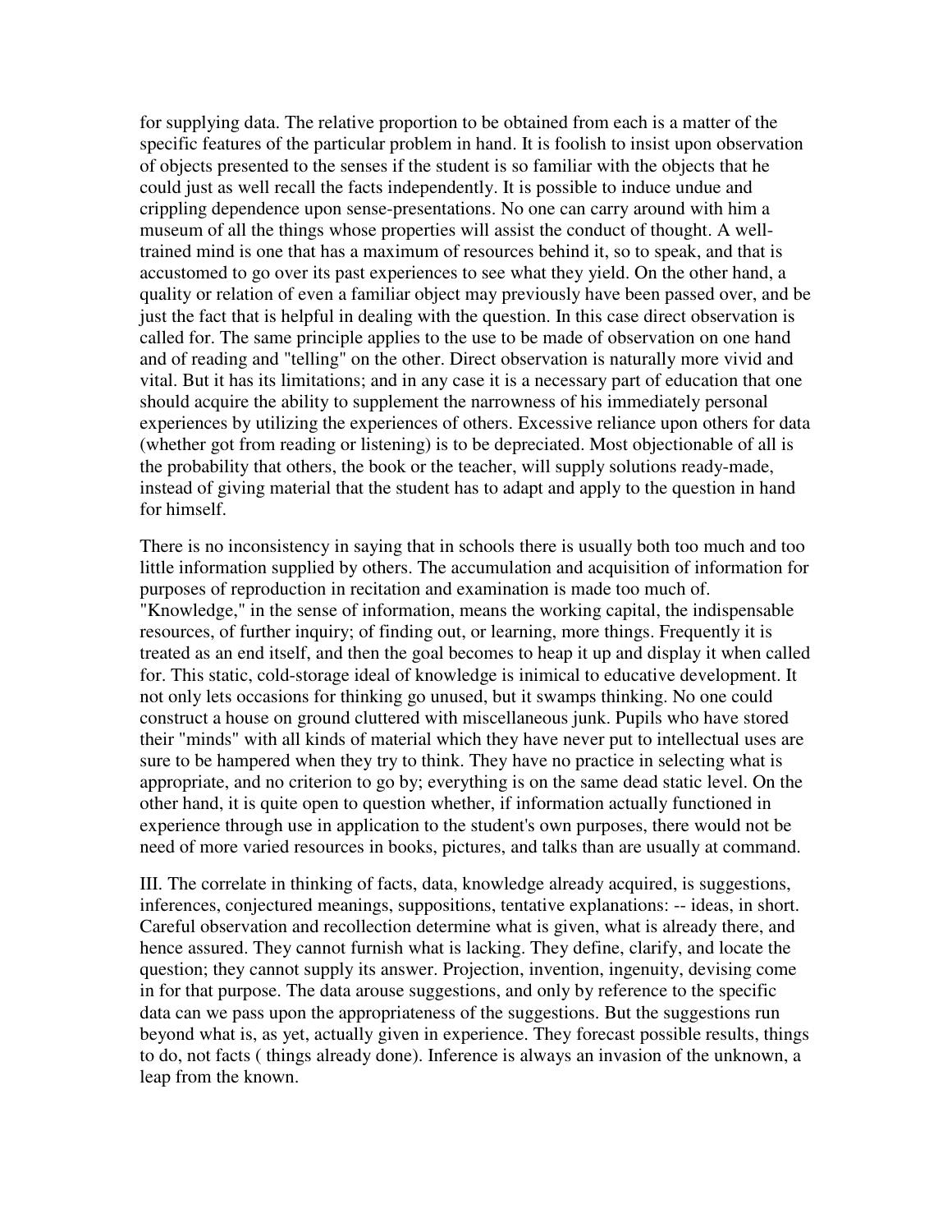for supplying data. The relative proportion to be obtained from each is a matter of the specific features of the particular problem in hand. It is foolish to insist upon observation of objects presented to the senses if the student is so familiar with the objects that he could just as well recall the facts independently. It is possible to induce undue and crippling dependence upon sense-presentations. No one can carry around with him a museum of all the things whose properties will assist the conduct of thought. A well-trained mind is one that has a maximum of resources behind it, so to speak, and that is accustomed to go over its past experiences to see what they yield. On the other hand, a quality or relation of even a familiar object may previously have been passed over, and be just the fact that is helpful in dealing with the question. In this case direct observation is called for. The same principle applies to the use to be made of observation on one hand and of reading and "telling" on the other. Direct observation is naturally more vivid and vital. But it has its limitations; and in any case it is a necessary part of education that one should acquire the ability to supplement the narrowness of his immediately personal experiences by utilizing the experiences of others. Excessive reliance upon others for data (whether got from reading or listening) is to be depreciated. Most objectionable of all is the probability that others, the book or the teacher, will supply solutions ready-made, instead of giving material that the student has to adapt and apply to the question in hand for himself.

There is no inconsistency in saying that in schools there is usually both too much and too little information supplied by others. The accumulation and acquisition of information for purposes of reproduction in recitation and examination is made too much of. "Knowledge," in the sense of information, means the working capital, the indispensable resources, of further inquiry; of finding out, or learning, more things. Frequently it is treated as an end itself, and then the goal becomes to heap it up and display it when called for. This static, cold-storage ideal of knowledge is inimical to educative development. It not only lets occasions for thinking go unused, but it swamps thinking. No one could construct a house on ground cluttered with miscellaneous junk. Pupils who have stored their "minds" with all kinds of material which they have never put to intellectual uses are sure to be hampered when they try to think. They have no practice in selecting what is appropriate, and no criterion to go by; everything is on the same dead static level. On the other hand, it is quite open to question whether, if information actually functioned in experience through use in application to the student's own purposes, there would not be need of more varied resources in books, pictures, and talks than are usually at command.

III. The correlate in thinking of facts, data, knowledge already acquired, is suggestions, inferences, conjectured meanings, suppositions, tentative explanations: -- ideas, in short. Careful observation and recollection determine what is given, what is already there, and hence assured. They cannot furnish what is lacking. They define, clarify, and locate the question; they cannot supply its answer. Projection, invention, ingenuity, devising come in for that purpose. The data arouse suggestions, and only by reference to the specific data can we pass upon the appropriateness of the suggestions. But the suggestions run beyond what is, as yet, actually given in experience. They forecast possible results, things to do, not facts ( things already done). Inference is always an invasion of the unknown, a leap from the known.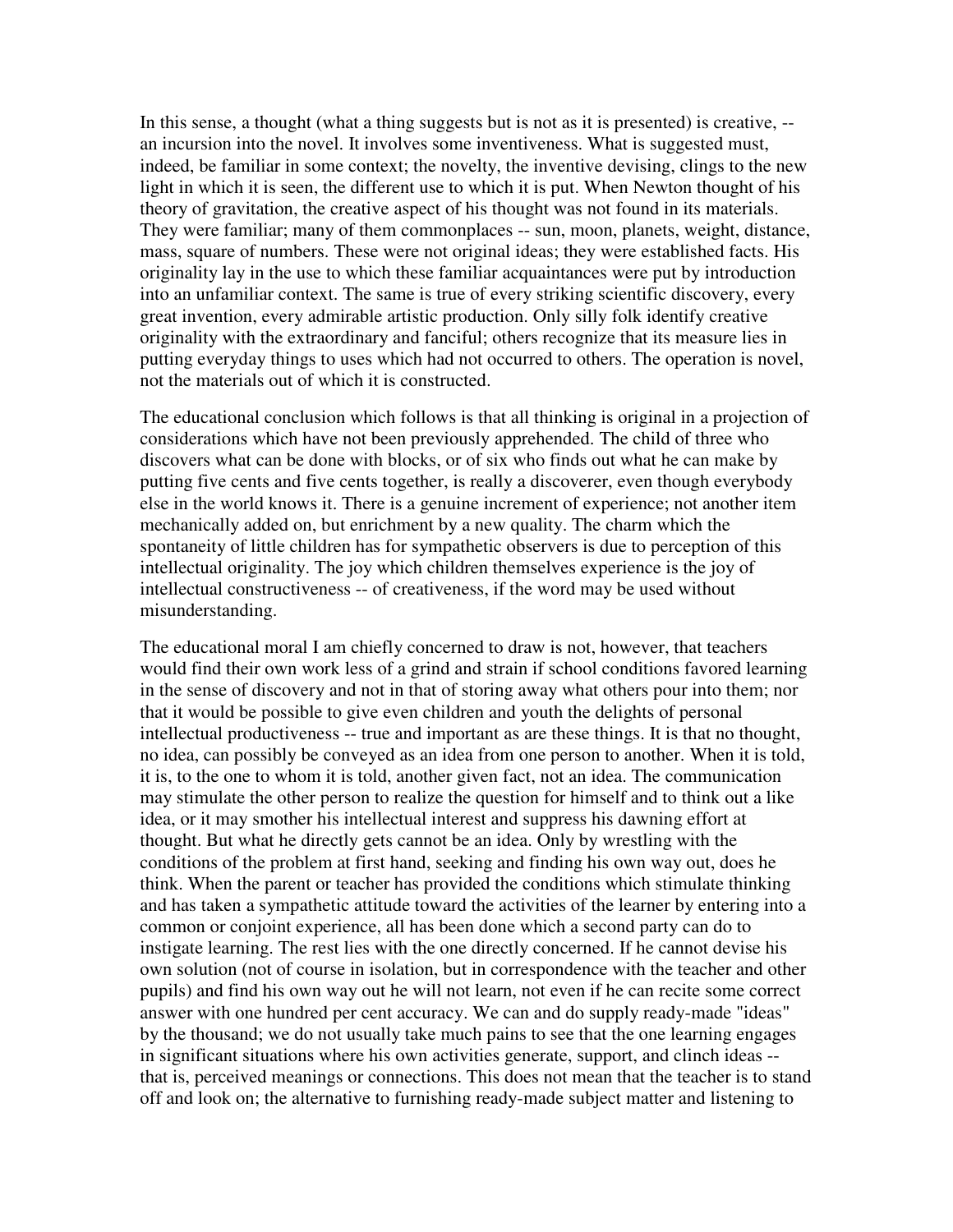In this sense, a thought (what a thing suggests but is not as it is presented) is creative, -- an incursion into the novel. It involves some inventiveness. What is suggested must, indeed, be familiar in some context; the novelty, the inventive devising, clings to the new light in which it is seen, the different use to which it is put. When Newton thought of his theory of gravitation, the creative aspect of his thought was not found in its materials. They were familiar; many of them commonplaces -- sun, moon, planets, weight, distance, mass, square of numbers. These were not original ideas; they were established facts. His originality lay in the use to which these familiar acquaintances were put by introduction into an unfamiliar context. The same is true of every striking scientific discovery, every great invention, every admirable artistic production. Only silly folk identify creative originality with the extraordinary and fanciful; others recognize that its measure lies in putting everyday things to uses which had not occurred to others. The operation is novel, not the materials out of which it is constructed.

The educational conclusion which follows is that all thinking is original in a projection of considerations which have not been previously apprehended. The child of three who discovers what can be done with blocks, or of six who finds out what he can make by putting five cents and five cents together, is really a discoverer, even though everybody else in the world knows it. There is a genuine increment of experience; not another item mechanically added on, but enrichment by a new quality. The charm which the spontaneity of little children has for sympathetic observers is due to perception of this intellectual originality. The joy which children themselves experience is the joy of intellectual constructiveness -- of creativeness, if the word may be used without misunderstanding.

The educational moral I am chiefly concerned to draw is not, however, that teachers would find their own work less of a grind and strain if school conditions favored learning in the sense of discovery and not in that of storing away what others pour into them; nor that it would be possible to give even children and youth the delights of personal intellectual productiveness -- true and important as are these things. It is that no thought, no idea, can possibly be conveyed as an idea from one person to another. When it is told, it is, to the one to whom it is told, another given fact, not an idea. The communication may stimulate the other person to realize the question for himself and to think out a like idea, or it may smother his intellectual interest and suppress his dawning effort at thought. But what he directly gets cannot be an idea. Only by wrestling with the conditions of the problem at first hand, seeking and finding his own way out, does he think. When the parent or teacher has provided the conditions which stimulate thinking and has taken a sympathetic attitude toward the activities of the learner by entering into a common or conjoint experience, all has been done which a second party can do to instigate learning. The rest lies with the one directly concerned. If he cannot devise his own solution (not of course in isolation, but in correspondence with the teacher and other pupils) and find his own way out he will not learn, not even if he can recite some correct answer with one hundred per cent accuracy. We can and do supply ready-made "ideas" by the thousand; we do not usually take much pains to see that the one learning engages in significant situations where his own activities generate, support, and clinch ideas -- that is, perceived meanings or connections. This does not mean that the teacher is to stand off and look on; the alternative to furnishing ready-made subject matter and listening to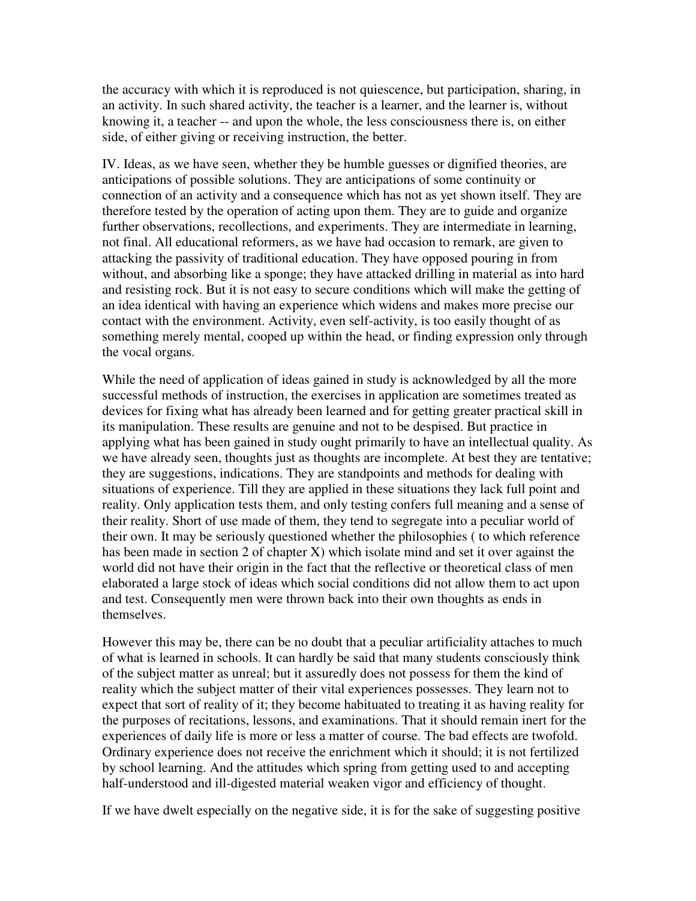the accuracy with which it is reproduced is not quiescence, but participation, sharing, in an activity. In such shared activity, the teacher is a learner, and the learner is, without knowing it, a teacher -- and upon the whole, the less consciousness there is, on either side, of either giving or receiving instruction, the better.

IV. Ideas, as we have seen, whether they be humble guesses or dignified theories, are anticipations of possible solutions. They are anticipations of some continuity or connection of an activity and a consequence which has not as yet shown itself. They are therefore tested by the operation of acting upon them. They are to guide and organize further observations, recollections, and experiments. They are intermediate in learning, not final. All educational reformers, as we have had occasion to remark, are given to attacking the passivity of traditional education. They have opposed pouring in from without, and absorbing like a sponge; they have attacked drilling in material as into hard and resisting rock. But it is not easy to secure conditions which will make the getting of an idea identical with having an experience which widens and makes more precise our contact with the environment. Activity, even self-activity, is too easily thought of as something merely mental, cooped up within the head, or finding expression only through the vocal organs.

While the need of application of ideas gained in study is acknowledged by all the more successful methods of instruction, the exercises in application are sometimes treated as devices for fixing what has already been learned and for getting greater practical skill in its manipulation. These results are genuine and not to be despised. But practice in applying what has been gained in study ought primarily to have an intellectual quality. As we have already seen, thoughts just as thoughts are incomplete. At best they are tentative; they are suggestions, indications. They are standpoints and methods for dealing with situations of experience. Till they are applied in these situations they lack full point and reality. Only application tests them, and only testing confers full meaning and a sense of their reality. Short of use made of them, they tend to segregate into a peculiar world of their own. It may be seriously questioned whether the philosophies ( to which reference has been made in section 2 of chapter X) which isolate mind and set it over against the world did not have their origin in the fact that the reflective or theoretical class of men elaborated a large stock of ideas which social conditions did not allow them to act upon and test. Consequently men were thrown back into their own thoughts as ends in themselves.

However this may be, there can be no doubt that a peculiar artificiality attaches to much of what is learned in schools. It can hardly be said that many students consciously think of the subject matter as unreal; but it assuredly does not possess for them the kind of reality which the subject matter of their vital experiences possesses. They learn not to expect that sort of reality of it; they become habituated to treating it as having reality for the purposes of recitations, lessons, and examinations. That it should remain inert for the experiences of daily life is more or less a matter of course. The bad effects are twofold. Ordinary experience does not receive the enrichment which it should; it is not fertilized by school learning. And the attitudes which spring from getting used to and accepting half-understood and ill-digested material weaken vigor and efficiency of thought.

If we have dwelt especially on the negative side, it is for the sake of suggesting positive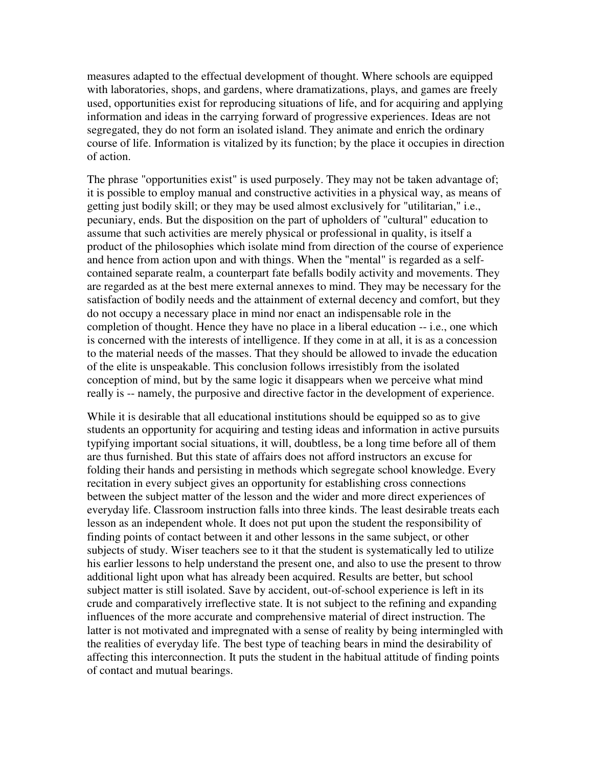measures adapted to the effectual development of thought. Where schools are equipped with laboratories, shops, and gardens, where dramatizations, plays, and games are freely used, opportunities exist for reproducing situations of life, and for acquiring and applying information and ideas in the carrying forward of progressive experiences. Ideas are not segregated, they do not form an isolated island. They animate and enrich the ordinary course of life. Information is vitalized by its function; by the place it occupies in direction of action.

The phrase "opportunities exist" is used purposely. They may not be taken advantage of; it is possible to employ manual and constructive activities in a physical way, as means of getting just bodily skill; or they may be used almost exclusively for "utilitarian," i.e., pecuniary, ends. But the disposition on the part of upholders of "cultural" education to assume that such activities are merely physical or professional in quality, is itself a product of the philosophies which isolate mind from direction of the course of experience and hence from action upon and with things. When the "mental" is regarded as a self-contained separate realm, a counterpart fate befalls bodily activity and movements. They are regarded as at the best mere external annexes to mind. They may be necessary for the satisfaction of bodily needs and the attainment of external decency and comfort, but they do not occupy a necessary place in mind nor enact an indispensable role in the completion of thought. Hence they have no place in a liberal education -- i.e., one which is concerned with the interests of intelligence. If they come in at all, it is as a concession to the material needs of the masses. That they should be allowed to invade the education of the elite is unspeakable. This conclusion follows irresistibly from the isolated conception of mind, but by the same logic it disappears when we perceive what mind really is -- namely, the purposive and directive factor in the development of experience.

While it is desirable that all educational institutions should be equipped so as to give students an opportunity for acquiring and testing ideas and information in active pursuits typifying important social situations, it will, doubtless, be a long time before all of them are thus furnished. But this state of affairs does not afford instructors an excuse for folding their hands and persisting in methods which segregate school knowledge. Every recitation in every subject gives an opportunity for establishing cross connections between the subject matter of the lesson and the wider and more direct experiences of everyday life. Classroom instruction falls into three kinds. The least desirable treats each lesson as an independent whole. It does not put upon the student the responsibility of finding points of contact between it and other lessons in the same subject, or other subjects of study. Wiser teachers see to it that the student is systematically led to utilize his earlier lessons to help understand the present one, and also to use the present to throw additional light upon what has already been acquired. Results are better, but school subject matter is still isolated. Save by accident, out-of-school experience is left in its crude and comparatively irreflective state. It is not subject to the refining and expanding influences of the more accurate and comprehensive material of direct instruction. The latter is not motivated and impregnated with a sense of reality by being intermingled with the realities of everyday life. The best type of teaching bears in mind the desirability of affecting this interconnection. It puts the student in the habitual attitude of finding points of contact and mutual bearings.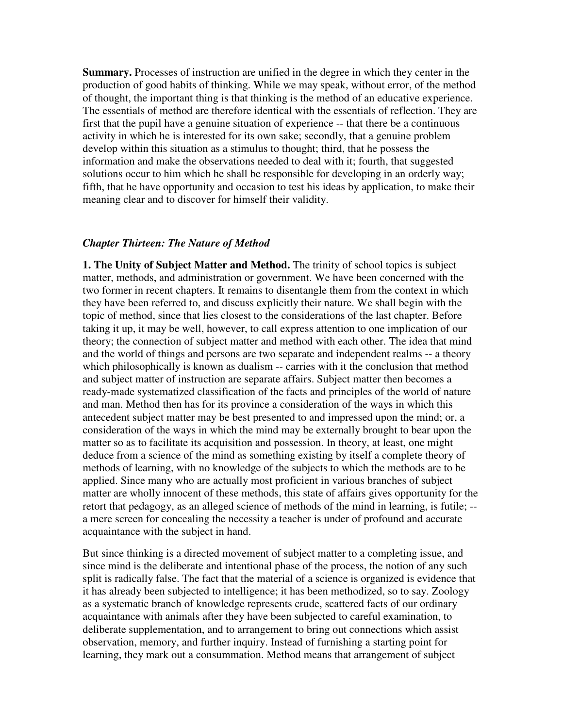**Summary.** Processes of instruction are unified in the degree in which they center in the production of good habits of thinking. While we may speak, without error, of the method of thought, the important thing is that thinking is the method of an educative experience. The essentials of method are therefore identical with the essentials of reflection. They are first that the pupil have a genuine situation of experience -- that there be a continuous activity in which he is interested for its own sake; secondly, that a genuine problem develop within this situation as a stimulus to thought; third, that he possess the information and make the observations needed to deal with it; fourth, that suggested solutions occur to him which he shall be responsible for developing in an orderly way; fifth, that he have opportunity and occasion to test his ideas by application, to make their meaning clear and to discover for himself their validity.

## *Chapter Thirteen: The Nature of Method*

**1. The Unity of Subject Matter and Method.** The trinity of school topics is subject matter, methods, and administration or government. We have been concerned with the two former in recent chapters. It remains to disentangle them from the context in which they have been referred to, and discuss explicitly their nature. We shall begin with the topic of method, since that lies closest to the considerations of the last chapter. Before taking it up, it may be well, however, to call express attention to one implication of our theory; the connection of subject matter and method with each other. The idea that mind and the world of things and persons are two separate and independent realms -- a theory which philosophically is known as dualism -- carries with it the conclusion that method and subject matter of instruction are separate affairs. Subject matter then becomes a ready-made systematized classification of the facts and principles of the world of nature and man. Method then has for its province a consideration of the ways in which this antecedent subject matter may be best presented to and impressed upon the mind; or, a consideration of the ways in which the mind may be externally brought to bear upon the matter so as to facilitate its acquisition and possession. In theory, at least, one might deduce from a science of the mind as something existing by itself a complete theory of methods of learning, with no knowledge of the subjects to which the methods are to be applied. Since many who are actually most proficient in various branches of subject matter are wholly innocent of these methods, this state of affairs gives opportunity for the retort that pedagogy, as an alleged science of methods of the mind in learning, is futile; -- a mere screen for concealing the necessity a teacher is under of profound and accurate acquaintance with the subject in hand.

But since thinking is a directed movement of subject matter to a completing issue, and since mind is the deliberate and intentional phase of the process, the notion of any such split is radically false. The fact that the material of a science is organized is evidence that it has already been subjected to intelligence; it has been methodized, so to say. Zoology as a systematic branch of knowledge represents crude, scattered facts of our ordinary acquaintance with animals after they have been subjected to careful examination, to deliberate supplementation, and to arrangement to bring out connections which assist observation, memory, and further inquiry. Instead of furnishing a starting point for learning, they mark out a consummation. Method means that arrangement of subject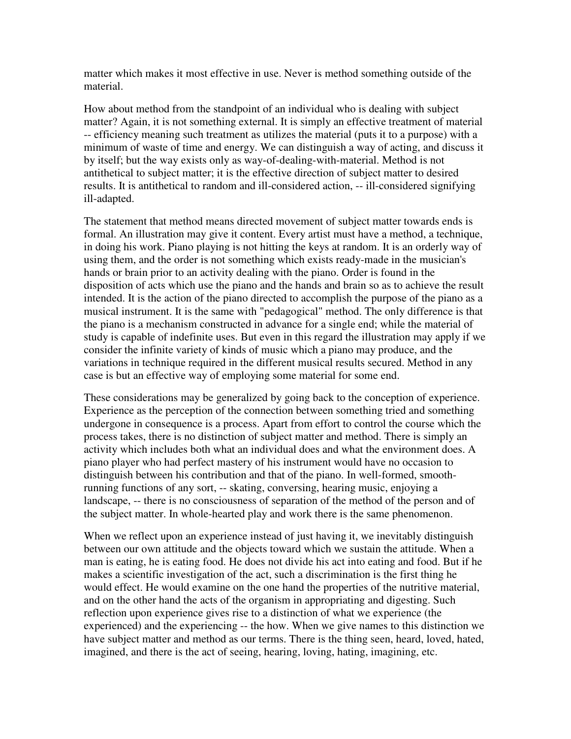matter which makes it most effective in use. Never is method something outside of the material.

How about method from the standpoint of an individual who is dealing with subject matter? Again, it is not something external. It is simply an effective treatment of material -- efficiency meaning such treatment as utilizes the material (puts it to a purpose) with a minimum of waste of time and energy. We can distinguish a way of acting, and discuss it by itself; but the way exists only as way-of-dealing-with-material. Method is not antithetical to subject matter; it is the effective direction of subject matter to desired results. It is antithetical to random and ill-considered action, -- ill-considered signifying ill-adapted.

The statement that method means directed movement of subject matter towards ends is formal. An illustration may give it content. Every artist must have a method, a technique, in doing his work. Piano playing is not hitting the keys at random. It is an orderly way of using them, and the order is not something which exists ready-made in the musician's hands or brain prior to an activity dealing with the piano. Order is found in the disposition of acts which use the piano and the hands and brain so as to achieve the result intended. It is the action of the piano directed to accomplish the purpose of the piano as a musical instrument. It is the same with "pedagogical" method. The only difference is that the piano is a mechanism constructed in advance for a single end; while the material of study is capable of indefinite uses. But even in this regard the illustration may apply if we consider the infinite variety of kinds of music which a piano may produce, and the variations in technique required in the different musical results secured. Method in any case is but an effective way of employing some material for some end.

These considerations may be generalized by going back to the conception of experience. Experience as the perception of the connection between something tried and something undergone in consequence is a process. Apart from effort to control the course which the process takes, there is no distinction of subject matter and method. There is simply an activity which includes both what an individual does and what the environment does. A piano player who had perfect mastery of his instrument would have no occasion to distinguish between his contribution and that of the piano. In well-formed, smooth-running functions of any sort, -- skating, conversing, hearing music, enjoying a landscape, -- there is no consciousness of separation of the method of the person and of the subject matter. In whole-hearted play and work there is the same phenomenon.

When we reflect upon an experience instead of just having it, we inevitably distinguish between our own attitude and the objects toward which we sustain the attitude. When a man is eating, he is eating food. He does not divide his act into eating and food. But if he makes a scientific investigation of the act, such a discrimination is the first thing he would effect. He would examine on the one hand the properties of the nutritive material, and on the other hand the acts of the organism in appropriating and digesting. Such reflection upon experience gives rise to a distinction of what we experience (the experienced) and the experiencing -- the how. When we give names to this distinction we have subject matter and method as our terms. There is the thing seen, heard, loved, hated, imagined, and there is the act of seeing, hearing, loving, hating, imagining, etc.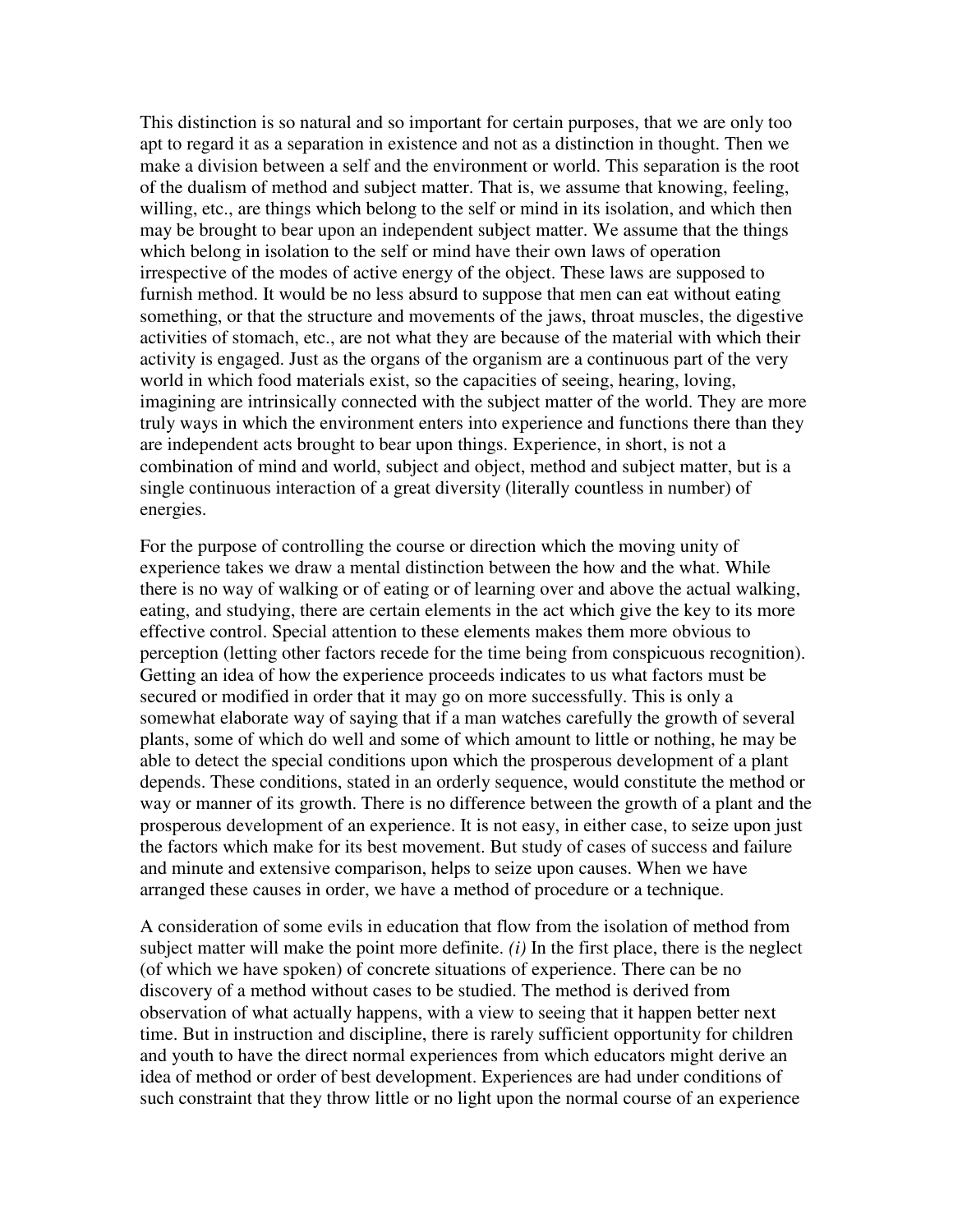This distinction is so natural and so important for certain purposes, that we are only too apt to regard it as a separation in existence and not as a distinction in thought. Then we make a division between a self and the environment or world. This separation is the root of the dualism of method and subject matter. That is, we assume that knowing, feeling, willing, etc., are things which belong to the self or mind in its isolation, and which then may be brought to bear upon an independent subject matter. We assume that the things which belong in isolation to the self or mind have their own laws of operation irrespective of the modes of active energy of the object. These laws are supposed to furnish method. It would be no less absurd to suppose that men can eat without eating something, or that the structure and movements of the jaws, throat muscles, the digestive activities of stomach, etc., are not what they are because of the material with which their activity is engaged. Just as the organs of the organism are a continuous part of the very world in which food materials exist, so the capacities of seeing, hearing, loving, imagining are intrinsically connected with the subject matter of the world. They are more truly ways in which the environment enters into experience and functions there than they are independent acts brought to bear upon things. Experience, in short, is not a combination of mind and world, subject and object, method and subject matter, but is a single continuous interaction of a great diversity (literally countless in number) of energies.

For the purpose of controlling the course or direction which the moving unity of experience takes we draw a mental distinction between the how and the what. While there is no way of walking or of eating or of learning over and above the actual walking, eating, and studying, there are certain elements in the act which give the key to its more effective control. Special attention to these elements makes them more obvious to perception (letting other factors recede for the time being from conspicuous recognition). Getting an idea of how the experience proceeds indicates to us what factors must be secured or modified in order that it may go on more successfully. This is only a somewhat elaborate way of saying that if a man watches carefully the growth of several plants, some of which do well and some of which amount to little or nothing, he may be able to detect the special conditions upon which the prosperous development of a plant depends. These conditions, stated in an orderly sequence, would constitute the method or way or manner of its growth. There is no difference between the growth of a plant and the prosperous development of an experience. It is not easy, in either case, to seize upon just the factors which make for its best movement. But study of cases of success and failure and minute and extensive comparison, helps to seize upon causes. When we have arranged these causes in order, we have a method of procedure or a technique.

A consideration of some evils in education that flow from the isolation of method from subject matter will make the point more definite. *(i)* In the first place, there is the neglect (of which we have spoken) of concrete situations of experience. There can be no discovery of a method without cases to be studied. The method is derived from observation of what actually happens, with a view to seeing that it happen better next time. But in instruction and discipline, there is rarely sufficient opportunity for children and youth to have the direct normal experiences from which educators might derive an idea of method or order of best development. Experiences are had under conditions of such constraint that they throw little or no light upon the normal course of an experience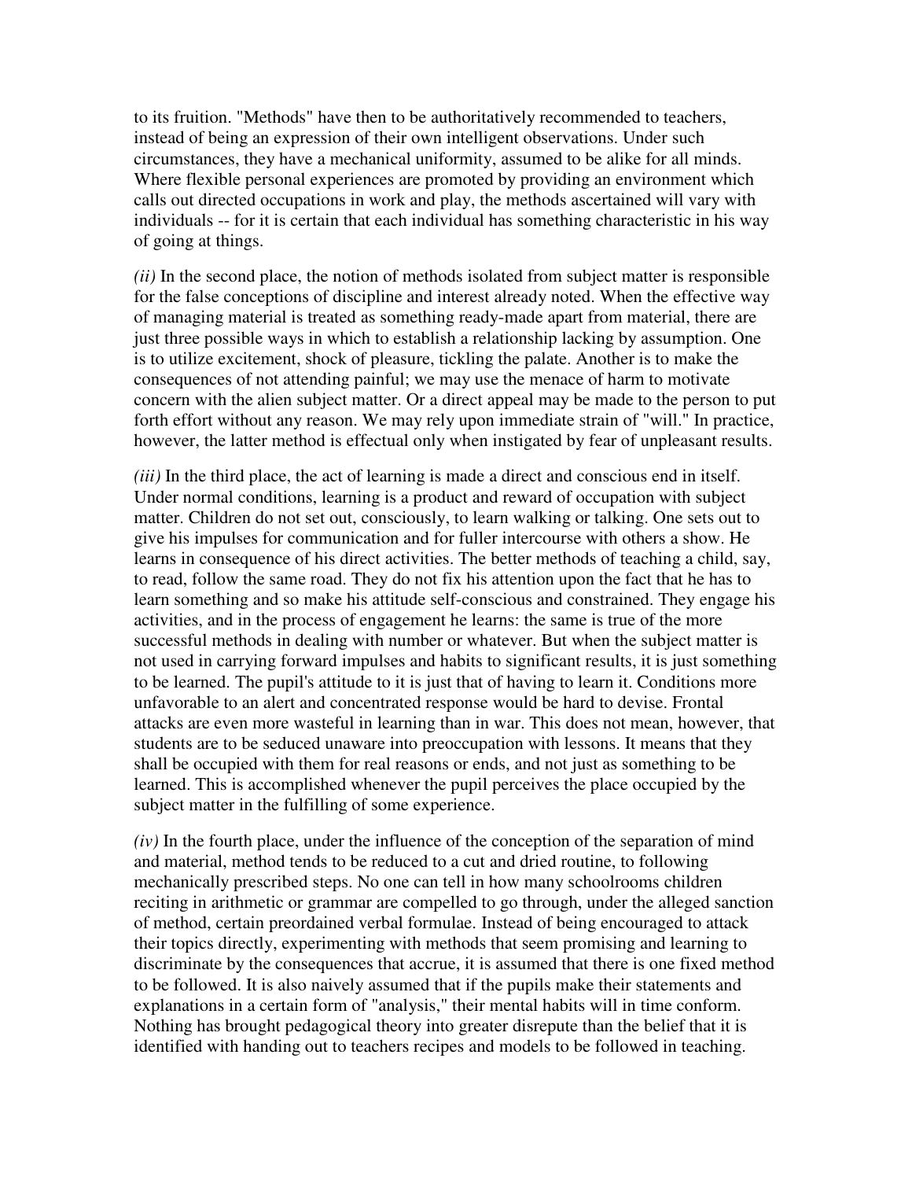to its fruition. "Methods" have then to be authoritatively recommended to teachers, instead of being an expression of their own intelligent observations. Under such circumstances, they have a mechanical uniformity, assumed to be alike for all minds. Where flexible personal experiences are promoted by providing an environment which calls out directed occupations in work and play, the methods ascertained will vary with individuals -- for it is certain that each individual has something characteristic in his way of going at things.

*(ii)* In the second place, the notion of methods isolated from subject matter is responsible for the false conceptions of discipline and interest already noted. When the effective way of managing material is treated as something ready-made apart from material, there are just three possible ways in which to establish a relationship lacking by assumption. One is to utilize excitement, shock of pleasure, tickling the palate. Another is to make the consequences of not attending painful; we may use the menace of harm to motivate concern with the alien subject matter. Or a direct appeal may be made to the person to put forth effort without any reason. We may rely upon immediate strain of "will." In practice, however, the latter method is effectual only when instigated by fear of unpleasant results.

*(iii)* In the third place, the act of learning is made a direct and conscious end in itself. Under normal conditions, learning is a product and reward of occupation with subject matter. Children do not set out, consciously, to learn walking or talking. One sets out to give his impulses for communication and for fuller intercourse with others a show. He learns in consequence of his direct activities. The better methods of teaching a child, say, to read, follow the same road. They do not fix his attention upon the fact that he has to learn something and so make his attitude self-conscious and constrained. They engage his activities, and in the process of engagement he learns: the same is true of the more successful methods in dealing with number or whatever. But when the subject matter is not used in carrying forward impulses and habits to significant results, it is just something to be learned. The pupil's attitude to it is just that of having to learn it. Conditions more unfavorable to an alert and concentrated response would be hard to devise. Frontal attacks are even more wasteful in learning than in war. This does not mean, however, that students are to be seduced unaware into preoccupation with lessons. It means that they shall be occupied with them for real reasons or ends, and not just as something to be learned. This is accomplished whenever the pupil perceives the place occupied by the subject matter in the fulfilling of some experience.

*(iv)* In the fourth place, under the influence of the conception of the separation of mind and material, method tends to be reduced to a cut and dried routine, to following mechanically prescribed steps. No one can tell in how many schoolrooms children reciting in arithmetic or grammar are compelled to go through, under the alleged sanction of method, certain preordained verbal formulae. Instead of being encouraged to attack their topics directly, experimenting with methods that seem promising and learning to discriminate by the consequences that accrue, it is assumed that there is one fixed method to be followed. It is also naively assumed that if the pupils make their statements and explanations in a certain form of "analysis," their mental habits will in time conform. Nothing has brought pedagogical theory into greater disrepute than the belief that it is identified with handing out to teachers recipes and models to be followed in teaching.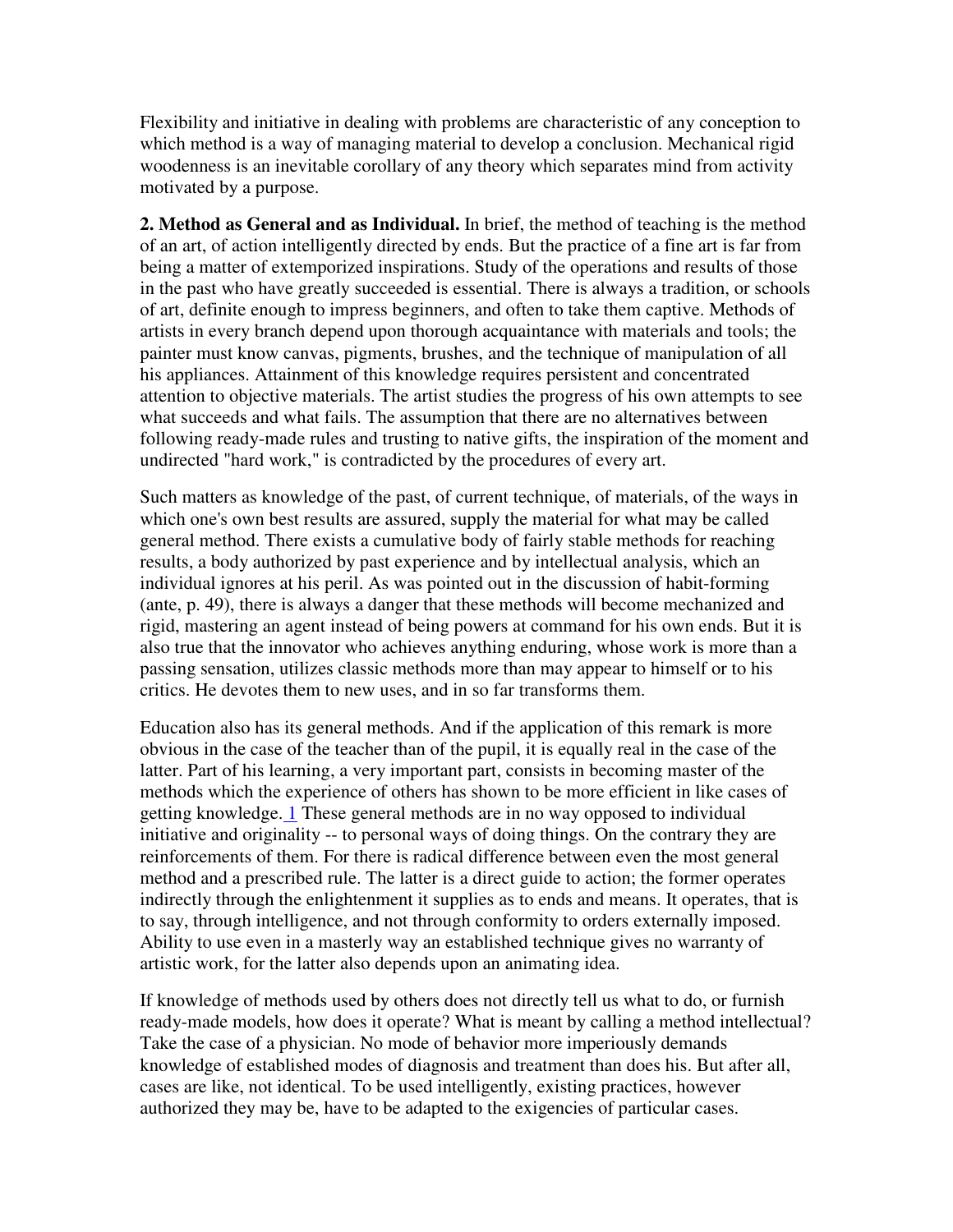Flexibility and initiative in dealing with problems are characteristic of any conception to which method is a way of managing material to develop a conclusion. Mechanical rigid woodenness is an inevitable corollary of any theory which separates mind from activity motivated by a purpose.

**2. Method as General and as Individual.** In brief, the method of teaching is the method of an art, of action intelligently directed by ends. But the practice of a fine art is far from being a matter of extemporized inspirations. Study of the operations and results of those in the past who have greatly succeeded is essential. There is always a tradition, or schools of art, definite enough to impress beginners, and often to take them captive. Methods of artists in every branch depend upon thorough acquaintance with materials and tools; the painter must know canvas, pigments, brushes, and the technique of manipulation of all his appliances. Attainment of this knowledge requires persistent and concentrated attention to objective materials. The artist studies the progress of his own attempts to see what succeeds and what fails. The assumption that there are no alternatives between following ready-made rules and trusting to native gifts, the inspiration of the moment and undirected "hard work," is contradicted by the procedures of every art.

Such matters as knowledge of the past, of current technique, of materials, of the ways in which one's own best results are assured, supply the material for what may be called general method. There exists a cumulative body of fairly stable methods for reaching results, a body authorized by past experience and by intellectual analysis, which an individual ignores at his peril. As was pointed out in the discussion of habit-forming (ante, p. 49), there is always a danger that these methods will become mechanized and rigid, mastering an agent instead of being powers at command for his own ends. But it is also true that the innovator who achieves anything enduring, whose work is more than a passing sensation, utilizes classic methods more than may appear to himself or to his critics. He devotes them to new uses, and in so far transforms them.

Education also has its general methods. And if the application of this remark is more obvious in the case of the teacher than of the pupil, it is equally real in the case of the latter. Part of his learning, a very important part, consists in becoming master of the methods which the experience of others has shown to be more efficient in like cases of getting knowledge. [1] These general methods are in no way opposed to individual initiative and originality -- to personal ways of doing things. On the contrary they are reinforcements of them. For there is radical difference between even the most general method and a prescribed rule. The latter is a direct guide to action; the former operates indirectly through the enlightenment it supplies as to ends and means. It operates, that is to say, through intelligence, and not through conformity to orders externally imposed. Ability to use even in a masterly way an established technique gives no warranty of artistic work, for the latter also depends upon an animating idea.

If knowledge of methods used by others does not directly tell us what to do, or furnish ready-made models, how does it operate? What is meant by calling a method intellectual? Take the case of a physician. No mode of behavior more imperiously demands knowledge of established modes of diagnosis and treatment than does his. But after all, cases are like, not identical. To be used intelligently, existing practices, however authorized they may be, have to be adapted to the exigencies of particular cases.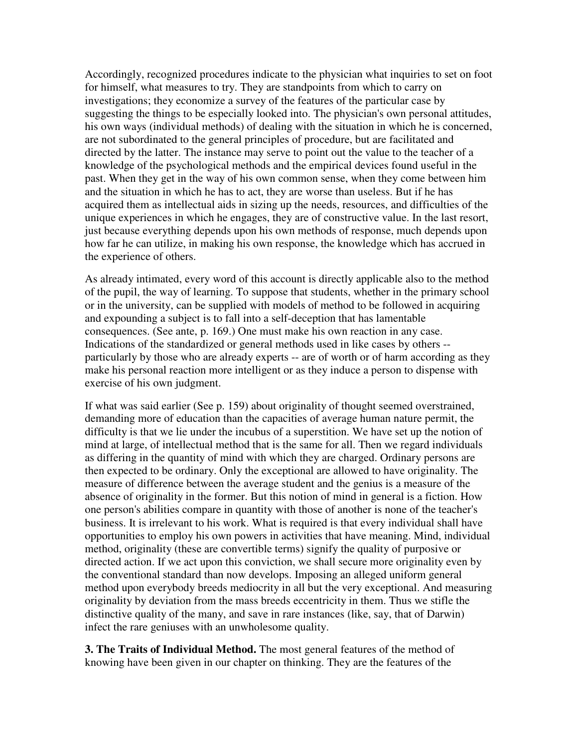Accordingly, recognized procedures indicate to the physician what inquiries to set on foot for himself, what measures to try. They are standpoints from which to carry on investigations; they economize a survey of the features of the particular case by suggesting the things to be especially looked into. The physician's own personal attitudes, his own ways (individual methods) of dealing with the situation in which he is concerned, are not subordinated to the general principles of procedure, but are facilitated and directed by the latter. The instance may serve to point out the value to the teacher of a knowledge of the psychological methods and the empirical devices found useful in the past. When they get in the way of his own common sense, when they come between him and the situation in which he has to act, they are worse than useless. But if he has acquired them as intellectual aids in sizing up the needs, resources, and difficulties of the unique experiences in which he engages, they are of constructive value. In the last resort, just because everything depends upon his own methods of response, much depends upon how far he can utilize, in making his own response, the knowledge which has accrued in the experience of others.

As already intimated, every word of this account is directly applicable also to the method of the pupil, the way of learning. To suppose that students, whether in the primary school or in the university, can be supplied with models of method to be followed in acquiring and expounding a subject is to fall into a self-deception that has lamentable consequences. (See ante, p. 169.) One must make his own reaction in any case. Indications of the standardized or general methods used in like cases by others -- particularly by those who are already experts -- are of worth or of harm according as they make his personal reaction more intelligent or as they induce a person to dispense with exercise of his own judgment.

If what was said earlier (See p. 159) about originality of thought seemed overstrained, demanding more of education than the capacities of average human nature permit, the difficulty is that we lie under the incubus of a superstition. We have set up the notion of mind at large, of intellectual method that is the same for all. Then we regard individuals as differing in the quantity of mind with which they are charged. Ordinary persons are then expected to be ordinary. Only the exceptional are allowed to have originality. The measure of difference between the average student and the genius is a measure of the absence of originality in the former. But this notion of mind in general is a fiction. How one person's abilities compare in quantity with those of another is none of the teacher's business. It is irrelevant to his work. What is required is that every individual shall have opportunities to employ his own powers in activities that have meaning. Mind, individual method, originality (these are convertible terms) signify the quality of purposive or directed action. If we act upon this conviction, we shall secure more originality even by the conventional standard than now develops. Imposing an alleged uniform general method upon everybody breeds mediocrity in all but the very exceptional. And measuring originality by deviation from the mass breeds eccentricity in them. Thus we stifle the distinctive quality of the many, and save in rare instances (like, say, that of Darwin) infect the rare geniuses with an unwholesome quality.

**3. The Traits of Individual Method.** The most general features of the method of knowing have been given in our chapter on thinking. They are the features of the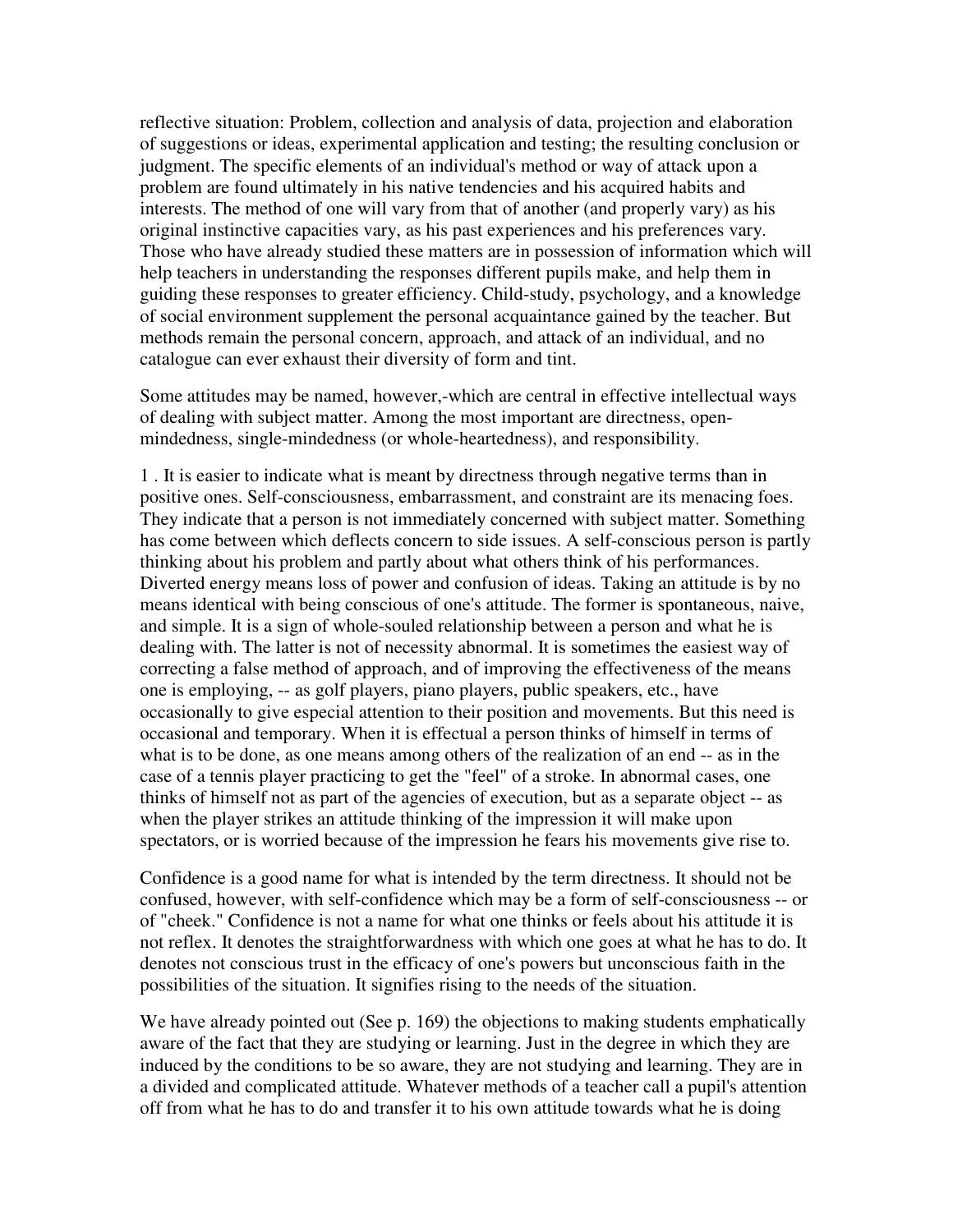reflective situation: Problem, collection and analysis of data, projection and elaboration of suggestions or ideas, experimental application and testing; the resulting conclusion or judgment. The specific elements of an individual's method or way of attack upon a problem are found ultimately in his native tendencies and his acquired habits and interests. The method of one will vary from that of another (and properly vary) as his original instinctive capacities vary, as his past experiences and his preferences vary. Those who have already studied these matters are in possession of information which will help teachers in understanding the responses different pupils make, and help them in guiding these responses to greater efficiency. Child-study, psychology, and a knowledge of social environment supplement the personal acquaintance gained by the teacher. But methods remain the personal concern, approach, and attack of an individual, and no catalogue can ever exhaust their diversity of form and tint.

Some attitudes may be named, however,-which are central in effective intellectual ways of dealing with subject matter. Among the most important are directness, open-mindedness, single-mindedness (or whole-heartedness), and responsibility.

1 . It is easier to indicate what is meant by directness through negative terms than in positive ones. Self-consciousness, embarrassment, and constraint are its menacing foes. They indicate that a person is not immediately concerned with subject matter. Something has come between which deflects concern to side issues. A self-conscious person is partly thinking about his problem and partly about what others think of his performances. Diverted energy means loss of power and confusion of ideas. Taking an attitude is by no means identical with being conscious of one's attitude. The former is spontaneous, naive, and simple. It is a sign of whole-souled relationship between a person and what he is dealing with. The latter is not of necessity abnormal. It is sometimes the easiest way of correcting a false method of approach, and of improving the effectiveness of the means one is employing, -- as golf players, piano players, public speakers, etc., have occasionally to give especial attention to their position and movements. But this need is occasional and temporary. When it is effectual a person thinks of himself in terms of what is to be done, as one means among others of the realization of an end -- as in the case of a tennis player practicing to get the "feel" of a stroke. In abnormal cases, one thinks of himself not as part of the agencies of execution, but as a separate object -- as when the player strikes an attitude thinking of the impression it will make upon spectators, or is worried because of the impression he fears his movements give rise to.

Confidence is a good name for what is intended by the term directness. It should not be confused, however, with self-confidence which may be a form of self-consciousness -- or of "cheek." Confidence is not a name for what one thinks or feels about his attitude it is not reflex. It denotes the straightforwardness with which one goes at what he has to do. It denotes not conscious trust in the efficacy of one's powers but unconscious faith in the possibilities of the situation. It signifies rising to the needs of the situation.

We have already pointed out (See p. 169) the objections to making students emphatically aware of the fact that they are studying or learning. Just in the degree in which they are induced by the conditions to be so aware, they are not studying and learning. They are in a divided and complicated attitude. Whatever methods of a teacher call a pupil's attention off from what he has to do and transfer it to his own attitude towards what he is doing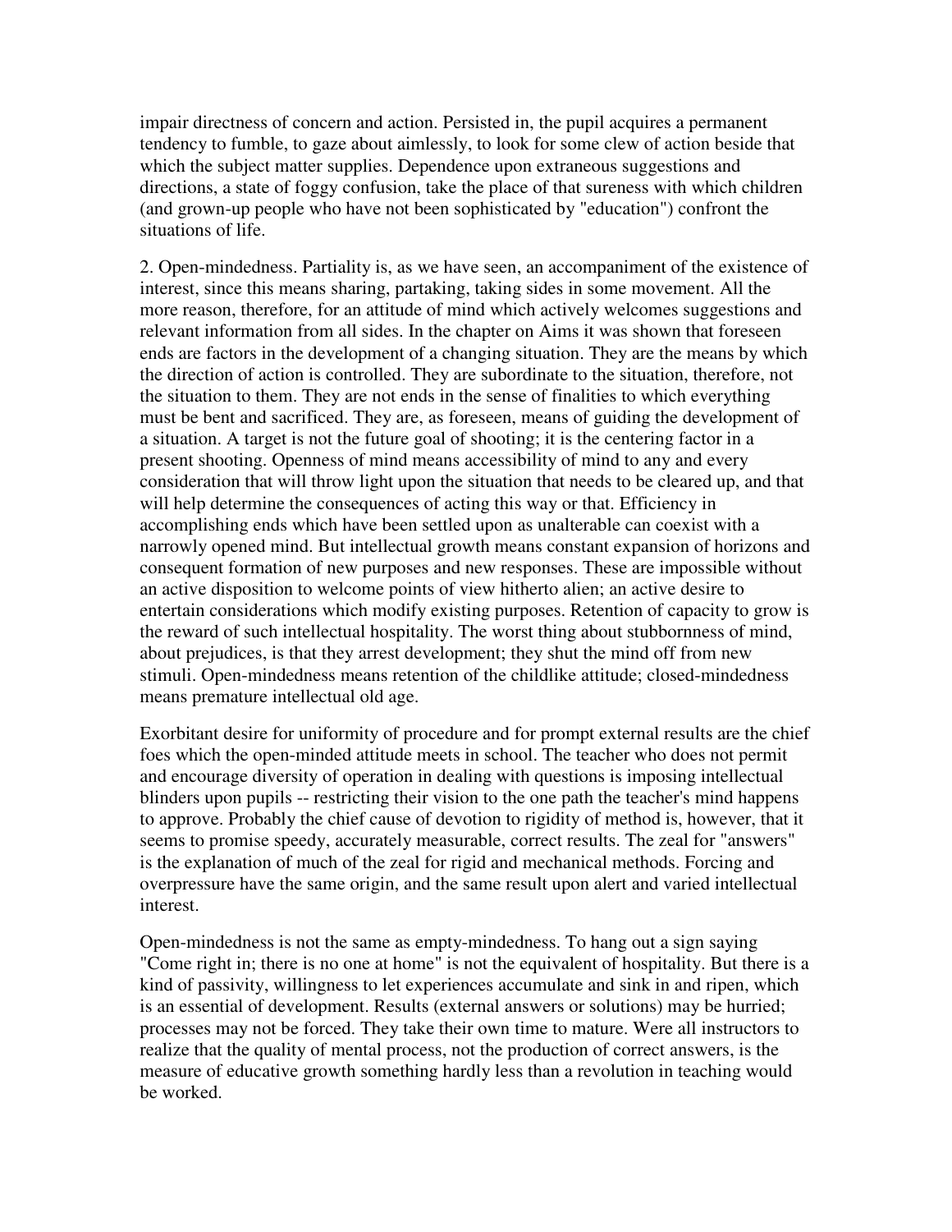impair directness of concern and action. Persisted in, the pupil acquires a permanent tendency to fumble, to gaze about aimlessly, to look for some clew of action beside that which the subject matter supplies. Dependence upon extraneous suggestions and directions, a state of foggy confusion, take the place of that sureness with which children (and grown-up people who have not been sophisticated by "education") confront the situations of life.

2. Open-mindedness. Partiality is, as we have seen, an accompaniment of the existence of interest, since this means sharing, partaking, taking sides in some movement. All the more reason, therefore, for an attitude of mind which actively welcomes suggestions and relevant information from all sides. In the chapter on Aims it was shown that foreseen ends are factors in the development of a changing situation. They are the means by which the direction of action is controlled. They are subordinate to the situation, therefore, not the situation to them. They are not ends in the sense of finalities to which everything must be bent and sacrificed. They are, as foreseen, means of guiding the development of a situation. A target is not the future goal of shooting; it is the centering factor in a present shooting. Openness of mind means accessibility of mind to any and every consideration that will throw light upon the situation that needs to be cleared up, and that will help determine the consequences of acting this way or that. Efficiency in accomplishing ends which have been settled upon as unalterable can coexist with a narrowly opened mind. But intellectual growth means constant expansion of horizons and consequent formation of new purposes and new responses. These are impossible without an active disposition to welcome points of view hitherto alien; an active desire to entertain considerations which modify existing purposes. Retention of capacity to grow is the reward of such intellectual hospitality. The worst thing about stubbornness of mind, about prejudices, is that they arrest development; they shut the mind off from new stimuli. Open-mindedness means retention of the childlike attitude; closed-mindedness means premature intellectual old age.

Exorbitant desire for uniformity of procedure and for prompt external results are the chief foes which the open-minded attitude meets in school. The teacher who does not permit and encourage diversity of operation in dealing with questions is imposing intellectual blinders upon pupils -- restricting their vision to the one path the teacher's mind happens to approve. Probably the chief cause of devotion to rigidity of method is, however, that it seems to promise speedy, accurately measurable, correct results. The zeal for "answers" is the explanation of much of the zeal for rigid and mechanical methods. Forcing and overpressure have the same origin, and the same result upon alert and varied intellectual interest.

Open-mindedness is not the same as empty-mindedness. To hang out a sign saying "Come right in; there is no one at home" is not the equivalent of hospitality. But there is a kind of passivity, willingness to let experiences accumulate and sink in and ripen, which is an essential of development. Results (external answers or solutions) may be hurried; processes may not be forced. They take their own time to mature. Were all instructors to realize that the quality of mental process, not the production of correct answers, is the measure of educative growth something hardly less than a revolution in teaching would be worked.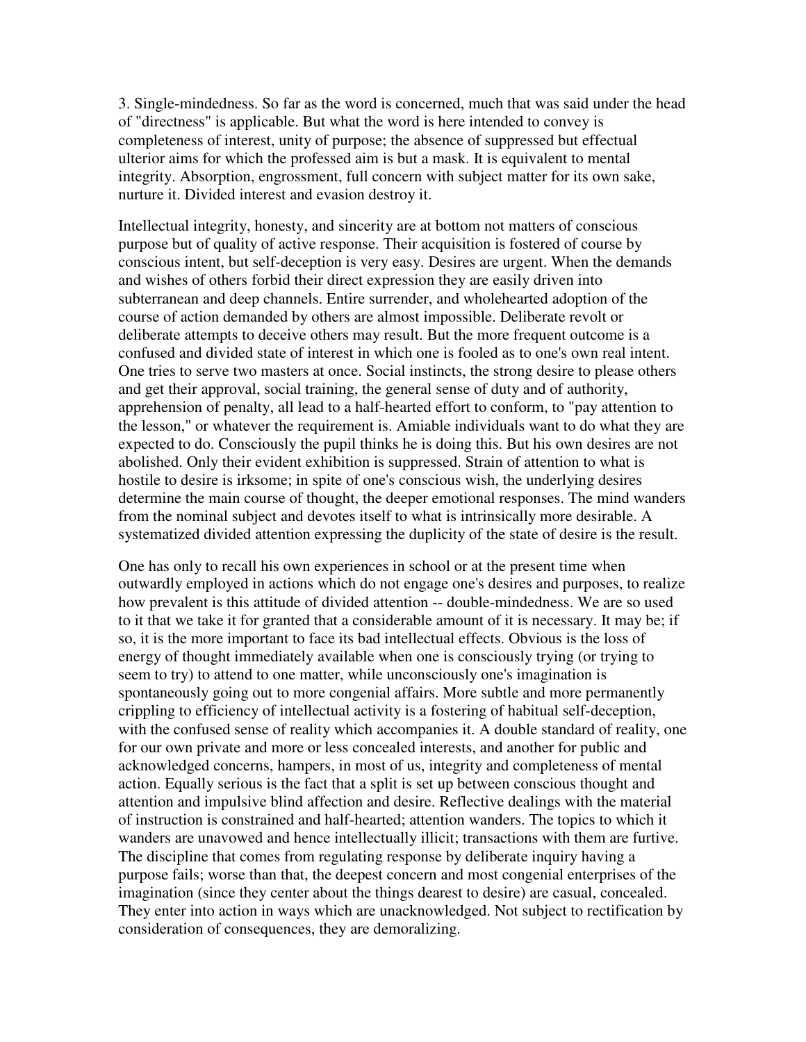3. Single-mindedness. So far as the word is concerned, much that was said under the head of "directness" is applicable. But what the word is here intended to convey is completeness of interest, unity of purpose; the absence of suppressed but effectual ulterior aims for which the professed aim is but a mask. It is equivalent to mental integrity. Absorption, engrossment, full concern with subject matter for its own sake, nurture it. Divided interest and evasion destroy it.

Intellectual integrity, honesty, and sincerity are at bottom not matters of conscious purpose but of quality of active response. Their acquisition is fostered of course by conscious intent, but self-deception is very easy. Desires are urgent. When the demands and wishes of others forbid their direct expression they are easily driven into subterranean and deep channels. Entire surrender, and wholehearted adoption of the course of action demanded by others are almost impossible. Deliberate revolt or deliberate attempts to deceive others may result. But the more frequent outcome is a confused and divided state of interest in which one is fooled as to one's own real intent. One tries to serve two masters at once. Social instincts, the strong desire to please others and get their approval, social training, the general sense of duty and of authority, apprehension of penalty, all lead to a half-hearted effort to conform, to "pay attention to the lesson," or whatever the requirement is. Amiable individuals want to do what they are expected to do. Consciously the pupil thinks he is doing this. But his own desires are not abolished. Only their evident exhibition is suppressed. Strain of attention to what is hostile to desire is irksome; in spite of one's conscious wish, the underlying desires determine the main course of thought, the deeper emotional responses. The mind wanders from the nominal subject and devotes itself to what is intrinsically more desirable. A systematized divided attention expressing the duplicity of the state of desire is the result.

One has only to recall his own experiences in school or at the present time when outwardly employed in actions which do not engage one's desires and purposes, to realize how prevalent is this attitude of divided attention -- double-mindedness. We are so used to it that we take it for granted that a considerable amount of it is necessary. It may be; if so, it is the more important to face its bad intellectual effects. Obvious is the loss of energy of thought immediately available when one is consciously trying (or trying to seem to try) to attend to one matter, while unconsciously one's imagination is spontaneously going out to more congenial affairs. More subtle and more permanently crippling to efficiency of intellectual activity is a fostering of habitual self-deception, with the confused sense of reality which accompanies it. A double standard of reality, one for our own private and more or less concealed interests, and another for public and acknowledged concerns, hampers, in most of us, integrity and completeness of mental action. Equally serious is the fact that a split is set up between conscious thought and attention and impulsive blind affection and desire. Reflective dealings with the material of instruction is constrained and half-hearted; attention wanders. The topics to which it wanders are unavowed and hence intellectually illicit; transactions with them are furtive. The discipline that comes from regulating response by deliberate inquiry having a purpose fails; worse than that, the deepest concern and most congenial enterprises of the imagination (since they center about the things dearest to desire) are casual, concealed. They enter into action in ways which are unacknowledged. Not subject to rectification by consideration of consequences, they are demoralizing.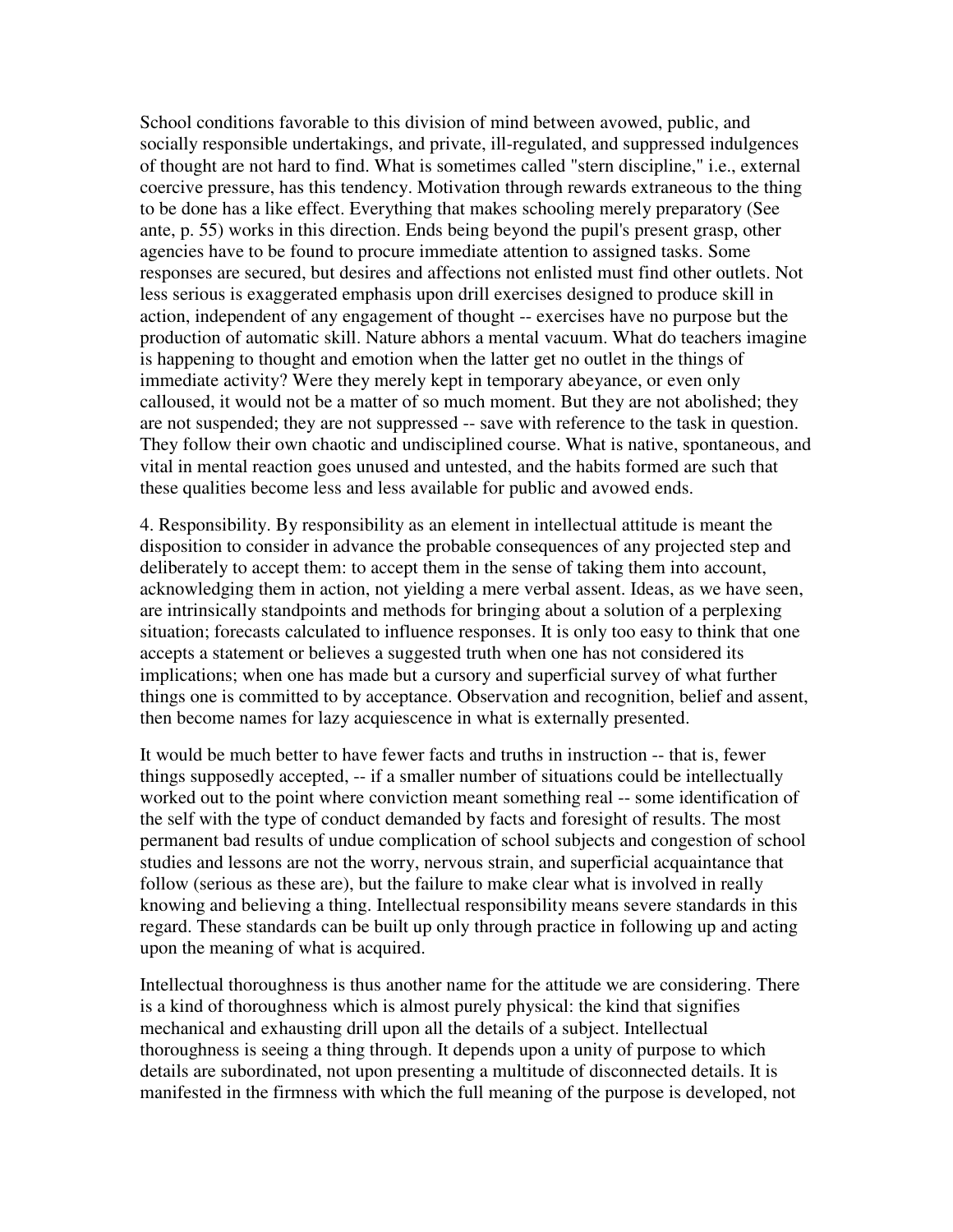School conditions favorable to this division of mind between avowed, public, and socially responsible undertakings, and private, ill-regulated, and suppressed indulgences of thought are not hard to find. What is sometimes called "stern discipline," i.e., external coercive pressure, has this tendency. Motivation through rewards extraneous to the thing to be done has a like effect. Everything that makes schooling merely preparatory (See ante, p. 55) works in this direction. Ends being beyond the pupil's present grasp, other agencies have to be found to procure immediate attention to assigned tasks. Some responses are secured, but desires and affections not enlisted must find other outlets. Not less serious is exaggerated emphasis upon drill exercises designed to produce skill in action, independent of any engagement of thought -- exercises have no purpose but the production of automatic skill. Nature abhors a mental vacuum. What do teachers imagine is happening to thought and emotion when the latter get no outlet in the things of immediate activity? Were they merely kept in temporary abeyance, or even only calloused, it would not be a matter of so much moment. But they are not abolished; they are not suspended; they are not suppressed -- save with reference to the task in question. They follow their own chaotic and undisciplined course. What is native, spontaneous, and vital in mental reaction goes unused and untested, and the habits formed are such that these qualities become less and less available for public and avowed ends.

4. Responsibility. By responsibility as an element in intellectual attitude is meant the disposition to consider in advance the probable consequences of any projected step and deliberately to accept them: to accept them in the sense of taking them into account, acknowledging them in action, not yielding a mere verbal assent. Ideas, as we have seen, are intrinsically standpoints and methods for bringing about a solution of a perplexing situation; forecasts calculated to influence responses. It is only too easy to think that one accepts a statement or believes a suggested truth when one has not considered its implications; when one has made but a cursory and superficial survey of what further things one is committed to by acceptance. Observation and recognition, belief and assent, then become names for lazy acquiescence in what is externally presented.

It would be much better to have fewer facts and truths in instruction -- that is, fewer things supposedly accepted, -- if a smaller number of situations could be intellectually worked out to the point where conviction meant something real -- some identification of the self with the type of conduct demanded by facts and foresight of results. The most permanent bad results of undue complication of school subjects and congestion of school studies and lessons are not the worry, nervous strain, and superficial acquaintance that follow (serious as these are), but the failure to make clear what is involved in really knowing and believing a thing. Intellectual responsibility means severe standards in this regard. These standards can be built up only through practice in following up and acting upon the meaning of what is acquired.

Intellectual thoroughness is thus another name for the attitude we are considering. There is a kind of thoroughness which is almost purely physical: the kind that signifies mechanical and exhausting drill upon all the details of a subject. Intellectual thoroughness is seeing a thing through. It depends upon a unity of purpose to which details are subordinated, not upon presenting a multitude of disconnected details. It is manifested in the firmness with which the full meaning of the purpose is developed, not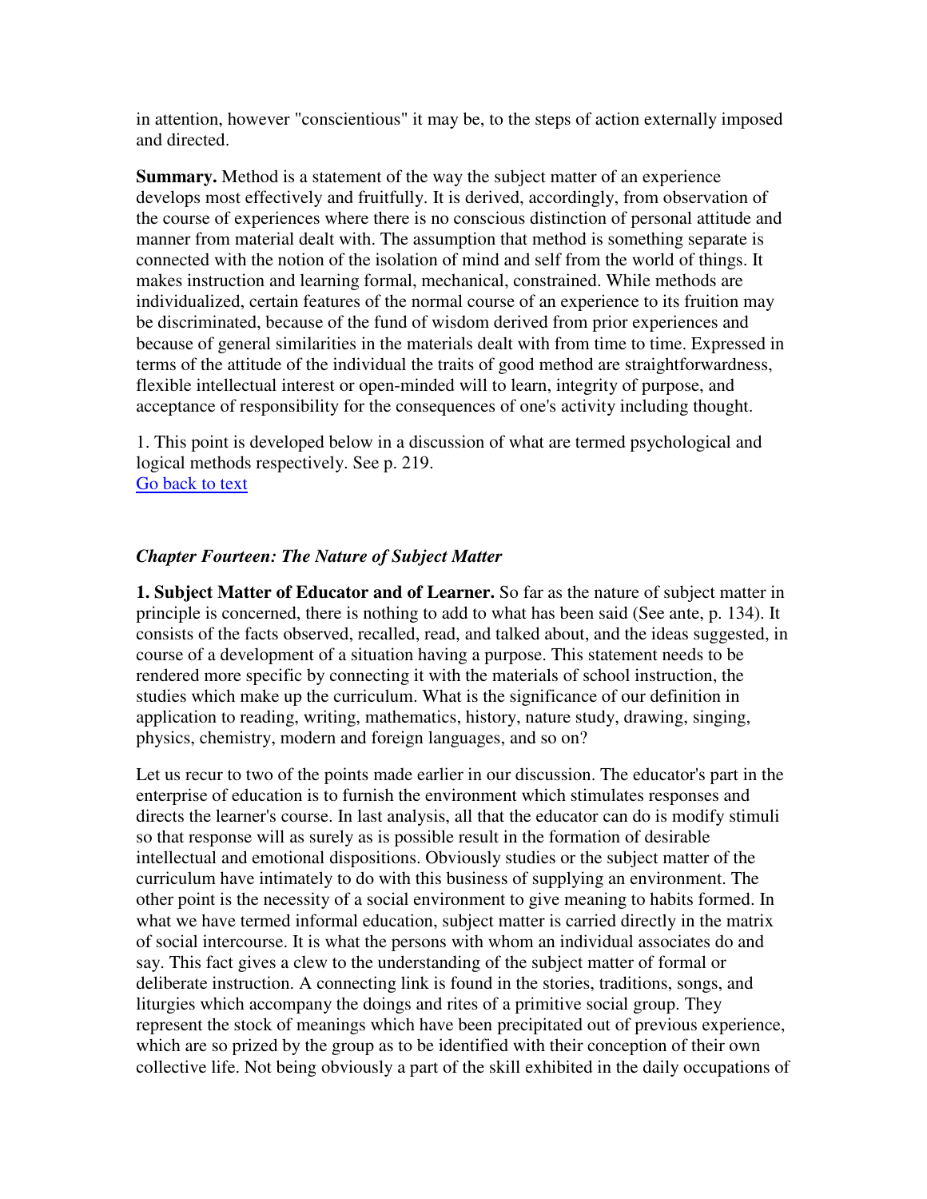in attention, however "conscientious" it may be, to the steps of action externally imposed and directed.

**Summary.** Method is a statement of the way the subject matter of an experience develops most effectively and fruitfully. It is derived, accordingly, from observation of the course of experiences where there is no conscious distinction of personal attitude and manner from material dealt with. The assumption that method is something separate is connected with the notion of the isolation of mind and self from the world of things. It makes instruction and learning formal, mechanical, constrained. While methods are individualized, certain features of the normal course of an experience to its fruition may be discriminated, because of the fund of wisdom derived from prior experiences and because of general similarities in the materials dealt with from time to time. Expressed in terms of the attitude of the individual the traits of good method are straightforwardness, flexible intellectual interest or open-minded will to learn, integrity of purpose, and acceptance of responsibility for the consequences of one's activity including thought.

1. This point is developed below in a discussion of what are termed psychological and logical methods respectively. See p. 219.
Go back to text

## *Chapter Fourteen: The Nature of Subject Matter*

**1. Subject Matter of Educator and of Learner.** So far as the nature of subject matter in principle is concerned, there is nothing to add to what has been said (See ante, p. 134). It consists of the facts observed, recalled, read, and talked about, and the ideas suggested, in course of a development of a situation having a purpose. This statement needs to be rendered more specific by connecting it with the materials of school instruction, the studies which make up the curriculum. What is the significance of our definition in application to reading, writing, mathematics, history, nature study, drawing, singing, physics, chemistry, modern and foreign languages, and so on?

Let us recur to two of the points made earlier in our discussion. The educator's part in the enterprise of education is to furnish the environment which stimulates responses and directs the learner's course. In last analysis, all that the educator can do is modify stimuli so that response will as surely as is possible result in the formation of desirable intellectual and emotional dispositions. Obviously studies or the subject matter of the curriculum have intimately to do with this business of supplying an environment. The other point is the necessity of a social environment to give meaning to habits formed. In what we have termed informal education, subject matter is carried directly in the matrix of social intercourse. It is what the persons with whom an individual associates do and say. This fact gives a clew to the understanding of the subject matter of formal or deliberate instruction. A connecting link is found in the stories, traditions, songs, and liturgies which accompany the doings and rites of a primitive social group. They represent the stock of meanings which have been precipitated out of previous experience, which are so prized by the group as to be identified with their conception of their own collective life. Not being obviously a part of the skill exhibited in the daily occupations of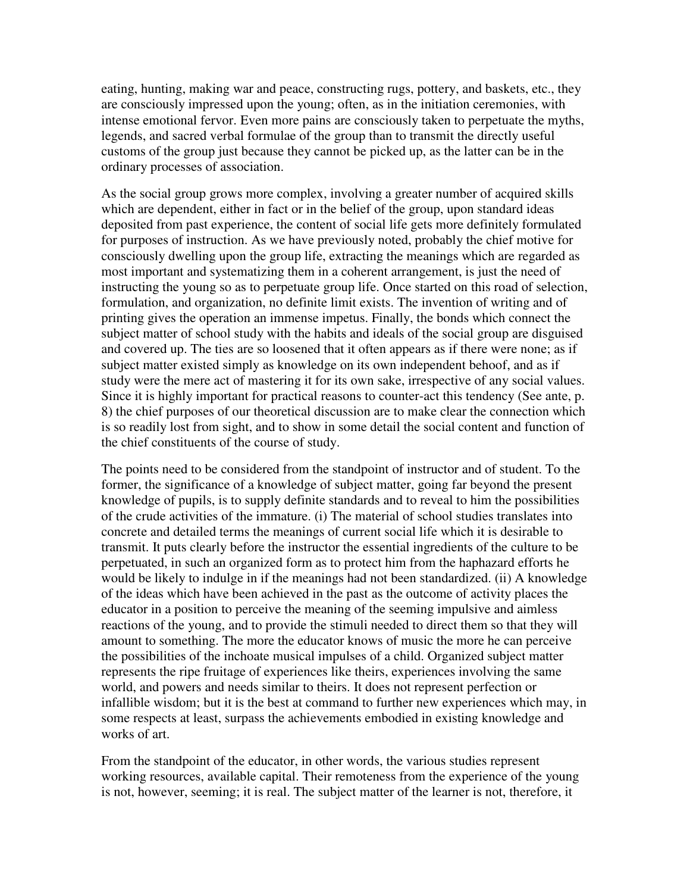eating, hunting, making war and peace, constructing rugs, pottery, and baskets, etc., they are consciously impressed upon the young; often, as in the initiation ceremonies, with intense emotional fervor. Even more pains are consciously taken to perpetuate the myths, legends, and sacred verbal formulae of the group than to transmit the directly useful customs of the group just because they cannot be picked up, as the latter can be in the ordinary processes of association.

As the social group grows more complex, involving a greater number of acquired skills which are dependent, either in fact or in the belief of the group, upon standard ideas deposited from past experience, the content of social life gets more definitely formulated for purposes of instruction. As we have previously noted, probably the chief motive for consciously dwelling upon the group life, extracting the meanings which are regarded as most important and systematizing them in a coherent arrangement, is just the need of instructing the young so as to perpetuate group life. Once started on this road of selection, formulation, and organization, no definite limit exists. The invention of writing and of printing gives the operation an immense impetus. Finally, the bonds which connect the subject matter of school study with the habits and ideals of the social group are disguised and covered up. The ties are so loosened that it often appears as if there were none; as if subject matter existed simply as knowledge on its own independent behoof, and as if study were the mere act of mastering it for its own sake, irrespective of any social values. Since it is highly important for practical reasons to counter-act this tendency (See ante, p. 8) the chief purposes of our theoretical discussion are to make clear the connection which is so readily lost from sight, and to show in some detail the social content and function of the chief constituents of the course of study.

The points need to be considered from the standpoint of instructor and of student. To the former, the significance of a knowledge of subject matter, going far beyond the present knowledge of pupils, is to supply definite standards and to reveal to him the possibilities of the crude activities of the immature. (i) The material of school studies translates into concrete and detailed terms the meanings of current social life which it is desirable to transmit. It puts clearly before the instructor the essential ingredients of the culture to be perpetuated, in such an organized form as to protect him from the haphazard efforts he would be likely to indulge in if the meanings had not been standardized. (ii) A knowledge of the ideas which have been achieved in the past as the outcome of activity places the educator in a position to perceive the meaning of the seeming impulsive and aimless reactions of the young, and to provide the stimuli needed to direct them so that they will amount to something. The more the educator knows of music the more he can perceive the possibilities of the inchoate musical impulses of a child. Organized subject matter represents the ripe fruitage of experiences like theirs, experiences involving the same world, and powers and needs similar to theirs. It does not represent perfection or infallible wisdom; but it is the best at command to further new experiences which may, in some respects at least, surpass the achievements embodied in existing knowledge and works of art.

From the standpoint of the educator, in other words, the various studies represent working resources, available capital. Their remoteness from the experience of the young is not, however, seeming; it is real. The subject matter of the learner is not, therefore, it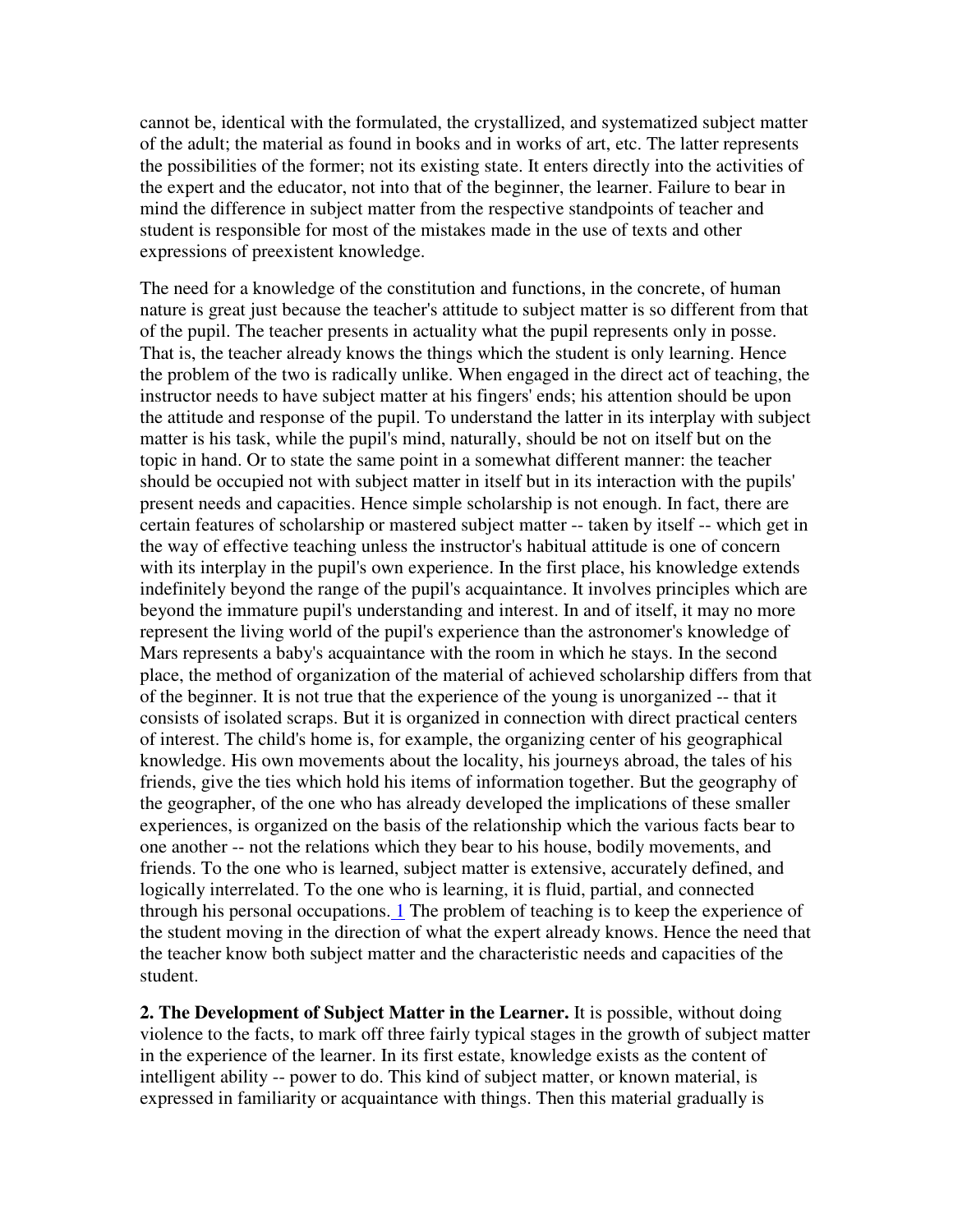cannot be, identical with the formulated, the crystallized, and systematized subject matter of the adult; the material as found in books and in works of art, etc. The latter represents the possibilities of the former; not its existing state. It enters directly into the activities of the expert and the educator, not into that of the beginner, the learner. Failure to bear in mind the difference in subject matter from the respective standpoints of teacher and student is responsible for most of the mistakes made in the use of texts and other expressions of preexistent knowledge.

The need for a knowledge of the constitution and functions, in the concrete, of human nature is great just because the teacher's attitude to subject matter is so different from that of the pupil. The teacher presents in actuality what the pupil represents only in posse. That is, the teacher already knows the things which the student is only learning. Hence the problem of the two is radically unlike. When engaged in the direct act of teaching, the instructor needs to have subject matter at his fingers' ends; his attention should be upon the attitude and response of the pupil. To understand the latter in its interplay with subject matter is his task, while the pupil's mind, naturally, should be not on itself but on the topic in hand. Or to state the same point in a somewhat different manner: the teacher should be occupied not with subject matter in itself but in its interaction with the pupils' present needs and capacities. Hence simple scholarship is not enough. In fact, there are certain features of scholarship or mastered subject matter -- taken by itself -- which get in the way of effective teaching unless the instructor's habitual attitude is one of concern with its interplay in the pupil's own experience. In the first place, his knowledge extends indefinitely beyond the range of the pupil's acquaintance. It involves principles which are beyond the immature pupil's understanding and interest. In and of itself, it may no more represent the living world of the pupil's experience than the astronomer's knowledge of Mars represents a baby's acquaintance with the room in which he stays. In the second place, the method of organization of the material of achieved scholarship differs from that of the beginner. It is not true that the experience of the young is unorganized -- that it consists of isolated scraps. But it is organized in connection with direct practical centers of interest. The child's home is, for example, the organizing center of his geographical knowledge. His own movements about the locality, his journeys abroad, the tales of his friends, give the ties which hold his items of information together. But the geography of the geographer, of the one who has already developed the implications of these smaller experiences, is organized on the basis of the relationship which the various facts bear to one another -- not the relations which they bear to his house, bodily movements, and friends. To the one who is learned, subject matter is extensive, accurately defined, and logically interrelated. To the one who is learning, it is fluid, partial, and connected through his personal occupations. [1] The problem of teaching is to keep the experience of the student moving in the direction of what the expert already knows. Hence the need that the teacher know both subject matter and the characteristic needs and capacities of the student.

**2. The Development of Subject Matter in the Learner.** It is possible, without doing violence to the facts, to mark off three fairly typical stages in the growth of subject matter in the experience of the learner. In its first estate, knowledge exists as the content of intelligent ability -- power to do. This kind of subject matter, or known material, is expressed in familiarity or acquaintance with things. Then this material gradually is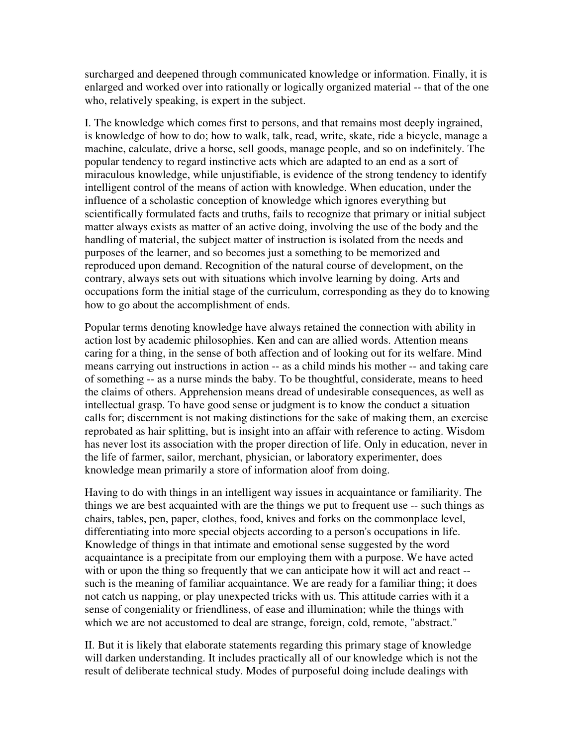surcharged and deepened through communicated knowledge or information. Finally, it is enlarged and worked over into rationally or logically organized material -- that of the one who, relatively speaking, is expert in the subject.

I. The knowledge which comes first to persons, and that remains most deeply ingrained, is knowledge of how to do; how to walk, talk, read, write, skate, ride a bicycle, manage a machine, calculate, drive a horse, sell goods, manage people, and so on indefinitely. The popular tendency to regard instinctive acts which are adapted to an end as a sort of miraculous knowledge, while unjustifiable, is evidence of the strong tendency to identify intelligent control of the means of action with knowledge. When education, under the influence of a scholastic conception of knowledge which ignores everything but scientifically formulated facts and truths, fails to recognize that primary or initial subject matter always exists as matter of an active doing, involving the use of the body and the handling of material, the subject matter of instruction is isolated from the needs and purposes of the learner, and so becomes just a something to be memorized and reproduced upon demand. Recognition of the natural course of development, on the contrary, always sets out with situations which involve learning by doing. Arts and occupations form the initial stage of the curriculum, corresponding as they do to knowing how to go about the accomplishment of ends.

Popular terms denoting knowledge have always retained the connection with ability in action lost by academic philosophies. Ken and can are allied words. Attention means caring for a thing, in the sense of both affection and of looking out for its welfare. Mind means carrying out instructions in action -- as a child minds his mother -- and taking care of something -- as a nurse minds the baby. To be thoughtful, considerate, means to heed the claims of others. Apprehension means dread of undesirable consequences, as well as intellectual grasp. To have good sense or judgment is to know the conduct a situation calls for; discernment is not making distinctions for the sake of making them, an exercise reprobated as hair splitting, but is insight into an affair with reference to acting. Wisdom has never lost its association with the proper direction of life. Only in education, never in the life of farmer, sailor, merchant, physician, or laboratory experimenter, does knowledge mean primarily a store of information aloof from doing.

Having to do with things in an intelligent way issues in acquaintance or familiarity. The things we are best acquainted with are the things we put to frequent use -- such things as chairs, tables, pen, paper, clothes, food, knives and forks on the commonplace level, differentiating into more special objects according to a person's occupations in life. Knowledge of things in that intimate and emotional sense suggested by the word acquaintance is a precipitate from our employing them with a purpose. We have acted with or upon the thing so frequently that we can anticipate how it will act and react -- such is the meaning of familiar acquaintance. We are ready for a familiar thing; it does not catch us napping, or play unexpected tricks with us. This attitude carries with it a sense of congeniality or friendliness, of ease and illumination; while the things with which we are not accustomed to deal are strange, foreign, cold, remote, "abstract."

II. But it is likely that elaborate statements regarding this primary stage of knowledge will darken understanding. It includes practically all of our knowledge which is not the result of deliberate technical study. Modes of purposeful doing include dealings with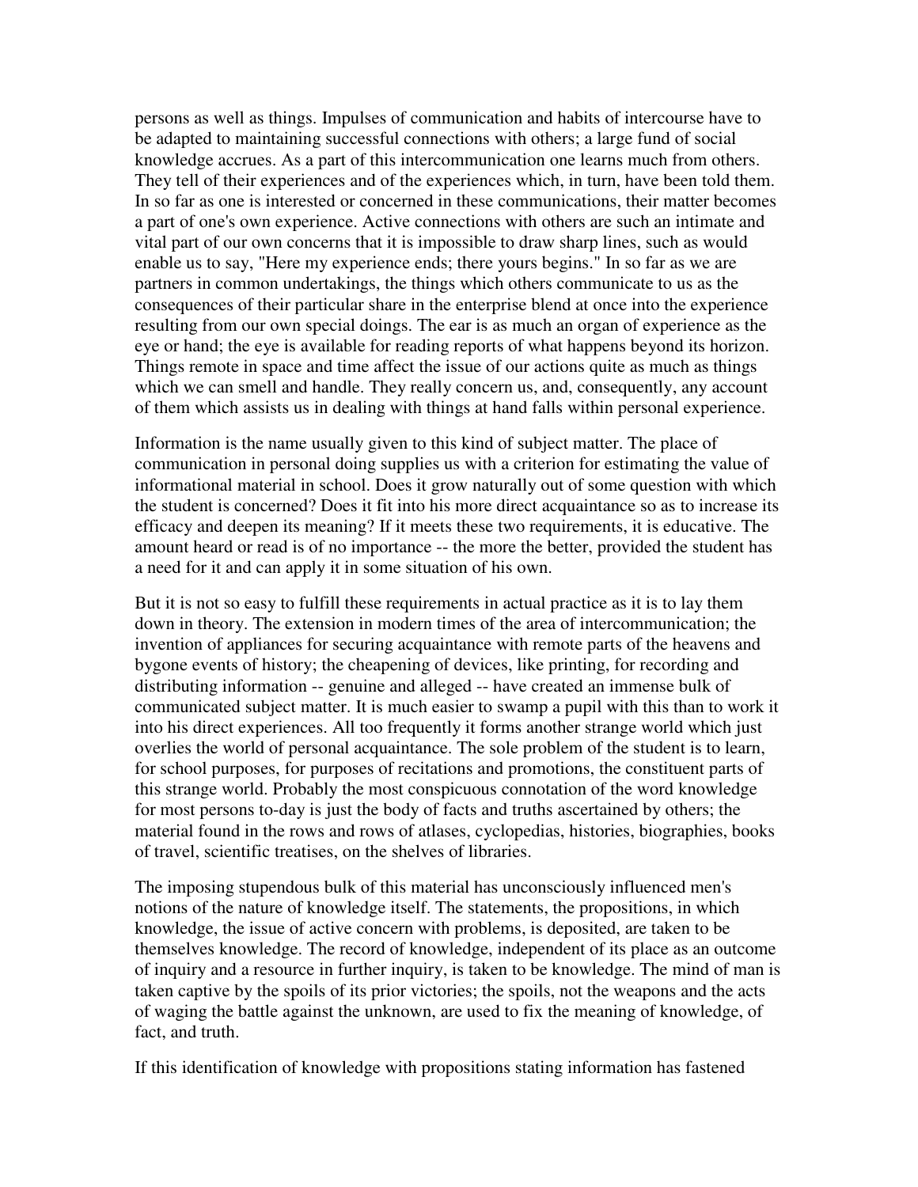persons as well as things. Impulses of communication and habits of intercourse have to be adapted to maintaining successful connections with others; a large fund of social knowledge accrues. As a part of this intercommunication one learns much from others. They tell of their experiences and of the experiences which, in turn, have been told them. In so far as one is interested or concerned in these communications, their matter becomes a part of one's own experience. Active connections with others are such an intimate and vital part of our own concerns that it is impossible to draw sharp lines, such as would enable us to say, "Here my experience ends; there yours begins." In so far as we are partners in common undertakings, the things which others communicate to us as the consequences of their particular share in the enterprise blend at once into the experience resulting from our own special doings. The ear is as much an organ of experience as the eye or hand; the eye is available for reading reports of what happens beyond its horizon. Things remote in space and time affect the issue of our actions quite as much as things which we can smell and handle. They really concern us, and, consequently, any account of them which assists us in dealing with things at hand falls within personal experience.

Information is the name usually given to this kind of subject matter. The place of communication in personal doing supplies us with a criterion for estimating the value of informational material in school. Does it grow naturally out of some question with which the student is concerned? Does it fit into his more direct acquaintance so as to increase its efficacy and deepen its meaning? If it meets these two requirements, it is educative. The amount heard or read is of no importance -- the more the better, provided the student has a need for it and can apply it in some situation of his own.

But it is not so easy to fulfill these requirements in actual practice as it is to lay them down in theory. The extension in modern times of the area of intercommunication; the invention of appliances for securing acquaintance with remote parts of the heavens and bygone events of history; the cheapening of devices, like printing, for recording and distributing information -- genuine and alleged -- have created an immense bulk of communicated subject matter. It is much easier to swamp a pupil with this than to work it into his direct experiences. All too frequently it forms another strange world which just overlies the world of personal acquaintance. The sole problem of the student is to learn, for school purposes, for purposes of recitations and promotions, the constituent parts of this strange world. Probably the most conspicuous connotation of the word knowledge for most persons to-day is just the body of facts and truths ascertained by others; the material found in the rows and rows of atlases, cyclopedias, histories, biographies, books of travel, scientific treatises, on the shelves of libraries.

The imposing stupendous bulk of this material has unconsciously influenced men's notions of the nature of knowledge itself. The statements, the propositions, in which knowledge, the issue of active concern with problems, is deposited, are taken to be themselves knowledge. The record of knowledge, independent of its place as an outcome of inquiry and a resource in further inquiry, is taken to be knowledge. The mind of man is taken captive by the spoils of its prior victories; the spoils, not the weapons and the acts of waging the battle against the unknown, are used to fix the meaning of knowledge, of fact, and truth.

If this identification of knowledge with propositions stating information has fastened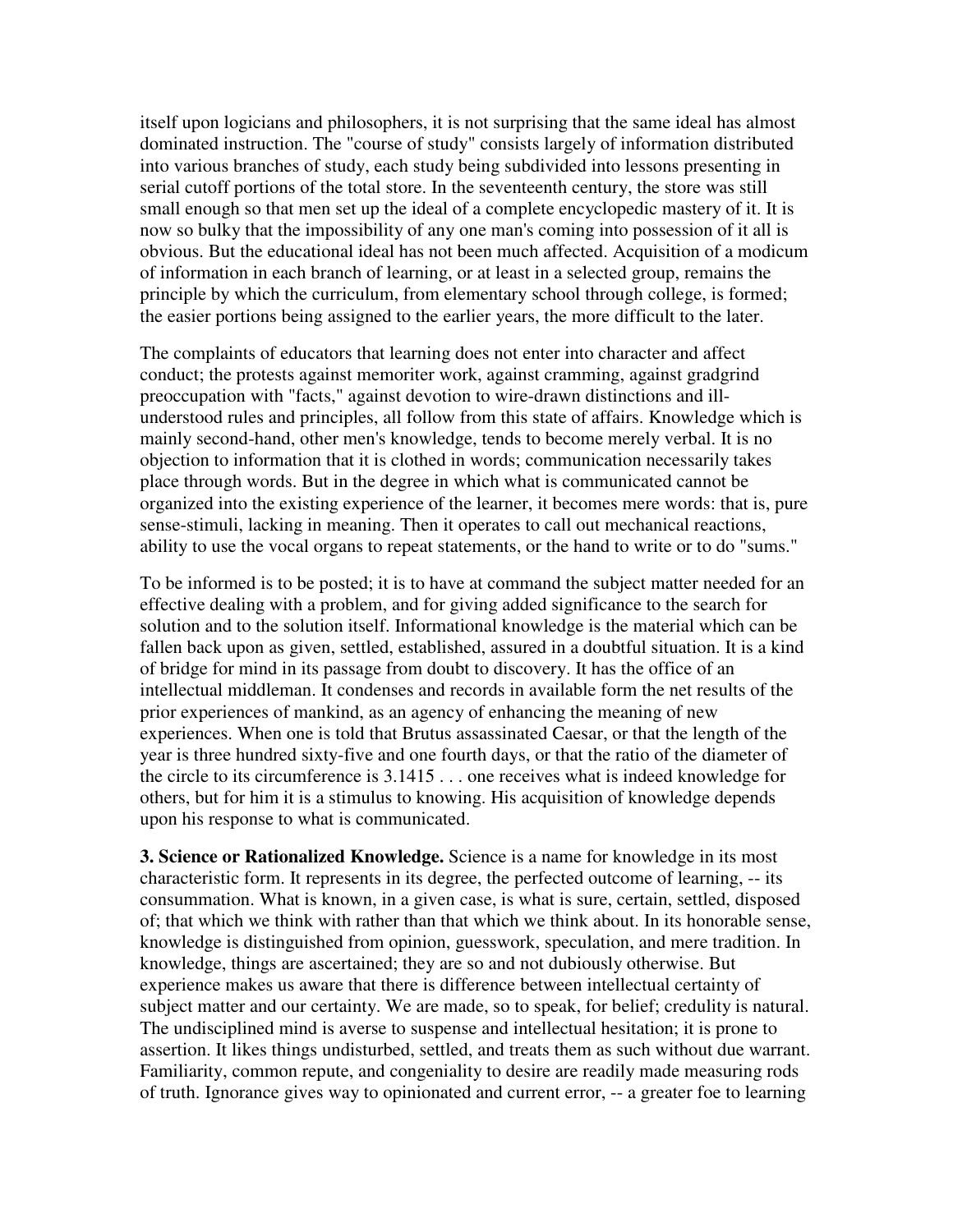itself upon logicians and philosophers, it is not surprising that the same ideal has almost dominated instruction. The "course of study" consists largely of information distributed into various branches of study, each study being subdivided into lessons presenting in serial cutoff portions of the total store. In the seventeenth century, the store was still small enough so that men set up the ideal of a complete encyclopedic mastery of it. It is now so bulky that the impossibility of any one man's coming into possession of it all is obvious. But the educational ideal has not been much affected. Acquisition of a modicum of information in each branch of learning, or at least in a selected group, remains the principle by which the curriculum, from elementary school through college, is formed; the easier portions being assigned to the earlier years, the more difficult to the later.

The complaints of educators that learning does not enter into character and affect conduct; the protests against memoriter work, against cramming, against gradgrind preoccupation with "facts," against devotion to wire-drawn distinctions and ill-understood rules and principles, all follow from this state of affairs. Knowledge which is mainly second-hand, other men's knowledge, tends to become merely verbal. It is no objection to information that it is clothed in words; communication necessarily takes place through words. But in the degree in which what is communicated cannot be organized into the existing experience of the learner, it becomes mere words: that is, pure sense-stimuli, lacking in meaning. Then it operates to call out mechanical reactions, ability to use the vocal organs to repeat statements, or the hand to write or to do "sums."

To be informed is to be posted; it is to have at command the subject matter needed for an effective dealing with a problem, and for giving added significance to the search for solution and to the solution itself. Informational knowledge is the material which can be fallen back upon as given, settled, established, assured in a doubtful situation. It is a kind of bridge for mind in its passage from doubt to discovery. It has the office of an intellectual middleman. It condenses and records in available form the net results of the prior experiences of mankind, as an agency of enhancing the meaning of new experiences. When one is told that Brutus assassinated Caesar, or that the length of the year is three hundred sixty-five and one fourth days, or that the ratio of the diameter of the circle to its circumference is 3.1415 . . . one receives what is indeed knowledge for others, but for him it is a stimulus to knowing. His acquisition of knowledge depends upon his response to what is communicated.

**3. Science or Rationalized Knowledge.** Science is a name for knowledge in its most characteristic form. It represents in its degree, the perfected outcome of learning, -- its consummation. What is known, in a given case, is what is sure, certain, settled, disposed of; that which we think with rather than that which we think about. In its honorable sense, knowledge is distinguished from opinion, guesswork, speculation, and mere tradition. In knowledge, things are ascertained; they are so and not dubiously otherwise. But experience makes us aware that there is difference between intellectual certainty of subject matter and our certainty. We are made, so to speak, for belief; credulity is natural. The undisciplined mind is averse to suspense and intellectual hesitation; it is prone to assertion. It likes things undisturbed, settled, and treats them as such without due warrant. Familiarity, common repute, and congeniality to desire are readily made measuring rods of truth. Ignorance gives way to opinionated and current error, -- a greater foe to learning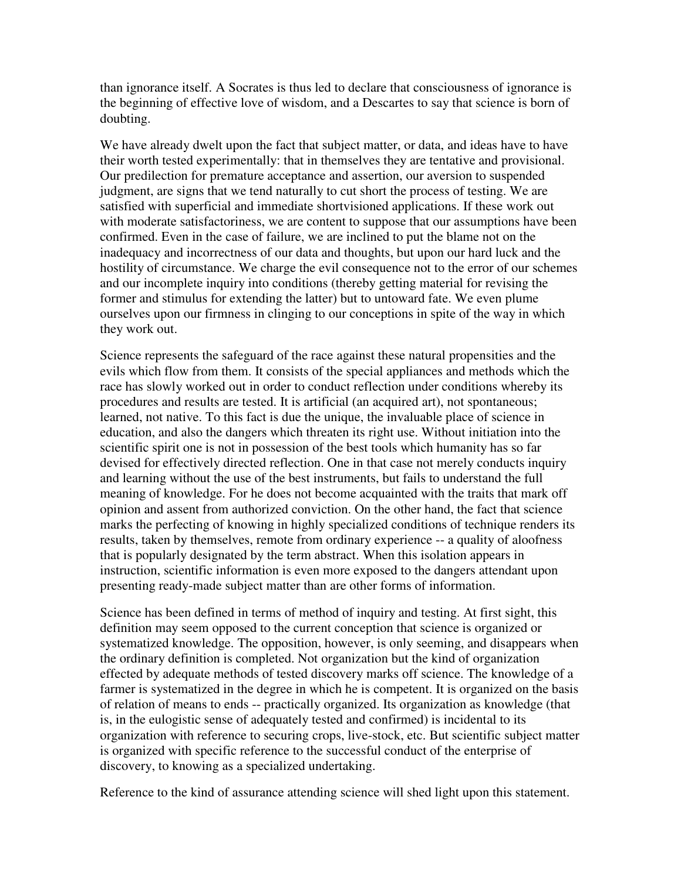than ignorance itself. A Socrates is thus led to declare that consciousness of ignorance is the beginning of effective love of wisdom, and a Descartes to say that science is born of doubting.

We have already dwelt upon the fact that subject matter, or data, and ideas have to have their worth tested experimentally: that in themselves they are tentative and provisional. Our predilection for premature acceptance and assertion, our aversion to suspended judgment, are signs that we tend naturally to cut short the process of testing. We are satisfied with superficial and immediate shortvisioned applications. If these work out with moderate satisfactoriness, we are content to suppose that our assumptions have been confirmed. Even in the case of failure, we are inclined to put the blame not on the inadequacy and incorrectness of our data and thoughts, but upon our hard luck and the hostility of circumstance. We charge the evil consequence not to the error of our schemes and our incomplete inquiry into conditions (thereby getting material for revising the former and stimulus for extending the latter) but to untoward fate. We even plume ourselves upon our firmness in clinging to our conceptions in spite of the way in which they work out.

Science represents the safeguard of the race against these natural propensities and the evils which flow from them. It consists of the special appliances and methods which the race has slowly worked out in order to conduct reflection under conditions whereby its procedures and results are tested. It is artificial (an acquired art), not spontaneous; learned, not native. To this fact is due the unique, the invaluable place of science in education, and also the dangers which threaten its right use. Without initiation into the scientific spirit one is not in possession of the best tools which humanity has so far devised for effectively directed reflection. One in that case not merely conducts inquiry and learning without the use of the best instruments, but fails to understand the full meaning of knowledge. For he does not become acquainted with the traits that mark off opinion and assent from authorized conviction. On the other hand, the fact that science marks the perfecting of knowing in highly specialized conditions of technique renders its results, taken by themselves, remote from ordinary experience -- a quality of aloofness that is popularly designated by the term abstract. When this isolation appears in instruction, scientific information is even more exposed to the dangers attendant upon presenting ready-made subject matter than are other forms of information.

Science has been defined in terms of method of inquiry and testing. At first sight, this definition may seem opposed to the current conception that science is organized or systematized knowledge. The opposition, however, is only seeming, and disappears when the ordinary definition is completed. Not organization but the kind of organization effected by adequate methods of tested discovery marks off science. The knowledge of a farmer is systematized in the degree in which he is competent. It is organized on the basis of relation of means to ends -- practically organized. Its organization as knowledge (that is, in the eulogistic sense of adequately tested and confirmed) is incidental to its organization with reference to securing crops, live-stock, etc. But scientific subject matter is organized with specific reference to the successful conduct of the enterprise of discovery, to knowing as a specialized undertaking.

Reference to the kind of assurance attending science will shed light upon this statement.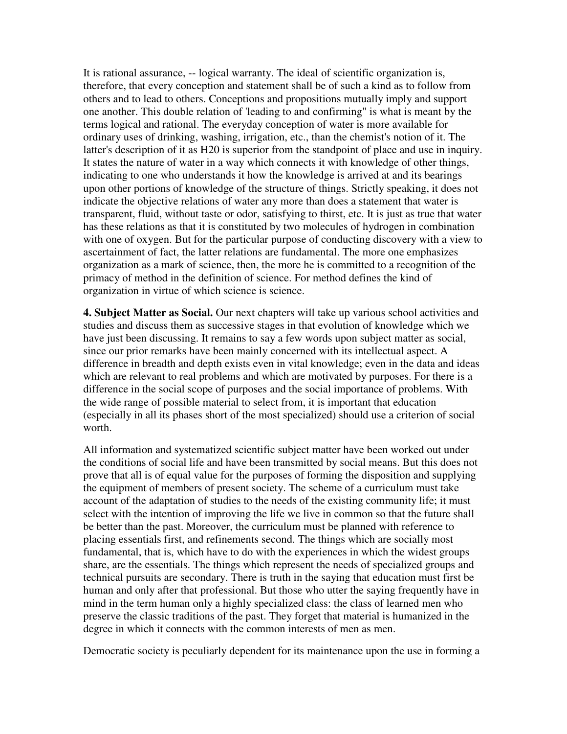It is rational assurance, -- logical warranty. The ideal of scientific organization is, therefore, that every conception and statement shall be of such a kind as to follow from others and to lead to others. Conceptions and propositions mutually imply and support one another. This double relation of 'leading to and confirming" is what is meant by the terms logical and rational. The everyday conception of water is more available for ordinary uses of drinking, washing, irrigation, etc., than the chemist's notion of it. The latter's description of it as H20 is superior from the standpoint of place and use in inquiry. It states the nature of water in a way which connects it with knowledge of other things, indicating to one who understands it how the knowledge is arrived at and its bearings upon other portions of knowledge of the structure of things. Strictly speaking, it does not indicate the objective relations of water any more than does a statement that water is transparent, fluid, without taste or odor, satisfying to thirst, etc. It is just as true that water has these relations as that it is constituted by two molecules of hydrogen in combination with one of oxygen. But for the particular purpose of conducting discovery with a view to ascertainment of fact, the latter relations are fundamental. The more one emphasizes organization as a mark of science, then, the more he is committed to a recognition of the primacy of method in the definition of science. For method defines the kind of organization in virtue of which science is science.

**4. Subject Matter as Social.** Our next chapters will take up various school activities and studies and discuss them as successive stages in that evolution of knowledge which we have just been discussing. It remains to say a few words upon subject matter as social, since our prior remarks have been mainly concerned with its intellectual aspect. A difference in breadth and depth exists even in vital knowledge; even in the data and ideas which are relevant to real problems and which are motivated by purposes. For there is a difference in the social scope of purposes and the social importance of problems. With the wide range of possible material to select from, it is important that education (especially in all its phases short of the most specialized) should use a criterion of social worth.

All information and systematized scientific subject matter have been worked out under the conditions of social life and have been transmitted by social means. But this does not prove that all is of equal value for the purposes of forming the disposition and supplying the equipment of members of present society. The scheme of a curriculum must take account of the adaptation of studies to the needs of the existing community life; it must select with the intention of improving the life we live in common so that the future shall be better than the past. Moreover, the curriculum must be planned with reference to placing essentials first, and refinements second. The things which are socially most fundamental, that is, which have to do with the experiences in which the widest groups share, are the essentials. The things which represent the needs of specialized groups and technical pursuits are secondary. There is truth in the saying that education must first be human and only after that professional. But those who utter the saying frequently have in mind in the term human only a highly specialized class: the class of learned men who preserve the classic traditions of the past. They forget that material is humanized in the degree in which it connects with the common interests of men as men.

Democratic society is peculiarly dependent for its maintenance upon the use in forming a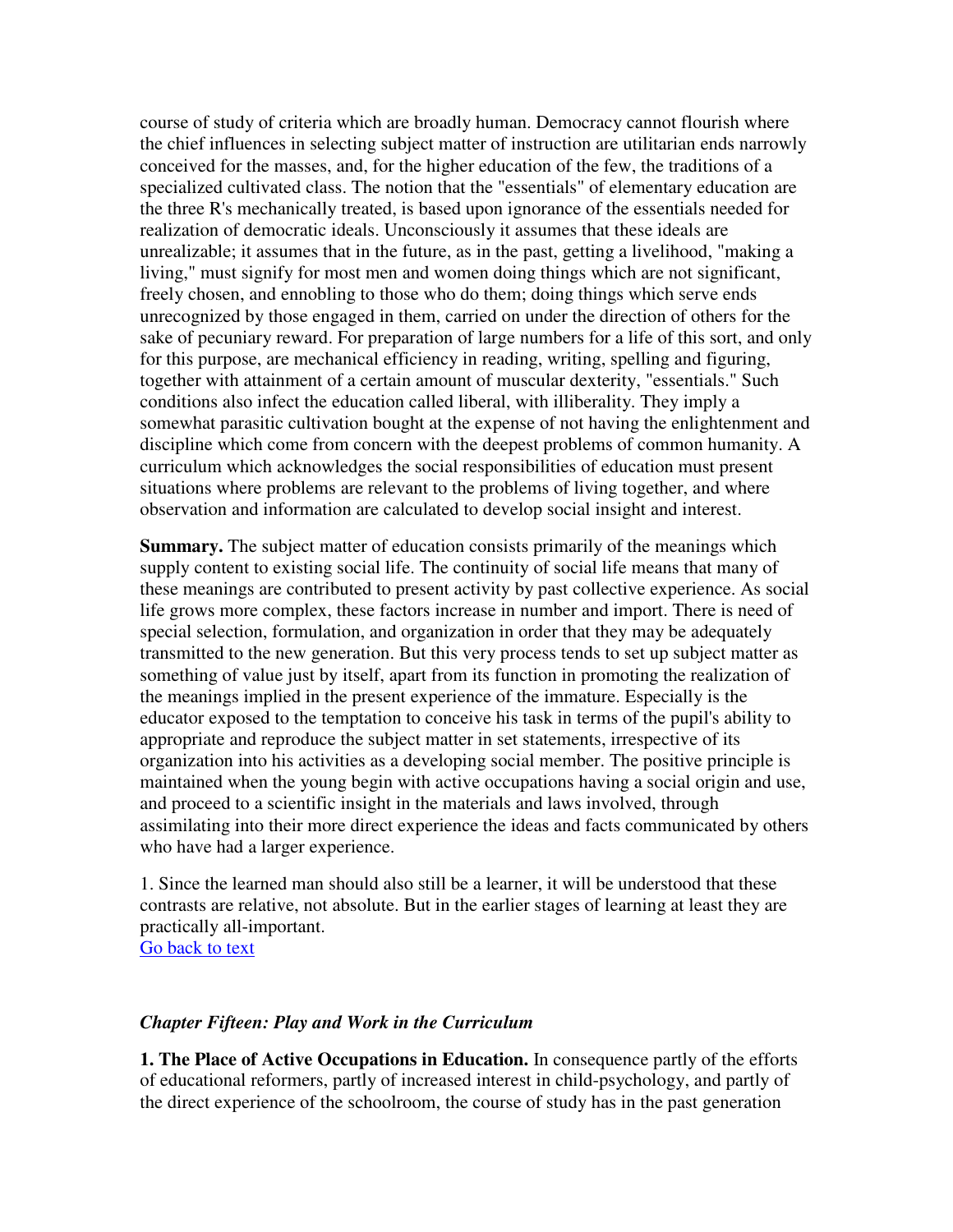course of study of criteria which are broadly human. Democracy cannot flourish where the chief influences in selecting subject matter of instruction are utilitarian ends narrowly conceived for the masses, and, for the higher education of the few, the traditions of a specialized cultivated class. The notion that the "essentials" of elementary education are the three R's mechanically treated, is based upon ignorance of the essentials needed for realization of democratic ideals. Unconsciously it assumes that these ideals are unrealizable; it assumes that in the future, as in the past, getting a livelihood, "making a living," must signify for most men and women doing things which are not significant, freely chosen, and ennobling to those who do them; doing things which serve ends unrecognized by those engaged in them, carried on under the direction of others for the sake of pecuniary reward. For preparation of large numbers for a life of this sort, and only for this purpose, are mechanical efficiency in reading, writing, spelling and figuring, together with attainment of a certain amount of muscular dexterity, "essentials." Such conditions also infect the education called liberal, with illiberality. They imply a somewhat parasitic cultivation bought at the expense of not having the enlightenment and discipline which come from concern with the deepest problems of common humanity. A curriculum which acknowledges the social responsibilities of education must present situations where problems are relevant to the problems of living together, and where observation and information are calculated to develop social insight and interest.

**Summary.** The subject matter of education consists primarily of the meanings which supply content to existing social life. The continuity of social life means that many of these meanings are contributed to present activity by past collective experience. As social life grows more complex, these factors increase in number and import. There is need of special selection, formulation, and organization in order that they may be adequately transmitted to the new generation. But this very process tends to set up subject matter as something of value just by itself, apart from its function in promoting the realization of the meanings implied in the present experience of the immature. Especially is the educator exposed to the temptation to conceive his task in terms of the pupil's ability to appropriate and reproduce the subject matter in set statements, irrespective of its organization into his activities as a developing social member. The positive principle is maintained when the young begin with active occupations having a social origin and use, and proceed to a scientific insight in the materials and laws involved, through assimilating into their more direct experience the ideas and facts communicated by others who have had a larger experience.

1. Since the learned man should also still be a learner, it will be understood that these contrasts are relative, not absolute. But in the earlier stages of learning at least they are practically all-important.
Go back to text

## *Chapter Fifteen: Play and Work in the Curriculum*

**1. The Place of Active Occupations in Education.** In consequence partly of the efforts of educational reformers, partly of increased interest in child-psychology, and partly of the direct experience of the schoolroom, the course of study has in the past generation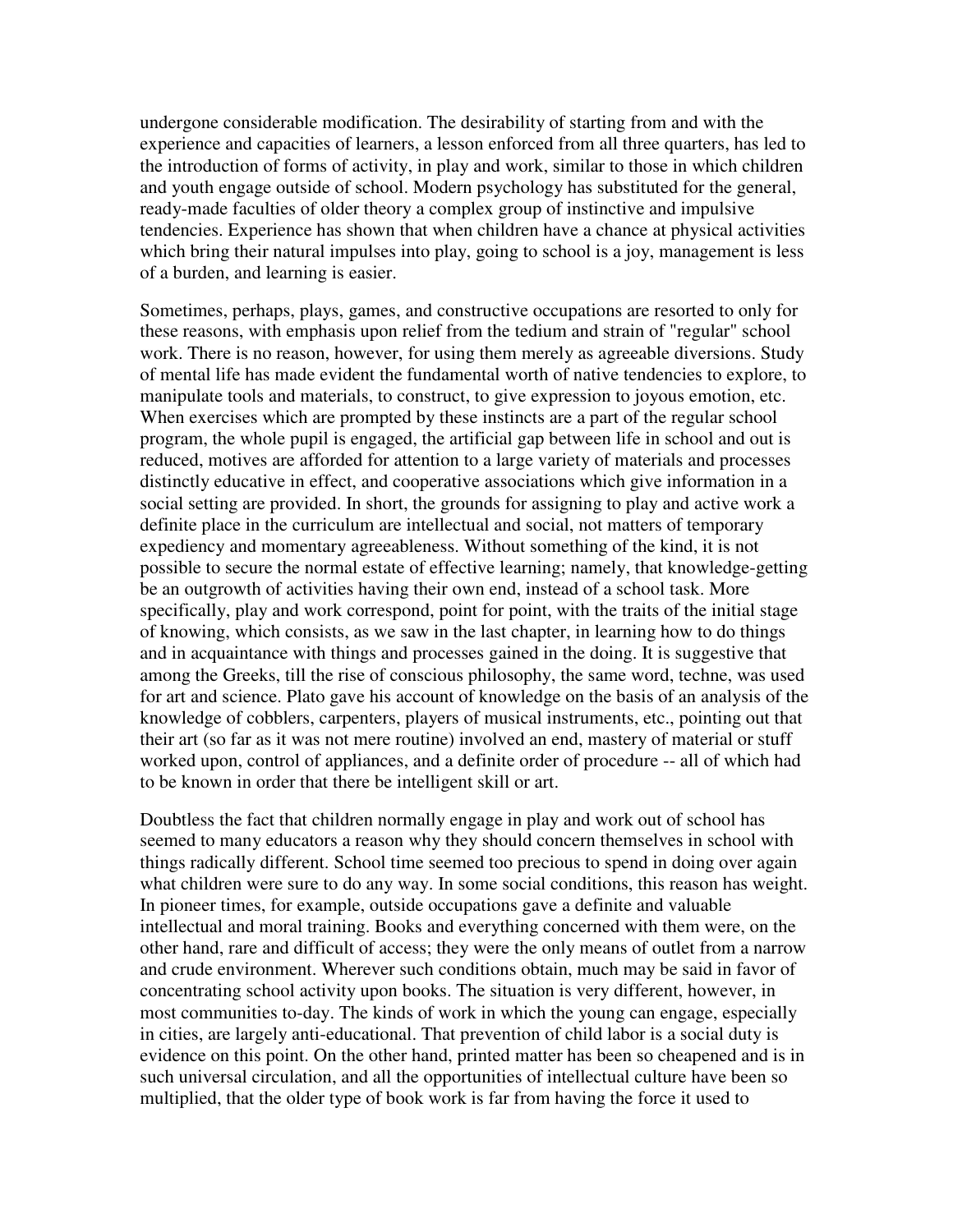undergone considerable modification. The desirability of starting from and with the experience and capacities of learners, a lesson enforced from all three quarters, has led to the introduction of forms of activity, in play and work, similar to those in which children and youth engage outside of school. Modern psychology has substituted for the general, ready-made faculties of older theory a complex group of instinctive and impulsive tendencies. Experience has shown that when children have a chance at physical activities which bring their natural impulses into play, going to school is a joy, management is less of a burden, and learning is easier.

Sometimes, perhaps, plays, games, and constructive occupations are resorted to only for these reasons, with emphasis upon relief from the tedium and strain of "regular" school work. There is no reason, however, for using them merely as agreeable diversions. Study of mental life has made evident the fundamental worth of native tendencies to explore, to manipulate tools and materials, to construct, to give expression to joyous emotion, etc. When exercises which are prompted by these instincts are a part of the regular school program, the whole pupil is engaged, the artificial gap between life in school and out is reduced, motives are afforded for attention to a large variety of materials and processes distinctly educative in effect, and cooperative associations which give information in a social setting are provided. In short, the grounds for assigning to play and active work a definite place in the curriculum are intellectual and social, not matters of temporary expediency and momentary agreeableness. Without something of the kind, it is not possible to secure the normal estate of effective learning; namely, that knowledge-getting be an outgrowth of activities having their own end, instead of a school task. More specifically, play and work correspond, point for point, with the traits of the initial stage of knowing, which consists, as we saw in the last chapter, in learning how to do things and in acquaintance with things and processes gained in the doing. It is suggestive that among the Greeks, till the rise of conscious philosophy, the same word, techne, was used for art and science. Plato gave his account of knowledge on the basis of an analysis of the knowledge of cobblers, carpenters, players of musical instruments, etc., pointing out that their art (so far as it was not mere routine) involved an end, mastery of material or stuff worked upon, control of appliances, and a definite order of procedure -- all of which had to be known in order that there be intelligent skill or art.

Doubtless the fact that children normally engage in play and work out of school has seemed to many educators a reason why they should concern themselves in school with things radically different. School time seemed too precious to spend in doing over again what children were sure to do any way. In some social conditions, this reason has weight. In pioneer times, for example, outside occupations gave a definite and valuable intellectual and moral training. Books and everything concerned with them were, on the other hand, rare and difficult of access; they were the only means of outlet from a narrow and crude environment. Wherever such conditions obtain, much may be said in favor of concentrating school activity upon books. The situation is very different, however, in most communities to-day. The kinds of work in which the young can engage, especially in cities, are largely anti-educational. That prevention of child labor is a social duty is evidence on this point. On the other hand, printed matter has been so cheapened and is in such universal circulation, and all the opportunities of intellectual culture have been so multiplied, that the older type of book work is far from having the force it used to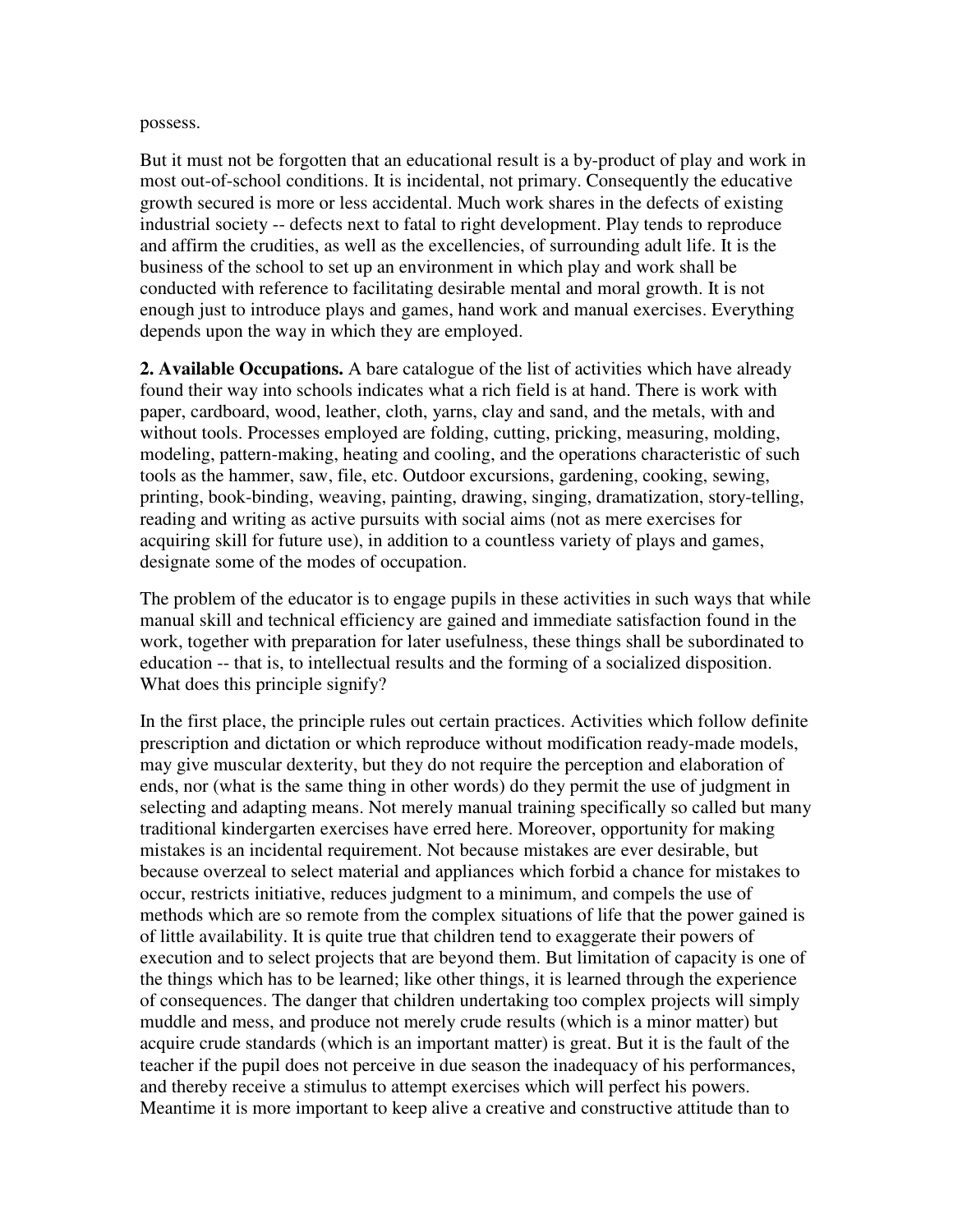possess.

But it must not be forgotten that an educational result is a by-product of play and work in most out-of-school conditions. It is incidental, not primary. Consequently the educative growth secured is more or less accidental. Much work shares in the defects of existing industrial society -- defects next to fatal to right development. Play tends to reproduce and affirm the crudities, as well as the excellencies, of surrounding adult life. It is the business of the school to set up an environment in which play and work shall be conducted with reference to facilitating desirable mental and moral growth. It is not enough just to introduce plays and games, hand work and manual exercises. Everything depends upon the way in which they are employed.

**2. Available Occupations.** A bare catalogue of the list of activities which have already found their way into schools indicates what a rich field is at hand. There is work with paper, cardboard, wood, leather, cloth, yarns, clay and sand, and the metals, with and without tools. Processes employed are folding, cutting, pricking, measuring, molding, modeling, pattern-making, heating and cooling, and the operations characteristic of such tools as the hammer, saw, file, etc. Outdoor excursions, gardening, cooking, sewing, printing, book-binding, weaving, painting, drawing, singing, dramatization, story-telling, reading and writing as active pursuits with social aims (not as mere exercises for acquiring skill for future use), in addition to a countless variety of plays and games, designate some of the modes of occupation.

The problem of the educator is to engage pupils in these activities in such ways that while manual skill and technical efficiency are gained and immediate satisfaction found in the work, together with preparation for later usefulness, these things shall be subordinated to education -- that is, to intellectual results and the forming of a socialized disposition. What does this principle signify?

In the first place, the principle rules out certain practices. Activities which follow definite prescription and dictation or which reproduce without modification ready-made models, may give muscular dexterity, but they do not require the perception and elaboration of ends, nor (what is the same thing in other words) do they permit the use of judgment in selecting and adapting means. Not merely manual training specifically so called but many traditional kindergarten exercises have erred here. Moreover, opportunity for making mistakes is an incidental requirement. Not because mistakes are ever desirable, but because overzeal to select material and appliances which forbid a chance for mistakes to occur, restricts initiative, reduces judgment to a minimum, and compels the use of methods which are so remote from the complex situations of life that the power gained is of little availability. It is quite true that children tend to exaggerate their powers of execution and to select projects that are beyond them. But limitation of capacity is one of the things which has to be learned; like other things, it is learned through the experience of consequences. The danger that children undertaking too complex projects will simply muddle and mess, and produce not merely crude results (which is a minor matter) but acquire crude standards (which is an important matter) is great. But it is the fault of the teacher if the pupil does not perceive in due season the inadequacy of his performances, and thereby receive a stimulus to attempt exercises which will perfect his powers. Meantime it is more important to keep alive a creative and constructive attitude than to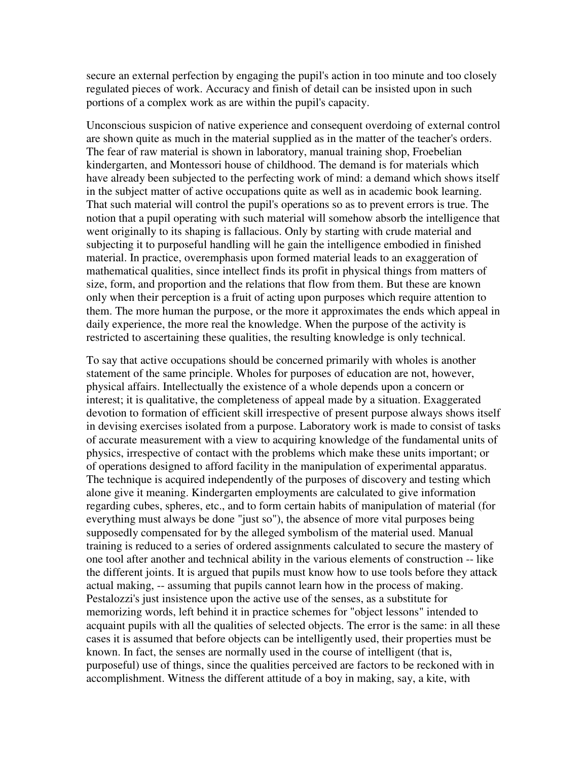secure an external perfection by engaging the pupil's action in too minute and too closely regulated pieces of work. Accuracy and finish of detail can be insisted upon in such portions of a complex work as are within the pupil's capacity.

Unconscious suspicion of native experience and consequent overdoing of external control are shown quite as much in the material supplied as in the matter of the teacher's orders. The fear of raw material is shown in laboratory, manual training shop, Froebelian kindergarten, and Montessori house of childhood. The demand is for materials which have already been subjected to the perfecting work of mind: a demand which shows itself in the subject matter of active occupations quite as well as in academic book learning. That such material will control the pupil's operations so as to prevent errors is true. The notion that a pupil operating with such material will somehow absorb the intelligence that went originally to its shaping is fallacious. Only by starting with crude material and subjecting it to purposeful handling will he gain the intelligence embodied in finished material. In practice, overemphasis upon formed material leads to an exaggeration of mathematical qualities, since intellect finds its profit in physical things from matters of size, form, and proportion and the relations that flow from them. But these are known only when their perception is a fruit of acting upon purposes which require attention to them. The more human the purpose, or the more it approximates the ends which appeal in daily experience, the more real the knowledge. When the purpose of the activity is restricted to ascertaining these qualities, the resulting knowledge is only technical.

To say that active occupations should be concerned primarily with wholes is another statement of the same principle. Wholes for purposes of education are not, however, physical affairs. Intellectually the existence of a whole depends upon a concern or interest; it is qualitative, the completeness of appeal made by a situation. Exaggerated devotion to formation of efficient skill irrespective of present purpose always shows itself in devising exercises isolated from a purpose. Laboratory work is made to consist of tasks of accurate measurement with a view to acquiring knowledge of the fundamental units of physics, irrespective of contact with the problems which make these units important; or of operations designed to afford facility in the manipulation of experimental apparatus. The technique is acquired independently of the purposes of discovery and testing which alone give it meaning. Kindergarten employments are calculated to give information regarding cubes, spheres, etc., and to form certain habits of manipulation of material (for everything must always be done "just so"), the absence of more vital purposes being supposedly compensated for by the alleged symbolism of the material used. Manual training is reduced to a series of ordered assignments calculated to secure the mastery of one tool after another and technical ability in the various elements of construction -- like the different joints. It is argued that pupils must know how to use tools before they attack actual making, -- assuming that pupils cannot learn how in the process of making. Pestalozzi's just insistence upon the active use of the senses, as a substitute for memorizing words, left behind it in practice schemes for "object lessons" intended to acquaint pupils with all the qualities of selected objects. The error is the same: in all these cases it is assumed that before objects can be intelligently used, their properties must be known. In fact, the senses are normally used in the course of intelligent (that is, purposeful) use of things, since the qualities perceived are factors to be reckoned with in accomplishment. Witness the different attitude of a boy in making, say, a kite, with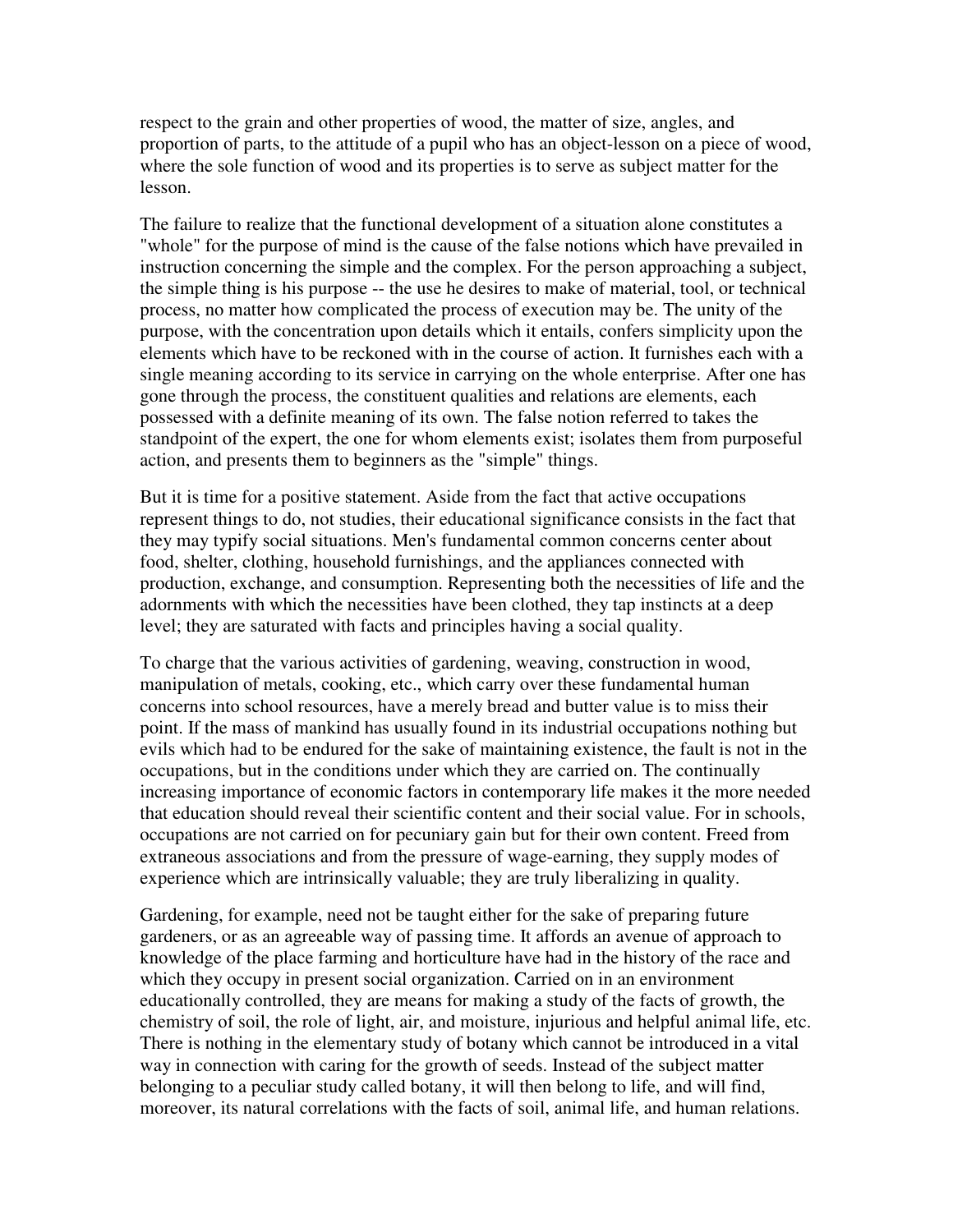respect to the grain and other properties of wood, the matter of size, angles, and proportion of parts, to the attitude of a pupil who has an object-lesson on a piece of wood, where the sole function of wood and its properties is to serve as subject matter for the lesson.

The failure to realize that the functional development of a situation alone constitutes a "whole" for the purpose of mind is the cause of the false notions which have prevailed in instruction concerning the simple and the complex. For the person approaching a subject, the simple thing is his purpose -- the use he desires to make of material, tool, or technical process, no matter how complicated the process of execution may be. The unity of the purpose, with the concentration upon details which it entails, confers simplicity upon the elements which have to be reckoned with in the course of action. It furnishes each with a single meaning according to its service in carrying on the whole enterprise. After one has gone through the process, the constituent qualities and relations are elements, each possessed with a definite meaning of its own. The false notion referred to takes the standpoint of the expert, the one for whom elements exist; isolates them from purposeful action, and presents them to beginners as the "simple" things.

But it is time for a positive statement. Aside from the fact that active occupations represent things to do, not studies, their educational significance consists in the fact that they may typify social situations. Men's fundamental common concerns center about food, shelter, clothing, household furnishings, and the appliances connected with production, exchange, and consumption. Representing both the necessities of life and the adornments with which the necessities have been clothed, they tap instincts at a deep level; they are saturated with facts and principles having a social quality.

To charge that the various activities of gardening, weaving, construction in wood, manipulation of metals, cooking, etc., which carry over these fundamental human concerns into school resources, have a merely bread and butter value is to miss their point. If the mass of mankind has usually found in its industrial occupations nothing but evils which had to be endured for the sake of maintaining existence, the fault is not in the occupations, but in the conditions under which they are carried on. The continually increasing importance of economic factors in contemporary life makes it the more needed that education should reveal their scientific content and their social value. For in schools, occupations are not carried on for pecuniary gain but for their own content. Freed from extraneous associations and from the pressure of wage-earning, they supply modes of experience which are intrinsically valuable; they are truly liberalizing in quality.

Gardening, for example, need not be taught either for the sake of preparing future gardeners, or as an agreeable way of passing time. It affords an avenue of approach to knowledge of the place farming and horticulture have had in the history of the race and which they occupy in present social organization. Carried on in an environment educationally controlled, they are means for making a study of the facts of growth, the chemistry of soil, the role of light, air, and moisture, injurious and helpful animal life, etc. There is nothing in the elementary study of botany which cannot be introduced in a vital way in connection with caring for the growth of seeds. Instead of the subject matter belonging to a peculiar study called botany, it will then belong to life, and will find, moreover, its natural correlations with the facts of soil, animal life, and human relations.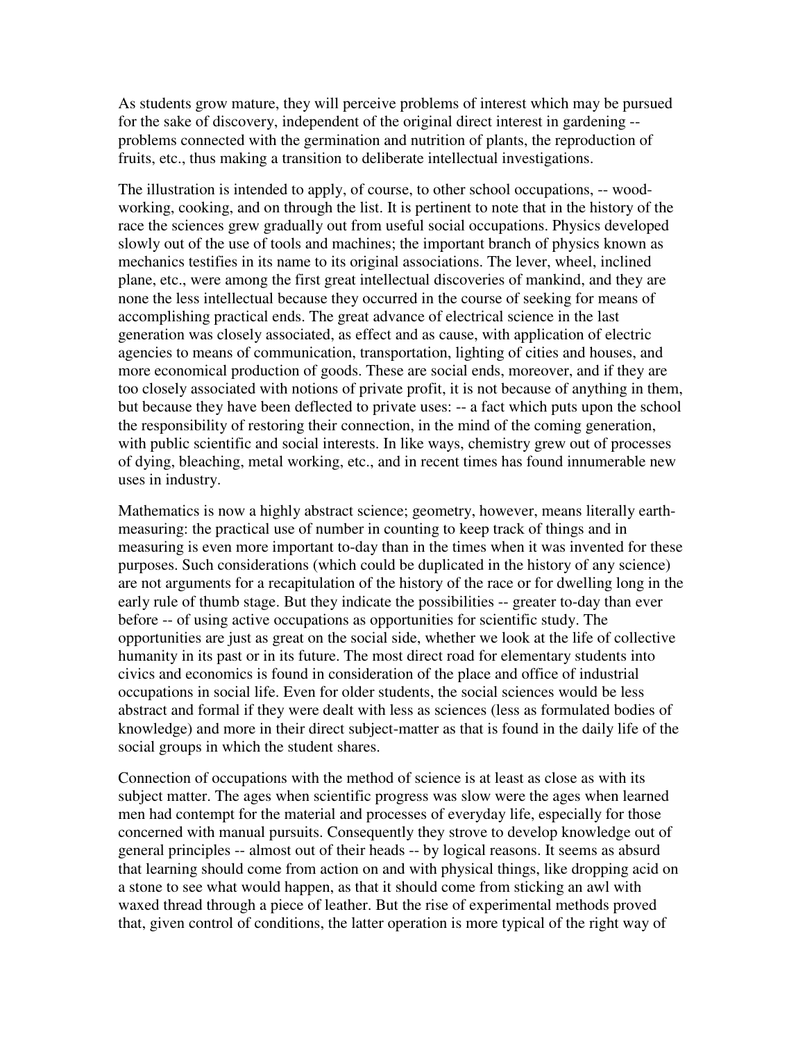As students grow mature, they will perceive problems of interest which may be pursued for the sake of discovery, independent of the original direct interest in gardening -- problems connected with the germination and nutrition of plants, the reproduction of fruits, etc., thus making a transition to deliberate intellectual investigations.

The illustration is intended to apply, of course, to other school occupations, -- wood-working, cooking, and on through the list. It is pertinent to note that in the history of the race the sciences grew gradually out from useful social occupations. Physics developed slowly out of the use of tools and machines; the important branch of physics known as mechanics testifies in its name to its original associations. The lever, wheel, inclined plane, etc., were among the first great intellectual discoveries of mankind, and they are none the less intellectual because they occurred in the course of seeking for means of accomplishing practical ends. The great advance of electrical science in the last generation was closely associated, as effect and as cause, with application of electric agencies to means of communication, transportation, lighting of cities and houses, and more economical production of goods. These are social ends, moreover, and if they are too closely associated with notions of private profit, it is not because of anything in them, but because they have been deflected to private uses: -- a fact which puts upon the school the responsibility of restoring their connection, in the mind of the coming generation, with public scientific and social interests. In like ways, chemistry grew out of processes of dying, bleaching, metal working, etc., and in recent times has found innumerable new uses in industry.

Mathematics is now a highly abstract science; geometry, however, means literally earth-measuring: the practical use of number in counting to keep track of things and in measuring is even more important to-day than in the times when it was invented for these purposes. Such considerations (which could be duplicated in the history of any science) are not arguments for a recapitulation of the history of the race or for dwelling long in the early rule of thumb stage. But they indicate the possibilities -- greater to-day than ever before -- of using active occupations as opportunities for scientific study. The opportunities are just as great on the social side, whether we look at the life of collective humanity in its past or in its future. The most direct road for elementary students into civics and economics is found in consideration of the place and office of industrial occupations in social life. Even for older students, the social sciences would be less abstract and formal if they were dealt with less as sciences (less as formulated bodies of knowledge) and more in their direct subject-matter as that is found in the daily life of the social groups in which the student shares.

Connection of occupations with the method of science is at least as close as with its subject matter. The ages when scientific progress was slow were the ages when learned men had contempt for the material and processes of everyday life, especially for those concerned with manual pursuits. Consequently they strove to develop knowledge out of general principles -- almost out of their heads -- by logical reasons. It seems as absurd that learning should come from action on and with physical things, like dropping acid on a stone to see what would happen, as that it should come from sticking an awl with waxed thread through a piece of leather. But the rise of experimental methods proved that, given control of conditions, the latter operation is more typical of the right way of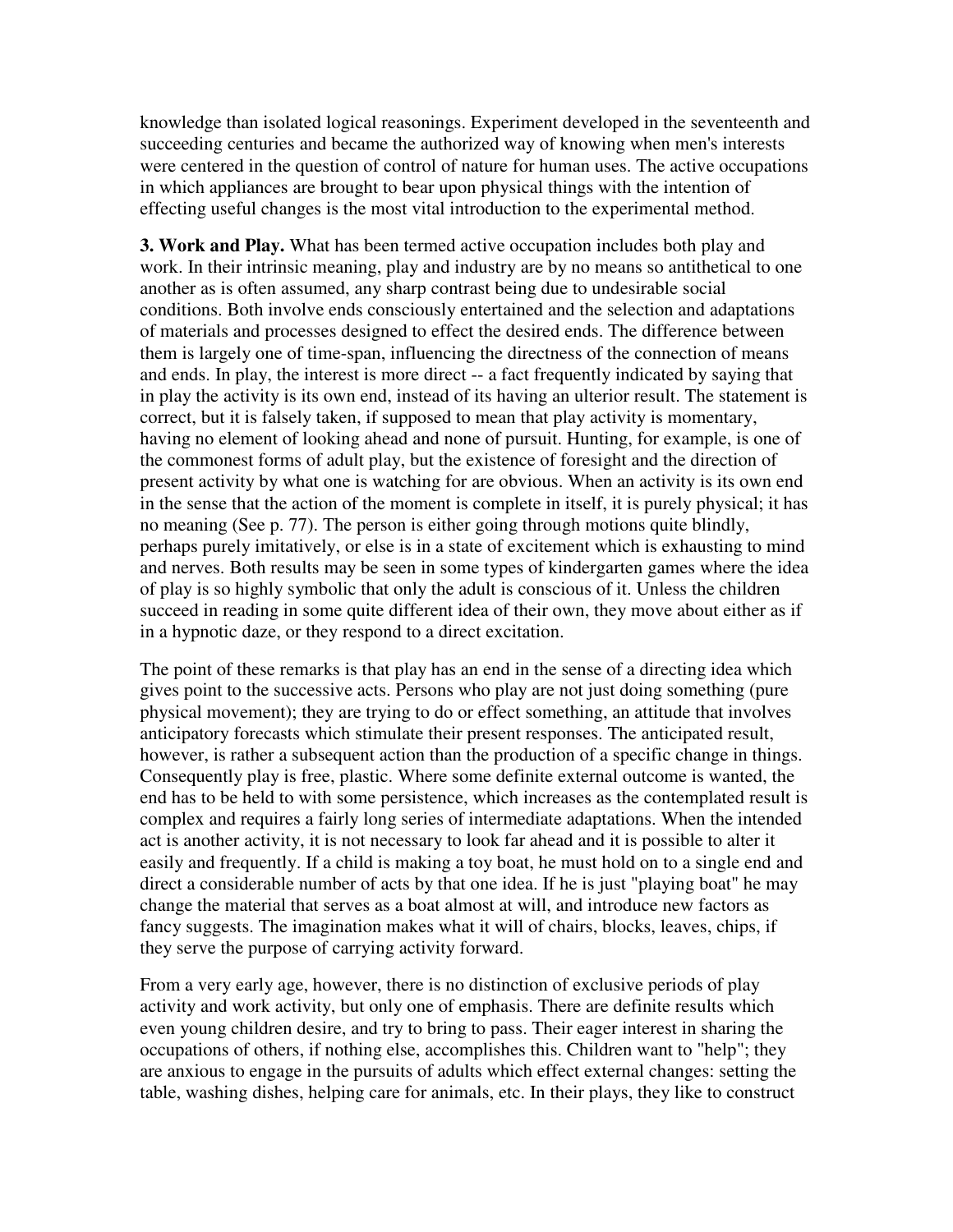knowledge than isolated logical reasonings. Experiment developed in the seventeenth and succeeding centuries and became the authorized way of knowing when men's interests were centered in the question of control of nature for human uses. The active occupations in which appliances are brought to bear upon physical things with the intention of effecting useful changes is the most vital introduction to the experimental method.

**3. Work and Play.** What has been termed active occupation includes both play and work. In their intrinsic meaning, play and industry are by no means so antithetical to one another as is often assumed, any sharp contrast being due to undesirable social conditions. Both involve ends consciously entertained and the selection and adaptations of materials and processes designed to effect the desired ends. The difference between them is largely one of time-span, influencing the directness of the connection of means and ends. In play, the interest is more direct -- a fact frequently indicated by saying that in play the activity is its own end, instead of its having an ulterior result. The statement is correct, but it is falsely taken, if supposed to mean that play activity is momentary, having no element of looking ahead and none of pursuit. Hunting, for example, is one of the commonest forms of adult play, but the existence of foresight and the direction of present activity by what one is watching for are obvious. When an activity is its own end in the sense that the action of the moment is complete in itself, it is purely physical; it has no meaning (See p. 77). The person is either going through motions quite blindly, perhaps purely imitatively, or else is in a state of excitement which is exhausting to mind and nerves. Both results may be seen in some types of kindergarten games where the idea of play is so highly symbolic that only the adult is conscious of it. Unless the children succeed in reading in some quite different idea of their own, they move about either as if in a hypnotic daze, or they respond to a direct excitation.

The point of these remarks is that play has an end in the sense of a directing idea which gives point to the successive acts. Persons who play are not just doing something (pure physical movement); they are trying to do or effect something, an attitude that involves anticipatory forecasts which stimulate their present responses. The anticipated result, however, is rather a subsequent action than the production of a specific change in things. Consequently play is free, plastic. Where some definite external outcome is wanted, the end has to be held to with some persistence, which increases as the contemplated result is complex and requires a fairly long series of intermediate adaptations. When the intended act is another activity, it is not necessary to look far ahead and it is possible to alter it easily and frequently. If a child is making a toy boat, he must hold on to a single end and direct a considerable number of acts by that one idea. If he is just "playing boat" he may change the material that serves as a boat almost at will, and introduce new factors as fancy suggests. The imagination makes what it will of chairs, blocks, leaves, chips, if they serve the purpose of carrying activity forward.

From a very early age, however, there is no distinction of exclusive periods of play activity and work activity, but only one of emphasis. There are definite results which even young children desire, and try to bring to pass. Their eager interest in sharing the occupations of others, if nothing else, accomplishes this. Children want to "help"; they are anxious to engage in the pursuits of adults which effect external changes: setting the table, washing dishes, helping care for animals, etc. In their plays, they like to construct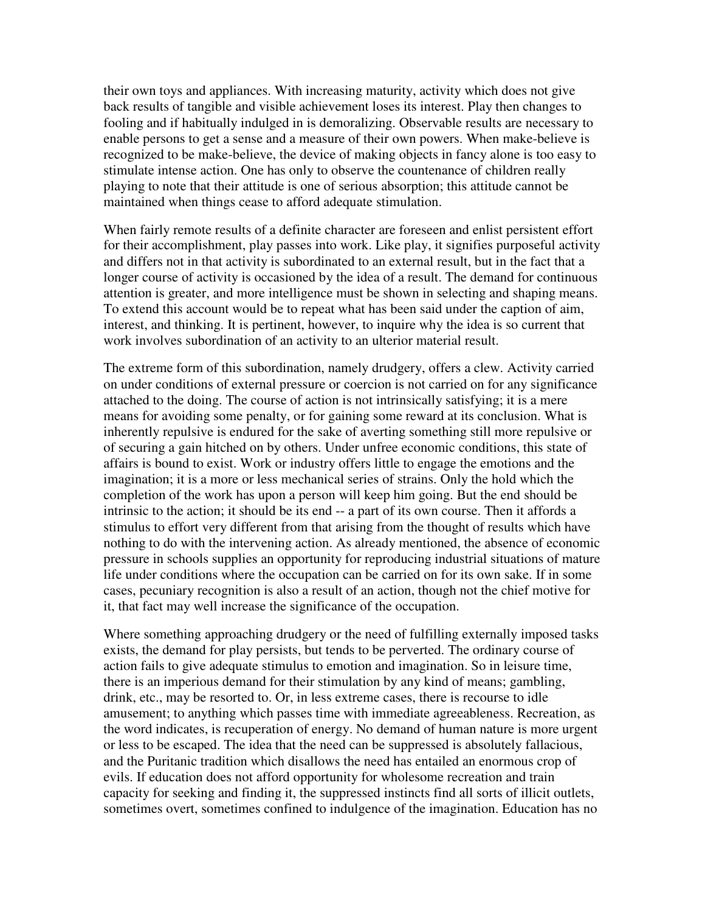their own toys and appliances. With increasing maturity, activity which does not give back results of tangible and visible achievement loses its interest. Play then changes to fooling and if habitually indulged in is demoralizing. Observable results are necessary to enable persons to get a sense and a measure of their own powers. When make-believe is recognized to be make-believe, the device of making objects in fancy alone is too easy to stimulate intense action. One has only to observe the countenance of children really playing to note that their attitude is one of serious absorption; this attitude cannot be maintained when things cease to afford adequate stimulation.

When fairly remote results of a definite character are foreseen and enlist persistent effort for their accomplishment, play passes into work. Like play, it signifies purposeful activity and differs not in that activity is subordinated to an external result, but in the fact that a longer course of activity is occasioned by the idea of a result. The demand for continuous attention is greater, and more intelligence must be shown in selecting and shaping means. To extend this account would be to repeat what has been said under the caption of aim, interest, and thinking. It is pertinent, however, to inquire why the idea is so current that work involves subordination of an activity to an ulterior material result.

The extreme form of this subordination, namely drudgery, offers a clew. Activity carried on under conditions of external pressure or coercion is not carried on for any significance attached to the doing. The course of action is not intrinsically satisfying; it is a mere means for avoiding some penalty, or for gaining some reward at its conclusion. What is inherently repulsive is endured for the sake of averting something still more repulsive or of securing a gain hitched on by others. Under unfree economic conditions, this state of affairs is bound to exist. Work or industry offers little to engage the emotions and the imagination; it is a more or less mechanical series of strains. Only the hold which the completion of the work has upon a person will keep him going. But the end should be intrinsic to the action; it should be its end -- a part of its own course. Then it affords a stimulus to effort very different from that arising from the thought of results which have nothing to do with the intervening action. As already mentioned, the absence of economic pressure in schools supplies an opportunity for reproducing industrial situations of mature life under conditions where the occupation can be carried on for its own sake. If in some cases, pecuniary recognition is also a result of an action, though not the chief motive for it, that fact may well increase the significance of the occupation.

Where something approaching drudgery or the need of fulfilling externally imposed tasks exists, the demand for play persists, but tends to be perverted. The ordinary course of action fails to give adequate stimulus to emotion and imagination. So in leisure time, there is an imperious demand for their stimulation by any kind of means; gambling, drink, etc., may be resorted to. Or, in less extreme cases, there is recourse to idle amusement; to anything which passes time with immediate agreeableness. Recreation, as the word indicates, is recuperation of energy. No demand of human nature is more urgent or less to be escaped. The idea that the need can be suppressed is absolutely fallacious, and the Puritanic tradition which disallows the need has entailed an enormous crop of evils. If education does not afford opportunity for wholesome recreation and train capacity for seeking and finding it, the suppressed instincts find all sorts of illicit outlets, sometimes overt, sometimes confined to indulgence of the imagination. Education has no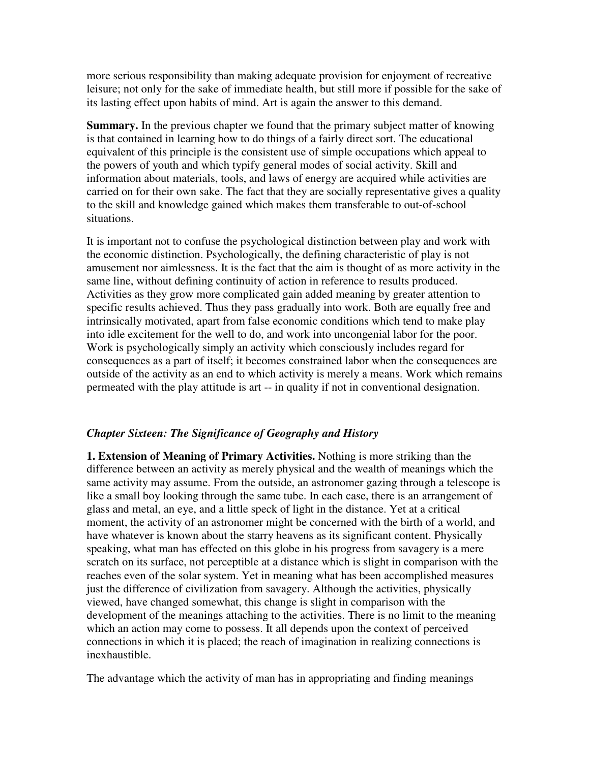more serious responsibility than making adequate provision for enjoyment of recreative leisure; not only for the sake of immediate health, but still more if possible for the sake of its lasting effect upon habits of mind. Art is again the answer to this demand.

**Summary.** In the previous chapter we found that the primary subject matter of knowing is that contained in learning how to do things of a fairly direct sort. The educational equivalent of this principle is the consistent use of simple occupations which appeal to the powers of youth and which typify general modes of social activity. Skill and information about materials, tools, and laws of energy are acquired while activities are carried on for their own sake. The fact that they are socially representative gives a quality to the skill and knowledge gained which makes them transferable to out-of-school situations.

It is important not to confuse the psychological distinction between play and work with the economic distinction. Psychologically, the defining characteristic of play is not amusement nor aimlessness. It is the fact that the aim is thought of as more activity in the same line, without defining continuity of action in reference to results produced. Activities as they grow more complicated gain added meaning by greater attention to specific results achieved. Thus they pass gradually into work. Both are equally free and intrinsically motivated, apart from false economic conditions which tend to make play into idle excitement for the well to do, and work into uncongenial labor for the poor. Work is psychologically simply an activity which consciously includes regard for consequences as a part of itself; it becomes constrained labor when the consequences are outside of the activity as an end to which activity is merely a means. Work which remains permeated with the play attitude is art -- in quality if not in conventional designation.

## *Chapter Sixteen: The Significance of Geography and History*

**1. Extension of Meaning of Primary Activities.** Nothing is more striking than the difference between an activity as merely physical and the wealth of meanings which the same activity may assume. From the outside, an astronomer gazing through a telescope is like a small boy looking through the same tube. In each case, there is an arrangement of glass and metal, an eye, and a little speck of light in the distance. Yet at a critical moment, the activity of an astronomer might be concerned with the birth of a world, and have whatever is known about the starry heavens as its significant content. Physically speaking, what man has effected on this globe in his progress from savagery is a mere scratch on its surface, not perceptible at a distance which is slight in comparison with the reaches even of the solar system. Yet in meaning what has been accomplished measures just the difference of civilization from savagery. Although the activities, physically viewed, have changed somewhat, this change is slight in comparison with the development of the meanings attaching to the activities. There is no limit to the meaning which an action may come to possess. It all depends upon the context of perceived connections in which it is placed; the reach of imagination in realizing connections is inexhaustible.

The advantage which the activity of man has in appropriating and finding meanings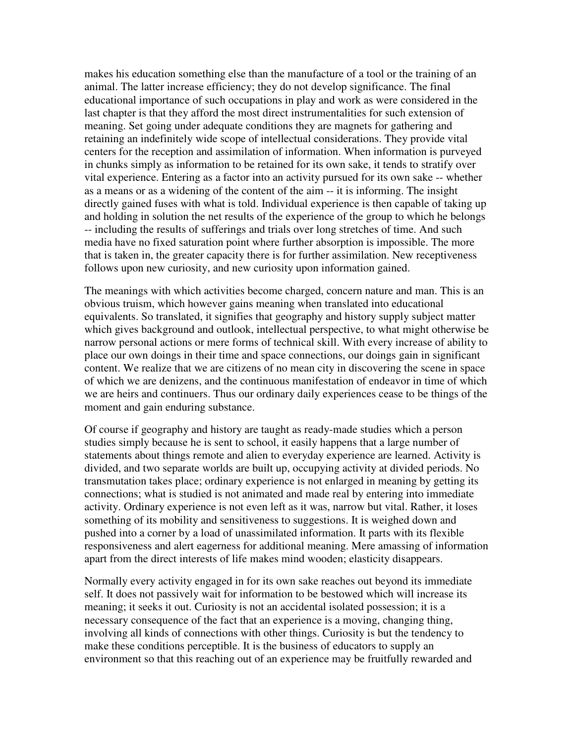makes his education something else than the manufacture of a tool or the training of an animal. The latter increase efficiency; they do not develop significance. The final educational importance of such occupations in play and work as were considered in the last chapter is that they afford the most direct instrumentalities for such extension of meaning. Set going under adequate conditions they are magnets for gathering and retaining an indefinitely wide scope of intellectual considerations. They provide vital centers for the reception and assimilation of information. When information is purveyed in chunks simply as information to be retained for its own sake, it tends to stratify over vital experience. Entering as a factor into an activity pursued for its own sake -- whether as a means or as a widening of the content of the aim -- it is informing. The insight directly gained fuses with what is told. Individual experience is then capable of taking up and holding in solution the net results of the experience of the group to which he belongs -- including the results of sufferings and trials over long stretches of time. And such media have no fixed saturation point where further absorption is impossible. The more that is taken in, the greater capacity there is for further assimilation. New receptiveness follows upon new curiosity, and new curiosity upon information gained.

The meanings with which activities become charged, concern nature and man. This is an obvious truism, which however gains meaning when translated into educational equivalents. So translated, it signifies that geography and history supply subject matter which gives background and outlook, intellectual perspective, to what might otherwise be narrow personal actions or mere forms of technical skill. With every increase of ability to place our own doings in their time and space connections, our doings gain in significant content. We realize that we are citizens of no mean city in discovering the scene in space of which we are denizens, and the continuous manifestation of endeavor in time of which we are heirs and continuers. Thus our ordinary daily experiences cease to be things of the moment and gain enduring substance.

Of course if geography and history are taught as ready-made studies which a person studies simply because he is sent to school, it easily happens that a large number of statements about things remote and alien to everyday experience are learned. Activity is divided, and two separate worlds are built up, occupying activity at divided periods. No transmutation takes place; ordinary experience is not enlarged in meaning by getting its connections; what is studied is not animated and made real by entering into immediate activity. Ordinary experience is not even left as it was, narrow but vital. Rather, it loses something of its mobility and sensitiveness to suggestions. It is weighed down and pushed into a corner by a load of unassimilated information. It parts with its flexible responsiveness and alert eagerness for additional meaning. Mere amassing of information apart from the direct interests of life makes mind wooden; elasticity disappears.

Normally every activity engaged in for its own sake reaches out beyond its immediate self. It does not passively wait for information to be bestowed which will increase its meaning; it seeks it out. Curiosity is not an accidental isolated possession; it is a necessary consequence of the fact that an experience is a moving, changing thing, involving all kinds of connections with other things. Curiosity is but the tendency to make these conditions perceptible. It is the business of educators to supply an environment so that this reaching out of an experience may be fruitfully rewarded and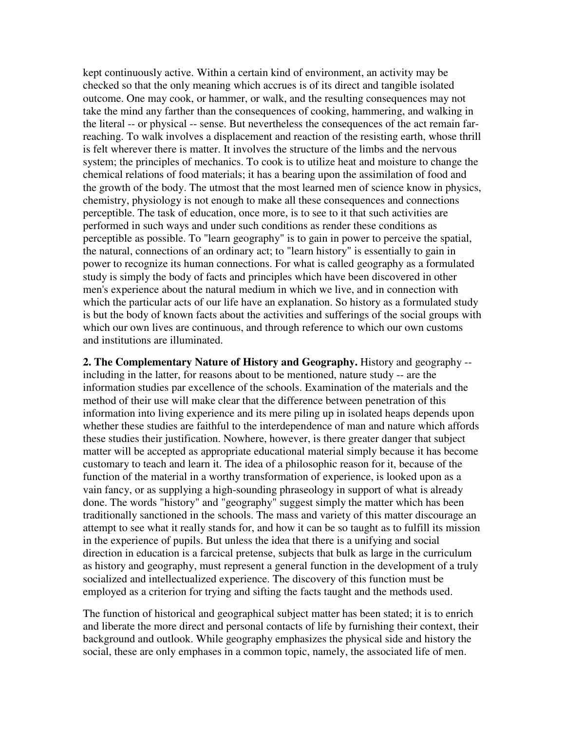kept continuously active. Within a certain kind of environment, an activity may be checked so that the only meaning which accrues is of its direct and tangible isolated outcome. One may cook, or hammer, or walk, and the resulting consequences may not take the mind any farther than the consequences of cooking, hammering, and walking in the literal -- or physical -- sense. But nevertheless the consequences of the act remain far-reaching. To walk involves a displacement and reaction of the resisting earth, whose thrill is felt wherever there is matter. It involves the structure of the limbs and the nervous system; the principles of mechanics. To cook is to utilize heat and moisture to change the chemical relations of food materials; it has a bearing upon the assimilation of food and the growth of the body. The utmost that the most learned men of science know in physics, chemistry, physiology is not enough to make all these consequences and connections perceptible. The task of education, once more, is to see to it that such activities are performed in such ways and under such conditions as render these conditions as perceptible as possible. To "learn geography" is to gain in power to perceive the spatial, the natural, connections of an ordinary act; to "learn history" is essentially to gain in power to recognize its human connections. For what is called geography as a formulated study is simply the body of facts and principles which have been discovered in other men's experience about the natural medium in which we live, and in connection with which the particular acts of our life have an explanation. So history as a formulated study is but the body of known facts about the activities and sufferings of the social groups with which our own lives are continuous, and through reference to which our own customs and institutions are illuminated.

**2. The Complementary Nature of History and Geography.** History and geography -- including in the latter, for reasons about to be mentioned, nature study -- are the information studies par excellence of the schools. Examination of the materials and the method of their use will make clear that the difference between penetration of this information into living experience and its mere piling up in isolated heaps depends upon whether these studies are faithful to the interdependence of man and nature which affords these studies their justification. Nowhere, however, is there greater danger that subject matter will be accepted as appropriate educational material simply because it has become customary to teach and learn it. The idea of a philosophic reason for it, because of the function of the material in a worthy transformation of experience, is looked upon as a vain fancy, or as supplying a high-sounding phraseology in support of what is already done. The words "history" and "geography" suggest simply the matter which has been traditionally sanctioned in the schools. The mass and variety of this matter discourage an attempt to see what it really stands for, and how it can be so taught as to fulfill its mission in the experience of pupils. But unless the idea that there is a unifying and social direction in education is a farcical pretense, subjects that bulk as large in the curriculum as history and geography, must represent a general function in the development of a truly socialized and intellectualized experience. The discovery of this function must be employed as a criterion for trying and sifting the facts taught and the methods used.

The function of historical and geographical subject matter has been stated; it is to enrich and liberate the more direct and personal contacts of life by furnishing their context, their background and outlook. While geography emphasizes the physical side and history the social, these are only emphases in a common topic, namely, the associated life of men.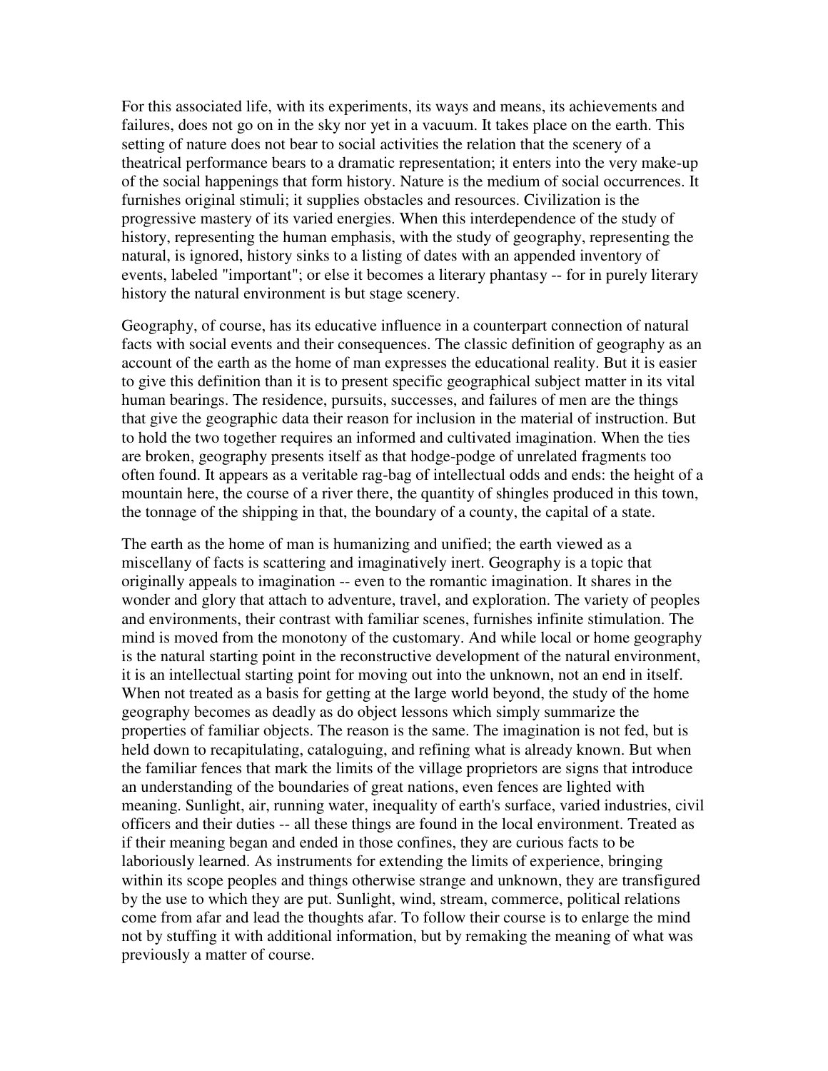For this associated life, with its experiments, its ways and means, its achievements and failures, does not go on in the sky nor yet in a vacuum. It takes place on the earth. This setting of nature does not bear to social activities the relation that the scenery of a theatrical performance bears to a dramatic representation; it enters into the very make-up of the social happenings that form history. Nature is the medium of social occurrences. It furnishes original stimuli; it supplies obstacles and resources. Civilization is the progressive mastery of its varied energies. When this interdependence of the study of history, representing the human emphasis, with the study of geography, representing the natural, is ignored, history sinks to a listing of dates with an appended inventory of events, labeled "important"; or else it becomes a literary phantasy -- for in purely literary history the natural environment is but stage scenery.

Geography, of course, has its educative influence in a counterpart connection of natural facts with social events and their consequences. The classic definition of geography as an account of the earth as the home of man expresses the educational reality. But it is easier to give this definition than it is to present specific geographical subject matter in its vital human bearings. The residence, pursuits, successes, and failures of men are the things that give the geographic data their reason for inclusion in the material of instruction. But to hold the two together requires an informed and cultivated imagination. When the ties are broken, geography presents itself as that hodge-podge of unrelated fragments too often found. It appears as a veritable rag-bag of intellectual odds and ends: the height of a mountain here, the course of a river there, the quantity of shingles produced in this town, the tonnage of the shipping in that, the boundary of a county, the capital of a state.

The earth as the home of man is humanizing and unified; the earth viewed as a miscellany of facts is scattering and imaginatively inert. Geography is a topic that originally appeals to imagination -- even to the romantic imagination. It shares in the wonder and glory that attach to adventure, travel, and exploration. The variety of peoples and environments, their contrast with familiar scenes, furnishes infinite stimulation. The mind is moved from the monotony of the customary. And while local or home geography is the natural starting point in the reconstructive development of the natural environment, it is an intellectual starting point for moving out into the unknown, not an end in itself. When not treated as a basis for getting at the large world beyond, the study of the home geography becomes as deadly as do object lessons which simply summarize the properties of familiar objects. The reason is the same. The imagination is not fed, but is held down to recapitulating, cataloguing, and refining what is already known. But when the familiar fences that mark the limits of the village proprietors are signs that introduce an understanding of the boundaries of great nations, even fences are lighted with meaning. Sunlight, air, running water, inequality of earth's surface, varied industries, civil officers and their duties -- all these things are found in the local environment. Treated as if their meaning began and ended in those confines, they are curious facts to be laboriously learned. As instruments for extending the limits of experience, bringing within its scope peoples and things otherwise strange and unknown, they are transfigured by the use to which they are put. Sunlight, wind, stream, commerce, political relations come from afar and lead the thoughts afar. To follow their course is to enlarge the mind not by stuffing it with additional information, but by remaking the meaning of what was previously a matter of course.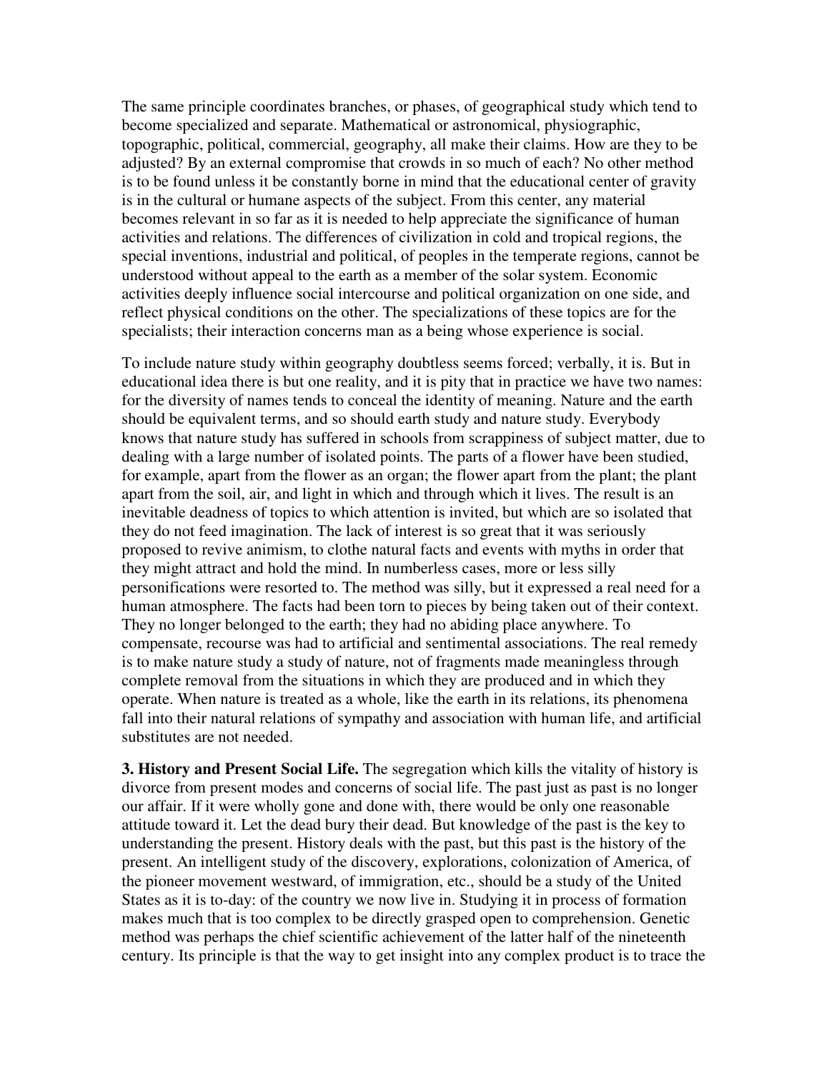The same principle coordinates branches, or phases, of geographical study which tend to become specialized and separate. Mathematical or astronomical, physiographic, topographic, political, commercial, geography, all make their claims. How are they to be adjusted? By an external compromise that crowds in so much of each? No other method is to be found unless it be constantly borne in mind that the educational center of gravity is in the cultural or humane aspects of the subject. From this center, any material becomes relevant in so far as it is needed to help appreciate the significance of human activities and relations. The differences of civilization in cold and tropical regions, the special inventions, industrial and political, of peoples in the temperate regions, cannot be understood without appeal to the earth as a member of the solar system. Economic activities deeply influence social intercourse and political organization on one side, and reflect physical conditions on the other. The specializations of these topics are for the specialists; their interaction concerns man as a being whose experience is social.

To include nature study within geography doubtless seems forced; verbally, it is. But in educational idea there is but one reality, and it is pity that in practice we have two names: for the diversity of names tends to conceal the identity of meaning. Nature and the earth should be equivalent terms, and so should earth study and nature study. Everybody knows that nature study has suffered in schools from scrappiness of subject matter, due to dealing with a large number of isolated points. The parts of a flower have been studied, for example, apart from the flower as an organ; the flower apart from the plant; the plant apart from the soil, air, and light in which and through which it lives. The result is an inevitable deadness of topics to which attention is invited, but which are so isolated that they do not feed imagination. The lack of interest is so great that it was seriously proposed to revive animism, to clothe natural facts and events with myths in order that they might attract and hold the mind. In numberless cases, more or less silly personifications were resorted to. The method was silly, but it expressed a real need for a human atmosphere. The facts had been torn to pieces by being taken out of their context. They no longer belonged to the earth; they had no abiding place anywhere. To compensate, recourse was had to artificial and sentimental associations. The real remedy is to make nature study a study of nature, not of fragments made meaningless through complete removal from the situations in which they are produced and in which they operate. When nature is treated as a whole, like the earth in its relations, its phenomena fall into their natural relations of sympathy and association with human life, and artificial substitutes are not needed.

**3. History and Present Social Life.** The segregation which kills the vitality of history is divorce from present modes and concerns of social life. The past just as past is no longer our affair. If it were wholly gone and done with, there would be only one reasonable attitude toward it. Let the dead bury their dead. But knowledge of the past is the key to understanding the present. History deals with the past, but this past is the history of the present. An intelligent study of the discovery, explorations, colonization of America, of the pioneer movement westward, of immigration, etc., should be a study of the United States as it is to-day: of the country we now live in. Studying it in process of formation makes much that is too complex to be directly grasped open to comprehension. Genetic method was perhaps the chief scientific achievement of the latter half of the nineteenth century. Its principle is that the way to get insight into any complex product is to trace the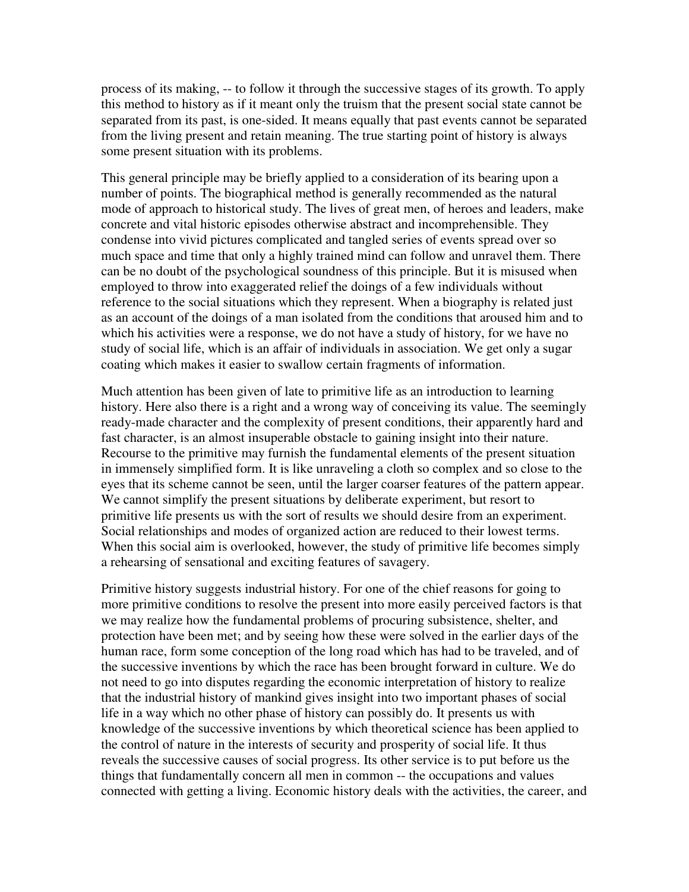process of its making, -- to follow it through the successive stages of its growth. To apply this method to history as if it meant only the truism that the present social state cannot be separated from its past, is one-sided. It means equally that past events cannot be separated from the living present and retain meaning. The true starting point of history is always some present situation with its problems.

This general principle may be briefly applied to a consideration of its bearing upon a number of points. The biographical method is generally recommended as the natural mode of approach to historical study. The lives of great men, of heroes and leaders, make concrete and vital historic episodes otherwise abstract and incomprehensible. They condense into vivid pictures complicated and tangled series of events spread over so much space and time that only a highly trained mind can follow and unravel them. There can be no doubt of the psychological soundness of this principle. But it is misused when employed to throw into exaggerated relief the doings of a few individuals without reference to the social situations which they represent. When a biography is related just as an account of the doings of a man isolated from the conditions that aroused him and to which his activities were a response, we do not have a study of history, for we have no study of social life, which is an affair of individuals in association. We get only a sugar coating which makes it easier to swallow certain fragments of information.

Much attention has been given of late to primitive life as an introduction to learning history. Here also there is a right and a wrong way of conceiving its value. The seemingly ready-made character and the complexity of present conditions, their apparently hard and fast character, is an almost insuperable obstacle to gaining insight into their nature. Recourse to the primitive may furnish the fundamental elements of the present situation in immensely simplified form. It is like unraveling a cloth so complex and so close to the eyes that its scheme cannot be seen, until the larger coarser features of the pattern appear. We cannot simplify the present situations by deliberate experiment, but resort to primitive life presents us with the sort of results we should desire from an experiment. Social relationships and modes of organized action are reduced to their lowest terms. When this social aim is overlooked, however, the study of primitive life becomes simply a rehearsing of sensational and exciting features of savagery.

Primitive history suggests industrial history. For one of the chief reasons for going to more primitive conditions to resolve the present into more easily perceived factors is that we may realize how the fundamental problems of procuring subsistence, shelter, and protection have been met; and by seeing how these were solved in the earlier days of the human race, form some conception of the long road which has had to be traveled, and of the successive inventions by which the race has been brought forward in culture. We do not need to go into disputes regarding the economic interpretation of history to realize that the industrial history of mankind gives insight into two important phases of social life in a way which no other phase of history can possibly do. It presents us with knowledge of the successive inventions by which theoretical science has been applied to the control of nature in the interests of security and prosperity of social life. It thus reveals the successive causes of social progress. Its other service is to put before us the things that fundamentally concern all men in common -- the occupations and values connected with getting a living. Economic history deals with the activities, the career, and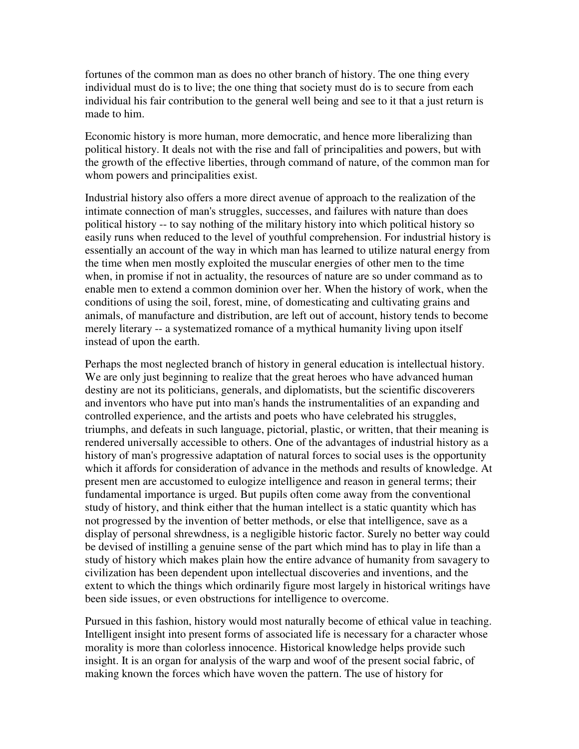fortunes of the common man as does no other branch of history. The one thing every individual must do is to live; the one thing that society must do is to secure from each individual his fair contribution to the general well being and see to it that a just return is made to him.

Economic history is more human, more democratic, and hence more liberalizing than political history. It deals not with the rise and fall of principalities and powers, but with the growth of the effective liberties, through command of nature, of the common man for whom powers and principalities exist.

Industrial history also offers a more direct avenue of approach to the realization of the intimate connection of man's struggles, successes, and failures with nature than does political history -- to say nothing of the military history into which political history so easily runs when reduced to the level of youthful comprehension. For industrial history is essentially an account of the way in which man has learned to utilize natural energy from the time when men mostly exploited the muscular energies of other men to the time when, in promise if not in actuality, the resources of nature are so under command as to enable men to extend a common dominion over her. When the history of work, when the conditions of using the soil, forest, mine, of domesticating and cultivating grains and animals, of manufacture and distribution, are left out of account, history tends to become merely literary -- a systematized romance of a mythical humanity living upon itself instead of upon the earth.

Perhaps the most neglected branch of history in general education is intellectual history. We are only just beginning to realize that the great heroes who have advanced human destiny are not its politicians, generals, and diplomatists, but the scientific discoverers and inventors who have put into man's hands the instrumentalities of an expanding and controlled experience, and the artists and poets who have celebrated his struggles, triumphs, and defeats in such language, pictorial, plastic, or written, that their meaning is rendered universally accessible to others. One of the advantages of industrial history as a history of man's progressive adaptation of natural forces to social uses is the opportunity which it affords for consideration of advance in the methods and results of knowledge. At present men are accustomed to eulogize intelligence and reason in general terms; their fundamental importance is urged. But pupils often come away from the conventional study of history, and think either that the human intellect is a static quantity which has not progressed by the invention of better methods, or else that intelligence, save as a display of personal shrewdness, is a negligible historic factor. Surely no better way could be devised of instilling a genuine sense of the part which mind has to play in life than a study of history which makes plain how the entire advance of humanity from savagery to civilization has been dependent upon intellectual discoveries and inventions, and the extent to which the things which ordinarily figure most largely in historical writings have been side issues, or even obstructions for intelligence to overcome.

Pursued in this fashion, history would most naturally become of ethical value in teaching. Intelligent insight into present forms of associated life is necessary for a character whose morality is more than colorless innocence. Historical knowledge helps provide such insight. It is an organ for analysis of the warp and woof of the present social fabric, of making known the forces which have woven the pattern. The use of history for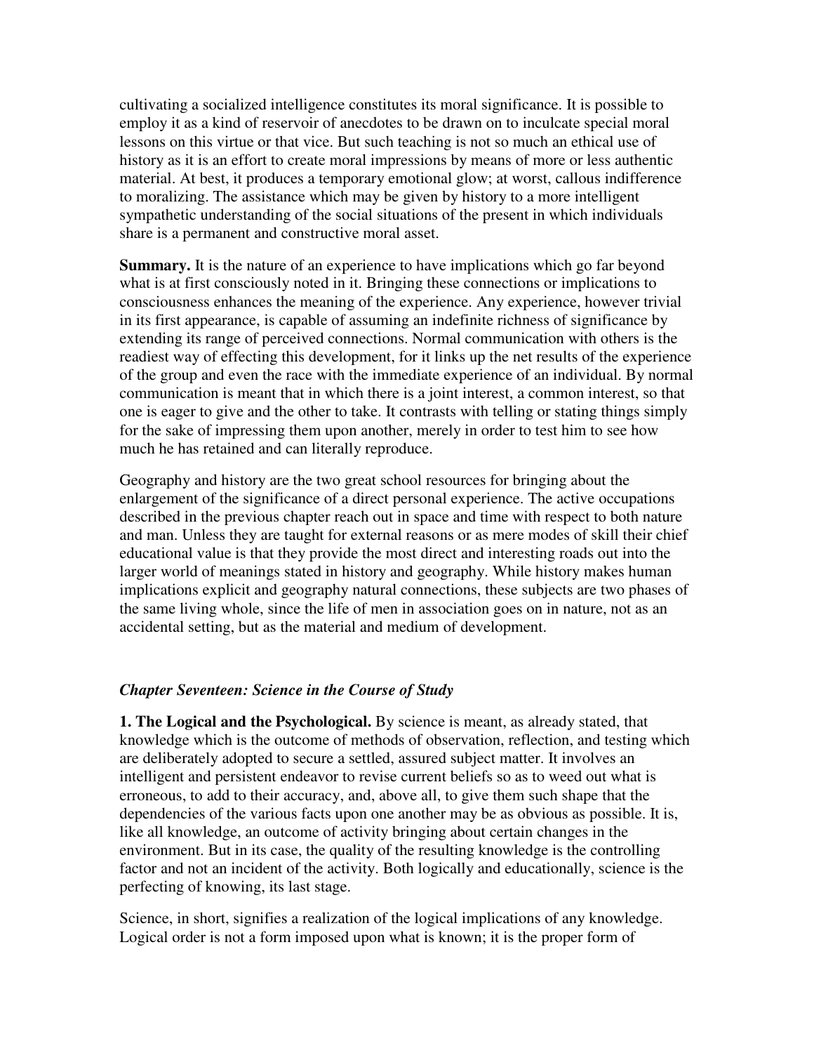cultivating a socialized intelligence constitutes its moral significance. It is possible to employ it as a kind of reservoir of anecdotes to be drawn on to inculcate special moral lessons on this virtue or that vice. But such teaching is not so much an ethical use of history as it is an effort to create moral impressions by means of more or less authentic material. At best, it produces a temporary emotional glow; at worst, callous indifference to moralizing. The assistance which may be given by history to a more intelligent sympathetic understanding of the social situations of the present in which individuals share is a permanent and constructive moral asset.

**Summary.** It is the nature of an experience to have implications which go far beyond what is at first consciously noted in it. Bringing these connections or implications to consciousness enhances the meaning of the experience. Any experience, however trivial in its first appearance, is capable of assuming an indefinite richness of significance by extending its range of perceived connections. Normal communication with others is the readiest way of effecting this development, for it links up the net results of the experience of the group and even the race with the immediate experience of an individual. By normal communication is meant that in which there is a joint interest, a common interest, so that one is eager to give and the other to take. It contrasts with telling or stating things simply for the sake of impressing them upon another, merely in order to test him to see how much he has retained and can literally reproduce.

Geography and history are the two great school resources for bringing about the enlargement of the significance of a direct personal experience. The active occupations described in the previous chapter reach out in space and time with respect to both nature and man. Unless they are taught for external reasons or as mere modes of skill their chief educational value is that they provide the most direct and interesting roads out into the larger world of meanings stated in history and geography. While history makes human implications explicit and geography natural connections, these subjects are two phases of the same living whole, since the life of men in association goes on in nature, not as an accidental setting, but as the material and medium of development.

## *Chapter Seventeen: Science in the Course of Study*

**1. The Logical and the Psychological.** By science is meant, as already stated, that knowledge which is the outcome of methods of observation, reflection, and testing which are deliberately adopted to secure a settled, assured subject matter. It involves an intelligent and persistent endeavor to revise current beliefs so as to weed out what is erroneous, to add to their accuracy, and, above all, to give them such shape that the dependencies of the various facts upon one another may be as obvious as possible. It is, like all knowledge, an outcome of activity bringing about certain changes in the environment. But in its case, the quality of the resulting knowledge is the controlling factor and not an incident of the activity. Both logically and educationally, science is the perfecting of knowing, its last stage.

Science, in short, signifies a realization of the logical implications of any knowledge. Logical order is not a form imposed upon what is known; it is the proper form of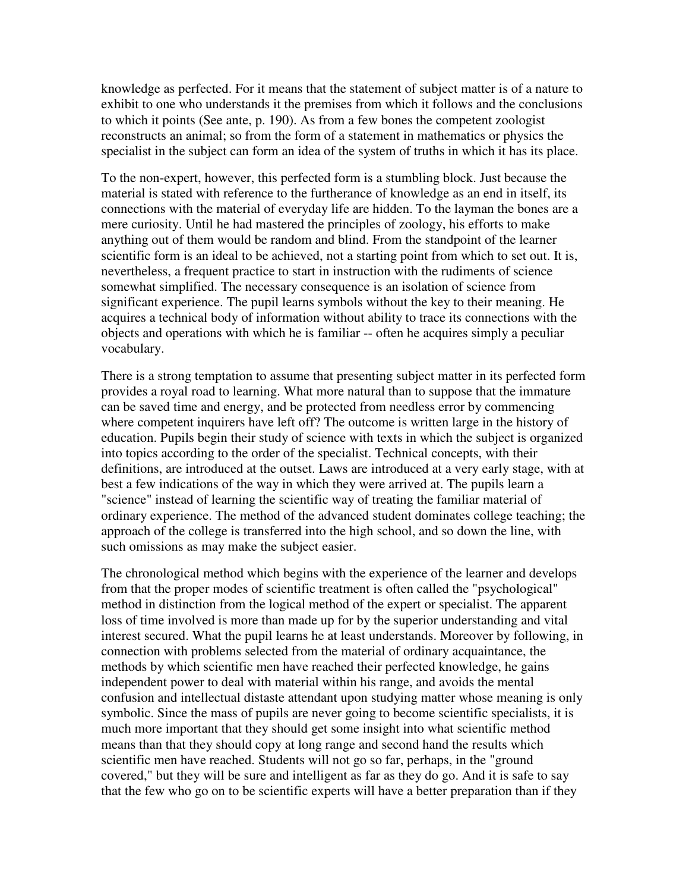knowledge as perfected. For it means that the statement of subject matter is of a nature to exhibit to one who understands it the premises from which it follows and the conclusions to which it points (See ante, p. 190). As from a few bones the competent zoologist reconstructs an animal; so from the form of a statement in mathematics or physics the specialist in the subject can form an idea of the system of truths in which it has its place.

To the non-expert, however, this perfected form is a stumbling block. Just because the material is stated with reference to the furtherance of knowledge as an end in itself, its connections with the material of everyday life are hidden. To the layman the bones are a mere curiosity. Until he had mastered the principles of zoology, his efforts to make anything out of them would be random and blind. From the standpoint of the learner scientific form is an ideal to be achieved, not a starting point from which to set out. It is, nevertheless, a frequent practice to start in instruction with the rudiments of science somewhat simplified. The necessary consequence is an isolation of science from significant experience. The pupil learns symbols without the key to their meaning. He acquires a technical body of information without ability to trace its connections with the objects and operations with which he is familiar -- often he acquires simply a peculiar vocabulary.

There is a strong temptation to assume that presenting subject matter in its perfected form provides a royal road to learning. What more natural than to suppose that the immature can be saved time and energy, and be protected from needless error by commencing where competent inquirers have left off? The outcome is written large in the history of education. Pupils begin their study of science with texts in which the subject is organized into topics according to the order of the specialist. Technical concepts, with their definitions, are introduced at the outset. Laws are introduced at a very early stage, with at best a few indications of the way in which they were arrived at. The pupils learn a "science" instead of learning the scientific way of treating the familiar material of ordinary experience. The method of the advanced student dominates college teaching; the approach of the college is transferred into the high school, and so down the line, with such omissions as may make the subject easier.

The chronological method which begins with the experience of the learner and develops from that the proper modes of scientific treatment is often called the "psychological" method in distinction from the logical method of the expert or specialist. The apparent loss of time involved is more than made up for by the superior understanding and vital interest secured. What the pupil learns he at least understands. Moreover by following, in connection with problems selected from the material of ordinary acquaintance, the methods by which scientific men have reached their perfected knowledge, he gains independent power to deal with material within his range, and avoids the mental confusion and intellectual distaste attendant upon studying matter whose meaning is only symbolic. Since the mass of pupils are never going to become scientific specialists, it is much more important that they should get some insight into what scientific method means than that they should copy at long range and second hand the results which scientific men have reached. Students will not go so far, perhaps, in the "ground covered," but they will be sure and intelligent as far as they do go. And it is safe to say that the few who go on to be scientific experts will have a better preparation than if they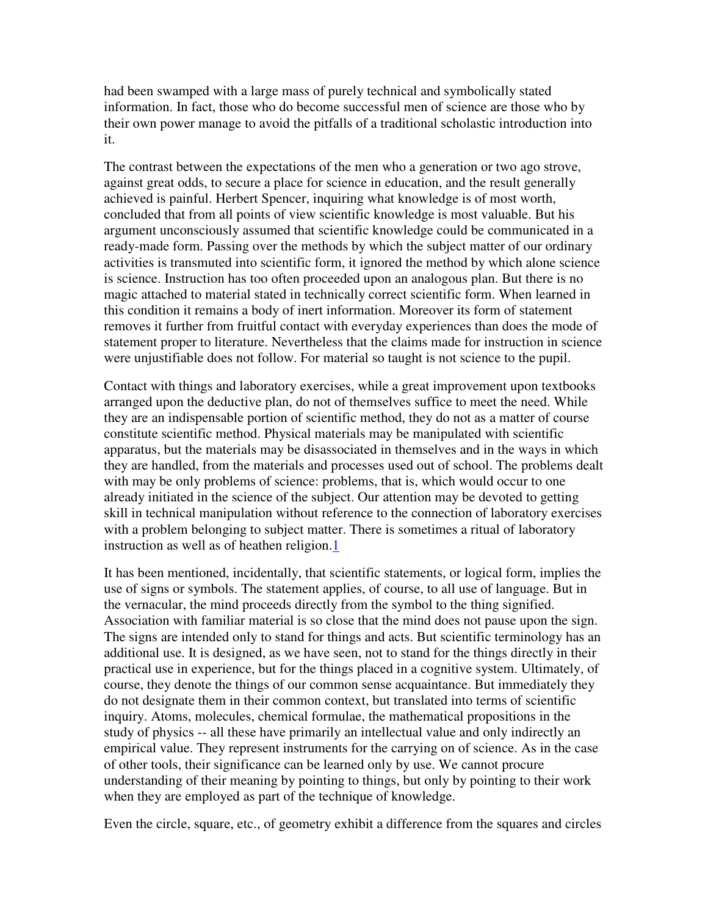had been swamped with a large mass of purely technical and symbolically stated information. In fact, those who do become successful men of science are those who by their own power manage to avoid the pitfalls of a traditional scholastic introduction into it.

The contrast between the expectations of the men who a generation or two ago strove, against great odds, to secure a place for science in education, and the result generally achieved is painful. Herbert Spencer, inquiring what knowledge is of most worth, concluded that from all points of view scientific knowledge is most valuable. But his argument unconsciously assumed that scientific knowledge could be communicated in a ready-made form. Passing over the methods by which the subject matter of our ordinary activities is transmuted into scientific form, it ignored the method by which alone science is science. Instruction has too often proceeded upon an analogous plan. But there is no magic attached to material stated in technically correct scientific form. When learned in this condition it remains a body of inert information. Moreover its form of statement removes it further from fruitful contact with everyday experiences than does the mode of statement proper to literature. Nevertheless that the claims made for instruction in science were unjustifiable does not follow. For material so taught is not science to the pupil.

Contact with things and laboratory exercises, while a great improvement upon textbooks arranged upon the deductive plan, do not of themselves suffice to meet the need. While they are an indispensable portion of scientific method, they do not as a matter of course constitute scientific method. Physical materials may be manipulated with scientific apparatus, but the materials may be disassociated in themselves and in the ways in which they are handled, from the materials and processes used out of school. The problems dealt with may be only problems of science: problems, that is, which would occur to one already initiated in the science of the subject. Our attention may be devoted to getting skill in technical manipulation without reference to the connection of laboratory exercises with a problem belonging to subject matter. There is sometimes a ritual of laboratory instruction as well as of heathen religion.[1]

It has been mentioned, incidentally, that scientific statements, or logical form, implies the use of signs or symbols. The statement applies, of course, to all use of language. But in the vernacular, the mind proceeds directly from the symbol to the thing signified. Association with familiar material is so close that the mind does not pause upon the sign. The signs are intended only to stand for things and acts. But scientific terminology has an additional use. It is designed, as we have seen, not to stand for the things directly in their practical use in experience, but for the things placed in a cognitive system. Ultimately, of course, they denote the things of our common sense acquaintance. But immediately they do not designate them in their common context, but translated into terms of scientific inquiry. Atoms, molecules, chemical formulae, the mathematical propositions in the study of physics -- all these have primarily an intellectual value and only indirectly an empirical value. They represent instruments for the carrying on of science. As in the case of other tools, their significance can be learned only by use. We cannot procure understanding of their meaning by pointing to things, but only by pointing to their work when they are employed as part of the technique of knowledge.

Even the circle, square, etc., of geometry exhibit a difference from the squares and circles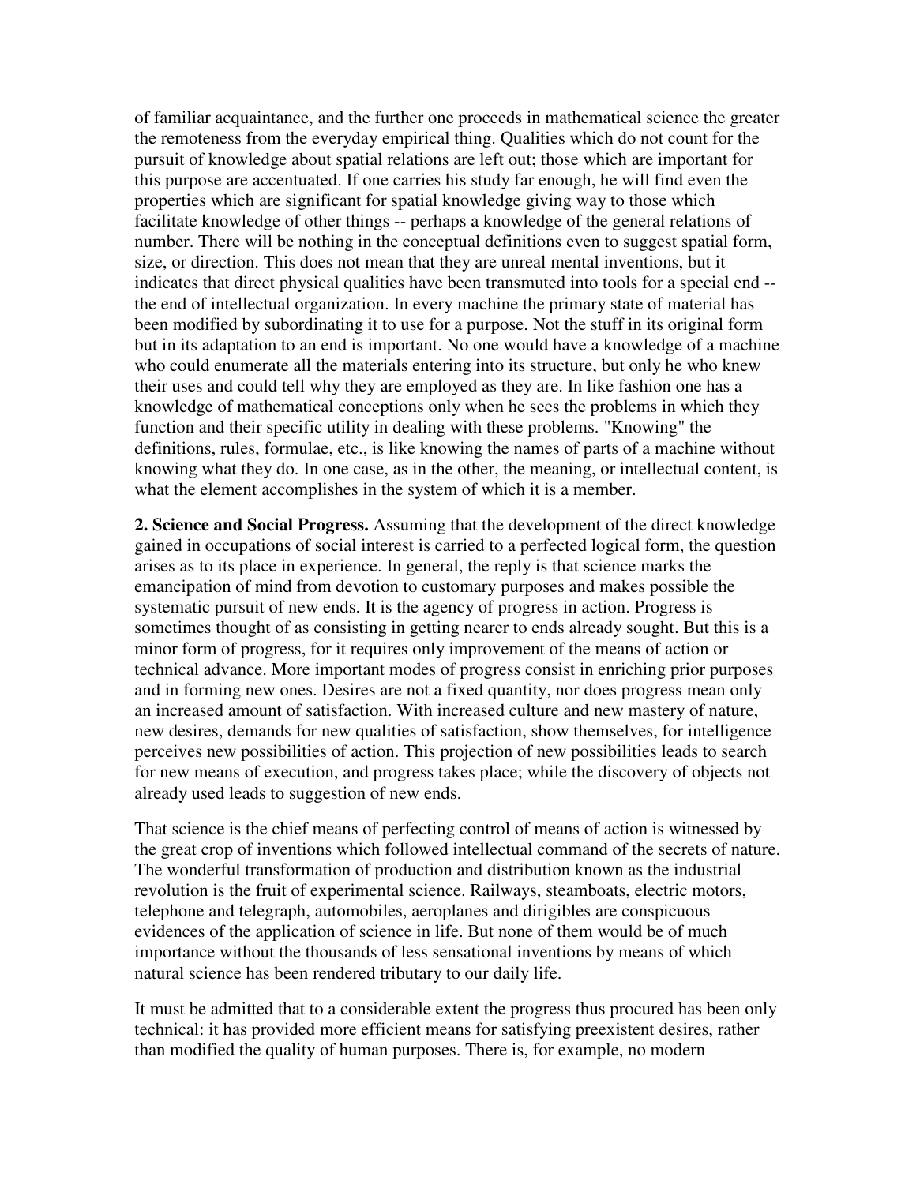of familiar acquaintance, and the further one proceeds in mathematical science the greater the remoteness from the everyday empirical thing. Qualities which do not count for the pursuit of knowledge about spatial relations are left out; those which are important for this purpose are accentuated. If one carries his study far enough, he will find even the properties which are significant for spatial knowledge giving way to those which facilitate knowledge of other things -- perhaps a knowledge of the general relations of number. There will be nothing in the conceptual definitions even to suggest spatial form, size, or direction. This does not mean that they are unreal mental inventions, but it indicates that direct physical qualities have been transmuted into tools for a special end -- the end of intellectual organization. In every machine the primary state of material has been modified by subordinating it to use for a purpose. Not the stuff in its original form but in its adaptation to an end is important. No one would have a knowledge of a machine who could enumerate all the materials entering into its structure, but only he who knew their uses and could tell why they are employed as they are. In like fashion one has a knowledge of mathematical conceptions only when he sees the problems in which they function and their specific utility in dealing with these problems. "Knowing" the definitions, rules, formulae, etc., is like knowing the names of parts of a machine without knowing what they do. In one case, as in the other, the meaning, or intellectual content, is what the element accomplishes in the system of which it is a member.

**2. Science and Social Progress.** Assuming that the development of the direct knowledge gained in occupations of social interest is carried to a perfected logical form, the question arises as to its place in experience. In general, the reply is that science marks the emancipation of mind from devotion to customary purposes and makes possible the systematic pursuit of new ends. It is the agency of progress in action. Progress is sometimes thought of as consisting in getting nearer to ends already sought. But this is a minor form of progress, for it requires only improvement of the means of action or technical advance. More important modes of progress consist in enriching prior purposes and in forming new ones. Desires are not a fixed quantity, nor does progress mean only an increased amount of satisfaction. With increased culture and new mastery of nature, new desires, demands for new qualities of satisfaction, show themselves, for intelligence perceives new possibilities of action. This projection of new possibilities leads to search for new means of execution, and progress takes place; while the discovery of objects not already used leads to suggestion of new ends.

That science is the chief means of perfecting control of means of action is witnessed by the great crop of inventions which followed intellectual command of the secrets of nature. The wonderful transformation of production and distribution known as the industrial revolution is the fruit of experimental science. Railways, steamboats, electric motors, telephone and telegraph, automobiles, aeroplanes and dirigibles are conspicuous evidences of the application of science in life. But none of them would be of much importance without the thousands of less sensational inventions by means of which natural science has been rendered tributary to our daily life.

It must be admitted that to a considerable extent the progress thus procured has been only technical: it has provided more efficient means for satisfying preexistent desires, rather than modified the quality of human purposes. There is, for example, no modern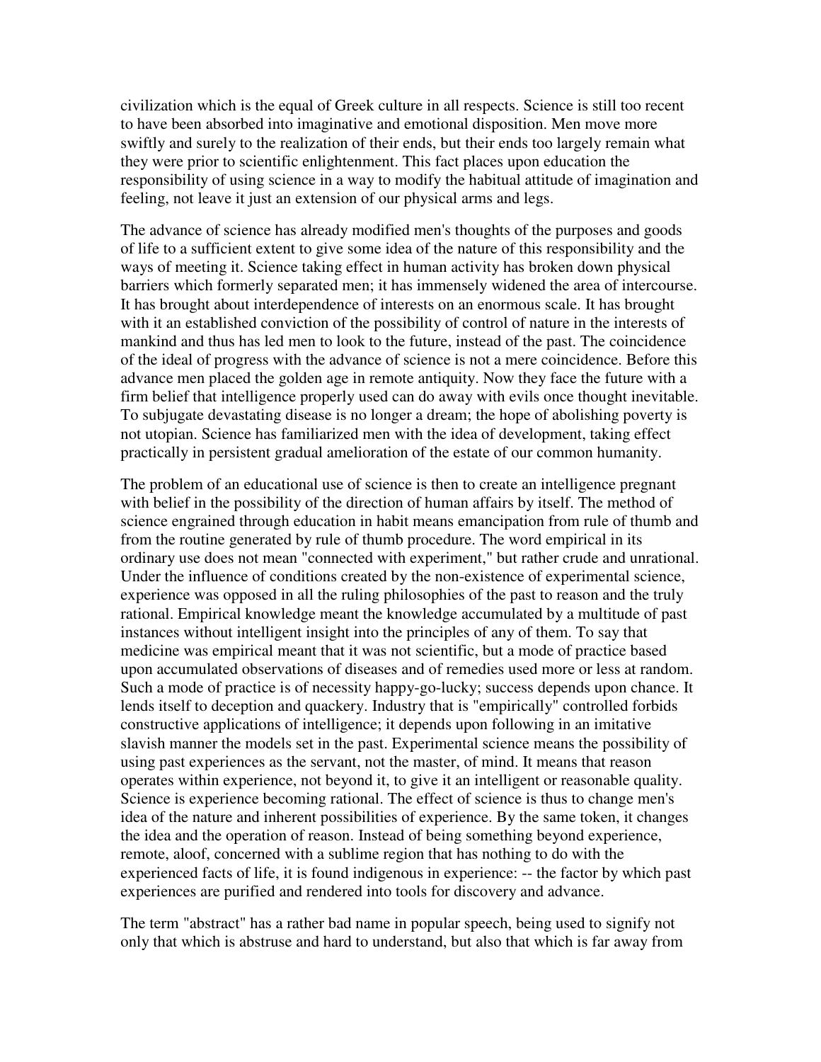civilization which is the equal of Greek culture in all respects. Science is still too recent to have been absorbed into imaginative and emotional disposition. Men move more swiftly and surely to the realization of their ends, but their ends too largely remain what they were prior to scientific enlightenment. This fact places upon education the responsibility of using science in a way to modify the habitual attitude of imagination and feeling, not leave it just an extension of our physical arms and legs.

The advance of science has already modified men's thoughts of the purposes and goods of life to a sufficient extent to give some idea of the nature of this responsibility and the ways of meeting it. Science taking effect in human activity has broken down physical barriers which formerly separated men; it has immensely widened the area of intercourse. It has brought about interdependence of interests on an enormous scale. It has brought with it an established conviction of the possibility of control of nature in the interests of mankind and thus has led men to look to the future, instead of the past. The coincidence of the ideal of progress with the advance of science is not a mere coincidence. Before this advance men placed the golden age in remote antiquity. Now they face the future with a firm belief that intelligence properly used can do away with evils once thought inevitable. To subjugate devastating disease is no longer a dream; the hope of abolishing poverty is not utopian. Science has familiarized men with the idea of development, taking effect practically in persistent gradual amelioration of the estate of our common humanity.

The problem of an educational use of science is then to create an intelligence pregnant with belief in the possibility of the direction of human affairs by itself. The method of science engrained through education in habit means emancipation from rule of thumb and from the routine generated by rule of thumb procedure. The word empirical in its ordinary use does not mean "connected with experiment," but rather crude and unrational. Under the influence of conditions created by the non-existence of experimental science, experience was opposed in all the ruling philosophies of the past to reason and the truly rational. Empirical knowledge meant the knowledge accumulated by a multitude of past instances without intelligent insight into the principles of any of them. To say that medicine was empirical meant that it was not scientific, but a mode of practice based upon accumulated observations of diseases and of remedies used more or less at random. Such a mode of practice is of necessity happy-go-lucky; success depends upon chance. It lends itself to deception and quackery. Industry that is "empirically" controlled forbids constructive applications of intelligence; it depends upon following in an imitative slavish manner the models set in the past. Experimental science means the possibility of using past experiences as the servant, not the master, of mind. It means that reason operates within experience, not beyond it, to give it an intelligent or reasonable quality. Science is experience becoming rational. The effect of science is thus to change men's idea of the nature and inherent possibilities of experience. By the same token, it changes the idea and the operation of reason. Instead of being something beyond experience, remote, aloof, concerned with a sublime region that has nothing to do with the experienced facts of life, it is found indigenous in experience: -- the factor by which past experiences are purified and rendered into tools for discovery and advance.

The term "abstract" has a rather bad name in popular speech, being used to signify not only that which is abstruse and hard to understand, but also that which is far away from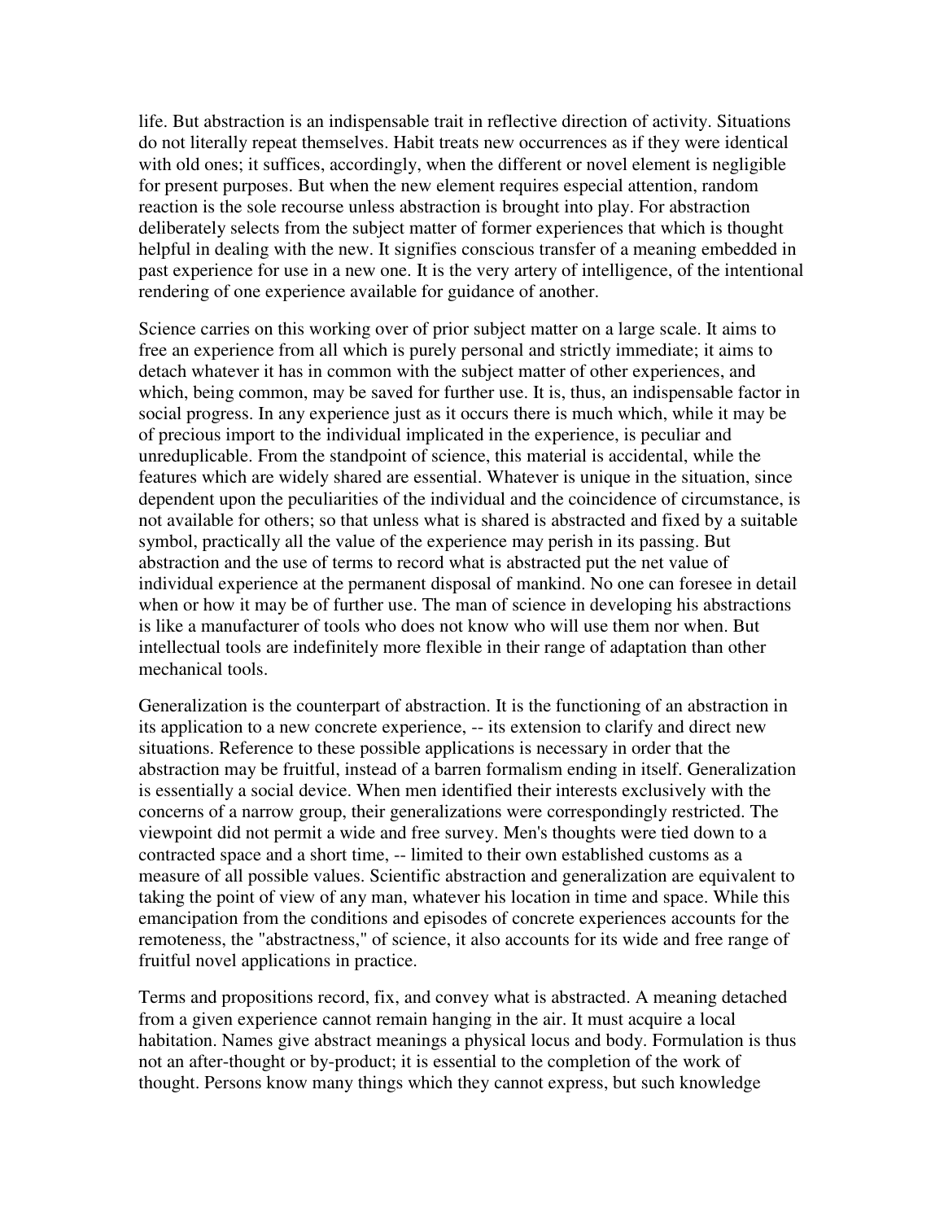life. But abstraction is an indispensable trait in reflective direction of activity. Situations do not literally repeat themselves. Habit treats new occurrences as if they were identical with old ones; it suffices, accordingly, when the different or novel element is negligible for present purposes. But when the new element requires especial attention, random reaction is the sole recourse unless abstraction is brought into play. For abstraction deliberately selects from the subject matter of former experiences that which is thought helpful in dealing with the new. It signifies conscious transfer of a meaning embedded in past experience for use in a new one. It is the very artery of intelligence, of the intentional rendering of one experience available for guidance of another.

Science carries on this working over of prior subject matter on a large scale. It aims to free an experience from all which is purely personal and strictly immediate; it aims to detach whatever it has in common with the subject matter of other experiences, and which, being common, may be saved for further use. It is, thus, an indispensable factor in social progress. In any experience just as it occurs there is much which, while it may be of precious import to the individual implicated in the experience, is peculiar and unreduplicable. From the standpoint of science, this material is accidental, while the features which are widely shared are essential. Whatever is unique in the situation, since dependent upon the peculiarities of the individual and the coincidence of circumstance, is not available for others; so that unless what is shared is abstracted and fixed by a suitable symbol, practically all the value of the experience may perish in its passing. But abstraction and the use of terms to record what is abstracted put the net value of individual experience at the permanent disposal of mankind. No one can foresee in detail when or how it may be of further use. The man of science in developing his abstractions is like a manufacturer of tools who does not know who will use them nor when. But intellectual tools are indefinitely more flexible in their range of adaptation than other mechanical tools.

Generalization is the counterpart of abstraction. It is the functioning of an abstraction in its application to a new concrete experience, -- its extension to clarify and direct new situations. Reference to these possible applications is necessary in order that the abstraction may be fruitful, instead of a barren formalism ending in itself. Generalization is essentially a social device. When men identified their interests exclusively with the concerns of a narrow group, their generalizations were correspondingly restricted. The viewpoint did not permit a wide and free survey. Men's thoughts were tied down to a contracted space and a short time, -- limited to their own established customs as a measure of all possible values. Scientific abstraction and generalization are equivalent to taking the point of view of any man, whatever his location in time and space. While this emancipation from the conditions and episodes of concrete experiences accounts for the remoteness, the "abstractness," of science, it also accounts for its wide and free range of fruitful novel applications in practice.

Terms and propositions record, fix, and convey what is abstracted. A meaning detached from a given experience cannot remain hanging in the air. It must acquire a local habitation. Names give abstract meanings a physical locus and body. Formulation is thus not an after-thought or by-product; it is essential to the completion of the work of thought. Persons know many things which they cannot express, but such knowledge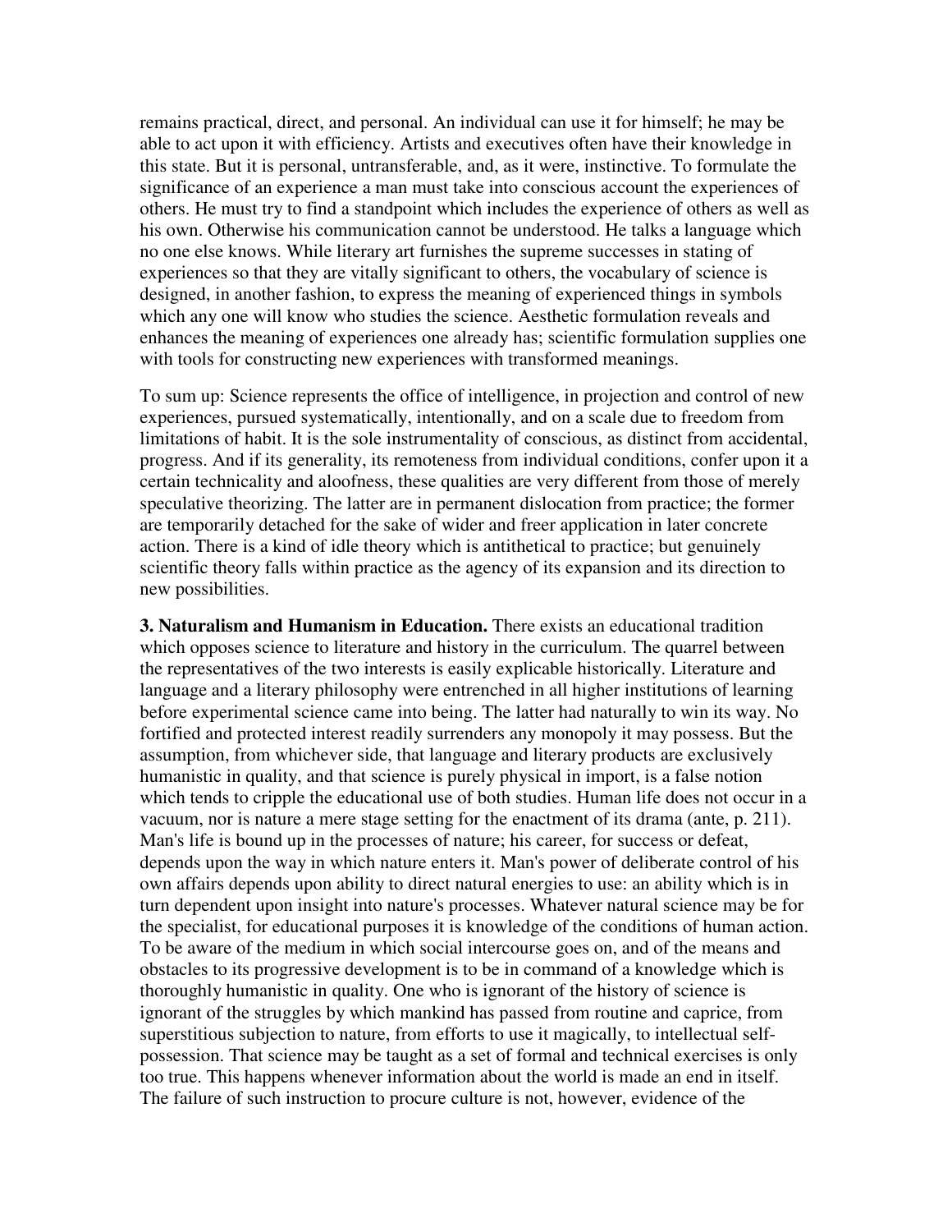remains practical, direct, and personal. An individual can use it for himself; he may be able to act upon it with efficiency. Artists and executives often have their knowledge in this state. But it is personal, untransferable, and, as it were, instinctive. To formulate the significance of an experience a man must take into conscious account the experiences of others. He must try to find a standpoint which includes the experience of others as well as his own. Otherwise his communication cannot be understood. He talks a language which no one else knows. While literary art furnishes the supreme successes in stating of experiences so that they are vitally significant to others, the vocabulary of science is designed, in another fashion, to express the meaning of experienced things in symbols which any one will know who studies the science. Aesthetic formulation reveals and enhances the meaning of experiences one already has; scientific formulation supplies one with tools for constructing new experiences with transformed meanings.

To sum up: Science represents the office of intelligence, in projection and control of new experiences, pursued systematically, intentionally, and on a scale due to freedom from limitations of habit. It is the sole instrumentality of conscious, as distinct from accidental, progress. And if its generality, its remoteness from individual conditions, confer upon it a certain technicality and aloofness, these qualities are very different from those of merely speculative theorizing. The latter are in permanent dislocation from practice; the former are temporarily detached for the sake of wider and freer application in later concrete action. There is a kind of idle theory which is antithetical to practice; but genuinely scientific theory falls within practice as the agency of its expansion and its direction to new possibilities.

**3. Naturalism and Humanism in Education.** There exists an educational tradition which opposes science to literature and history in the curriculum. The quarrel between the representatives of the two interests is easily explicable historically. Literature and language and a literary philosophy were entrenched in all higher institutions of learning before experimental science came into being. The latter had naturally to win its way. No fortified and protected interest readily surrenders any monopoly it may possess. But the assumption, from whichever side, that language and literary products are exclusively humanistic in quality, and that science is purely physical in import, is a false notion which tends to cripple the educational use of both studies. Human life does not occur in a vacuum, nor is nature a mere stage setting for the enactment of its drama (ante, p. 211). Man's life is bound up in the processes of nature; his career, for success or defeat, depends upon the way in which nature enters it. Man's power of deliberate control of his own affairs depends upon ability to direct natural energies to use: an ability which is in turn dependent upon insight into nature's processes. Whatever natural science may be for the specialist, for educational purposes it is knowledge of the conditions of human action. To be aware of the medium in which social intercourse goes on, and of the means and obstacles to its progressive development is to be in command of a knowledge which is thoroughly humanistic in quality. One who is ignorant of the history of science is ignorant of the struggles by which mankind has passed from routine and caprice, from superstitious subjection to nature, from efforts to use it magically, to intellectual self-possession. That science may be taught as a set of formal and technical exercises is only too true. This happens whenever information about the world is made an end in itself. The failure of such instruction to procure culture is not, however, evidence of the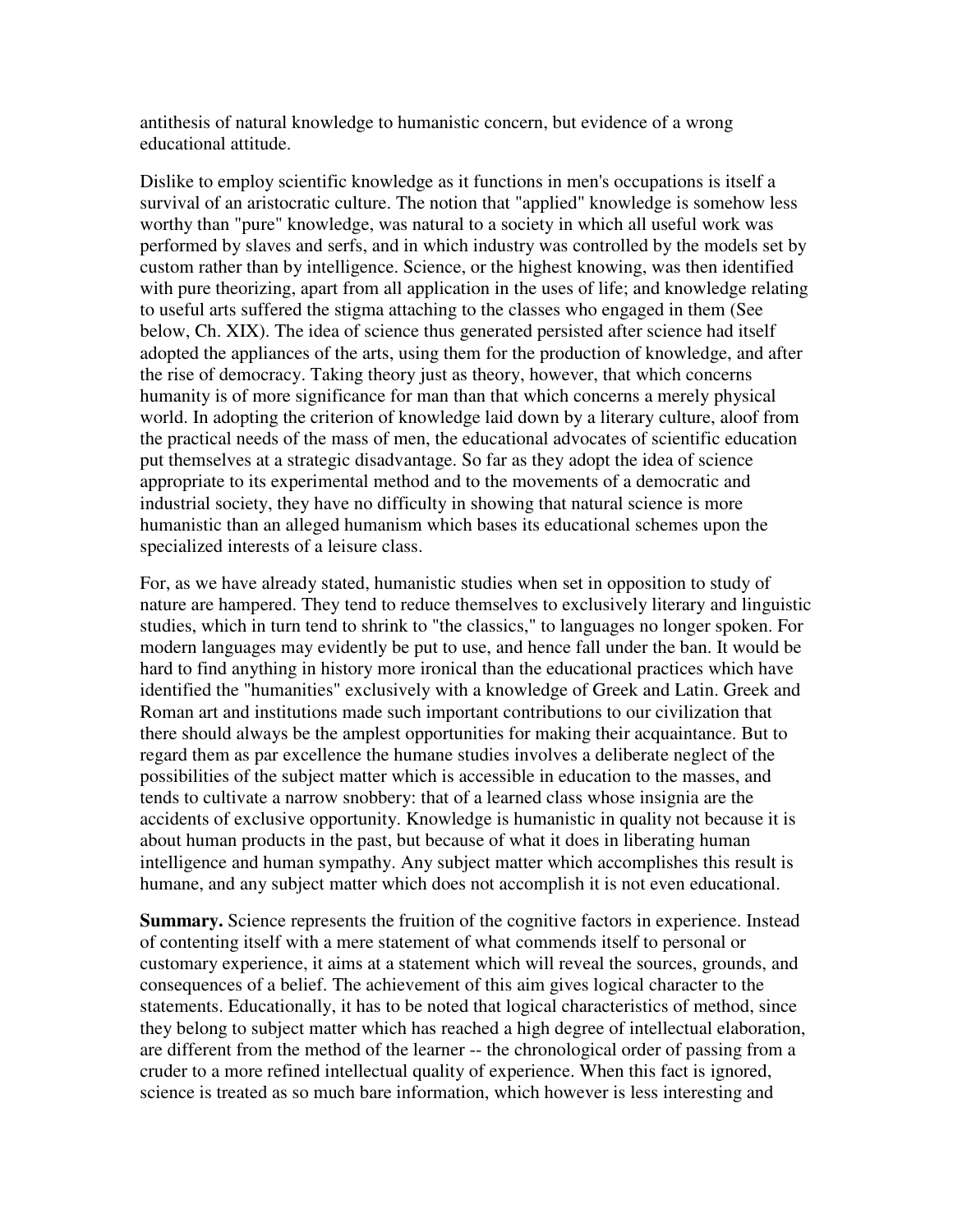antithesis of natural knowledge to humanistic concern, but evidence of a wrong educational attitude.

Dislike to employ scientific knowledge as it functions in men's occupations is itself a survival of an aristocratic culture. The notion that "applied" knowledge is somehow less worthy than "pure" knowledge, was natural to a society in which all useful work was performed by slaves and serfs, and in which industry was controlled by the models set by custom rather than by intelligence. Science, or the highest knowing, was then identified with pure theorizing, apart from all application in the uses of life; and knowledge relating to useful arts suffered the stigma attaching to the classes who engaged in them (See below, Ch. XIX). The idea of science thus generated persisted after science had itself adopted the appliances of the arts, using them for the production of knowledge, and after the rise of democracy. Taking theory just as theory, however, that which concerns humanity is of more significance for man than that which concerns a merely physical world. In adopting the criterion of knowledge laid down by a literary culture, aloof from the practical needs of the mass of men, the educational advocates of scientific education put themselves at a strategic disadvantage. So far as they adopt the idea of science appropriate to its experimental method and to the movements of a democratic and industrial society, they have no difficulty in showing that natural science is more humanistic than an alleged humanism which bases its educational schemes upon the specialized interests of a leisure class.

For, as we have already stated, humanistic studies when set in opposition to study of nature are hampered. They tend to reduce themselves to exclusively literary and linguistic studies, which in turn tend to shrink to "the classics," to languages no longer spoken. For modern languages may evidently be put to use, and hence fall under the ban. It would be hard to find anything in history more ironical than the educational practices which have identified the "humanities" exclusively with a knowledge of Greek and Latin. Greek and Roman art and institutions made such important contributions to our civilization that there should always be the amplest opportunities for making their acquaintance. But to regard them as par excellence the humane studies involves a deliberate neglect of the possibilities of the subject matter which is accessible in education to the masses, and tends to cultivate a narrow snobbery: that of a learned class whose insignia are the accidents of exclusive opportunity. Knowledge is humanistic in quality not because it is about human products in the past, but because of what it does in liberating human intelligence and human sympathy. Any subject matter which accomplishes this result is humane, and any subject matter which does not accomplish it is not even educational.

**Summary.** Science represents the fruition of the cognitive factors in experience. Instead of contenting itself with a mere statement of what commends itself to personal or customary experience, it aims at a statement which will reveal the sources, grounds, and consequences of a belief. The achievement of this aim gives logical character to the statements. Educationally, it has to be noted that logical characteristics of method, since they belong to subject matter which has reached a high degree of intellectual elaboration, are different from the method of the learner -- the chronological order of passing from a cruder to a more refined intellectual quality of experience. When this fact is ignored, science is treated as so much bare information, which however is less interesting and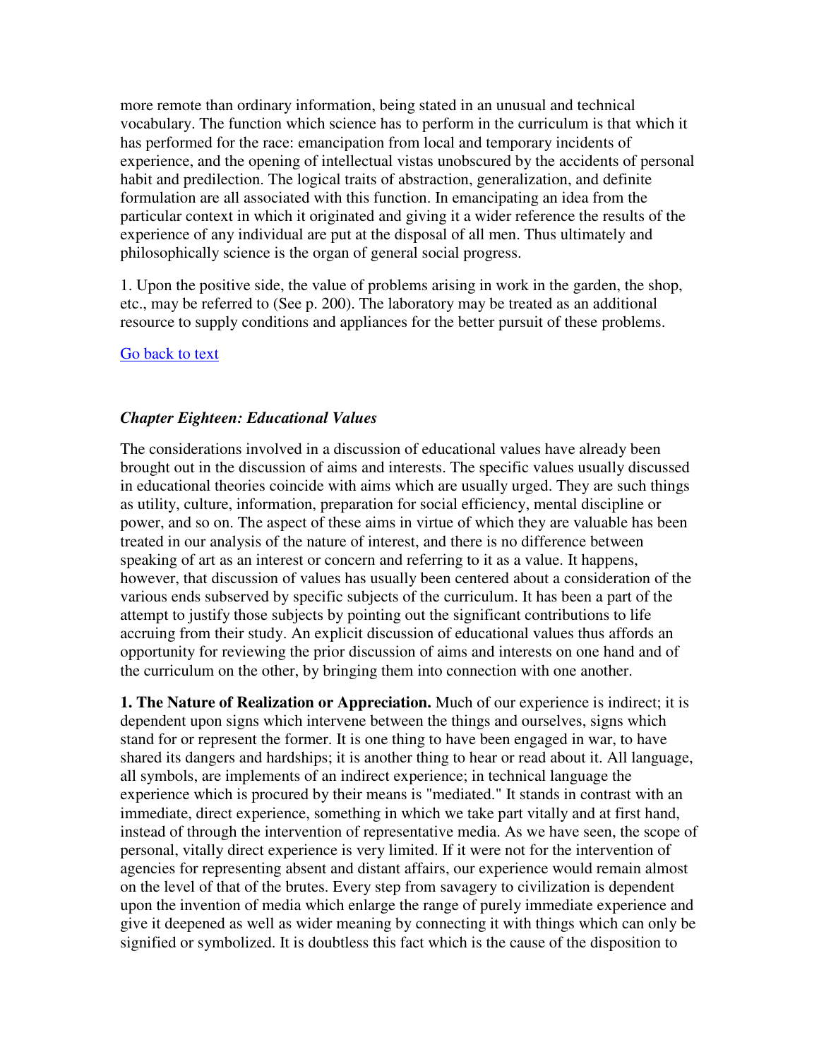more remote than ordinary information, being stated in an unusual and technical vocabulary. The function which science has to perform in the curriculum is that which it has performed for the race: emancipation from local and temporary incidents of experience, and the opening of intellectual vistas unobscured by the accidents of personal habit and predilection. The logical traits of abstraction, generalization, and definite formulation are all associated with this function. In emancipating an idea from the particular context in which it originated and giving it a wider reference the results of the experience of any individual are put at the disposal of all men. Thus ultimately and philosophically science is the organ of general social progress.

1. Upon the positive side, the value of problems arising in work in the garden, the shop, etc., may be referred to (See p. 200). The laboratory may be treated as an additional resource to supply conditions and appliances for the better pursuit of these problems.

Go back to text

### *Chapter Eighteen: Educational Values*

The considerations involved in a discussion of educational values have already been brought out in the discussion of aims and interests. The specific values usually discussed in educational theories coincide with aims which are usually urged. They are such things as utility, culture, information, preparation for social efficiency, mental discipline or power, and so on. The aspect of these aims in virtue of which they are valuable has been treated in our analysis of the nature of interest, and there is no difference between speaking of art as an interest or concern and referring to it as a value. It happens, however, that discussion of values has usually been centered about a consideration of the various ends subserved by specific subjects of the curriculum. It has been a part of the attempt to justify those subjects by pointing out the significant contributions to life accruing from their study. An explicit discussion of educational values thus affords an opportunity for reviewing the prior discussion of aims and interests on one hand and of the curriculum on the other, by bringing them into connection with one another.

**1. The Nature of Realization or Appreciation.** Much of our experience is indirect; it is dependent upon signs which intervene between the things and ourselves, signs which stand for or represent the former. It is one thing to have been engaged in war, to have shared its dangers and hardships; it is another thing to hear or read about it. All language, all symbols, are implements of an indirect experience; in technical language the experience which is procured by their means is "mediated." It stands in contrast with an immediate, direct experience, something in which we take part vitally and at first hand, instead of through the intervention of representative media. As we have seen, the scope of personal, vitally direct experience is very limited. If it were not for the intervention of agencies for representing absent and distant affairs, our experience would remain almost on the level of that of the brutes. Every step from savagery to civilization is dependent upon the invention of media which enlarge the range of purely immediate experience and give it deepened as well as wider meaning by connecting it with things which can only be signified or symbolized. It is doubtless this fact which is the cause of the disposition to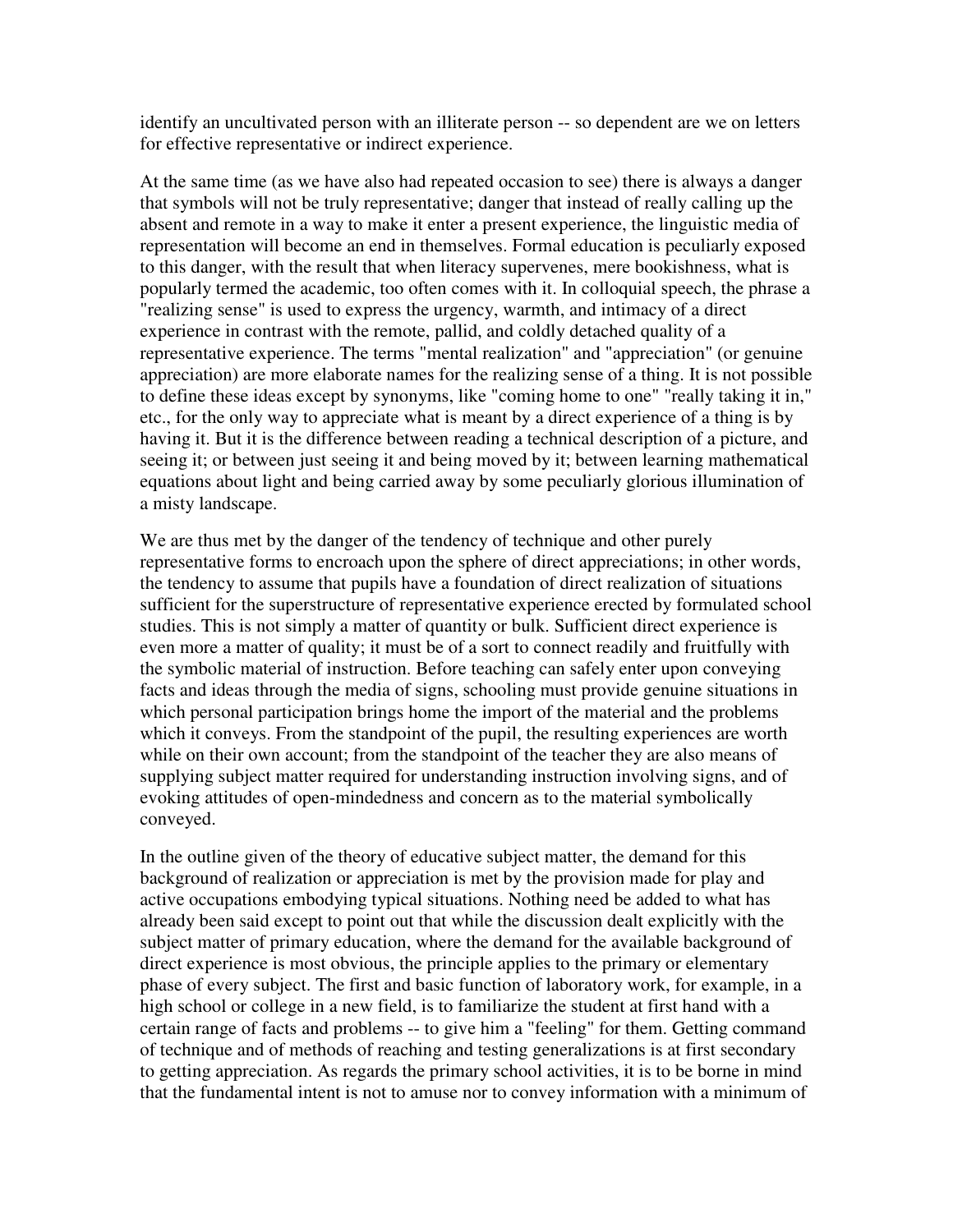identify an uncultivated person with an illiterate person -- so dependent are we on letters for effective representative or indirect experience.

At the same time (as we have also had repeated occasion to see) there is always a danger that symbols will not be truly representative; danger that instead of really calling up the absent and remote in a way to make it enter a present experience, the linguistic media of representation will become an end in themselves. Formal education is peculiarly exposed to this danger, with the result that when literacy supervenes, mere bookishness, what is popularly termed the academic, too often comes with it. In colloquial speech, the phrase a "realizing sense" is used to express the urgency, warmth, and intimacy of a direct experience in contrast with the remote, pallid, and coldly detached quality of a representative experience. The terms "mental realization" and "appreciation" (or genuine appreciation) are more elaborate names for the realizing sense of a thing. It is not possible to define these ideas except by synonyms, like "coming home to one" "really taking it in," etc., for the only way to appreciate what is meant by a direct experience of a thing is by having it. But it is the difference between reading a technical description of a picture, and seeing it; or between just seeing it and being moved by it; between learning mathematical equations about light and being carried away by some peculiarly glorious illumination of a misty landscape.

We are thus met by the danger of the tendency of technique and other purely representative forms to encroach upon the sphere of direct appreciations; in other words, the tendency to assume that pupils have a foundation of direct realization of situations sufficient for the superstructure of representative experience erected by formulated school studies. This is not simply a matter of quantity or bulk. Sufficient direct experience is even more a matter of quality; it must be of a sort to connect readily and fruitfully with the symbolic material of instruction. Before teaching can safely enter upon conveying facts and ideas through the media of signs, schooling must provide genuine situations in which personal participation brings home the import of the material and the problems which it conveys. From the standpoint of the pupil, the resulting experiences are worth while on their own account; from the standpoint of the teacher they are also means of supplying subject matter required for understanding instruction involving signs, and of evoking attitudes of open-mindedness and concern as to the material symbolically conveyed.

In the outline given of the theory of educative subject matter, the demand for this background of realization or appreciation is met by the provision made for play and active occupations embodying typical situations. Nothing need be added to what has already been said except to point out that while the discussion dealt explicitly with the subject matter of primary education, where the demand for the available background of direct experience is most obvious, the principle applies to the primary or elementary phase of every subject. The first and basic function of laboratory work, for example, in a high school or college in a new field, is to familiarize the student at first hand with a certain range of facts and problems -- to give him a "feeling" for them. Getting command of technique and of methods of reaching and testing generalizations is at first secondary to getting appreciation. As regards the primary school activities, it is to be borne in mind that the fundamental intent is not to amuse nor to convey information with a minimum of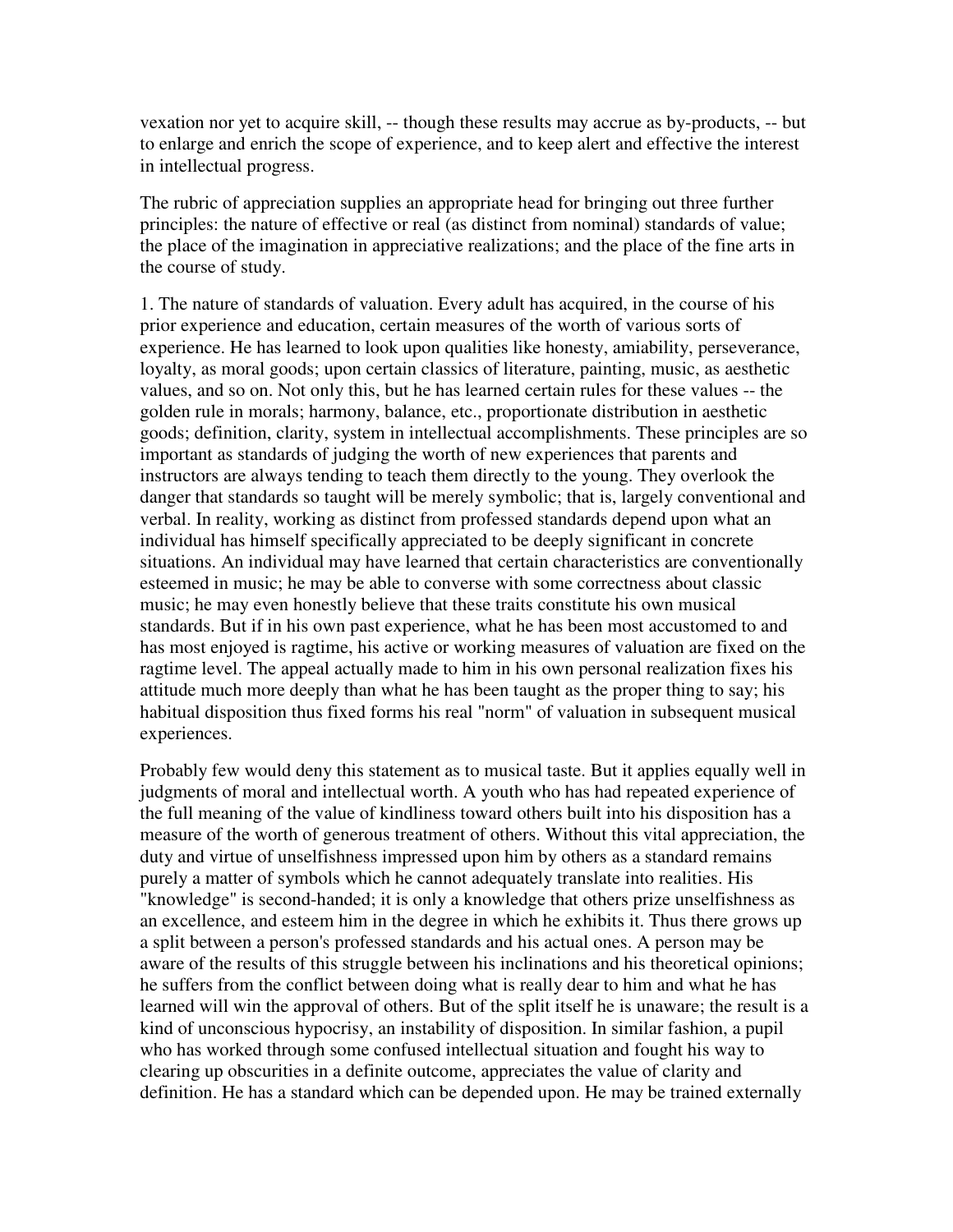vexation nor yet to acquire skill, -- though these results may accrue as by-products, -- but to enlarge and enrich the scope of experience, and to keep alert and effective the interest in intellectual progress.

The rubric of appreciation supplies an appropriate head for bringing out three further principles: the nature of effective or real (as distinct from nominal) standards of value; the place of the imagination in appreciative realizations; and the place of the fine arts in the course of study.

1. The nature of standards of valuation. Every adult has acquired, in the course of his prior experience and education, certain measures of the worth of various sorts of experience. He has learned to look upon qualities like honesty, amiability, perseverance, loyalty, as moral goods; upon certain classics of literature, painting, music, as aesthetic values, and so on. Not only this, but he has learned certain rules for these values -- the golden rule in morals; harmony, balance, etc., proportionate distribution in aesthetic goods; definition, clarity, system in intellectual accomplishments. These principles are so important as standards of judging the worth of new experiences that parents and instructors are always tending to teach them directly to the young. They overlook the danger that standards so taught will be merely symbolic; that is, largely conventional and verbal. In reality, working as distinct from professed standards depend upon what an individual has himself specifically appreciated to be deeply significant in concrete situations. An individual may have learned that certain characteristics are conventionally esteemed in music; he may be able to converse with some correctness about classic music; he may even honestly believe that these traits constitute his own musical standards. But if in his own past experience, what he has been most accustomed to and has most enjoyed is ragtime, his active or working measures of valuation are fixed on the ragtime level. The appeal actually made to him in his own personal realization fixes his attitude much more deeply than what he has been taught as the proper thing to say; his habitual disposition thus fixed forms his real "norm" of valuation in subsequent musical experiences.

Probably few would deny this statement as to musical taste. But it applies equally well in judgments of moral and intellectual worth. A youth who has had repeated experience of the full meaning of the value of kindliness toward others built into his disposition has a measure of the worth of generous treatment of others. Without this vital appreciation, the duty and virtue of unselfishness impressed upon him by others as a standard remains purely a matter of symbols which he cannot adequately translate into realities. His "knowledge" is second-handed; it is only a knowledge that others prize unselfishness as an excellence, and esteem him in the degree in which he exhibits it. Thus there grows up a split between a person's professed standards and his actual ones. A person may be aware of the results of this struggle between his inclinations and his theoretical opinions; he suffers from the conflict between doing what is really dear to him and what he has learned will win the approval of others. But of the split itself he is unaware; the result is a kind of unconscious hypocrisy, an instability of disposition. In similar fashion, a pupil who has worked through some confused intellectual situation and fought his way to clearing up obscurities in a definite outcome, appreciates the value of clarity and definition. He has a standard which can be depended upon. He may be trained externally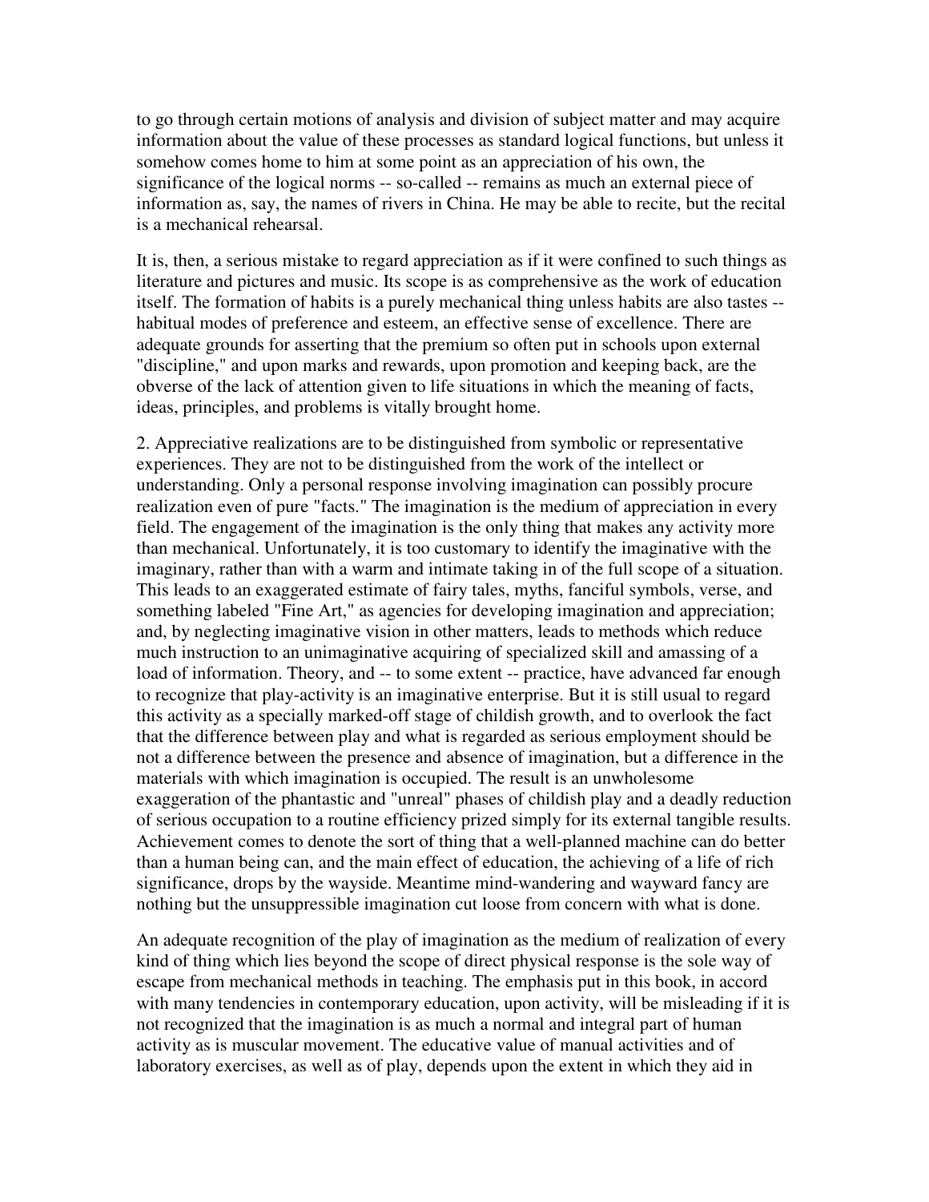to go through certain motions of analysis and division of subject matter and may acquire information about the value of these processes as standard logical functions, but unless it somehow comes home to him at some point as an appreciation of his own, the significance of the logical norms -- so-called -- remains as much an external piece of information as, say, the names of rivers in China. He may be able to recite, but the recital is a mechanical rehearsal.

It is, then, a serious mistake to regard appreciation as if it were confined to such things as literature and pictures and music. Its scope is as comprehensive as the work of education itself. The formation of habits is a purely mechanical thing unless habits are also tastes -- habitual modes of preference and esteem, an effective sense of excellence. There are adequate grounds for asserting that the premium so often put in schools upon external "discipline," and upon marks and rewards, upon promotion and keeping back, are the obverse of the lack of attention given to life situations in which the meaning of facts, ideas, principles, and problems is vitally brought home.

2. Appreciative realizations are to be distinguished from symbolic or representative experiences. They are not to be distinguished from the work of the intellect or understanding. Only a personal response involving imagination can possibly procure realization even of pure "facts." The imagination is the medium of appreciation in every field. The engagement of the imagination is the only thing that makes any activity more than mechanical. Unfortunately, it is too customary to identify the imaginative with the imaginary, rather than with a warm and intimate taking in of the full scope of a situation. This leads to an exaggerated estimate of fairy tales, myths, fanciful symbols, verse, and something labeled "Fine Art," as agencies for developing imagination and appreciation; and, by neglecting imaginative vision in other matters, leads to methods which reduce much instruction to an unimaginative acquiring of specialized skill and amassing of a load of information. Theory, and -- to some extent -- practice, have advanced far enough to recognize that play-activity is an imaginative enterprise. But it is still usual to regard this activity as a specially marked-off stage of childish growth, and to overlook the fact that the difference between play and what is regarded as serious employment should be not a difference between the presence and absence of imagination, but a difference in the materials with which imagination is occupied. The result is an unwholesome exaggeration of the phantastic and "unreal" phases of childish play and a deadly reduction of serious occupation to a routine efficiency prized simply for its external tangible results. Achievement comes to denote the sort of thing that a well-planned machine can do better than a human being can, and the main effect of education, the achieving of a life of rich significance, drops by the wayside. Meantime mind-wandering and wayward fancy are nothing but the unsuppressible imagination cut loose from concern with what is done.

An adequate recognition of the play of imagination as the medium of realization of every kind of thing which lies beyond the scope of direct physical response is the sole way of escape from mechanical methods in teaching. The emphasis put in this book, in accord with many tendencies in contemporary education, upon activity, will be misleading if it is not recognized that the imagination is as much a normal and integral part of human activity as is muscular movement. The educative value of manual activities and of laboratory exercises, as well as of play, depends upon the extent in which they aid in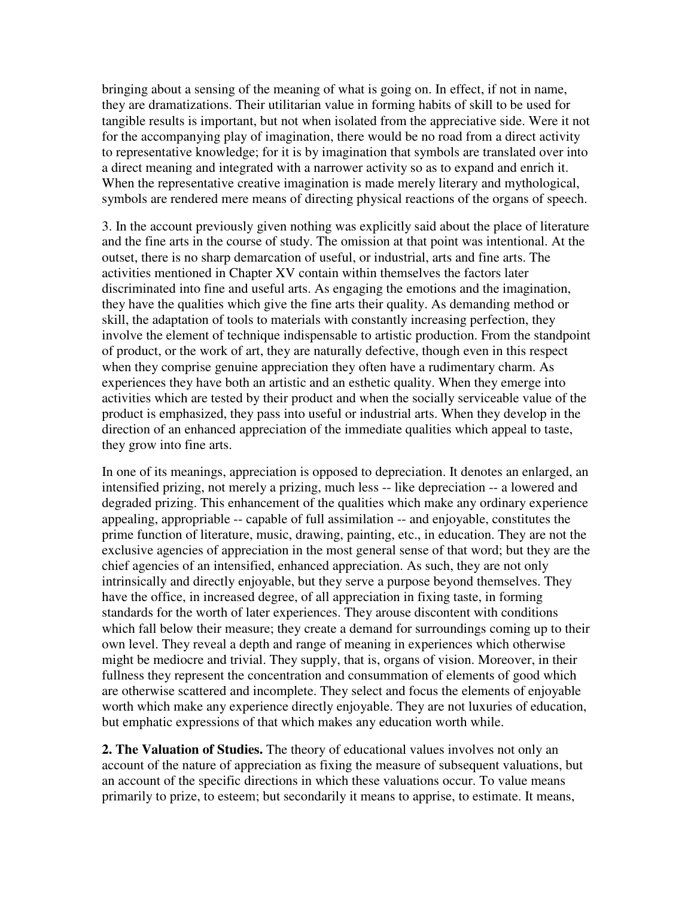bringing about a sensing of the meaning of what is going on. In effect, if not in name, they are dramatizations. Their utilitarian value in forming habits of skill to be used for tangible results is important, but not when isolated from the appreciative side. Were it not for the accompanying play of imagination, there would be no road from a direct activity to representative knowledge; for it is by imagination that symbols are translated over into a direct meaning and integrated with a narrower activity so as to expand and enrich it. When the representative creative imagination is made merely literary and mythological, symbols are rendered mere means of directing physical reactions of the organs of speech.

3. In the account previously given nothing was explicitly said about the place of literature and the fine arts in the course of study. The omission at that point was intentional. At the outset, there is no sharp demarcation of useful, or industrial, arts and fine arts. The activities mentioned in Chapter XV contain within themselves the factors later discriminated into fine and useful arts. As engaging the emotions and the imagination, they have the qualities which give the fine arts their quality. As demanding method or skill, the adaptation of tools to materials with constantly increasing perfection, they involve the element of technique indispensable to artistic production. From the standpoint of product, or the work of art, they are naturally defective, though even in this respect when they comprise genuine appreciation they often have a rudimentary charm. As experiences they have both an artistic and an esthetic quality. When they emerge into activities which are tested by their product and when the socially serviceable value of the product is emphasized, they pass into useful or industrial arts. When they develop in the direction of an enhanced appreciation of the immediate qualities which appeal to taste, they grow into fine arts.

In one of its meanings, appreciation is opposed to depreciation. It denotes an enlarged, an intensified prizing, not merely a prizing, much less -- like depreciation -- a lowered and degraded prizing. This enhancement of the qualities which make any ordinary experience appealing, appropriable -- capable of full assimilation -- and enjoyable, constitutes the prime function of literature, music, drawing, painting, etc., in education. They are not the exclusive agencies of appreciation in the most general sense of that word; but they are the chief agencies of an intensified, enhanced appreciation. As such, they are not only intrinsically and directly enjoyable, but they serve a purpose beyond themselves. They have the office, in increased degree, of all appreciation in fixing taste, in forming standards for the worth of later experiences. They arouse discontent with conditions which fall below their measure; they create a demand for surroundings coming up to their own level. They reveal a depth and range of meaning in experiences which otherwise might be mediocre and trivial. They supply, that is, organs of vision. Moreover, in their fullness they represent the concentration and consummation of elements of good which are otherwise scattered and incomplete. They select and focus the elements of enjoyable worth which make any experience directly enjoyable. They are not luxuries of education, but emphatic expressions of that which makes any education worth while.

**2. The Valuation of Studies.** The theory of educational values involves not only an account of the nature of appreciation as fixing the measure of subsequent valuations, but an account of the specific directions in which these valuations occur. To value means primarily to prize, to esteem; but secondarily it means to apprise, to estimate. It means,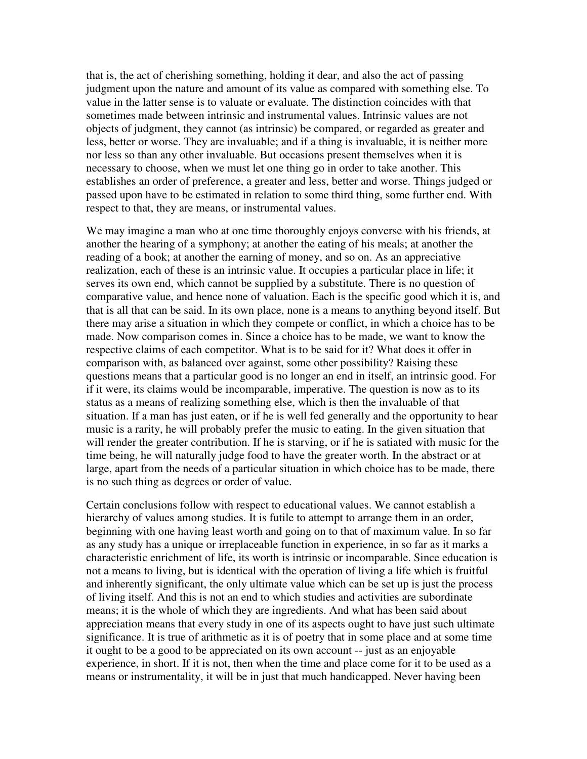that is, the act of cherishing something, holding it dear, and also the act of passing judgment upon the nature and amount of its value as compared with something else. To value in the latter sense is to valuate or evaluate. The distinction coincides with that sometimes made between intrinsic and instrumental values. Intrinsic values are not objects of judgment, they cannot (as intrinsic) be compared, or regarded as greater and less, better or worse. They are invaluable; and if a thing is invaluable, it is neither more nor less so than any other invaluable. But occasions present themselves when it is necessary to choose, when we must let one thing go in order to take another. This establishes an order of preference, a greater and less, better and worse. Things judged or passed upon have to be estimated in relation to some third thing, some further end. With respect to that, they are means, or instrumental values.

We may imagine a man who at one time thoroughly enjoys converse with his friends, at another the hearing of a symphony; at another the eating of his meals; at another the reading of a book; at another the earning of money, and so on. As an appreciative realization, each of these is an intrinsic value. It occupies a particular place in life; it serves its own end, which cannot be supplied by a substitute. There is no question of comparative value, and hence none of valuation. Each is the specific good which it is, and that is all that can be said. In its own place, none is a means to anything beyond itself. But there may arise a situation in which they compete or conflict, in which a choice has to be made. Now comparison comes in. Since a choice has to be made, we want to know the respective claims of each competitor. What is to be said for it? What does it offer in comparison with, as balanced over against, some other possibility? Raising these questions means that a particular good is no longer an end in itself, an intrinsic good. For if it were, its claims would be incomparable, imperative. The question is now as to its status as a means of realizing something else, which is then the invaluable of that situation. If a man has just eaten, or if he is well fed generally and the opportunity to hear music is a rarity, he will probably prefer the music to eating. In the given situation that will render the greater contribution. If he is starving, or if he is satiated with music for the time being, he will naturally judge food to have the greater worth. In the abstract or at large, apart from the needs of a particular situation in which choice has to be made, there is no such thing as degrees or order of value.

Certain conclusions follow with respect to educational values. We cannot establish a hierarchy of values among studies. It is futile to attempt to arrange them in an order, beginning with one having least worth and going on to that of maximum value. In so far as any study has a unique or irreplaceable function in experience, in so far as it marks a characteristic enrichment of life, its worth is intrinsic or incomparable. Since education is not a means to living, but is identical with the operation of living a life which is fruitful and inherently significant, the only ultimate value which can be set up is just the process of living itself. And this is not an end to which studies and activities are subordinate means; it is the whole of which they are ingredients. And what has been said about appreciation means that every study in one of its aspects ought to have just such ultimate significance. It is true of arithmetic as it is of poetry that in some place and at some time it ought to be a good to be appreciated on its own account -- just as an enjoyable experience, in short. If it is not, then when the time and place come for it to be used as a means or instrumentality, it will be in just that much handicapped. Never having been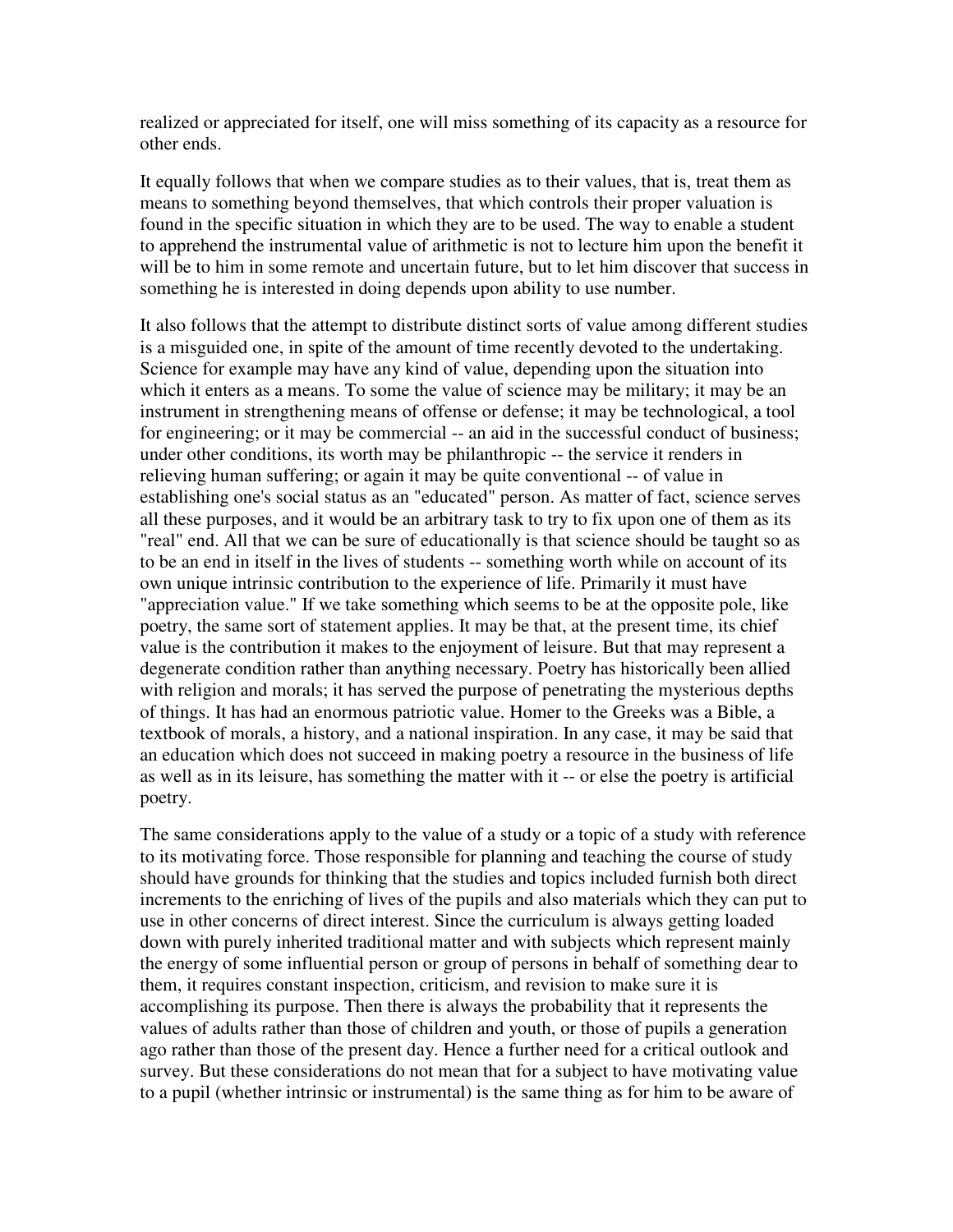realized or appreciated for itself, one will miss something of its capacity as a resource for other ends.

It equally follows that when we compare studies as to their values, that is, treat them as means to something beyond themselves, that which controls their proper valuation is found in the specific situation in which they are to be used. The way to enable a student to apprehend the instrumental value of arithmetic is not to lecture him upon the benefit it will be to him in some remote and uncertain future, but to let him discover that success in something he is interested in doing depends upon ability to use number.

It also follows that the attempt to distribute distinct sorts of value among different studies is a misguided one, in spite of the amount of time recently devoted to the undertaking. Science for example may have any kind of value, depending upon the situation into which it enters as a means. To some the value of science may be military; it may be an instrument in strengthening means of offense or defense; it may be technological, a tool for engineering; or it may be commercial -- an aid in the successful conduct of business; under other conditions, its worth may be philanthropic -- the service it renders in relieving human suffering; or again it may be quite conventional -- of value in establishing one's social status as an "educated" person. As matter of fact, science serves all these purposes, and it would be an arbitrary task to try to fix upon one of them as its "real" end. All that we can be sure of educationally is that science should be taught so as to be an end in itself in the lives of students -- something worth while on account of its own unique intrinsic contribution to the experience of life. Primarily it must have "appreciation value." If we take something which seems to be at the opposite pole, like poetry, the same sort of statement applies. It may be that, at the present time, its chief value is the contribution it makes to the enjoyment of leisure. But that may represent a degenerate condition rather than anything necessary. Poetry has historically been allied with religion and morals; it has served the purpose of penetrating the mysterious depths of things. It has had an enormous patriotic value. Homer to the Greeks was a Bible, a textbook of morals, a history, and a national inspiration. In any case, it may be said that an education which does not succeed in making poetry a resource in the business of life as well as in its leisure, has something the matter with it -- or else the poetry is artificial poetry.

The same considerations apply to the value of a study or a topic of a study with reference to its motivating force. Those responsible for planning and teaching the course of study should have grounds for thinking that the studies and topics included furnish both direct increments to the enriching of lives of the pupils and also materials which they can put to use in other concerns of direct interest. Since the curriculum is always getting loaded down with purely inherited traditional matter and with subjects which represent mainly the energy of some influential person or group of persons in behalf of something dear to them, it requires constant inspection, criticism, and revision to make sure it is accomplishing its purpose. Then there is always the probability that it represents the values of adults rather than those of children and youth, or those of pupils a generation ago rather than those of the present day. Hence a further need for a critical outlook and survey. But these considerations do not mean that for a subject to have motivating value to a pupil (whether intrinsic or instrumental) is the same thing as for him to be aware of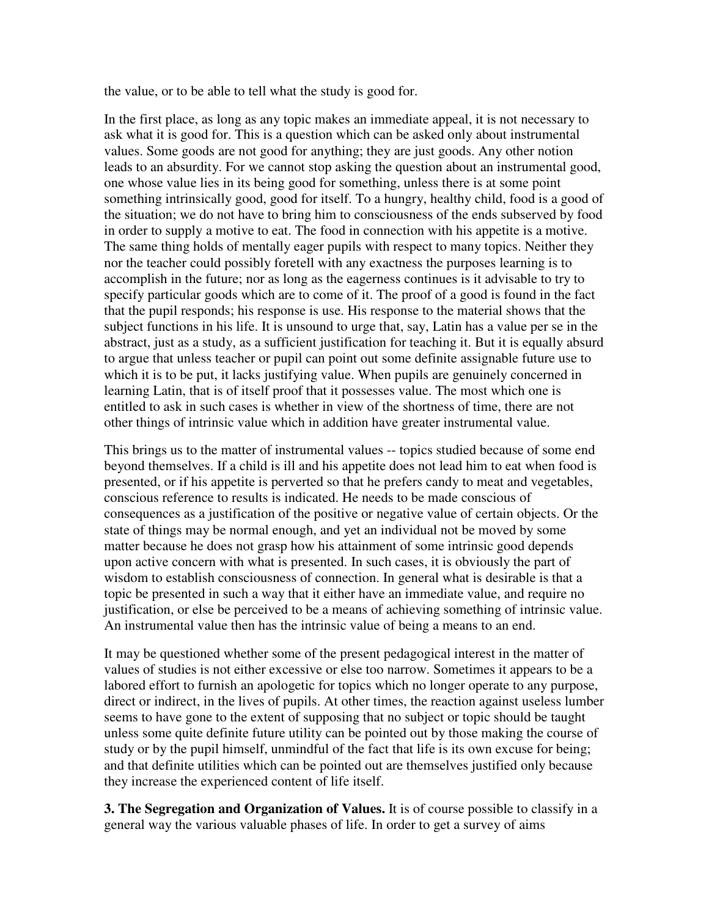the value, or to be able to tell what the study is good for.

In the first place, as long as any topic makes an immediate appeal, it is not necessary to ask what it is good for. This is a question which can be asked only about instrumental values. Some goods are not good for anything; they are just goods. Any other notion leads to an absurdity. For we cannot stop asking the question about an instrumental good, one whose value lies in its being good for something, unless there is at some point something intrinsically good, good for itself. To a hungry, healthy child, food is a good of the situation; we do not have to bring him to consciousness of the ends subserved by food in order to supply a motive to eat. The food in connection with his appetite is a motive. The same thing holds of mentally eager pupils with respect to many topics. Neither they nor the teacher could possibly foretell with any exactness the purposes learning is to accomplish in the future; nor as long as the eagerness continues is it advisable to try to specify particular goods which are to come of it. The proof of a good is found in the fact that the pupil responds; his response is use. His response to the material shows that the subject functions in his life. It is unsound to urge that, say, Latin has a value per se in the abstract, just as a study, as a sufficient justification for teaching it. But it is equally absurd to argue that unless teacher or pupil can point out some definite assignable future use to which it is to be put, it lacks justifying value. When pupils are genuinely concerned in learning Latin, that is of itself proof that it possesses value. The most which one is entitled to ask in such cases is whether in view of the shortness of time, there are not other things of intrinsic value which in addition have greater instrumental value.

This brings us to the matter of instrumental values -- topics studied because of some end beyond themselves. If a child is ill and his appetite does not lead him to eat when food is presented, or if his appetite is perverted so that he prefers candy to meat and vegetables, conscious reference to results is indicated. He needs to be made conscious of consequences as a justification of the positive or negative value of certain objects. Or the state of things may be normal enough, and yet an individual not be moved by some matter because he does not grasp how his attainment of some intrinsic good depends upon active concern with what is presented. In such cases, it is obviously the part of wisdom to establish consciousness of connection. In general what is desirable is that a topic be presented in such a way that it either have an immediate value, and require no justification, or else be perceived to be a means of achieving something of intrinsic value. An instrumental value then has the intrinsic value of being a means to an end.

It may be questioned whether some of the present pedagogical interest in the matter of values of studies is not either excessive or else too narrow. Sometimes it appears to be a labored effort to furnish an apologetic for topics which no longer operate to any purpose, direct or indirect, in the lives of pupils. At other times, the reaction against useless lumber seems to have gone to the extent of supposing that no subject or topic should be taught unless some quite definite future utility can be pointed out by those making the course of study or by the pupil himself, unmindful of the fact that life is its own excuse for being; and that definite utilities which can be pointed out are themselves justified only because they increase the experienced content of life itself.

**3. The Segregation and Organization of Values.** It is of course possible to classify in a general way the various valuable phases of life. In order to get a survey of aims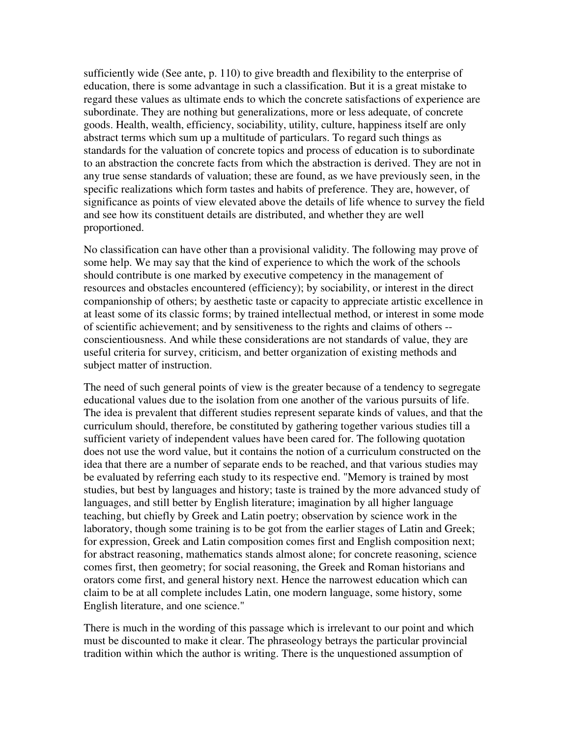sufficiently wide (See ante, p. 110) to give breadth and flexibility to the enterprise of education, there is some advantage in such a classification. But it is a great mistake to regard these values as ultimate ends to which the concrete satisfactions of experience are subordinate. They are nothing but generalizations, more or less adequate, of concrete goods. Health, wealth, efficiency, sociability, utility, culture, happiness itself are only abstract terms which sum up a multitude of particulars. To regard such things as standards for the valuation of concrete topics and process of education is to subordinate to an abstraction the concrete facts from which the abstraction is derived. They are not in any true sense standards of valuation; these are found, as we have previously seen, in the specific realizations which form tastes and habits of preference. They are, however, of significance as points of view elevated above the details of life whence to survey the field and see how its constituent details are distributed, and whether they are well proportioned.

No classification can have other than a provisional validity. The following may prove of some help. We may say that the kind of experience to which the work of the schools should contribute is one marked by executive competency in the management of resources and obstacles encountered (efficiency); by sociability, or interest in the direct companionship of others; by aesthetic taste or capacity to appreciate artistic excellence in at least some of its classic forms; by trained intellectual method, or interest in some mode of scientific achievement; and by sensitiveness to the rights and claims of others -- conscientiousness. And while these considerations are not standards of value, they are useful criteria for survey, criticism, and better organization of existing methods and subject matter of instruction.

The need of such general points of view is the greater because of a tendency to segregate educational values due to the isolation from one another of the various pursuits of life. The idea is prevalent that different studies represent separate kinds of values, and that the curriculum should, therefore, be constituted by gathering together various studies till a sufficient variety of independent values have been cared for. The following quotation does not use the word value, but it contains the notion of a curriculum constructed on the idea that there are a number of separate ends to be reached, and that various studies may be evaluated by referring each study to its respective end. "Memory is trained by most studies, but best by languages and history; taste is trained by the more advanced study of languages, and still better by English literature; imagination by all higher language teaching, but chiefly by Greek and Latin poetry; observation by science work in the laboratory, though some training is to be got from the earlier stages of Latin and Greek; for expression, Greek and Latin composition comes first and English composition next; for abstract reasoning, mathematics stands almost alone; for concrete reasoning, science comes first, then geometry; for social reasoning, the Greek and Roman historians and orators come first, and general history next. Hence the narrowest education which can claim to be at all complete includes Latin, one modern language, some history, some English literature, and one science."

There is much in the wording of this passage which is irrelevant to our point and which must be discounted to make it clear. The phraseology betrays the particular provincial tradition within which the author is writing. There is the unquestioned assumption of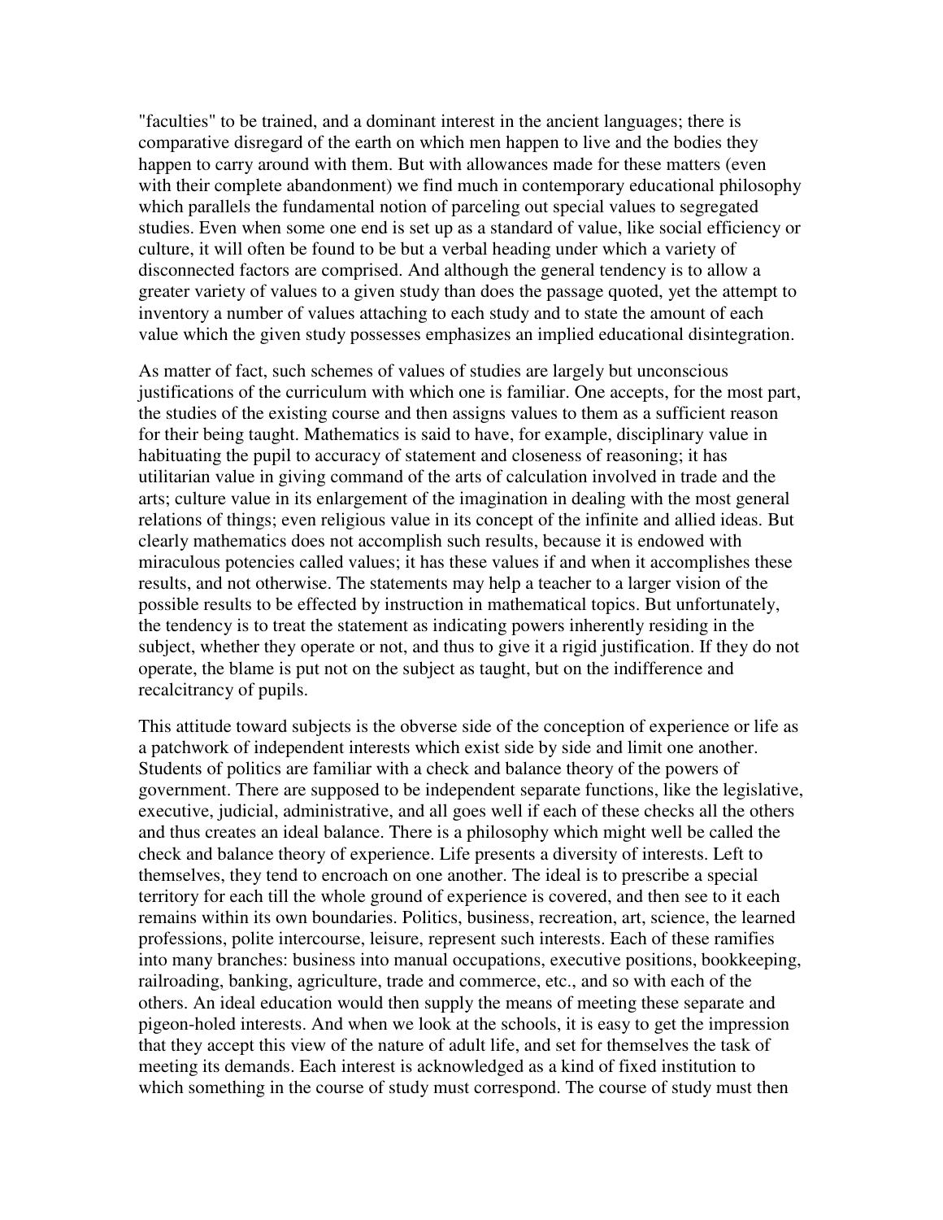"faculties" to be trained, and a dominant interest in the ancient languages; there is comparative disregard of the earth on which men happen to live and the bodies they happen to carry around with them. But with allowances made for these matters (even with their complete abandonment) we find much in contemporary educational philosophy which parallels the fundamental notion of parceling out special values to segregated studies. Even when some one end is set up as a standard of value, like social efficiency or culture, it will often be found to be but a verbal heading under which a variety of disconnected factors are comprised. And although the general tendency is to allow a greater variety of values to a given study than does the passage quoted, yet the attempt to inventory a number of values attaching to each study and to state the amount of each value which the given study possesses emphasizes an implied educational disintegration.

As matter of fact, such schemes of values of studies are largely but unconscious justifications of the curriculum with which one is familiar. One accepts, for the most part, the studies of the existing course and then assigns values to them as a sufficient reason for their being taught. Mathematics is said to have, for example, disciplinary value in habituating the pupil to accuracy of statement and closeness of reasoning; it has utilitarian value in giving command of the arts of calculation involved in trade and the arts; culture value in its enlargement of the imagination in dealing with the most general relations of things; even religious value in its concept of the infinite and allied ideas. But clearly mathematics does not accomplish such results, because it is endowed with miraculous potencies called values; it has these values if and when it accomplishes these results, and not otherwise. The statements may help a teacher to a larger vision of the possible results to be effected by instruction in mathematical topics. But unfortunately, the tendency is to treat the statement as indicating powers inherently residing in the subject, whether they operate or not, and thus to give it a rigid justification. If they do not operate, the blame is put not on the subject as taught, but on the indifference and recalcitrancy of pupils.

This attitude toward subjects is the obverse side of the conception of experience or life as a patchwork of independent interests which exist side by side and limit one another. Students of politics are familiar with a check and balance theory of the powers of government. There are supposed to be independent separate functions, like the legislative, executive, judicial, administrative, and all goes well if each of these checks all the others and thus creates an ideal balance. There is a philosophy which might well be called the check and balance theory of experience. Life presents a diversity of interests. Left to themselves, they tend to encroach on one another. The ideal is to prescribe a special territory for each till the whole ground of experience is covered, and then see to it each remains within its own boundaries. Politics, business, recreation, art, science, the learned professions, polite intercourse, leisure, represent such interests. Each of these ramifies into many branches: business into manual occupations, executive positions, bookkeeping, railroading, banking, agriculture, trade and commerce, etc., and so with each of the others. An ideal education would then supply the means of meeting these separate and pigeon-holed interests. And when we look at the schools, it is easy to get the impression that they accept this view of the nature of adult life, and set for themselves the task of meeting its demands. Each interest is acknowledged as a kind of fixed institution to which something in the course of study must correspond. The course of study must then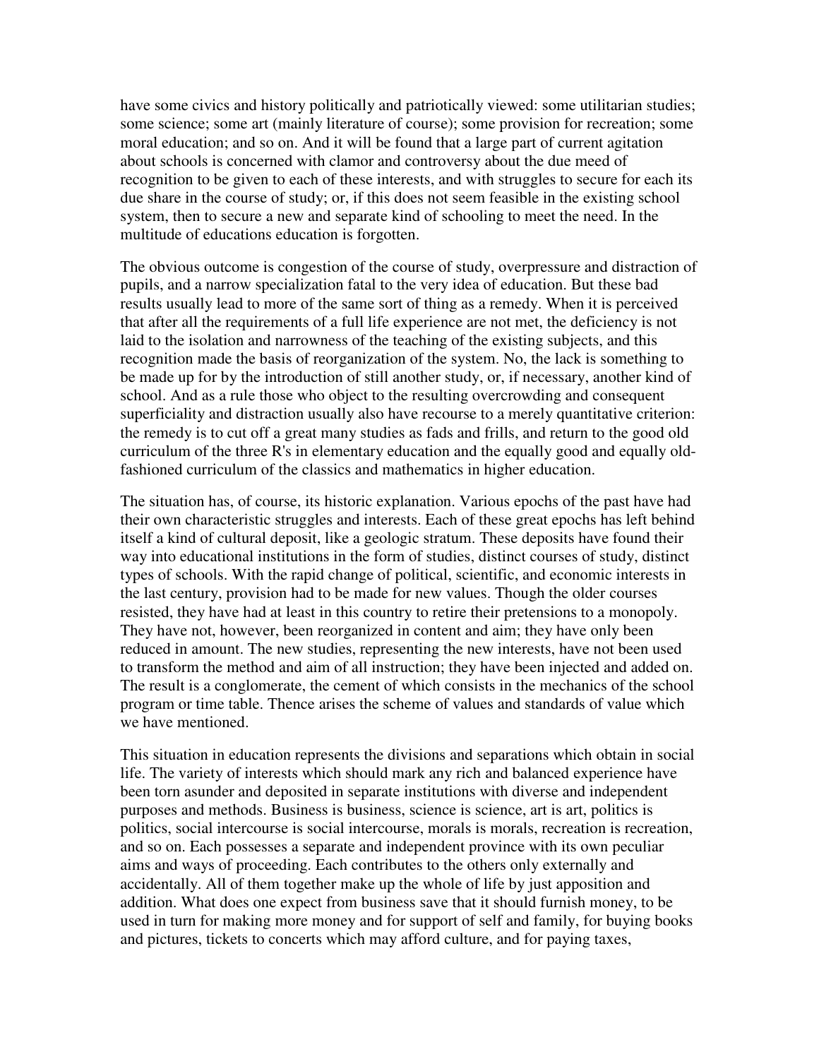have some civics and history politically and patriotically viewed: some utilitarian studies; some science; some art (mainly literature of course); some provision for recreation; some moral education; and so on. And it will be found that a large part of current agitation about schools is concerned with clamor and controversy about the due meed of recognition to be given to each of these interests, and with struggles to secure for each its due share in the course of study; or, if this does not seem feasible in the existing school system, then to secure a new and separate kind of schooling to meet the need. In the multitude of educations education is forgotten.

The obvious outcome is congestion of the course of study, overpressure and distraction of pupils, and a narrow specialization fatal to the very idea of education. But these bad results usually lead to more of the same sort of thing as a remedy. When it is perceived that after all the requirements of a full life experience are not met, the deficiency is not laid to the isolation and narrowness of the teaching of the existing subjects, and this recognition made the basis of reorganization of the system. No, the lack is something to be made up for by the introduction of still another study, or, if necessary, another kind of school. And as a rule those who object to the resulting overcrowding and consequent superficiality and distraction usually also have recourse to a merely quantitative criterion: the remedy is to cut off a great many studies as fads and frills, and return to the good old curriculum of the three R's in elementary education and the equally good and equally old-fashioned curriculum of the classics and mathematics in higher education.

The situation has, of course, its historic explanation. Various epochs of the past have had their own characteristic struggles and interests. Each of these great epochs has left behind itself a kind of cultural deposit, like a geologic stratum. These deposits have found their way into educational institutions in the form of studies, distinct courses of study, distinct types of schools. With the rapid change of political, scientific, and economic interests in the last century, provision had to be made for new values. Though the older courses resisted, they have had at least in this country to retire their pretensions to a monopoly. They have not, however, been reorganized in content and aim; they have only been reduced in amount. The new studies, representing the new interests, have not been used to transform the method and aim of all instruction; they have been injected and added on. The result is a conglomerate, the cement of which consists in the mechanics of the school program or time table. Thence arises the scheme of values and standards of value which we have mentioned.

This situation in education represents the divisions and separations which obtain in social life. The variety of interests which should mark any rich and balanced experience have been torn asunder and deposited in separate institutions with diverse and independent purposes and methods. Business is business, science is science, art is art, politics is politics, social intercourse is social intercourse, morals is morals, recreation is recreation, and so on. Each possesses a separate and independent province with its own peculiar aims and ways of proceeding. Each contributes to the others only externally and accidentally. All of them together make up the whole of life by just apposition and addition. What does one expect from business save that it should furnish money, to be used in turn for making more money and for support of self and family, for buying books and pictures, tickets to concerts which may afford culture, and for paying taxes,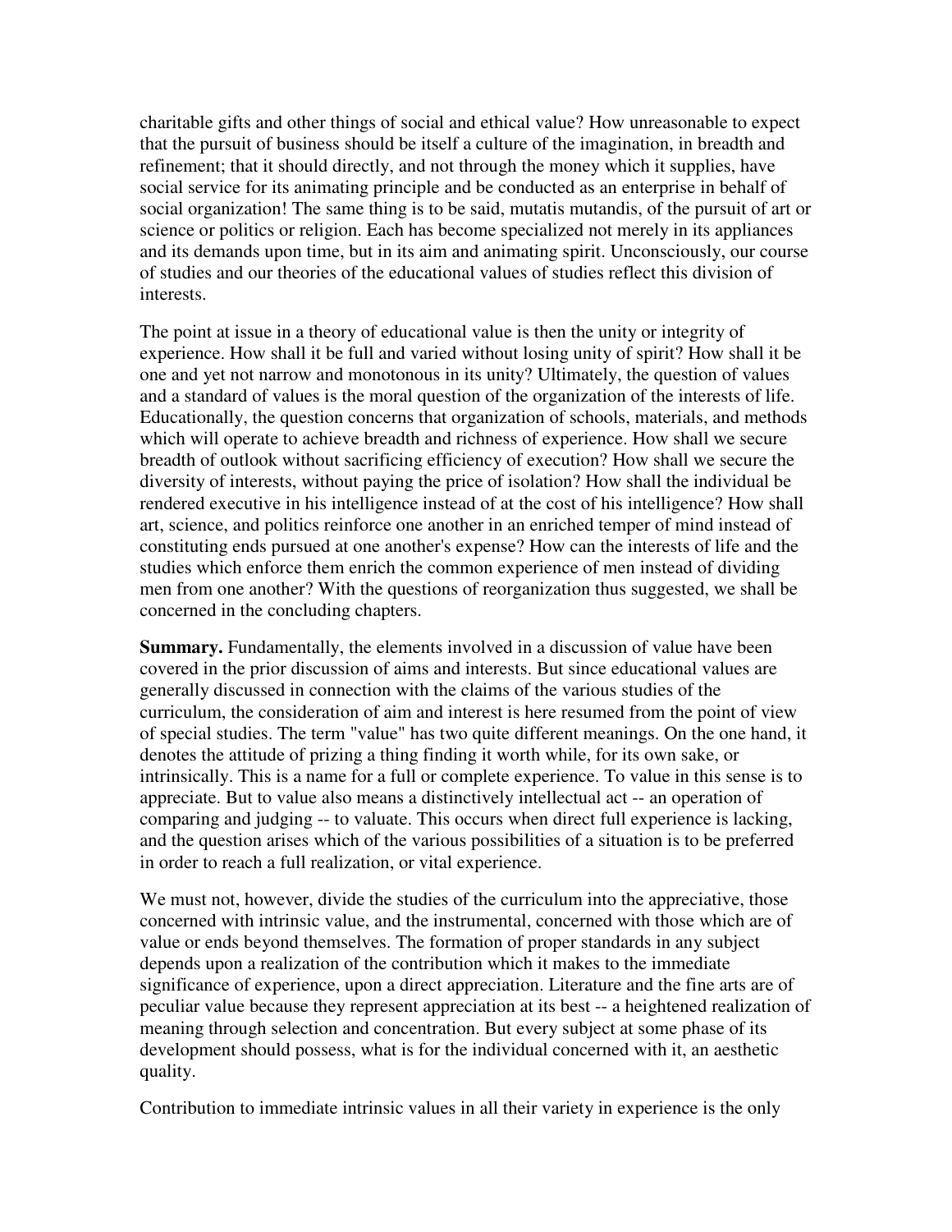charitable gifts and other things of social and ethical value? How unreasonable to expect that the pursuit of business should be itself a culture of the imagination, in breadth and refinement; that it should directly, and not through the money which it supplies, have social service for its animating principle and be conducted as an enterprise in behalf of social organization! The same thing is to be said, mutatis mutandis, of the pursuit of art or science or politics or religion. Each has become specialized not merely in its appliances and its demands upon time, but in its aim and animating spirit. Unconsciously, our course of studies and our theories of the educational values of studies reflect this division of interests.

The point at issue in a theory of educational value is then the unity or integrity of experience. How shall it be full and varied without losing unity of spirit? How shall it be one and yet not narrow and monotonous in its unity? Ultimately, the question of values and a standard of values is the moral question of the organization of the interests of life. Educationally, the question concerns that organization of schools, materials, and methods which will operate to achieve breadth and richness of experience. How shall we secure breadth of outlook without sacrificing efficiency of execution? How shall we secure the diversity of interests, without paying the price of isolation? How shall the individual be rendered executive in his intelligence instead of at the cost of his intelligence? How shall art, science, and politics reinforce one another in an enriched temper of mind instead of constituting ends pursued at one another's expense? How can the interests of life and the studies which enforce them enrich the common experience of men instead of dividing men from one another? With the questions of reorganization thus suggested, we shall be concerned in the concluding chapters.

**Summary.** Fundamentally, the elements involved in a discussion of value have been covered in the prior discussion of aims and interests. But since educational values are generally discussed in connection with the claims of the various studies of the curriculum, the consideration of aim and interest is here resumed from the point of view of special studies. The term "value" has two quite different meanings. On the one hand, it denotes the attitude of prizing a thing finding it worth while, for its own sake, or intrinsically. This is a name for a full or complete experience. To value in this sense is to appreciate. But to value also means a distinctively intellectual act -- an operation of comparing and judging -- to valuate. This occurs when direct full experience is lacking, and the question arises which of the various possibilities of a situation is to be preferred in order to reach a full realization, or vital experience.

We must not, however, divide the studies of the curriculum into the appreciative, those concerned with intrinsic value, and the instrumental, concerned with those which are of value or ends beyond themselves. The formation of proper standards in any subject depends upon a realization of the contribution which it makes to the immediate significance of experience, upon a direct appreciation. Literature and the fine arts are of peculiar value because they represent appreciation at its best -- a heightened realization of meaning through selection and concentration. But every subject at some phase of its development should possess, what is for the individual concerned with it, an aesthetic quality.

Contribution to immediate intrinsic values in all their variety in experience is the only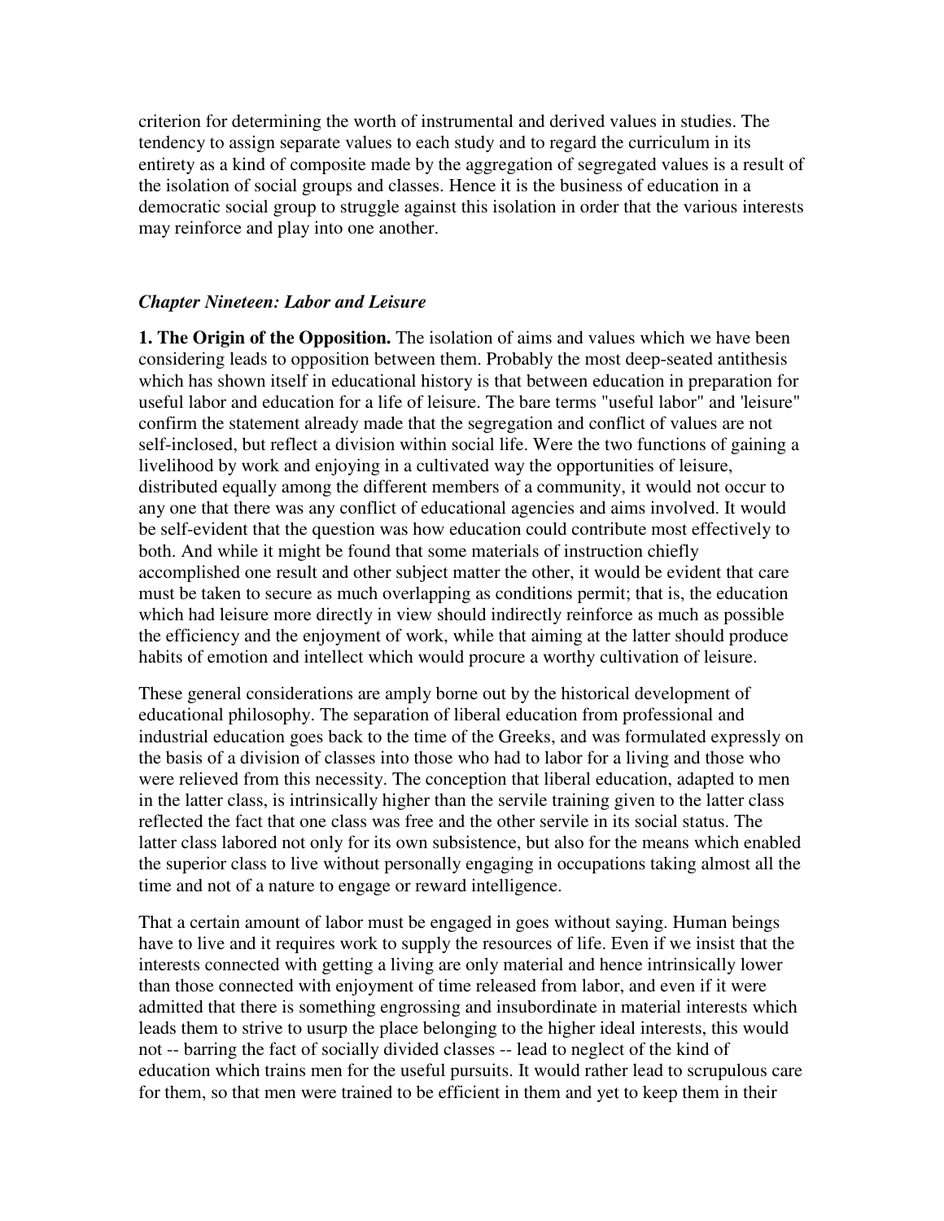criterion for determining the worth of instrumental and derived values in studies. The tendency to assign separate values to each study and to regard the curriculum in its entirety as a kind of composite made by the aggregation of segregated values is a result of the isolation of social groups and classes. Hence it is the business of education in a democratic social group to struggle against this isolation in order that the various interests may reinforce and play into one another.

### *Chapter Nineteen: Labor and Leisure*

**1. The Origin of the Opposition.** The isolation of aims and values which we have been considering leads to opposition between them. Probably the most deep-seated antithesis which has shown itself in educational history is that between education in preparation for useful labor and education for a life of leisure. The bare terms "useful labor" and 'leisure" confirm the statement already made that the segregation and conflict of values are not self-inclosed, but reflect a division within social life. Were the two functions of gaining a livelihood by work and enjoying in a cultivated way the opportunities of leisure, distributed equally among the different members of a community, it would not occur to any one that there was any conflict of educational agencies and aims involved. It would be self-evident that the question was how education could contribute most effectively to both. And while it might be found that some materials of instruction chiefly accomplished one result and other subject matter the other, it would be evident that care must be taken to secure as much overlapping as conditions permit; that is, the education which had leisure more directly in view should indirectly reinforce as much as possible the efficiency and the enjoyment of work, while that aiming at the latter should produce habits of emotion and intellect which would procure a worthy cultivation of leisure.

These general considerations are amply borne out by the historical development of educational philosophy. The separation of liberal education from professional and industrial education goes back to the time of the Greeks, and was formulated expressly on the basis of a division of classes into those who had to labor for a living and those who were relieved from this necessity. The conception that liberal education, adapted to men in the latter class, is intrinsically higher than the servile training given to the latter class reflected the fact that one class was free and the other servile in its social status. The latter class labored not only for its own subsistence, but also for the means which enabled the superior class to live without personally engaging in occupations taking almost all the time and not of a nature to engage or reward intelligence.

That a certain amount of labor must be engaged in goes without saying. Human beings have to live and it requires work to supply the resources of life. Even if we insist that the interests connected with getting a living are only material and hence intrinsically lower than those connected with enjoyment of time released from labor, and even if it were admitted that there is something engrossing and insubordinate in material interests which leads them to strive to usurp the place belonging to the higher ideal interests, this would not -- barring the fact of socially divided classes -- lead to neglect of the kind of education which trains men for the useful pursuits. It would rather lead to scrupulous care for them, so that men were trained to be efficient in them and yet to keep them in their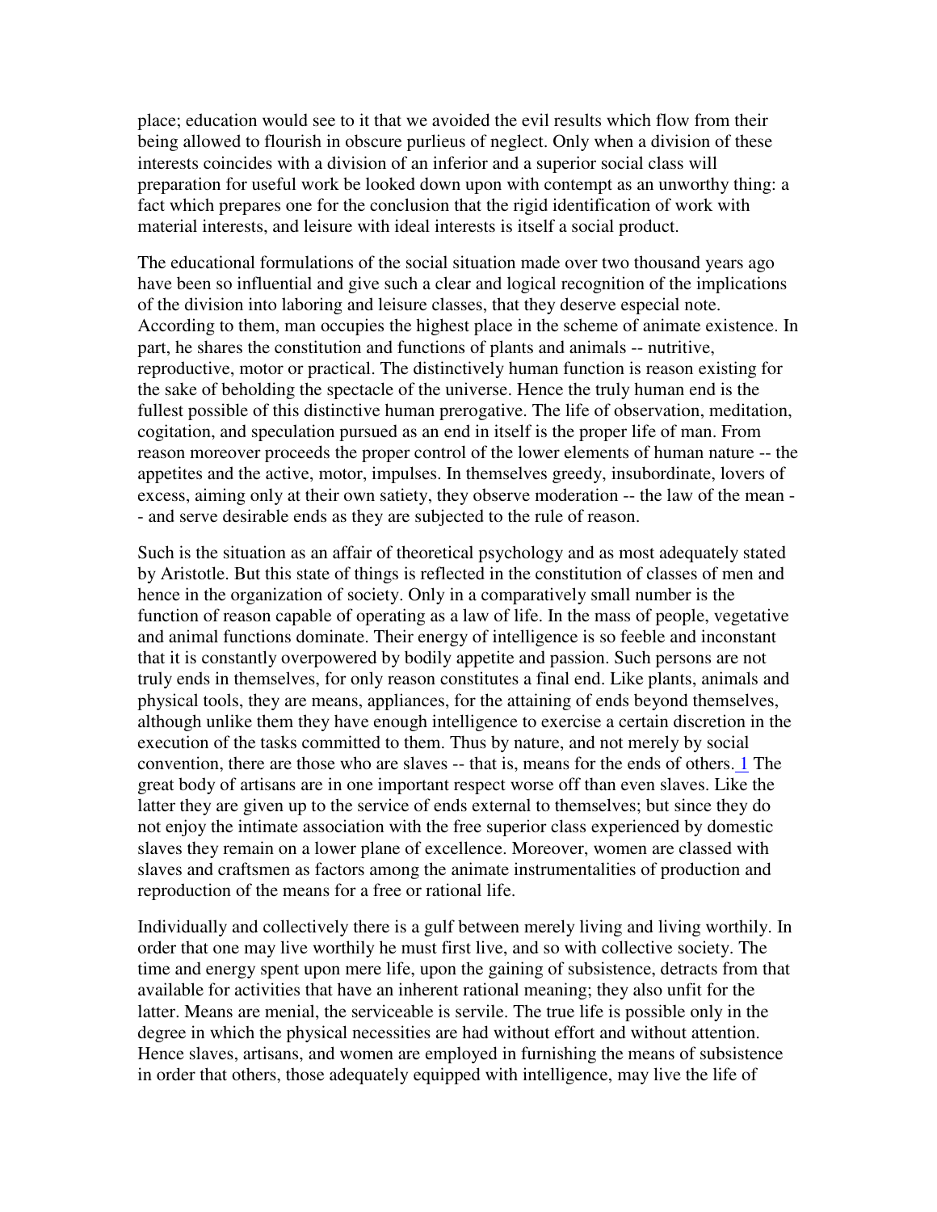place; education would see to it that we avoided the evil results which flow from their being allowed to flourish in obscure purlieus of neglect. Only when a division of these interests coincides with a division of an inferior and a superior social class will preparation for useful work be looked down upon with contempt as an unworthy thing: a fact which prepares one for the conclusion that the rigid identification of work with material interests, and leisure with ideal interests is itself a social product.

The educational formulations of the social situation made over two thousand years ago have been so influential and give such a clear and logical recognition of the implications of the division into laboring and leisure classes, that they deserve especial note. According to them, man occupies the highest place in the scheme of animate existence. In part, he shares the constitution and functions of plants and animals -- nutritive, reproductive, motor or practical. The distinctively human function is reason existing for the sake of beholding the spectacle of the universe. Hence the truly human end is the fullest possible of this distinctive human prerogative. The life of observation, meditation, cogitation, and speculation pursued as an end in itself is the proper life of man. From reason moreover proceeds the proper control of the lower elements of human nature -- the appetites and the active, motor, impulses. In themselves greedy, insubordinate, lovers of excess, aiming only at their own satiety, they observe moderation -- the law of the mean -- and serve desirable ends as they are subjected to the rule of reason.

Such is the situation as an affair of theoretical psychology and as most adequately stated by Aristotle. But this state of things is reflected in the constitution of classes of men and hence in the organization of society. Only in a comparatively small number is the function of reason capable of operating as a law of life. In the mass of people, vegetative and animal functions dominate. Their energy of intelligence is so feeble and inconstant that it is constantly overpowered by bodily appetite and passion. Such persons are not truly ends in themselves, for only reason constitutes a final end. Like plants, animals and physical tools, they are means, appliances, for the attaining of ends beyond themselves, although unlike them they have enough intelligence to exercise a certain discretion in the execution of the tasks committed to them. Thus by nature, and not merely by social convention, there are those who are slaves -- that is, means for the ends of others. [1] The great body of artisans are in one important respect worse off than even slaves. Like the latter they are given up to the service of ends external to themselves; but since they do not enjoy the intimate association with the free superior class experienced by domestic slaves they remain on a lower plane of excellence. Moreover, women are classed with slaves and craftsmen as factors among the animate instrumentalities of production and reproduction of the means for a free or rational life.

Individually and collectively there is a gulf between merely living and living worthily. In order that one may live worthily he must first live, and so with collective society. The time and energy spent upon mere life, upon the gaining of subsistence, detracts from that available for activities that have an inherent rational meaning; they also unfit for the latter. Means are menial, the serviceable is servile. The true life is possible only in the degree in which the physical necessities are had without effort and without attention. Hence slaves, artisans, and women are employed in furnishing the means of subsistence in order that others, those adequately equipped with intelligence, may live the life of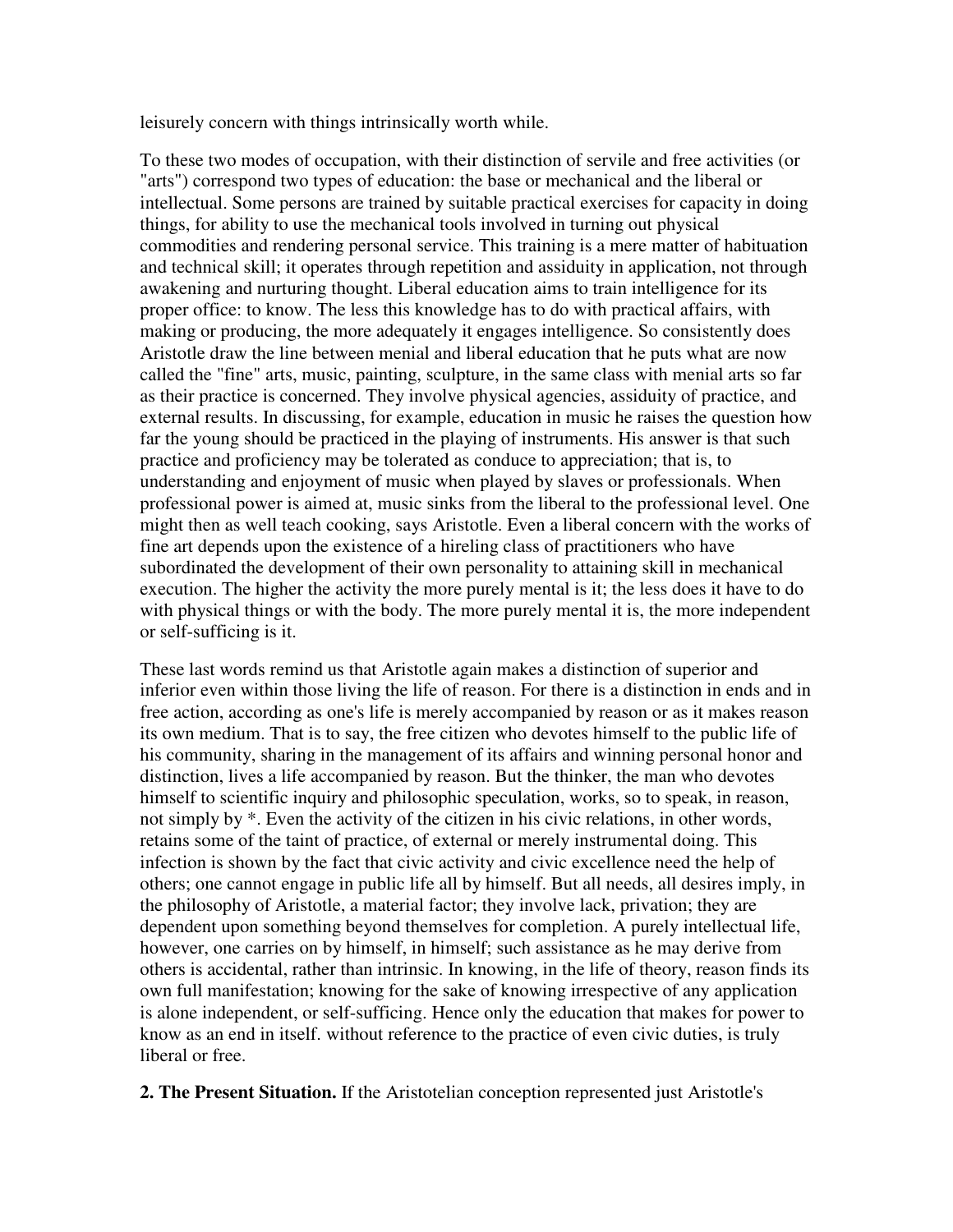leisurely concern with things intrinsically worth while.

To these two modes of occupation, with their distinction of servile and free activities (or "arts") correspond two types of education: the base or mechanical and the liberal or intellectual. Some persons are trained by suitable practical exercises for capacity in doing things, for ability to use the mechanical tools involved in turning out physical commodities and rendering personal service. This training is a mere matter of habituation and technical skill; it operates through repetition and assiduity in application, not through awakening and nurturing thought. Liberal education aims to train intelligence for its proper office: to know. The less this knowledge has to do with practical affairs, with making or producing, the more adequately it engages intelligence. So consistently does Aristotle draw the line between menial and liberal education that he puts what are now called the "fine" arts, music, painting, sculpture, in the same class with menial arts so far as their practice is concerned. They involve physical agencies, assiduity of practice, and external results. In discussing, for example, education in music he raises the question how far the young should be practiced in the playing of instruments. His answer is that such practice and proficiency may be tolerated as conduce to appreciation; that is, to understanding and enjoyment of music when played by slaves or professionals. When professional power is aimed at, music sinks from the liberal to the professional level. One might then as well teach cooking, says Aristotle. Even a liberal concern with the works of fine art depends upon the existence of a hireling class of practitioners who have subordinated the development of their own personality to attaining skill in mechanical execution. The higher the activity the more purely mental is it; the less does it have to do with physical things or with the body. The more purely mental it is, the more independent or self-sufficing is it.

These last words remind us that Aristotle again makes a distinction of superior and inferior even within those living the life of reason. For there is a distinction in ends and in free action, according as one's life is merely accompanied by reason or as it makes reason its own medium. That is to say, the free citizen who devotes himself to the public life of his community, sharing in the management of its affairs and winning personal honor and distinction, lives a life accompanied by reason. But the thinker, the man who devotes himself to scientific inquiry and philosophic speculation, works, so to speak, in reason, not simply by *. Even the activity of the citizen in his civic relations, in other words, retains some of the taint of practice, of external or merely instrumental doing. This infection is shown by the fact that civic activity and civic excellence need the help of others; one cannot engage in public life all by himself. But all needs, all desires imply, in the philosophy of Aristotle, a material factor; they involve lack, privation; they are dependent upon something beyond themselves for completion. A purely intellectual life, however, one carries on by himself, in himself; such assistance as he may derive from others is accidental, rather than intrinsic. In knowing, in the life of theory, reason finds its own full manifestation; knowing for the sake of knowing irrespective of any application is alone independent, or self-sufficing. Hence only the education that makes for power to know as an end in itself. without reference to the practice of even civic duties, is truly liberal or free.

**2. The Present Situation.** If the Aristotelian conception represented just Aristotle's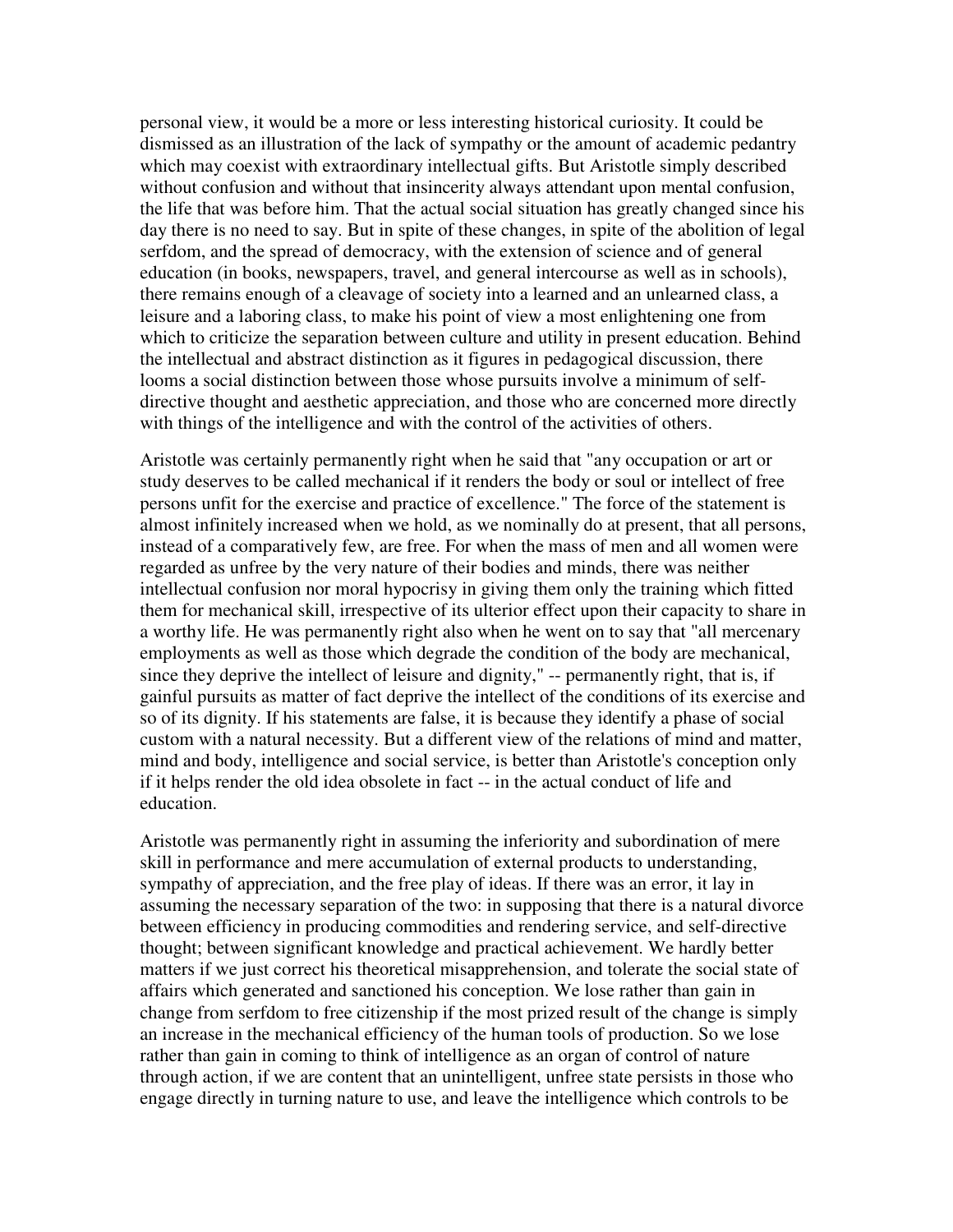personal view, it would be a more or less interesting historical curiosity. It could be dismissed as an illustration of the lack of sympathy or the amount of academic pedantry which may coexist with extraordinary intellectual gifts. But Aristotle simply described without confusion and without that insincerity always attendant upon mental confusion, the life that was before him. That the actual social situation has greatly changed since his day there is no need to say. But in spite of these changes, in spite of the abolition of legal serfdom, and the spread of democracy, with the extension of science and of general education (in books, newspapers, travel, and general intercourse as well as in schools), there remains enough of a cleavage of society into a learned and an unlearned class, a leisure and a laboring class, to make his point of view a most enlightening one from which to criticize the separation between culture and utility in present education. Behind the intellectual and abstract distinction as it figures in pedagogical discussion, there looms a social distinction between those whose pursuits involve a minimum of self-directive thought and aesthetic appreciation, and those who are concerned more directly with things of the intelligence and with the control of the activities of others.

Aristotle was certainly permanently right when he said that "any occupation or art or study deserves to be called mechanical if it renders the body or soul or intellect of free persons unfit for the exercise and practice of excellence." The force of the statement is almost infinitely increased when we hold, as we nominally do at present, that all persons, instead of a comparatively few, are free. For when the mass of men and all women were regarded as unfree by the very nature of their bodies and minds, there was neither intellectual confusion nor moral hypocrisy in giving them only the training which fitted them for mechanical skill, irrespective of its ulterior effect upon their capacity to share in a worthy life. He was permanently right also when he went on to say that "all mercenary employments as well as those which degrade the condition of the body are mechanical, since they deprive the intellect of leisure and dignity," -- permanently right, that is, if gainful pursuits as matter of fact deprive the intellect of the conditions of its exercise and so of its dignity. If his statements are false, it is because they identify a phase of social custom with a natural necessity. But a different view of the relations of mind and matter, mind and body, intelligence and social service, is better than Aristotle's conception only if it helps render the old idea obsolete in fact -- in the actual conduct of life and education.

Aristotle was permanently right in assuming the inferiority and subordination of mere skill in performance and mere accumulation of external products to understanding, sympathy of appreciation, and the free play of ideas. If there was an error, it lay in assuming the necessary separation of the two: in supposing that there is a natural divorce between efficiency in producing commodities and rendering service, and self-directive thought; between significant knowledge and practical achievement. We hardly better matters if we just correct his theoretical misapprehension, and tolerate the social state of affairs which generated and sanctioned his conception. We lose rather than gain in change from serfdom to free citizenship if the most prized result of the change is simply an increase in the mechanical efficiency of the human tools of production. So we lose rather than gain in coming to think of intelligence as an organ of control of nature through action, if we are content that an unintelligent, unfree state persists in those who engage directly in turning nature to use, and leave the intelligence which controls to be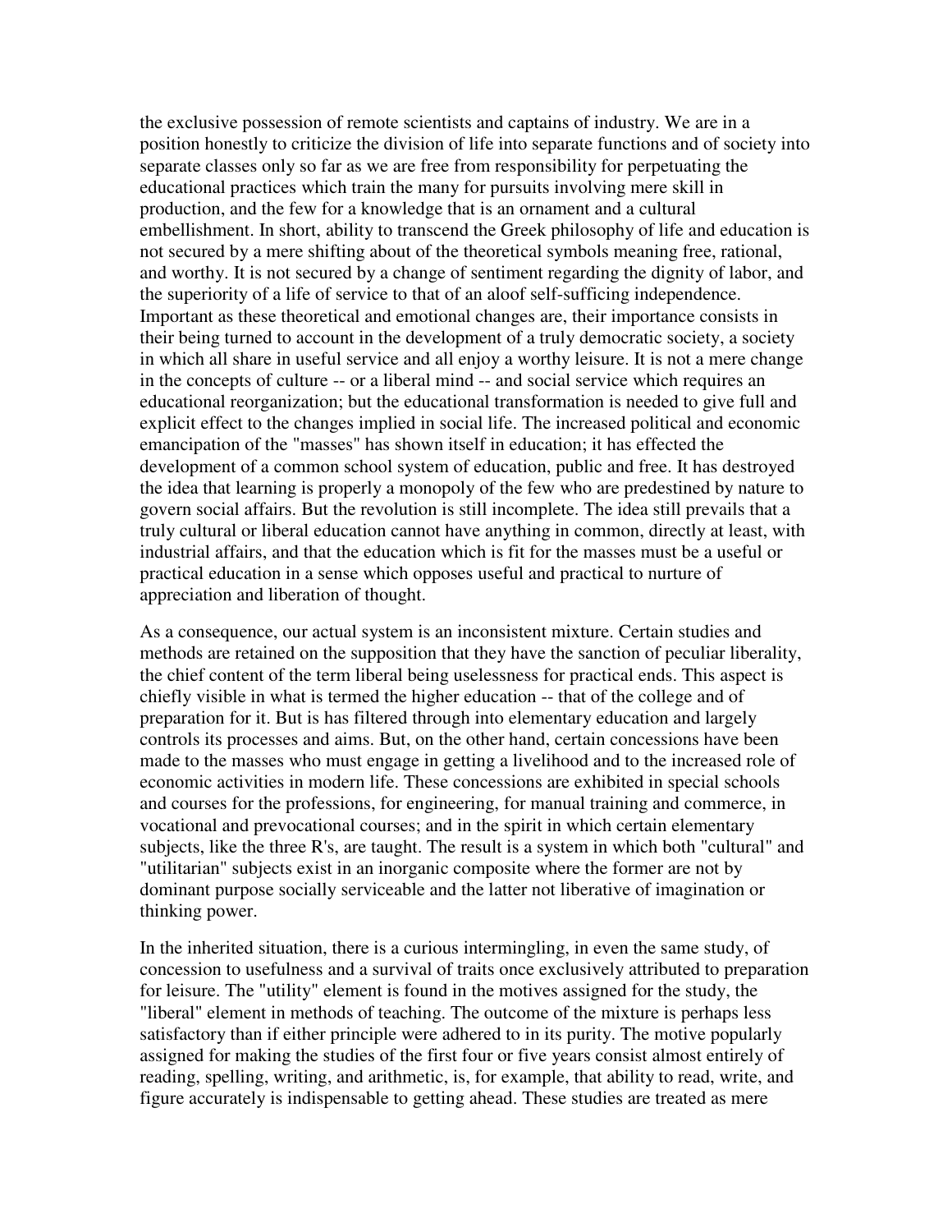the exclusive possession of remote scientists and captains of industry. We are in a position honestly to criticize the division of life into separate functions and of society into separate classes only so far as we are free from responsibility for perpetuating the educational practices which train the many for pursuits involving mere skill in production, and the few for a knowledge that is an ornament and a cultural embellishment. In short, ability to transcend the Greek philosophy of life and education is not secured by a mere shifting about of the theoretical symbols meaning free, rational, and worthy. It is not secured by a change of sentiment regarding the dignity of labor, and the superiority of a life of service to that of an aloof self-sufficing independence. Important as these theoretical and emotional changes are, their importance consists in their being turned to account in the development of a truly democratic society, a society in which all share in useful service and all enjoy a worthy leisure. It is not a mere change in the concepts of culture -- or a liberal mind -- and social service which requires an educational reorganization; but the educational transformation is needed to give full and explicit effect to the changes implied in social life. The increased political and economic emancipation of the "masses" has shown itself in education; it has effected the development of a common school system of education, public and free. It has destroyed the idea that learning is properly a monopoly of the few who are predestined by nature to govern social affairs. But the revolution is still incomplete. The idea still prevails that a truly cultural or liberal education cannot have anything in common, directly at least, with industrial affairs, and that the education which is fit for the masses must be a useful or practical education in a sense which opposes useful and practical to nurture of appreciation and liberation of thought.

As a consequence, our actual system is an inconsistent mixture. Certain studies and methods are retained on the supposition that they have the sanction of peculiar liberality, the chief content of the term liberal being uselessness for practical ends. This aspect is chiefly visible in what is termed the higher education -- that of the college and of preparation for it. But is has filtered through into elementary education and largely controls its processes and aims. But, on the other hand, certain concessions have been made to the masses who must engage in getting a livelihood and to the increased role of economic activities in modern life. These concessions are exhibited in special schools and courses for the professions, for engineering, for manual training and commerce, in vocational and prevocational courses; and in the spirit in which certain elementary subjects, like the three R's, are taught. The result is a system in which both "cultural" and "utilitarian" subjects exist in an inorganic composite where the former are not by dominant purpose socially serviceable and the latter not liberative of imagination or thinking power.

In the inherited situation, there is a curious intermingling, in even the same study, of concession to usefulness and a survival of traits once exclusively attributed to preparation for leisure. The "utility" element is found in the motives assigned for the study, the "liberal" element in methods of teaching. The outcome of the mixture is perhaps less satisfactory than if either principle were adhered to in its purity. The motive popularly assigned for making the studies of the first four or five years consist almost entirely of reading, spelling, writing, and arithmetic, is, for example, that ability to read, write, and figure accurately is indispensable to getting ahead. These studies are treated as mere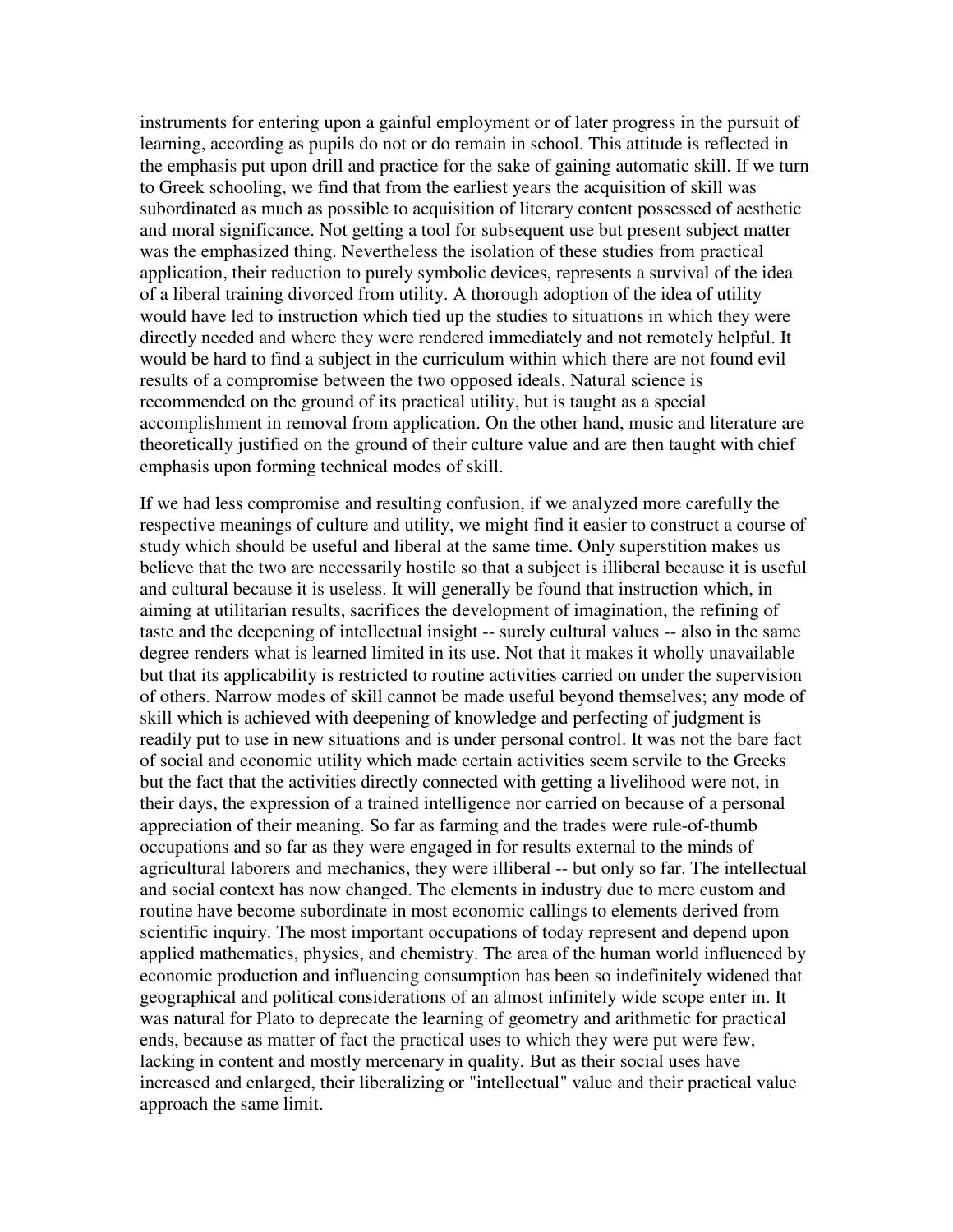instruments for entering upon a gainful employment or of later progress in the pursuit of learning, according as pupils do not or do remain in school. This attitude is reflected in the emphasis put upon drill and practice for the sake of gaining automatic skill. If we turn to Greek schooling, we find that from the earliest years the acquisition of skill was subordinated as much as possible to acquisition of literary content possessed of aesthetic and moral significance. Not getting a tool for subsequent use but present subject matter was the emphasized thing. Nevertheless the isolation of these studies from practical application, their reduction to purely symbolic devices, represents a survival of the idea of a liberal training divorced from utility. A thorough adoption of the idea of utility would have led to instruction which tied up the studies to situations in which they were directly needed and where they were rendered immediately and not remotely helpful. It would be hard to find a subject in the curriculum within which there are not found evil results of a compromise between the two opposed ideals. Natural science is recommended on the ground of its practical utility, but is taught as a special accomplishment in removal from application. On the other hand, music and literature are theoretically justified on the ground of their culture value and are then taught with chief emphasis upon forming technical modes of skill.

If we had less compromise and resulting confusion, if we analyzed more carefully the respective meanings of culture and utility, we might find it easier to construct a course of study which should be useful and liberal at the same time. Only superstition makes us believe that the two are necessarily hostile so that a subject is illiberal because it is useful and cultural because it is useless. It will generally be found that instruction which, in aiming at utilitarian results, sacrifices the development of imagination, the refining of taste and the deepening of intellectual insight -- surely cultural values -- also in the same degree renders what is learned limited in its use. Not that it makes it wholly unavailable but that its applicability is restricted to routine activities carried on under the supervision of others. Narrow modes of skill cannot be made useful beyond themselves; any mode of skill which is achieved with deepening of knowledge and perfecting of judgment is readily put to use in new situations and is under personal control. It was not the bare fact of social and economic utility which made certain activities seem servile to the Greeks but the fact that the activities directly connected with getting a livelihood were not, in their days, the expression of a trained intelligence nor carried on because of a personal appreciation of their meaning. So far as farming and the trades were rule-of-thumb occupations and so far as they were engaged in for results external to the minds of agricultural laborers and mechanics, they were illiberal -- but only so far. The intellectual and social context has now changed. The elements in industry due to mere custom and routine have become subordinate in most economic callings to elements derived from scientific inquiry. The most important occupations of today represent and depend upon applied mathematics, physics, and chemistry. The area of the human world influenced by economic production and influencing consumption has been so indefinitely widened that geographical and political considerations of an almost infinitely wide scope enter in. It was natural for Plato to deprecate the learning of geometry and arithmetic for practical ends, because as matter of fact the practical uses to which they were put were few, lacking in content and mostly mercenary in quality. But as their social uses have increased and enlarged, their liberalizing or "intellectual" value and their practical value approach the same limit.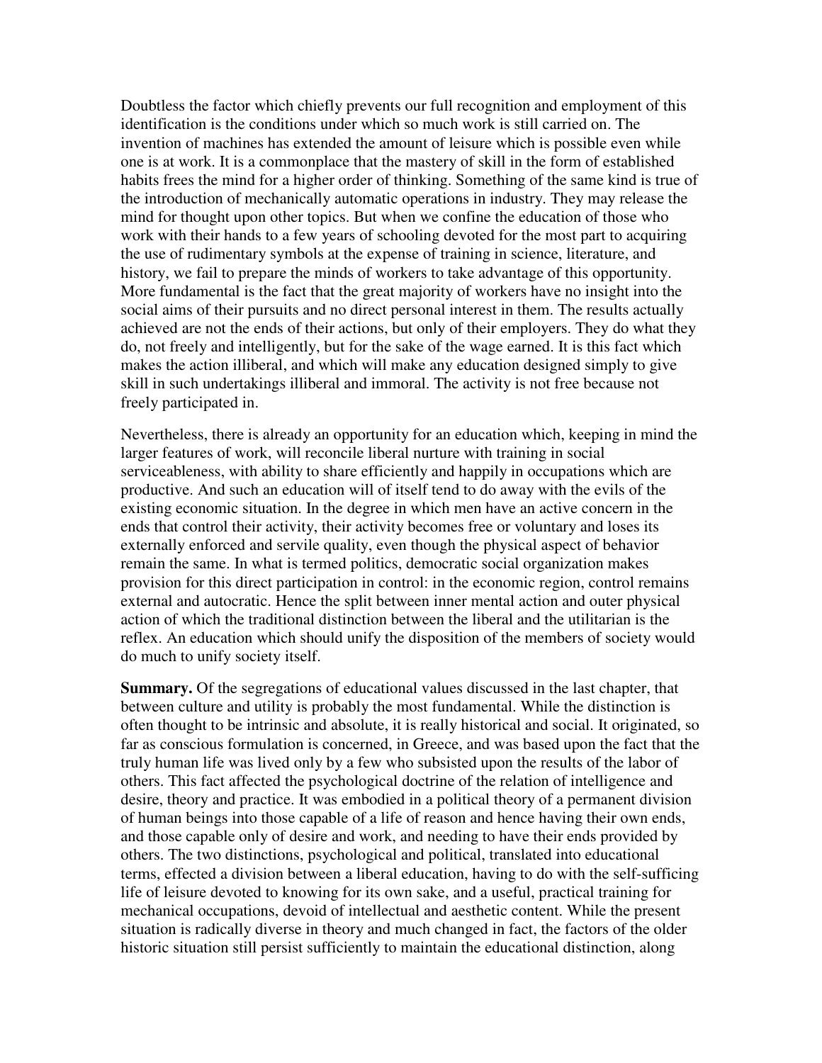Doubtless the factor which chiefly prevents our full recognition and employment of this identification is the conditions under which so much work is still carried on. The invention of machines has extended the amount of leisure which is possible even while one is at work. It is a commonplace that the mastery of skill in the form of established habits frees the mind for a higher order of thinking. Something of the same kind is true of the introduction of mechanically automatic operations in industry. They may release the mind for thought upon other topics. But when we confine the education of those who work with their hands to a few years of schooling devoted for the most part to acquiring the use of rudimentary symbols at the expense of training in science, literature, and history, we fail to prepare the minds of workers to take advantage of this opportunity. More fundamental is the fact that the great majority of workers have no insight into the social aims of their pursuits and no direct personal interest in them. The results actually achieved are not the ends of their actions, but only of their employers. They do what they do, not freely and intelligently, but for the sake of the wage earned. It is this fact which makes the action illiberal, and which will make any education designed simply to give skill in such undertakings illiberal and immoral. The activity is not free because not freely participated in.

Nevertheless, there is already an opportunity for an education which, keeping in mind the larger features of work, will reconcile liberal nurture with training in social serviceableness, with ability to share efficiently and happily in occupations which are productive. And such an education will of itself tend to do away with the evils of the existing economic situation. In the degree in which men have an active concern in the ends that control their activity, their activity becomes free or voluntary and loses its externally enforced and servile quality, even though the physical aspect of behavior remain the same. In what is termed politics, democratic social organization makes provision for this direct participation in control: in the economic region, control remains external and autocratic. Hence the split between inner mental action and outer physical action of which the traditional distinction between the liberal and the utilitarian is the reflex. An education which should unify the disposition of the members of society would do much to unify society itself.

**Summary.** Of the segregations of educational values discussed in the last chapter, that between culture and utility is probably the most fundamental. While the distinction is often thought to be intrinsic and absolute, it is really historical and social. It originated, so far as conscious formulation is concerned, in Greece, and was based upon the fact that the truly human life was lived only by a few who subsisted upon the results of the labor of others. This fact affected the psychological doctrine of the relation of intelligence and desire, theory and practice. It was embodied in a political theory of a permanent division of human beings into those capable of a life of reason and hence having their own ends, and those capable only of desire and work, and needing to have their ends provided by others. The two distinctions, psychological and political, translated into educational terms, effected a division between a liberal education, having to do with the self-sufficing life of leisure devoted to knowing for its own sake, and a useful, practical training for mechanical occupations, devoid of intellectual and aesthetic content. While the present situation is radically diverse in theory and much changed in fact, the factors of the older historic situation still persist sufficiently to maintain the educational distinction, along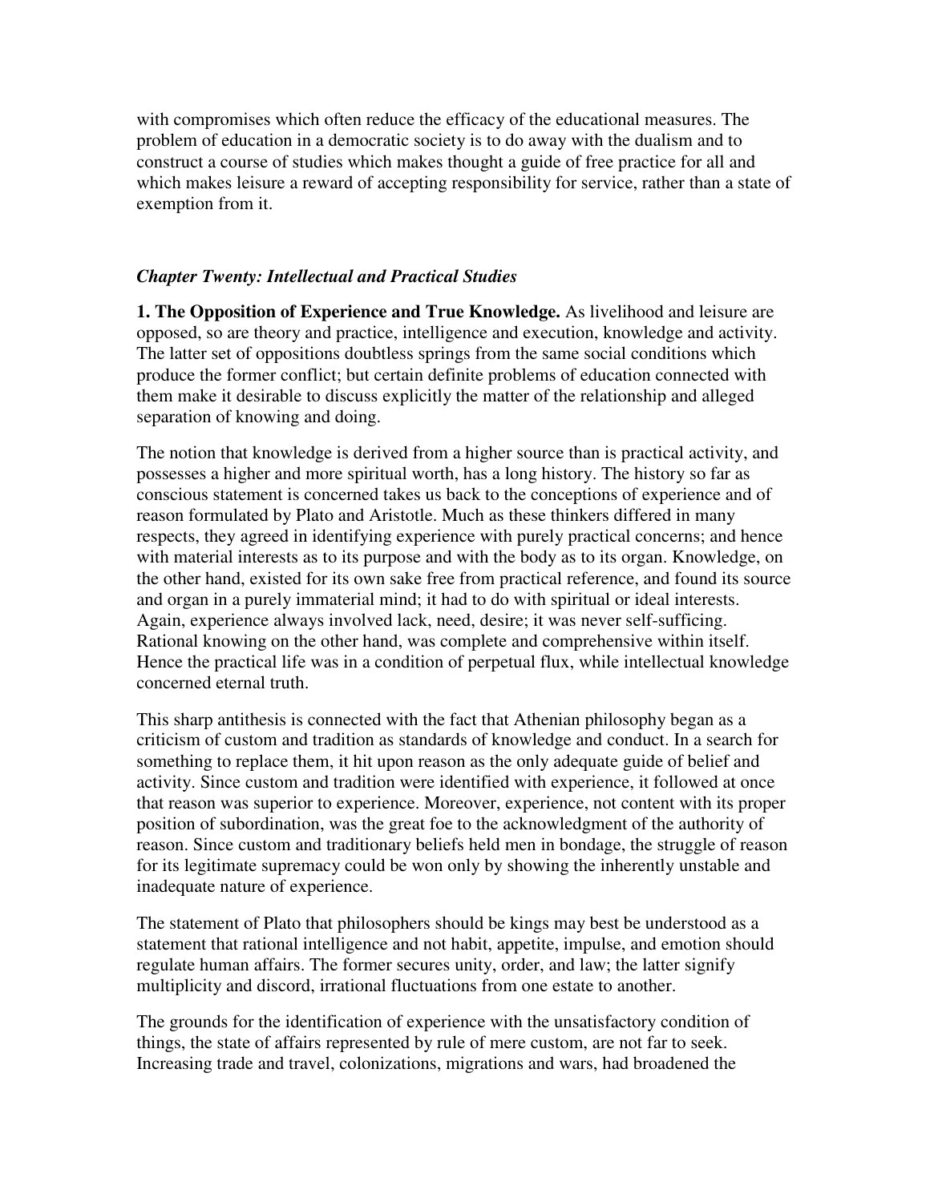with compromises which often reduce the efficacy of the educational measures. The problem of education in a democratic society is to do away with the dualism and to construct a course of studies which makes thought a guide of free practice for all and which makes leisure a reward of accepting responsibility for service, rather than a state of exemption from it.

### *Chapter Twenty: Intellectual and Practical Studies*

**1. The Opposition of Experience and True Knowledge.** As livelihood and leisure are opposed, so are theory and practice, intelligence and execution, knowledge and activity. The latter set of oppositions doubtless springs from the same social conditions which produce the former conflict; but certain definite problems of education connected with them make it desirable to discuss explicitly the matter of the relationship and alleged separation of knowing and doing.

The notion that knowledge is derived from a higher source than is practical activity, and possesses a higher and more spiritual worth, has a long history. The history so far as conscious statement is concerned takes us back to the conceptions of experience and of reason formulated by Plato and Aristotle. Much as these thinkers differed in many respects, they agreed in identifying experience with purely practical concerns; and hence with material interests as to its purpose and with the body as to its organ. Knowledge, on the other hand, existed for its own sake free from practical reference, and found its source and organ in a purely immaterial mind; it had to do with spiritual or ideal interests. Again, experience always involved lack, need, desire; it was never self-sufficing. Rational knowing on the other hand, was complete and comprehensive within itself. Hence the practical life was in a condition of perpetual flux, while intellectual knowledge concerned eternal truth.

This sharp antithesis is connected with the fact that Athenian philosophy began as a criticism of custom and tradition as standards of knowledge and conduct. In a search for something to replace them, it hit upon reason as the only adequate guide of belief and activity. Since custom and tradition were identified with experience, it followed at once that reason was superior to experience. Moreover, experience, not content with its proper position of subordination, was the great foe to the acknowledgment of the authority of reason. Since custom and traditionary beliefs held men in bondage, the struggle of reason for its legitimate supremacy could be won only by showing the inherently unstable and inadequate nature of experience.

The statement of Plato that philosophers should be kings may best be understood as a statement that rational intelligence and not habit, appetite, impulse, and emotion should regulate human affairs. The former secures unity, order, and law; the latter signify multiplicity and discord, irrational fluctuations from one estate to another.

The grounds for the identification of experience with the unsatisfactory condition of things, the state of affairs represented by rule of mere custom, are not far to seek. Increasing trade and travel, colonizations, migrations and wars, had broadened the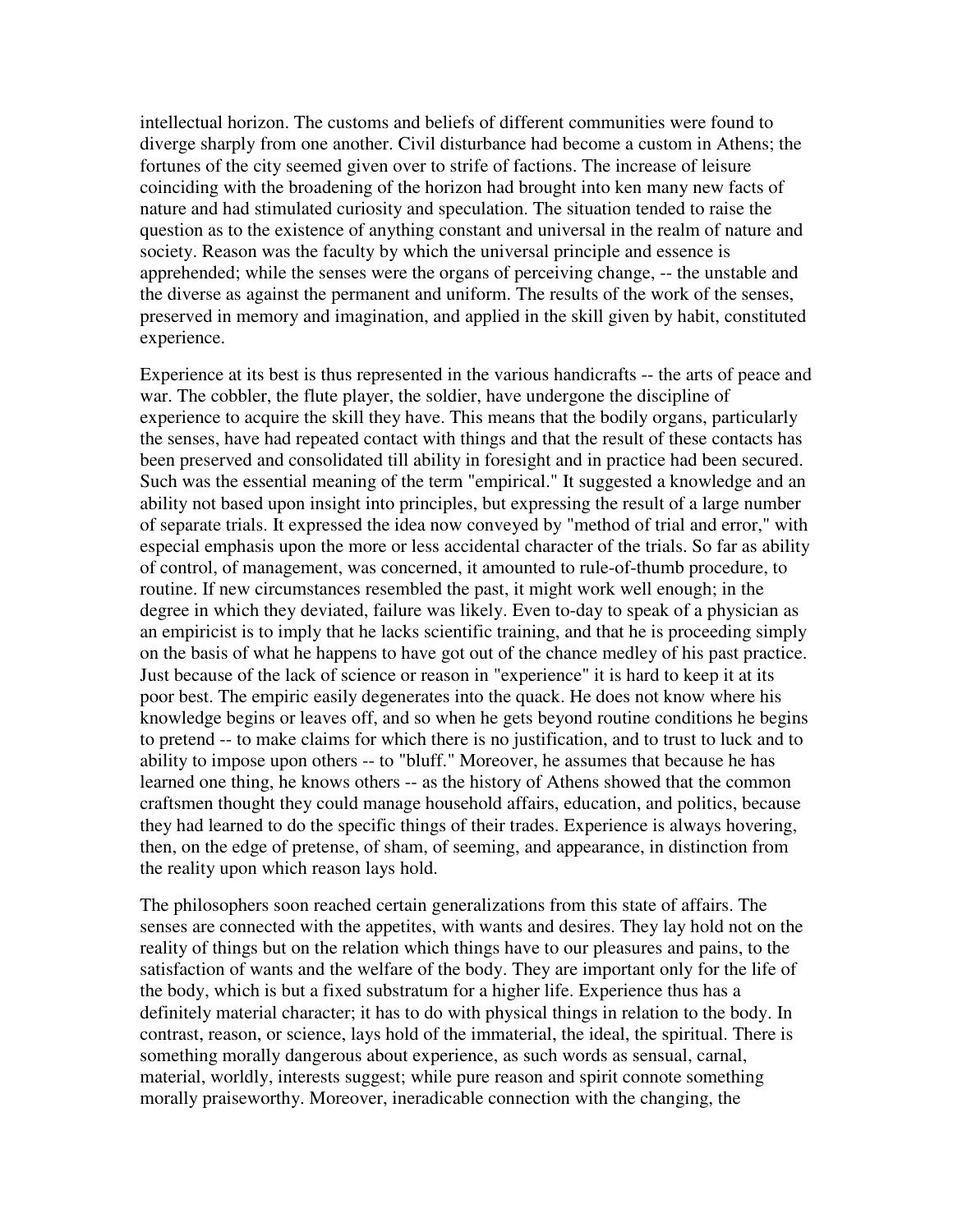intellectual horizon. The customs and beliefs of different communities were found to diverge sharply from one another. Civil disturbance had become a custom in Athens; the fortunes of the city seemed given over to strife of factions. The increase of leisure coinciding with the broadening of the horizon had brought into ken many new facts of nature and had stimulated curiosity and speculation. The situation tended to raise the question as to the existence of anything constant and universal in the realm of nature and society. Reason was the faculty by which the universal principle and essence is apprehended; while the senses were the organs of perceiving change, -- the unstable and the diverse as against the permanent and uniform. The results of the work of the senses, preserved in memory and imagination, and applied in the skill given by habit, constituted experience.

Experience at its best is thus represented in the various handicrafts -- the arts of peace and war. The cobbler, the flute player, the soldier, have undergone the discipline of experience to acquire the skill they have. This means that the bodily organs, particularly the senses, have had repeated contact with things and that the result of these contacts has been preserved and consolidated till ability in foresight and in practice had been secured. Such was the essential meaning of the term "empirical." It suggested a knowledge and an ability not based upon insight into principles, but expressing the result of a large number of separate trials. It expressed the idea now conveyed by "method of trial and error," with especial emphasis upon the more or less accidental character of the trials. So far as ability of control, of management, was concerned, it amounted to rule-of-thumb procedure, to routine. If new circumstances resembled the past, it might work well enough; in the degree in which they deviated, failure was likely. Even to-day to speak of a physician as an empiricist is to imply that he lacks scientific training, and that he is proceeding simply on the basis of what he happens to have got out of the chance medley of his past practice. Just because of the lack of science or reason in "experience" it is hard to keep it at its poor best. The empiric easily degenerates into the quack. He does not know where his knowledge begins or leaves off, and so when he gets beyond routine conditions he begins to pretend -- to make claims for which there is no justification, and to trust to luck and to ability to impose upon others -- to "bluff." Moreover, he assumes that because he has learned one thing, he knows others -- as the history of Athens showed that the common craftsmen thought they could manage household affairs, education, and politics, because they had learned to do the specific things of their trades. Experience is always hovering, then, on the edge of pretense, of sham, of seeming, and appearance, in distinction from the reality upon which reason lays hold.

The philosophers soon reached certain generalizations from this state of affairs. The senses are connected with the appetites, with wants and desires. They lay hold not on the reality of things but on the relation which things have to our pleasures and pains, to the satisfaction of wants and the welfare of the body. They are important only for the life of the body, which is but a fixed substratum for a higher life. Experience thus has a definitely material character; it has to do with physical things in relation to the body. In contrast, reason, or science, lays hold of the immaterial, the ideal, the spiritual. There is something morally dangerous about experience, as such words as sensual, carnal, material, worldly, interests suggest; while pure reason and spirit connote something morally praiseworthy. Moreover, ineradicable connection with the changing, the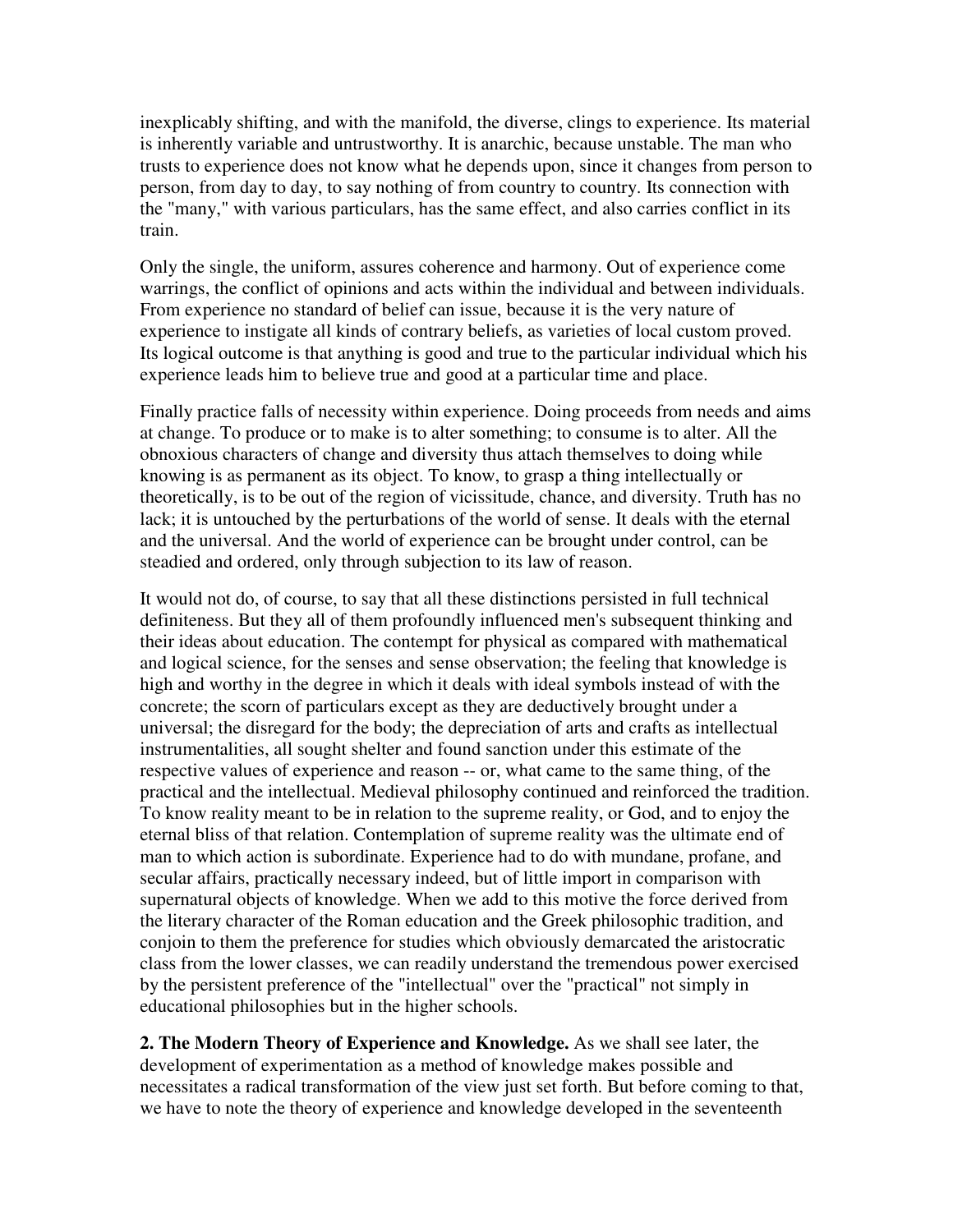inexplicably shifting, and with the manifold, the diverse, clings to experience. Its material is inherently variable and untrustworthy. It is anarchic, because unstable. The man who trusts to experience does not know what he depends upon, since it changes from person to person, from day to day, to say nothing of from country to country. Its connection with the "many," with various particulars, has the same effect, and also carries conflict in its train.

Only the single, the uniform, assures coherence and harmony. Out of experience come warrings, the conflict of opinions and acts within the individual and between individuals. From experience no standard of belief can issue, because it is the very nature of experience to instigate all kinds of contrary beliefs, as varieties of local custom proved. Its logical outcome is that anything is good and true to the particular individual which his experience leads him to believe true and good at a particular time and place.

Finally practice falls of necessity within experience. Doing proceeds from needs and aims at change. To produce or to make is to alter something; to consume is to alter. All the obnoxious characters of change and diversity thus attach themselves to doing while knowing is as permanent as its object. To know, to grasp a thing intellectually or theoretically, is to be out of the region of vicissitude, chance, and diversity. Truth has no lack; it is untouched by the perturbations of the world of sense. It deals with the eternal and the universal. And the world of experience can be brought under control, can be steadied and ordered, only through subjection to its law of reason.

It would not do, of course, to say that all these distinctions persisted in full technical definiteness. But they all of them profoundly influenced men's subsequent thinking and their ideas about education. The contempt for physical as compared with mathematical and logical science, for the senses and sense observation; the feeling that knowledge is high and worthy in the degree in which it deals with ideal symbols instead of with the concrete; the scorn of particulars except as they are deductively brought under a universal; the disregard for the body; the depreciation of arts and crafts as intellectual instrumentalities, all sought shelter and found sanction under this estimate of the respective values of experience and reason -- or, what came to the same thing, of the practical and the intellectual. Medieval philosophy continued and reinforced the tradition. To know reality meant to be in relation to the supreme reality, or God, and to enjoy the eternal bliss of that relation. Contemplation of supreme reality was the ultimate end of man to which action is subordinate. Experience had to do with mundane, profane, and secular affairs, practically necessary indeed, but of little import in comparison with supernatural objects of knowledge. When we add to this motive the force derived from the literary character of the Roman education and the Greek philosophic tradition, and conjoin to them the preference for studies which obviously demarcated the aristocratic class from the lower classes, we can readily understand the tremendous power exercised by the persistent preference of the "intellectual" over the "practical" not simply in educational philosophies but in the higher schools.

**2. The Modern Theory of Experience and Knowledge.** As we shall see later, the development of experimentation as a method of knowledge makes possible and necessitates a radical transformation of the view just set forth. But before coming to that, we have to note the theory of experience and knowledge developed in the seventeenth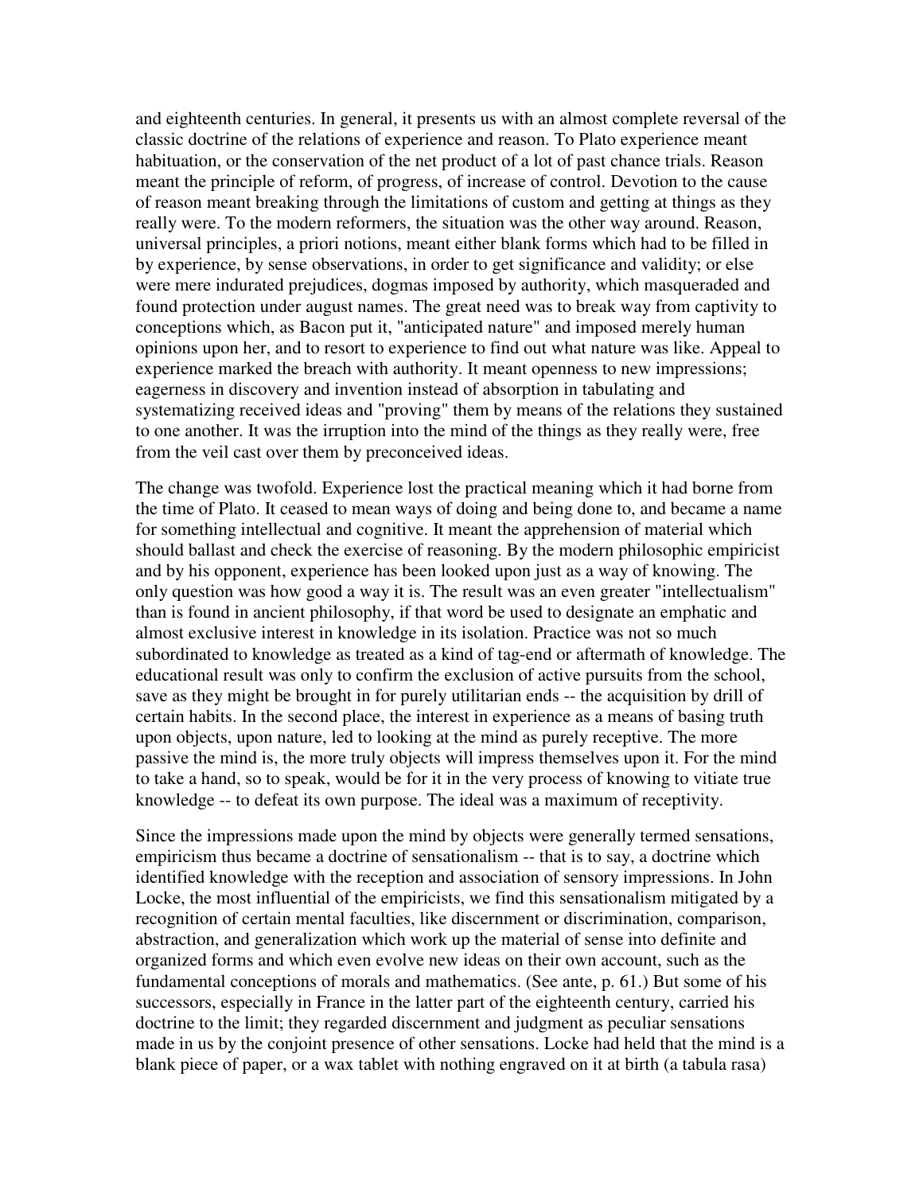and eighteenth centuries. In general, it presents us with an almost complete reversal of the classic doctrine of the relations of experience and reason. To Plato experience meant habituation, or the conservation of the net product of a lot of past chance trials. Reason meant the principle of reform, of progress, of increase of control. Devotion to the cause of reason meant breaking through the limitations of custom and getting at things as they really were. To the modern reformers, the situation was the other way around. Reason, universal principles, a priori notions, meant either blank forms which had to be filled in by experience, by sense observations, in order to get significance and validity; or else were mere indurated prejudices, dogmas imposed by authority, which masqueraded and found protection under august names. The great need was to break way from captivity to conceptions which, as Bacon put it, "anticipated nature" and imposed merely human opinions upon her, and to resort to experience to find out what nature was like. Appeal to experience marked the breach with authority. It meant openness to new impressions; eagerness in discovery and invention instead of absorption in tabulating and systematizing received ideas and "proving" them by means of the relations they sustained to one another. It was the irruption into the mind of the things as they really were, free from the veil cast over them by preconceived ideas.

The change was twofold. Experience lost the practical meaning which it had borne from the time of Plato. It ceased to mean ways of doing and being done to, and became a name for something intellectual and cognitive. It meant the apprehension of material which should ballast and check the exercise of reasoning. By the modern philosophic empiricist and by his opponent, experience has been looked upon just as a way of knowing. The only question was how good a way it is. The result was an even greater "intellectualism" than is found in ancient philosophy, if that word be used to designate an emphatic and almost exclusive interest in knowledge in its isolation. Practice was not so much subordinated to knowledge as treated as a kind of tag-end or aftermath of knowledge. The educational result was only to confirm the exclusion of active pursuits from the school, save as they might be brought in for purely utilitarian ends -- the acquisition by drill of certain habits. In the second place, the interest in experience as a means of basing truth upon objects, upon nature, led to looking at the mind as purely receptive. The more passive the mind is, the more truly objects will impress themselves upon it. For the mind to take a hand, so to speak, would be for it in the very process of knowing to vitiate true knowledge -- to defeat its own purpose. The ideal was a maximum of receptivity.

Since the impressions made upon the mind by objects were generally termed sensations, empiricism thus became a doctrine of sensationalism -- that is to say, a doctrine which identified knowledge with the reception and association of sensory impressions. In John Locke, the most influential of the empiricists, we find this sensationalism mitigated by a recognition of certain mental faculties, like discernment or discrimination, comparison, abstraction, and generalization which work up the material of sense into definite and organized forms and which even evolve new ideas on their own account, such as the fundamental conceptions of morals and mathematics. (See ante, p. 61.) But some of his successors, especially in France in the latter part of the eighteenth century, carried his doctrine to the limit; they regarded discernment and judgment as peculiar sensations made in us by the conjoint presence of other sensations. Locke had held that the mind is a blank piece of paper, or a wax tablet with nothing engraved on it at birth (a tabula rasa)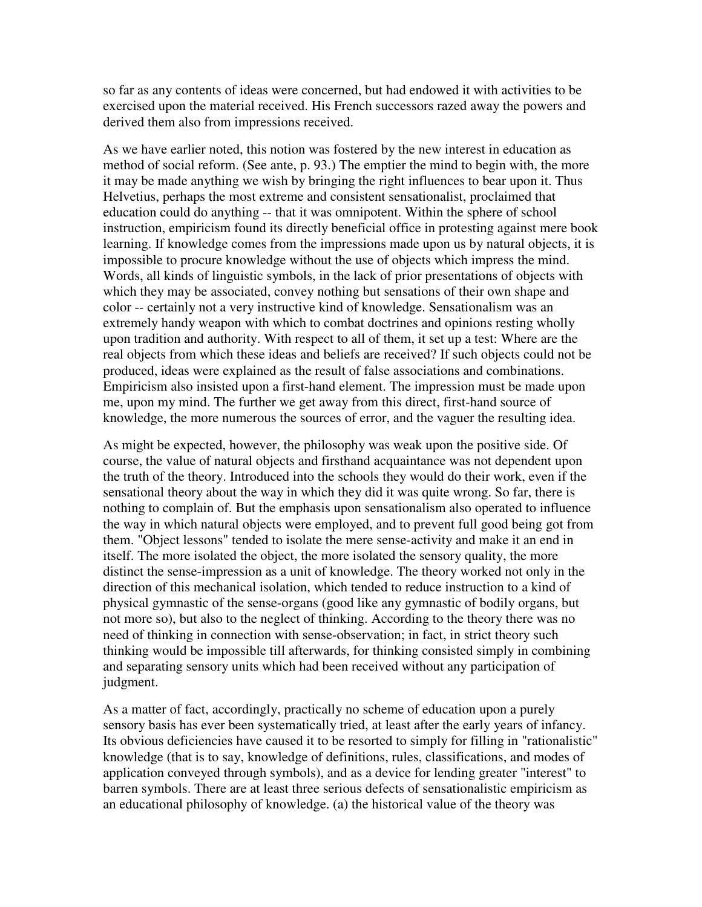so far as any contents of ideas were concerned, but had endowed it with activities to be exercised upon the material received. His French successors razed away the powers and derived them also from impressions received.

As we have earlier noted, this notion was fostered by the new interest in education as method of social reform. (See ante, p. 93.) The emptier the mind to begin with, the more it may be made anything we wish by bringing the right influences to bear upon it. Thus Helvetius, perhaps the most extreme and consistent sensationalist, proclaimed that education could do anything -- that it was omnipotent. Within the sphere of school instruction, empiricism found its directly beneficial office in protesting against mere book learning. If knowledge comes from the impressions made upon us by natural objects, it is impossible to procure knowledge without the use of objects which impress the mind. Words, all kinds of linguistic symbols, in the lack of prior presentations of objects with which they may be associated, convey nothing but sensations of their own shape and color -- certainly not a very instructive kind of knowledge. Sensationalism was an extremely handy weapon with which to combat doctrines and opinions resting wholly upon tradition and authority. With respect to all of them, it set up a test: Where are the real objects from which these ideas and beliefs are received? If such objects could not be produced, ideas were explained as the result of false associations and combinations. Empiricism also insisted upon a first-hand element. The impression must be made upon me, upon my mind. The further we get away from this direct, first-hand source of knowledge, the more numerous the sources of error, and the vaguer the resulting idea.

As might be expected, however, the philosophy was weak upon the positive side. Of course, the value of natural objects and firsthand acquaintance was not dependent upon the truth of the theory. Introduced into the schools they would do their work, even if the sensational theory about the way in which they did it was quite wrong. So far, there is nothing to complain of. But the emphasis upon sensationalism also operated to influence the way in which natural objects were employed, and to prevent full good being got from them. "Object lessons" tended to isolate the mere sense-activity and make it an end in itself. The more isolated the object, the more isolated the sensory quality, the more distinct the sense-impression as a unit of knowledge. The theory worked not only in the direction of this mechanical isolation, which tended to reduce instruction to a kind of physical gymnastic of the sense-organs (good like any gymnastic of bodily organs, but not more so), but also to the neglect of thinking. According to the theory there was no need of thinking in connection with sense-observation; in fact, in strict theory such thinking would be impossible till afterwards, for thinking consisted simply in combining and separating sensory units which had been received without any participation of judgment.

As a matter of fact, accordingly, practically no scheme of education upon a purely sensory basis has ever been systematically tried, at least after the early years of infancy. Its obvious deficiencies have caused it to be resorted to simply for filling in "rationalistic" knowledge (that is to say, knowledge of definitions, rules, classifications, and modes of application conveyed through symbols), and as a device for lending greater "interest" to barren symbols. There are at least three serious defects of sensationalistic empiricism as an educational philosophy of knowledge. (a) the historical value of the theory was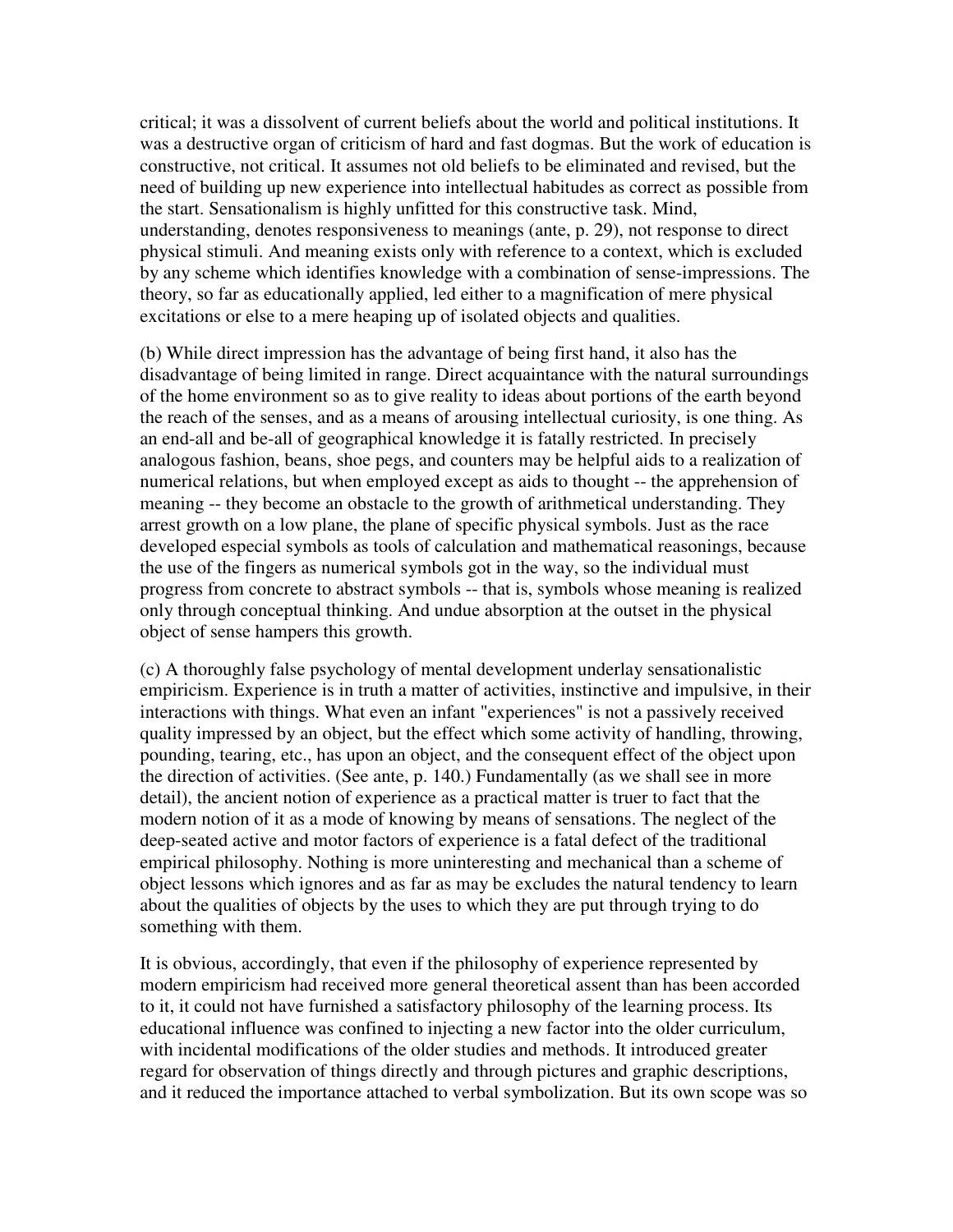critical; it was a dissolvent of current beliefs about the world and political institutions. It was a destructive organ of criticism of hard and fast dogmas. But the work of education is constructive, not critical. It assumes not old beliefs to be eliminated and revised, but the need of building up new experience into intellectual habitudes as correct as possible from the start. Sensationalism is highly unfitted for this constructive task. Mind, understanding, denotes responsiveness to meanings (ante, p. 29), not response to direct physical stimuli. And meaning exists only with reference to a context, which is excluded by any scheme which identifies knowledge with a combination of sense-impressions. The theory, so far as educationally applied, led either to a magnification of mere physical excitations or else to a mere heaping up of isolated objects and qualities.

(b) While direct impression has the advantage of being first hand, it also has the disadvantage of being limited in range. Direct acquaintance with the natural surroundings of the home environment so as to give reality to ideas about portions of the earth beyond the reach of the senses, and as a means of arousing intellectual curiosity, is one thing. As an end-all and be-all of geographical knowledge it is fatally restricted. In precisely analogous fashion, beans, shoe pegs, and counters may be helpful aids to a realization of numerical relations, but when employed except as aids to thought -- the apprehension of meaning -- they become an obstacle to the growth of arithmetical understanding. They arrest growth on a low plane, the plane of specific physical symbols. Just as the race developed especial symbols as tools of calculation and mathematical reasonings, because the use of the fingers as numerical symbols got in the way, so the individual must progress from concrete to abstract symbols -- that is, symbols whose meaning is realized only through conceptual thinking. And undue absorption at the outset in the physical object of sense hampers this growth.

(c) A thoroughly false psychology of mental development underlay sensationalistic empiricism. Experience is in truth a matter of activities, instinctive and impulsive, in their interactions with things. What even an infant "experiences" is not a passively received quality impressed by an object, but the effect which some activity of handling, throwing, pounding, tearing, etc., has upon an object, and the consequent effect of the object upon the direction of activities. (See ante, p. 140.) Fundamentally (as we shall see in more detail), the ancient notion of experience as a practical matter is truer to fact that the modern notion of it as a mode of knowing by means of sensations. The neglect of the deep-seated active and motor factors of experience is a fatal defect of the traditional empirical philosophy. Nothing is more uninteresting and mechanical than a scheme of object lessons which ignores and as far as may be excludes the natural tendency to learn about the qualities of objects by the uses to which they are put through trying to do something with them.

It is obvious, accordingly, that even if the philosophy of experience represented by modern empiricism had received more general theoretical assent than has been accorded to it, it could not have furnished a satisfactory philosophy of the learning process. Its educational influence was confined to injecting a new factor into the older curriculum, with incidental modifications of the older studies and methods. It introduced greater regard for observation of things directly and through pictures and graphic descriptions, and it reduced the importance attached to verbal symbolization. But its own scope was so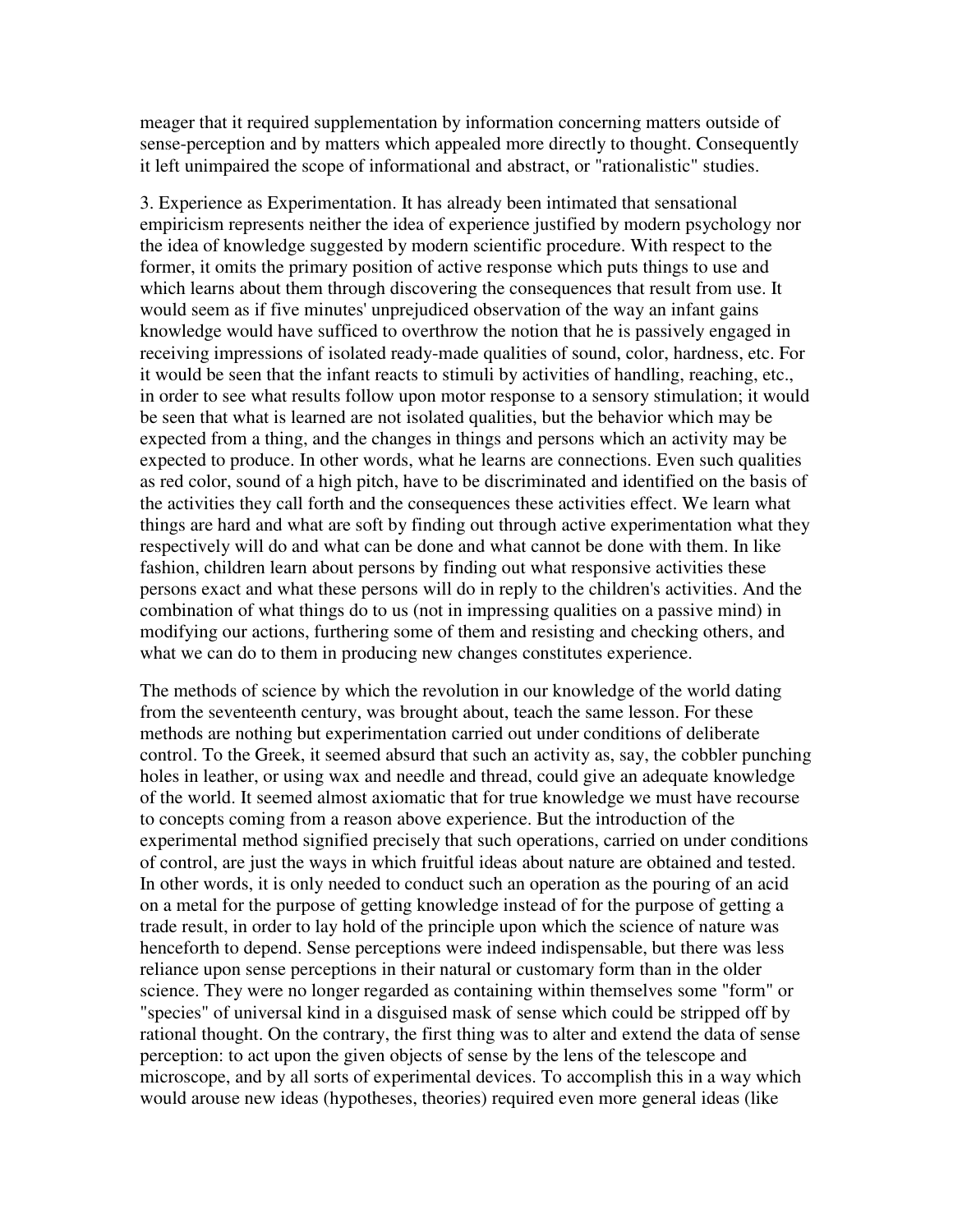meager that it required supplementation by information concerning matters outside of sense-perception and by matters which appealed more directly to thought. Consequently it left unimpaired the scope of informational and abstract, or "rationalistic" studies.

3. Experience as Experimentation. It has already been intimated that sensational empiricism represents neither the idea of experience justified by modern psychology nor the idea of knowledge suggested by modern scientific procedure. With respect to the former, it omits the primary position of active response which puts things to use and which learns about them through discovering the consequences that result from use. It would seem as if five minutes' unprejudiced observation of the way an infant gains knowledge would have sufficed to overthrow the notion that he is passively engaged in receiving impressions of isolated ready-made qualities of sound, color, hardness, etc. For it would be seen that the infant reacts to stimuli by activities of handling, reaching, etc., in order to see what results follow upon motor response to a sensory stimulation; it would be seen that what is learned are not isolated qualities, but the behavior which may be expected from a thing, and the changes in things and persons which an activity may be expected to produce. In other words, what he learns are connections. Even such qualities as red color, sound of a high pitch, have to be discriminated and identified on the basis of the activities they call forth and the consequences these activities effect. We learn what things are hard and what are soft by finding out through active experimentation what they respectively will do and what can be done and what cannot be done with them. In like fashion, children learn about persons by finding out what responsive activities these persons exact and what these persons will do in reply to the children's activities. And the combination of what things do to us (not in impressing qualities on a passive mind) in modifying our actions, furthering some of them and resisting and checking others, and what we can do to them in producing new changes constitutes experience.

The methods of science by which the revolution in our knowledge of the world dating from the seventeenth century, was brought about, teach the same lesson. For these methods are nothing but experimentation carried out under conditions of deliberate control. To the Greek, it seemed absurd that such an activity as, say, the cobbler punching holes in leather, or using wax and needle and thread, could give an adequate knowledge of the world. It seemed almost axiomatic that for true knowledge we must have recourse to concepts coming from a reason above experience. But the introduction of the experimental method signified precisely that such operations, carried on under conditions of control, are just the ways in which fruitful ideas about nature are obtained and tested. In other words, it is only needed to conduct such an operation as the pouring of an acid on a metal for the purpose of getting knowledge instead of for the purpose of getting a trade result, in order to lay hold of the principle upon which the science of nature was henceforth to depend. Sense perceptions were indeed indispensable, but there was less reliance upon sense perceptions in their natural or customary form than in the older science. They were no longer regarded as containing within themselves some "form" or "species" of universal kind in a disguised mask of sense which could be stripped off by rational thought. On the contrary, the first thing was to alter and extend the data of sense perception: to act upon the given objects of sense by the lens of the telescope and microscope, and by all sorts of experimental devices. To accomplish this in a way which would arouse new ideas (hypotheses, theories) required even more general ideas (like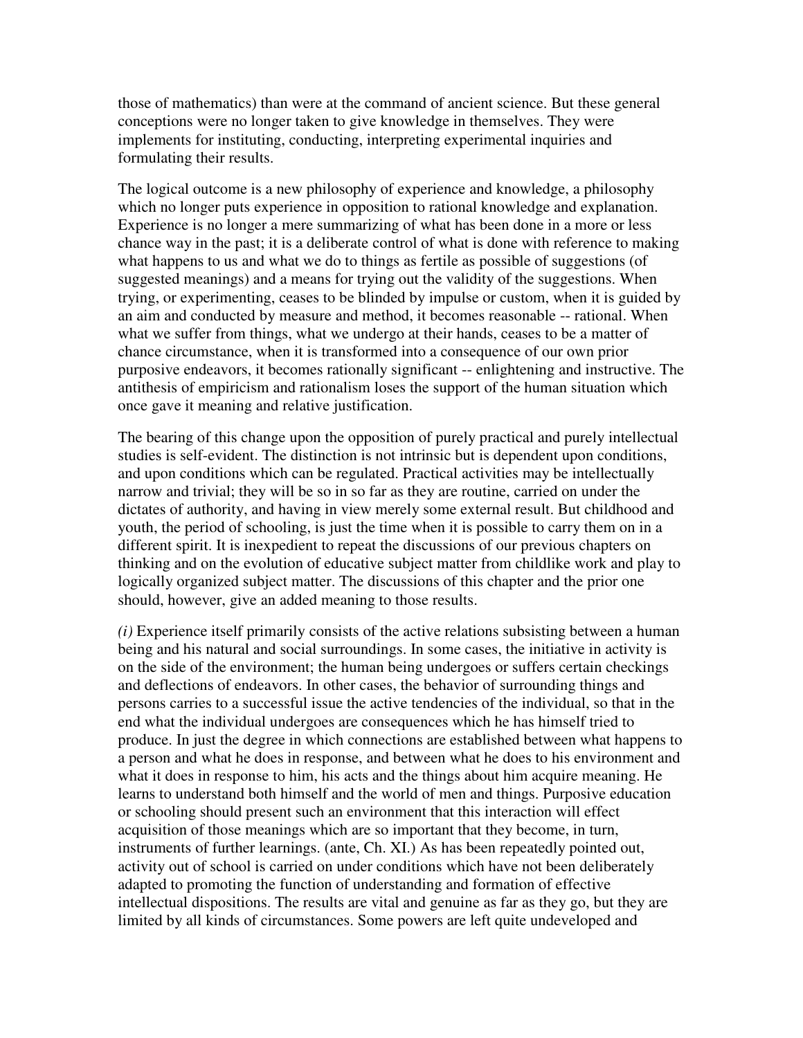those of mathematics) than were at the command of ancient science. But these general conceptions were no longer taken to give knowledge in themselves. They were implements for instituting, conducting, interpreting experimental inquiries and formulating their results.

The logical outcome is a new philosophy of experience and knowledge, a philosophy which no longer puts experience in opposition to rational knowledge and explanation. Experience is no longer a mere summarizing of what has been done in a more or less chance way in the past; it is a deliberate control of what is done with reference to making what happens to us and what we do to things as fertile as possible of suggestions (of suggested meanings) and a means for trying out the validity of the suggestions. When trying, or experimenting, ceases to be blinded by impulse or custom, when it is guided by an aim and conducted by measure and method, it becomes reasonable -- rational. When what we suffer from things, what we undergo at their hands, ceases to be a matter of chance circumstance, when it is transformed into a consequence of our own prior purposive endeavors, it becomes rationally significant -- enlightening and instructive. The antithesis of empiricism and rationalism loses the support of the human situation which once gave it meaning and relative justification.

The bearing of this change upon the opposition of purely practical and purely intellectual studies is self-evident. The distinction is not intrinsic but is dependent upon conditions, and upon conditions which can be regulated. Practical activities may be intellectually narrow and trivial; they will be so in so far as they are routine, carried on under the dictates of authority, and having in view merely some external result. But childhood and youth, the period of schooling, is just the time when it is possible to carry them on in a different spirit. It is inexpedient to repeat the discussions of our previous chapters on thinking and on the evolution of educative subject matter from childlike work and play to logically organized subject matter. The discussions of this chapter and the prior one should, however, give an added meaning to those results.

*(i)* Experience itself primarily consists of the active relations subsisting between a human being and his natural and social surroundings. In some cases, the initiative in activity is on the side of the environment; the human being undergoes or suffers certain checkings and deflections of endeavors. In other cases, the behavior of surrounding things and persons carries to a successful issue the active tendencies of the individual, so that in the end what the individual undergoes are consequences which he has himself tried to produce. In just the degree in which connections are established between what happens to a person and what he does in response, and between what he does to his environment and what it does in response to him, his acts and the things about him acquire meaning. He learns to understand both himself and the world of men and things. Purposive education or schooling should present such an environment that this interaction will effect acquisition of those meanings which are so important that they become, in turn, instruments of further learnings. (ante, Ch. XI.) As has been repeatedly pointed out, activity out of school is carried on under conditions which have not been deliberately adapted to promoting the function of understanding and formation of effective intellectual dispositions. The results are vital and genuine as far as they go, but they are limited by all kinds of circumstances. Some powers are left quite undeveloped and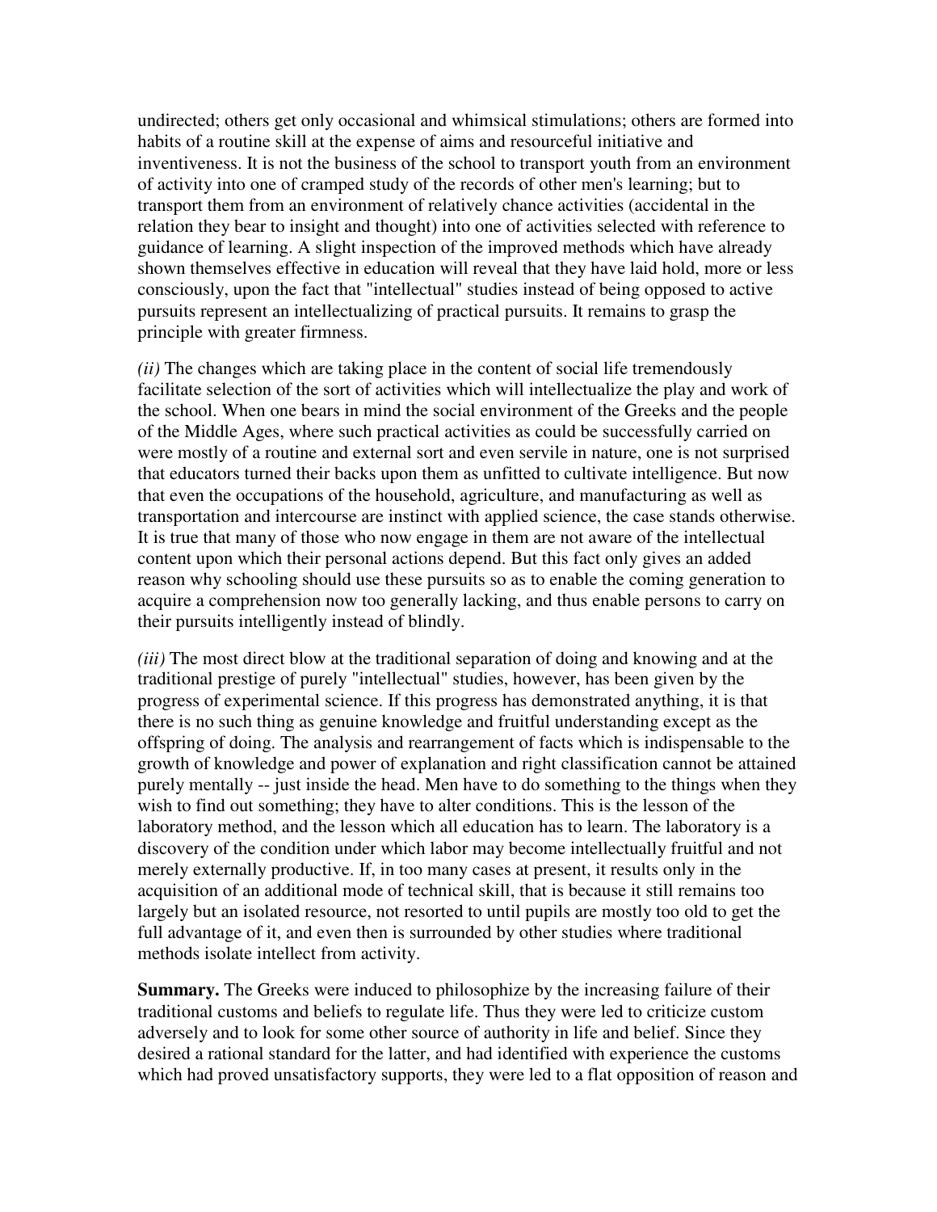undirected; others get only occasional and whimsical stimulations; others are formed into habits of a routine skill at the expense of aims and resourceful initiative and inventiveness. It is not the business of the school to transport youth from an environment of activity into one of cramped study of the records of other men's learning; but to transport them from an environment of relatively chance activities (accidental in the relation they bear to insight and thought) into one of activities selected with reference to guidance of learning. A slight inspection of the improved methods which have already shown themselves effective in education will reveal that they have laid hold, more or less consciously, upon the fact that "intellectual" studies instead of being opposed to active pursuits represent an intellectualizing of practical pursuits. It remains to grasp the principle with greater firmness.

*(ii)* The changes which are taking place in the content of social life tremendously facilitate selection of the sort of activities which will intellectualize the play and work of the school. When one bears in mind the social environment of the Greeks and the people of the Middle Ages, where such practical activities as could be successfully carried on were mostly of a routine and external sort and even servile in nature, one is not surprised that educators turned their backs upon them as unfitted to cultivate intelligence. But now that even the occupations of the household, agriculture, and manufacturing as well as transportation and intercourse are instinct with applied science, the case stands otherwise. It is true that many of those who now engage in them are not aware of the intellectual content upon which their personal actions depend. But this fact only gives an added reason why schooling should use these pursuits so as to enable the coming generation to acquire a comprehension now too generally lacking, and thus enable persons to carry on their pursuits intelligently instead of blindly.

*(iii)* The most direct blow at the traditional separation of doing and knowing and at the traditional prestige of purely "intellectual" studies, however, has been given by the progress of experimental science. If this progress has demonstrated anything, it is that there is no such thing as genuine knowledge and fruitful understanding except as the offspring of doing. The analysis and rearrangement of facts which is indispensable to the growth of knowledge and power of explanation and right classification cannot be attained purely mentally -- just inside the head. Men have to do something to the things when they wish to find out something; they have to alter conditions. This is the lesson of the laboratory method, and the lesson which all education has to learn. The laboratory is a discovery of the condition under which labor may become intellectually fruitful and not merely externally productive. If, in too many cases at present, it results only in the acquisition of an additional mode of technical skill, that is because it still remains too largely but an isolated resource, not resorted to until pupils are mostly too old to get the full advantage of it, and even then is surrounded by other studies where traditional methods isolate intellect from activity.

**Summary.** The Greeks were induced to philosophize by the increasing failure of their traditional customs and beliefs to regulate life. Thus they were led to criticize custom adversely and to look for some other source of authority in life and belief. Since they desired a rational standard for the latter, and had identified with experience the customs which had proved unsatisfactory supports, they were led to a flat opposition of reason and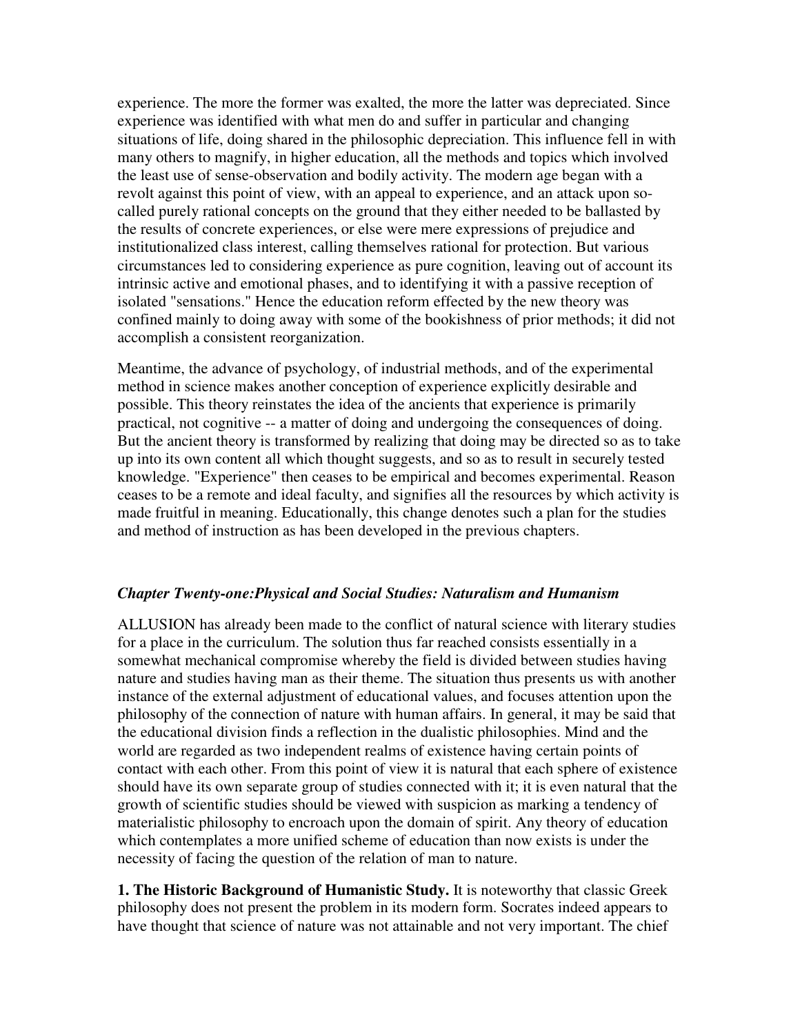experience. The more the former was exalted, the more the latter was depreciated. Since experience was identified with what men do and suffer in particular and changing situations of life, doing shared in the philosophic depreciation. This influence fell in with many others to magnify, in higher education, all the methods and topics which involved the least use of sense-observation and bodily activity. The modern age began with a revolt against this point of view, with an appeal to experience, and an attack upon so-called purely rational concepts on the ground that they either needed to be ballasted by the results of concrete experiences, or else were mere expressions of prejudice and institutionalized class interest, calling themselves rational for protection. But various circumstances led to considering experience as pure cognition, leaving out of account its intrinsic active and emotional phases, and to identifying it with a passive reception of isolated "sensations." Hence the education reform effected by the new theory was confined mainly to doing away with some of the bookishness of prior methods; it did not accomplish a consistent reorganization.

Meantime, the advance of psychology, of industrial methods, and of the experimental method in science makes another conception of experience explicitly desirable and possible. This theory reinstates the idea of the ancients that experience is primarily practical, not cognitive -- a matter of doing and undergoing the consequences of doing. But the ancient theory is transformed by realizing that doing may be directed so as to take up into its own content all which thought suggests, and so as to result in securely tested knowledge. "Experience" then ceases to be empirical and becomes experimental. Reason ceases to be a remote and ideal faculty, and signifies all the resources by which activity is made fruitful in meaning. Educationally, this change denotes such a plan for the studies and method of instruction as has been developed in the previous chapters.

## *Chapter Twenty-one:Physical and Social Studies: Naturalism and Humanism*

ALLUSION has already been made to the conflict of natural science with literary studies for a place in the curriculum. The solution thus far reached consists essentially in a somewhat mechanical compromise whereby the field is divided between studies having nature and studies having man as their theme. The situation thus presents us with another instance of the external adjustment of educational values, and focuses attention upon the philosophy of the connection of nature with human affairs. In general, it may be said that the educational division finds a reflection in the dualistic philosophies. Mind and the world are regarded as two independent realms of existence having certain points of contact with each other. From this point of view it is natural that each sphere of existence should have its own separate group of studies connected with it; it is even natural that the growth of scientific studies should be viewed with suspicion as marking a tendency of materialistic philosophy to encroach upon the domain of spirit. Any theory of education which contemplates a more unified scheme of education than now exists is under the necessity of facing the question of the relation of man to nature.

**1. The Historic Background of Humanistic Study.** It is noteworthy that classic Greek philosophy does not present the problem in its modern form. Socrates indeed appears to have thought that science of nature was not attainable and not very important. The chief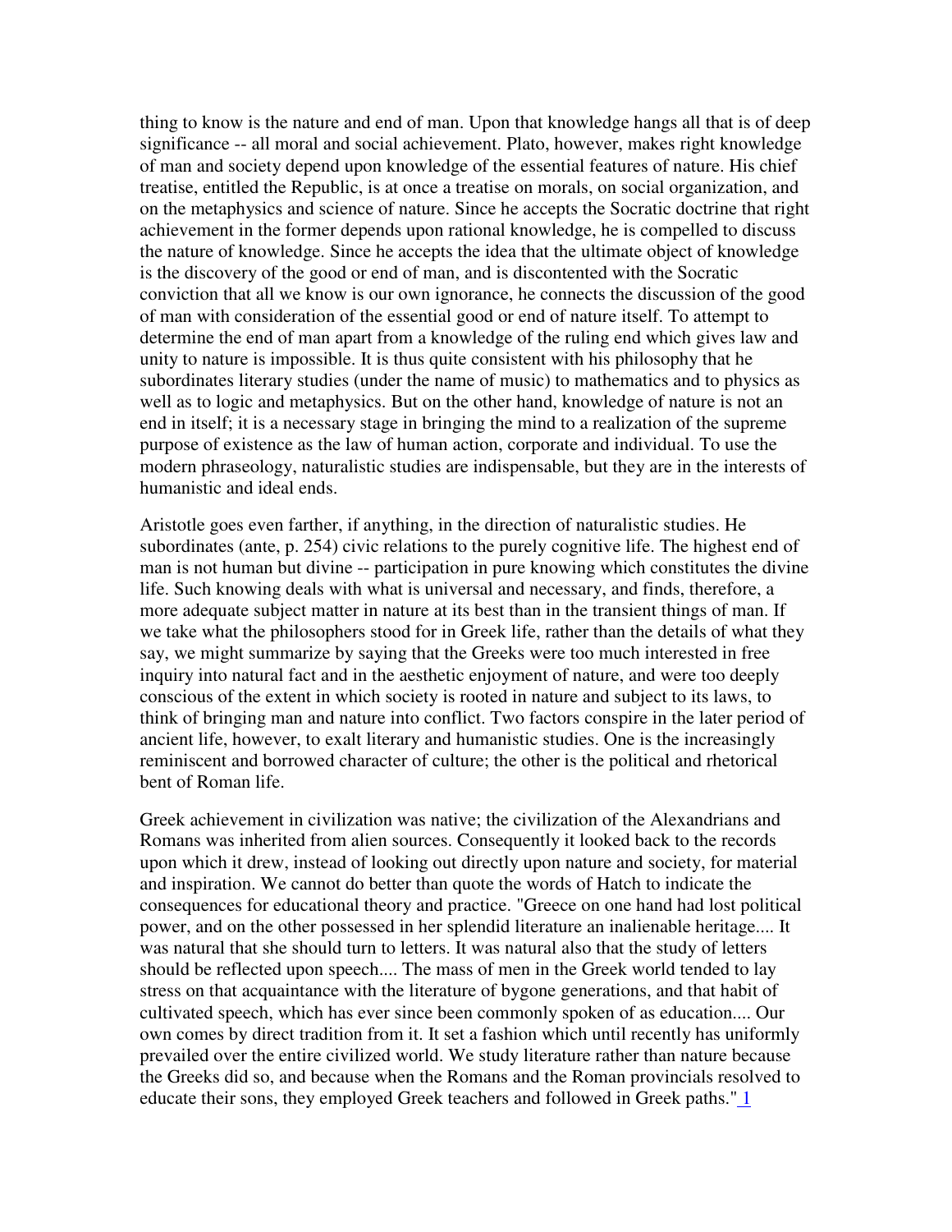thing to know is the nature and end of man. Upon that knowledge hangs all that is of deep significance -- all moral and social achievement. Plato, however, makes right knowledge of man and society depend upon knowledge of the essential features of nature. His chief treatise, entitled the Republic, is at once a treatise on morals, on social organization, and on the metaphysics and science of nature. Since he accepts the Socratic doctrine that right achievement in the former depends upon rational knowledge, he is compelled to discuss the nature of knowledge. Since he accepts the idea that the ultimate object of knowledge is the discovery of the good or end of man, and is discontented with the Socratic conviction that all we know is our own ignorance, he connects the discussion of the good of man with consideration of the essential good or end of nature itself. To attempt to determine the end of man apart from a knowledge of the ruling end which gives law and unity to nature is impossible. It is thus quite consistent with his philosophy that he subordinates literary studies (under the name of music) to mathematics and to physics as well as to logic and metaphysics. But on the other hand, knowledge of nature is not an end in itself; it is a necessary stage in bringing the mind to a realization of the supreme purpose of existence as the law of human action, corporate and individual. To use the modern phraseology, naturalistic studies are indispensable, but they are in the interests of humanistic and ideal ends.

Aristotle goes even farther, if anything, in the direction of naturalistic studies. He subordinates (ante, p. 254) civic relations to the purely cognitive life. The highest end of man is not human but divine -- participation in pure knowing which constitutes the divine life. Such knowing deals with what is universal and necessary, and finds, therefore, a more adequate subject matter in nature at its best than in the transient things of man. If we take what the philosophers stood for in Greek life, rather than the details of what they say, we might summarize by saying that the Greeks were too much interested in free inquiry into natural fact and in the aesthetic enjoyment of nature, and were too deeply conscious of the extent in which society is rooted in nature and subject to its laws, to think of bringing man and nature into conflict. Two factors conspire in the later period of ancient life, however, to exalt literary and humanistic studies. One is the increasingly reminiscent and borrowed character of culture; the other is the political and rhetorical bent of Roman life.

Greek achievement in civilization was native; the civilization of the Alexandrians and Romans was inherited from alien sources. Consequently it looked back to the records upon which it drew, instead of looking out directly upon nature and society, for material and inspiration. We cannot do better than quote the words of Hatch to indicate the consequences for educational theory and practice. "Greece on one hand had lost political power, and on the other possessed in her splendid literature an inalienable heritage.... It was natural that she should turn to letters. It was natural also that the study of letters should be reflected upon speech.... The mass of men in the Greek world tended to lay stress on that acquaintance with the literature of bygone generations, and that habit of cultivated speech, which has ever since been commonly spoken of as education.... Our own comes by direct tradition from it. It set a fashion which until recently has uniformly prevailed over the entire civilized world. We study literature rather than nature because the Greeks did so, and because when the Romans and the Roman provincials resolved to educate their sons, they employed Greek teachers and followed in Greek paths." [1]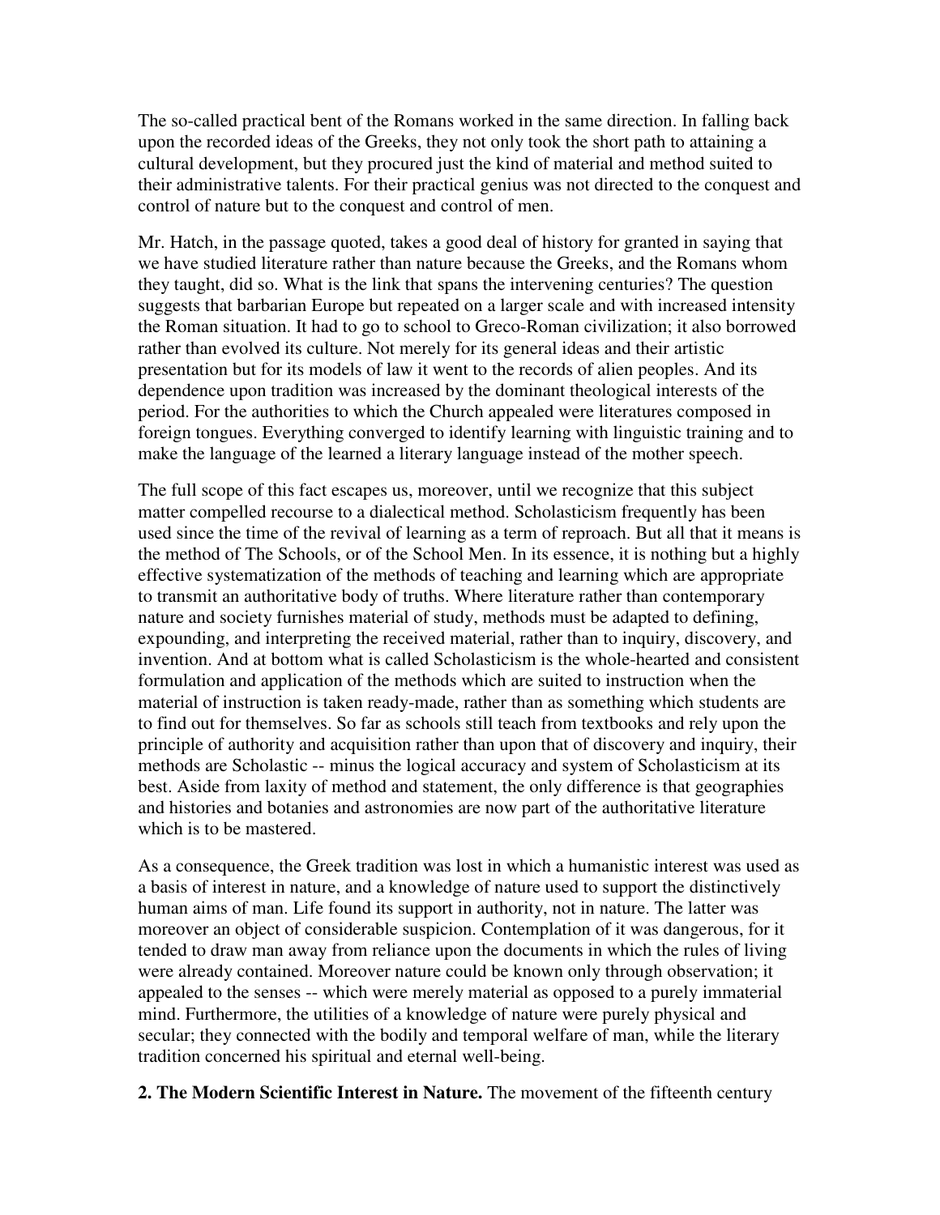The so-called practical bent of the Romans worked in the same direction. In falling back upon the recorded ideas of the Greeks, they not only took the short path to attaining a cultural development, but they procured just the kind of material and method suited to their administrative talents. For their practical genius was not directed to the conquest and control of nature but to the conquest and control of men.

Mr. Hatch, in the passage quoted, takes a good deal of history for granted in saying that we have studied literature rather than nature because the Greeks, and the Romans whom they taught, did so. What is the link that spans the intervening centuries? The question suggests that barbarian Europe but repeated on a larger scale and with increased intensity the Roman situation. It had to go to school to Greco-Roman civilization; it also borrowed rather than evolved its culture. Not merely for its general ideas and their artistic presentation but for its models of law it went to the records of alien peoples. And its dependence upon tradition was increased by the dominant theological interests of the period. For the authorities to which the Church appealed were literatures composed in foreign tongues. Everything converged to identify learning with linguistic training and to make the language of the learned a literary language instead of the mother speech.

The full scope of this fact escapes us, moreover, until we recognize that this subject matter compelled recourse to a dialectical method. Scholasticism frequently has been used since the time of the revival of learning as a term of reproach. But all that it means is the method of The Schools, or of the School Men. In its essence, it is nothing but a highly effective systematization of the methods of teaching and learning which are appropriate to transmit an authoritative body of truths. Where literature rather than contemporary nature and society furnishes material of study, methods must be adapted to defining, expounding, and interpreting the received material, rather than to inquiry, discovery, and invention. And at bottom what is called Scholasticism is the whole-hearted and consistent formulation and application of the methods which are suited to instruction when the material of instruction is taken ready-made, rather than as something which students are to find out for themselves. So far as schools still teach from textbooks and rely upon the principle of authority and acquisition rather than upon that of discovery and inquiry, their methods are Scholastic -- minus the logical accuracy and system of Scholasticism at its best. Aside from laxity of method and statement, the only difference is that geographies and histories and botanies and astronomies are now part of the authoritative literature which is to be mastered.

As a consequence, the Greek tradition was lost in which a humanistic interest was used as a basis of interest in nature, and a knowledge of nature used to support the distinctively human aims of man. Life found its support in authority, not in nature. The latter was moreover an object of considerable suspicion. Contemplation of it was dangerous, for it tended to draw man away from reliance upon the documents in which the rules of living were already contained. Moreover nature could be known only through observation; it appealed to the senses -- which were merely material as opposed to a purely immaterial mind. Furthermore, the utilities of a knowledge of nature were purely physical and secular; they connected with the bodily and temporal welfare of man, while the literary tradition concerned his spiritual and eternal well-being.

**2. The Modern Scientific Interest in Nature.** The movement of the fifteenth century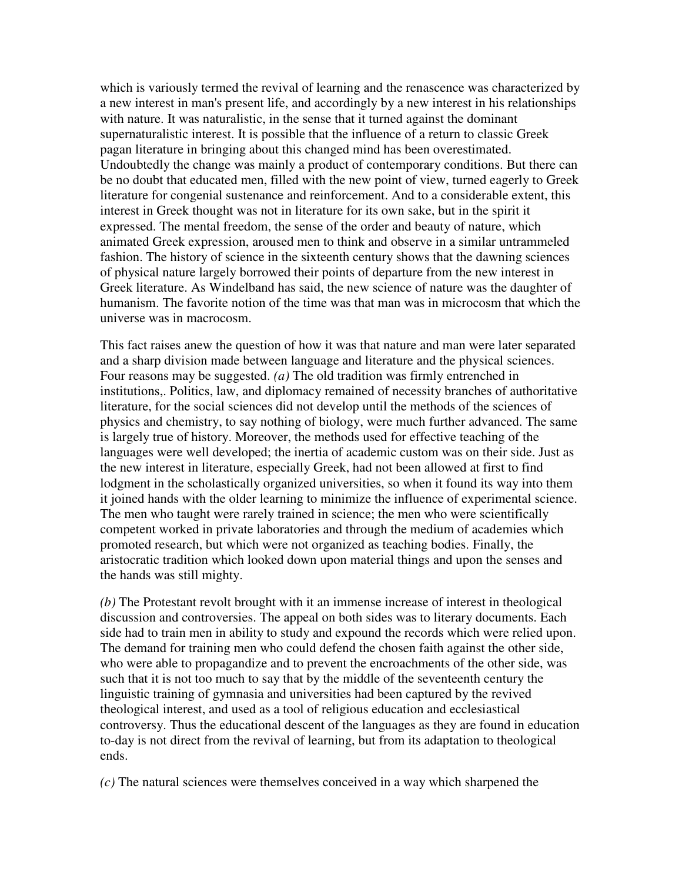which is variously termed the revival of learning and the renascence was characterized by a new interest in man's present life, and accordingly by a new interest in his relationships with nature. It was naturalistic, in the sense that it turned against the dominant supernaturalistic interest. It is possible that the influence of a return to classic Greek pagan literature in bringing about this changed mind has been overestimated. Undoubtedly the change was mainly a product of contemporary conditions. But there can be no doubt that educated men, filled with the new point of view, turned eagerly to Greek literature for congenial sustenance and reinforcement. And to a considerable extent, this interest in Greek thought was not in literature for its own sake, but in the spirit it expressed. The mental freedom, the sense of the order and beauty of nature, which animated Greek expression, aroused men to think and observe in a similar untrammeled fashion. The history of science in the sixteenth century shows that the dawning sciences of physical nature largely borrowed their points of departure from the new interest in Greek literature. As Windelband has said, the new science of nature was the daughter of humanism. The favorite notion of the time was that man was in microcosm that which the universe was in macrocosm.

This fact raises anew the question of how it was that nature and man were later separated and a sharp division made between language and literature and the physical sciences. Four reasons may be suggested. *(a)* The old tradition was firmly entrenched in institutions,. Politics, law, and diplomacy remained of necessity branches of authoritative literature, for the social sciences did not develop until the methods of the sciences of physics and chemistry, to say nothing of biology, were much further advanced. The same is largely true of history. Moreover, the methods used for effective teaching of the languages were well developed; the inertia of academic custom was on their side. Just as the new interest in literature, especially Greek, had not been allowed at first to find lodgment in the scholastically organized universities, so when it found its way into them it joined hands with the older learning to minimize the influence of experimental science. The men who taught were rarely trained in science; the men who were scientifically competent worked in private laboratories and through the medium of academies which promoted research, but which were not organized as teaching bodies. Finally, the aristocratic tradition which looked down upon material things and upon the senses and the hands was still mighty.

*(b)* The Protestant revolt brought with it an immense increase of interest in theological discussion and controversies. The appeal on both sides was to literary documents. Each side had to train men in ability to study and expound the records which were relied upon. The demand for training men who could defend the chosen faith against the other side, who were able to propagandize and to prevent the encroachments of the other side, was such that it is not too much to say that by the middle of the seventeenth century the linguistic training of gymnasia and universities had been captured by the revived theological interest, and used as a tool of religious education and ecclesiastical controversy. Thus the educational descent of the languages as they are found in education to-day is not direct from the revival of learning, but from its adaptation to theological ends.

*(c)* The natural sciences were themselves conceived in a way which sharpened the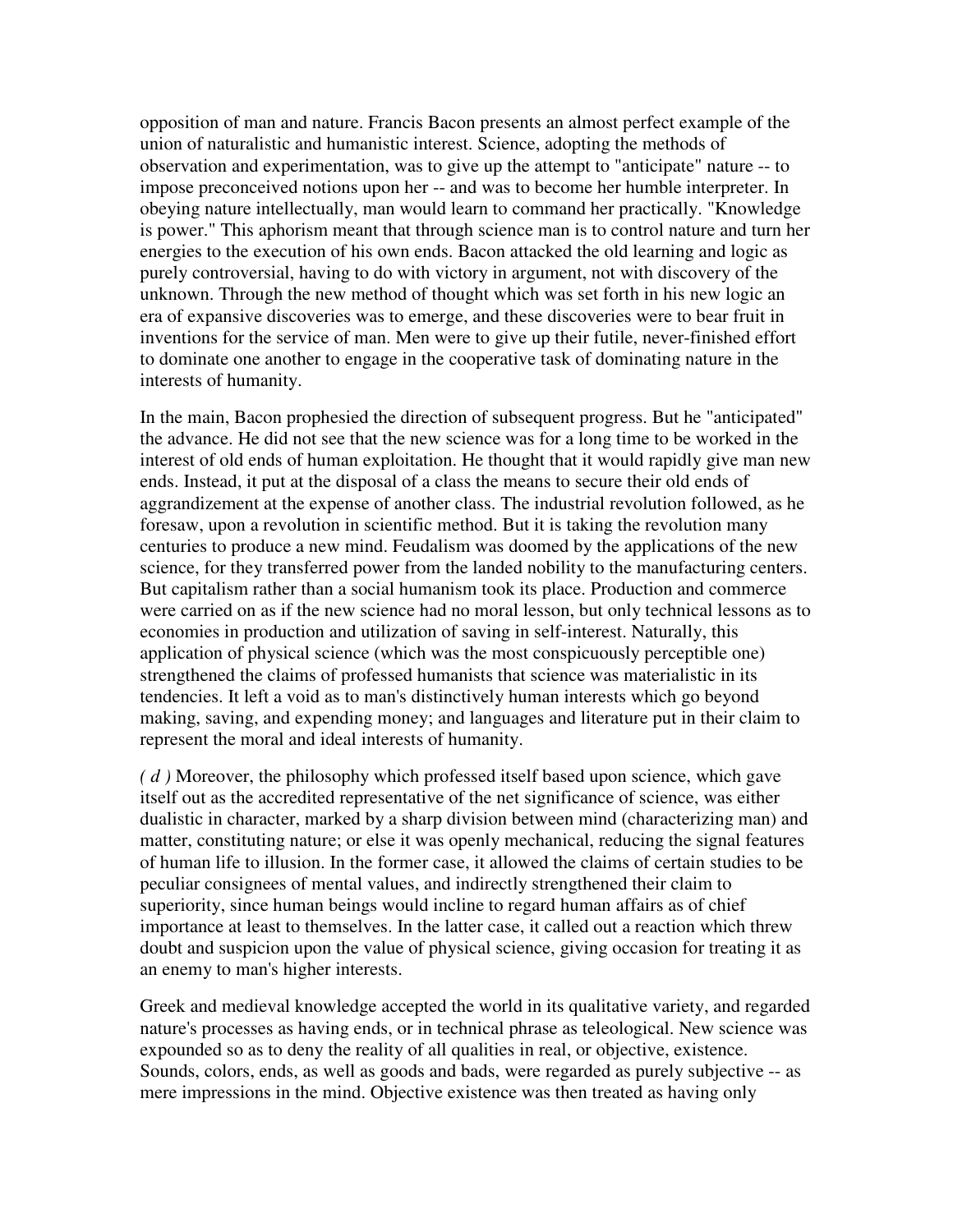opposition of man and nature. Francis Bacon presents an almost perfect example of the union of naturalistic and humanistic interest. Science, adopting the methods of observation and experimentation, was to give up the attempt to "anticipate" nature -- to impose preconceived notions upon her -- and was to become her humble interpreter. In obeying nature intellectually, man would learn to command her practically. "Knowledge is power." This aphorism meant that through science man is to control nature and turn her energies to the execution of his own ends. Bacon attacked the old learning and logic as purely controversial, having to do with victory in argument, not with discovery of the unknown. Through the new method of thought which was set forth in his new logic an era of expansive discoveries was to emerge, and these discoveries were to bear fruit in inventions for the service of man. Men were to give up their futile, never-finished effort to dominate one another to engage in the cooperative task of dominating nature in the interests of humanity.

In the main, Bacon prophesied the direction of subsequent progress. But he "anticipated" the advance. He did not see that the new science was for a long time to be worked in the interest of old ends of human exploitation. He thought that it would rapidly give man new ends. Instead, it put at the disposal of a class the means to secure their old ends of aggrandizement at the expense of another class. The industrial revolution followed, as he foresaw, upon a revolution in scientific method. But it is taking the revolution many centuries to produce a new mind. Feudalism was doomed by the applications of the new science, for they transferred power from the landed nobility to the manufacturing centers. But capitalism rather than a social humanism took its place. Production and commerce were carried on as if the new science had no moral lesson, but only technical lessons as to economies in production and utilization of saving in self-interest. Naturally, this application of physical science (which was the most conspicuously perceptible one) strengthened the claims of professed humanists that science was materialistic in its tendencies. It left a void as to man's distinctively human interests which go beyond making, saving, and expending money; and languages and literature put in their claim to represent the moral and ideal interests of humanity.

*( d )* Moreover, the philosophy which professed itself based upon science, which gave itself out as the accredited representative of the net significance of science, was either dualistic in character, marked by a sharp division between mind (characterizing man) and matter, constituting nature; or else it was openly mechanical, reducing the signal features of human life to illusion. In the former case, it allowed the claims of certain studies to be peculiar consignees of mental values, and indirectly strengthened their claim to superiority, since human beings would incline to regard human affairs as of chief importance at least to themselves. In the latter case, it called out a reaction which threw doubt and suspicion upon the value of physical science, giving occasion for treating it as an enemy to man's higher interests.

Greek and medieval knowledge accepted the world in its qualitative variety, and regarded nature's processes as having ends, or in technical phrase as teleological. New science was expounded so as to deny the reality of all qualities in real, or objective, existence. Sounds, colors, ends, as well as goods and bads, were regarded as purely subjective -- as mere impressions in the mind. Objective existence was then treated as having only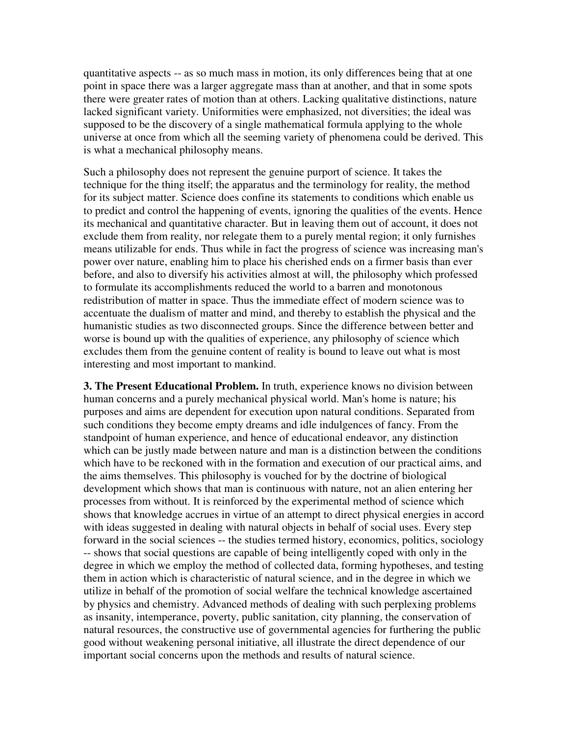quantitative aspects -- as so much mass in motion, its only differences being that at one point in space there was a larger aggregate mass than at another, and that in some spots there were greater rates of motion than at others. Lacking qualitative distinctions, nature lacked significant variety. Uniformities were emphasized, not diversities; the ideal was supposed to be the discovery of a single mathematical formula applying to the whole universe at once from which all the seeming variety of phenomena could be derived. This is what a mechanical philosophy means.

Such a philosophy does not represent the genuine purport of science. It takes the technique for the thing itself; the apparatus and the terminology for reality, the method for its subject matter. Science does confine its statements to conditions which enable us to predict and control the happening of events, ignoring the qualities of the events. Hence its mechanical and quantitative character. But in leaving them out of account, it does not exclude them from reality, nor relegate them to a purely mental region; it only furnishes means utilizable for ends. Thus while in fact the progress of science was increasing man's power over nature, enabling him to place his cherished ends on a firmer basis than ever before, and also to diversify his activities almost at will, the philosophy which professed to formulate its accomplishments reduced the world to a barren and monotonous redistribution of matter in space. Thus the immediate effect of modern science was to accentuate the dualism of matter and mind, and thereby to establish the physical and the humanistic studies as two disconnected groups. Since the difference between better and worse is bound up with the qualities of experience, any philosophy of science which excludes them from the genuine content of reality is bound to leave out what is most interesting and most important to mankind.

**3. The Present Educational Problem.** In truth, experience knows no division between human concerns and a purely mechanical physical world. Man's home is nature; his purposes and aims are dependent for execution upon natural conditions. Separated from such conditions they become empty dreams and idle indulgences of fancy. From the standpoint of human experience, and hence of educational endeavor, any distinction which can be justly made between nature and man is a distinction between the conditions which have to be reckoned with in the formation and execution of our practical aims, and the aims themselves. This philosophy is vouched for by the doctrine of biological development which shows that man is continuous with nature, not an alien entering her processes from without. It is reinforced by the experimental method of science which shows that knowledge accrues in virtue of an attempt to direct physical energies in accord with ideas suggested in dealing with natural objects in behalf of social uses. Every step forward in the social sciences -- the studies termed history, economics, politics, sociology -- shows that social questions are capable of being intelligently coped with only in the degree in which we employ the method of collected data, forming hypotheses, and testing them in action which is characteristic of natural science, and in the degree in which we utilize in behalf of the promotion of social welfare the technical knowledge ascertained by physics and chemistry. Advanced methods of dealing with such perplexing problems as insanity, intemperance, poverty, public sanitation, city planning, the conservation of natural resources, the constructive use of governmental agencies for furthering the public good without weakening personal initiative, all illustrate the direct dependence of our important social concerns upon the methods and results of natural science.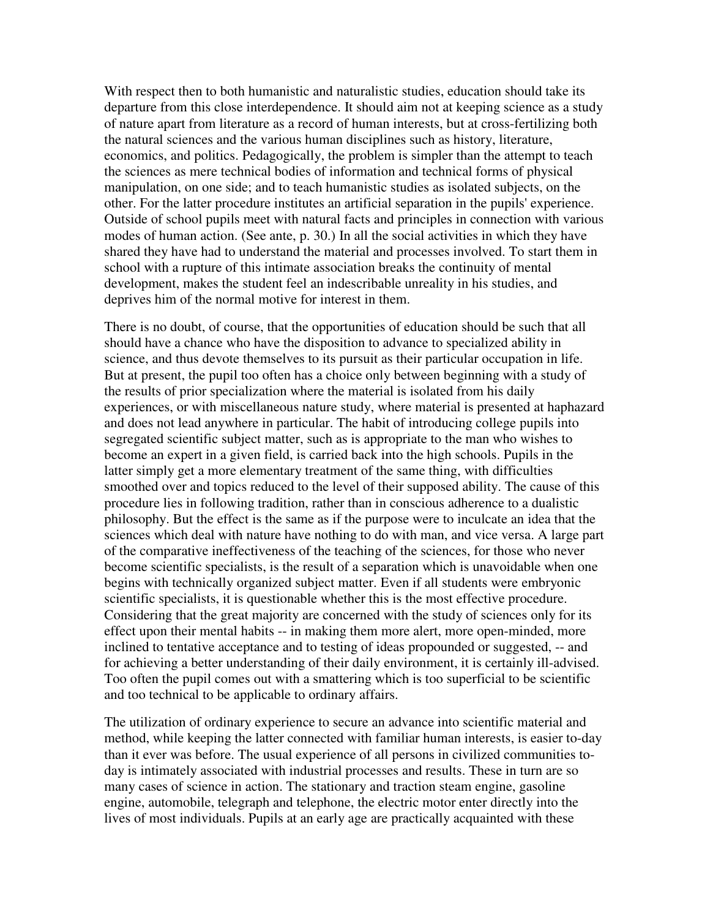With respect then to both humanistic and naturalistic studies, education should take its departure from this close interdependence. It should aim not at keeping science as a study of nature apart from literature as a record of human interests, but at cross-fertilizing both the natural sciences and the various human disciplines such as history, literature, economics, and politics. Pedagogically, the problem is simpler than the attempt to teach the sciences as mere technical bodies of information and technical forms of physical manipulation, on one side; and to teach humanistic studies as isolated subjects, on the other. For the latter procedure institutes an artificial separation in the pupils' experience. Outside of school pupils meet with natural facts and principles in connection with various modes of human action. (See ante, p. 30.) In all the social activities in which they have shared they have had to understand the material and processes involved. To start them in school with a rupture of this intimate association breaks the continuity of mental development, makes the student feel an indescribable unreality in his studies, and deprives him of the normal motive for interest in them.

There is no doubt, of course, that the opportunities of education should be such that all should have a chance who have the disposition to advance to specialized ability in science, and thus devote themselves to its pursuit as their particular occupation in life. But at present, the pupil too often has a choice only between beginning with a study of the results of prior specialization where the material is isolated from his daily experiences, or with miscellaneous nature study, where material is presented at haphazard and does not lead anywhere in particular. The habit of introducing college pupils into segregated scientific subject matter, such as is appropriate to the man who wishes to become an expert in a given field, is carried back into the high schools. Pupils in the latter simply get a more elementary treatment of the same thing, with difficulties smoothed over and topics reduced to the level of their supposed ability. The cause of this procedure lies in following tradition, rather than in conscious adherence to a dualistic philosophy. But the effect is the same as if the purpose were to inculcate an idea that the sciences which deal with nature have nothing to do with man, and vice versa. A large part of the comparative ineffectiveness of the teaching of the sciences, for those who never become scientific specialists, is the result of a separation which is unavoidable when one begins with technically organized subject matter. Even if all students were embryonic scientific specialists, it is questionable whether this is the most effective procedure. Considering that the great majority are concerned with the study of sciences only for its effect upon their mental habits -- in making them more alert, more open-minded, more inclined to tentative acceptance and to testing of ideas propounded or suggested, -- and for achieving a better understanding of their daily environment, it is certainly ill-advised. Too often the pupil comes out with a smattering which is too superficial to be scientific and too technical to be applicable to ordinary affairs.

The utilization of ordinary experience to secure an advance into scientific material and method, while keeping the latter connected with familiar human interests, is easier to-day than it ever was before. The usual experience of all persons in civilized communities to-day is intimately associated with industrial processes and results. These in turn are so many cases of science in action. The stationary and traction steam engine, gasoline engine, automobile, telegraph and telephone, the electric motor enter directly into the lives of most individuals. Pupils at an early age are practically acquainted with these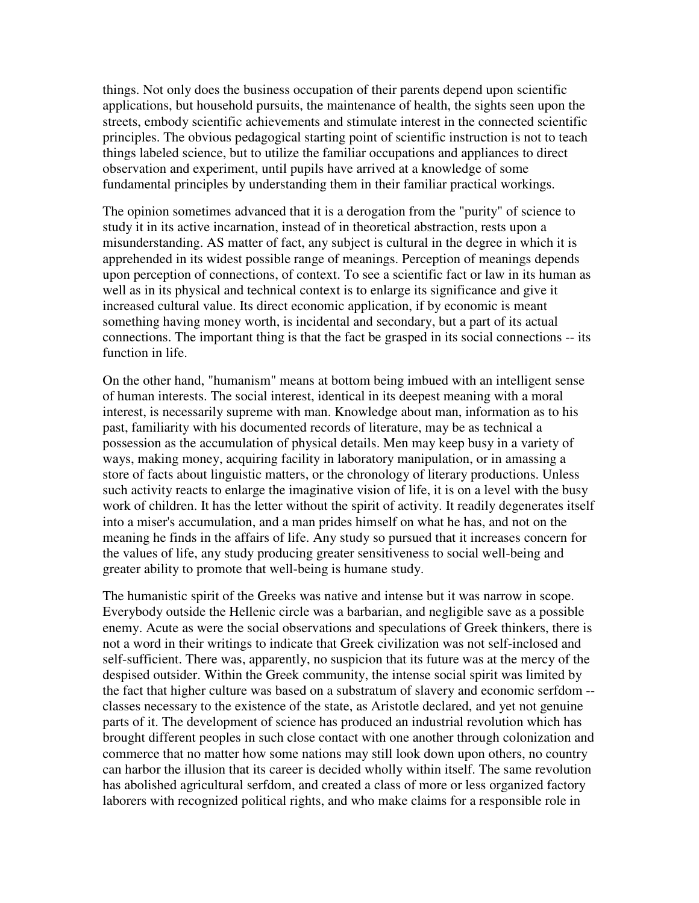things. Not only does the business occupation of their parents depend upon scientific applications, but household pursuits, the maintenance of health, the sights seen upon the streets, embody scientific achievements and stimulate interest in the connected scientific principles. The obvious pedagogical starting point of scientific instruction is not to teach things labeled science, but to utilize the familiar occupations and appliances to direct observation and experiment, until pupils have arrived at a knowledge of some fundamental principles by understanding them in their familiar practical workings.

The opinion sometimes advanced that it is a derogation from the "purity" of science to study it in its active incarnation, instead of in theoretical abstraction, rests upon a misunderstanding. AS matter of fact, any subject is cultural in the degree in which it is apprehended in its widest possible range of meanings. Perception of meanings depends upon perception of connections, of context. To see a scientific fact or law in its human as well as in its physical and technical context is to enlarge its significance and give it increased cultural value. Its direct economic application, if by economic is meant something having money worth, is incidental and secondary, but a part of its actual connections. The important thing is that the fact be grasped in its social connections -- its function in life.

On the other hand, "humanism" means at bottom being imbued with an intelligent sense of human interests. The social interest, identical in its deepest meaning with a moral interest, is necessarily supreme with man. Knowledge about man, information as to his past, familiarity with his documented records of literature, may be as technical a possession as the accumulation of physical details. Men may keep busy in a variety of ways, making money, acquiring facility in laboratory manipulation, or in amassing a store of facts about linguistic matters, or the chronology of literary productions. Unless such activity reacts to enlarge the imaginative vision of life, it is on a level with the busy work of children. It has the letter without the spirit of activity. It readily degenerates itself into a miser's accumulation, and a man prides himself on what he has, and not on the meaning he finds in the affairs of life. Any study so pursued that it increases concern for the values of life, any study producing greater sensitiveness to social well-being and greater ability to promote that well-being is humane study.

The humanistic spirit of the Greeks was native and intense but it was narrow in scope. Everybody outside the Hellenic circle was a barbarian, and negligible save as a possible enemy. Acute as were the social observations and speculations of Greek thinkers, there is not a word in their writings to indicate that Greek civilization was not self-inclosed and self-sufficient. There was, apparently, no suspicion that its future was at the mercy of the despised outsider. Within the Greek community, the intense social spirit was limited by the fact that higher culture was based on a substratum of slavery and economic serfdom -- classes necessary to the existence of the state, as Aristotle declared, and yet not genuine parts of it. The development of science has produced an industrial revolution which has brought different peoples in such close contact with one another through colonization and commerce that no matter how some nations may still look down upon others, no country can harbor the illusion that its career is decided wholly within itself. The same revolution has abolished agricultural serfdom, and created a class of more or less organized factory laborers with recognized political rights, and who make claims for a responsible role in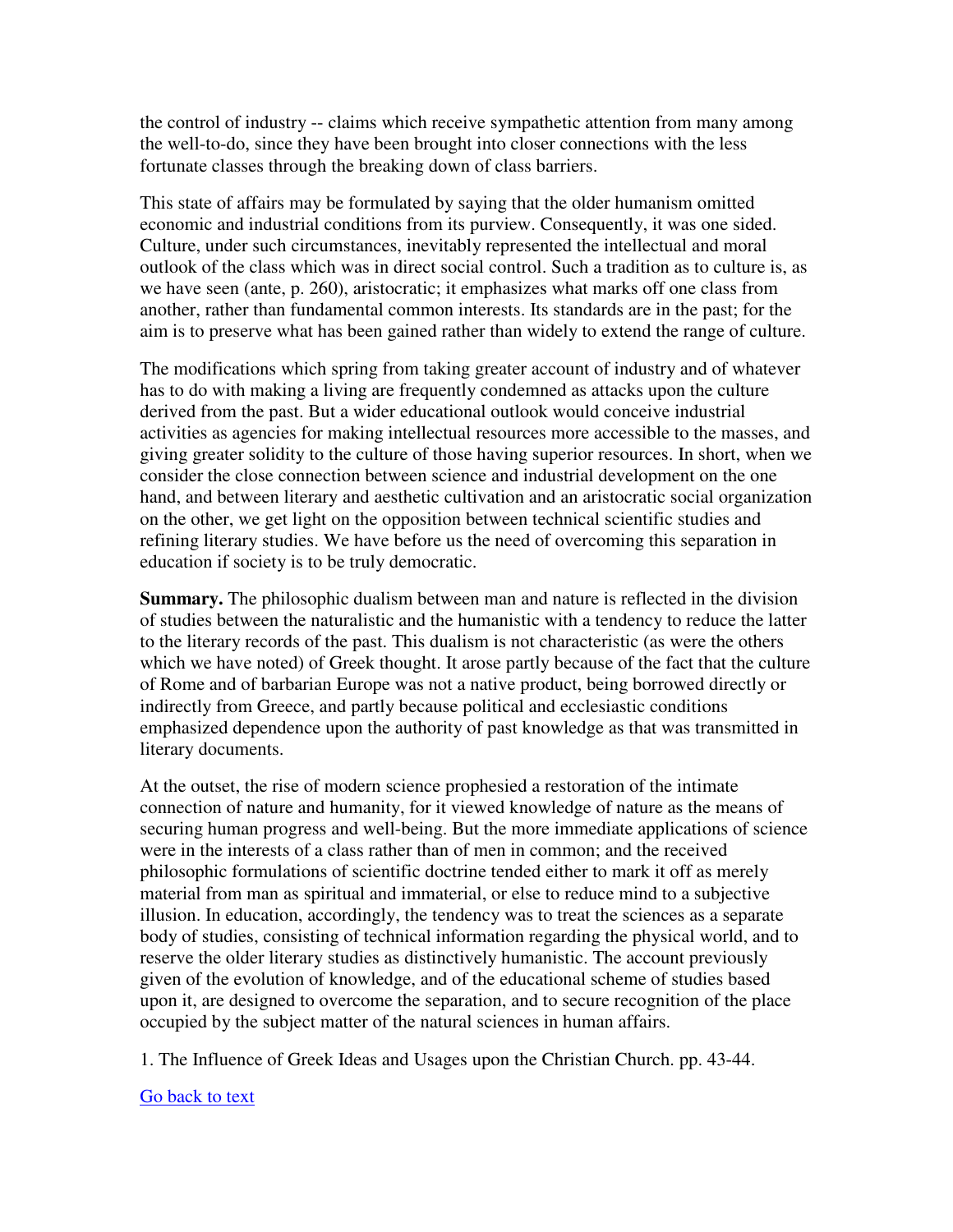the control of industry -- claims which receive sympathetic attention from many among the well-to-do, since they have been brought into closer connections with the less fortunate classes through the breaking down of class barriers.

This state of affairs may be formulated by saying that the older humanism omitted economic and industrial conditions from its purview. Consequently, it was one sided. Culture, under such circumstances, inevitably represented the intellectual and moral outlook of the class which was in direct social control. Such a tradition as to culture is, as we have seen (ante, p. 260), aristocratic; it emphasizes what marks off one class from another, rather than fundamental common interests. Its standards are in the past; for the aim is to preserve what has been gained rather than widely to extend the range of culture.

The modifications which spring from taking greater account of industry and of whatever has to do with making a living are frequently condemned as attacks upon the culture derived from the past. But a wider educational outlook would conceive industrial activities as agencies for making intellectual resources more accessible to the masses, and giving greater solidity to the culture of those having superior resources. In short, when we consider the close connection between science and industrial development on the one hand, and between literary and aesthetic cultivation and an aristocratic social organization on the other, we get light on the opposition between technical scientific studies and refining literary studies. We have before us the need of overcoming this separation in education if society is to be truly democratic.

**Summary.** The philosophic dualism between man and nature is reflected in the division of studies between the naturalistic and the humanistic with a tendency to reduce the latter to the literary records of the past. This dualism is not characteristic (as were the others which we have noted) of Greek thought. It arose partly because of the fact that the culture of Rome and of barbarian Europe was not a native product, being borrowed directly or indirectly from Greece, and partly because political and ecclesiastic conditions emphasized dependence upon the authority of past knowledge as that was transmitted in literary documents.

At the outset, the rise of modern science prophesied a restoration of the intimate connection of nature and humanity, for it viewed knowledge of nature as the means of securing human progress and well-being. But the more immediate applications of science were in the interests of a class rather than of men in common; and the received philosophic formulations of scientific doctrine tended either to mark it off as merely material from man as spiritual and immaterial, or else to reduce mind to a subjective illusion. In education, accordingly, the tendency was to treat the sciences as a separate body of studies, consisting of technical information regarding the physical world, and to reserve the older literary studies as distinctively humanistic. The account previously given of the evolution of knowledge, and of the educational scheme of studies based upon it, are designed to overcome the separation, and to secure recognition of the place occupied by the subject matter of the natural sciences in human affairs.

1. The Influence of Greek Ideas and Usages upon the Christian Church. pp. 43-44.

Go back to text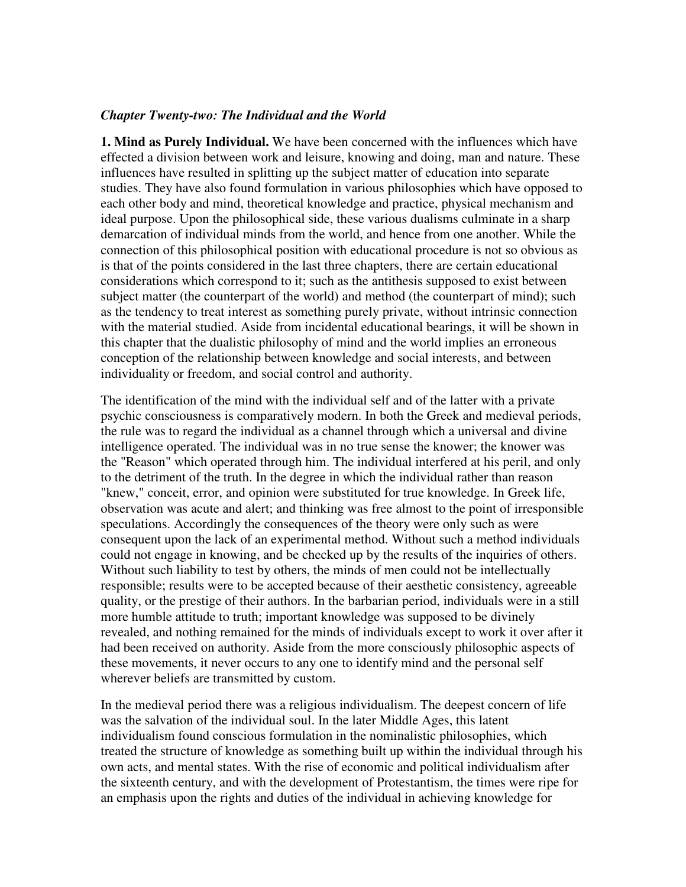*Chapter Twenty-two: The Individual and the World*

**1. Mind as Purely Individual.** We have been concerned with the influences which have effected a division between work and leisure, knowing and doing, man and nature. These influences have resulted in splitting up the subject matter of education into separate studies. They have also found formulation in various philosophies which have opposed to each other body and mind, theoretical knowledge and practice, physical mechanism and ideal purpose. Upon the philosophical side, these various dualisms culminate in a sharp demarcation of individual minds from the world, and hence from one another. While the connection of this philosophical position with educational procedure is not so obvious as is that of the points considered in the last three chapters, there are certain educational considerations which correspond to it; such as the antithesis supposed to exist between subject matter (the counterpart of the world) and method (the counterpart of mind); such as the tendency to treat interest as something purely private, without intrinsic connection with the material studied. Aside from incidental educational bearings, it will be shown in this chapter that the dualistic philosophy of mind and the world implies an erroneous conception of the relationship between knowledge and social interests, and between individuality or freedom, and social control and authority.

The identification of the mind with the individual self and of the latter with a private psychic consciousness is comparatively modern. In both the Greek and medieval periods, the rule was to regard the individual as a channel through which a universal and divine intelligence operated. The individual was in no true sense the knower; the knower was the "Reason" which operated through him. The individual interfered at his peril, and only to the detriment of the truth. In the degree in which the individual rather than reason "knew," conceit, error, and opinion were substituted for true knowledge. In Greek life, observation was acute and alert; and thinking was free almost to the point of irresponsible speculations. Accordingly the consequences of the theory were only such as were consequent upon the lack of an experimental method. Without such a method individuals could not engage in knowing, and be checked up by the results of the inquiries of others. Without such liability to test by others, the minds of men could not be intellectually responsible; results were to be accepted because of their aesthetic consistency, agreeable quality, or the prestige of their authors. In the barbarian period, individuals were in a still more humble attitude to truth; important knowledge was supposed to be divinely revealed, and nothing remained for the minds of individuals except to work it over after it had been received on authority. Aside from the more consciously philosophic aspects of these movements, it never occurs to any one to identify mind and the personal self wherever beliefs are transmitted by custom.

In the medieval period there was a religious individualism. The deepest concern of life was the salvation of the individual soul. In the later Middle Ages, this latent individualism found conscious formulation in the nominalistic philosophies, which treated the structure of knowledge as something built up within the individual through his own acts, and mental states. With the rise of economic and political individualism after the sixteenth century, and with the development of Protestantism, the times were ripe for an emphasis upon the rights and duties of the individual in achieving knowledge for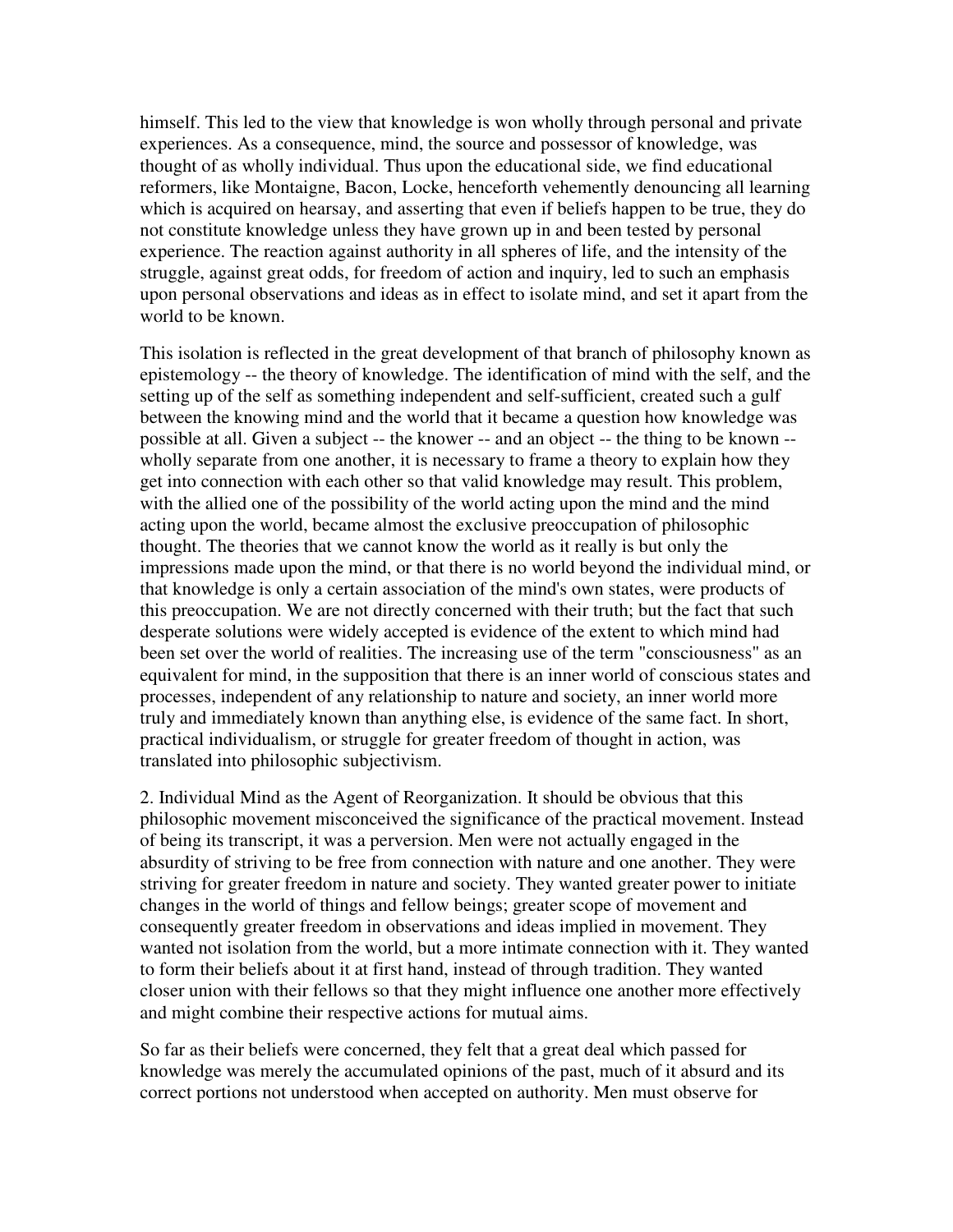himself. This led to the view that knowledge is won wholly through personal and private experiences. As a consequence, mind, the source and possessor of knowledge, was thought of as wholly individual. Thus upon the educational side, we find educational reformers, like Montaigne, Bacon, Locke, henceforth vehemently denouncing all learning which is acquired on hearsay, and asserting that even if beliefs happen to be true, they do not constitute knowledge unless they have grown up in and been tested by personal experience. The reaction against authority in all spheres of life, and the intensity of the struggle, against great odds, for freedom of action and inquiry, led to such an emphasis upon personal observations and ideas as in effect to isolate mind, and set it apart from the world to be known.

This isolation is reflected in the great development of that branch of philosophy known as epistemology -- the theory of knowledge. The identification of mind with the self, and the setting up of the self as something independent and self-sufficient, created such a gulf between the knowing mind and the world that it became a question how knowledge was possible at all. Given a subject -- the knower -- and an object -- the thing to be known -- wholly separate from one another, it is necessary to frame a theory to explain how they get into connection with each other so that valid knowledge may result. This problem, with the allied one of the possibility of the world acting upon the mind and the mind acting upon the world, became almost the exclusive preoccupation of philosophic thought. The theories that we cannot know the world as it really is but only the impressions made upon the mind, or that there is no world beyond the individual mind, or that knowledge is only a certain association of the mind's own states, were products of this preoccupation. We are not directly concerned with their truth; but the fact that such desperate solutions were widely accepted is evidence of the extent to which mind had been set over the world of realities. The increasing use of the term "consciousness" as an equivalent for mind, in the supposition that there is an inner world of conscious states and processes, independent of any relationship to nature and society, an inner world more truly and immediately known than anything else, is evidence of the same fact. In short, practical individualism, or struggle for greater freedom of thought in action, was translated into philosophic subjectivism.

2. Individual Mind as the Agent of Reorganization. It should be obvious that this philosophic movement misconceived the significance of the practical movement. Instead of being its transcript, it was a perversion. Men were not actually engaged in the absurdity of striving to be free from connection with nature and one another. They were striving for greater freedom in nature and society. They wanted greater power to initiate changes in the world of things and fellow beings; greater scope of movement and consequently greater freedom in observations and ideas implied in movement. They wanted not isolation from the world, but a more intimate connection with it. They wanted to form their beliefs about it at first hand, instead of through tradition. They wanted closer union with their fellows so that they might influence one another more effectively and might combine their respective actions for mutual aims.

So far as their beliefs were concerned, they felt that a great deal which passed for knowledge was merely the accumulated opinions of the past, much of it absurd and its correct portions not understood when accepted on authority. Men must observe for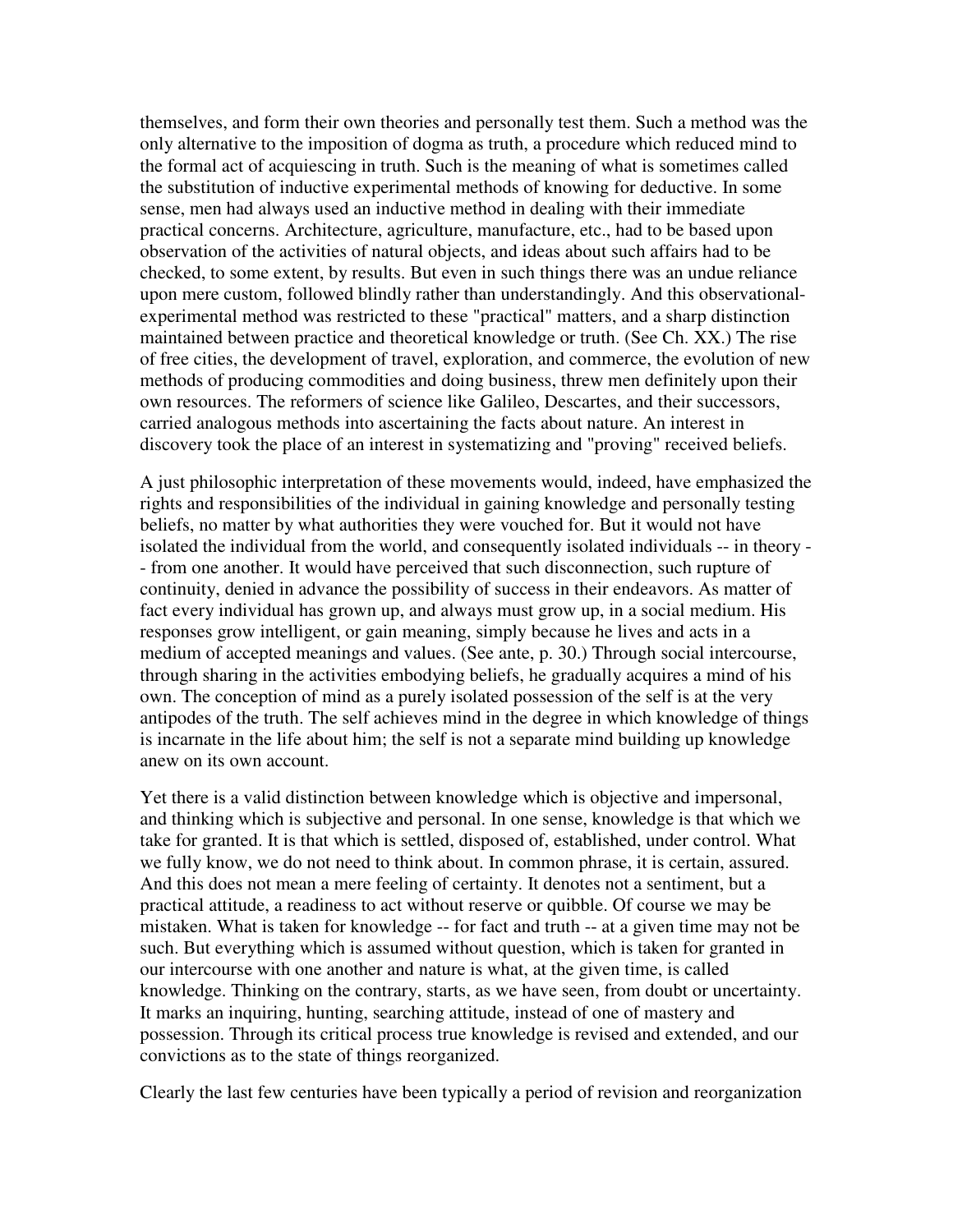themselves, and form their own theories and personally test them. Such a method was the only alternative to the imposition of dogma as truth, a procedure which reduced mind to the formal act of acquiescing in truth. Such is the meaning of what is sometimes called the substitution of inductive experimental methods of knowing for deductive. In some sense, men had always used an inductive method in dealing with their immediate practical concerns. Architecture, agriculture, manufacture, etc., had to be based upon observation of the activities of natural objects, and ideas about such affairs had to be checked, to some extent, by results. But even in such things there was an undue reliance upon mere custom, followed blindly rather than understandingly. And this observational-experimental method was restricted to these "practical" matters, and a sharp distinction maintained between practice and theoretical knowledge or truth. (See Ch. XX.) The rise of free cities, the development of travel, exploration, and commerce, the evolution of new methods of producing commodities and doing business, threw men definitely upon their own resources. The reformers of science like Galileo, Descartes, and their successors, carried analogous methods into ascertaining the facts about nature. An interest in discovery took the place of an interest in systematizing and "proving" received beliefs.

A just philosophic interpretation of these movements would, indeed, have emphasized the rights and responsibilities of the individual in gaining knowledge and personally testing beliefs, no matter by what authorities they were vouched for. But it would not have isolated the individual from the world, and consequently isolated individuals -- in theory -- from one another. It would have perceived that such disconnection, such rupture of continuity, denied in advance the possibility of success in their endeavors. As matter of fact every individual has grown up, and always must grow up, in a social medium. His responses grow intelligent, or gain meaning, simply because he lives and acts in a medium of accepted meanings and values. (See ante, p. 30.) Through social intercourse, through sharing in the activities embodying beliefs, he gradually acquires a mind of his own. The conception of mind as a purely isolated possession of the self is at the very antipodes of the truth. The self achieves mind in the degree in which knowledge of things is incarnate in the life about him; the self is not a separate mind building up knowledge anew on its own account.

Yet there is a valid distinction between knowledge which is objective and impersonal, and thinking which is subjective and personal. In one sense, knowledge is that which we take for granted. It is that which is settled, disposed of, established, under control. What we fully know, we do not need to think about. In common phrase, it is certain, assured. And this does not mean a mere feeling of certainty. It denotes not a sentiment, but a practical attitude, a readiness to act without reserve or quibble. Of course we may be mistaken. What is taken for knowledge -- for fact and truth -- at a given time may not be such. But everything which is assumed without question, which is taken for granted in our intercourse with one another and nature is what, at the given time, is called knowledge. Thinking on the contrary, starts, as we have seen, from doubt or uncertainty. It marks an inquiring, hunting, searching attitude, instead of one of mastery and possession. Through its critical process true knowledge is revised and extended, and our convictions as to the state of things reorganized.

Clearly the last few centuries have been typically a period of revision and reorganization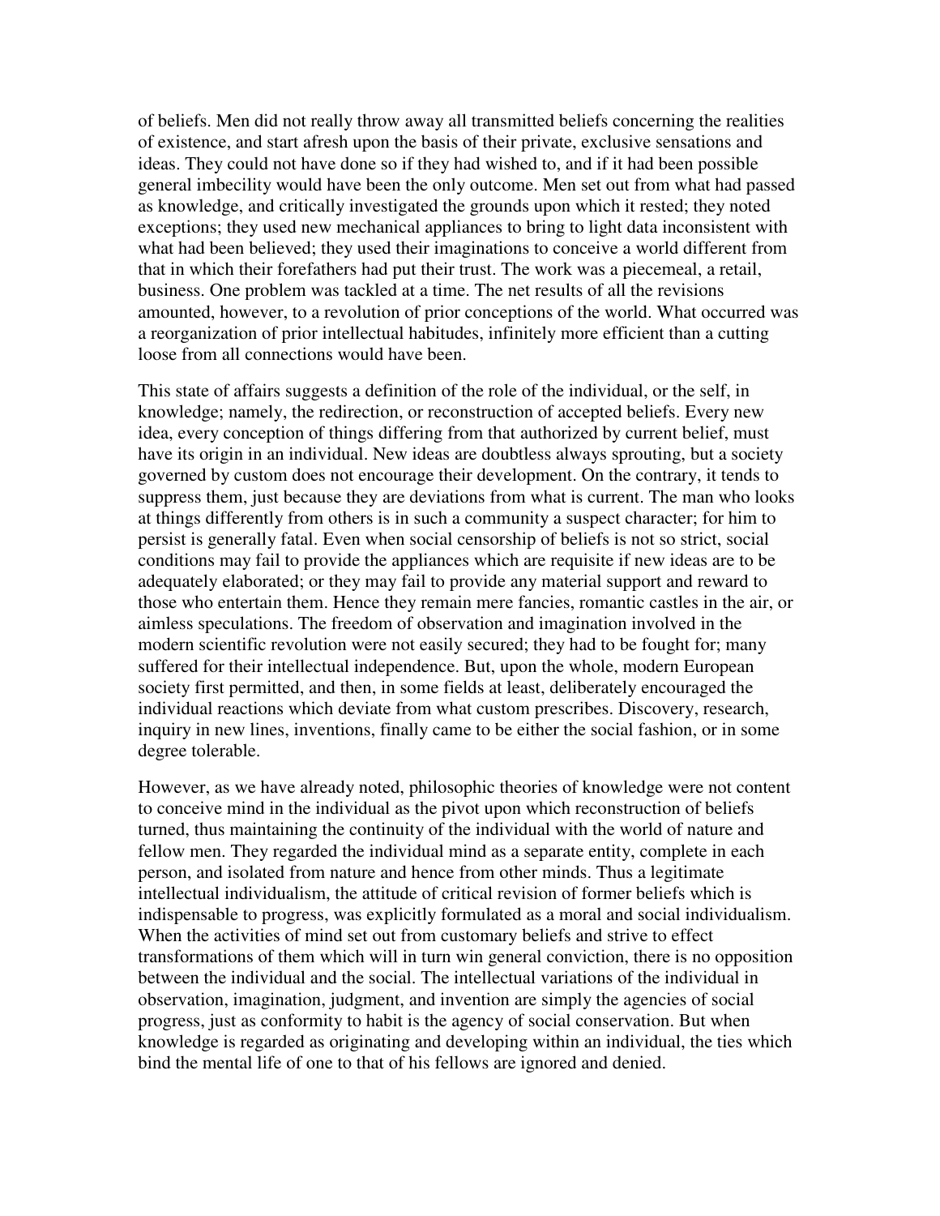of beliefs. Men did not really throw away all transmitted beliefs concerning the realities of existence, and start afresh upon the basis of their private, exclusive sensations and ideas. They could not have done so if they had wished to, and if it had been possible general imbecility would have been the only outcome. Men set out from what had passed as knowledge, and critically investigated the grounds upon which it rested; they noted exceptions; they used new mechanical appliances to bring to light data inconsistent with what had been believed; they used their imaginations to conceive a world different from that in which their forefathers had put their trust. The work was a piecemeal, a retail, business. One problem was tackled at a time. The net results of all the revisions amounted, however, to a revolution of prior conceptions of the world. What occurred was a reorganization of prior intellectual habitudes, infinitely more efficient than a cutting loose from all connections would have been.

This state of affairs suggests a definition of the role of the individual, or the self, in knowledge; namely, the redirection, or reconstruction of accepted beliefs. Every new idea, every conception of things differing from that authorized by current belief, must have its origin in an individual. New ideas are doubtless always sprouting, but a society governed by custom does not encourage their development. On the contrary, it tends to suppress them, just because they are deviations from what is current. The man who looks at things differently from others is in such a community a suspect character; for him to persist is generally fatal. Even when social censorship of beliefs is not so strict, social conditions may fail to provide the appliances which are requisite if new ideas are to be adequately elaborated; or they may fail to provide any material support and reward to those who entertain them. Hence they remain mere fancies, romantic castles in the air, or aimless speculations. The freedom of observation and imagination involved in the modern scientific revolution were not easily secured; they had to be fought for; many suffered for their intellectual independence. But, upon the whole, modern European society first permitted, and then, in some fields at least, deliberately encouraged the individual reactions which deviate from what custom prescribes. Discovery, research, inquiry in new lines, inventions, finally came to be either the social fashion, or in some degree tolerable.

However, as we have already noted, philosophic theories of knowledge were not content to conceive mind in the individual as the pivot upon which reconstruction of beliefs turned, thus maintaining the continuity of the individual with the world of nature and fellow men. They regarded the individual mind as a separate entity, complete in each person, and isolated from nature and hence from other minds. Thus a legitimate intellectual individualism, the attitude of critical revision of former beliefs which is indispensable to progress, was explicitly formulated as a moral and social individualism. When the activities of mind set out from customary beliefs and strive to effect transformations of them which will in turn win general conviction, there is no opposition between the individual and the social. The intellectual variations of the individual in observation, imagination, judgment, and invention are simply the agencies of social progress, just as conformity to habit is the agency of social conservation. But when knowledge is regarded as originating and developing within an individual, the ties which bind the mental life of one to that of his fellows are ignored and denied.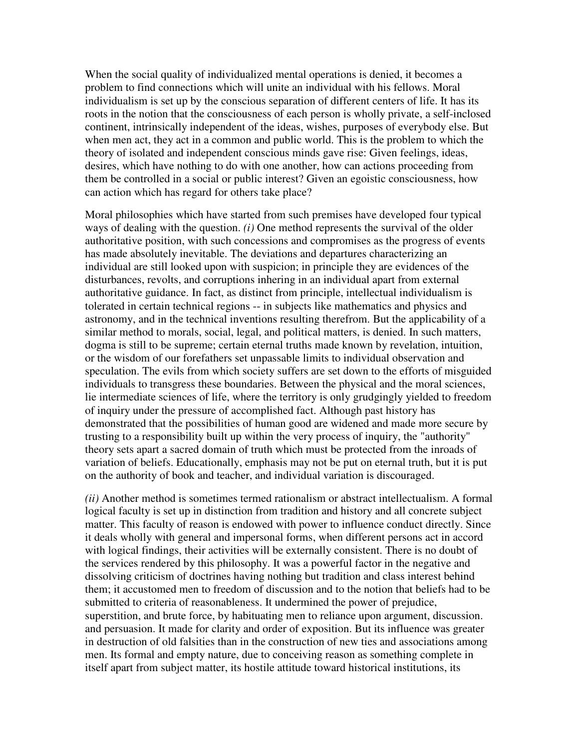When the social quality of individualized mental operations is denied, it becomes a problem to find connections which will unite an individual with his fellows. Moral individualism is set up by the conscious separation of different centers of life. It has its roots in the notion that the consciousness of each person is wholly private, a self-inclosed continent, intrinsically independent of the ideas, wishes, purposes of everybody else. But when men act, they act in a common and public world. This is the problem to which the theory of isolated and independent conscious minds gave rise: Given feelings, ideas, desires, which have nothing to do with one another, how can actions proceeding from them be controlled in a social or public interest? Given an egoistic consciousness, how can action which has regard for others take place?

Moral philosophies which have started from such premises have developed four typical ways of dealing with the question. *(i)* One method represents the survival of the older authoritative position, with such concessions and compromises as the progress of events has made absolutely inevitable. The deviations and departures characterizing an individual are still looked upon with suspicion; in principle they are evidences of the disturbances, revolts, and corruptions inhering in an individual apart from external authoritative guidance. In fact, as distinct from principle, intellectual individualism is tolerated in certain technical regions -- in subjects like mathematics and physics and astronomy, and in the technical inventions resulting therefrom. But the applicability of a similar method to morals, social, legal, and political matters, is denied. In such matters, dogma is still to be supreme; certain eternal truths made known by revelation, intuition, or the wisdom of our forefathers set unpassable limits to individual observation and speculation. The evils from which society suffers are set down to the efforts of misguided individuals to transgress these boundaries. Between the physical and the moral sciences, lie intermediate sciences of life, where the territory is only grudgingly yielded to freedom of inquiry under the pressure of accomplished fact. Although past history has demonstrated that the possibilities of human good are widened and made more secure by trusting to a responsibility built up within the very process of inquiry, the "authority" theory sets apart a sacred domain of truth which must be protected from the inroads of variation of beliefs. Educationally, emphasis may not be put on eternal truth, but it is put on the authority of book and teacher, and individual variation is discouraged.

*(ii)* Another method is sometimes termed rationalism or abstract intellectualism. A formal logical faculty is set up in distinction from tradition and history and all concrete subject matter. This faculty of reason is endowed with power to influence conduct directly. Since it deals wholly with general and impersonal forms, when different persons act in accord with logical findings, their activities will be externally consistent. There is no doubt of the services rendered by this philosophy. It was a powerful factor in the negative and dissolving criticism of doctrines having nothing but tradition and class interest behind them; it accustomed men to freedom of discussion and to the notion that beliefs had to be submitted to criteria of reasonableness. It undermined the power of prejudice, superstition, and brute force, by habituating men to reliance upon argument, discussion. and persuasion. It made for clarity and order of exposition. But its influence was greater in destruction of old falsities than in the construction of new ties and associations among men. Its formal and empty nature, due to conceiving reason as something complete in itself apart from subject matter, its hostile attitude toward historical institutions, its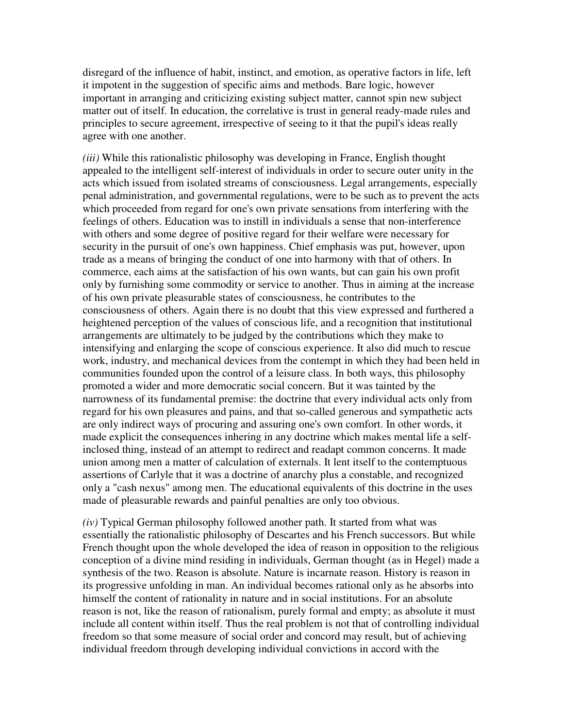disregard of the influence of habit, instinct, and emotion, as operative factors in life, left it impotent in the suggestion of specific aims and methods. Bare logic, however important in arranging and criticizing existing subject matter, cannot spin new subject matter out of itself. In education, the correlative is trust in general ready-made rules and principles to secure agreement, irrespective of seeing to it that the pupil's ideas really agree with one another.

*(iii)* While this rationalistic philosophy was developing in France, English thought appealed to the intelligent self-interest of individuals in order to secure outer unity in the acts which issued from isolated streams of consciousness. Legal arrangements, especially penal administration, and governmental regulations, were to be such as to prevent the acts which proceeded from regard for one's own private sensations from interfering with the feelings of others. Education was to instill in individuals a sense that non-interference with others and some degree of positive regard for their welfare were necessary for security in the pursuit of one's own happiness. Chief emphasis was put, however, upon trade as a means of bringing the conduct of one into harmony with that of others. In commerce, each aims at the satisfaction of his own wants, but can gain his own profit only by furnishing some commodity or service to another. Thus in aiming at the increase of his own private pleasurable states of consciousness, he contributes to the consciousness of others. Again there is no doubt that this view expressed and furthered a heightened perception of the values of conscious life, and a recognition that institutional arrangements are ultimately to be judged by the contributions which they make to intensifying and enlarging the scope of conscious experience. It also did much to rescue work, industry, and mechanical devices from the contempt in which they had been held in communities founded upon the control of a leisure class. In both ways, this philosophy promoted a wider and more democratic social concern. But it was tainted by the narrowness of its fundamental premise: the doctrine that every individual acts only from regard for his own pleasures and pains, and that so-called generous and sympathetic acts are only indirect ways of procuring and assuring one's own comfort. In other words, it made explicit the consequences inhering in any doctrine which makes mental life a self-inclosed thing, instead of an attempt to redirect and readapt common concerns. It made union among men a matter of calculation of externals. It lent itself to the contemptuous assertions of Carlyle that it was a doctrine of anarchy plus a constable, and recognized only a "cash nexus" among men. The educational equivalents of this doctrine in the uses made of pleasurable rewards and painful penalties are only too obvious.

*(iv)* Typical German philosophy followed another path. It started from what was essentially the rationalistic philosophy of Descartes and his French successors. But while French thought upon the whole developed the idea of reason in opposition to the religious conception of a divine mind residing in individuals, German thought (as in Hegel) made a synthesis of the two. Reason is absolute. Nature is incarnate reason. History is reason in its progressive unfolding in man. An individual becomes rational only as he absorbs into himself the content of rationality in nature and in social institutions. For an absolute reason is not, like the reason of rationalism, purely formal and empty; as absolute it must include all content within itself. Thus the real problem is not that of controlling individual freedom so that some measure of social order and concord may result, but of achieving individual freedom through developing individual convictions in accord with the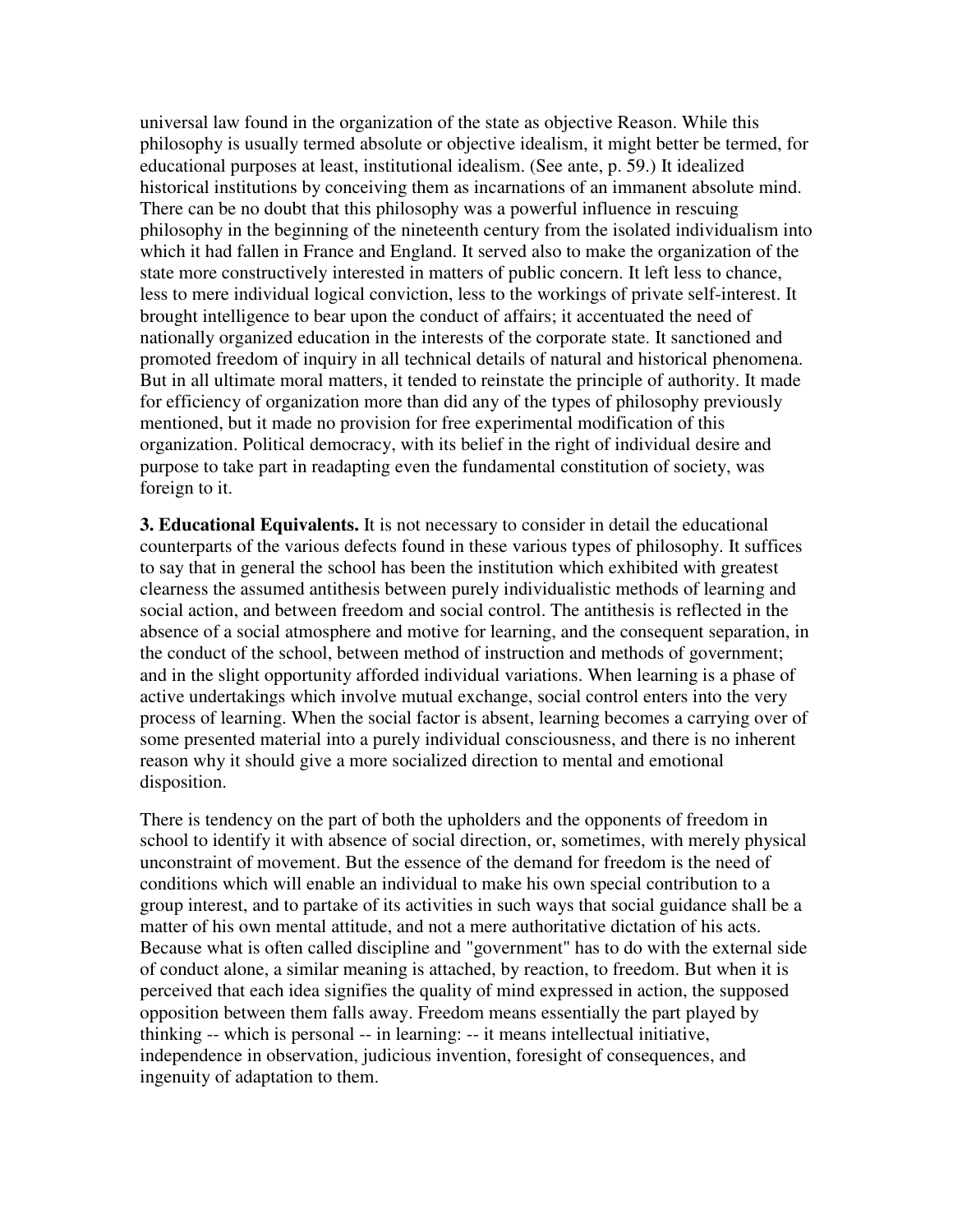universal law found in the organization of the state as objective Reason. While this philosophy is usually termed absolute or objective idealism, it might better be termed, for educational purposes at least, institutional idealism. (See ante, p. 59.) It idealized historical institutions by conceiving them as incarnations of an immanent absolute mind. There can be no doubt that this philosophy was a powerful influence in rescuing philosophy in the beginning of the nineteenth century from the isolated individualism into which it had fallen in France and England. It served also to make the organization of the state more constructively interested in matters of public concern. It left less to chance, less to mere individual logical conviction, less to the workings of private self-interest. It brought intelligence to bear upon the conduct of affairs; it accentuated the need of nationally organized education in the interests of the corporate state. It sanctioned and promoted freedom of inquiry in all technical details of natural and historical phenomena. But in all ultimate moral matters, it tended to reinstate the principle of authority. It made for efficiency of organization more than did any of the types of philosophy previously mentioned, but it made no provision for free experimental modification of this organization. Political democracy, with its belief in the right of individual desire and purpose to take part in readapting even the fundamental constitution of society, was foreign to it.

**3. Educational Equivalents.** It is not necessary to consider in detail the educational counterparts of the various defects found in these various types of philosophy. It suffices to say that in general the school has been the institution which exhibited with greatest clearness the assumed antithesis between purely individualistic methods of learning and social action, and between freedom and social control. The antithesis is reflected in the absence of a social atmosphere and motive for learning, and the consequent separation, in the conduct of the school, between method of instruction and methods of government; and in the slight opportunity afforded individual variations. When learning is a phase of active undertakings which involve mutual exchange, social control enters into the very process of learning. When the social factor is absent, learning becomes a carrying over of some presented material into a purely individual consciousness, and there is no inherent reason why it should give a more socialized direction to mental and emotional disposition.

There is tendency on the part of both the upholders and the opponents of freedom in school to identify it with absence of social direction, or, sometimes, with merely physical unconstraint of movement. But the essence of the demand for freedom is the need of conditions which will enable an individual to make his own special contribution to a group interest, and to partake of its activities in such ways that social guidance shall be a matter of his own mental attitude, and not a mere authoritative dictation of his acts. Because what is often called discipline and "government" has to do with the external side of conduct alone, a similar meaning is attached, by reaction, to freedom. But when it is perceived that each idea signifies the quality of mind expressed in action, the supposed opposition between them falls away. Freedom means essentially the part played by thinking -- which is personal -- in learning: -- it means intellectual initiative, independence in observation, judicious invention, foresight of consequences, and ingenuity of adaptation to them.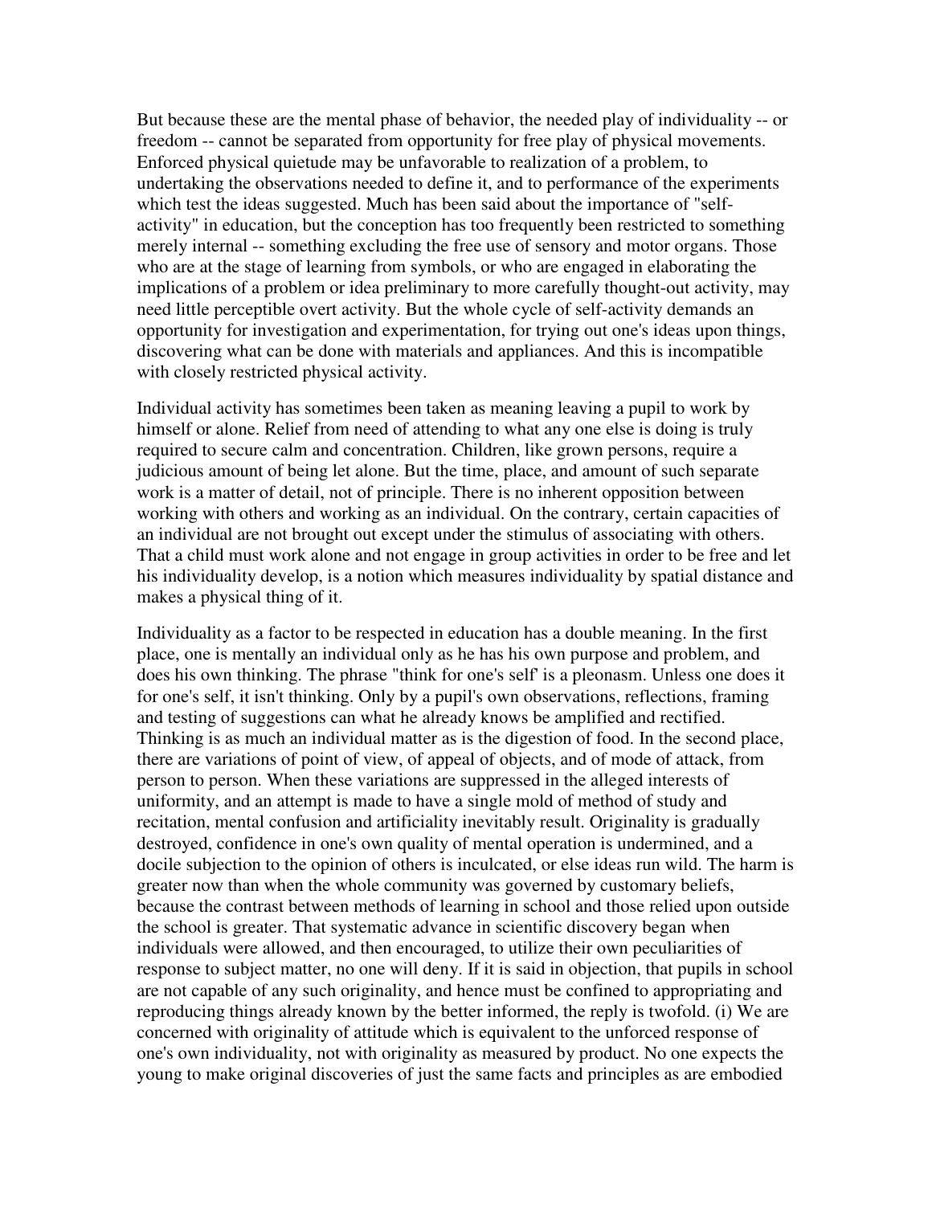But because these are the mental phase of behavior, the needed play of individuality -- or freedom -- cannot be separated from opportunity for free play of physical movements. Enforced physical quietude may be unfavorable to realization of a problem, to undertaking the observations needed to define it, and to performance of the experiments which test the ideas suggested. Much has been said about the importance of "self-activity" in education, but the conception has too frequently been restricted to something merely internal -- something excluding the free use of sensory and motor organs. Those who are at the stage of learning from symbols, or who are engaged in elaborating the implications of a problem or idea preliminary to more carefully thought-out activity, may need little perceptible overt activity. But the whole cycle of self-activity demands an opportunity for investigation and experimentation, for trying out one's ideas upon things, discovering what can be done with materials and appliances. And this is incompatible with closely restricted physical activity.

Individual activity has sometimes been taken as meaning leaving a pupil to work by himself or alone. Relief from need of attending to what any one else is doing is truly required to secure calm and concentration. Children, like grown persons, require a judicious amount of being let alone. But the time, place, and amount of such separate work is a matter of detail, not of principle. There is no inherent opposition between working with others and working as an individual. On the contrary, certain capacities of an individual are not brought out except under the stimulus of associating with others. That a child must work alone and not engage in group activities in order to be free and let his individuality develop, is a notion which measures individuality by spatial distance and makes a physical thing of it.

Individuality as a factor to be respected in education has a double meaning. In the first place, one is mentally an individual only as he has his own purpose and problem, and does his own thinking. The phrase "think for one's self' is a pleonasm. Unless one does it for one's self, it isn't thinking. Only by a pupil's own observations, reflections, framing and testing of suggestions can what he already knows be amplified and rectified. Thinking is as much an individual matter as is the digestion of food. In the second place, there are variations of point of view, of appeal of objects, and of mode of attack, from person to person. When these variations are suppressed in the alleged interests of uniformity, and an attempt is made to have a single mold of method of study and recitation, mental confusion and artificiality inevitably result. Originality is gradually destroyed, confidence in one's own quality of mental operation is undermined, and a docile subjection to the opinion of others is inculcated, or else ideas run wild. The harm is greater now than when the whole community was governed by customary beliefs, because the contrast between methods of learning in school and those relied upon outside the school is greater. That systematic advance in scientific discovery began when individuals were allowed, and then encouraged, to utilize their own peculiarities of response to subject matter, no one will deny. If it is said in objection, that pupils in school are not capable of any such originality, and hence must be confined to appropriating and reproducing things already known by the better informed, the reply is twofold. (i) We are concerned with originality of attitude which is equivalent to the unforced response of one's own individuality, not with originality as measured by product. No one expects the young to make original discoveries of just the same facts and principles as are embodied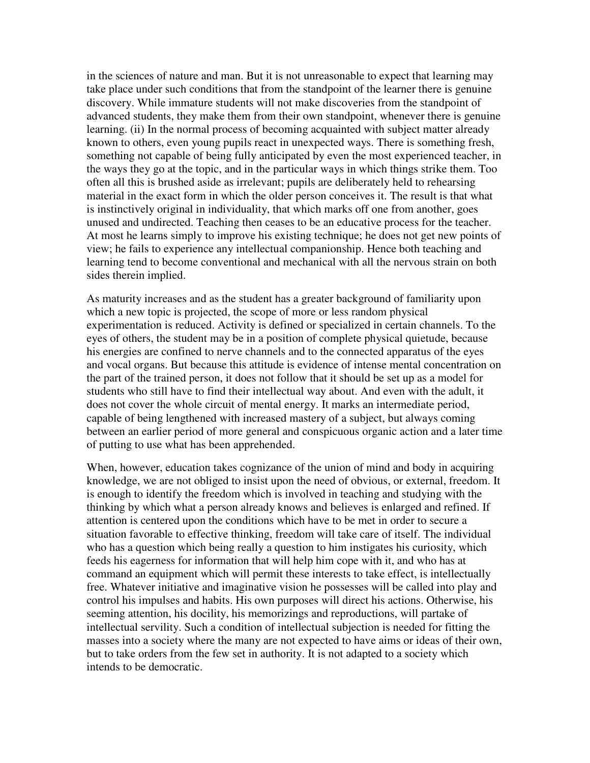in the sciences of nature and man. But it is not unreasonable to expect that learning may take place under such conditions that from the standpoint of the learner there is genuine discovery. While immature students will not make discoveries from the standpoint of advanced students, they make them from their own standpoint, whenever there is genuine learning. (ii) In the normal process of becoming acquainted with subject matter already known to others, even young pupils react in unexpected ways. There is something fresh, something not capable of being fully anticipated by even the most experienced teacher, in the ways they go at the topic, and in the particular ways in which things strike them. Too often all this is brushed aside as irrelevant; pupils are deliberately held to rehearsing material in the exact form in which the older person conceives it. The result is that what is instinctively original in individuality, that which marks off one from another, goes unused and undirected. Teaching then ceases to be an educative process for the teacher. At most he learns simply to improve his existing technique; he does not get new points of view; he fails to experience any intellectual companionship. Hence both teaching and learning tend to become conventional and mechanical with all the nervous strain on both sides therein implied.

As maturity increases and as the student has a greater background of familiarity upon which a new topic is projected, the scope of more or less random physical experimentation is reduced. Activity is defined or specialized in certain channels. To the eyes of others, the student may be in a position of complete physical quietude, because his energies are confined to nerve channels and to the connected apparatus of the eyes and vocal organs. But because this attitude is evidence of intense mental concentration on the part of the trained person, it does not follow that it should be set up as a model for students who still have to find their intellectual way about. And even with the adult, it does not cover the whole circuit of mental energy. It marks an intermediate period, capable of being lengthened with increased mastery of a subject, but always coming between an earlier period of more general and conspicuous organic action and a later time of putting to use what has been apprehended.

When, however, education takes cognizance of the union of mind and body in acquiring knowledge, we are not obliged to insist upon the need of obvious, or external, freedom. It is enough to identify the freedom which is involved in teaching and studying with the thinking by which what a person already knows and believes is enlarged and refined. If attention is centered upon the conditions which have to be met in order to secure a situation favorable to effective thinking, freedom will take care of itself. The individual who has a question which being really a question to him instigates his curiosity, which feeds his eagerness for information that will help him cope with it, and who has at command an equipment which will permit these interests to take effect, is intellectually free. Whatever initiative and imaginative vision he possesses will be called into play and control his impulses and habits. His own purposes will direct his actions. Otherwise, his seeming attention, his docility, his memorizings and reproductions, will partake of intellectual servility. Such a condition of intellectual subjection is needed for fitting the masses into a society where the many are not expected to have aims or ideas of their own, but to take orders from the few set in authority. It is not adapted to a society which intends to be democratic.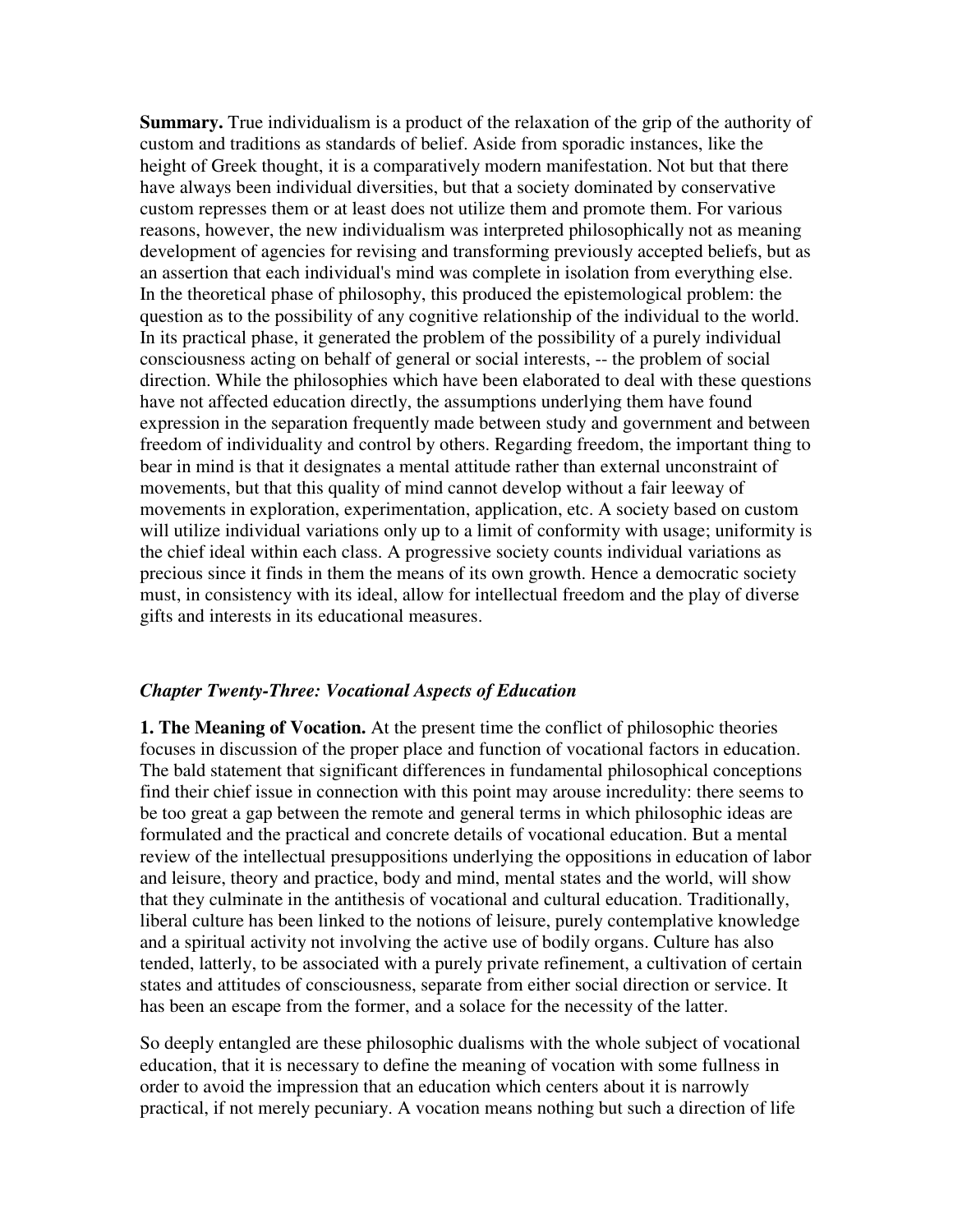**Summary.** True individualism is a product of the relaxation of the grip of the authority of custom and traditions as standards of belief. Aside from sporadic instances, like the height of Greek thought, it is a comparatively modern manifestation. Not but that there have always been individual diversities, but that a society dominated by conservative custom represses them or at least does not utilize them and promote them. For various reasons, however, the new individualism was interpreted philosophically not as meaning development of agencies for revising and transforming previously accepted beliefs, but as an assertion that each individual's mind was complete in isolation from everything else. In the theoretical phase of philosophy, this produced the epistemological problem: the question as to the possibility of any cognitive relationship of the individual to the world. In its practical phase, it generated the problem of the possibility of a purely individual consciousness acting on behalf of general or social interests, -- the problem of social direction. While the philosophies which have been elaborated to deal with these questions have not affected education directly, the assumptions underlying them have found expression in the separation frequently made between study and government and between freedom of individuality and control by others. Regarding freedom, the important thing to bear in mind is that it designates a mental attitude rather than external unconstraint of movements, but that this quality of mind cannot develop without a fair leeway of movements in exploration, experimentation, application, etc. A society based on custom will utilize individual variations only up to a limit of conformity with usage; uniformity is the chief ideal within each class. A progressive society counts individual variations as precious since it finds in them the means of its own growth. Hence a democratic society must, in consistency with its ideal, allow for intellectual freedom and the play of diverse gifts and interests in its educational measures.

## *Chapter Twenty-Three: Vocational Aspects of Education*

**1. The Meaning of Vocation.** At the present time the conflict of philosophic theories focuses in discussion of the proper place and function of vocational factors in education. The bald statement that significant differences in fundamental philosophical conceptions find their chief issue in connection with this point may arouse incredulity: there seems to be too great a gap between the remote and general terms in which philosophic ideas are formulated and the practical and concrete details of vocational education. But a mental review of the intellectual presuppositions underlying the oppositions in education of labor and leisure, theory and practice, body and mind, mental states and the world, will show that they culminate in the antithesis of vocational and cultural education. Traditionally, liberal culture has been linked to the notions of leisure, purely contemplative knowledge and a spiritual activity not involving the active use of bodily organs. Culture has also tended, latterly, to be associated with a purely private refinement, a cultivation of certain states and attitudes of consciousness, separate from either social direction or service. It has been an escape from the former, and a solace for the necessity of the latter.

So deeply entangled are these philosophic dualisms with the whole subject of vocational education, that it is necessary to define the meaning of vocation with some fullness in order to avoid the impression that an education which centers about it is narrowly practical, if not merely pecuniary. A vocation means nothing but such a direction of life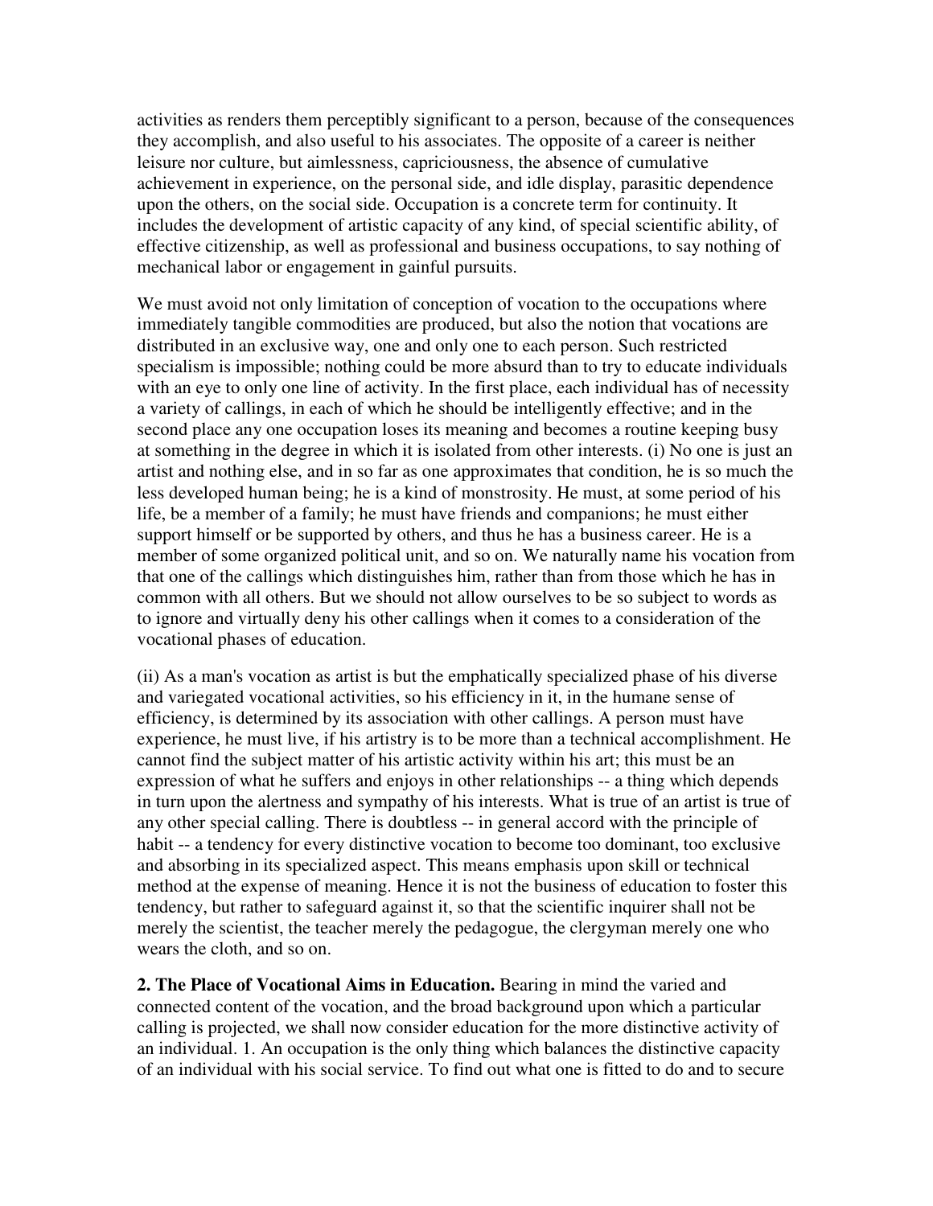activities as renders them perceptibly significant to a person, because of the consequences they accomplish, and also useful to his associates. The opposite of a career is neither leisure nor culture, but aimlessness, capriciousness, the absence of cumulative achievement in experience, on the personal side, and idle display, parasitic dependence upon the others, on the social side. Occupation is a concrete term for continuity. It includes the development of artistic capacity of any kind, of special scientific ability, of effective citizenship, as well as professional and business occupations, to say nothing of mechanical labor or engagement in gainful pursuits.

We must avoid not only limitation of conception of vocation to the occupations where immediately tangible commodities are produced, but also the notion that vocations are distributed in an exclusive way, one and only one to each person. Such restricted specialism is impossible; nothing could be more absurd than to try to educate individuals with an eye to only one line of activity. In the first place, each individual has of necessity a variety of callings, in each of which he should be intelligently effective; and in the second place any one occupation loses its meaning and becomes a routine keeping busy at something in the degree in which it is isolated from other interests. (i) No one is just an artist and nothing else, and in so far as one approximates that condition, he is so much the less developed human being; he is a kind of monstrosity. He must, at some period of his life, be a member of a family; he must have friends and companions; he must either support himself or be supported by others, and thus he has a business career. He is a member of some organized political unit, and so on. We naturally name his vocation from that one of the callings which distinguishes him, rather than from those which he has in common with all others. But we should not allow ourselves to be so subject to words as to ignore and virtually deny his other callings when it comes to a consideration of the vocational phases of education.

(ii) As a man's vocation as artist is but the emphatically specialized phase of his diverse and variegated vocational activities, so his efficiency in it, in the humane sense of efficiency, is determined by its association with other callings. A person must have experience, he must live, if his artistry is to be more than a technical accomplishment. He cannot find the subject matter of his artistic activity within his art; this must be an expression of what he suffers and enjoys in other relationships -- a thing which depends in turn upon the alertness and sympathy of his interests. What is true of an artist is true of any other special calling. There is doubtless -- in general accord with the principle of habit -- a tendency for every distinctive vocation to become too dominant, too exclusive and absorbing in its specialized aspect. This means emphasis upon skill or technical method at the expense of meaning. Hence it is not the business of education to foster this tendency, but rather to safeguard against it, so that the scientific inquirer shall not be merely the scientist, the teacher merely the pedagogue, the clergyman merely one who wears the cloth, and so on.

**2. The Place of Vocational Aims in Education.** Bearing in mind the varied and connected content of the vocation, and the broad background upon which a particular calling is projected, we shall now consider education for the more distinctive activity of an individual. 1. An occupation is the only thing which balances the distinctive capacity of an individual with his social service. To find out what one is fitted to do and to secure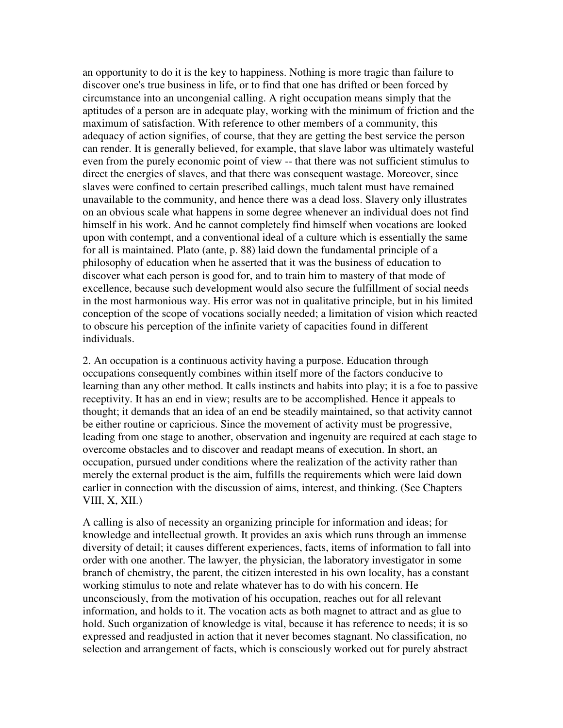an opportunity to do it is the key to happiness. Nothing is more tragic than failure to discover one's true business in life, or to find that one has drifted or been forced by circumstance into an uncongenial calling. A right occupation means simply that the aptitudes of a person are in adequate play, working with the minimum of friction and the maximum of satisfaction. With reference to other members of a community, this adequacy of action signifies, of course, that they are getting the best service the person can render. It is generally believed, for example, that slave labor was ultimately wasteful even from the purely economic point of view -- that there was not sufficient stimulus to direct the energies of slaves, and that there was consequent wastage. Moreover, since slaves were confined to certain prescribed callings, much talent must have remained unavailable to the community, and hence there was a dead loss. Slavery only illustrates on an obvious scale what happens in some degree whenever an individual does not find himself in his work. And he cannot completely find himself when vocations are looked upon with contempt, and a conventional ideal of a culture which is essentially the same for all is maintained. Plato (ante, p. 88) laid down the fundamental principle of a philosophy of education when he asserted that it was the business of education to discover what each person is good for, and to train him to mastery of that mode of excellence, because such development would also secure the fulfillment of social needs in the most harmonious way. His error was not in qualitative principle, but in his limited conception of the scope of vocations socially needed; a limitation of vision which reacted to obscure his perception of the infinite variety of capacities found in different individuals.

2. An occupation is a continuous activity having a purpose. Education through occupations consequently combines within itself more of the factors conducive to learning than any other method. It calls instincts and habits into play; it is a foe to passive receptivity. It has an end in view; results are to be accomplished. Hence it appeals to thought; it demands that an idea of an end be steadily maintained, so that activity cannot be either routine or capricious. Since the movement of activity must be progressive, leading from one stage to another, observation and ingenuity are required at each stage to overcome obstacles and to discover and readapt means of execution. In short, an occupation, pursued under conditions where the realization of the activity rather than merely the external product is the aim, fulfills the requirements which were laid down earlier in connection with the discussion of aims, interest, and thinking. (See Chapters VIII, X, XII.)

A calling is also of necessity an organizing principle for information and ideas; for knowledge and intellectual growth. It provides an axis which runs through an immense diversity of detail; it causes different experiences, facts, items of information to fall into order with one another. The lawyer, the physician, the laboratory investigator in some branch of chemistry, the parent, the citizen interested in his own locality, has a constant working stimulus to note and relate whatever has to do with his concern. He unconsciously, from the motivation of his occupation, reaches out for all relevant information, and holds to it. The vocation acts as both magnet to attract and as glue to hold. Such organization of knowledge is vital, because it has reference to needs; it is so expressed and readjusted in action that it never becomes stagnant. No classification, no selection and arrangement of facts, which is consciously worked out for purely abstract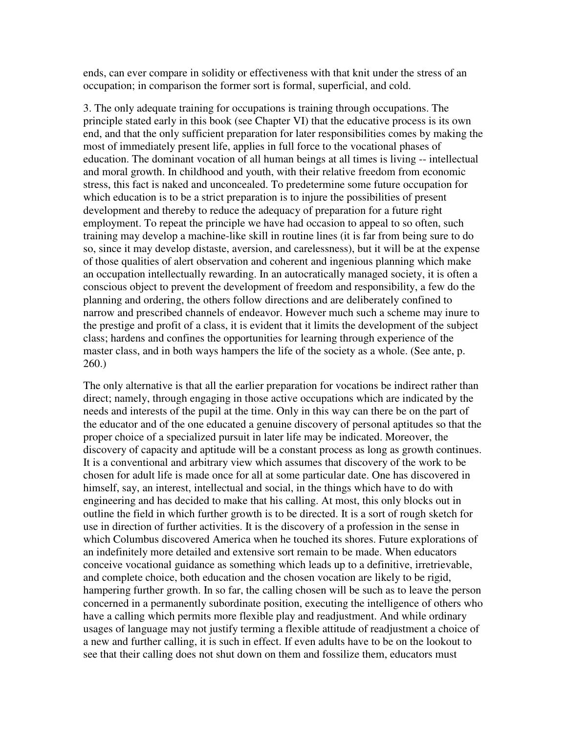ends, can ever compare in solidity or effectiveness with that knit under the stress of an occupation; in comparison the former sort is formal, superficial, and cold.

3. The only adequate training for occupations is training through occupations. The principle stated early in this book (see Chapter VI) that the educative process is its own end, and that the only sufficient preparation for later responsibilities comes by making the most of immediately present life, applies in full force to the vocational phases of education. The dominant vocation of all human beings at all times is living -- intellectual and moral growth. In childhood and youth, with their relative freedom from economic stress, this fact is naked and unconcealed. To predetermine some future occupation for which education is to be a strict preparation is to injure the possibilities of present development and thereby to reduce the adequacy of preparation for a future right employment. To repeat the principle we have had occasion to appeal to so often, such training may develop a machine-like skill in routine lines (it is far from being sure to do so, since it may develop distaste, aversion, and carelessness), but it will be at the expense of those qualities of alert observation and coherent and ingenious planning which make an occupation intellectually rewarding. In an autocratically managed society, it is often a conscious object to prevent the development of freedom and responsibility, a few do the planning and ordering, the others follow directions and are deliberately confined to narrow and prescribed channels of endeavor. However much such a scheme may inure to the prestige and profit of a class, it is evident that it limits the development of the subject class; hardens and confines the opportunities for learning through experience of the master class, and in both ways hampers the life of the society as a whole. (See ante, p. 260.)

The only alternative is that all the earlier preparation for vocations be indirect rather than direct; namely, through engaging in those active occupations which are indicated by the needs and interests of the pupil at the time. Only in this way can there be on the part of the educator and of the one educated a genuine discovery of personal aptitudes so that the proper choice of a specialized pursuit in later life may be indicated. Moreover, the discovery of capacity and aptitude will be a constant process as long as growth continues. It is a conventional and arbitrary view which assumes that discovery of the work to be chosen for adult life is made once for all at some particular date. One has discovered in himself, say, an interest, intellectual and social, in the things which have to do with engineering and has decided to make that his calling. At most, this only blocks out in outline the field in which further growth is to be directed. It is a sort of rough sketch for use in direction of further activities. It is the discovery of a profession in the sense in which Columbus discovered America when he touched its shores. Future explorations of an indefinitely more detailed and extensive sort remain to be made. When educators conceive vocational guidance as something which leads up to a definitive, irretrievable, and complete choice, both education and the chosen vocation are likely to be rigid, hampering further growth. In so far, the calling chosen will be such as to leave the person concerned in a permanently subordinate position, executing the intelligence of others who have a calling which permits more flexible play and readjustment. And while ordinary usages of language may not justify terming a flexible attitude of readjustment a choice of a new and further calling, it is such in effect. If even adults have to be on the lookout to see that their calling does not shut down on them and fossilize them, educators must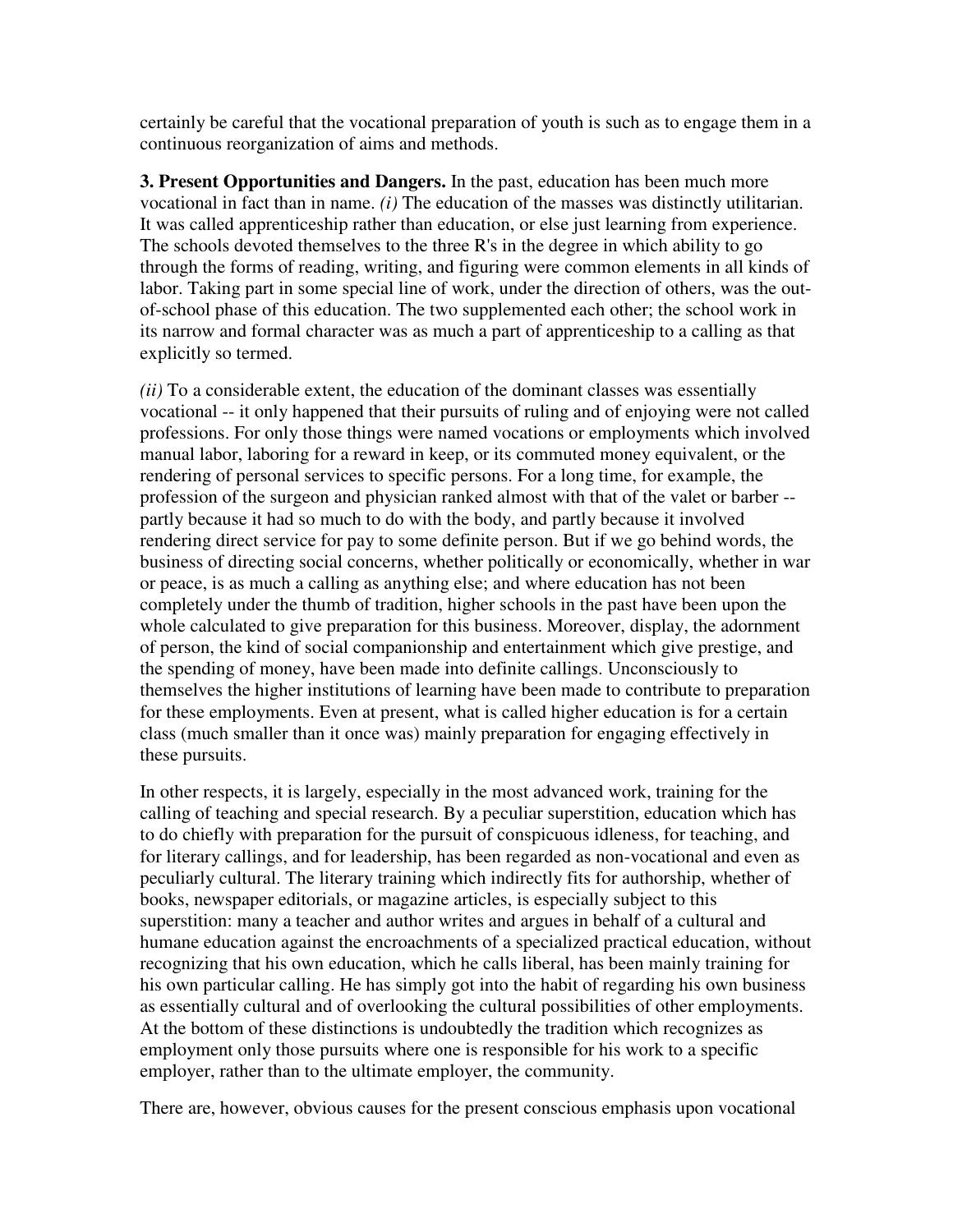certainly be careful that the vocational preparation of youth is such as to engage them in a continuous reorganization of aims and methods.

**3. Present Opportunities and Dangers.** In the past, education has been much more vocational in fact than in name. *(i)* The education of the masses was distinctly utilitarian. It was called apprenticeship rather than education, or else just learning from experience. The schools devoted themselves to the three R's in the degree in which ability to go through the forms of reading, writing, and figuring were common elements in all kinds of labor. Taking part in some special line of work, under the direction of others, was the out-of-school phase of this education. The two supplemented each other; the school work in its narrow and formal character was as much a part of apprenticeship to a calling as that explicitly so termed.

*(ii)* To a considerable extent, the education of the dominant classes was essentially vocational -- it only happened that their pursuits of ruling and of enjoying were not called professions. For only those things were named vocations or employments which involved manual labor, laboring for a reward in keep, or its commuted money equivalent, or the rendering of personal services to specific persons. For a long time, for example, the profession of the surgeon and physician ranked almost with that of the valet or barber -- partly because it had so much to do with the body, and partly because it involved rendering direct service for pay to some definite person. But if we go behind words, the business of directing social concerns, whether politically or economically, whether in war or peace, is as much a calling as anything else; and where education has not been completely under the thumb of tradition, higher schools in the past have been upon the whole calculated to give preparation for this business. Moreover, display, the adornment of person, the kind of social companionship and entertainment which give prestige, and the spending of money, have been made into definite callings. Unconsciously to themselves the higher institutions of learning have been made to contribute to preparation for these employments. Even at present, what is called higher education is for a certain class (much smaller than it once was) mainly preparation for engaging effectively in these pursuits.

In other respects, it is largely, especially in the most advanced work, training for the calling of teaching and special research. By a peculiar superstition, education which has to do chiefly with preparation for the pursuit of conspicuous idleness, for teaching, and for literary callings, and for leadership, has been regarded as non-vocational and even as peculiarly cultural. The literary training which indirectly fits for authorship, whether of books, newspaper editorials, or magazine articles, is especially subject to this superstition: many a teacher and author writes and argues in behalf of a cultural and humane education against the encroachments of a specialized practical education, without recognizing that his own education, which he calls liberal, has been mainly training for his own particular calling. He has simply got into the habit of regarding his own business as essentially cultural and of overlooking the cultural possibilities of other employments. At the bottom of these distinctions is undoubtedly the tradition which recognizes as employment only those pursuits where one is responsible for his work to a specific employer, rather than to the ultimate employer, the community.

There are, however, obvious causes for the present conscious emphasis upon vocational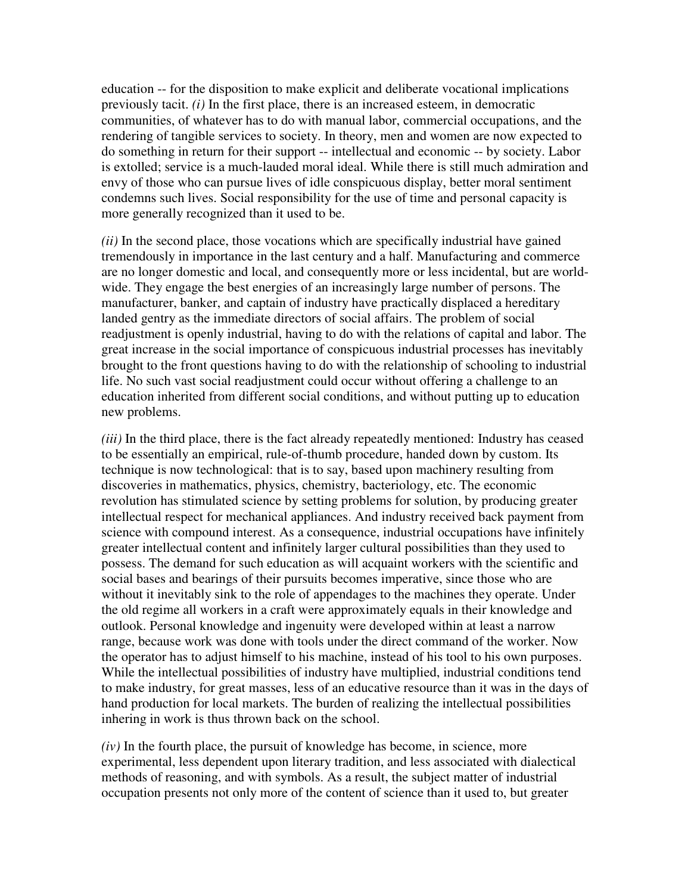education -- for the disposition to make explicit and deliberate vocational implications previously tacit. *(i)* In the first place, there is an increased esteem, in democratic communities, of whatever has to do with manual labor, commercial occupations, and the rendering of tangible services to society. In theory, men and women are now expected to do something in return for their support -- intellectual and economic -- by society. Labor is extolled; service is a much-lauded moral ideal. While there is still much admiration and envy of those who can pursue lives of idle conspicuous display, better moral sentiment condemns such lives. Social responsibility for the use of time and personal capacity is more generally recognized than it used to be.

*(ii)* In the second place, those vocations which are specifically industrial have gained tremendously in importance in the last century and a half. Manufacturing and commerce are no longer domestic and local, and consequently more or less incidental, but are world-wide. They engage the best energies of an increasingly large number of persons. The manufacturer, banker, and captain of industry have practically displaced a hereditary landed gentry as the immediate directors of social affairs. The problem of social readjustment is openly industrial, having to do with the relations of capital and labor. The great increase in the social importance of conspicuous industrial processes has inevitably brought to the front questions having to do with the relationship of schooling to industrial life. No such vast social readjustment could occur without offering a challenge to an education inherited from different social conditions, and without putting up to education new problems.

*(iii)* In the third place, there is the fact already repeatedly mentioned: Industry has ceased to be essentially an empirical, rule-of-thumb procedure, handed down by custom. Its technique is now technological: that is to say, based upon machinery resulting from discoveries in mathematics, physics, chemistry, bacteriology, etc. The economic revolution has stimulated science by setting problems for solution, by producing greater intellectual respect for mechanical appliances. And industry received back payment from science with compound interest. As a consequence, industrial occupations have infinitely greater intellectual content and infinitely larger cultural possibilities than they used to possess. The demand for such education as will acquaint workers with the scientific and social bases and bearings of their pursuits becomes imperative, since those who are without it inevitably sink to the role of appendages to the machines they operate. Under the old regime all workers in a craft were approximately equals in their knowledge and outlook. Personal knowledge and ingenuity were developed within at least a narrow range, because work was done with tools under the direct command of the worker. Now the operator has to adjust himself to his machine, instead of his tool to his own purposes. While the intellectual possibilities of industry have multiplied, industrial conditions tend to make industry, for great masses, less of an educative resource than it was in the days of hand production for local markets. The burden of realizing the intellectual possibilities inhering in work is thus thrown back on the school.

*(iv)* In the fourth place, the pursuit of knowledge has become, in science, more experimental, less dependent upon literary tradition, and less associated with dialectical methods of reasoning, and with symbols. As a result, the subject matter of industrial occupation presents not only more of the content of science than it used to, but greater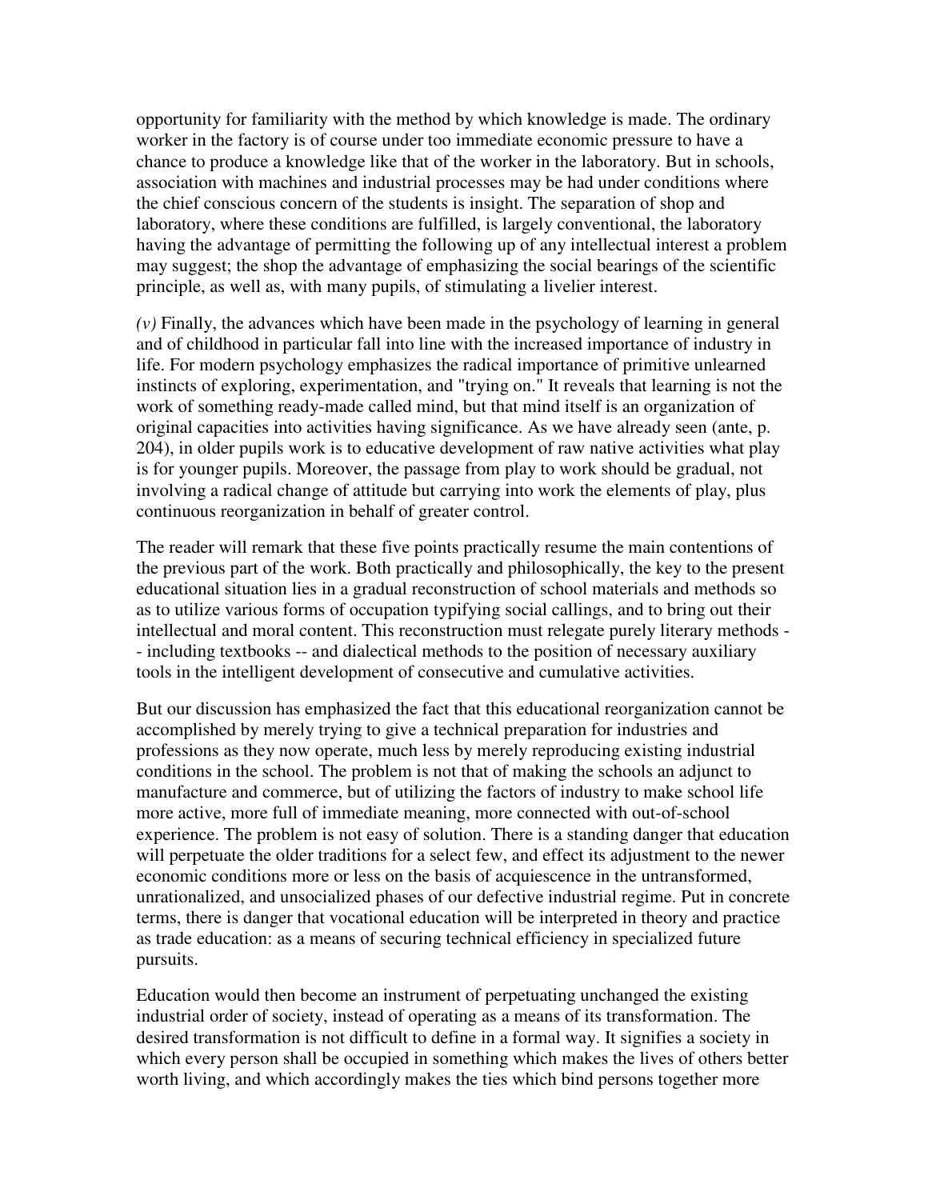opportunity for familiarity with the method by which knowledge is made. The ordinary worker in the factory is of course under too immediate economic pressure to have a chance to produce a knowledge like that of the worker in the laboratory. But in schools, association with machines and industrial processes may be had under conditions where the chief conscious concern of the students is insight. The separation of shop and laboratory, where these conditions are fulfilled, is largely conventional, the laboratory having the advantage of permitting the following up of any intellectual interest a problem may suggest; the shop the advantage of emphasizing the social bearings of the scientific principle, as well as, with many pupils, of stimulating a livelier interest.

*(v)* Finally, the advances which have been made in the psychology of learning in general and of childhood in particular fall into line with the increased importance of industry in life. For modern psychology emphasizes the radical importance of primitive unlearned instincts of exploring, experimentation, and "trying on." It reveals that learning is not the work of something ready-made called mind, but that mind itself is an organization of original capacities into activities having significance. As we have already seen (ante, p. 204), in older pupils work is to educative development of raw native activities what play is for younger pupils. Moreover, the passage from play to work should be gradual, not involving a radical change of attitude but carrying into work the elements of play, plus continuous reorganization in behalf of greater control.

The reader will remark that these five points practically resume the main contentions of the previous part of the work. Both practically and philosophically, the key to the present educational situation lies in a gradual reconstruction of school materials and methods so as to utilize various forms of occupation typifying social callings, and to bring out their intellectual and moral content. This reconstruction must relegate purely literary methods -- including textbooks -- and dialectical methods to the position of necessary auxiliary tools in the intelligent development of consecutive and cumulative activities.

But our discussion has emphasized the fact that this educational reorganization cannot be accomplished by merely trying to give a technical preparation for industries and professions as they now operate, much less by merely reproducing existing industrial conditions in the school. The problem is not that of making the schools an adjunct to manufacture and commerce, but of utilizing the factors of industry to make school life more active, more full of immediate meaning, more connected with out-of-school experience. The problem is not easy of solution. There is a standing danger that education will perpetuate the older traditions for a select few, and effect its adjustment to the newer economic conditions more or less on the basis of acquiescence in the untransformed, unrationalized, and unsocialized phases of our defective industrial regime. Put in concrete terms, there is danger that vocational education will be interpreted in theory and practice as trade education: as a means of securing technical efficiency in specialized future pursuits.

Education would then become an instrument of perpetuating unchanged the existing industrial order of society, instead of operating as a means of its transformation. The desired transformation is not difficult to define in a formal way. It signifies a society in which every person shall be occupied in something which makes the lives of others better worth living, and which accordingly makes the ties which bind persons together more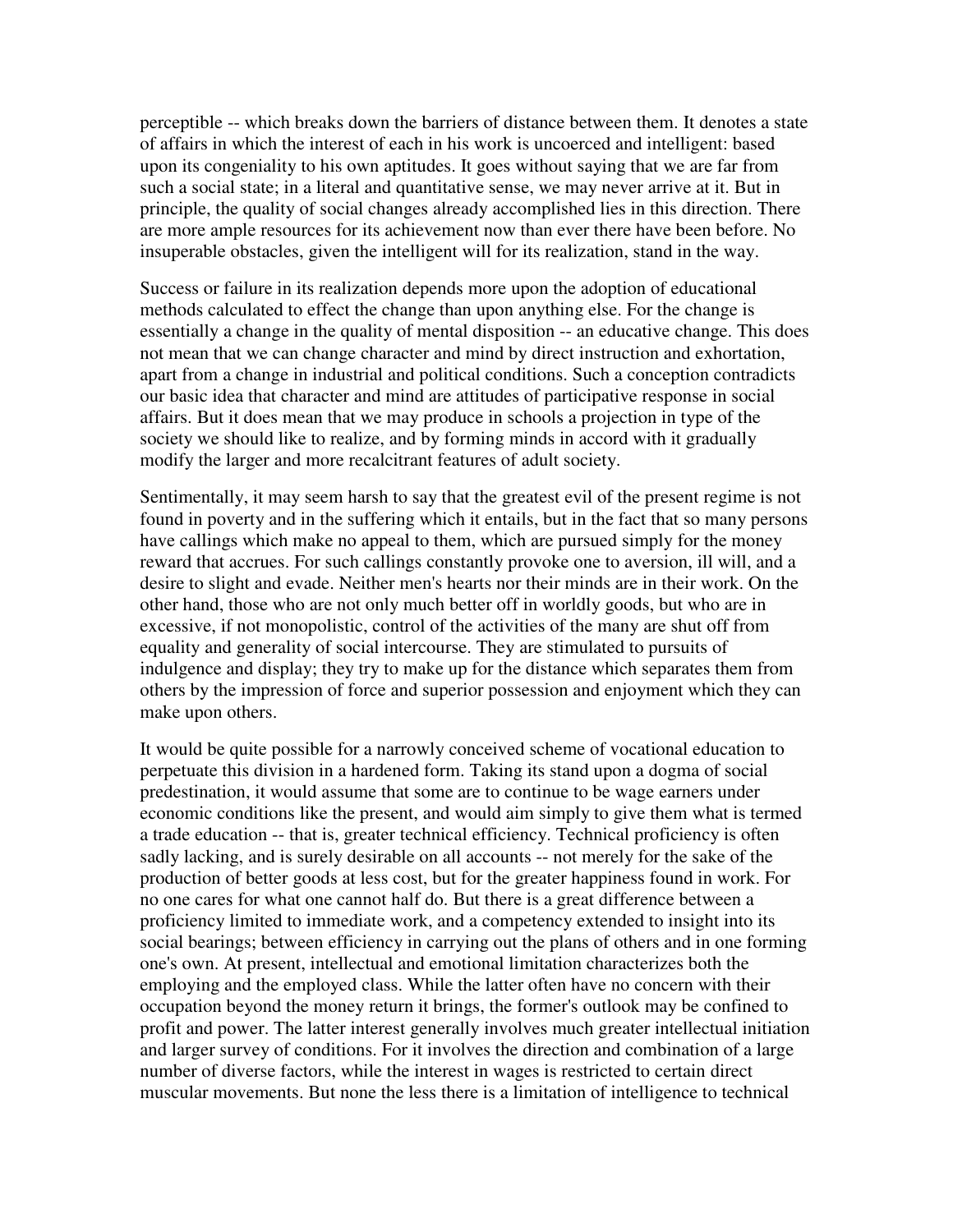perceptible -- which breaks down the barriers of distance between them. It denotes a state of affairs in which the interest of each in his work is uncoerced and intelligent: based upon its congeniality to his own aptitudes. It goes without saying that we are far from such a social state; in a literal and quantitative sense, we may never arrive at it. But in principle, the quality of social changes already accomplished lies in this direction. There are more ample resources for its achievement now than ever there have been before. No insuperable obstacles, given the intelligent will for its realization, stand in the way.

Success or failure in its realization depends more upon the adoption of educational methods calculated to effect the change than upon anything else. For the change is essentially a change in the quality of mental disposition -- an educative change. This does not mean that we can change character and mind by direct instruction and exhortation, apart from a change in industrial and political conditions. Such a conception contradicts our basic idea that character and mind are attitudes of participative response in social affairs. But it does mean that we may produce in schools a projection in type of the society we should like to realize, and by forming minds in accord with it gradually modify the larger and more recalcitrant features of adult society.

Sentimentally, it may seem harsh to say that the greatest evil of the present regime is not found in poverty and in the suffering which it entails, but in the fact that so many persons have callings which make no appeal to them, which are pursued simply for the money reward that accrues. For such callings constantly provoke one to aversion, ill will, and a desire to slight and evade. Neither men's hearts nor their minds are in their work. On the other hand, those who are not only much better off in worldly goods, but who are in excessive, if not monopolistic, control of the activities of the many are shut off from equality and generality of social intercourse. They are stimulated to pursuits of indulgence and display; they try to make up for the distance which separates them from others by the impression of force and superior possession and enjoyment which they can make upon others.

It would be quite possible for a narrowly conceived scheme of vocational education to perpetuate this division in a hardened form. Taking its stand upon a dogma of social predestination, it would assume that some are to continue to be wage earners under economic conditions like the present, and would aim simply to give them what is termed a trade education -- that is, greater technical efficiency. Technical proficiency is often sadly lacking, and is surely desirable on all accounts -- not merely for the sake of the production of better goods at less cost, but for the greater happiness found in work. For no one cares for what one cannot half do. But there is a great difference between a proficiency limited to immediate work, and a competency extended to insight into its social bearings; between efficiency in carrying out the plans of others and in one forming one's own. At present, intellectual and emotional limitation characterizes both the employing and the employed class. While the latter often have no concern with their occupation beyond the money return it brings, the former's outlook may be confined to profit and power. The latter interest generally involves much greater intellectual initiation and larger survey of conditions. For it involves the direction and combination of a large number of diverse factors, while the interest in wages is restricted to certain direct muscular movements. But none the less there is a limitation of intelligence to technical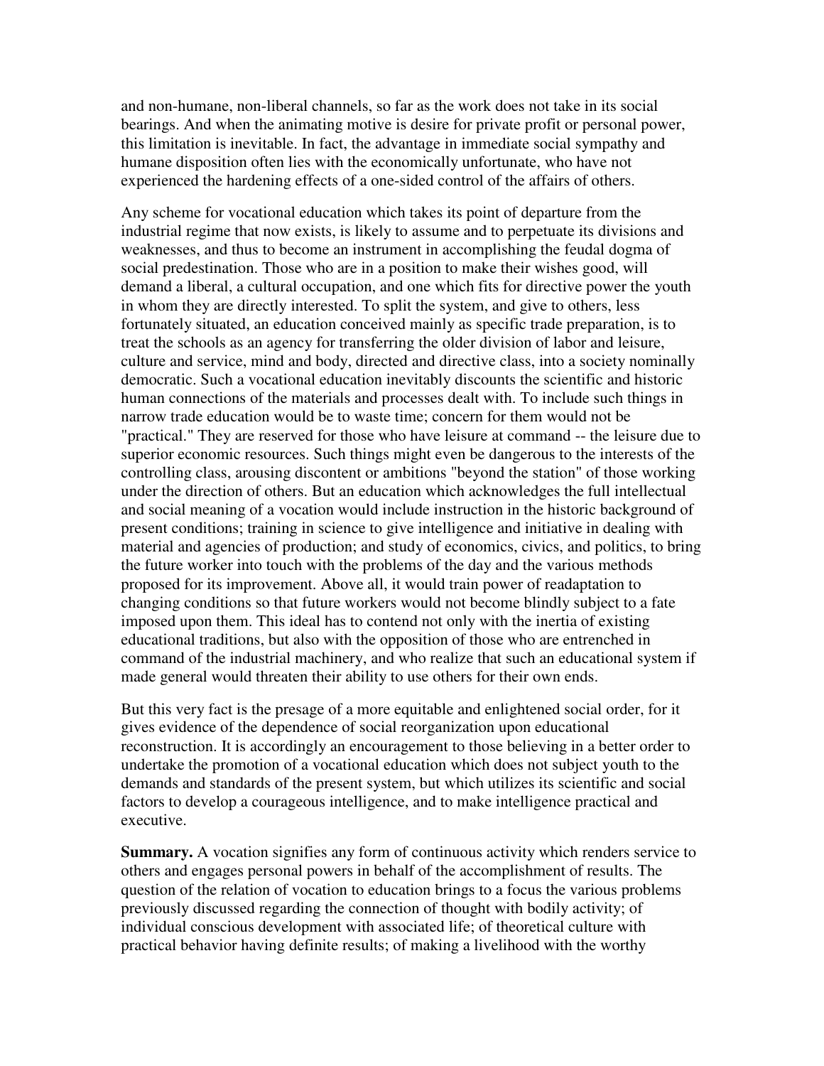and non-humane, non-liberal channels, so far as the work does not take in its social bearings. And when the animating motive is desire for private profit or personal power, this limitation is inevitable. In fact, the advantage in immediate social sympathy and humane disposition often lies with the economically unfortunate, who have not experienced the hardening effects of a one-sided control of the affairs of others.

Any scheme for vocational education which takes its point of departure from the industrial regime that now exists, is likely to assume and to perpetuate its divisions and weaknesses, and thus to become an instrument in accomplishing the feudal dogma of social predestination. Those who are in a position to make their wishes good, will demand a liberal, a cultural occupation, and one which fits for directive power the youth in whom they are directly interested. To split the system, and give to others, less fortunately situated, an education conceived mainly as specific trade preparation, is to treat the schools as an agency for transferring the older division of labor and leisure, culture and service, mind and body, directed and directive class, into a society nominally democratic. Such a vocational education inevitably discounts the scientific and historic human connections of the materials and processes dealt with. To include such things in narrow trade education would be to waste time; concern for them would not be "practical." They are reserved for those who have leisure at command -- the leisure due to superior economic resources. Such things might even be dangerous to the interests of the controlling class, arousing discontent or ambitions "beyond the station" of those working under the direction of others. But an education which acknowledges the full intellectual and social meaning of a vocation would include instruction in the historic background of present conditions; training in science to give intelligence and initiative in dealing with material and agencies of production; and study of economics, civics, and politics, to bring the future worker into touch with the problems of the day and the various methods proposed for its improvement. Above all, it would train power of readaptation to changing conditions so that future workers would not become blindly subject to a fate imposed upon them. This ideal has to contend not only with the inertia of existing educational traditions, but also with the opposition of those who are entrenched in command of the industrial machinery, and who realize that such an educational system if made general would threaten their ability to use others for their own ends.

But this very fact is the presage of a more equitable and enlightened social order, for it gives evidence of the dependence of social reorganization upon educational reconstruction. It is accordingly an encouragement to those believing in a better order to undertake the promotion of a vocational education which does not subject youth to the demands and standards of the present system, but which utilizes its scientific and social factors to develop a courageous intelligence, and to make intelligence practical and executive.

**Summary.** A vocation signifies any form of continuous activity which renders service to others and engages personal powers in behalf of the accomplishment of results. The question of the relation of vocation to education brings to a focus the various problems previously discussed regarding the connection of thought with bodily activity; of individual conscious development with associated life; of theoretical culture with practical behavior having definite results; of making a livelihood with the worthy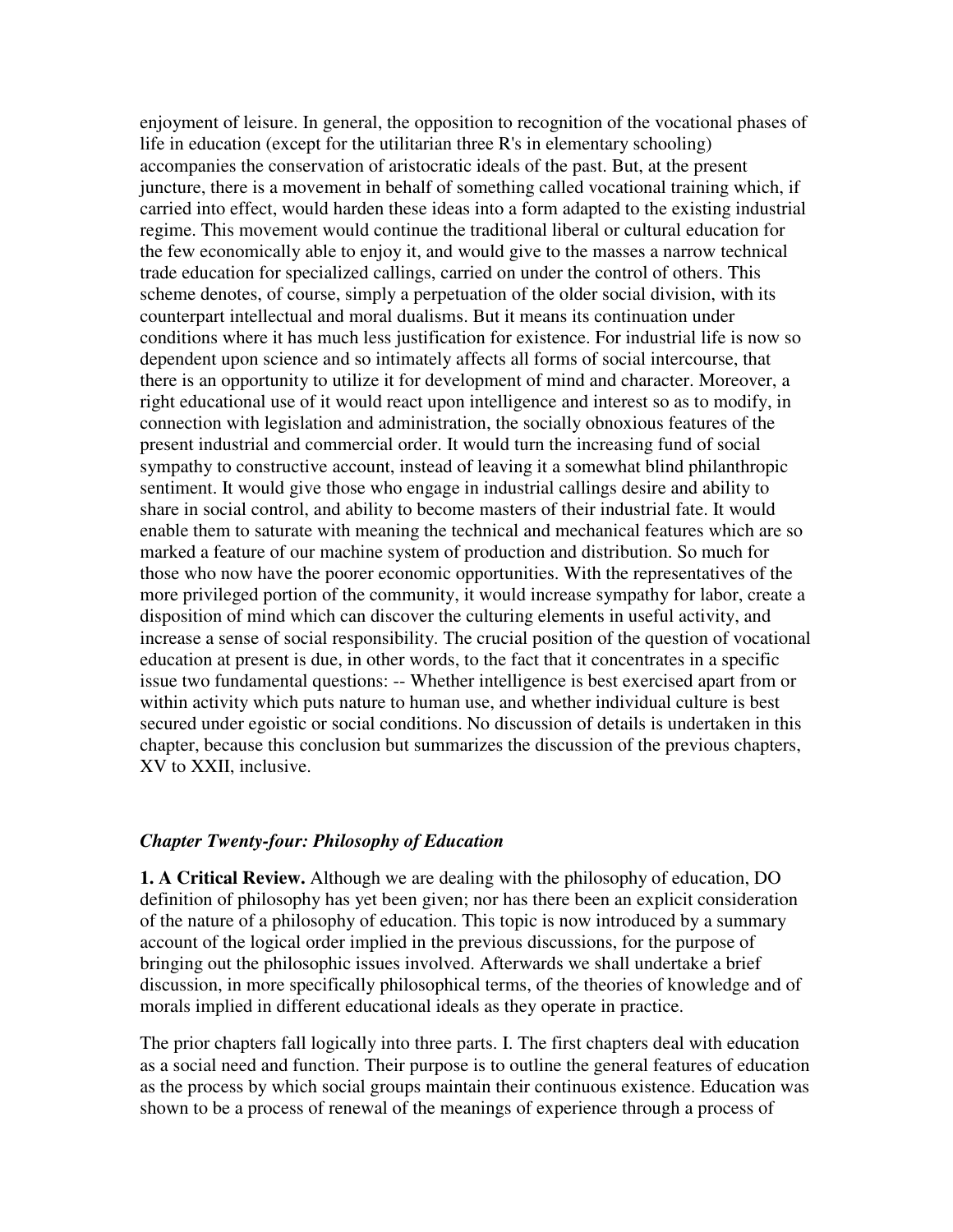enjoyment of leisure. In general, the opposition to recognition of the vocational phases of life in education (except for the utilitarian three R's in elementary schooling) accompanies the conservation of aristocratic ideals of the past. But, at the present juncture, there is a movement in behalf of something called vocational training which, if carried into effect, would harden these ideas into a form adapted to the existing industrial regime. This movement would continue the traditional liberal or cultural education for the few economically able to enjoy it, and would give to the masses a narrow technical trade education for specialized callings, carried on under the control of others. This scheme denotes, of course, simply a perpetuation of the older social division, with its counterpart intellectual and moral dualisms. But it means its continuation under conditions where it has much less justification for existence. For industrial life is now so dependent upon science and so intimately affects all forms of social intercourse, that there is an opportunity to utilize it for development of mind and character. Moreover, a right educational use of it would react upon intelligence and interest so as to modify, in connection with legislation and administration, the socially obnoxious features of the present industrial and commercial order. It would turn the increasing fund of social sympathy to constructive account, instead of leaving it a somewhat blind philanthropic sentiment. It would give those who engage in industrial callings desire and ability to share in social control, and ability to become masters of their industrial fate. It would enable them to saturate with meaning the technical and mechanical features which are so marked a feature of our machine system of production and distribution. So much for those who now have the poorer economic opportunities. With the representatives of the more privileged portion of the community, it would increase sympathy for labor, create a disposition of mind which can discover the culturing elements in useful activity, and increase a sense of social responsibility. The crucial position of the question of vocational education at present is due, in other words, to the fact that it concentrates in a specific issue two fundamental questions: -- Whether intelligence is best exercised apart from or within activity which puts nature to human use, and whether individual culture is best secured under egoistic or social conditions. No discussion of details is undertaken in this chapter, because this conclusion but summarizes the discussion of the previous chapters, XV to XXII, inclusive.

## *Chapter Twenty-four: Philosophy of Education*

**1. A Critical Review.** Although we are dealing with the philosophy of education, DO definition of philosophy has yet been given; nor has there been an explicit consideration of the nature of a philosophy of education. This topic is now introduced by a summary account of the logical order implied in the previous discussions, for the purpose of bringing out the philosophic issues involved. Afterwards we shall undertake a brief discussion, in more specifically philosophical terms, of the theories of knowledge and of morals implied in different educational ideals as they operate in practice.

The prior chapters fall logically into three parts. I. The first chapters deal with education as a social need and function. Their purpose is to outline the general features of education as the process by which social groups maintain their continuous existence. Education was shown to be a process of renewal of the meanings of experience through a process of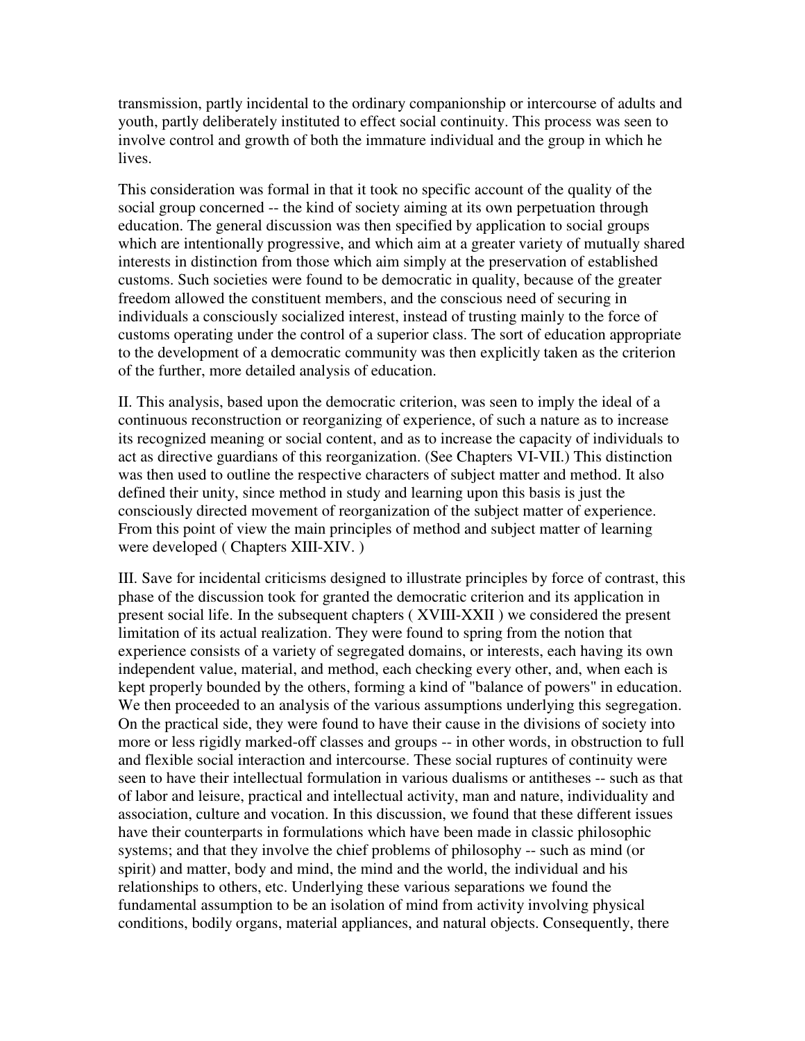transmission, partly incidental to the ordinary companionship or intercourse of adults and youth, partly deliberately instituted to effect social continuity. This process was seen to involve control and growth of both the immature individual and the group in which he lives.

This consideration was formal in that it took no specific account of the quality of the social group concerned -- the kind of society aiming at its own perpetuation through education. The general discussion was then specified by application to social groups which are intentionally progressive, and which aim at a greater variety of mutually shared interests in distinction from those which aim simply at the preservation of established customs. Such societies were found to be democratic in quality, because of the greater freedom allowed the constituent members, and the conscious need of securing in individuals a consciously socialized interest, instead of trusting mainly to the force of customs operating under the control of a superior class. The sort of education appropriate to the development of a democratic community was then explicitly taken as the criterion of the further, more detailed analysis of education.

II. This analysis, based upon the democratic criterion, was seen to imply the ideal of a continuous reconstruction or reorganizing of experience, of such a nature as to increase its recognized meaning or social content, and as to increase the capacity of individuals to act as directive guardians of this reorganization. (See Chapters VI-VII.) This distinction was then used to outline the respective characters of subject matter and method. It also defined their unity, since method in study and learning upon this basis is just the consciously directed movement of reorganization of the subject matter of experience. From this point of view the main principles of method and subject matter of learning were developed ( Chapters XIII-XIV. )

III. Save for incidental criticisms designed to illustrate principles by force of contrast, this phase of the discussion took for granted the democratic criterion and its application in present social life. In the subsequent chapters ( XVIII-XXII ) we considered the present limitation of its actual realization. They were found to spring from the notion that experience consists of a variety of segregated domains, or interests, each having its own independent value, material, and method, each checking every other, and, when each is kept properly bounded by the others, forming a kind of "balance of powers" in education. We then proceeded to an analysis of the various assumptions underlying this segregation. On the practical side, they were found to have their cause in the divisions of society into more or less rigidly marked-off classes and groups -- in other words, in obstruction to full and flexible social interaction and intercourse. These social ruptures of continuity were seen to have their intellectual formulation in various dualisms or antitheses -- such as that of labor and leisure, practical and intellectual activity, man and nature, individuality and association, culture and vocation. In this discussion, we found that these different issues have their counterparts in formulations which have been made in classic philosophic systems; and that they involve the chief problems of philosophy -- such as mind (or spirit) and matter, body and mind, the mind and the world, the individual and his relationships to others, etc. Underlying these various separations we found the fundamental assumption to be an isolation of mind from activity involving physical conditions, bodily organs, material appliances, and natural objects. Consequently, there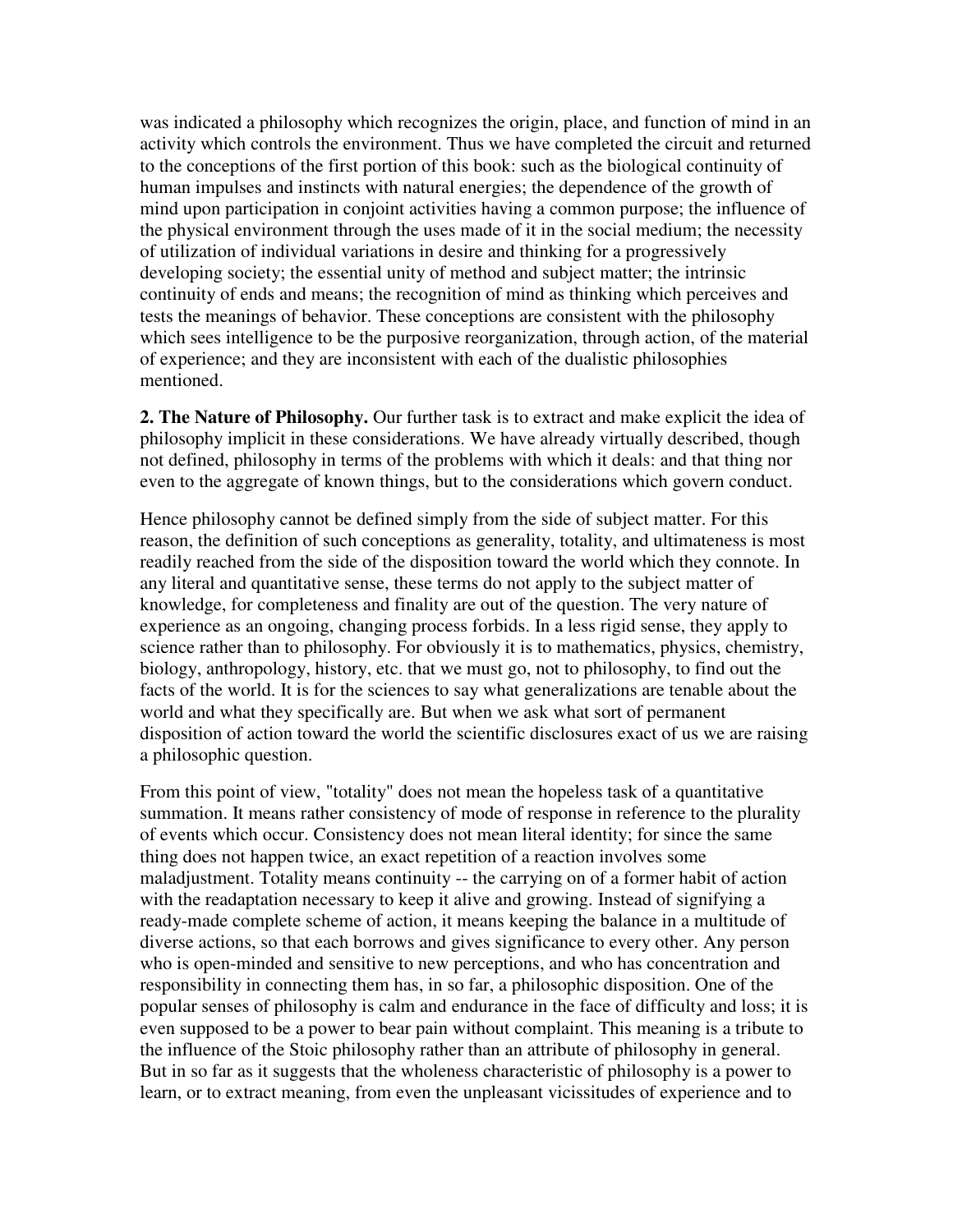was indicated a philosophy which recognizes the origin, place, and function of mind in an activity which controls the environment. Thus we have completed the circuit and returned to the conceptions of the first portion of this book: such as the biological continuity of human impulses and instincts with natural energies; the dependence of the growth of mind upon participation in conjoint activities having a common purpose; the influence of the physical environment through the uses made of it in the social medium; the necessity of utilization of individual variations in desire and thinking for a progressively developing society; the essential unity of method and subject matter; the intrinsic continuity of ends and means; the recognition of mind as thinking which perceives and tests the meanings of behavior. These conceptions are consistent with the philosophy which sees intelligence to be the purposive reorganization, through action, of the material of experience; and they are inconsistent with each of the dualistic philosophies mentioned.

**2. The Nature of Philosophy.** Our further task is to extract and make explicit the idea of philosophy implicit in these considerations. We have already virtually described, though not defined, philosophy in terms of the problems with which it deals: and that thing nor even to the aggregate of known things, but to the considerations which govern conduct.

Hence philosophy cannot be defined simply from the side of subject matter. For this reason, the definition of such conceptions as generality, totality, and ultimateness is most readily reached from the side of the disposition toward the world which they connote. In any literal and quantitative sense, these terms do not apply to the subject matter of knowledge, for completeness and finality are out of the question. The very nature of experience as an ongoing, changing process forbids. In a less rigid sense, they apply to science rather than to philosophy. For obviously it is to mathematics, physics, chemistry, biology, anthropology, history, etc. that we must go, not to philosophy, to find out the facts of the world. It is for the sciences to say what generalizations are tenable about the world and what they specifically are. But when we ask what sort of permanent disposition of action toward the world the scientific disclosures exact of us we are raising a philosophic question.

From this point of view, "totality" does not mean the hopeless task of a quantitative summation. It means rather consistency of mode of response in reference to the plurality of events which occur. Consistency does not mean literal identity; for since the same thing does not happen twice, an exact repetition of a reaction involves some maladjustment. Totality means continuity -- the carrying on of a former habit of action with the readaptation necessary to keep it alive and growing. Instead of signifying a ready-made complete scheme of action, it means keeping the balance in a multitude of diverse actions, so that each borrows and gives significance to every other. Any person who is open-minded and sensitive to new perceptions, and who has concentration and responsibility in connecting them has, in so far, a philosophic disposition. One of the popular senses of philosophy is calm and endurance in the face of difficulty and loss; it is even supposed to be a power to bear pain without complaint. This meaning is a tribute to the influence of the Stoic philosophy rather than an attribute of philosophy in general. But in so far as it suggests that the wholeness characteristic of philosophy is a power to learn, or to extract meaning, from even the unpleasant vicissitudes of experience and to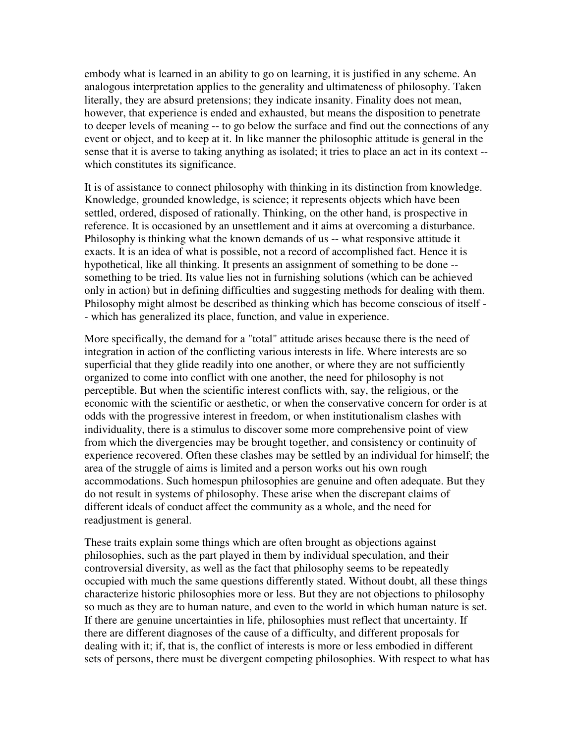embody what is learned in an ability to go on learning, it is justified in any scheme. An analogous interpretation applies to the generality and ultimateness of philosophy. Taken literally, they are absurd pretensions; they indicate insanity. Finality does not mean, however, that experience is ended and exhausted, but means the disposition to penetrate to deeper levels of meaning -- to go below the surface and find out the connections of any event or object, and to keep at it. In like manner the philosophic attitude is general in the sense that it is averse to taking anything as isolated; it tries to place an act in its context -- which constitutes its significance.

It is of assistance to connect philosophy with thinking in its distinction from knowledge. Knowledge, grounded knowledge, is science; it represents objects which have been settled, ordered, disposed of rationally. Thinking, on the other hand, is prospective in reference. It is occasioned by an unsettlement and it aims at overcoming a disturbance. Philosophy is thinking what the known demands of us -- what responsive attitude it exacts. It is an idea of what is possible, not a record of accomplished fact. Hence it is hypothetical, like all thinking. It presents an assignment of something to be done -- something to be tried. Its value lies not in furnishing solutions (which can be achieved only in action) but in defining difficulties and suggesting methods for dealing with them. Philosophy might almost be described as thinking which has become conscious of itself -- which has generalized its place, function, and value in experience.

More specifically, the demand for a "total" attitude arises because there is the need of integration in action of the conflicting various interests in life. Where interests are so superficial that they glide readily into one another, or where they are not sufficiently organized to come into conflict with one another, the need for philosophy is not perceptible. But when the scientific interest conflicts with, say, the religious, or the economic with the scientific or aesthetic, or when the conservative concern for order is at odds with the progressive interest in freedom, or when institutionalism clashes with individuality, there is a stimulus to discover some more comprehensive point of view from which the divergencies may be brought together, and consistency or continuity of experience recovered. Often these clashes may be settled by an individual for himself; the area of the struggle of aims is limited and a person works out his own rough accommodations. Such homespun philosophies are genuine and often adequate. But they do not result in systems of philosophy. These arise when the discrepant claims of different ideals of conduct affect the community as a whole, and the need for readjustment is general.

These traits explain some things which are often brought as objections against philosophies, such as the part played in them by individual speculation, and their controversial diversity, as well as the fact that philosophy seems to be repeatedly occupied with much the same questions differently stated. Without doubt, all these things characterize historic philosophies more or less. But they are not objections to philosophy so much as they are to human nature, and even to the world in which human nature is set. If there are genuine uncertainties in life, philosophies must reflect that uncertainty. If there are different diagnoses of the cause of a difficulty, and different proposals for dealing with it; if, that is, the conflict of interests is more or less embodied in different sets of persons, there must be divergent competing philosophies. With respect to what has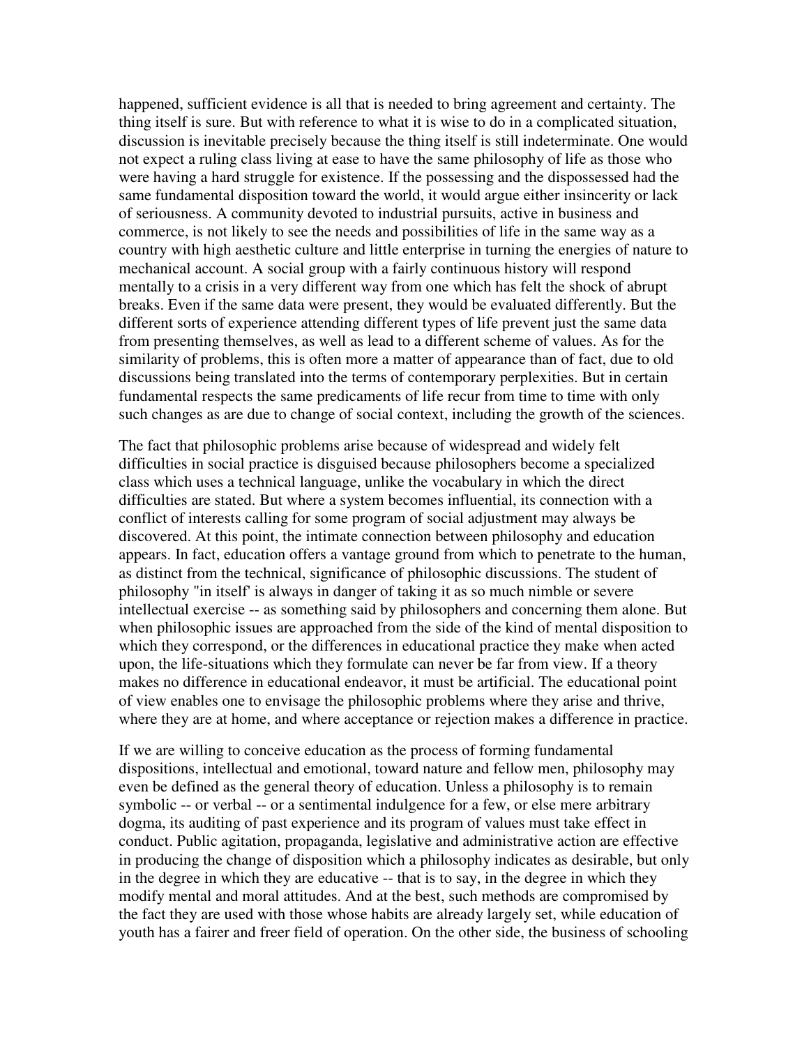happened, sufficient evidence is all that is needed to bring agreement and certainty. The thing itself is sure. But with reference to what it is wise to do in a complicated situation, discussion is inevitable precisely because the thing itself is still indeterminate. One would not expect a ruling class living at ease to have the same philosophy of life as those who were having a hard struggle for existence. If the possessing and the dispossessed had the same fundamental disposition toward the world, it would argue either insincerity or lack of seriousness. A community devoted to industrial pursuits, active in business and commerce, is not likely to see the needs and possibilities of life in the same way as a country with high aesthetic culture and little enterprise in turning the energies of nature to mechanical account. A social group with a fairly continuous history will respond mentally to a crisis in a very different way from one which has felt the shock of abrupt breaks. Even if the same data were present, they would be evaluated differently. But the different sorts of experience attending different types of life prevent just the same data from presenting themselves, as well as lead to a different scheme of values. As for the similarity of problems, this is often more a matter of appearance than of fact, due to old discussions being translated into the terms of contemporary perplexities. But in certain fundamental respects the same predicaments of life recur from time to time with only such changes as are due to change of social context, including the growth of the sciences.

The fact that philosophic problems arise because of widespread and widely felt difficulties in social practice is disguised because philosophers become a specialized class which uses a technical language, unlike the vocabulary in which the direct difficulties are stated. But where a system becomes influential, its connection with a conflict of interests calling for some program of social adjustment may always be discovered. At this point, the intimate connection between philosophy and education appears. In fact, education offers a vantage ground from which to penetrate to the human, as distinct from the technical, significance of philosophic discussions. The student of philosophy "in itself' is always in danger of taking it as so much nimble or severe intellectual exercise -- as something said by philosophers and concerning them alone. But when philosophic issues are approached from the side of the kind of mental disposition to which they correspond, or the differences in educational practice they make when acted upon, the life-situations which they formulate can never be far from view. If a theory makes no difference in educational endeavor, it must be artificial. The educational point of view enables one to envisage the philosophic problems where they arise and thrive, where they are at home, and where acceptance or rejection makes a difference in practice.

If we are willing to conceive education as the process of forming fundamental dispositions, intellectual and emotional, toward nature and fellow men, philosophy may even be defined as the general theory of education. Unless a philosophy is to remain symbolic -- or verbal -- or a sentimental indulgence for a few, or else mere arbitrary dogma, its auditing of past experience and its program of values must take effect in conduct. Public agitation, propaganda, legislative and administrative action are effective in producing the change of disposition which a philosophy indicates as desirable, but only in the degree in which they are educative -- that is to say, in the degree in which they modify mental and moral attitudes. And at the best, such methods are compromised by the fact they are used with those whose habits are already largely set, while education of youth has a fairer and freer field of operation. On the other side, the business of schooling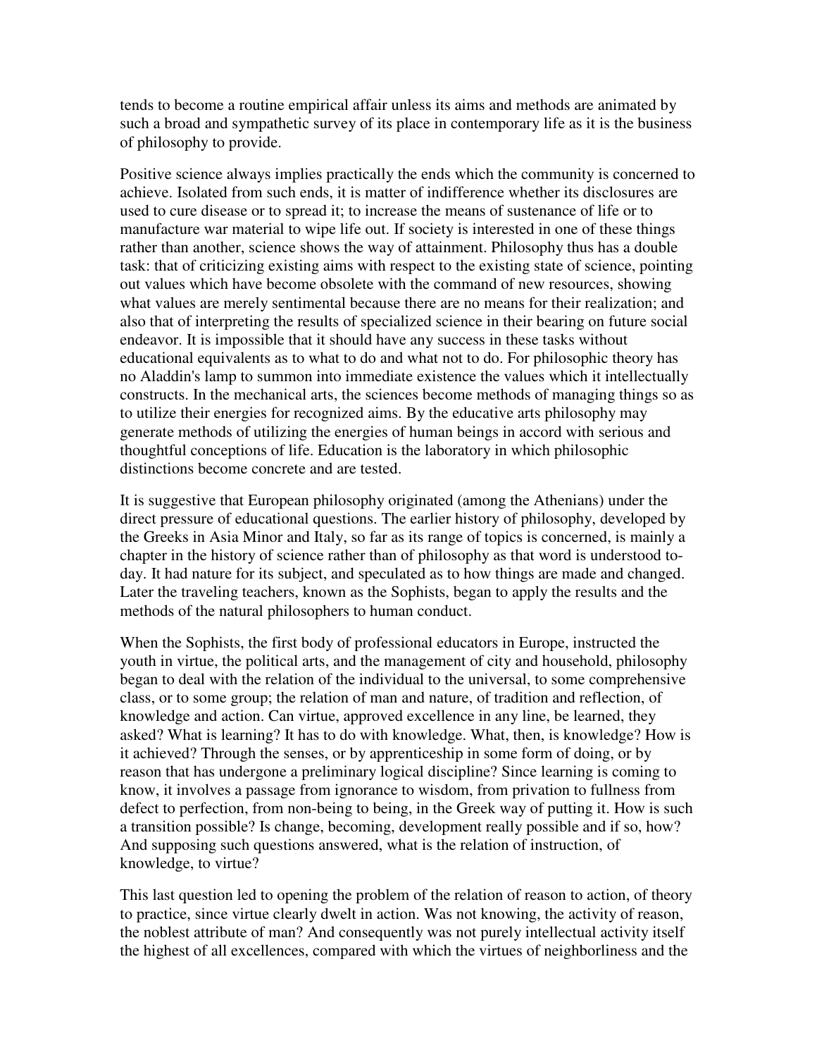tends to become a routine empirical affair unless its aims and methods are animated by such a broad and sympathetic survey of its place in contemporary life as it is the business of philosophy to provide.

Positive science always implies practically the ends which the community is concerned to achieve. Isolated from such ends, it is matter of indifference whether its disclosures are used to cure disease or to spread it; to increase the means of sustenance of life or to manufacture war material to wipe life out. If society is interested in one of these things rather than another, science shows the way of attainment. Philosophy thus has a double task: that of criticizing existing aims with respect to the existing state of science, pointing out values which have become obsolete with the command of new resources, showing what values are merely sentimental because there are no means for their realization; and also that of interpreting the results of specialized science in their bearing on future social endeavor. It is impossible that it should have any success in these tasks without educational equivalents as to what to do and what not to do. For philosophic theory has no Aladdin's lamp to summon into immediate existence the values which it intellectually constructs. In the mechanical arts, the sciences become methods of managing things so as to utilize their energies for recognized aims. By the educative arts philosophy may generate methods of utilizing the energies of human beings in accord with serious and thoughtful conceptions of life. Education is the laboratory in which philosophic distinctions become concrete and are tested.

It is suggestive that European philosophy originated (among the Athenians) under the direct pressure of educational questions. The earlier history of philosophy, developed by the Greeks in Asia Minor and Italy, so far as its range of topics is concerned, is mainly a chapter in the history of science rather than of philosophy as that word is understood to-day. It had nature for its subject, and speculated as to how things are made and changed. Later the traveling teachers, known as the Sophists, began to apply the results and the methods of the natural philosophers to human conduct.

When the Sophists, the first body of professional educators in Europe, instructed the youth in virtue, the political arts, and the management of city and household, philosophy began to deal with the relation of the individual to the universal, to some comprehensive class, or to some group; the relation of man and nature, of tradition and reflection, of knowledge and action. Can virtue, approved excellence in any line, be learned, they asked? What is learning? It has to do with knowledge. What, then, is knowledge? How is it achieved? Through the senses, or by apprenticeship in some form of doing, or by reason that has undergone a preliminary logical discipline? Since learning is coming to know, it involves a passage from ignorance to wisdom, from privation to fullness from defect to perfection, from non-being to being, in the Greek way of putting it. How is such a transition possible? Is change, becoming, development really possible and if so, how? And supposing such questions answered, what is the relation of instruction, of knowledge, to virtue?

This last question led to opening the problem of the relation of reason to action, of theory to practice, since virtue clearly dwelt in action. Was not knowing, the activity of reason, the noblest attribute of man? And consequently was not purely intellectual activity itself the highest of all excellences, compared with which the virtues of neighborliness and the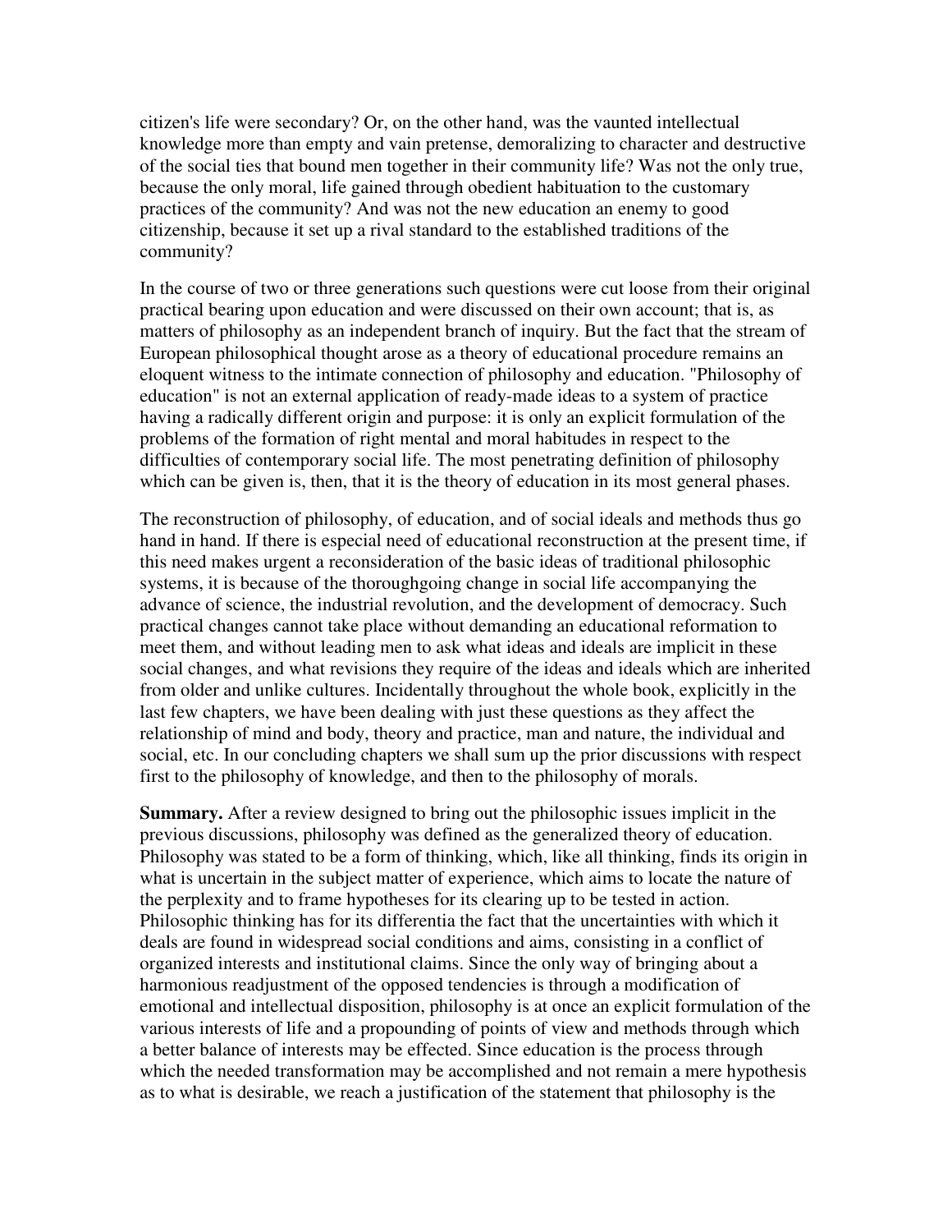citizen's life were secondary? Or, on the other hand, was the vaunted intellectual knowledge more than empty and vain pretense, demoralizing to character and destructive of the social ties that bound men together in their community life? Was not the only true, because the only moral, life gained through obedient habituation to the customary practices of the community? And was not the new education an enemy to good citizenship, because it set up a rival standard to the established traditions of the community?

In the course of two or three generations such questions were cut loose from their original practical bearing upon education and were discussed on their own account; that is, as matters of philosophy as an independent branch of inquiry. But the fact that the stream of European philosophical thought arose as a theory of educational procedure remains an eloquent witness to the intimate connection of philosophy and education. "Philosophy of education" is not an external application of ready-made ideas to a system of practice having a radically different origin and purpose: it is only an explicit formulation of the problems of the formation of right mental and moral habitudes in respect to the difficulties of contemporary social life. The most penetrating definition of philosophy which can be given is, then, that it is the theory of education in its most general phases.

The reconstruction of philosophy, of education, and of social ideals and methods thus go hand in hand. If there is especial need of educational reconstruction at the present time, if this need makes urgent a reconsideration of the basic ideas of traditional philosophic systems, it is because of the thoroughgoing change in social life accompanying the advance of science, the industrial revolution, and the development of democracy. Such practical changes cannot take place without demanding an educational reformation to meet them, and without leading men to ask what ideas and ideals are implicit in these social changes, and what revisions they require of the ideas and ideals which are inherited from older and unlike cultures. Incidentally throughout the whole book, explicitly in the last few chapters, we have been dealing with just these questions as they affect the relationship of mind and body, theory and practice, man and nature, the individual and social, etc. In our concluding chapters we shall sum up the prior discussions with respect first to the philosophy of knowledge, and then to the philosophy of morals.

**Summary.** After a review designed to bring out the philosophic issues implicit in the previous discussions, philosophy was defined as the generalized theory of education. Philosophy was stated to be a form of thinking, which, like all thinking, finds its origin in what is uncertain in the subject matter of experience, which aims to locate the nature of the perplexity and to frame hypotheses for its clearing up to be tested in action. Philosophic thinking has for its differentia the fact that the uncertainties with which it deals are found in widespread social conditions and aims, consisting in a conflict of organized interests and institutional claims. Since the only way of bringing about a harmonious readjustment of the opposed tendencies is through a modification of emotional and intellectual disposition, philosophy is at once an explicit formulation of the various interests of life and a propounding of points of view and methods through which a better balance of interests may be effected. Since education is the process through which the needed transformation may be accomplished and not remain a mere hypothesis as to what is desirable, we reach a justification of the statement that philosophy is the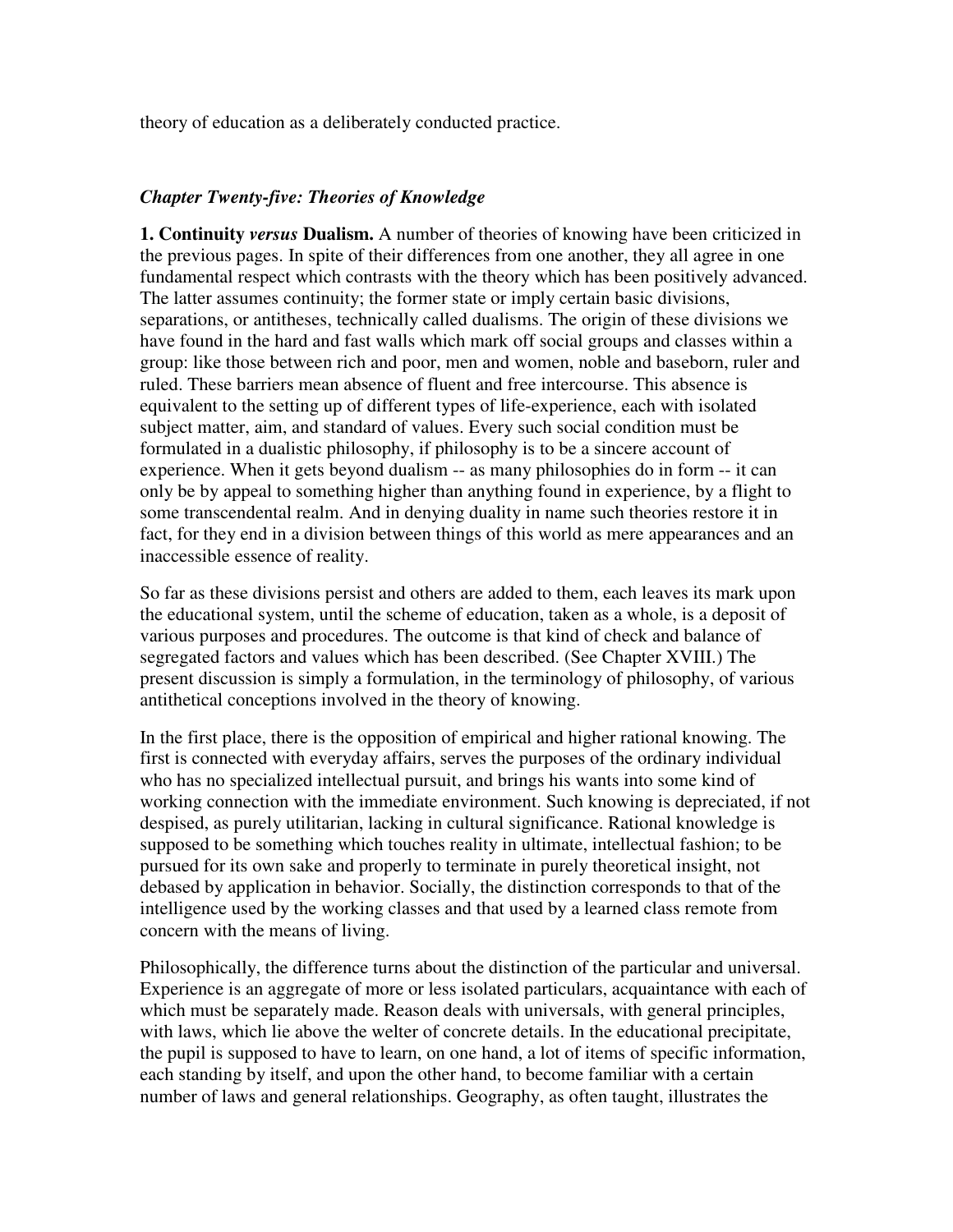theory of education as a deliberately conducted practice.

## *Chapter Twenty-five: Theories of Knowledge*

**1. Continuity *versus* Dualism.** A number of theories of knowing have been criticized in the previous pages. In spite of their differences from one another, they all agree in one fundamental respect which contrasts with the theory which has been positively advanced. The latter assumes continuity; the former state or imply certain basic divisions, separations, or antitheses, technically called dualisms. The origin of these divisions we have found in the hard and fast walls which mark off social groups and classes within a group: like those between rich and poor, men and women, noble and baseborn, ruler and ruled. These barriers mean absence of fluent and free intercourse. This absence is equivalent to the setting up of different types of life-experience, each with isolated subject matter, aim, and standard of values. Every such social condition must be formulated in a dualistic philosophy, if philosophy is to be a sincere account of experience. When it gets beyond dualism -- as many philosophies do in form -- it can only be by appeal to something higher than anything found in experience, by a flight to some transcendental realm. And in denying duality in name such theories restore it in fact, for they end in a division between things of this world as mere appearances and an inaccessible essence of reality.

So far as these divisions persist and others are added to them, each leaves its mark upon the educational system, until the scheme of education, taken as a whole, is a deposit of various purposes and procedures. The outcome is that kind of check and balance of segregated factors and values which has been described. (See Chapter XVIII.) The present discussion is simply a formulation, in the terminology of philosophy, of various antithetical conceptions involved in the theory of knowing.

In the first place, there is the opposition of empirical and higher rational knowing. The first is connected with everyday affairs, serves the purposes of the ordinary individual who has no specialized intellectual pursuit, and brings his wants into some kind of working connection with the immediate environment. Such knowing is depreciated, if not despised, as purely utilitarian, lacking in cultural significance. Rational knowledge is supposed to be something which touches reality in ultimate, intellectual fashion; to be pursued for its own sake and properly to terminate in purely theoretical insight, not debased by application in behavior. Socially, the distinction corresponds to that of the intelligence used by the working classes and that used by a learned class remote from concern with the means of living.

Philosophically, the difference turns about the distinction of the particular and universal. Experience is an aggregate of more or less isolated particulars, acquaintance with each of which must be separately made. Reason deals with universals, with general principles, with laws, which lie above the welter of concrete details. In the educational precipitate, the pupil is supposed to have to learn, on one hand, a lot of items of specific information, each standing by itself, and upon the other hand, to become familiar with a certain number of laws and general relationships. Geography, as often taught, illustrates the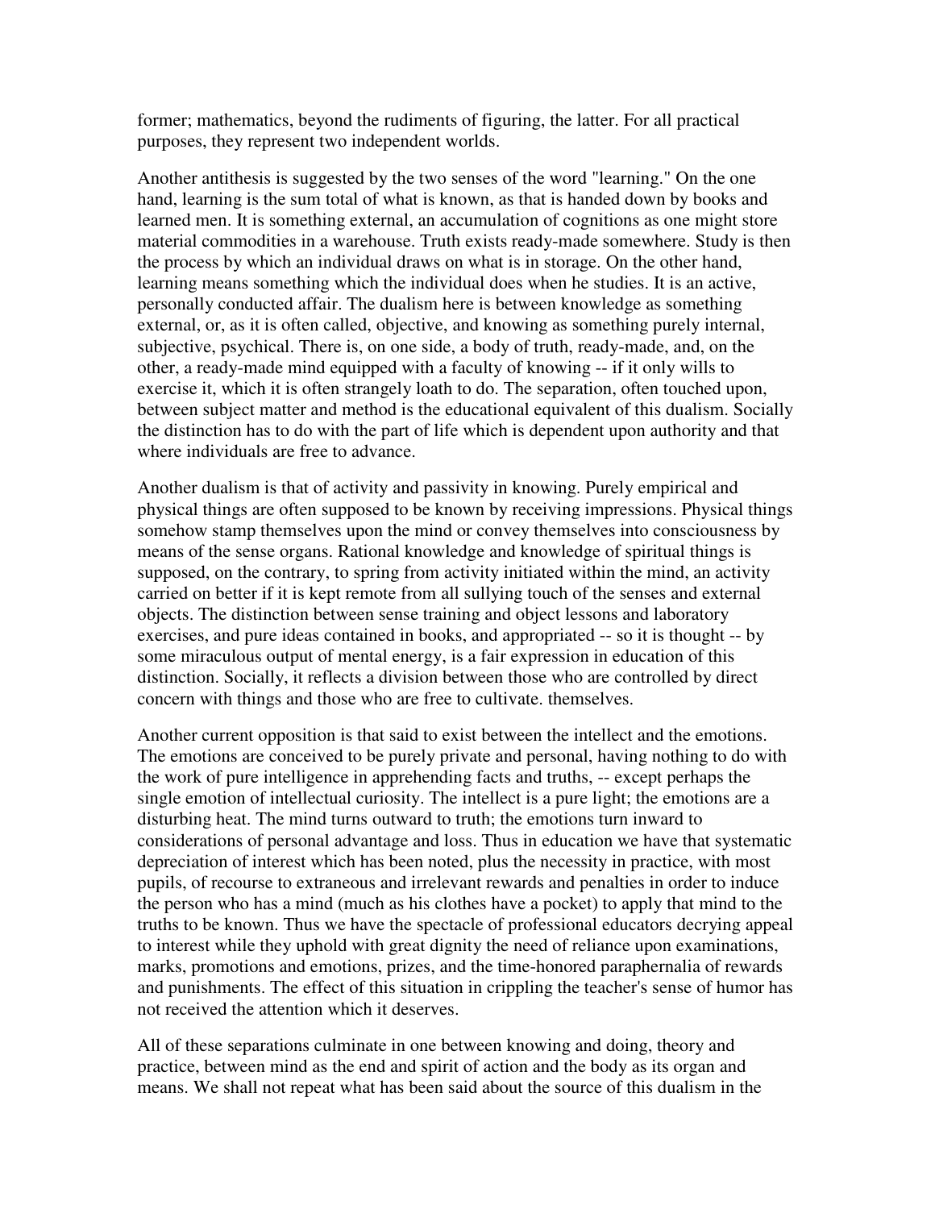former; mathematics, beyond the rudiments of figuring, the latter. For all practical purposes, they represent two independent worlds.

Another antithesis is suggested by the two senses of the word "learning." On the one hand, learning is the sum total of what is known, as that is handed down by books and learned men. It is something external, an accumulation of cognitions as one might store material commodities in a warehouse. Truth exists ready-made somewhere. Study is then the process by which an individual draws on what is in storage. On the other hand, learning means something which the individual does when he studies. It is an active, personally conducted affair. The dualism here is between knowledge as something external, or, as it is often called, objective, and knowing as something purely internal, subjective, psychical. There is, on one side, a body of truth, ready-made, and, on the other, a ready-made mind equipped with a faculty of knowing -- if it only wills to exercise it, which it is often strangely loath to do. The separation, often touched upon, between subject matter and method is the educational equivalent of this dualism. Socially the distinction has to do with the part of life which is dependent upon authority and that where individuals are free to advance.

Another dualism is that of activity and passivity in knowing. Purely empirical and physical things are often supposed to be known by receiving impressions. Physical things somehow stamp themselves upon the mind or convey themselves into consciousness by means of the sense organs. Rational knowledge and knowledge of spiritual things is supposed, on the contrary, to spring from activity initiated within the mind, an activity carried on better if it is kept remote from all sullying touch of the senses and external objects. The distinction between sense training and object lessons and laboratory exercises, and pure ideas contained in books, and appropriated -- so it is thought -- by some miraculous output of mental energy, is a fair expression in education of this distinction. Socially, it reflects a division between those who are controlled by direct concern with things and those who are free to cultivate. themselves.

Another current opposition is that said to exist between the intellect and the emotions. The emotions are conceived to be purely private and personal, having nothing to do with the work of pure intelligence in apprehending facts and truths, -- except perhaps the single emotion of intellectual curiosity. The intellect is a pure light; the emotions are a disturbing heat. The mind turns outward to truth; the emotions turn inward to considerations of personal advantage and loss. Thus in education we have that systematic depreciation of interest which has been noted, plus the necessity in practice, with most pupils, of recourse to extraneous and irrelevant rewards and penalties in order to induce the person who has a mind (much as his clothes have a pocket) to apply that mind to the truths to be known. Thus we have the spectacle of professional educators decrying appeal to interest while they uphold with great dignity the need of reliance upon examinations, marks, promotions and emotions, prizes, and the time-honored paraphernalia of rewards and punishments. The effect of this situation in crippling the teacher's sense of humor has not received the attention which it deserves.

All of these separations culminate in one between knowing and doing, theory and practice, between mind as the end and spirit of action and the body as its organ and means. We shall not repeat what has been said about the source of this dualism in the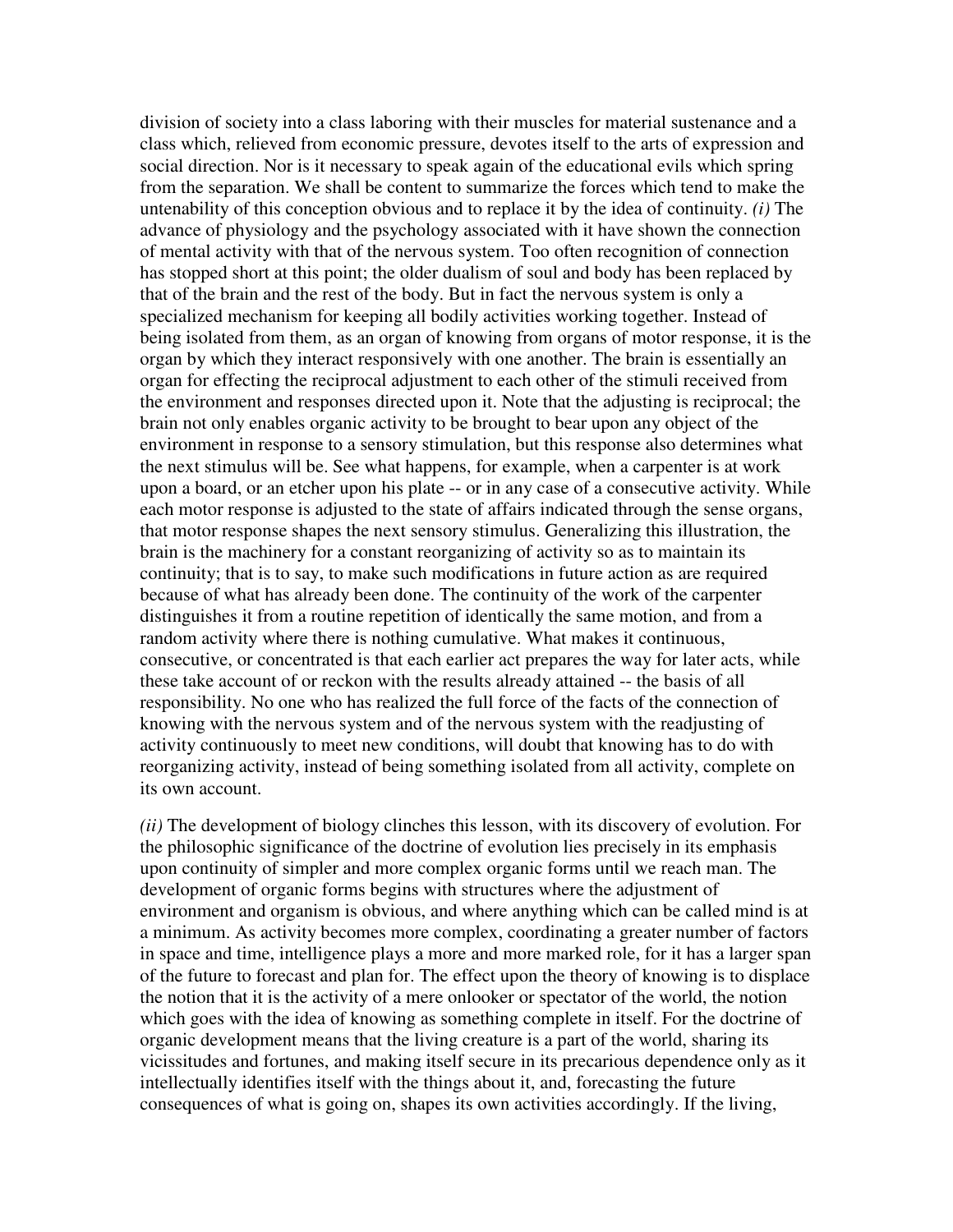division of society into a class laboring with their muscles for material sustenance and a class which, relieved from economic pressure, devotes itself to the arts of expression and social direction. Nor is it necessary to speak again of the educational evils which spring from the separation. We shall be content to summarize the forces which tend to make the untenability of this conception obvious and to replace it by the idea of continuity. *(i)* The advance of physiology and the psychology associated with it have shown the connection of mental activity with that of the nervous system. Too often recognition of connection has stopped short at this point; the older dualism of soul and body has been replaced by that of the brain and the rest of the body. But in fact the nervous system is only a specialized mechanism for keeping all bodily activities working together. Instead of being isolated from them, as an organ of knowing from organs of motor response, it is the organ by which they interact responsively with one another. The brain is essentially an organ for effecting the reciprocal adjustment to each other of the stimuli received from the environment and responses directed upon it. Note that the adjusting is reciprocal; the brain not only enables organic activity to be brought to bear upon any object of the environment in response to a sensory stimulation, but this response also determines what the next stimulus will be. See what happens, for example, when a carpenter is at work upon a board, or an etcher upon his plate -- or in any case of a consecutive activity. While each motor response is adjusted to the state of affairs indicated through the sense organs, that motor response shapes the next sensory stimulus. Generalizing this illustration, the brain is the machinery for a constant reorganizing of activity so as to maintain its continuity; that is to say, to make such modifications in future action as are required because of what has already been done. The continuity of the work of the carpenter distinguishes it from a routine repetition of identically the same motion, and from a random activity where there is nothing cumulative. What makes it continuous, consecutive, or concentrated is that each earlier act prepares the way for later acts, while these take account of or reckon with the results already attained -- the basis of all responsibility. No one who has realized the full force of the facts of the connection of knowing with the nervous system and of the nervous system with the readjusting of activity continuously to meet new conditions, will doubt that knowing has to do with reorganizing activity, instead of being something isolated from all activity, complete on its own account.

*(ii)* The development of biology clinches this lesson, with its discovery of evolution. For the philosophic significance of the doctrine of evolution lies precisely in its emphasis upon continuity of simpler and more complex organic forms until we reach man. The development of organic forms begins with structures where the adjustment of environment and organism is obvious, and where anything which can be called mind is at a minimum. As activity becomes more complex, coordinating a greater number of factors in space and time, intelligence plays a more and more marked role, for it has a larger span of the future to forecast and plan for. The effect upon the theory of knowing is to displace the notion that it is the activity of a mere onlooker or spectator of the world, the notion which goes with the idea of knowing as something complete in itself. For the doctrine of organic development means that the living creature is a part of the world, sharing its vicissitudes and fortunes, and making itself secure in its precarious dependence only as it intellectually identifies itself with the things about it, and, forecasting the future consequences of what is going on, shapes its own activities accordingly. If the living,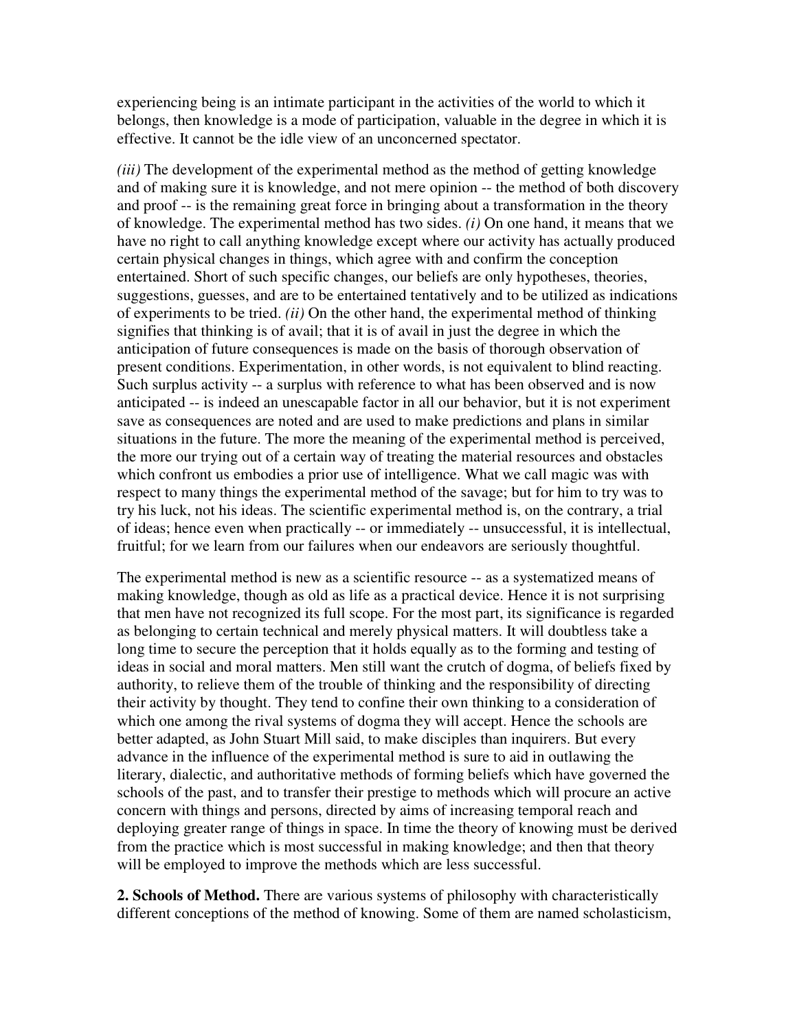experiencing being is an intimate participant in the activities of the world to which it belongs, then knowledge is a mode of participation, valuable in the degree in which it is effective. It cannot be the idle view of an unconcerned spectator.

*(iii)* The development of the experimental method as the method of getting knowledge and of making sure it is knowledge, and not mere opinion -- the method of both discovery and proof -- is the remaining great force in bringing about a transformation in the theory of knowledge. The experimental method has two sides. *(i)* On one hand, it means that we have no right to call anything knowledge except where our activity has actually produced certain physical changes in things, which agree with and confirm the conception entertained. Short of such specific changes, our beliefs are only hypotheses, theories, suggestions, guesses, and are to be entertained tentatively and to be utilized as indications of experiments to be tried. *(ii)* On the other hand, the experimental method of thinking signifies that thinking is of avail; that it is of avail in just the degree in which the anticipation of future consequences is made on the basis of thorough observation of present conditions. Experimentation, in other words, is not equivalent to blind reacting. Such surplus activity -- a surplus with reference to what has been observed and is now anticipated -- is indeed an unescapable factor in all our behavior, but it is not experiment save as consequences are noted and are used to make predictions and plans in similar situations in the future. The more the meaning of the experimental method is perceived, the more our trying out of a certain way of treating the material resources and obstacles which confront us embodies a prior use of intelligence. What we call magic was with respect to many things the experimental method of the savage; but for him to try was to try his luck, not his ideas. The scientific experimental method is, on the contrary, a trial of ideas; hence even when practically -- or immediately -- unsuccessful, it is intellectual, fruitful; for we learn from our failures when our endeavors are seriously thoughtful.

The experimental method is new as a scientific resource -- as a systematized means of making knowledge, though as old as life as a practical device. Hence it is not surprising that men have not recognized its full scope. For the most part, its significance is regarded as belonging to certain technical and merely physical matters. It will doubtless take a long time to secure the perception that it holds equally as to the forming and testing of ideas in social and moral matters. Men still want the crutch of dogma, of beliefs fixed by authority, to relieve them of the trouble of thinking and the responsibility of directing their activity by thought. They tend to confine their own thinking to a consideration of which one among the rival systems of dogma they will accept. Hence the schools are better adapted, as John Stuart Mill said, to make disciples than inquirers. But every advance in the influence of the experimental method is sure to aid in outlawing the literary, dialectic, and authoritative methods of forming beliefs which have governed the schools of the past, and to transfer their prestige to methods which will procure an active concern with things and persons, directed by aims of increasing temporal reach and deploying greater range of things in space. In time the theory of knowing must be derived from the practice which is most successful in making knowledge; and then that theory will be employed to improve the methods which are less successful.

**2. Schools of Method.** There are various systems of philosophy with characteristically different conceptions of the method of knowing. Some of them are named scholasticism,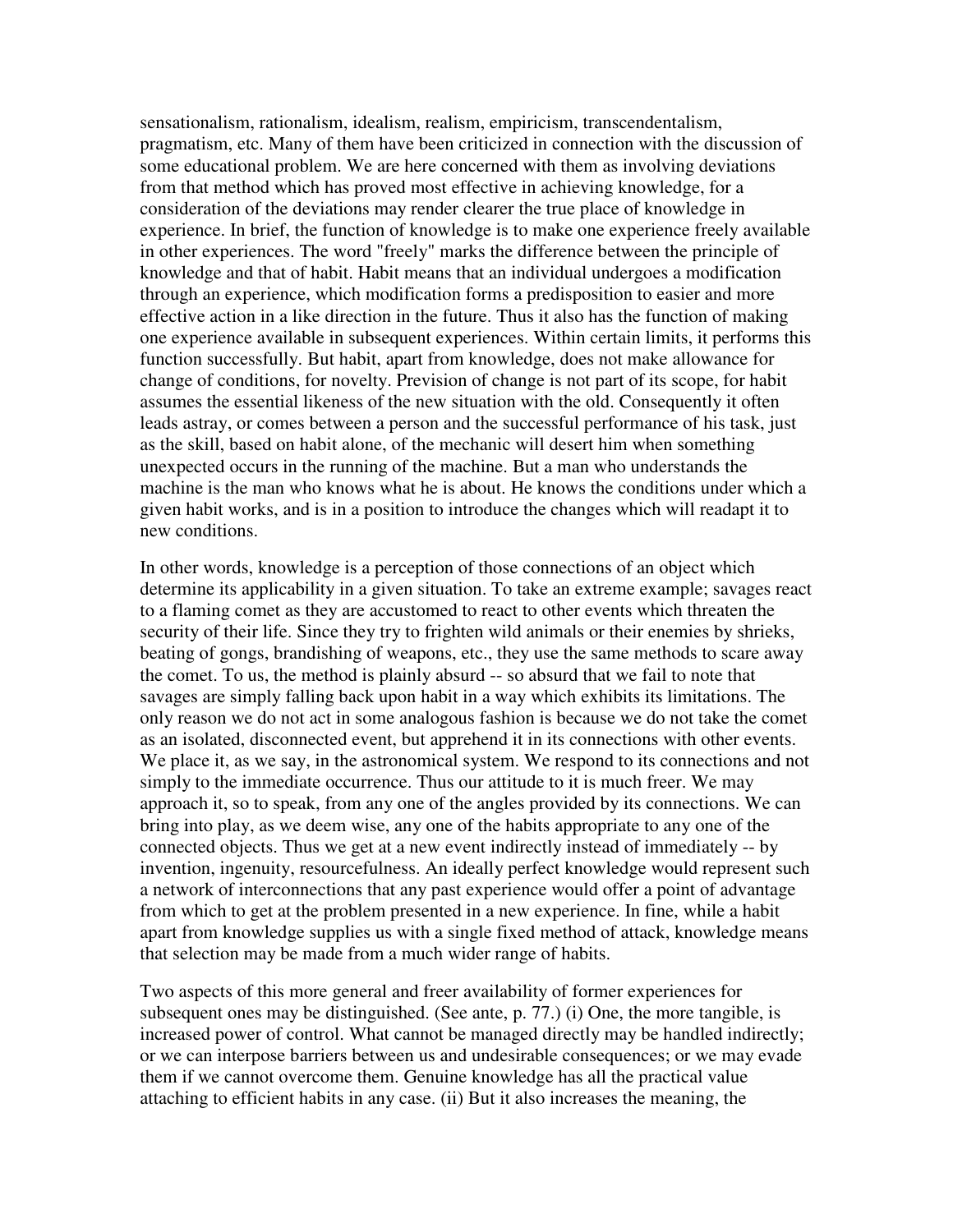sensationalism, rationalism, idealism, realism, empiricism, transcendentalism, pragmatism, etc. Many of them have been criticized in connection with the discussion of some educational problem. We are here concerned with them as involving deviations from that method which has proved most effective in achieving knowledge, for a consideration of the deviations may render clearer the true place of knowledge in experience. In brief, the function of knowledge is to make one experience freely available in other experiences. The word "freely" marks the difference between the principle of knowledge and that of habit. Habit means that an individual undergoes a modification through an experience, which modification forms a predisposition to easier and more effective action in a like direction in the future. Thus it also has the function of making one experience available in subsequent experiences. Within certain limits, it performs this function successfully. But habit, apart from knowledge, does not make allowance for change of conditions, for novelty. Prevision of change is not part of its scope, for habit assumes the essential likeness of the new situation with the old. Consequently it often leads astray, or comes between a person and the successful performance of his task, just as the skill, based on habit alone, of the mechanic will desert him when something unexpected occurs in the running of the machine. But a man who understands the machine is the man who knows what he is about. He knows the conditions under which a given habit works, and is in a position to introduce the changes which will readapt it to new conditions.

In other words, knowledge is a perception of those connections of an object which determine its applicability in a given situation. To take an extreme example; savages react to a flaming comet as they are accustomed to react to other events which threaten the security of their life. Since they try to frighten wild animals or their enemies by shrieks, beating of gongs, brandishing of weapons, etc., they use the same methods to scare away the comet. To us, the method is plainly absurd -- so absurd that we fail to note that savages are simply falling back upon habit in a way which exhibits its limitations. The only reason we do not act in some analogous fashion is because we do not take the comet as an isolated, disconnected event, but apprehend it in its connections with other events. We place it, as we say, in the astronomical system. We respond to its connections and not simply to the immediate occurrence. Thus our attitude to it is much freer. We may approach it, so to speak, from any one of the angles provided by its connections. We can bring into play, as we deem wise, any one of the habits appropriate to any one of the connected objects. Thus we get at a new event indirectly instead of immediately -- by invention, ingenuity, resourcefulness. An ideally perfect knowledge would represent such a network of interconnections that any past experience would offer a point of advantage from which to get at the problem presented in a new experience. In fine, while a habit apart from knowledge supplies us with a single fixed method of attack, knowledge means that selection may be made from a much wider range of habits.

Two aspects of this more general and freer availability of former experiences for subsequent ones may be distinguished. (See ante, p. 77.) (i) One, the more tangible, is increased power of control. What cannot be managed directly may be handled indirectly; or we can interpose barriers between us and undesirable consequences; or we may evade them if we cannot overcome them. Genuine knowledge has all the practical value attaching to efficient habits in any case. (ii) But it also increases the meaning, the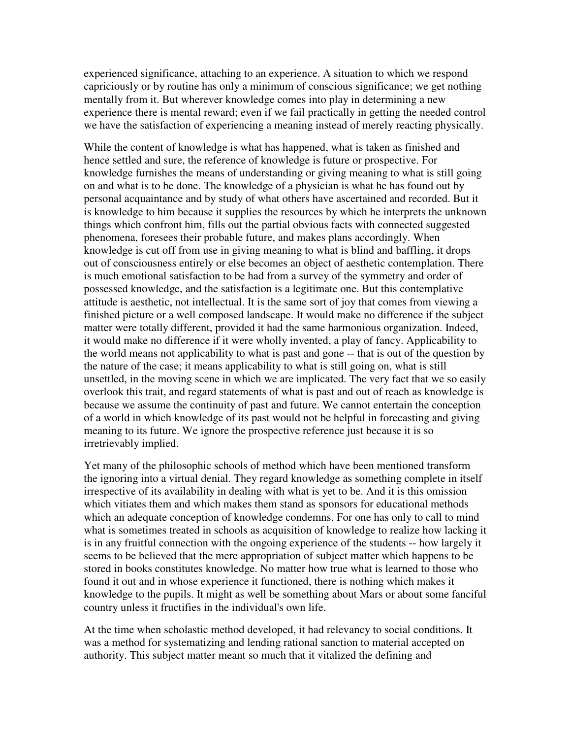experienced significance, attaching to an experience. A situation to which we respond capriciously or by routine has only a minimum of conscious significance; we get nothing mentally from it. But wherever knowledge comes into play in determining a new experience there is mental reward; even if we fail practically in getting the needed control we have the satisfaction of experiencing a meaning instead of merely reacting physically.

While the content of knowledge is what has happened, what is taken as finished and hence settled and sure, the reference of knowledge is future or prospective. For knowledge furnishes the means of understanding or giving meaning to what is still going on and what is to be done. The knowledge of a physician is what he has found out by personal acquaintance and by study of what others have ascertained and recorded. But it is knowledge to him because it supplies the resources by which he interprets the unknown things which confront him, fills out the partial obvious facts with connected suggested phenomena, foresees their probable future, and makes plans accordingly. When knowledge is cut off from use in giving meaning to what is blind and baffling, it drops out of consciousness entirely or else becomes an object of aesthetic contemplation. There is much emotional satisfaction to be had from a survey of the symmetry and order of possessed knowledge, and the satisfaction is a legitimate one. But this contemplative attitude is aesthetic, not intellectual. It is the same sort of joy that comes from viewing a finished picture or a well composed landscape. It would make no difference if the subject matter were totally different, provided it had the same harmonious organization. Indeed, it would make no difference if it were wholly invented, a play of fancy. Applicability to the world means not applicability to what is past and gone -- that is out of the question by the nature of the case; it means applicability to what is still going on, what is still unsettled, in the moving scene in which we are implicated. The very fact that we so easily overlook this trait, and regard statements of what is past and out of reach as knowledge is because we assume the continuity of past and future. We cannot entertain the conception of a world in which knowledge of its past would not be helpful in forecasting and giving meaning to its future. We ignore the prospective reference just because it is so irretrievably implied.

Yet many of the philosophic schools of method which have been mentioned transform the ignoring into a virtual denial. They regard knowledge as something complete in itself irrespective of its availability in dealing with what is yet to be. And it is this omission which vitiates them and which makes them stand as sponsors for educational methods which an adequate conception of knowledge condemns. For one has only to call to mind what is sometimes treated in schools as acquisition of knowledge to realize how lacking it is in any fruitful connection with the ongoing experience of the students -- how largely it seems to be believed that the mere appropriation of subject matter which happens to be stored in books constitutes knowledge. No matter how true what is learned to those who found it out and in whose experience it functioned, there is nothing which makes it knowledge to the pupils. It might as well be something about Mars or about some fanciful country unless it fructifies in the individual's own life.

At the time when scholastic method developed, it had relevancy to social conditions. It was a method for systematizing and lending rational sanction to material accepted on authority. This subject matter meant so much that it vitalized the defining and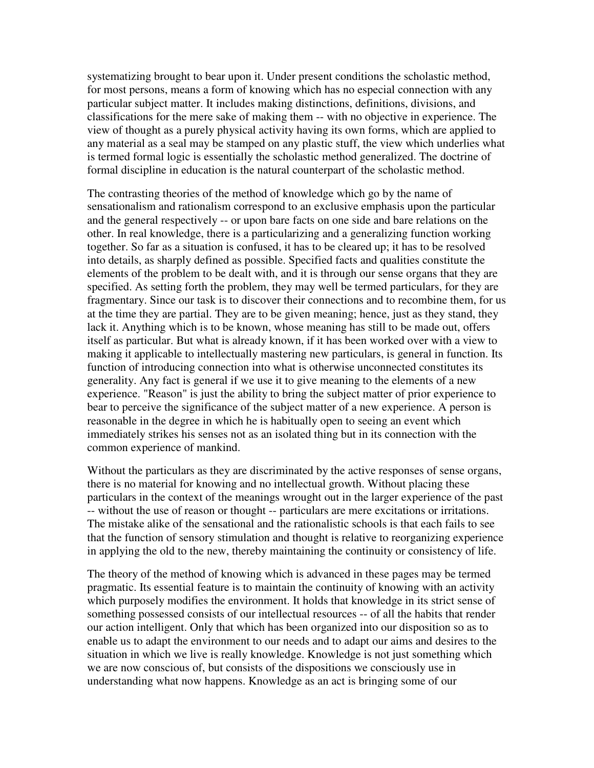systematizing brought to bear upon it. Under present conditions the scholastic method, for most persons, means a form of knowing which has no especial connection with any particular subject matter. It includes making distinctions, definitions, divisions, and classifications for the mere sake of making them -- with no objective in experience. The view of thought as a purely physical activity having its own forms, which are applied to any material as a seal may be stamped on any plastic stuff, the view which underlies what is termed formal logic is essentially the scholastic method generalized. The doctrine of formal discipline in education is the natural counterpart of the scholastic method.

The contrasting theories of the method of knowledge which go by the name of sensationalism and rationalism correspond to an exclusive emphasis upon the particular and the general respectively -- or upon bare facts on one side and bare relations on the other. In real knowledge, there is a particularizing and a generalizing function working together. So far as a situation is confused, it has to be cleared up; it has to be resolved into details, as sharply defined as possible. Specified facts and qualities constitute the elements of the problem to be dealt with, and it is through our sense organs that they are specified. As setting forth the problem, they may well be termed particulars, for they are fragmentary. Since our task is to discover their connections and to recombine them, for us at the time they are partial. They are to be given meaning; hence, just as they stand, they lack it. Anything which is to be known, whose meaning has still to be made out, offers itself as particular. But what is already known, if it has been worked over with a view to making it applicable to intellectually mastering new particulars, is general in function. Its function of introducing connection into what is otherwise unconnected constitutes its generality. Any fact is general if we use it to give meaning to the elements of a new experience. "Reason" is just the ability to bring the subject matter of prior experience to bear to perceive the significance of the subject matter of a new experience. A person is reasonable in the degree in which he is habitually open to seeing an event which immediately strikes his senses not as an isolated thing but in its connection with the common experience of mankind.

Without the particulars as they are discriminated by the active responses of sense organs, there is no material for knowing and no intellectual growth. Without placing these particulars in the context of the meanings wrought out in the larger experience of the past -- without the use of reason or thought -- particulars are mere excitations or irritations. The mistake alike of the sensational and the rationalistic schools is that each fails to see that the function of sensory stimulation and thought is relative to reorganizing experience in applying the old to the new, thereby maintaining the continuity or consistency of life.

The theory of the method of knowing which is advanced in these pages may be termed pragmatic. Its essential feature is to maintain the continuity of knowing with an activity which purposely modifies the environment. It holds that knowledge in its strict sense of something possessed consists of our intellectual resources -- of all the habits that render our action intelligent. Only that which has been organized into our disposition so as to enable us to adapt the environment to our needs and to adapt our aims and desires to the situation in which we live is really knowledge. Knowledge is not just something which we are now conscious of, but consists of the dispositions we consciously use in understanding what now happens. Knowledge as an act is bringing some of our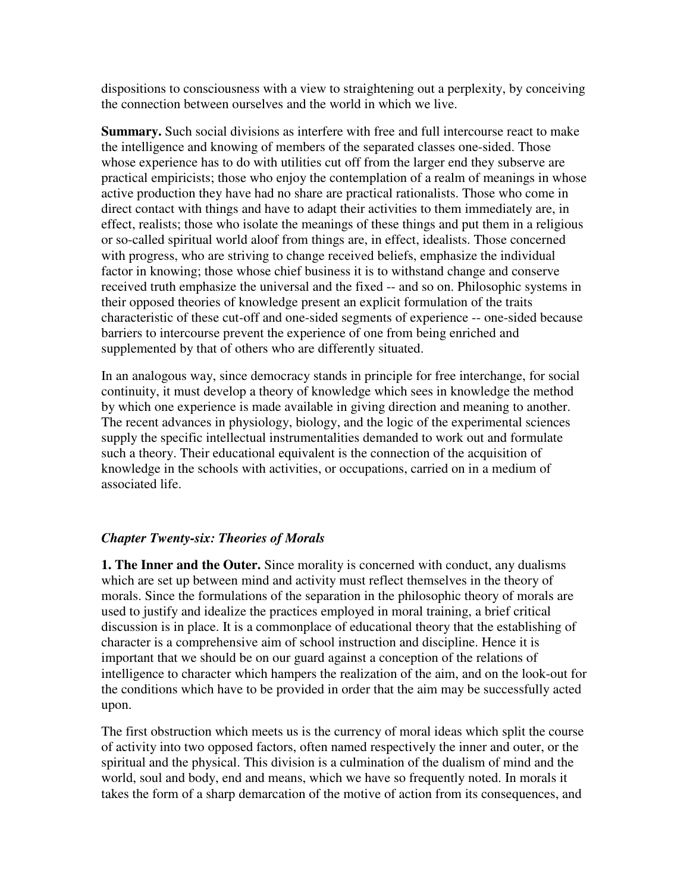dispositions to consciousness with a view to straightening out a perplexity, by conceiving the connection between ourselves and the world in which we live.

**Summary.** Such social divisions as interfere with free and full intercourse react to make the intelligence and knowing of members of the separated classes one-sided. Those whose experience has to do with utilities cut off from the larger end they subserve are practical empiricists; those who enjoy the contemplation of a realm of meanings in whose active production they have had no share are practical rationalists. Those who come in direct contact with things and have to adapt their activities to them immediately are, in effect, realists; those who isolate the meanings of these things and put them in a religious or so-called spiritual world aloof from things are, in effect, idealists. Those concerned with progress, who are striving to change received beliefs, emphasize the individual factor in knowing; those whose chief business it is to withstand change and conserve received truth emphasize the universal and the fixed -- and so on. Philosophic systems in their opposed theories of knowledge present an explicit formulation of the traits characteristic of these cut-off and one-sided segments of experience -- one-sided because barriers to intercourse prevent the experience of one from being enriched and supplemented by that of others who are differently situated.

In an analogous way, since democracy stands in principle for free interchange, for social continuity, it must develop a theory of knowledge which sees in knowledge the method by which one experience is made available in giving direction and meaning to another. The recent advances in physiology, biology, and the logic of the experimental sciences supply the specific intellectual instrumentalities demanded to work out and formulate such a theory. Their educational equivalent is the connection of the acquisition of knowledge in the schools with activities, or occupations, carried on in a medium of associated life.

## *Chapter Twenty-six: Theories of Morals*

**1. The Inner and the Outer.** Since morality is concerned with conduct, any dualisms which are set up between mind and activity must reflect themselves in the theory of morals. Since the formulations of the separation in the philosophic theory of morals are used to justify and idealize the practices employed in moral training, a brief critical discussion is in place. It is a commonplace of educational theory that the establishing of character is a comprehensive aim of school instruction and discipline. Hence it is important that we should be on our guard against a conception of the relations of intelligence to character which hampers the realization of the aim, and on the look-out for the conditions which have to be provided in order that the aim may be successfully acted upon.

The first obstruction which meets us is the currency of moral ideas which split the course of activity into two opposed factors, often named respectively the inner and outer, or the spiritual and the physical. This division is a culmination of the dualism of mind and the world, soul and body, end and means, which we have so frequently noted. In morals it takes the form of a sharp demarcation of the motive of action from its consequences, and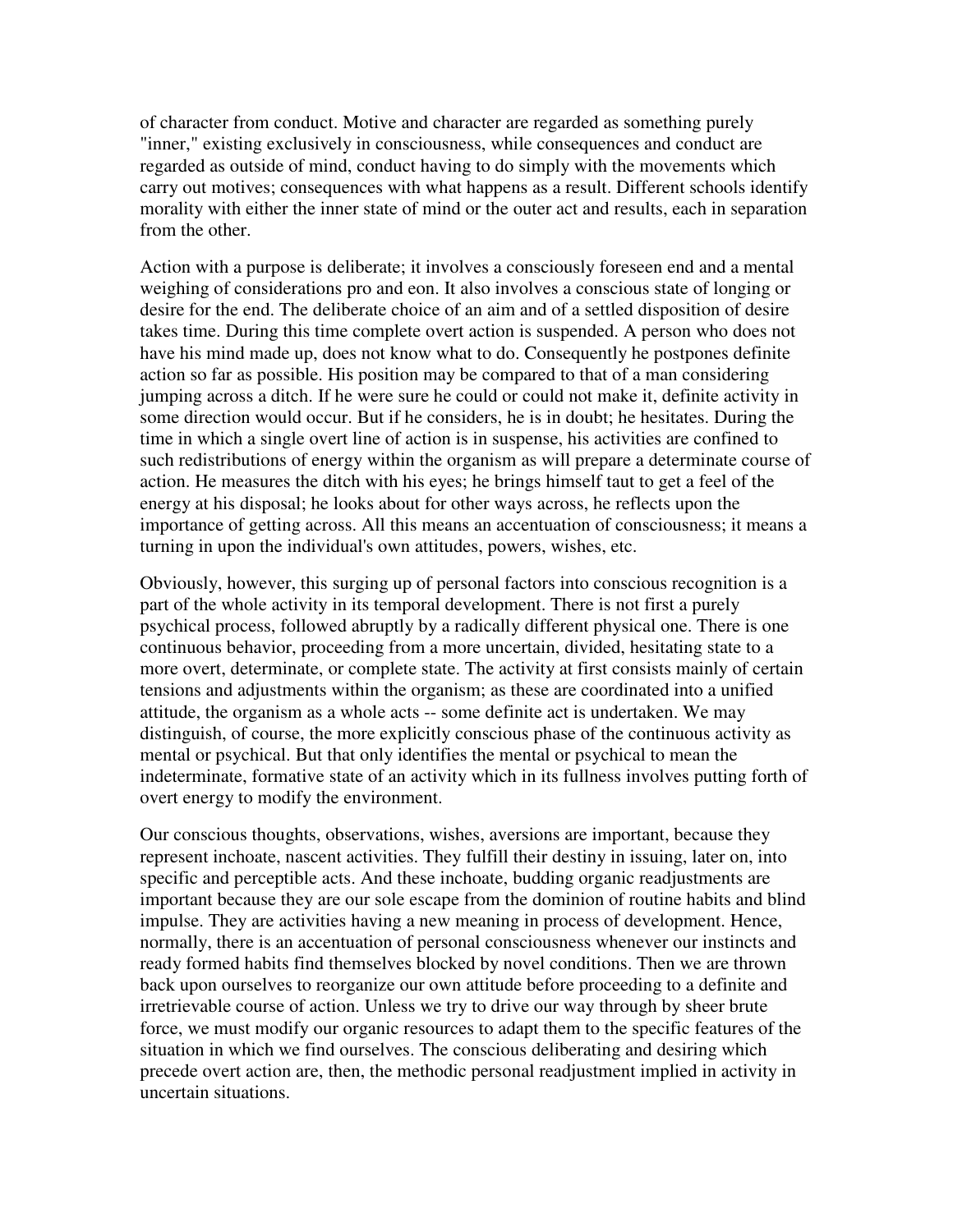of character from conduct. Motive and character are regarded as something purely "inner," existing exclusively in consciousness, while consequences and conduct are regarded as outside of mind, conduct having to do simply with the movements which carry out motives; consequences with what happens as a result. Different schools identify morality with either the inner state of mind or the outer act and results, each in separation from the other.

Action with a purpose is deliberate; it involves a consciously foreseen end and a mental weighing of considerations pro and eon. It also involves a conscious state of longing or desire for the end. The deliberate choice of an aim and of a settled disposition of desire takes time. During this time complete overt action is suspended. A person who does not have his mind made up, does not know what to do. Consequently he postpones definite action so far as possible. His position may be compared to that of a man considering jumping across a ditch. If he were sure he could or could not make it, definite activity in some direction would occur. But if he considers, he is in doubt; he hesitates. During the time in which a single overt line of action is in suspense, his activities are confined to such redistributions of energy within the organism as will prepare a determinate course of action. He measures the ditch with his eyes; he brings himself taut to get a feel of the energy at his disposal; he looks about for other ways across, he reflects upon the importance of getting across. All this means an accentuation of consciousness; it means a turning in upon the individual's own attitudes, powers, wishes, etc.

Obviously, however, this surging up of personal factors into conscious recognition is a part of the whole activity in its temporal development. There is not first a purely psychical process, followed abruptly by a radically different physical one. There is one continuous behavior, proceeding from a more uncertain, divided, hesitating state to a more overt, determinate, or complete state. The activity at first consists mainly of certain tensions and adjustments within the organism; as these are coordinated into a unified attitude, the organism as a whole acts -- some definite act is undertaken. We may distinguish, of course, the more explicitly conscious phase of the continuous activity as mental or psychical. But that only identifies the mental or psychical to mean the indeterminate, formative state of an activity which in its fullness involves putting forth of overt energy to modify the environment.

Our conscious thoughts, observations, wishes, aversions are important, because they represent inchoate, nascent activities. They fulfill their destiny in issuing, later on, into specific and perceptible acts. And these inchoate, budding organic readjustments are important because they are our sole escape from the dominion of routine habits and blind impulse. They are activities having a new meaning in process of development. Hence, normally, there is an accentuation of personal consciousness whenever our instincts and ready formed habits find themselves blocked by novel conditions. Then we are thrown back upon ourselves to reorganize our own attitude before proceeding to a definite and irretrievable course of action. Unless we try to drive our way through by sheer brute force, we must modify our organic resources to adapt them to the specific features of the situation in which we find ourselves. The conscious deliberating and desiring which precede overt action are, then, the methodic personal readjustment implied in activity in uncertain situations.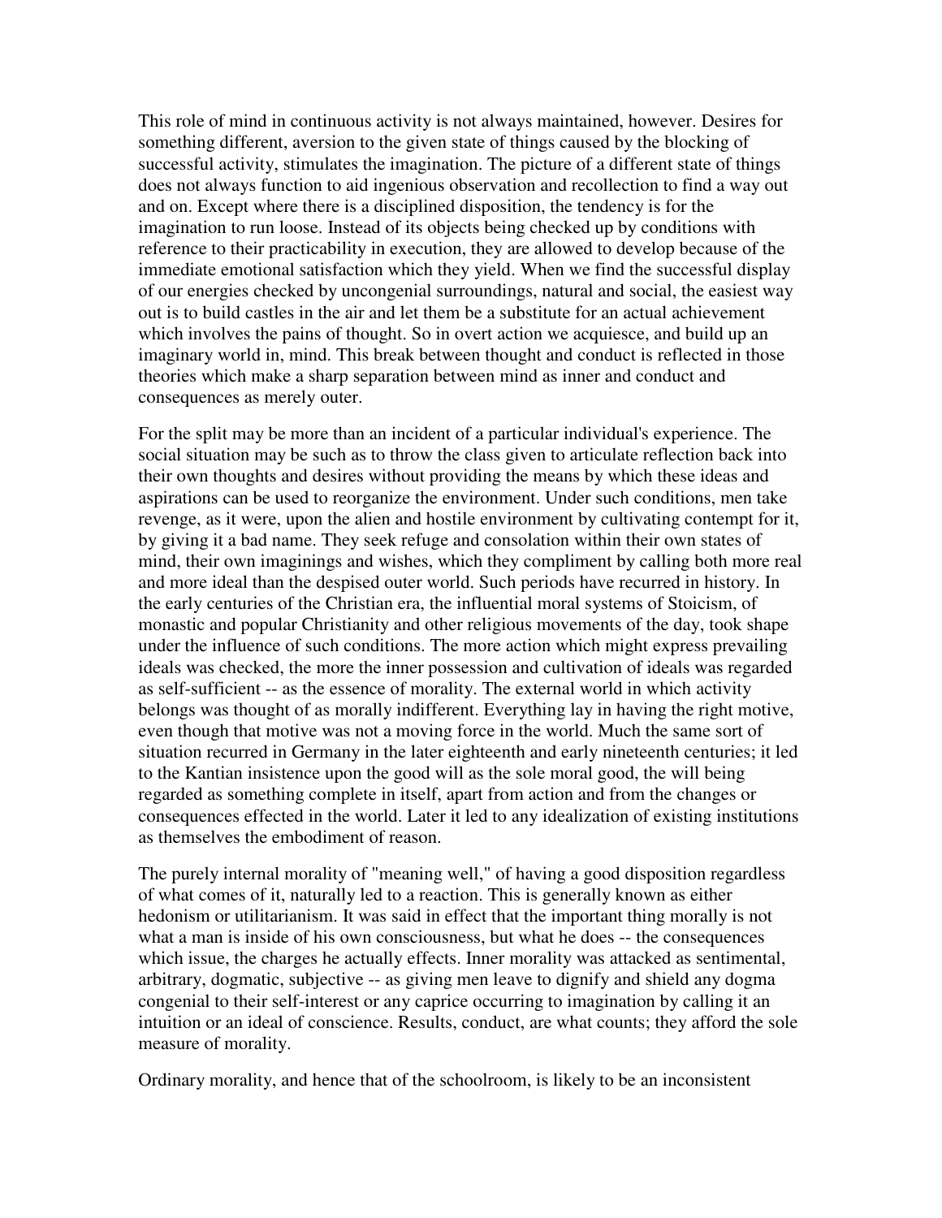This role of mind in continuous activity is not always maintained, however. Desires for something different, aversion to the given state of things caused by the blocking of successful activity, stimulates the imagination. The picture of a different state of things does not always function to aid ingenious observation and recollection to find a way out and on. Except where there is a disciplined disposition, the tendency is for the imagination to run loose. Instead of its objects being checked up by conditions with reference to their practicability in execution, they are allowed to develop because of the immediate emotional satisfaction which they yield. When we find the successful display of our energies checked by uncongenial surroundings, natural and social, the easiest way out is to build castles in the air and let them be a substitute for an actual achievement which involves the pains of thought. So in overt action we acquiesce, and build up an imaginary world in, mind. This break between thought and conduct is reflected in those theories which make a sharp separation between mind as inner and conduct and consequences as merely outer.

For the split may be more than an incident of a particular individual's experience. The social situation may be such as to throw the class given to articulate reflection back into their own thoughts and desires without providing the means by which these ideas and aspirations can be used to reorganize the environment. Under such conditions, men take revenge, as it were, upon the alien and hostile environment by cultivating contempt for it, by giving it a bad name. They seek refuge and consolation within their own states of mind, their own imaginings and wishes, which they compliment by calling both more real and more ideal than the despised outer world. Such periods have recurred in history. In the early centuries of the Christian era, the influential moral systems of Stoicism, of monastic and popular Christianity and other religious movements of the day, took shape under the influence of such conditions. The more action which might express prevailing ideals was checked, the more the inner possession and cultivation of ideals was regarded as self-sufficient -- as the essence of morality. The external world in which activity belongs was thought of as morally indifferent. Everything lay in having the right motive, even though that motive was not a moving force in the world. Much the same sort of situation recurred in Germany in the later eighteenth and early nineteenth centuries; it led to the Kantian insistence upon the good will as the sole moral good, the will being regarded as something complete in itself, apart from action and from the changes or consequences effected in the world. Later it led to any idealization of existing institutions as themselves the embodiment of reason.

The purely internal morality of "meaning well," of having a good disposition regardless of what comes of it, naturally led to a reaction. This is generally known as either hedonism or utilitarianism. It was said in effect that the important thing morally is not what a man is inside of his own consciousness, but what he does -- the consequences which issue, the charges he actually effects. Inner morality was attacked as sentimental, arbitrary, dogmatic, subjective -- as giving men leave to dignify and shield any dogma congenial to their self-interest or any caprice occurring to imagination by calling it an intuition or an ideal of conscience. Results, conduct, are what counts; they afford the sole measure of morality.

Ordinary morality, and hence that of the schoolroom, is likely to be an inconsistent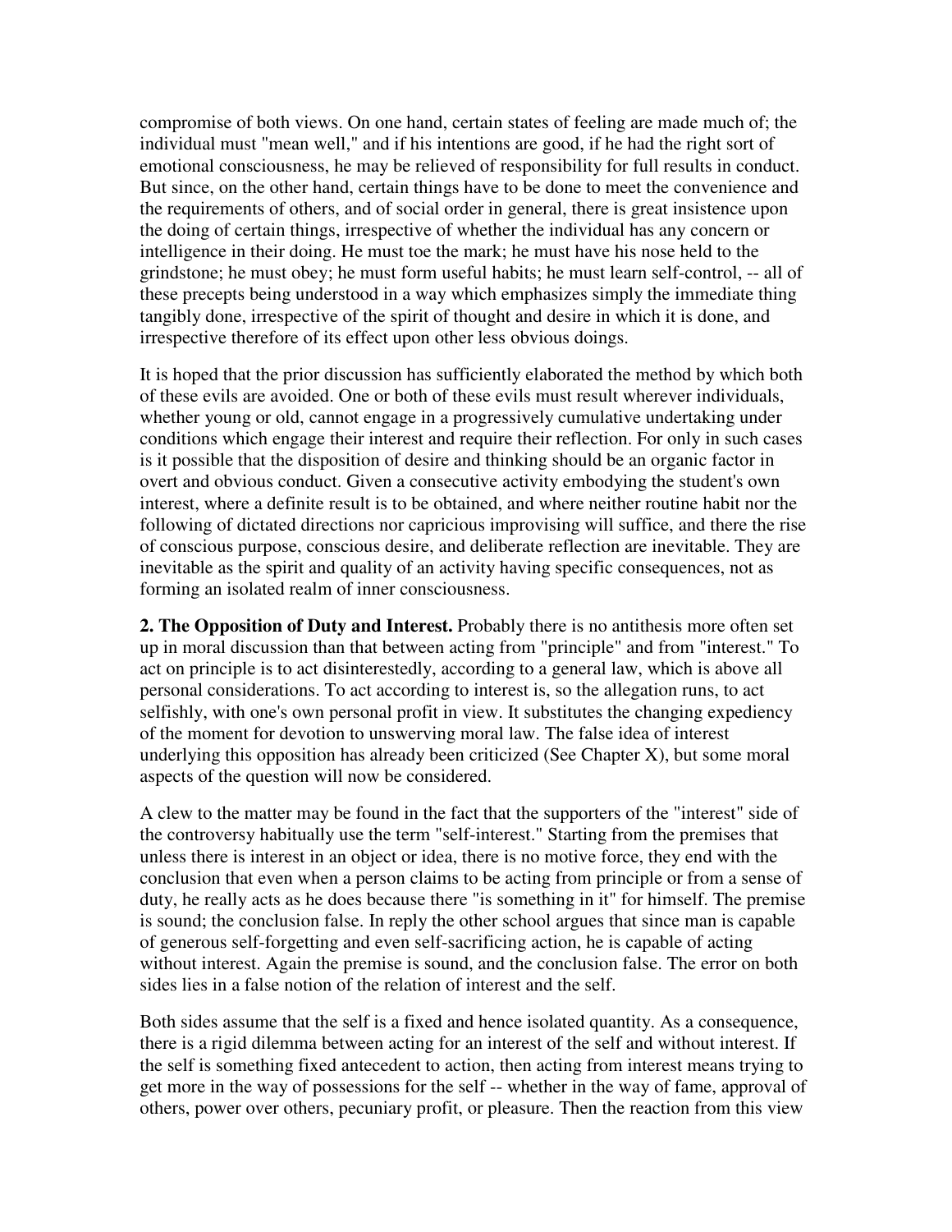compromise of both views. On one hand, certain states of feeling are made much of; the individual must "mean well," and if his intentions are good, if he had the right sort of emotional consciousness, he may be relieved of responsibility for full results in conduct. But since, on the other hand, certain things have to be done to meet the convenience and the requirements of others, and of social order in general, there is great insistence upon the doing of certain things, irrespective of whether the individual has any concern or intelligence in their doing. He must toe the mark; he must have his nose held to the grindstone; he must obey; he must form useful habits; he must learn self-control, -- all of these precepts being understood in a way which emphasizes simply the immediate thing tangibly done, irrespective of the spirit of thought and desire in which it is done, and irrespective therefore of its effect upon other less obvious doings.

It is hoped that the prior discussion has sufficiently elaborated the method by which both of these evils are avoided. One or both of these evils must result wherever individuals, whether young or old, cannot engage in a progressively cumulative undertaking under conditions which engage their interest and require their reflection. For only in such cases is it possible that the disposition of desire and thinking should be an organic factor in overt and obvious conduct. Given a consecutive activity embodying the student's own interest, where a definite result is to be obtained, and where neither routine habit nor the following of dictated directions nor capricious improvising will suffice, and there the rise of conscious purpose, conscious desire, and deliberate reflection are inevitable. They are inevitable as the spirit and quality of an activity having specific consequences, not as forming an isolated realm of inner consciousness.

**2. The Opposition of Duty and Interest.** Probably there is no antithesis more often set up in moral discussion than that between acting from "principle" and from "interest." To act on principle is to act disinterestedly, according to a general law, which is above all personal considerations. To act according to interest is, so the allegation runs, to act selfishly, with one's own personal profit in view. It substitutes the changing expediency of the moment for devotion to unswerving moral law. The false idea of interest underlying this opposition has already been criticized (See Chapter X), but some moral aspects of the question will now be considered.

A clew to the matter may be found in the fact that the supporters of the "interest" side of the controversy habitually use the term "self-interest." Starting from the premises that unless there is interest in an object or idea, there is no motive force, they end with the conclusion that even when a person claims to be acting from principle or from a sense of duty, he really acts as he does because there "is something in it" for himself. The premise is sound; the conclusion false. In reply the other school argues that since man is capable of generous self-forgetting and even self-sacrificing action, he is capable of acting without interest. Again the premise is sound, and the conclusion false. The error on both sides lies in a false notion of the relation of interest and the self.

Both sides assume that the self is a fixed and hence isolated quantity. As a consequence, there is a rigid dilemma between acting for an interest of the self and without interest. If the self is something fixed antecedent to action, then acting from interest means trying to get more in the way of possessions for the self -- whether in the way of fame, approval of others, power over others, pecuniary profit, or pleasure. Then the reaction from this view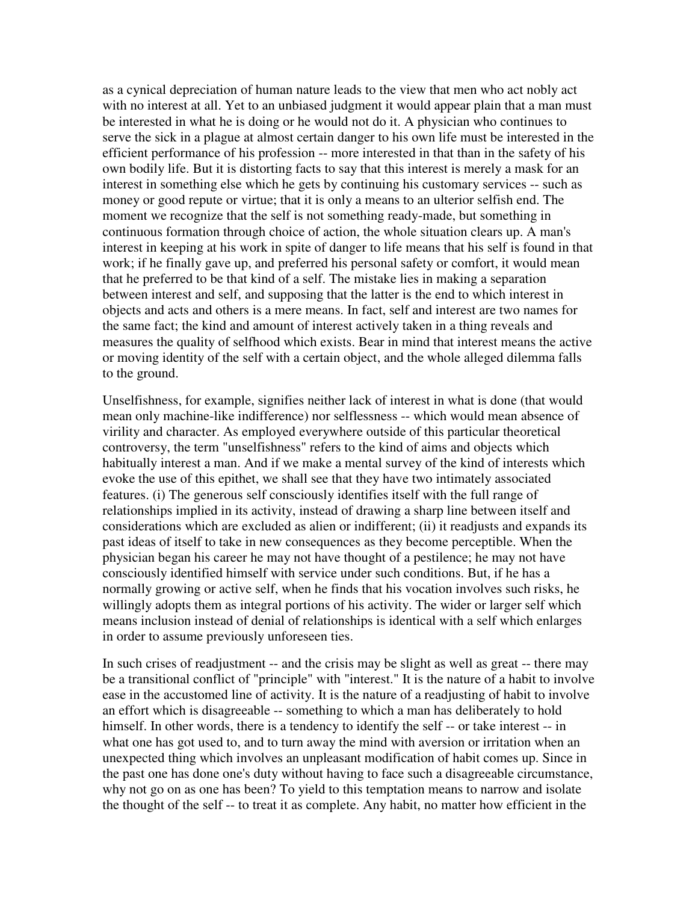as a cynical depreciation of human nature leads to the view that men who act nobly act with no interest at all. Yet to an unbiased judgment it would appear plain that a man must be interested in what he is doing or he would not do it. A physician who continues to serve the sick in a plague at almost certain danger to his own life must be interested in the efficient performance of his profession -- more interested in that than in the safety of his own bodily life. But it is distorting facts to say that this interest is merely a mask for an interest in something else which he gets by continuing his customary services -- such as money or good repute or virtue; that it is only a means to an ulterior selfish end. The moment we recognize that the self is not something ready-made, but something in continuous formation through choice of action, the whole situation clears up. A man's interest in keeping at his work in spite of danger to life means that his self is found in that work; if he finally gave up, and preferred his personal safety or comfort, it would mean that he preferred to be that kind of a self. The mistake lies in making a separation between interest and self, and supposing that the latter is the end to which interest in objects and acts and others is a mere means. In fact, self and interest are two names for the same fact; the kind and amount of interest actively taken in a thing reveals and measures the quality of selfhood which exists. Bear in mind that interest means the active or moving identity of the self with a certain object, and the whole alleged dilemma falls to the ground.

Unselfishness, for example, signifies neither lack of interest in what is done (that would mean only machine-like indifference) nor selflessness -- which would mean absence of virility and character. As employed everywhere outside of this particular theoretical controversy, the term "unselfishness" refers to the kind of aims and objects which habitually interest a man. And if we make a mental survey of the kind of interests which evoke the use of this epithet, we shall see that they have two intimately associated features. (i) The generous self consciously identifies itself with the full range of relationships implied in its activity, instead of drawing a sharp line between itself and considerations which are excluded as alien or indifferent; (ii) it readjusts and expands its past ideas of itself to take in new consequences as they become perceptible. When the physician began his career he may not have thought of a pestilence; he may not have consciously identified himself with service under such conditions. But, if he has a normally growing or active self, when he finds that his vocation involves such risks, he willingly adopts them as integral portions of his activity. The wider or larger self which means inclusion instead of denial of relationships is identical with a self which enlarges in order to assume previously unforeseen ties.

In such crises of readjustment -- and the crisis may be slight as well as great -- there may be a transitional conflict of "principle" with "interest." It is the nature of a habit to involve ease in the accustomed line of activity. It is the nature of a readjusting of habit to involve an effort which is disagreeable -- something to which a man has deliberately to hold himself. In other words, there is a tendency to identify the self -- or take interest -- in what one has got used to, and to turn away the mind with aversion or irritation when an unexpected thing which involves an unpleasant modification of habit comes up. Since in the past one has done one's duty without having to face such a disagreeable circumstance, why not go on as one has been? To yield to this temptation means to narrow and isolate the thought of the self -- to treat it as complete. Any habit, no matter how efficient in the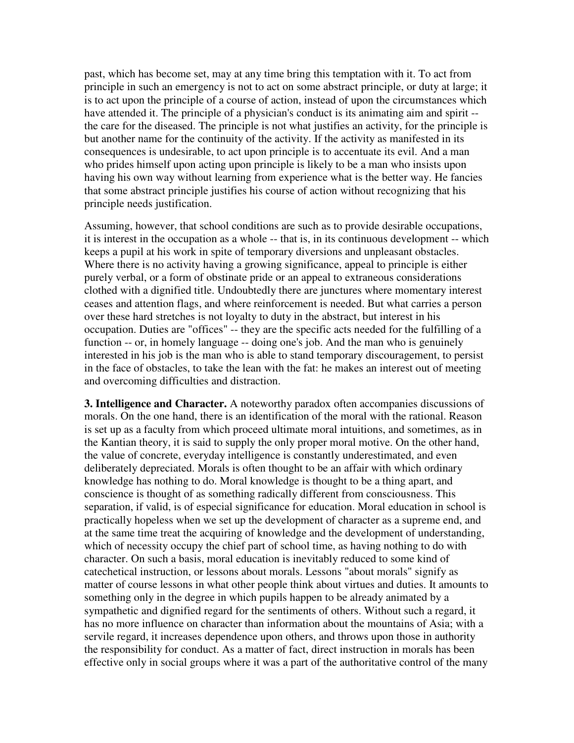past, which has become set, may at any time bring this temptation with it. To act from principle in such an emergency is not to act on some abstract principle, or duty at large; it is to act upon the principle of a course of action, instead of upon the circumstances which have attended it. The principle of a physician's conduct is its animating aim and spirit -- the care for the diseased. The principle is not what justifies an activity, for the principle is but another name for the continuity of the activity. If the activity as manifested in its consequences is undesirable, to act upon principle is to accentuate its evil. And a man who prides himself upon acting upon principle is likely to be a man who insists upon having his own way without learning from experience what is the better way. He fancies that some abstract principle justifies his course of action without recognizing that his principle needs justification.

Assuming, however, that school conditions are such as to provide desirable occupations, it is interest in the occupation as a whole -- that is, in its continuous development -- which keeps a pupil at his work in spite of temporary diversions and unpleasant obstacles. Where there is no activity having a growing significance, appeal to principle is either purely verbal, or a form of obstinate pride or an appeal to extraneous considerations clothed with a dignified title. Undoubtedly there are junctures where momentary interest ceases and attention flags, and where reinforcement is needed. But what carries a person over these hard stretches is not loyalty to duty in the abstract, but interest in his occupation. Duties are "offices" -- they are the specific acts needed for the fulfilling of a function -- or, in homely language -- doing one's job. And the man who is genuinely interested in his job is the man who is able to stand temporary discouragement, to persist in the face of obstacles, to take the lean with the fat: he makes an interest out of meeting and overcoming difficulties and distraction.

**3. Intelligence and Character.** A noteworthy paradox often accompanies discussions of morals. On the one hand, there is an identification of the moral with the rational. Reason is set up as a faculty from which proceed ultimate moral intuitions, and sometimes, as in the Kantian theory, it is said to supply the only proper moral motive. On the other hand, the value of concrete, everyday intelligence is constantly underestimated, and even deliberately depreciated. Morals is often thought to be an affair with which ordinary knowledge has nothing to do. Moral knowledge is thought to be a thing apart, and conscience is thought of as something radically different from consciousness. This separation, if valid, is of especial significance for education. Moral education in school is practically hopeless when we set up the development of character as a supreme end, and at the same time treat the acquiring of knowledge and the development of understanding, which of necessity occupy the chief part of school time, as having nothing to do with character. On such a basis, moral education is inevitably reduced to some kind of catechetical instruction, or lessons about morals. Lessons "about morals" signify as matter of course lessons in what other people think about virtues and duties. It amounts to something only in the degree in which pupils happen to be already animated by a sympathetic and dignified regard for the sentiments of others. Without such a regard, it has no more influence on character than information about the mountains of Asia; with a servile regard, it increases dependence upon others, and throws upon those in authority the responsibility for conduct. As a matter of fact, direct instruction in morals has been effective only in social groups where it was a part of the authoritative control of the many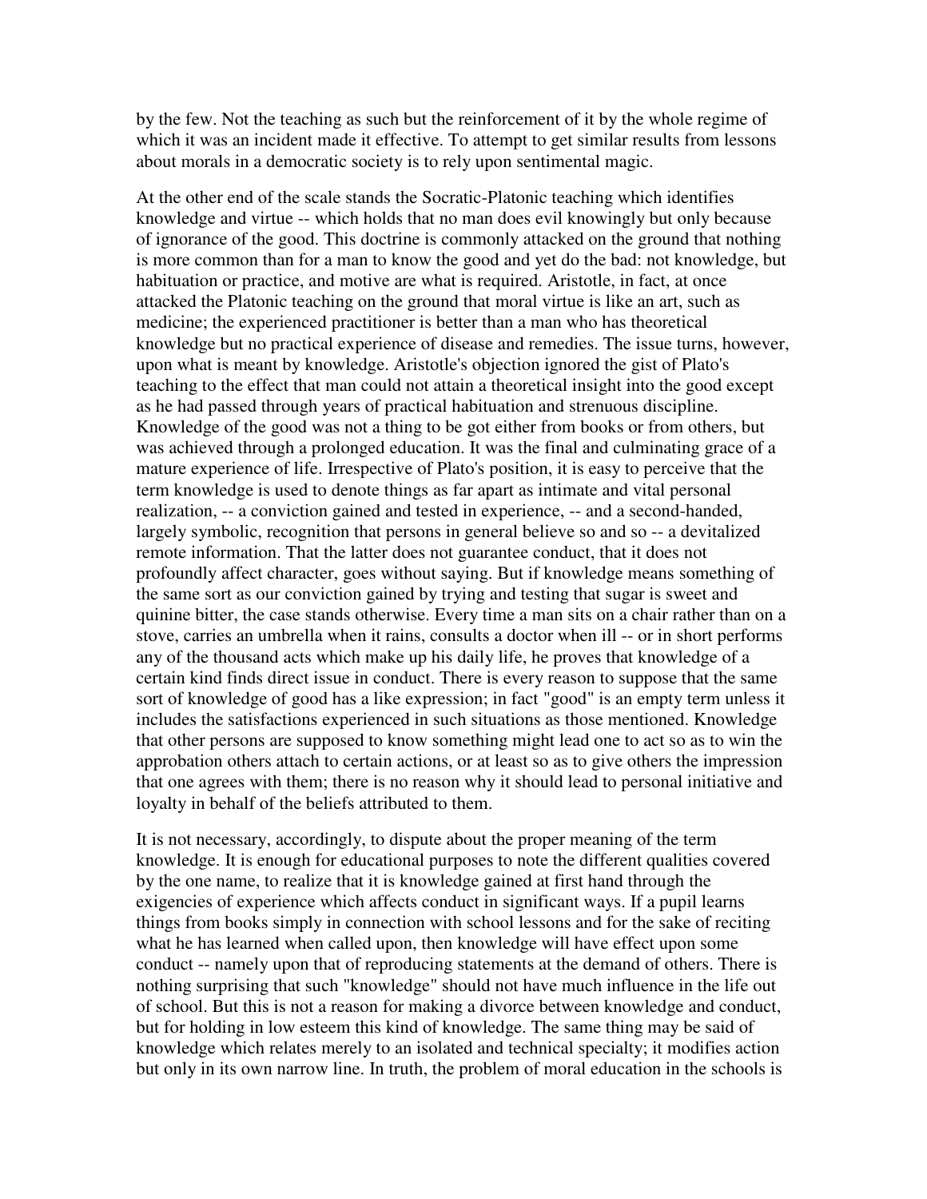by the few. Not the teaching as such but the reinforcement of it by the whole regime of which it was an incident made it effective. To attempt to get similar results from lessons about morals in a democratic society is to rely upon sentimental magic.

At the other end of the scale stands the Socratic-Platonic teaching which identifies knowledge and virtue -- which holds that no man does evil knowingly but only because of ignorance of the good. This doctrine is commonly attacked on the ground that nothing is more common than for a man to know the good and yet do the bad: not knowledge, but habituation or practice, and motive are what is required. Aristotle, in fact, at once attacked the Platonic teaching on the ground that moral virtue is like an art, such as medicine; the experienced practitioner is better than a man who has theoretical knowledge but no practical experience of disease and remedies. The issue turns, however, upon what is meant by knowledge. Aristotle's objection ignored the gist of Plato's teaching to the effect that man could not attain a theoretical insight into the good except as he had passed through years of practical habituation and strenuous discipline. Knowledge of the good was not a thing to be got either from books or from others, but was achieved through a prolonged education. It was the final and culminating grace of a mature experience of life. Irrespective of Plato's position, it is easy to perceive that the term knowledge is used to denote things as far apart as intimate and vital personal realization, -- a conviction gained and tested in experience, -- and a second-handed, largely symbolic, recognition that persons in general believe so and so -- a devitalized remote information. That the latter does not guarantee conduct, that it does not profoundly affect character, goes without saying. But if knowledge means something of the same sort as our conviction gained by trying and testing that sugar is sweet and quinine bitter, the case stands otherwise. Every time a man sits on a chair rather than on a stove, carries an umbrella when it rains, consults a doctor when ill -- or in short performs any of the thousand acts which make up his daily life, he proves that knowledge of a certain kind finds direct issue in conduct. There is every reason to suppose that the same sort of knowledge of good has a like expression; in fact "good" is an empty term unless it includes the satisfactions experienced in such situations as those mentioned. Knowledge that other persons are supposed to know something might lead one to act so as to win the approbation others attach to certain actions, or at least so as to give others the impression that one agrees with them; there is no reason why it should lead to personal initiative and loyalty in behalf of the beliefs attributed to them.

It is not necessary, accordingly, to dispute about the proper meaning of the term knowledge. It is enough for educational purposes to note the different qualities covered by the one name, to realize that it is knowledge gained at first hand through the exigencies of experience which affects conduct in significant ways. If a pupil learns things from books simply in connection with school lessons and for the sake of reciting what he has learned when called upon, then knowledge will have effect upon some conduct -- namely upon that of reproducing statements at the demand of others. There is nothing surprising that such "knowledge" should not have much influence in the life out of school. But this is not a reason for making a divorce between knowledge and conduct, but for holding in low esteem this kind of knowledge. The same thing may be said of knowledge which relates merely to an isolated and technical specialty; it modifies action but only in its own narrow line. In truth, the problem of moral education in the schools is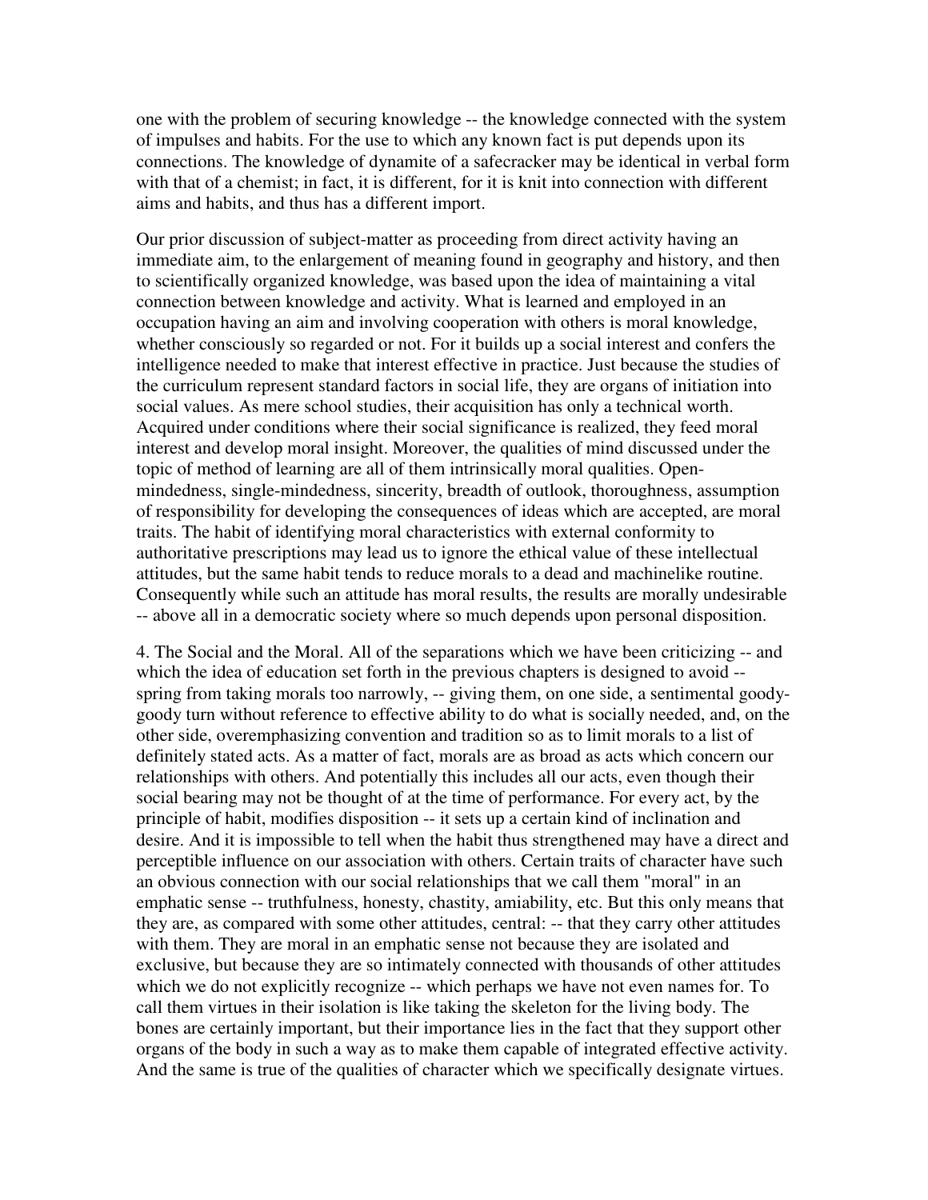one with the problem of securing knowledge -- the knowledge connected with the system of impulses and habits. For the use to which any known fact is put depends upon its connections. The knowledge of dynamite of a safecracker may be identical in verbal form with that of a chemist; in fact, it is different, for it is knit into connection with different aims and habits, and thus has a different import.

Our prior discussion of subject-matter as proceeding from direct activity having an immediate aim, to the enlargement of meaning found in geography and history, and then to scientifically organized knowledge, was based upon the idea of maintaining a vital connection between knowledge and activity. What is learned and employed in an occupation having an aim and involving cooperation with others is moral knowledge, whether consciously so regarded or not. For it builds up a social interest and confers the intelligence needed to make that interest effective in practice. Just because the studies of the curriculum represent standard factors in social life, they are organs of initiation into social values. As mere school studies, their acquisition has only a technical worth. Acquired under conditions where their social significance is realized, they feed moral interest and develop moral insight. Moreover, the qualities of mind discussed under the topic of method of learning are all of them intrinsically moral qualities. Open-mindedness, single-mindedness, sincerity, breadth of outlook, thoroughness, assumption of responsibility for developing the consequences of ideas which are accepted, are moral traits. The habit of identifying moral characteristics with external conformity to authoritative prescriptions may lead us to ignore the ethical value of these intellectual attitudes, but the same habit tends to reduce morals to a dead and machinelike routine. Consequently while such an attitude has moral results, the results are morally undesirable -- above all in a democratic society where so much depends upon personal disposition.

4. The Social and the Moral. All of the separations which we have been criticizing -- and which the idea of education set forth in the previous chapters is designed to avoid -- spring from taking morals too narrowly, -- giving them, on one side, a sentimental goody-goody turn without reference to effective ability to do what is socially needed, and, on the other side, overemphasizing convention and tradition so as to limit morals to a list of definitely stated acts. As a matter of fact, morals are as broad as acts which concern our relationships with others. And potentially this includes all our acts, even though their social bearing may not be thought of at the time of performance. For every act, by the principle of habit, modifies disposition -- it sets up a certain kind of inclination and desire. And it is impossible to tell when the habit thus strengthened may have a direct and perceptible influence on our association with others. Certain traits of character have such an obvious connection with our social relationships that we call them "moral" in an emphatic sense -- truthfulness, honesty, chastity, amiability, etc. But this only means that they are, as compared with some other attitudes, central: -- that they carry other attitudes with them. They are moral in an emphatic sense not because they are isolated and exclusive, but because they are so intimately connected with thousands of other attitudes which we do not explicitly recognize -- which perhaps we have not even names for. To call them virtues in their isolation is like taking the skeleton for the living body. The bones are certainly important, but their importance lies in the fact that they support other organs of the body in such a way as to make them capable of integrated effective activity. And the same is true of the qualities of character which we specifically designate virtues.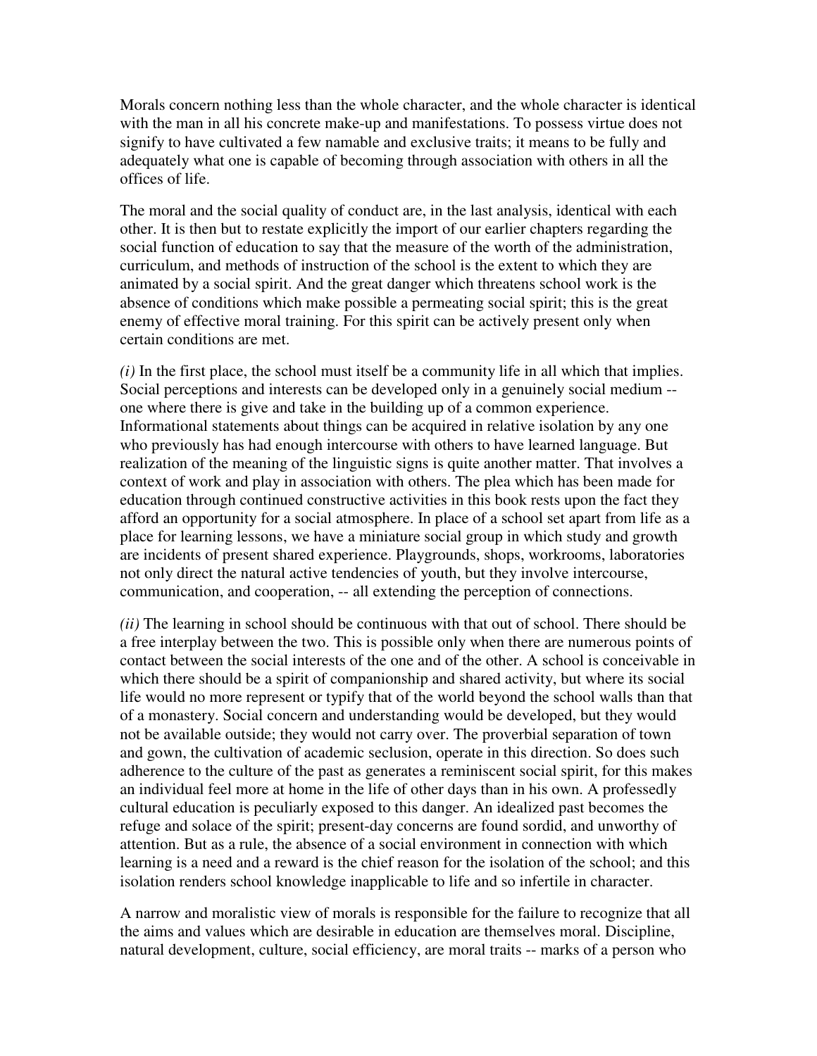Morals concern nothing less than the whole character, and the whole character is identical with the man in all his concrete make-up and manifestations. To possess virtue does not signify to have cultivated a few namable and exclusive traits; it means to be fully and adequately what one is capable of becoming through association with others in all the offices of life.

The moral and the social quality of conduct are, in the last analysis, identical with each other. It is then but to restate explicitly the import of our earlier chapters regarding the social function of education to say that the measure of the worth of the administration, curriculum, and methods of instruction of the school is the extent to which they are animated by a social spirit. And the great danger which threatens school work is the absence of conditions which make possible a permeating social spirit; this is the great enemy of effective moral training. For this spirit can be actively present only when certain conditions are met.

*(i)* In the first place, the school must itself be a community life in all which that implies. Social perceptions and interests can be developed only in a genuinely social medium -- one where there is give and take in the building up of a common experience. Informational statements about things can be acquired in relative isolation by any one who previously has had enough intercourse with others to have learned language. But realization of the meaning of the linguistic signs is quite another matter. That involves a context of work and play in association with others. The plea which has been made for education through continued constructive activities in this book rests upon the fact they afford an opportunity for a social atmosphere. In place of a school set apart from life as a place for learning lessons, we have a miniature social group in which study and growth are incidents of present shared experience. Playgrounds, shops, workrooms, laboratories not only direct the natural active tendencies of youth, but they involve intercourse, communication, and cooperation, -- all extending the perception of connections.

*(ii)* The learning in school should be continuous with that out of school. There should be a free interplay between the two. This is possible only when there are numerous points of contact between the social interests of the one and of the other. A school is conceivable in which there should be a spirit of companionship and shared activity, but where its social life would no more represent or typify that of the world beyond the school walls than that of a monastery. Social concern and understanding would be developed, but they would not be available outside; they would not carry over. The proverbial separation of town and gown, the cultivation of academic seclusion, operate in this direction. So does such adherence to the culture of the past as generates a reminiscent social spirit, for this makes an individual feel more at home in the life of other days than in his own. A professedly cultural education is peculiarly exposed to this danger. An idealized past becomes the refuge and solace of the spirit; present-day concerns are found sordid, and unworthy of attention. But as a rule, the absence of a social environment in connection with which learning is a need and a reward is the chief reason for the isolation of the school; and this isolation renders school knowledge inapplicable to life and so infertile in character.

A narrow and moralistic view of morals is responsible for the failure to recognize that all the aims and values which are desirable in education are themselves moral. Discipline, natural development, culture, social efficiency, are moral traits -- marks of a person who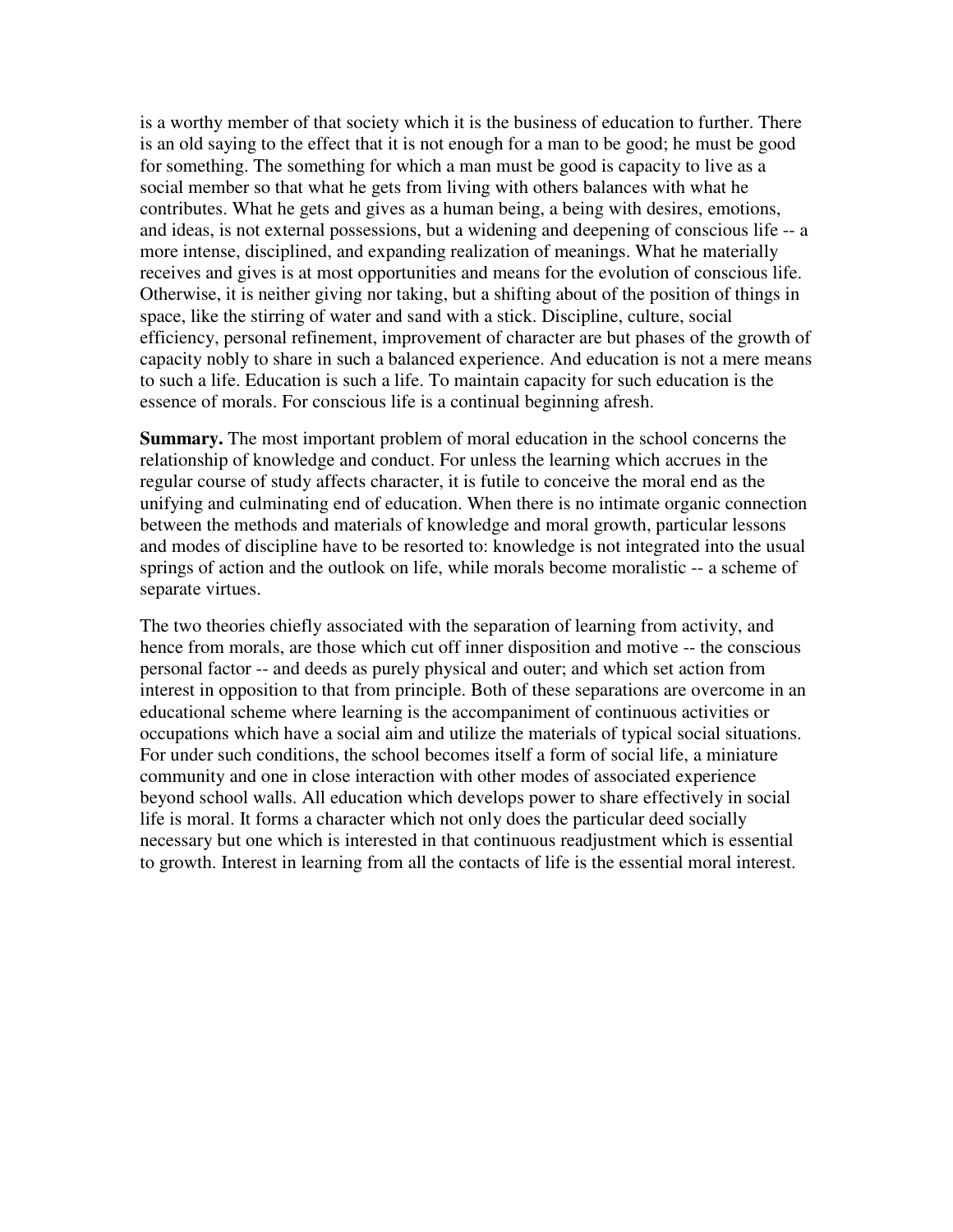is a worthy member of that society which it is the business of education to further. There is an old saying to the effect that it is not enough for a man to be good; he must be good for something. The something for which a man must be good is capacity to live as a social member so that what he gets from living with others balances with what he contributes. What he gets and gives as a human being, a being with desires, emotions, and ideas, is not external possessions, but a widening and deepening of conscious life -- a more intense, disciplined, and expanding realization of meanings. What he materially receives and gives is at most opportunities and means for the evolution of conscious life. Otherwise, it is neither giving nor taking, but a shifting about of the position of things in space, like the stirring of water and sand with a stick. Discipline, culture, social efficiency, personal refinement, improvement of character are but phases of the growth of capacity nobly to share in such a balanced experience. And education is not a mere means to such a life. Education is such a life. To maintain capacity for such education is the essence of morals. For conscious life is a continual beginning afresh.

**Summary.** The most important problem of moral education in the school concerns the relationship of knowledge and conduct. For unless the learning which accrues in the regular course of study affects character, it is futile to conceive the moral end as the unifying and culminating end of education. When there is no intimate organic connection between the methods and materials of knowledge and moral growth, particular lessons and modes of discipline have to be resorted to: knowledge is not integrated into the usual springs of action and the outlook on life, while morals become moralistic -- a scheme of separate virtues.

The two theories chiefly associated with the separation of learning from activity, and hence from morals, are those which cut off inner disposition and motive -- the conscious personal factor -- and deeds as purely physical and outer; and which set action from interest in opposition to that from principle. Both of these separations are overcome in an educational scheme where learning is the accompaniment of continuous activities or occupations which have a social aim and utilize the materials of typical social situations. For under such conditions, the school becomes itself a form of social life, a miniature community and one in close interaction with other modes of associated experience beyond school walls. All education which develops power to share effectively in social life is moral. It forms a character which not only does the particular deed socially necessary but one which is interested in that continuous readjustment which is essential to growth. Interest in learning from all the contacts of life is the essential moral interest.